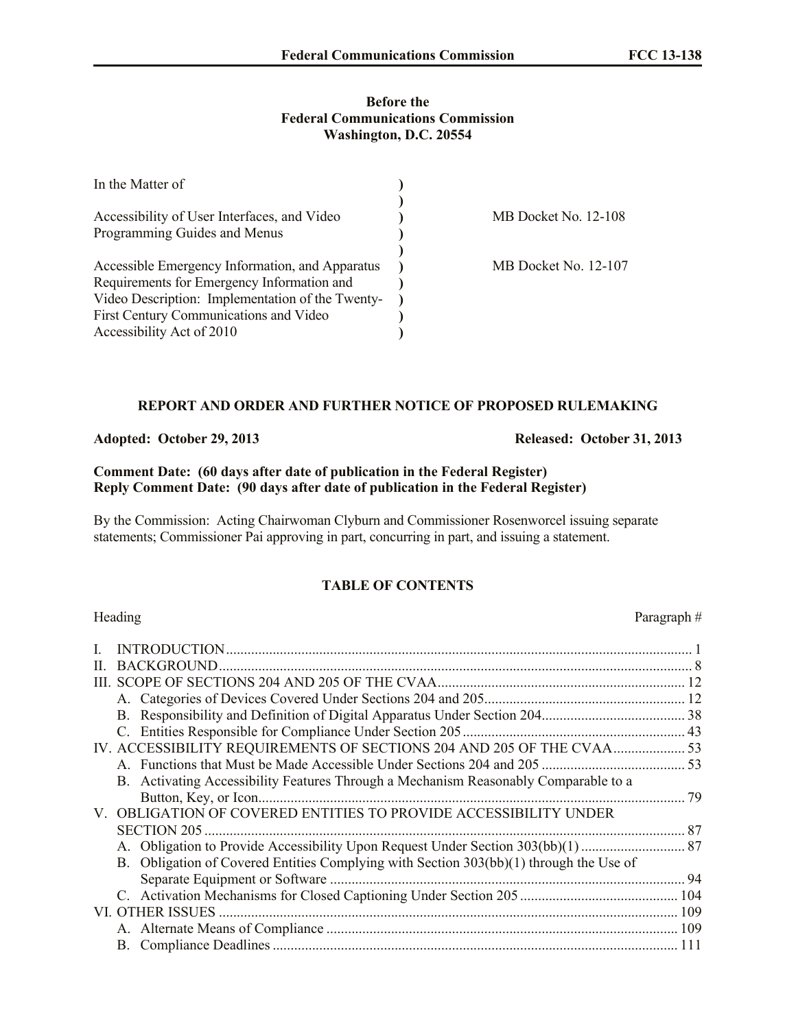**Before the**
**Federal Communications Commission**
**Washington, D.C. 20554**

| In the Matter of | ) | |
|---|---|---|
| | ) | |
| Accessibility of User Interfaces, and Video Programming Guides and Menus | ) | MB Docket No. 12-108 |
| | ) | |
| Accessible Emergency Information, and Apparatus Requirements for Emergency Information and Video Description: Implementation of the Twenty-First Century Communications and Video Accessibility Act of 2010 | ) | MB Docket No. 12-107 |

## REPORT AND ORDER AND FURTHER NOTICE OF PROPOSED RULEMAKING

**Adopted: October 29, 2013** **Released: October 31, 2013**

**Comment Date: (60 days after date of publication in the Federal Register)**
**Reply Comment Date: (90 days after date of publication in the Federal Register)**

By the Commission: Acting Chairwoman Clyburn and Commissioner Rosenworcel issuing separate statements; Commissioner Pai approving in part, concurring in part, and issuing a statement.

## TABLE OF CONTENTS

| Heading | Paragraph # |
|---|---|
| I. INTRODUCTION | 1 |
| II. BACKGROUND | 8 |
| III. SCOPE OF SECTIONS 204 AND 205 OF THE CVAA | 12 |
| A. Categories of Devices Covered Under Sections 204 and 205 | 12 |
| B. Responsibility and Definition of Digital Apparatus Under Section 204 | 38 |
| C. Entities Responsible for Compliance Under Section 205 | 43 |
| IV. ACCESSIBILITY REQUIREMENTS OF SECTIONS 204 AND 205 OF THE CVAA | 53 |
| A. Functions that Must be Made Accessible Under Sections 204 and 205 | 53 |
| B. Activating Accessibility Features Through a Mechanism Reasonably Comparable to a Button, Key, or Icon | 79 |
| V. OBLIGATION OF COVERED ENTITIES TO PROVIDE ACCESSIBILITY UNDER SECTION 205 | 87 |
| A. Obligation to Provide Accessibility Upon Request Under Section 303(bb)(1) | 87 |
| B. Obligation of Covered Entities Complying with Section 303(bb)(1) through the Use of Separate Equipment or Software | 94 |
| C. Activation Mechanisms for Closed Captioning Under Section 205 | 104 |
| VI. OTHER ISSUES | 109 |
| A. Alternate Means of Compliance | 109 |
| B. Compliance Deadlines | 111 |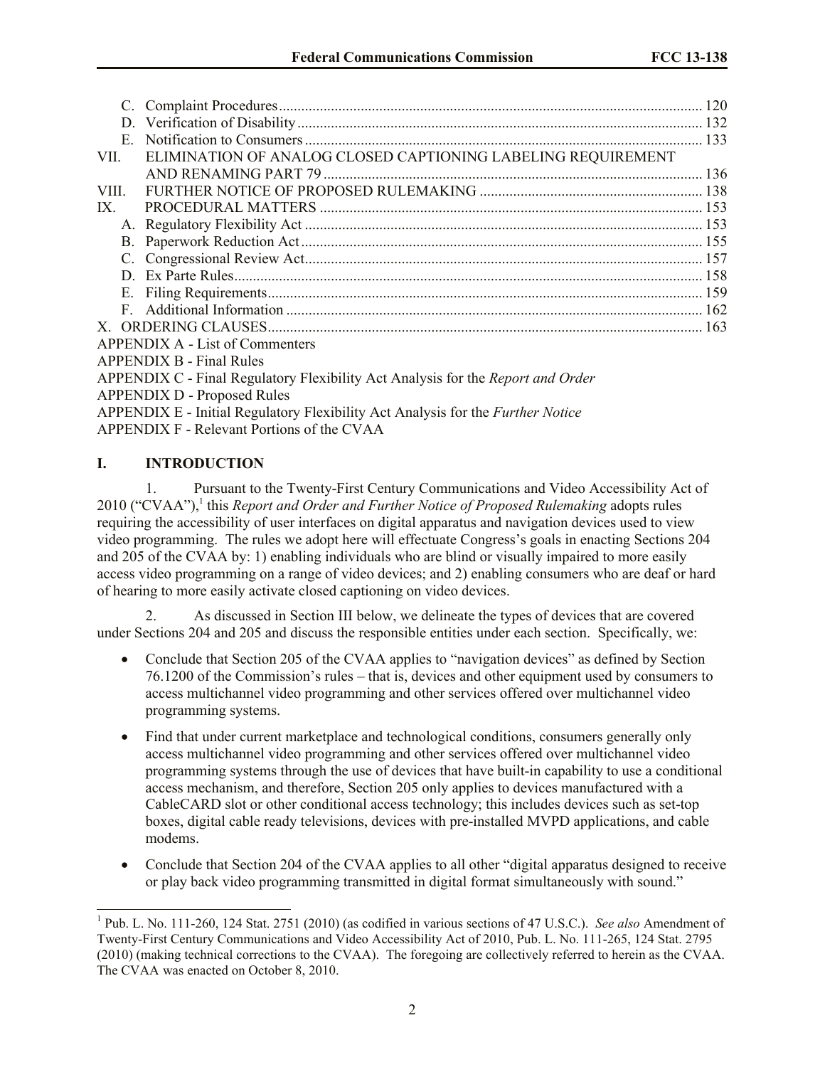C. Complaint Procedures ........................................................................................................ 120

D. Verification of Disability ..................................................................................................... 132

E. Notification to Consumers ................................................................................................... 133

VII. ELIMINATION OF ANALOG CLOSED CAPTIONING LABELING REQUIREMENT AND RENAMING PART 79 ..................................................................................................... 136

VIII. FURTHER NOTICE OF PROPOSED RULEMAKING ........................................................... 138

IX. PROCEDURAL MATTERS ..................................................................................................... 153

A. Regulatory Flexibility Act ..................................................................................................... 153

B. Paperwork Reduction Act ...................................................................................................... 155

C. Congressional Review Act ..................................................................................................... 157

D. Ex Parte Rules ........................................................................................................................ 158

E. Filing Requirements ............................................................................................................... 159

F. Additional Information .......................................................................................................... 162

X. ORDERING CLAUSES ................................................................................................................ 163

APPENDIX A - List of Commenters

APPENDIX B - Final Rules

APPENDIX C - Final Regulatory Flexibility Act Analysis for the *Report and Order*

APPENDIX D - Proposed Rules

APPENDIX E - Initial Regulatory Flexibility Act Analysis for the *Further Notice*

APPENDIX F - Relevant Portions of the CVAA

## I. INTRODUCTION

1. Pursuant to the Twenty-First Century Communications and Video Accessibility Act of 2010 ("CVAA"),[1] this *Report and Order and Further Notice of Proposed Rulemaking* adopts rules requiring the accessibility of user interfaces on digital apparatus and navigation devices used to view video programming. The rules we adopt here will effectuate Congress's goals in enacting Sections 204 and 205 of the CVAA by: 1) enabling individuals who are blind or visually impaired to more easily access video programming on a range of video devices; and 2) enabling consumers who are deaf or hard of hearing to more easily activate closed captioning on video devices.

2. As discussed in Section III below, we delineate the types of devices that are covered under Sections 204 and 205 and discuss the responsible entities under each section. Specifically, we:

- Conclude that Section 205 of the CVAA applies to "navigation devices" as defined by Section 76.1200 of the Commission's rules – that is, devices and other equipment used by consumers to access multichannel video programming and other services offered over multichannel video programming systems.
- Find that under current marketplace and technological conditions, consumers generally only access multichannel video programming and other services offered over multichannel video programming systems through the use of devices that have built-in capability to use a conditional access mechanism, and therefore, Section 205 only applies to devices manufactured with a CableCARD slot or other conditional access technology; this includes devices such as set-top boxes, digital cable ready televisions, devices with pre-installed MVPD applications, and cable modems.
- Conclude that Section 204 of the CVAA applies to all other "digital apparatus designed to receive or play back video programming transmitted in digital format simultaneously with sound."

[1] Pub. L. No. 111-260, 124 Stat. 2751 (2010) (as codified in various sections of 47 U.S.C.). *See also* Amendment of Twenty-First Century Communications and Video Accessibility Act of 2010, Pub. L. No. 111-265, 124 Stat. 2795 (2010) (making technical corrections to the CVAA). The foregoing are collectively referred to herein as the CVAA. The CVAA was enacted on October 8, 2010.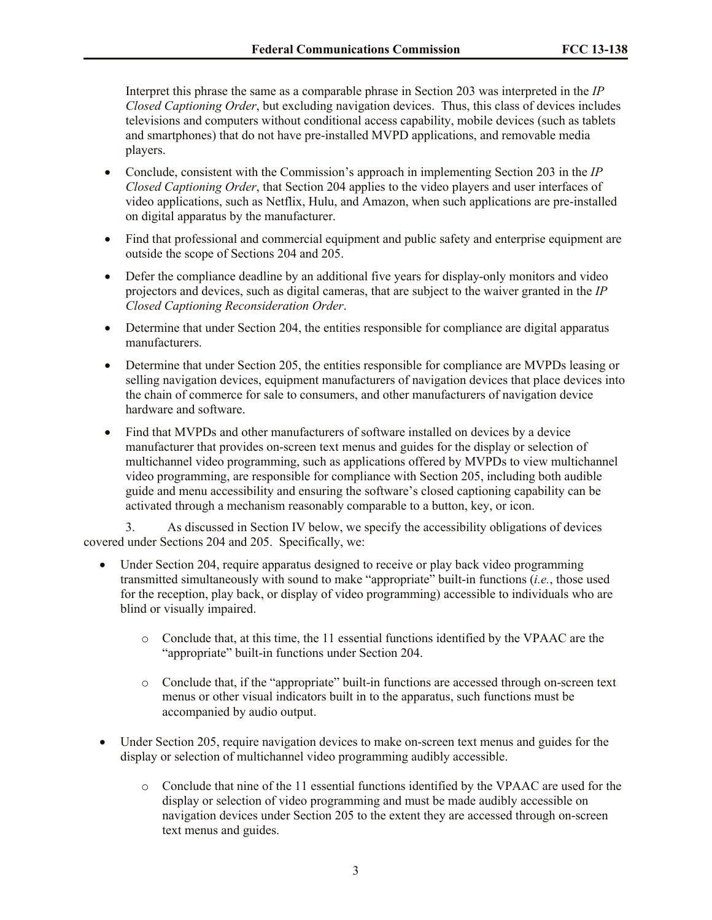Interpret this phrase the same as a comparable phrase in Section 203 was interpreted in the *IP Closed Captioning Order*, but excluding navigation devices. Thus, this class of devices includes televisions and computers without conditional access capability, mobile devices (such as tablets and smartphones) that do not have pre-installed MVPD applications, and removable media players.

- Conclude, consistent with the Commission's approach in implementing Section 203 in the *IP Closed Captioning Order*, that Section 204 applies to the video players and user interfaces of video applications, such as Netflix, Hulu, and Amazon, when such applications are pre-installed on digital apparatus by the manufacturer.
- Find that professional and commercial equipment and public safety and enterprise equipment are outside the scope of Sections 204 and 205.
- Defer the compliance deadline by an additional five years for display-only monitors and video projectors and devices, such as digital cameras, that are subject to the waiver granted in the *IP Closed Captioning Reconsideration Order*.
- Determine that under Section 204, the entities responsible for compliance are digital apparatus manufacturers.
- Determine that under Section 205, the entities responsible for compliance are MVPDs leasing or selling navigation devices, equipment manufacturers of navigation devices that place devices into the chain of commerce for sale to consumers, and other manufacturers of navigation device hardware and software.
- Find that MVPDs and other manufacturers of software installed on devices by a device manufacturer that provides on-screen text menus and guides for the display or selection of multichannel video programming, such as applications offered by MVPDs to view multichannel video programming, are responsible for compliance with Section 205, including both audible guide and menu accessibility and ensuring the software's closed captioning capability can be activated through a mechanism reasonably comparable to a button, key, or icon.

3. As discussed in Section IV below, we specify the accessibility obligations of devices covered under Sections 204 and 205. Specifically, we:

- Under Section 204, require apparatus designed to receive or play back video programming transmitted simultaneously with sound to make "appropriate" built-in functions (*i.e.*, those used for the reception, play back, or display of video programming) accessible to individuals who are blind or visually impaired.
  - Conclude that, at this time, the 11 essential functions identified by the VPAAC are the "appropriate" built-in functions under Section 204.
  - Conclude that, if the "appropriate" built-in functions are accessed through on-screen text menus or other visual indicators built in to the apparatus, such functions must be accompanied by audio output.
- Under Section 205, require navigation devices to make on-screen text menus and guides for the display or selection of multichannel video programming audibly accessible.
  - Conclude that nine of the 11 essential functions identified by the VPAAC are used for the display or selection of video programming and must be made audibly accessible on navigation devices under Section 205 to the extent they are accessed through on-screen text menus and guides.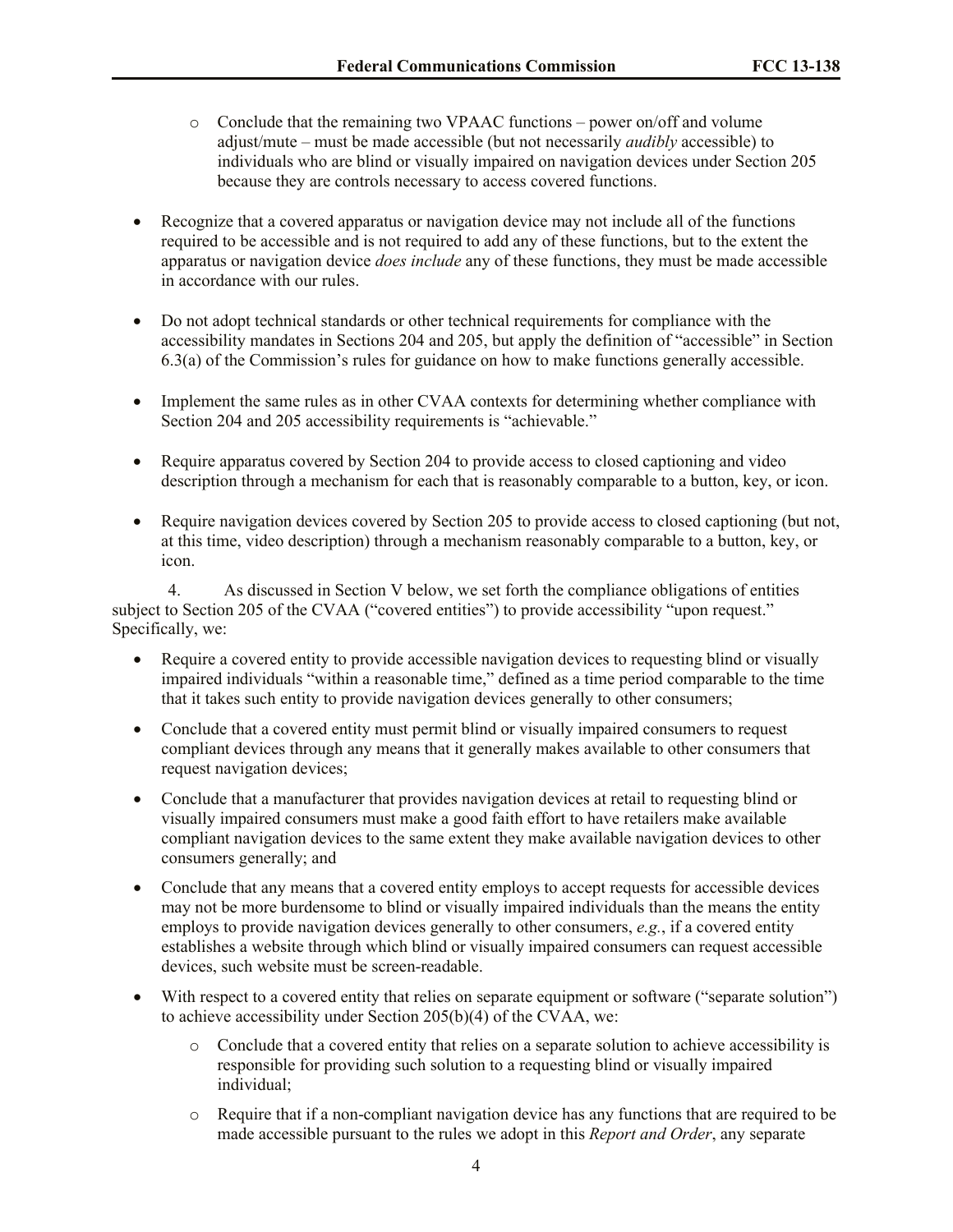- Conclude that the remaining two VPAAC functions – power on/off and volume adjust/mute – must be made accessible (but not necessarily *audibly* accessible) to individuals who are blind or visually impaired on navigation devices under Section 205 because they are controls necessary to access covered functions.

- Recognize that a covered apparatus or navigation device may not include all of the functions required to be accessible and is not required to add any of these functions, but to the extent the apparatus or navigation device *does include* any of these functions, they must be made accessible in accordance with our rules.

- Do not adopt technical standards or other technical requirements for compliance with the accessibility mandates in Sections 204 and 205, but apply the definition of "accessible" in Section 6.3(a) of the Commission's rules for guidance on how to make functions generally accessible.

- Implement the same rules as in other CVAA contexts for determining whether compliance with Section 204 and 205 accessibility requirements is "achievable."

- Require apparatus covered by Section 204 to provide access to closed captioning and video description through a mechanism for each that is reasonably comparable to a button, key, or icon.

- Require navigation devices covered by Section 205 to provide access to closed captioning (but not, at this time, video description) through a mechanism reasonably comparable to a button, key, or icon.

4. As discussed in Section V below, we set forth the compliance obligations of entities subject to Section 205 of the CVAA ("covered entities") to provide accessibility "upon request." Specifically, we:

- Require a covered entity to provide accessible navigation devices to requesting blind or visually impaired individuals "within a reasonable time," defined as a time period comparable to the time that it takes such entity to provide navigation devices generally to other consumers;

- Conclude that a covered entity must permit blind or visually impaired consumers to request compliant devices through any means that it generally makes available to other consumers that request navigation devices;

- Conclude that a manufacturer that provides navigation devices at retail to requesting blind or visually impaired consumers must make a good faith effort to have retailers make available compliant navigation devices to the same extent they make available navigation devices to other consumers generally; and

- Conclude that any means that a covered entity employs to accept requests for accessible devices may not be more burdensome to blind or visually impaired individuals than the means the entity employs to provide navigation devices generally to other consumers, *e.g.*, if a covered entity establishes a website through which blind or visually impaired consumers can request accessible devices, such website must be screen-readable.

- With respect to a covered entity that relies on separate equipment or software ("separate solution") to achieve accessibility under Section 205(b)(4) of the CVAA, we:
  - Conclude that a covered entity that relies on a separate solution to achieve accessibility is responsible for providing such solution to a requesting blind or visually impaired individual;
  - Require that if a non-compliant navigation device has any functions that are required to be made accessible pursuant to the rules we adopt in this *Report and Order*, any separate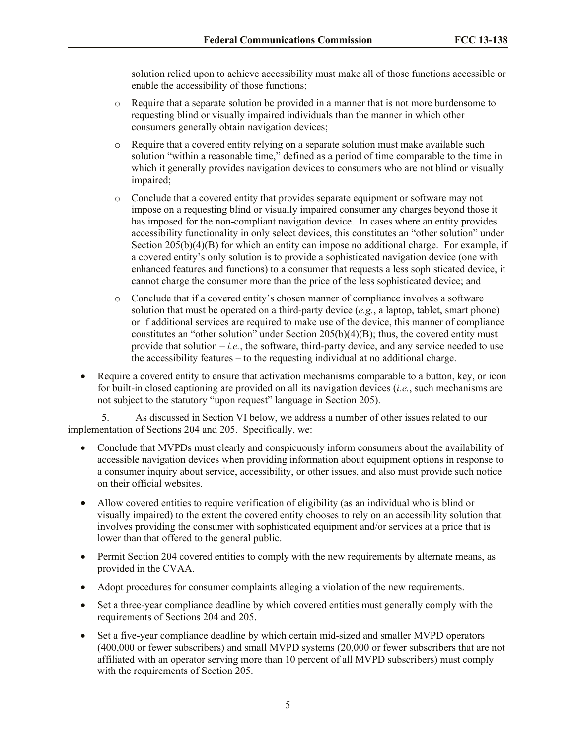solution relied upon to achieve accessibility must make all of those functions accessible or enable the accessibility of those functions;

  - Require that a separate solution be provided in a manner that is not more burdensome to requesting blind or visually impaired individuals than the manner in which other consumers generally obtain navigation devices;
  - Require that a covered entity relying on a separate solution must make available such solution "within a reasonable time," defined as a period of time comparable to the time in which it generally provides navigation devices to consumers who are not blind or visually impaired;
  - Conclude that a covered entity that provides separate equipment or software may not impose on a requesting blind or visually impaired consumer any charges beyond those it has imposed for the non-compliant navigation device. In cases where an entity provides accessibility functionality in only select devices, this constitutes an "other solution" under Section 205(b)(4)(B) for which an entity can impose no additional charge. For example, if a covered entity's only solution is to provide a sophisticated navigation device (one with enhanced features and functions) to a consumer that requests a less sophisticated device, it cannot charge the consumer more than the price of the less sophisticated device; and
  - Conclude that if a covered entity's chosen manner of compliance involves a software solution that must be operated on a third-party device (*e.g.*, a laptop, tablet, smart phone) or if additional services are required to make use of the device, this manner of compliance constitutes an "other solution" under Section 205(b)(4)(B); thus, the covered entity must provide that solution – *i.e.*, the software, third-party device, and any service needed to use the accessibility features – to the requesting individual at no additional charge.

- Require a covered entity to ensure that activation mechanisms comparable to a button, key, or icon for built-in closed captioning are provided on all its navigation devices (*i.e.*, such mechanisms are not subject to the statutory "upon request" language in Section 205).

5. As discussed in Section VI below, we address a number of other issues related to our implementation of Sections 204 and 205. Specifically, we:

- Conclude that MVPDs must clearly and conspicuously inform consumers about the availability of accessible navigation devices when providing information about equipment options in response to a consumer inquiry about service, accessibility, or other issues, and also must provide such notice on their official websites.
- Allow covered entities to require verification of eligibility (as an individual who is blind or visually impaired) to the extent the covered entity chooses to rely on an accessibility solution that involves providing the consumer with sophisticated equipment and/or services at a price that is lower than that offered to the general public.
- Permit Section 204 covered entities to comply with the new requirements by alternate means, as provided in the CVAA.
- Adopt procedures for consumer complaints alleging a violation of the new requirements.
- Set a three-year compliance deadline by which covered entities must generally comply with the requirements of Sections 204 and 205.
- Set a five-year compliance deadline by which certain mid-sized and smaller MVPD operators (400,000 or fewer subscribers) and small MVPD systems (20,000 or fewer subscribers that are not affiliated with an operator serving more than 10 percent of all MVPD subscribers) must comply with the requirements of Section 205.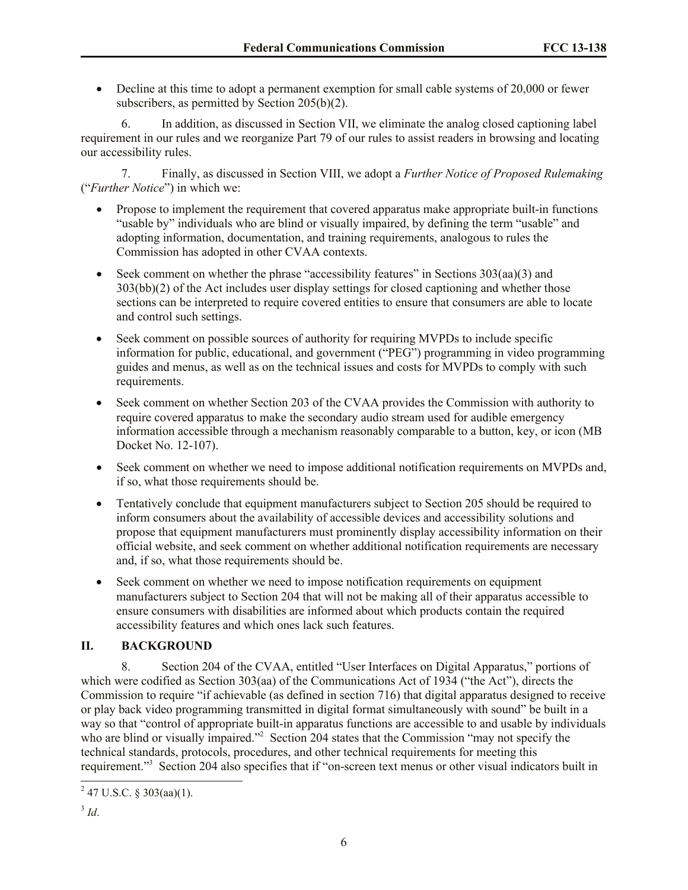- Decline at this time to adopt a permanent exemption for small cable systems of 20,000 or fewer subscribers, as permitted by Section 205(b)(2).

6. In addition, as discussed in Section VII, we eliminate the analog closed captioning label requirement in our rules and we reorganize Part 79 of our rules to assist readers in browsing and locating our accessibility rules.

7. Finally, as discussed in Section VIII, we adopt a *Further Notice of Proposed Rulemaking* ("*Further Notice*") in which we:

- Propose to implement the requirement that covered apparatus make appropriate built-in functions "usable by" individuals who are blind or visually impaired, by defining the term "usable" and adopting information, documentation, and training requirements, analogous to rules the Commission has adopted in other CVAA contexts.
- Seek comment on whether the phrase "accessibility features" in Sections 303(aa)(3) and 303(bb)(2) of the Act includes user display settings for closed captioning and whether those sections can be interpreted to require covered entities to ensure that consumers are able to locate and control such settings.
- Seek comment on possible sources of authority for requiring MVPDs to include specific information for public, educational, and government ("PEG") programming in video programming guides and menus, as well as on the technical issues and costs for MVPDs to comply with such requirements.
- Seek comment on whether Section 203 of the CVAA provides the Commission with authority to require covered apparatus to make the secondary audio stream used for audible emergency information accessible through a mechanism reasonably comparable to a button, key, or icon (MB Docket No. 12-107).
- Seek comment on whether we need to impose additional notification requirements on MVPDs and, if so, what those requirements should be.
- Tentatively conclude that equipment manufacturers subject to Section 205 should be required to inform consumers about the availability of accessible devices and accessibility solutions and propose that equipment manufacturers must prominently display accessibility information on their official website, and seek comment on whether additional notification requirements are necessary and, if so, what those requirements should be.
- Seek comment on whether we need to impose notification requirements on equipment manufacturers subject to Section 204 that will not be making all of their apparatus accessible to ensure consumers with disabilities are informed about which products contain the required accessibility features and which ones lack such features.

## II. BACKGROUND

8. Section 204 of the CVAA, entitled "User Interfaces on Digital Apparatus," portions of which were codified as Section 303(aa) of the Communications Act of 1934 ("the Act"), directs the Commission to require "if achievable (as defined in section 716) that digital apparatus designed to receive or play back video programming transmitted in digital format simultaneously with sound" be built in a way so that "control of appropriate built-in apparatus functions are accessible to and usable by individuals who are blind or visually impaired."[2] Section 204 states that the Commission "may not specify the technical standards, protocols, procedures, and other technical requirements for meeting this requirement."[3] Section 204 also specifies that if "on-screen text menus or other visual indicators built in

[2] 47 U.S.C. § 303(aa)(1).

[3] *Id*.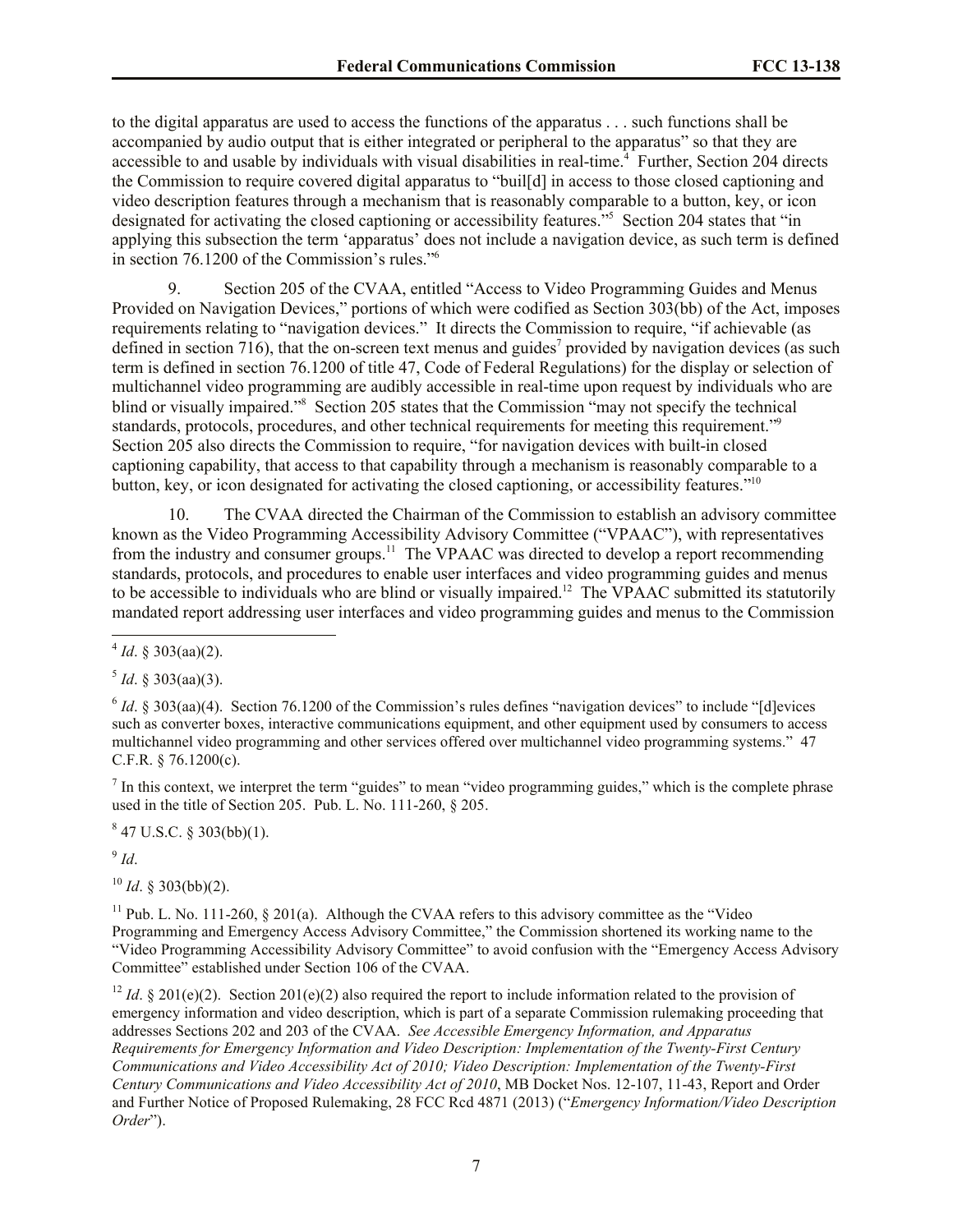to the digital apparatus are used to access the functions of the apparatus . . . such functions shall be accompanied by audio output that is either integrated or peripheral to the apparatus" so that they are accessible to and usable by individuals with visual disabilities in real-time.[4] Further, Section 204 directs the Commission to require covered digital apparatus to "buil[d] in access to those closed captioning and video description features through a mechanism that is reasonably comparable to a button, key, or icon designated for activating the closed captioning or accessibility features."[5] Section 204 states that "in applying this subsection the term 'apparatus' does not include a navigation device, as such term is defined in section 76.1200 of the Commission's rules."[6]

9. Section 205 of the CVAA, entitled "Access to Video Programming Guides and Menus Provided on Navigation Devices," portions of which were codified as Section 303(bb) of the Act, imposes requirements relating to "navigation devices." It directs the Commission to require, "if achievable (as defined in section 716), that the on-screen text menus and guides[7] provided by navigation devices (as such term is defined in section 76.1200 of title 47, Code of Federal Regulations) for the display or selection of multichannel video programming are audibly accessible in real-time upon request by individuals who are blind or visually impaired."[8] Section 205 states that the Commission "may not specify the technical standards, protocols, procedures, and other technical requirements for meeting this requirement."[9] Section 205 also directs the Commission to require, "for navigation devices with built-in closed captioning capability, that access to that capability through a mechanism is reasonably comparable to a button, key, or icon designated for activating the closed captioning, or accessibility features."[10]

10. The CVAA directed the Chairman of the Commission to establish an advisory committee known as the Video Programming Accessibility Advisory Committee ("VPAAC"), with representatives from the industry and consumer groups.[11] The VPAAC was directed to develop a report recommending standards, protocols, and procedures to enable user interfaces and video programming guides and menus to be accessible to individuals who are blind or visually impaired.[12] The VPAAC submitted its statutorily mandated report addressing user interfaces and video programming guides and menus to the Commission

---

[4] *Id*. § 303(aa)(2).

[5] *Id*. § 303(aa)(3).

[6] *Id*. § 303(aa)(4). Section 76.1200 of the Commission's rules defines "navigation devices" to include "[d]evices such as converter boxes, interactive communications equipment, and other equipment used by consumers to access multichannel video programming and other services offered over multichannel video programming systems." 47 C.F.R. § 76.1200(c).

[7] In this context, we interpret the term "guides" to mean "video programming guides," which is the complete phrase used in the title of Section 205. Pub. L. No. 111-260, § 205.

[8] 47 U.S.C. § 303(bb)(1).

[9] *Id*.

[10] *Id*. § 303(bb)(2).

[11] Pub. L. No. 111-260, § 201(a). Although the CVAA refers to this advisory committee as the "Video Programming and Emergency Access Advisory Committee," the Commission shortened its working name to the "Video Programming Accessibility Advisory Committee" to avoid confusion with the "Emergency Access Advisory Committee" established under Section 106 of the CVAA.

[12] *Id*. § 201(e)(2). Section 201(e)(2) also required the report to include information related to the provision of emergency information and video description, which is part of a separate Commission rulemaking proceeding that addresses Sections 202 and 203 of the CVAA. *See Accessible Emergency Information, and Apparatus Requirements for Emergency Information and Video Description: Implementation of the Twenty-First Century Communications and Video Accessibility Act of 2010; Video Description: Implementation of the Twenty-First Century Communications and Video Accessibility Act of 2010*, MB Docket Nos. 12-107, 11-43, Report and Order and Further Notice of Proposed Rulemaking, 28 FCC Rcd 4871 (2013) ("*Emergency Information/Video Description Order*").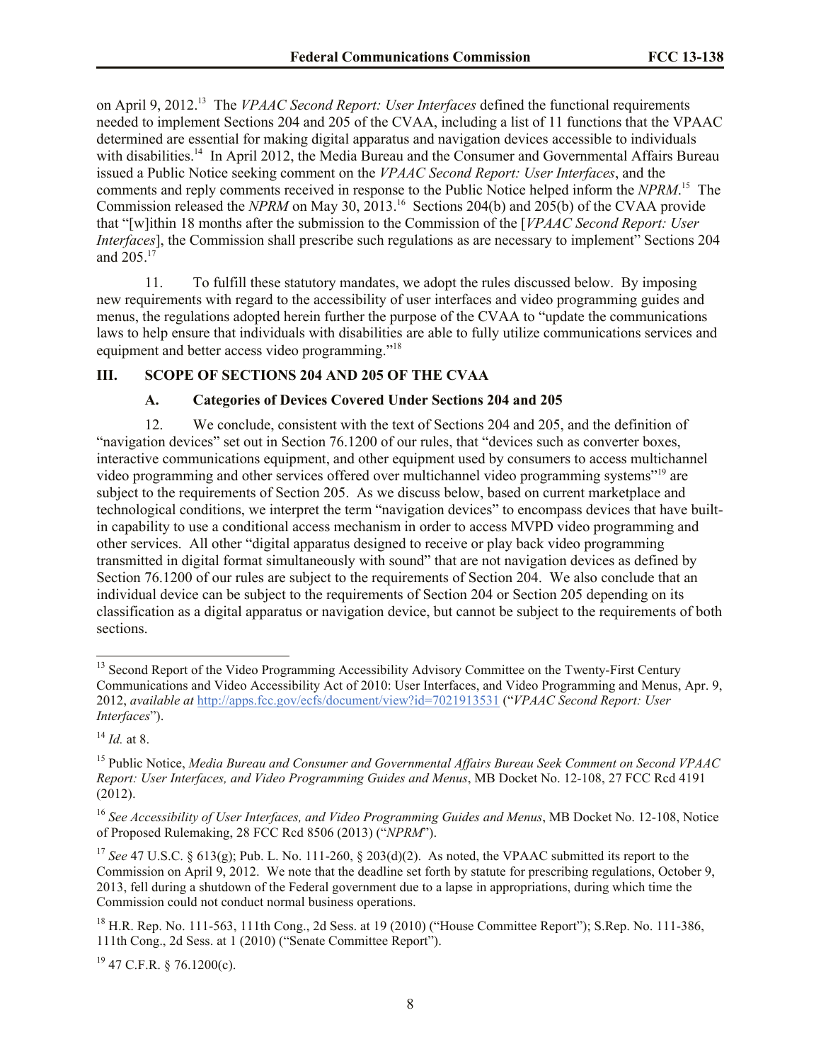on April 9, 2012.[13] The *VPAAC Second Report: User Interfaces* defined the functional requirements needed to implement Sections 204 and 205 of the CVAA, including a list of 11 functions that the VPAAC determined are essential for making digital apparatus and navigation devices accessible to individuals with disabilities.[14] In April 2012, the Media Bureau and the Consumer and Governmental Affairs Bureau issued a Public Notice seeking comment on the *VPAAC Second Report: User Interfaces*, and the comments and reply comments received in response to the Public Notice helped inform the *NPRM*.[15] The Commission released the *NPRM* on May 30, 2013.[16] Sections 204(b) and 205(b) of the CVAA provide that "[w]ithin 18 months after the submission to the Commission of the [*VPAAC Second Report: User Interfaces*], the Commission shall prescribe such regulations as are necessary to implement" Sections 204 and 205.[17]

11. To fulfill these statutory mandates, we adopt the rules discussed below. By imposing new requirements with regard to the accessibility of user interfaces and video programming guides and menus, the regulations adopted herein further the purpose of the CVAA to "update the communications laws to help ensure that individuals with disabilities are able to fully utilize communications services and equipment and better access video programming."[18]

## III. SCOPE OF SECTIONS 204 AND 205 OF THE CVAA

### A. Categories of Devices Covered Under Sections 204 and 205

12. We conclude, consistent with the text of Sections 204 and 205, and the definition of "navigation devices" set out in Section 76.1200 of our rules, that "devices such as converter boxes, interactive communications equipment, and other equipment used by consumers to access multichannel video programming and other services offered over multichannel video programming systems"[19] are subject to the requirements of Section 205. As we discuss below, based on current marketplace and technological conditions, we interpret the term "navigation devices" to encompass devices that have built-in capability to use a conditional access mechanism in order to access MVPD video programming and other services. All other "digital apparatus designed to receive or play back video programming transmitted in digital format simultaneously with sound" that are not navigation devices as defined by Section 76.1200 of our rules are subject to the requirements of Section 204. We also conclude that an individual device can be subject to the requirements of Section 204 or Section 205 depending on its classification as a digital apparatus or navigation device, but cannot be subject to the requirements of both sections.

---

[13] Second Report of the Video Programming Accessibility Advisory Committee on the Twenty-First Century Communications and Video Accessibility Act of 2010: User Interfaces, and Video Programming and Menus, Apr. 9, 2012, *available at* http://apps.fcc.gov/ecfs/document/view?id=7021913531 ("*VPAAC Second Report: User Interfaces*").

[14] *Id.* at 8.

[15] Public Notice, *Media Bureau and Consumer and Governmental Affairs Bureau Seek Comment on Second VPAAC Report: User Interfaces, and Video Programming Guides and Menus*, MB Docket No. 12-108, 27 FCC Rcd 4191 (2012).

[16] *See Accessibility of User Interfaces, and Video Programming Guides and Menus*, MB Docket No. 12-108, Notice of Proposed Rulemaking, 28 FCC Rcd 8506 (2013) ("*NPRM*").

[17] *See* 47 U.S.C. § 613(g); Pub. L. No. 111-260, § 203(d)(2). As noted, the VPAAC submitted its report to the Commission on April 9, 2012. We note that the deadline set forth by statute for prescribing regulations, October 9, 2013, fell during a shutdown of the Federal government due to a lapse in appropriations, during which time the Commission could not conduct normal business operations.

[18] H.R. Rep. No. 111-563, 111th Cong., 2d Sess. at 19 (2010) ("House Committee Report"); S.Rep. No. 111-386, 111th Cong., 2d Sess. at 1 (2010) ("Senate Committee Report").

[19] 47 C.F.R. § 76.1200(c).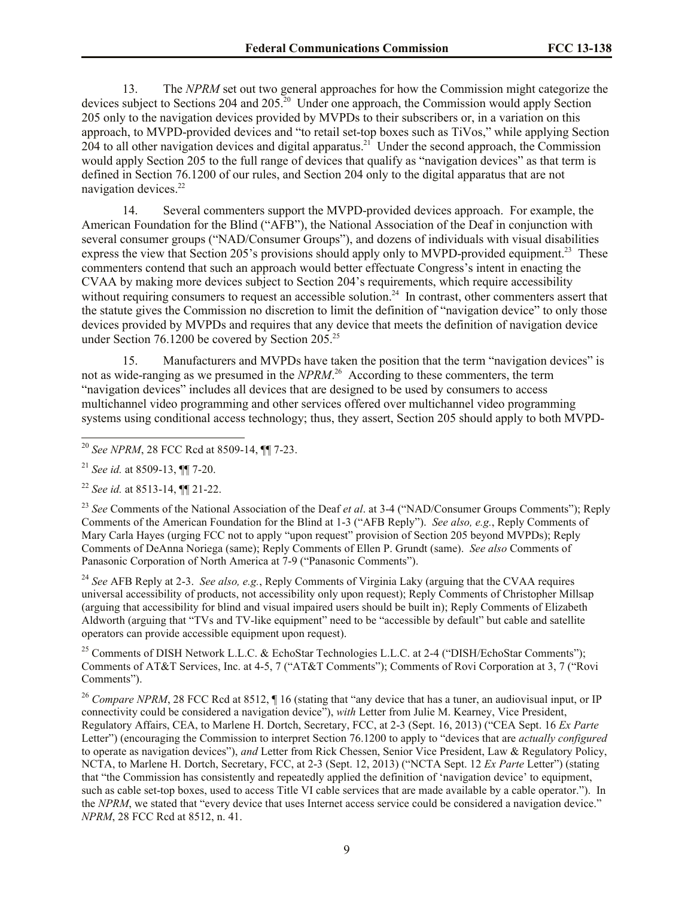13. The *NPRM* set out two general approaches for how the Commission might categorize the devices subject to Sections 204 and 205.[20] Under one approach, the Commission would apply Section 205 only to the navigation devices provided by MVPDs to their subscribers or, in a variation on this approach, to MVPD-provided devices and "to retail set-top boxes such as TiVos," while applying Section 204 to all other navigation devices and digital apparatus.[21] Under the second approach, the Commission would apply Section 205 to the full range of devices that qualify as "navigation devices" as that term is defined in Section 76.1200 of our rules, and Section 204 only to the digital apparatus that are not navigation devices.[22]

14. Several commenters support the MVPD-provided devices approach. For example, the American Foundation for the Blind ("AFB"), the National Association of the Deaf in conjunction with several consumer groups ("NAD/Consumer Groups"), and dozens of individuals with visual disabilities express the view that Section 205's provisions should apply only to MVPD-provided equipment.[23] These commenters contend that such an approach would better effectuate Congress's intent in enacting the CVAA by making more devices subject to Section 204's requirements, which require accessibility without requiring consumers to request an accessible solution.[24] In contrast, other commenters assert that the statute gives the Commission no discretion to limit the definition of "navigation device" to only those devices provided by MVPDs and requires that any device that meets the definition of navigation device under Section 76.1200 be covered by Section 205.[25]

15. Manufacturers and MVPDs have taken the position that the term "navigation devices" is not as wide-ranging as we presumed in the *NPRM*.[26] According to these commenters, the term "navigation devices" includes all devices that are designed to be used by consumers to access multichannel video programming and other services offered over multichannel video programming systems using conditional access technology; thus, they assert, Section 205 should apply to both MVPD-

---

[20] *See NPRM*, 28 FCC Rcd at 8509-14, ¶¶ 7-23.

[21] *See id.* at 8509-13, ¶¶ 7-20.

[22] *See id.* at 8513-14, ¶¶ 21-22.

[23] *See* Comments of the National Association of the Deaf *et al*. at 3-4 ("NAD/Consumer Groups Comments"); Reply Comments of the American Foundation for the Blind at 1-3 ("AFB Reply"). *See also, e.g.*, Reply Comments of Mary Carla Hayes (urging FCC not to apply "upon request" provision of Section 205 beyond MVPDs); Reply Comments of DeAnna Noriega (same); Reply Comments of Ellen P. Grundt (same). *See also* Comments of Panasonic Corporation of North America at 7-9 ("Panasonic Comments").

[24] *See* AFB Reply at 2-3. *See also, e.g.*, Reply Comments of Virginia Laky (arguing that the CVAA requires universal accessibility of products, not accessibility only upon request); Reply Comments of Christopher Millsap (arguing that accessibility for blind and visual impaired users should be built in); Reply Comments of Elizabeth Aldworth (arguing that "TVs and TV-like equipment" need to be "accessible by default" but cable and satellite operators can provide accessible equipment upon request).

[25] Comments of DISH Network L.L.C. & EchoStar Technologies L.L.C. at 2-4 ("DISH/EchoStar Comments"); Comments of AT&T Services, Inc. at 4-5, 7 ("AT&T Comments"); Comments of Rovi Corporation at 3, 7 ("Rovi Comments").

[26] *Compare NPRM*, 28 FCC Rcd at 8512, ¶ 16 (stating that "any device that has a tuner, an audiovisual input, or IP connectivity could be considered a navigation device"), *with* Letter from Julie M. Kearney, Vice President, Regulatory Affairs, CEA, to Marlene H. Dortch, Secretary, FCC, at 2-3 (Sept. 16, 2013) ("CEA Sept. 16 *Ex Parte* Letter") (encouraging the Commission to interpret Section 76.1200 to apply to "devices that are *actually configured* to operate as navigation devices"), *and* Letter from Rick Chessen, Senior Vice President, Law & Regulatory Policy, NCTA, to Marlene H. Dortch, Secretary, FCC, at 2-3 (Sept. 12, 2013) ("NCTA Sept. 12 *Ex Parte* Letter") (stating that "the Commission has consistently and repeatedly applied the definition of 'navigation device' to equipment, such as cable set-top boxes, used to access Title VI cable services that are made available by a cable operator."). In the *NPRM*, we stated that "every device that uses Internet access service could be considered a navigation device." *NPRM*, 28 FCC Rcd at 8512, n. 41.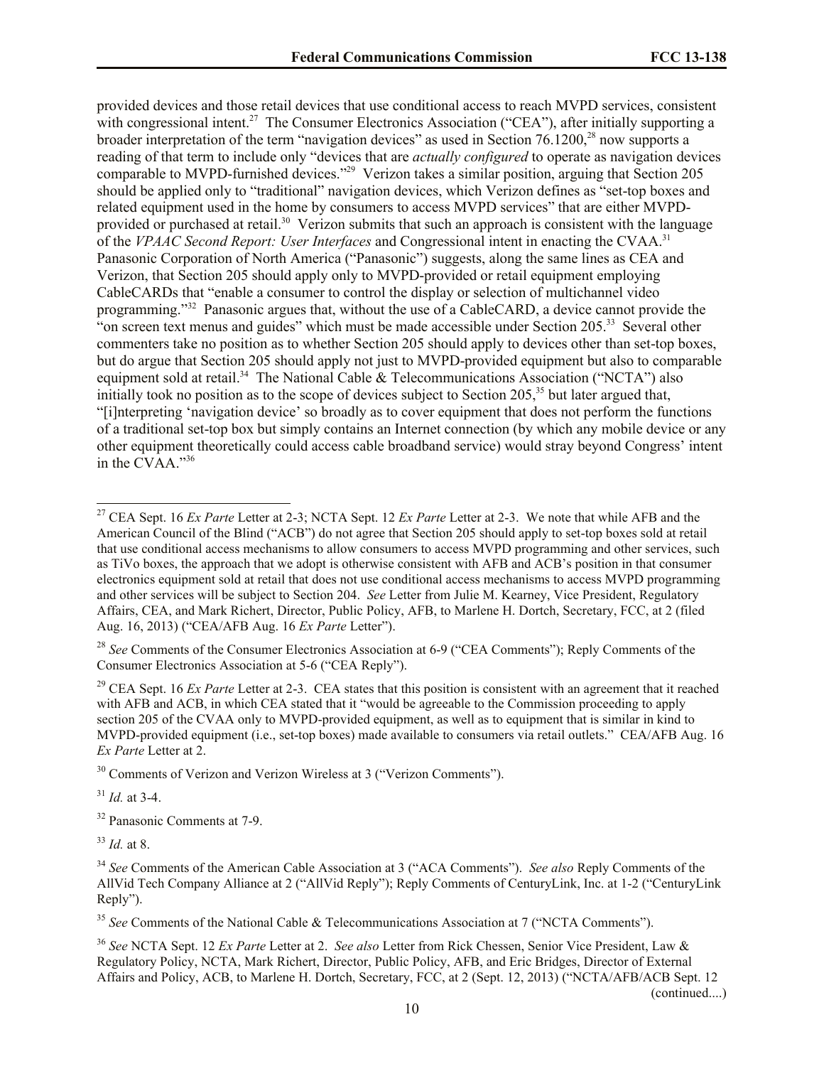provided devices and those retail devices that use conditional access to reach MVPD services, consistent with congressional intent.[27] The Consumer Electronics Association ("CEA"), after initially supporting a broader interpretation of the term "navigation devices" as used in Section 76.1200,[28] now supports a reading of that term to include only "devices that are *actually configured* to operate as navigation devices comparable to MVPD-furnished devices."[29] Verizon takes a similar position, arguing that Section 205 should be applied only to "traditional" navigation devices, which Verizon defines as "set-top boxes and related equipment used in the home by consumers to access MVPD services" that are either MVPD-provided or purchased at retail.[30] Verizon submits that such an approach is consistent with the language of the *VPAAC Second Report: User Interfaces* and Congressional intent in enacting the CVAA.[31] Panasonic Corporation of North America ("Panasonic") suggests, along the same lines as CEA and Verizon, that Section 205 should apply only to MVPD-provided or retail equipment employing CableCARDs that "enable a consumer to control the display or selection of multichannel video programming."[32] Panasonic argues that, without the use of a CableCARD, a device cannot provide the "on screen text menus and guides" which must be made accessible under Section 205.[33] Several other commenters take no position as to whether Section 205 should apply to devices other than set-top boxes, but do argue that Section 205 should apply not just to MVPD-provided equipment but also to comparable equipment sold at retail.[34] The National Cable & Telecommunications Association ("NCTA") also initially took no position as to the scope of devices subject to Section 205,[35] but later argued that, "[i]nterpreting 'navigation device' so broadly as to cover equipment that does not perform the functions of a traditional set-top box but simply contains an Internet connection (by which any mobile device or any other equipment theoretically could access cable broadband service) would stray beyond Congress' intent in the CVAA."[36]

---

[27] CEA Sept. 16 *Ex Parte* Letter at 2-3; NCTA Sept. 12 *Ex Parte* Letter at 2-3. We note that while AFB and the American Council of the Blind ("ACB") do not agree that Section 205 should apply to set-top boxes sold at retail that use conditional access mechanisms to allow consumers to access MVPD programming and other services, such as TiVo boxes, the approach that we adopt is otherwise consistent with AFB and ACB's position in that consumer electronics equipment sold at retail that does not use conditional access mechanisms to access MVPD programming and other services will be subject to Section 204. *See* Letter from Julie M. Kearney, Vice President, Regulatory Affairs, CEA, and Mark Richert, Director, Public Policy, AFB, to Marlene H. Dortch, Secretary, FCC, at 2 (filed Aug. 16, 2013) ("CEA/AFB Aug. 16 *Ex Parte* Letter").

[28] *See* Comments of the Consumer Electronics Association at 6-9 ("CEA Comments"); Reply Comments of the Consumer Electronics Association at 5-6 ("CEA Reply").

[29] CEA Sept. 16 *Ex Parte* Letter at 2-3. CEA states that this position is consistent with an agreement that it reached with AFB and ACB, in which CEA stated that it "would be agreeable to the Commission proceeding to apply section 205 of the CVAA only to MVPD-provided equipment, as well as to equipment that is similar in kind to MVPD-provided equipment (i.e., set-top boxes) made available to consumers via retail outlets." CEA/AFB Aug. 16 *Ex Parte* Letter at 2.

[30] Comments of Verizon and Verizon Wireless at 3 ("Verizon Comments").

[31] *Id.* at 3-4.

[32] Panasonic Comments at 7-9.

[33] *Id.* at 8.

[34] *See* Comments of the American Cable Association at 3 ("ACA Comments"). *See also* Reply Comments of the AllVid Tech Company Alliance at 2 ("AllVid Reply"); Reply Comments of CenturyLink, Inc. at 1-2 ("CenturyLink Reply").

[35] *See* Comments of the National Cable & Telecommunications Association at 7 ("NCTA Comments").

[36] *See* NCTA Sept. 12 *Ex Parte* Letter at 2. *See also* Letter from Rick Chessen, Senior Vice President, Law & Regulatory Policy, NCTA, Mark Richert, Director, Public Policy, AFB, and Eric Bridges, Director of External Affairs and Policy, ACB, to Marlene H. Dortch, Secretary, FCC, at 2 (Sept. 12, 2013) ("NCTA/AFB/ACB Sept. 12

(continued....)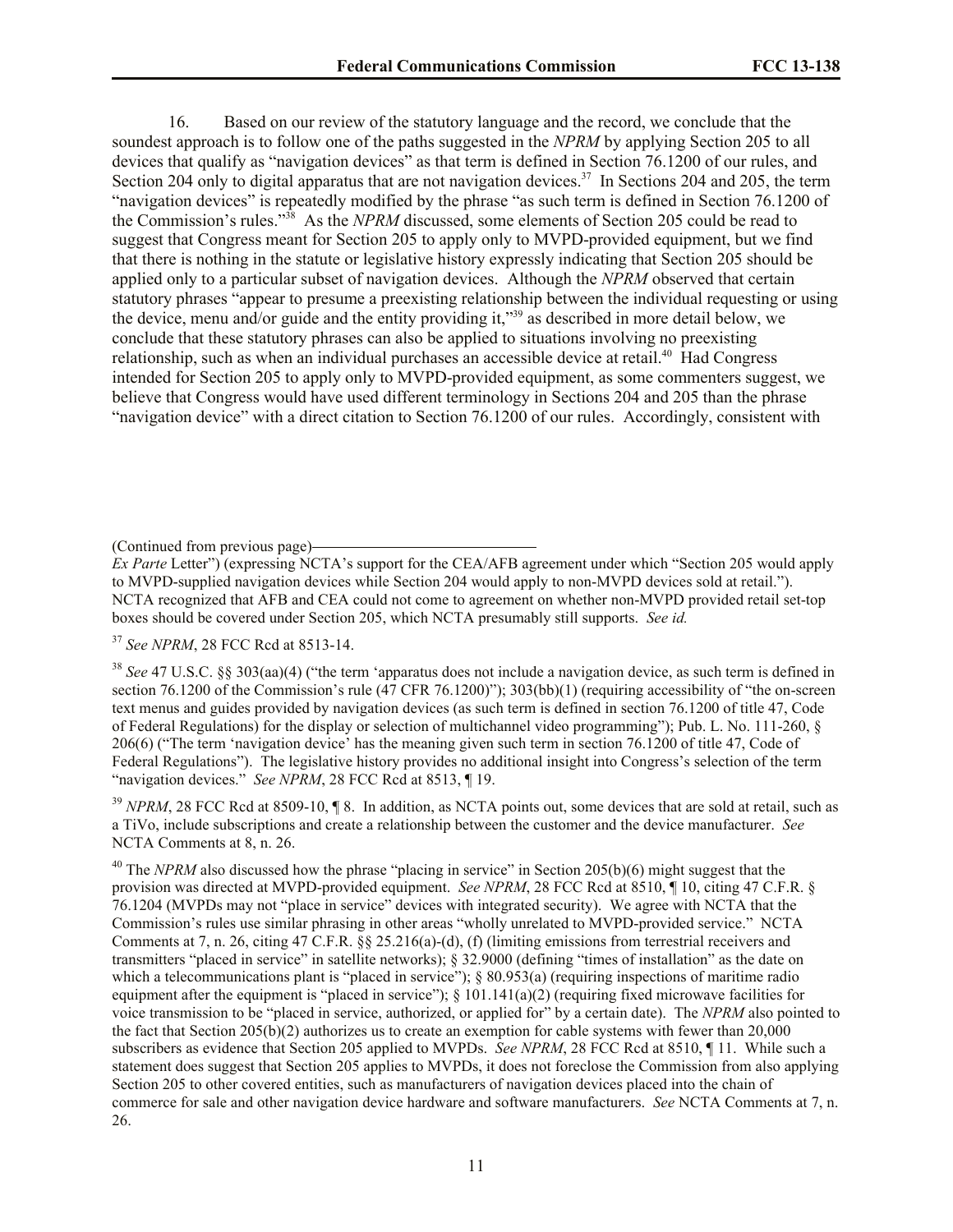16. Based on our review of the statutory language and the record, we conclude that the soundest approach is to follow one of the paths suggested in the *NPRM* by applying Section 205 to all devices that qualify as "navigation devices" as that term is defined in Section 76.1200 of our rules, and Section 204 only to digital apparatus that are not navigation devices.[37] In Sections 204 and 205, the term "navigation devices" is repeatedly modified by the phrase "as such term is defined in Section 76.1200 of the Commission's rules."[38] As the *NPRM* discussed, some elements of Section 205 could be read to suggest that Congress meant for Section 205 to apply only to MVPD-provided equipment, but we find that there is nothing in the statute or legislative history expressly indicating that Section 205 should be applied only to a particular subset of navigation devices. Although the *NPRM* observed that certain statutory phrases "appear to presume a preexisting relationship between the individual requesting or using the device, menu and/or guide and the entity providing it,"[39] as described in more detail below, we conclude that these statutory phrases can also be applied to situations involving no preexisting relationship, such as when an individual purchases an accessible device at retail.[40] Had Congress intended for Section 205 to apply only to MVPD-provided equipment, as some commenters suggest, we believe that Congress would have used different terminology in Sections 204 and 205 than the phrase "navigation device" with a direct citation to Section 76.1200 of our rules. Accordingly, consistent with

---

(Continued from previous page)
*Ex Parte* Letter") (expressing NCTA's support for the CEA/AFB agreement under which "Section 205 would apply to MVPD-supplied navigation devices while Section 204 would apply to non-MVPD devices sold at retail."). NCTA recognized that AFB and CEA could not come to agreement on whether non-MVPD provided retail set-top boxes should be covered under Section 205, which NCTA presumably still supports. *See id.*

[37] *See NPRM*, 28 FCC Rcd at 8513-14.

[38] *See* 47 U.S.C. §§ 303(aa)(4) ("the term 'apparatus does not include a navigation device, as such term is defined in section 76.1200 of the Commission's rule (47 CFR 76.1200)"); 303(bb)(1) (requiring accessibility of "the on-screen text menus and guides provided by navigation devices (as such term is defined in section 76.1200 of title 47, Code of Federal Regulations) for the display or selection of multichannel video programming"); Pub. L. No. 111-260, § 206(6) ("The term 'navigation device' has the meaning given such term in section 76.1200 of title 47, Code of Federal Regulations"). The legislative history provides no additional insight into Congress's selection of the term "navigation devices." *See NPRM*, 28 FCC Rcd at 8513, ¶ 19.

[39] *NPRM*, 28 FCC Rcd at 8509-10, ¶ 8. In addition, as NCTA points out, some devices that are sold at retail, such as a TiVo, include subscriptions and create a relationship between the customer and the device manufacturer. *See* NCTA Comments at 8, n. 26.

[40] The *NPRM* also discussed how the phrase "placing in service" in Section 205(b)(6) might suggest that the provision was directed at MVPD-provided equipment. *See NPRM*, 28 FCC Rcd at 8510, ¶ 10, citing 47 C.F.R. § 76.1204 (MVPDs may not "place in service" devices with integrated security). We agree with NCTA that the Commission's rules use similar phrasing in other areas "wholly unrelated to MVPD-provided service." NCTA Comments at 7, n. 26, citing 47 C.F.R. §§ 25.216(a)-(d), (f) (limiting emissions from terrestrial receivers and transmitters "placed in service" in satellite networks); § 32.9000 (defining "times of installation" as the date on which a telecommunications plant is "placed in service"); § 80.953(a) (requiring inspections of maritime radio equipment after the equipment is "placed in service"); § 101.141(a)(2) (requiring fixed microwave facilities for voice transmission to be "placed in service, authorized, or applied for" by a certain date). The *NPRM* also pointed to the fact that Section 205(b)(2) authorizes us to create an exemption for cable systems with fewer than 20,000 subscribers as evidence that Section 205 applied to MVPDs. *See NPRM*, 28 FCC Rcd at 8510, ¶ 11. While such a statement does suggest that Section 205 applies to MVPDs, it does not foreclose the Commission from also applying Section 205 to other covered entities, such as manufacturers of navigation devices placed into the chain of commerce for sale and other navigation device hardware and software manufacturers. *See* NCTA Comments at 7, n. 26.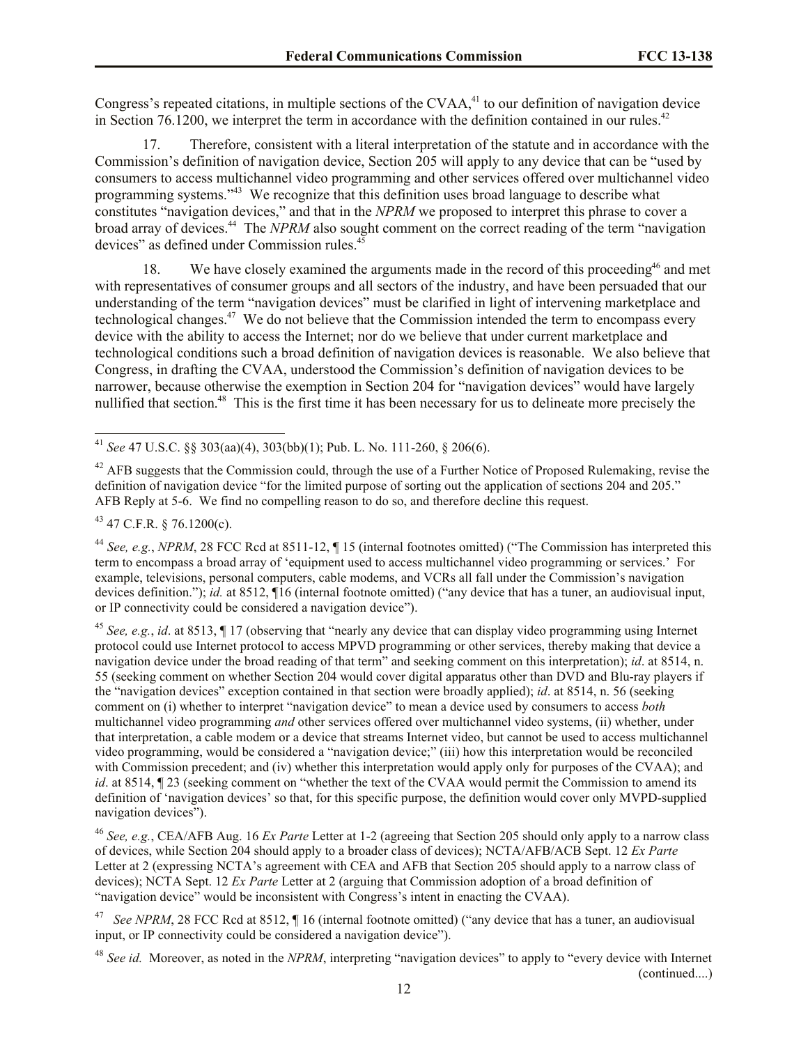Congress's repeated citations, in multiple sections of the CVAA,[41] to our definition of navigation device in Section 76.1200, we interpret the term in accordance with the definition contained in our rules.[42]

17. Therefore, consistent with a literal interpretation of the statute and in accordance with the Commission's definition of navigation device, Section 205 will apply to any device that can be "used by consumers to access multichannel video programming and other services offered over multichannel video programming systems."[43] We recognize that this definition uses broad language to describe what constitutes "navigation devices," and that in the *NPRM* we proposed to interpret this phrase to cover a broad array of devices.[44] The *NPRM* also sought comment on the correct reading of the term "navigation devices" as defined under Commission rules.[45]

18. We have closely examined the arguments made in the record of this proceeding[46] and met with representatives of consumer groups and all sectors of the industry, and have been persuaded that our understanding of the term "navigation devices" must be clarified in light of intervening marketplace and technological changes.[47] We do not believe that the Commission intended the term to encompass every device with the ability to access the Internet; nor do we believe that under current marketplace and technological conditions such a broad definition of navigation devices is reasonable. We also believe that Congress, in drafting the CVAA, understood the Commission's definition of navigation devices to be narrower, because otherwise the exemption in Section 204 for "navigation devices" would have largely nullified that section.[48] This is the first time it has been necessary for us to delineate more precisely the

---

[41] *See* 47 U.S.C. §§ 303(aa)(4), 303(bb)(1); Pub. L. No. 111-260, § 206(6).

[42] AFB suggests that the Commission could, through the use of a Further Notice of Proposed Rulemaking, revise the definition of navigation device "for the limited purpose of sorting out the application of sections 204 and 205." AFB Reply at 5-6. We find no compelling reason to do so, and therefore decline this request.

[43] 47 C.F.R. § 76.1200(c).

[44] *See, e.g.*, *NPRM*, 28 FCC Rcd at 8511-12, ¶ 15 (internal footnotes omitted) ("The Commission has interpreted this term to encompass a broad array of 'equipment used to access multichannel video programming or services.' For example, televisions, personal computers, cable modems, and VCRs all fall under the Commission's navigation devices definition."); *id.* at 8512, ¶16 (internal footnote omitted) ("any device that has a tuner, an audiovisual input, or IP connectivity could be considered a navigation device").

[45] *See, e.g.*, *id*. at 8513, ¶ 17 (observing that "nearly any device that can display video programming using Internet protocol could use Internet protocol to access MPVD programming or other services, thereby making that device a navigation device under the broad reading of that term" and seeking comment on this interpretation); *id*. at 8514, n. 55 (seeking comment on whether Section 204 would cover digital apparatus other than DVD and Blu-ray players if the "navigation devices" exception contained in that section were broadly applied); *id*. at 8514, n. 56 (seeking comment on (i) whether to interpret "navigation device" to mean a device used by consumers to access *both* multichannel video programming *and* other services offered over multichannel video systems, (ii) whether, under that interpretation, a cable modem or a device that streams Internet video, but cannot be used to access multichannel video programming, would be considered a "navigation device;" (iii) how this interpretation would be reconciled with Commission precedent; and (iv) whether this interpretation would apply only for purposes of the CVAA); and *id*. at 8514, ¶ 23 (seeking comment on "whether the text of the CVAA would permit the Commission to amend its definition of 'navigation devices' so that, for this specific purpose, the definition would cover only MVPD-supplied navigation devices").

[46] *See, e.g.*, CEA/AFB Aug. 16 *Ex Parte* Letter at 1-2 (agreeing that Section 205 should only apply to a narrow class of devices, while Section 204 should apply to a broader class of devices); NCTA/AFB/ACB Sept. 12 *Ex Parte* Letter at 2 (expressing NCTA's agreement with CEA and AFB that Section 205 should apply to a narrow class of devices); NCTA Sept. 12 *Ex Parte* Letter at 2 (arguing that Commission adoption of a broad definition of "navigation device" would be inconsistent with Congress's intent in enacting the CVAA).

[47] *See NPRM*, 28 FCC Rcd at 8512, ¶ 16 (internal footnote omitted) ("any device that has a tuner, an audiovisual input, or IP connectivity could be considered a navigation device").

[48] *See id.* Moreover, as noted in the *NPRM*, interpreting "navigation devices" to apply to "every device with Internet (continued....)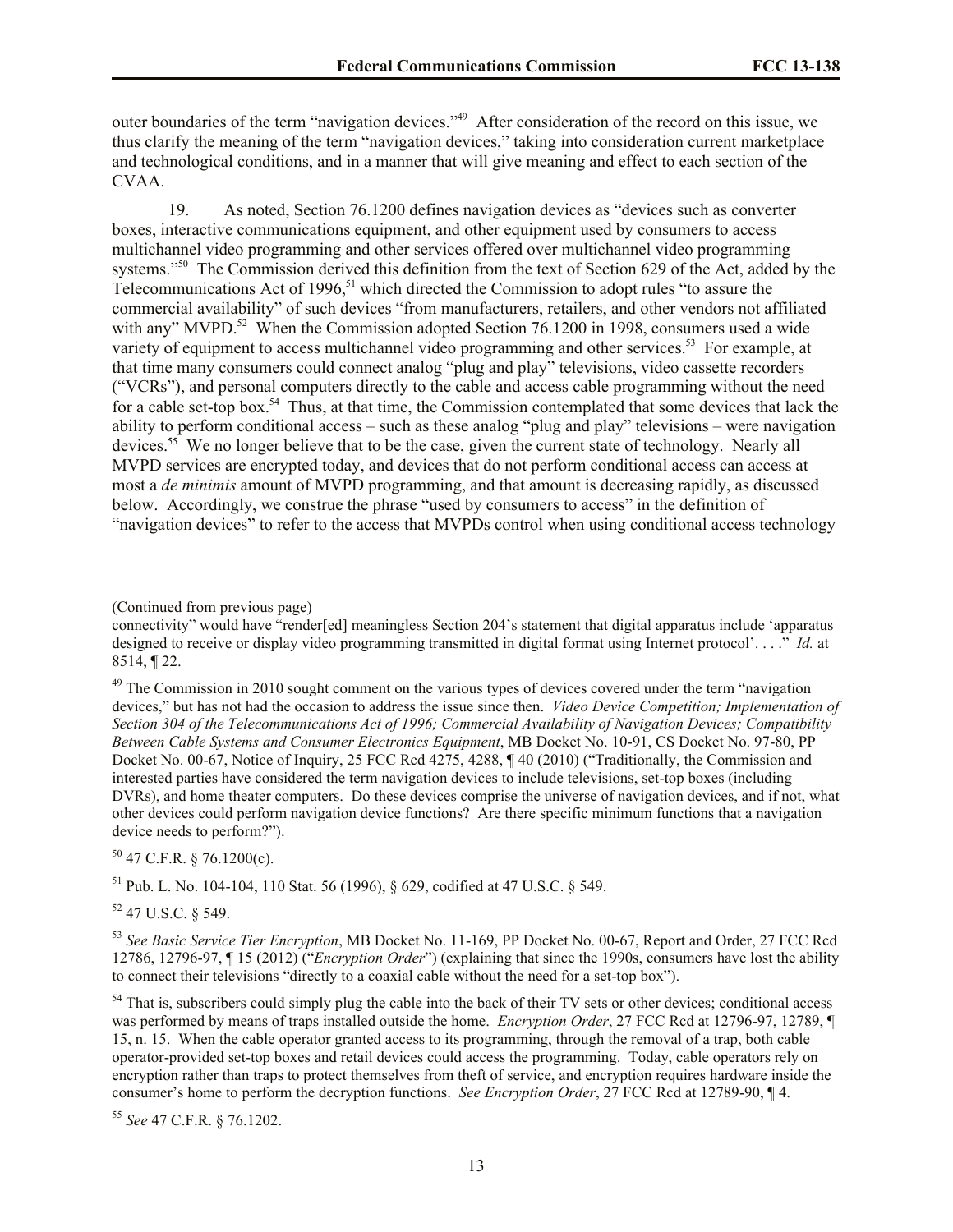outer boundaries of the term "navigation devices."[49] After consideration of the record on this issue, we thus clarify the meaning of the term "navigation devices," taking into consideration current marketplace and technological conditions, and in a manner that will give meaning and effect to each section of the CVAA.

19. As noted, Section 76.1200 defines navigation devices as "devices such as converter boxes, interactive communications equipment, and other equipment used by consumers to access multichannel video programming and other services offered over multichannel video programming systems."[50] The Commission derived this definition from the text of Section 629 of the Act, added by the Telecommunications Act of 1996,[51] which directed the Commission to adopt rules "to assure the commercial availability" of such devices "from manufacturers, retailers, and other vendors not affiliated with any" MVPD.[52] When the Commission adopted Section 76.1200 in 1998, consumers used a wide variety of equipment to access multichannel video programming and other services.[53] For example, at that time many consumers could connect analog "plug and play" televisions, video cassette recorders ("VCRs"), and personal computers directly to the cable and access cable programming without the need for a cable set-top box.[54] Thus, at that time, the Commission contemplated that some devices that lack the ability to perform conditional access – such as these analog "plug and play" televisions – were navigation devices.[55] We no longer believe that to be the case, given the current state of technology. Nearly all MVPD services are encrypted today, and devices that do not perform conditional access can access at most a *de minimis* amount of MVPD programming, and that amount is decreasing rapidly, as discussed below. Accordingly, we construe the phrase "used by consumers to access" in the definition of "navigation devices" to refer to the access that MVPDs control when using conditional access technology

(Continued from previous page)

connectivity" would have "render[ed] meaningless Section 204's statement that digital apparatus include 'apparatus designed to receive or display video programming transmitted in digital format using Internet protocol'. . . ." *Id.* at 8514, ¶ 22.

[49] The Commission in 2010 sought comment on the various types of devices covered under the term "navigation devices," but has not had the occasion to address the issue since then. *Video Device Competition; Implementation of Section 304 of the Telecommunications Act of 1996; Commercial Availability of Navigation Devices; Compatibility Between Cable Systems and Consumer Electronics Equipment*, MB Docket No. 10-91, CS Docket No. 97-80, PP Docket No. 00-67, Notice of Inquiry, 25 FCC Rcd 4275, 4288, ¶ 40 (2010) ("Traditionally, the Commission and interested parties have considered the term navigation devices to include televisions, set-top boxes (including DVRs), and home theater computers. Do these devices comprise the universe of navigation devices, and if not, what other devices could perform navigation device functions? Are there specific minimum functions that a navigation device needs to perform?").

[50] 47 C.F.R. § 76.1200(c).

[51] Pub. L. No. 104-104, 110 Stat. 56 (1996), § 629, codified at 47 U.S.C. § 549.

[52] 47 U.S.C. § 549.

[53] *See Basic Service Tier Encryption*, MB Docket No. 11-169, PP Docket No. 00-67, Report and Order, 27 FCC Rcd 12786, 12796-97, ¶ 15 (2012) ("*Encryption Order*") (explaining that since the 1990s, consumers have lost the ability to connect their televisions "directly to a coaxial cable without the need for a set-top box").

[54] That is, subscribers could simply plug the cable into the back of their TV sets or other devices; conditional access was performed by means of traps installed outside the home. *Encryption Order*, 27 FCC Rcd at 12796-97, 12789, ¶ 15, n. 15. When the cable operator granted access to its programming, through the removal of a trap, both cable operator-provided set-top boxes and retail devices could access the programming. Today, cable operators rely on encryption rather than traps to protect themselves from theft of service, and encryption requires hardware inside the consumer's home to perform the decryption functions. *See Encryption Order*, 27 FCC Rcd at 12789-90, ¶ 4.

[55] *See* 47 C.F.R. § 76.1202.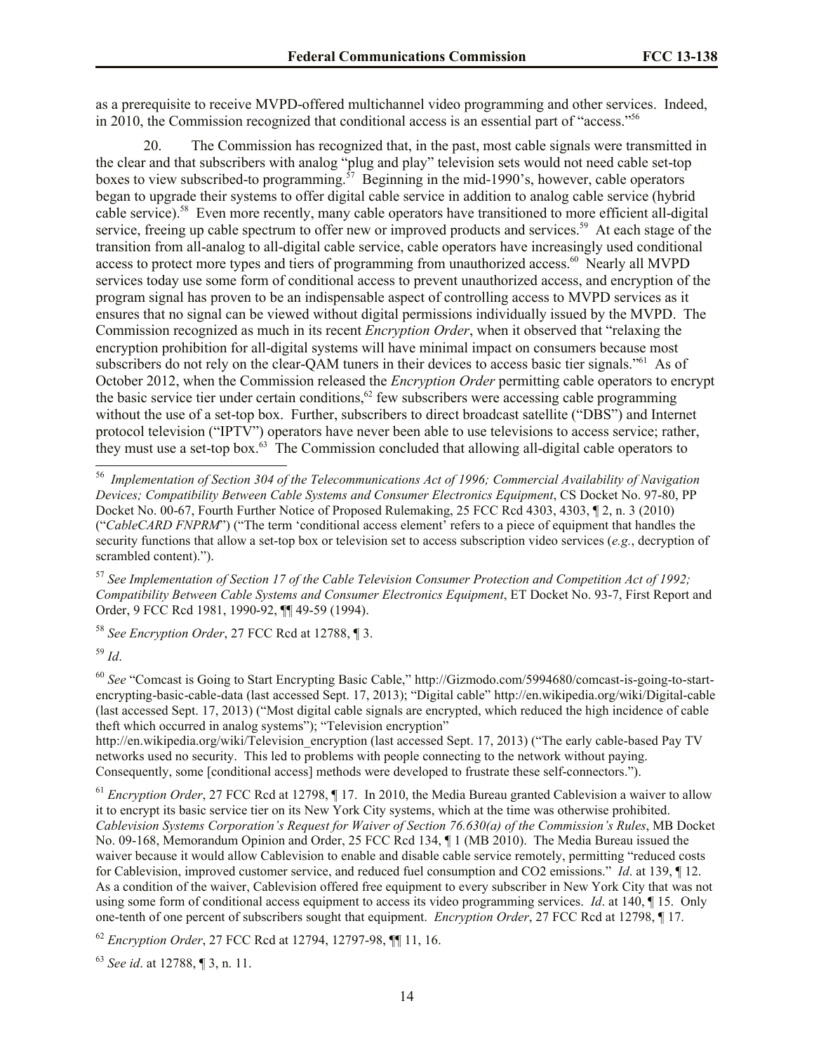as a prerequisite to receive MVPD-offered multichannel video programming and other services. Indeed, in 2010, the Commission recognized that conditional access is an essential part of "access."[56]

20. The Commission has recognized that, in the past, most cable signals were transmitted in the clear and that subscribers with analog "plug and play" television sets would not need cable set-top boxes to view subscribed-to programming.[57] Beginning in the mid-1990's, however, cable operators began to upgrade their systems to offer digital cable service in addition to analog cable service (hybrid cable service).[58] Even more recently, many cable operators have transitioned to more efficient all-digital service, freeing up cable spectrum to offer new or improved products and services.[59] At each stage of the transition from all-analog to all-digital cable service, cable operators have increasingly used conditional access to protect more types and tiers of programming from unauthorized access.[60] Nearly all MVPD services today use some form of conditional access to prevent unauthorized access, and encryption of the program signal has proven to be an indispensable aspect of controlling access to MVPD services as it ensures that no signal can be viewed without digital permissions individually issued by the MVPD. The Commission recognized as much in its recent *Encryption Order*, when it observed that "relaxing the encryption prohibition for all-digital systems will have minimal impact on consumers because most subscribers do not rely on the clear-QAM tuners in their devices to access basic tier signals."[61] As of October 2012, when the Commission released the *Encryption Order* permitting cable operators to encrypt the basic service tier under certain conditions,[62] few subscribers were accessing cable programming without the use of a set-top box. Further, subscribers to direct broadcast satellite ("DBS") and Internet protocol television ("IPTV") operators have never been able to use televisions to access service; rather, they must use a set-top box.[63] The Commission concluded that allowing all-digital cable operators to

---

[56] *Implementation of Section 304 of the Telecommunications Act of 1996; Commercial Availability of Navigation Devices; Compatibility Between Cable Systems and Consumer Electronics Equipment*, CS Docket No. 97-80, PP Docket No. 00-67, Fourth Further Notice of Proposed Rulemaking, 25 FCC Rcd 4303, 4303, ¶ 2, n. 3 (2010) ("*CableCARD FNPRM*") ("The term 'conditional access element' refers to a piece of equipment that handles the security functions that allow a set-top box or television set to access subscription video services (*e.g.*, decryption of scrambled content).").

[57] *See Implementation of Section 17 of the Cable Television Consumer Protection and Competition Act of 1992; Compatibility Between Cable Systems and Consumer Electronics Equipment*, ET Docket No. 93-7, First Report and Order, 9 FCC Rcd 1981, 1990-92, ¶¶ 49-59 (1994).

[58] *See Encryption Order*, 27 FCC Rcd at 12788, ¶ 3.

[59] *Id*.

[60] *See* "Comcast is Going to Start Encrypting Basic Cable," http://Gizmodo.com/5994680/comcast-is-going-to-start-encrypting-basic-cable-data (last accessed Sept. 17, 2013); "Digital cable" http://en.wikipedia.org/wiki/Digital-cable (last accessed Sept. 17, 2013) ("Most digital cable signals are encrypted, which reduced the high incidence of cable theft which occurred in analog systems"); "Television encryption" http://en.wikipedia.org/wiki/Television_encryption (last accessed Sept. 17, 2013) ("The early cable-based Pay TV networks used no security. This led to problems with people connecting to the network without paying. Consequently, some [conditional access] methods were developed to frustrate these self-connectors.").

[61] *Encryption Order*, 27 FCC Rcd at 12798, ¶ 17. In 2010, the Media Bureau granted Cablevision a waiver to allow it to encrypt its basic service tier on its New York City systems, which at the time was otherwise prohibited. *Cablevision Systems Corporation's Request for Waiver of Section 76.630(a) of the Commission's Rules*, MB Docket No. 09-168, Memorandum Opinion and Order, 25 FCC Rcd 134, ¶ 1 (MB 2010). The Media Bureau issued the waiver because it would allow Cablevision to enable and disable cable service remotely, permitting "reduced costs for Cablevision, improved customer service, and reduced fuel consumption and CO2 emissions." *Id*. at 139, ¶ 12. As a condition of the waiver, Cablevision offered free equipment to every subscriber in New York City that was not using some form of conditional access equipment to access its video programming services. *Id*. at 140, ¶ 15. Only one-tenth of one percent of subscribers sought that equipment. *Encryption Order*, 27 FCC Rcd at 12798, ¶ 17.

[62] *Encryption Order*, 27 FCC Rcd at 12794, 12797-98, ¶¶ 11, 16.

[63] *See id*. at 12788, ¶ 3, n. 11.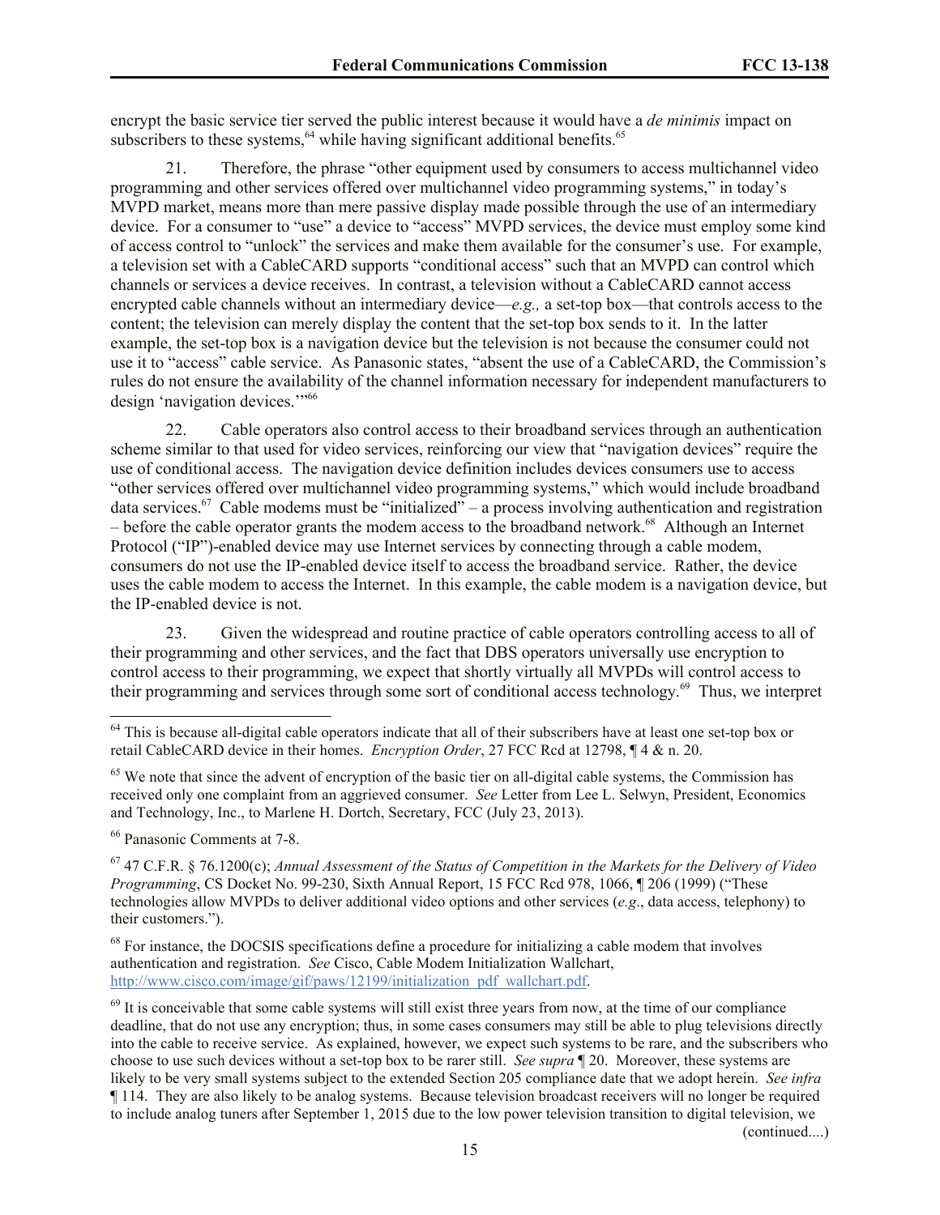encrypt the basic service tier served the public interest because it would have a *de minimis* impact on subscribers to these systems,[64] while having significant additional benefits.[65]

21. Therefore, the phrase "other equipment used by consumers to access multichannel video programming and other services offered over multichannel video programming systems," in today's MVPD market, means more than mere passive display made possible through the use of an intermediary device. For a consumer to "use" a device to "access" MVPD services, the device must employ some kind of access control to "unlock" the services and make them available for the consumer's use. For example, a television set with a CableCARD supports "conditional access" such that an MVPD can control which channels or services a device receives. In contrast, a television without a CableCARD cannot access encrypted cable channels without an intermediary device—*e.g.,* a set-top box—that controls access to the content; the television can merely display the content that the set-top box sends to it. In the latter example, the set-top box is a navigation device but the television is not because the consumer could not use it to "access" cable service. As Panasonic states, "absent the use of a CableCARD, the Commission's rules do not ensure the availability of the channel information necessary for independent manufacturers to design 'navigation devices.'"[66]

22. Cable operators also control access to their broadband services through an authentication scheme similar to that used for video services, reinforcing our view that "navigation devices" require the use of conditional access. The navigation device definition includes devices consumers use to access "other services offered over multichannel video programming systems," which would include broadband data services.[67] Cable modems must be "initialized" – a process involving authentication and registration – before the cable operator grants the modem access to the broadband network.[68] Although an Internet Protocol ("IP")-enabled device may use Internet services by connecting through a cable modem, consumers do not use the IP-enabled device itself to access the broadband service. Rather, the device uses the cable modem to access the Internet. In this example, the cable modem is a navigation device, but the IP-enabled device is not.

23. Given the widespread and routine practice of cable operators controlling access to all of their programming and other services, and the fact that DBS operators universally use encryption to control access to their programming, we expect that shortly virtually all MVPDs will control access to their programming and services through some sort of conditional access technology.[69] Thus, we interpret

---

[64] This is because all-digital cable operators indicate that all of their subscribers have at least one set-top box or retail CableCARD device in their homes. *Encryption Order*, 27 FCC Rcd at 12798, ¶ 4 & n. 20.

[65] We note that since the advent of encryption of the basic tier on all-digital cable systems, the Commission has received only one complaint from an aggrieved consumer. *See* Letter from Lee L. Selwyn, President, Economics and Technology, Inc., to Marlene H. Dortch, Secretary, FCC (July 23, 2013).

[66] Panasonic Comments at 7-8.

[67] 47 C.F.R. § 76.1200(c); *Annual Assessment of the Status of Competition in the Markets for the Delivery of Video Programming*, CS Docket No. 99-230, Sixth Annual Report, 15 FCC Rcd 978, 1066, ¶ 206 (1999) ("These technologies allow MVPDs to deliver additional video options and other services (*e.g*., data access, telephony) to their customers.").

[68] For instance, the DOCSIS specifications define a procedure for initializing a cable modem that involves authentication and registration. *See* Cisco, Cable Modem Initialization Wallchart, http://www.cisco.com/image/gif/paws/12199/initialization_pdf_wallchart.pdf.

[69] It is conceivable that some cable systems will still exist three years from now, at the time of our compliance deadline, that do not use any encryption; thus, in some cases consumers may still be able to plug televisions directly into the cable to receive service. As explained, however, we expect such systems to be rare, and the subscribers who choose to use such devices without a set-top box to be rarer still. *See supra* ¶ 20. Moreover, these systems are likely to be very small systems subject to the extended Section 205 compliance date that we adopt herein. *See infra* ¶ 114. They are also likely to be analog systems. Because television broadcast receivers will no longer be required to include analog tuners after September 1, 2015 due to the low power television transition to digital television, we (continued....)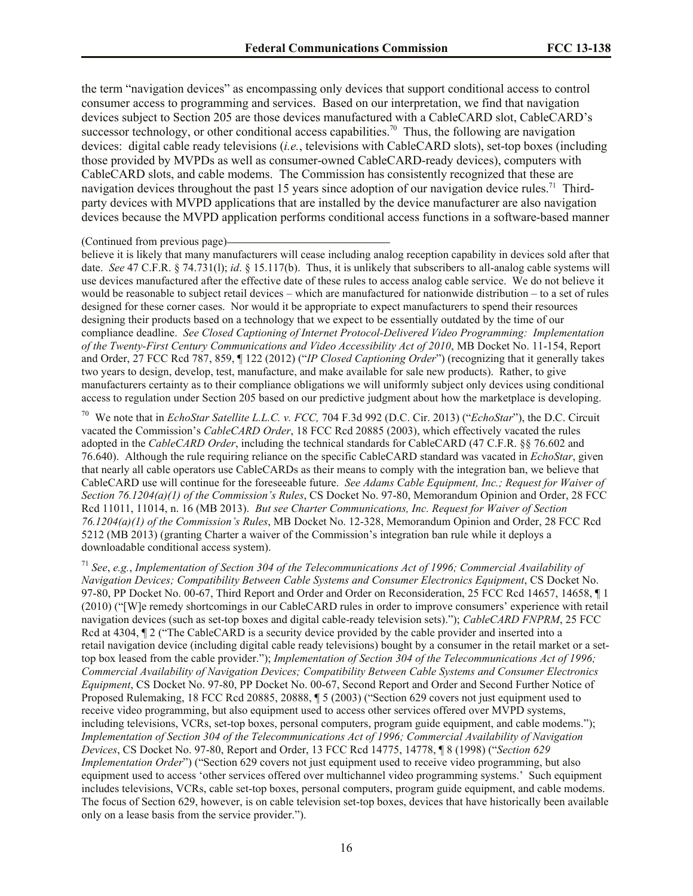the term "navigation devices" as encompassing only devices that support conditional access to control consumer access to programming and services. Based on our interpretation, we find that navigation devices subject to Section 205 are those devices manufactured with a CableCARD slot, CableCARD's successor technology, or other conditional access capabilities.[70] Thus, the following are navigation devices: digital cable ready televisions (*i.e.*, televisions with CableCARD slots), set-top boxes (including those provided by MVPDs as well as consumer-owned CableCARD-ready devices), computers with CableCARD slots, and cable modems. The Commission has consistently recognized that these are navigation devices throughout the past 15 years since adoption of our navigation device rules.[71] Third-party devices with MVPD applications that are installed by the device manufacturer are also navigation devices because the MVPD application performs conditional access functions in a software-based manner

(Continued from previous page)

believe it is likely that many manufacturers will cease including analog reception capability in devices sold after that date. *See* 47 C.F.R. § 74.731(l); *id*. § 15.117(b). Thus, it is unlikely that subscribers to all-analog cable systems will use devices manufactured after the effective date of these rules to access analog cable service. We do not believe it would be reasonable to subject retail devices – which are manufactured for nationwide distribution – to a set of rules designed for these corner cases. Nor would it be appropriate to expect manufacturers to spend their resources designing their products based on a technology that we expect to be essentially outdated by the time of our compliance deadline. *See Closed Captioning of Internet Protocol-Delivered Video Programming: Implementation of the Twenty-First Century Communications and Video Accessibility Act of 2010*, MB Docket No. 11-154, Report and Order, 27 FCC Rcd 787, 859, ¶ 122 (2012) ("*IP Closed Captioning Order*") (recognizing that it generally takes two years to design, develop, test, manufacture, and make available for sale new products). Rather, to give manufacturers certainty as to their compliance obligations we will uniformly subject only devices using conditional access to regulation under Section 205 based on our predictive judgment about how the marketplace is developing.

[70] We note that in *EchoStar Satellite L.L.C. v. FCC,* 704 F.3d 992 (D.C. Cir. 2013) ("*EchoStar*"), the D.C. Circuit vacated the Commission's *CableCARD Order*, 18 FCC Rcd 20885 (2003), which effectively vacated the rules adopted in the *CableCARD Order*, including the technical standards for CableCARD (47 C.F.R. §§ 76.602 and 76.640). Although the rule requiring reliance on the specific CableCARD standard was vacated in *EchoStar*, given that nearly all cable operators use CableCARDs as their means to comply with the integration ban, we believe that CableCARD use will continue for the foreseeable future. *See Adams Cable Equipment, Inc.; Request for Waiver of Section 76.1204(a)(1) of the Commission's Rules*, CS Docket No. 97-80, Memorandum Opinion and Order, 28 FCC Rcd 11011, 11014, n. 16 (MB 2013). *But see Charter Communications, Inc. Request for Waiver of Section 76.1204(a)(1) of the Commission's Rules*, MB Docket No. 12-328, Memorandum Opinion and Order, 28 FCC Rcd 5212 (MB 2013) (granting Charter a waiver of the Commission's integration ban rule while it deploys a downloadable conditional access system).

[71] *See*, *e.g.*, *Implementation of Section 304 of the Telecommunications Act of 1996; Commercial Availability of Navigation Devices; Compatibility Between Cable Systems and Consumer Electronics Equipment*, CS Docket No. 97-80, PP Docket No. 00-67, Third Report and Order and Order on Reconsideration, 25 FCC Rcd 14657, 14658, ¶ 1 (2010) ("[W]e remedy shortcomings in our CableCARD rules in order to improve consumers' experience with retail navigation devices (such as set-top boxes and digital cable-ready television sets)."); *CableCARD FNPRM*, 25 FCC Rcd at 4304, ¶ 2 ("The CableCARD is a security device provided by the cable provider and inserted into a retail navigation device (including digital cable ready televisions) bought by a consumer in the retail market or a set-top box leased from the cable provider."); *Implementation of Section 304 of the Telecommunications Act of 1996; Commercial Availability of Navigation Devices; Compatibility Between Cable Systems and Consumer Electronics Equipment*, CS Docket No. 97-80, PP Docket No. 00-67, Second Report and Order and Second Further Notice of Proposed Rulemaking, 18 FCC Rcd 20885, 20888, ¶ 5 (2003) ("Section 629 covers not just equipment used to receive video programming, but also equipment used to access other services offered over MVPD systems, including televisions, VCRs, set-top boxes, personal computers, program guide equipment, and cable modems."); *Implementation of Section 304 of the Telecommunications Act of 1996; Commercial Availability of Navigation Devices*, CS Docket No. 97-80, Report and Order, 13 FCC Rcd 14775, 14778, ¶ 8 (1998) ("*Section 629 Implementation Order*") ("Section 629 covers not just equipment used to receive video programming, but also equipment used to access 'other services offered over multichannel video programming systems.' Such equipment includes televisions, VCRs, cable set-top boxes, personal computers, program guide equipment, and cable modems. The focus of Section 629, however, is on cable television set-top boxes, devices that have historically been available only on a lease basis from the service provider.").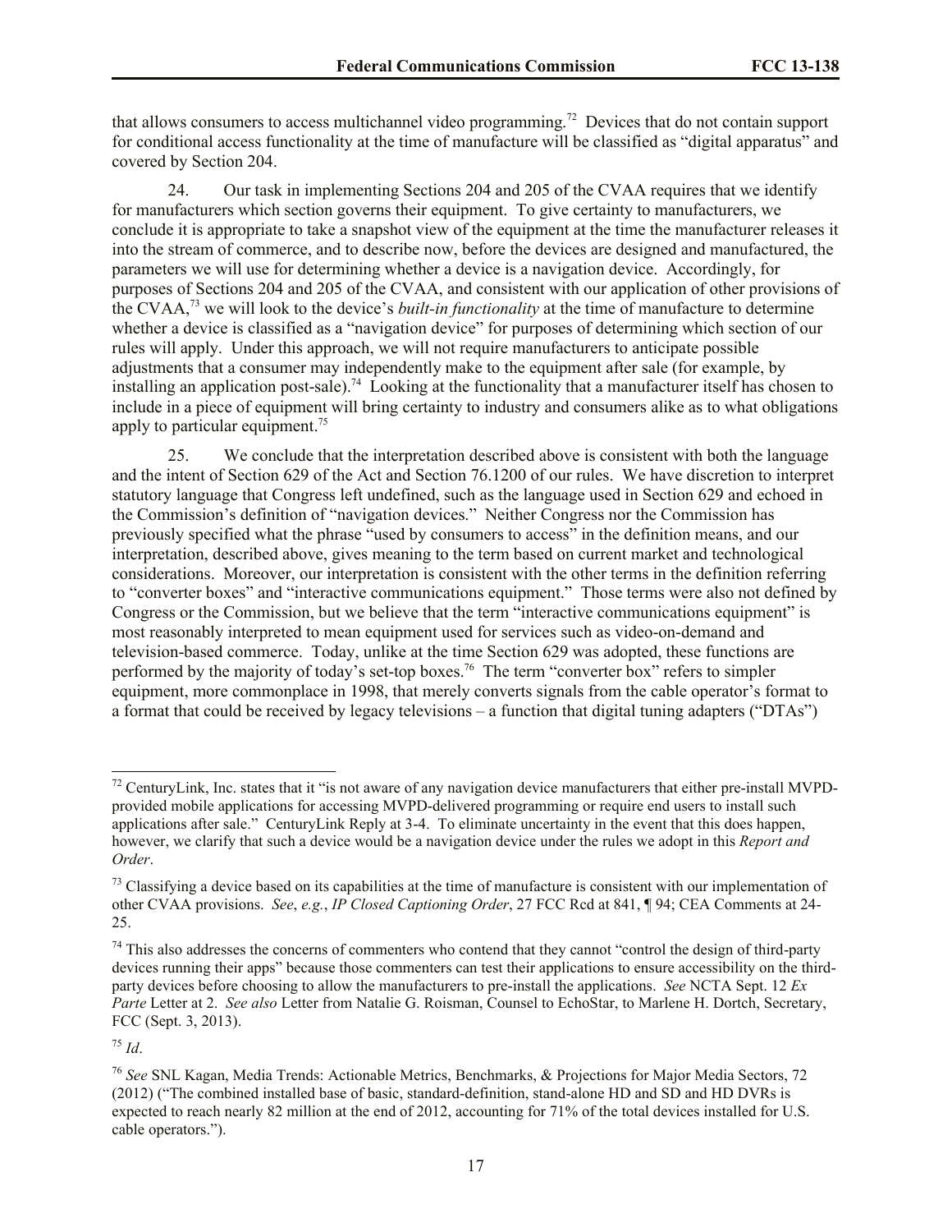that allows consumers to access multichannel video programming.[72] Devices that do not contain support for conditional access functionality at the time of manufacture will be classified as "digital apparatus" and covered by Section 204.

24. Our task in implementing Sections 204 and 205 of the CVAA requires that we identify for manufacturers which section governs their equipment. To give certainty to manufacturers, we conclude it is appropriate to take a snapshot view of the equipment at the time the manufacturer releases it into the stream of commerce, and to describe now, before the devices are designed and manufactured, the parameters we will use for determining whether a device is a navigation device. Accordingly, for purposes of Sections 204 and 205 of the CVAA, and consistent with our application of other provisions of the CVAA,[73] we will look to the device's *built-in functionality* at the time of manufacture to determine whether a device is classified as a "navigation device" for purposes of determining which section of our rules will apply. Under this approach, we will not require manufacturers to anticipate possible adjustments that a consumer may independently make to the equipment after sale (for example, by installing an application post-sale).[74] Looking at the functionality that a manufacturer itself has chosen to include in a piece of equipment will bring certainty to industry and consumers alike as to what obligations apply to particular equipment.[75]

25. We conclude that the interpretation described above is consistent with both the language and the intent of Section 629 of the Act and Section 76.1200 of our rules. We have discretion to interpret statutory language that Congress left undefined, such as the language used in Section 629 and echoed in the Commission's definition of "navigation devices." Neither Congress nor the Commission has previously specified what the phrase "used by consumers to access" in the definition means, and our interpretation, described above, gives meaning to the term based on current market and technological considerations. Moreover, our interpretation is consistent with the other terms in the definition referring to "converter boxes" and "interactive communications equipment." Those terms were also not defined by Congress or the Commission, but we believe that the term "interactive communications equipment" is most reasonably interpreted to mean equipment used for services such as video-on-demand and television-based commerce. Today, unlike at the time Section 629 was adopted, these functions are performed by the majority of today's set-top boxes.[76] The term "converter box" refers to simpler equipment, more commonplace in 1998, that merely converts signals from the cable operator's format to a format that could be received by legacy televisions – a function that digital tuning adapters ("DTAs")

---

[72] CenturyLink, Inc. states that it "is not aware of any navigation device manufacturers that either pre-install MVPD-provided mobile applications for accessing MVPD-delivered programming or require end users to install such applications after sale." CenturyLink Reply at 3-4. To eliminate uncertainty in the event that this does happen, however, we clarify that such a device would be a navigation device under the rules we adopt in this *Report and Order*.

[73] Classifying a device based on its capabilities at the time of manufacture is consistent with our implementation of other CVAA provisions. *See*, *e.g.*, *IP Closed Captioning Order*, 27 FCC Rcd at 841, ¶ 94; CEA Comments at 24-25.

[74] This also addresses the concerns of commenters who contend that they cannot "control the design of third-party devices running their apps" because those commenters can test their applications to ensure accessibility on the third-party devices before choosing to allow the manufacturers to pre-install the applications. *See* NCTA Sept. 12 *Ex Parte* Letter at 2. *See also* Letter from Natalie G. Roisman, Counsel to EchoStar, to Marlene H. Dortch, Secretary, FCC (Sept. 3, 2013).

[75] *Id*.

[76] *See* SNL Kagan, Media Trends: Actionable Metrics, Benchmarks, & Projections for Major Media Sectors, 72 (2012) ("The combined installed base of basic, standard-definition, stand-alone HD and SD and HD DVRs is expected to reach nearly 82 million at the end of 2012, accounting for 71% of the total devices installed for U.S. cable operators.").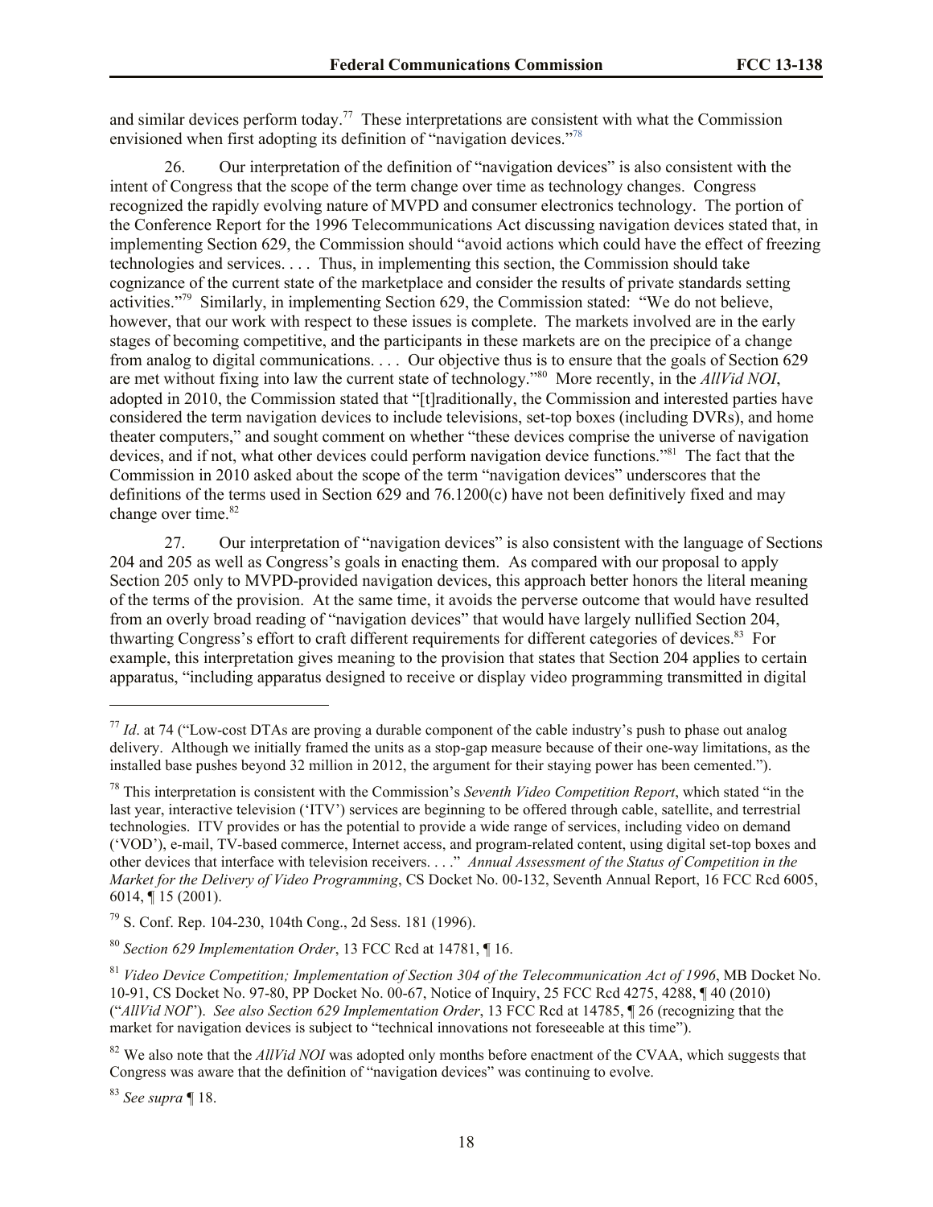and similar devices perform today.[77] These interpretations are consistent with what the Commission envisioned when first adopting its definition of "navigation devices."[78]

26. Our interpretation of the definition of "navigation devices" is also consistent with the intent of Congress that the scope of the term change over time as technology changes. Congress recognized the rapidly evolving nature of MVPD and consumer electronics technology. The portion of the Conference Report for the 1996 Telecommunications Act discussing navigation devices stated that, in implementing Section 629, the Commission should "avoid actions which could have the effect of freezing technologies and services. . . . Thus, in implementing this section, the Commission should take cognizance of the current state of the marketplace and consider the results of private standards setting activities."[79] Similarly, in implementing Section 629, the Commission stated: "We do not believe, however, that our work with respect to these issues is complete. The markets involved are in the early stages of becoming competitive, and the participants in these markets are on the precipice of a change from analog to digital communications. . . . Our objective thus is to ensure that the goals of Section 629 are met without fixing into law the current state of technology."[80] More recently, in the *AllVid NOI*, adopted in 2010, the Commission stated that "[t]raditionally, the Commission and interested parties have considered the term navigation devices to include televisions, set-top boxes (including DVRs), and home theater computers," and sought comment on whether "these devices comprise the universe of navigation devices, and if not, what other devices could perform navigation device functions."[81] The fact that the Commission in 2010 asked about the scope of the term "navigation devices" underscores that the definitions of the terms used in Section 629 and 76.1200(c) have not been definitively fixed and may change over time.[82]

27. Our interpretation of "navigation devices" is also consistent with the language of Sections 204 and 205 as well as Congress's goals in enacting them. As compared with our proposal to apply Section 205 only to MVPD-provided navigation devices, this approach better honors the literal meaning of the terms of the provision. At the same time, it avoids the perverse outcome that would have resulted from an overly broad reading of "navigation devices" that would have largely nullified Section 204, thwarting Congress's effort to craft different requirements for different categories of devices.[83] For example, this interpretation gives meaning to the provision that states that Section 204 applies to certain apparatus, "including apparatus designed to receive or display video programming transmitted in digital

---

[77] *Id*. at 74 ("Low-cost DTAs are proving a durable component of the cable industry's push to phase out analog delivery. Although we initially framed the units as a stop-gap measure because of their one-way limitations, as the installed base pushes beyond 32 million in 2012, the argument for their staying power has been cemented.").

[78] This interpretation is consistent with the Commission's *Seventh Video Competition Report*, which stated "in the last year, interactive television ('ITV') services are beginning to be offered through cable, satellite, and terrestrial technologies. ITV provides or has the potential to provide a wide range of services, including video on demand ('VOD'), e-mail, TV-based commerce, Internet access, and program-related content, using digital set-top boxes and other devices that interface with television receivers. . . ." *Annual Assessment of the Status of Competition in the Market for the Delivery of Video Programming*, CS Docket No. 00-132, Seventh Annual Report, 16 FCC Rcd 6005, 6014, ¶ 15 (2001).

[79] S. Conf. Rep. 104-230, 104th Cong., 2d Sess. 181 (1996).

[80] *Section 629 Implementation Order*, 13 FCC Rcd at 14781, ¶ 16.

[81] *Video Device Competition; Implementation of Section 304 of the Telecommunication Act of 1996*, MB Docket No. 10-91, CS Docket No. 97-80, PP Docket No. 00-67, Notice of Inquiry, 25 FCC Rcd 4275, 4288, ¶ 40 (2010) ("*AllVid NOI*"). *See also Section 629 Implementation Order*, 13 FCC Rcd at 14785, ¶ 26 (recognizing that the market for navigation devices is subject to "technical innovations not foreseeable at this time").

[82] We also note that the *AllVid NOI* was adopted only months before enactment of the CVAA, which suggests that Congress was aware that the definition of "navigation devices" was continuing to evolve.

[83] *See supra* ¶ 18.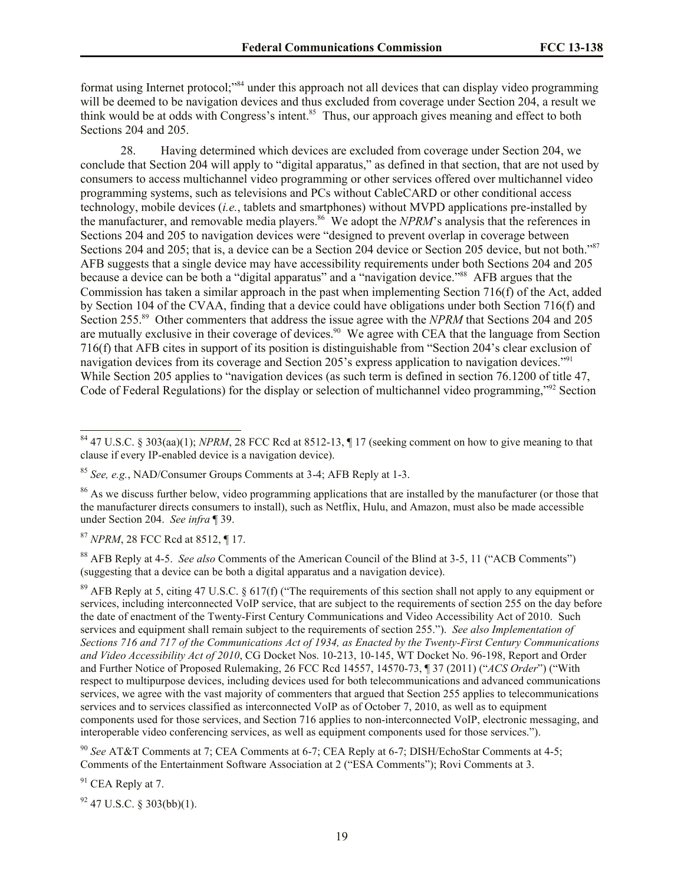format using Internet protocol;"[84] under this approach not all devices that can display video programming will be deemed to be navigation devices and thus excluded from coverage under Section 204, a result we think would be at odds with Congress's intent.[85] Thus, our approach gives meaning and effect to both Sections 204 and 205.

28. Having determined which devices are excluded from coverage under Section 204, we conclude that Section 204 will apply to "digital apparatus," as defined in that section, that are not used by consumers to access multichannel video programming or other services offered over multichannel video programming systems, such as televisions and PCs without CableCARD or other conditional access technology, mobile devices (*i.e.*, tablets and smartphones) without MVPD applications pre-installed by the manufacturer, and removable media players.[86] We adopt the *NPRM*'s analysis that the references in Sections 204 and 205 to navigation devices were "designed to prevent overlap in coverage between Sections 204 and 205; that is, a device can be a Section 204 device or Section 205 device, but not both."[87] AFB suggests that a single device may have accessibility requirements under both Sections 204 and 205 because a device can be both a "digital apparatus" and a "navigation device."[88] AFB argues that the Commission has taken a similar approach in the past when implementing Section 716(f) of the Act, added by Section 104 of the CVAA, finding that a device could have obligations under both Section 716(f) and Section 255.[89] Other commenters that address the issue agree with the *NPRM* that Sections 204 and 205 are mutually exclusive in their coverage of devices.[90] We agree with CEA that the language from Section 716(f) that AFB cites in support of its position is distinguishable from "Section 204's clear exclusion of navigation devices from its coverage and Section 205's express application to navigation devices."[91] While Section 205 applies to "navigation devices (as such term is defined in section 76.1200 of title 47, Code of Federal Regulations) for the display or selection of multichannel video programming,"[92] Section

---

[84] 47 U.S.C. § 303(aa)(1); *NPRM*, 28 FCC Rcd at 8512-13, ¶ 17 (seeking comment on how to give meaning to that clause if every IP-enabled device is a navigation device).

[85] *See, e.g.*, NAD/Consumer Groups Comments at 3-4; AFB Reply at 1-3.

[86] As we discuss further below, video programming applications that are installed by the manufacturer (or those that the manufacturer directs consumers to install), such as Netflix, Hulu, and Amazon, must also be made accessible under Section 204. *See infra* ¶ 39.

[87] *NPRM*, 28 FCC Rcd at 8512, ¶ 17.

[88] AFB Reply at 4-5. *See also* Comments of the American Council of the Blind at 3-5, 11 ("ACB Comments") (suggesting that a device can be both a digital apparatus and a navigation device).

[89] AFB Reply at 5, citing 47 U.S.C. § 617(f) ("The requirements of this section shall not apply to any equipment or services, including interconnected VoIP service, that are subject to the requirements of section 255 on the day before the date of enactment of the Twenty-First Century Communications and Video Accessibility Act of 2010. Such services and equipment shall remain subject to the requirements of section 255."). *See also Implementation of Sections 716 and 717 of the Communications Act of 1934, as Enacted by the Twenty-First Century Communications and Video Accessibility Act of 2010*, CG Docket Nos. 10-213, 10-145, WT Docket No. 96-198, Report and Order and Further Notice of Proposed Rulemaking, 26 FCC Rcd 14557, 14570-73, ¶ 37 (2011) ("*ACS Order*") ("With respect to multipurpose devices, including devices used for both telecommunications and advanced communications services, we agree with the vast majority of commenters that argued that Section 255 applies to telecommunications services and to services classified as interconnected VoIP as of October 7, 2010, as well as to equipment components used for those services, and Section 716 applies to non-interconnected VoIP, electronic messaging, and interoperable video conferencing services, as well as equipment components used for those services.").

[90] *See* AT&T Comments at 7; CEA Comments at 6-7; CEA Reply at 6-7; DISH/EchoStar Comments at 4-5; Comments of the Entertainment Software Association at 2 ("ESA Comments"); Rovi Comments at 3.

[91] CEA Reply at 7.

[92] 47 U.S.C. § 303(bb)(1).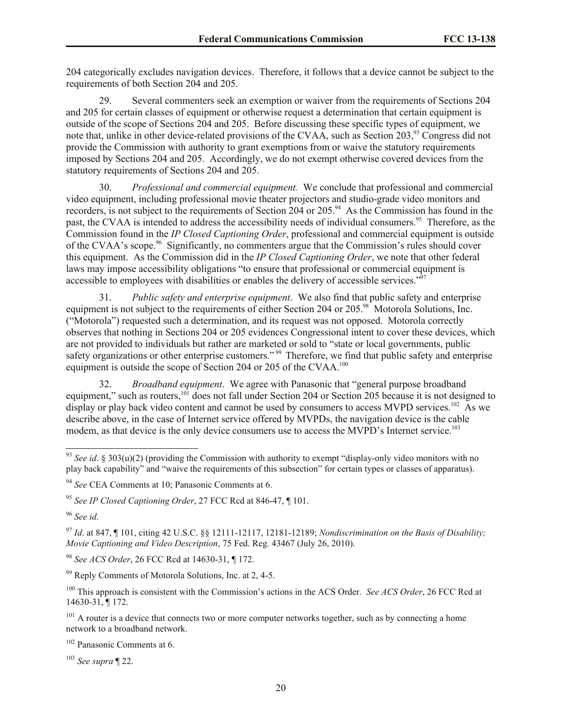204 categorically excludes navigation devices. Therefore, it follows that a device cannot be subject to the requirements of both Section 204 and 205.

29. Several commenters seek an exemption or waiver from the requirements of Sections 204 and 205 for certain classes of equipment or otherwise request a determination that certain equipment is outside of the scope of Sections 204 and 205. Before discussing these specific types of equipment, we note that, unlike in other device-related provisions of the CVAA, such as Section 203,[93] Congress did not provide the Commission with authority to grant exemptions from or waive the statutory requirements imposed by Sections 204 and 205. Accordingly, we do not exempt otherwise covered devices from the statutory requirements of Sections 204 and 205.

30. *Professional and commercial equipment.* We conclude that professional and commercial video equipment, including professional movie theater projectors and studio-grade video monitors and recorders, is not subject to the requirements of Section 204 or 205.[94] As the Commission has found in the past, the CVAA is intended to address the accessibility needs of individual consumers.[95] Therefore, as the Commission found in the *IP Closed Captioning Order*, professional and commercial equipment is outside of the CVAA's scope.[96] Significantly, no commenters argue that the Commission's rules should cover this equipment. As the Commission did in the *IP Closed Captioning Order*, we note that other federal laws may impose accessibility obligations "to ensure that professional or commercial equipment is accessible to employees with disabilities or enables the delivery of accessible services."[97]

31. *Public safety and enterprise equipment*. We also find that public safety and enterprise equipment is not subject to the requirements of either Section 204 or 205.[98] Motorola Solutions, Inc. ("Motorola") requested such a determination, and its request was not opposed. Motorola correctly observes that nothing in Sections 204 or 205 evidences Congressional intent to cover these devices, which are not provided to individuals but rather are marketed or sold to "state or local governments, public safety organizations or other enterprise customers."[99] Therefore, we find that public safety and enterprise equipment is outside the scope of Section 204 or 205 of the CVAA.[100]

32. *Broadband equipment*. We agree with Panasonic that "general purpose broadband equipment," such as routers,[101] does not fall under Section 204 or Section 205 because it is not designed to display or play back video content and cannot be used by consumers to access MVPD services.[102] As we describe above, in the case of Internet service offered by MVPDs, the navigation device is the cable modem, as that device is the only device consumers use to access the MVPD's Internet service.[103]

---

[93] *See id*. § 303(u)(2) (providing the Commission with authority to exempt "display-only video monitors with no play back capability" and "waive the requirements of this subsection" for certain types or classes of apparatus).

[94] *See* CEA Comments at 10; Panasonic Comments at 6.

[95] *See IP Closed Captioning Order*, 27 FCC Rcd at 846-47, ¶ 101.

[96] *See id.*

[97] *Id*. at 847, ¶ 101, citing 42 U.S.C. §§ 12111-12117, 12181-12189; *Nondiscrimination on the Basis of Disability; Movie Captioning and Video Description*, 75 Fed. Reg. 43467 (July 26, 2010).

[98] *See ACS Order*, 26 FCC Rcd at 14630-31, ¶ 172.

[99] Reply Comments of Motorola Solutions, Inc. at 2, 4-5.

[100] This approach is consistent with the Commission's actions in the ACS Order. *See ACS Order*, 26 FCC Rcd at 14630-31, ¶ 172.

[101] A router is a device that connects two or more computer networks together, such as by connecting a home network to a broadband network.

[102] Panasonic Comments at 6.

[103] *See supra* ¶ 22.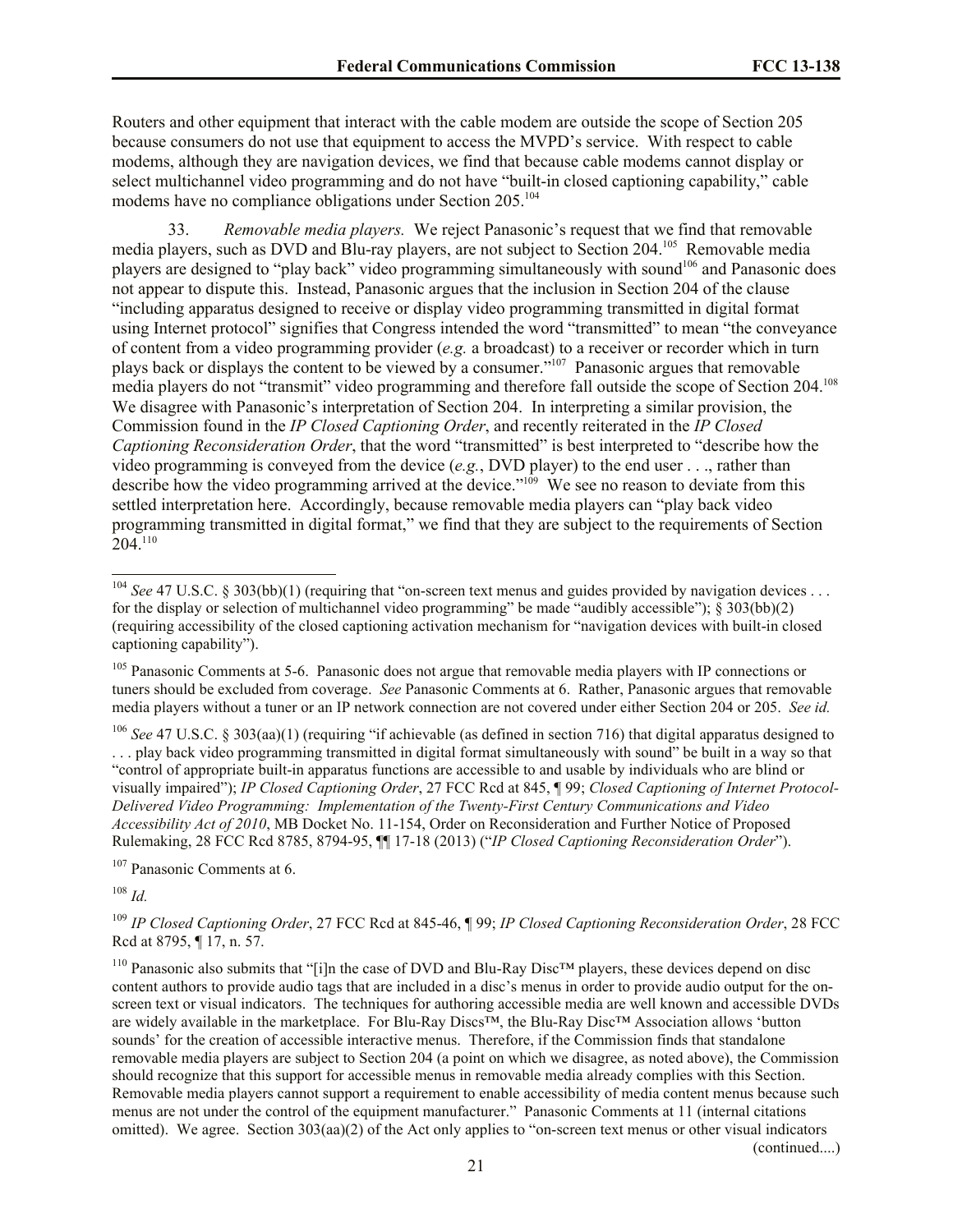Routers and other equipment that interact with the cable modem are outside the scope of Section 205 because consumers do not use that equipment to access the MVPD's service. With respect to cable modems, although they are navigation devices, we find that because cable modems cannot display or select multichannel video programming and do not have "built-in closed captioning capability," cable modems have no compliance obligations under Section 205.[104]

33. *Removable media players.* We reject Panasonic's request that we find that removable media players, such as DVD and Blu-ray players, are not subject to Section 204.[105] Removable media players are designed to "play back" video programming simultaneously with sound[106] and Panasonic does not appear to dispute this. Instead, Panasonic argues that the inclusion in Section 204 of the clause "including apparatus designed to receive or display video programming transmitted in digital format using Internet protocol" signifies that Congress intended the word "transmitted" to mean "the conveyance of content from a video programming provider (*e.g.* a broadcast) to a receiver or recorder which in turn plays back or displays the content to be viewed by a consumer."[107] Panasonic argues that removable media players do not "transmit" video programming and therefore fall outside the scope of Section 204.[108] We disagree with Panasonic's interpretation of Section 204. In interpreting a similar provision, the Commission found in the *IP Closed Captioning Order*, and recently reiterated in the *IP Closed Captioning Reconsideration Order*, that the word "transmitted" is best interpreted to "describe how the video programming is conveyed from the device (*e.g.*, DVD player) to the end user . . ., rather than describe how the video programming arrived at the device."[109] We see no reason to deviate from this settled interpretation here. Accordingly, because removable media players can "play back video programming transmitted in digital format," we find that they are subject to the requirements of Section 204.[110]

---

[104] *See* 47 U.S.C. § 303(bb)(1) (requiring that "on-screen text menus and guides provided by navigation devices . . . for the display or selection of multichannel video programming" be made "audibly accessible"); § 303(bb)(2) (requiring accessibility of the closed captioning activation mechanism for "navigation devices with built-in closed captioning capability").

[105] Panasonic Comments at 5-6. Panasonic does not argue that removable media players with IP connections or tuners should be excluded from coverage. *See* Panasonic Comments at 6. Rather, Panasonic argues that removable media players without a tuner or an IP network connection are not covered under either Section 204 or 205. *See id.*

[106] *See* 47 U.S.C. § 303(aa)(1) (requiring "if achievable (as defined in section 716) that digital apparatus designed to . . . play back video programming transmitted in digital format simultaneously with sound" be built in a way so that "control of appropriate built-in apparatus functions are accessible to and usable by individuals who are blind or visually impaired"); *IP Closed Captioning Order*, 27 FCC Rcd at 845, ¶ 99; *Closed Captioning of Internet Protocol-Delivered Video Programming: Implementation of the Twenty-First Century Communications and Video Accessibility Act of 2010*, MB Docket No. 11-154, Order on Reconsideration and Further Notice of Proposed Rulemaking, 28 FCC Rcd 8785, 8794-95, ¶¶ 17-18 (2013) ("*IP Closed Captioning Reconsideration Order*").

[107] Panasonic Comments at 6.

[108] *Id.*

[109] *IP Closed Captioning Order*, 27 FCC Rcd at 845-46, ¶ 99; *IP Closed Captioning Reconsideration Order*, 28 FCC Rcd at 8795, ¶ 17, n. 57.

[110] Panasonic also submits that "[i]n the case of DVD and Blu-Ray Disc™ players, these devices depend on disc content authors to provide audio tags that are included in a disc's menus in order to provide audio output for the on-screen text or visual indicators. The techniques for authoring accessible media are well known and accessible DVDs are widely available in the marketplace. For Blu-Ray Discs™, the Blu-Ray Disc™ Association allows 'button sounds' for the creation of accessible interactive menus. Therefore, if the Commission finds that standalone removable media players are subject to Section 204 (a point on which we disagree, as noted above), the Commission should recognize that this support for accessible menus in removable media already complies with this Section. Removable media players cannot support a requirement to enable accessibility of media content menus because such menus are not under the control of the equipment manufacturer." Panasonic Comments at 11 (internal citations omitted). We agree. Section 303(aa)(2) of the Act only applies to "on-screen text menus or other visual indicators

(continued....)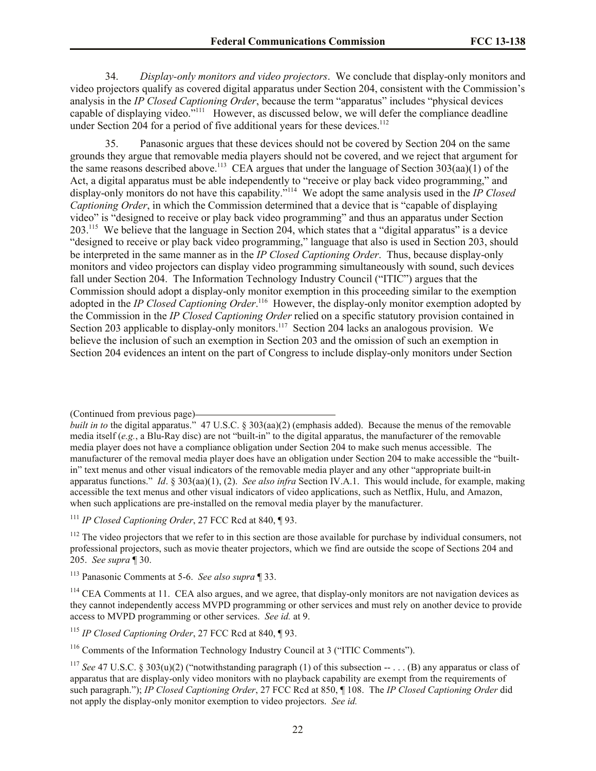34. *Display-only monitors and video projectors*. We conclude that display-only monitors and video projectors qualify as covered digital apparatus under Section 204, consistent with the Commission's analysis in the *IP Closed Captioning Order*, because the term "apparatus" includes "physical devices capable of displaying video."[111] However, as discussed below, we will defer the compliance deadline under Section 204 for a period of five additional years for these devices.[112]

35. Panasonic argues that these devices should not be covered by Section 204 on the same grounds they argue that removable media players should not be covered, and we reject that argument for the same reasons described above.[113] CEA argues that under the language of Section 303(aa)(1) of the Act, a digital apparatus must be able independently to "receive or play back video programming," and display-only monitors do not have this capability."[114] We adopt the same analysis used in the *IP Closed Captioning Order*, in which the Commission determined that a device that is "capable of displaying video" is "designed to receive or play back video programming" and thus an apparatus under Section 203.[115] We believe that the language in Section 204, which states that a "digital apparatus" is a device "designed to receive or play back video programming," language that also is used in Section 203, should be interpreted in the same manner as in the *IP Closed Captioning Order*. Thus, because display-only monitors and video projectors can display video programming simultaneously with sound, such devices fall under Section 204. The Information Technology Industry Council ("ITIC") argues that the Commission should adopt a display-only monitor exemption in this proceeding similar to the exemption adopted in the *IP Closed Captioning Order*.[116] However, the display-only monitor exemption adopted by the Commission in the *IP Closed Captioning Order* relied on a specific statutory provision contained in Section 203 applicable to display-only monitors.[117] Section 204 lacks an analogous provision. We believe the inclusion of such an exemption in Section 203 and the omission of such an exemption in Section 204 evidences an intent on the part of Congress to include display-only monitors under Section

---

(Continued from previous page)
*built in to* the digital apparatus." 47 U.S.C. § 303(aa)(2) (emphasis added). Because the menus of the removable media itself (*e.g.*, a Blu-Ray disc) are not "built-in" to the digital apparatus, the manufacturer of the removable media player does not have a compliance obligation under Section 204 to make such menus accessible. The manufacturer of the removal media player does have an obligation under Section 204 to make accessible the "built-in" text menus and other visual indicators of the removable media player and any other "appropriate built-in apparatus functions." *Id*. § 303(aa)(1), (2). *See also infra* Section IV.A.1. This would include, for example, making accessible the text menus and other visual indicators of video applications, such as Netflix, Hulu, and Amazon, when such applications are pre-installed on the removal media player by the manufacturer.

[111] *IP Closed Captioning Order*, 27 FCC Rcd at 840, ¶ 93.

[112] The video projectors that we refer to in this section are those available for purchase by individual consumers, not professional projectors, such as movie theater projectors, which we find are outside the scope of Sections 204 and 205. *See supra* ¶ 30.

[113] Panasonic Comments at 5-6. *See also supra* ¶ 33.

[114] CEA Comments at 11. CEA also argues, and we agree, that display-only monitors are not navigation devices as they cannot independently access MVPD programming or other services and must rely on another device to provide access to MVPD programming or other services. *See id.* at 9.

[115] *IP Closed Captioning Order*, 27 FCC Rcd at 840, ¶ 93.

[116] Comments of the Information Technology Industry Council at 3 ("ITIC Comments").

[117] *See* 47 U.S.C. § 303(u)(2) ("notwithstanding paragraph (1) of this subsection -- . . . (B) any apparatus or class of apparatus that are display-only video monitors with no playback capability are exempt from the requirements of such paragraph."); *IP Closed Captioning Order*, 27 FCC Rcd at 850, ¶ 108. The *IP Closed Captioning Order* did not apply the display-only monitor exemption to video projectors. *See id.*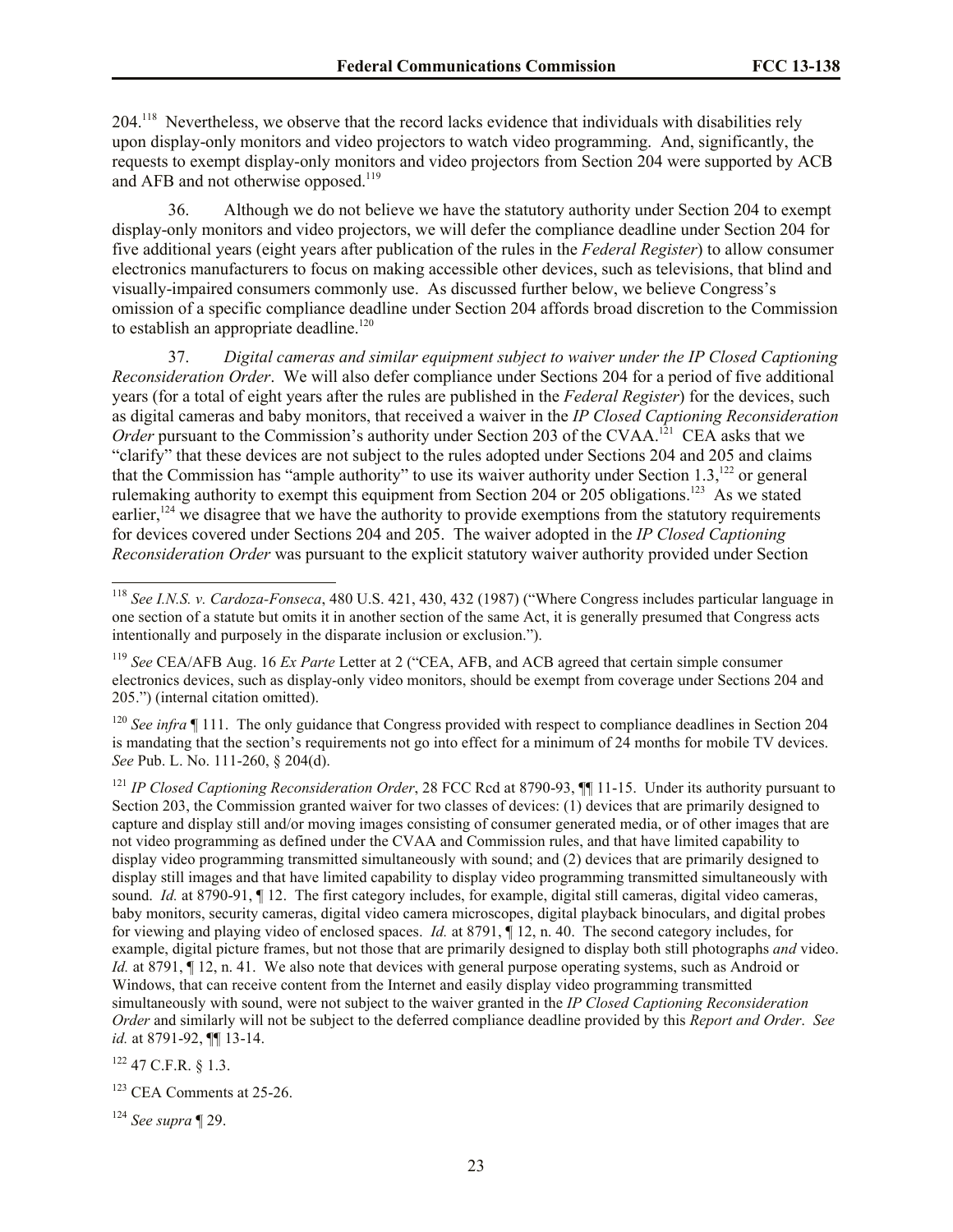204.[118] Nevertheless, we observe that the record lacks evidence that individuals with disabilities rely upon display-only monitors and video projectors to watch video programming. And, significantly, the requests to exempt display-only monitors and video projectors from Section 204 were supported by ACB and AFB and not otherwise opposed.[119]

36. Although we do not believe we have the statutory authority under Section 204 to exempt display-only monitors and video projectors, we will defer the compliance deadline under Section 204 for five additional years (eight years after publication of the rules in the *Federal Register*) to allow consumer electronics manufacturers to focus on making accessible other devices, such as televisions, that blind and visually-impaired consumers commonly use. As discussed further below, we believe Congress's omission of a specific compliance deadline under Section 204 affords broad discretion to the Commission to establish an appropriate deadline.[120]

37. *Digital cameras and similar equipment subject to waiver under the IP Closed Captioning Reconsideration Order*. We will also defer compliance under Sections 204 for a period of five additional years (for a total of eight years after the rules are published in the *Federal Register*) for the devices, such as digital cameras and baby monitors, that received a waiver in the *IP Closed Captioning Reconsideration Order* pursuant to the Commission's authority under Section 203 of the CVAA.[121] CEA asks that we "clarify" that these devices are not subject to the rules adopted under Sections 204 and 205 and claims that the Commission has "ample authority" to use its waiver authority under Section 1.3,[122] or general rulemaking authority to exempt this equipment from Section 204 or 205 obligations.[123] As we stated earlier,[124] we disagree that we have the authority to provide exemptions from the statutory requirements for devices covered under Sections 204 and 205. The waiver adopted in the *IP Closed Captioning Reconsideration Order* was pursuant to the explicit statutory waiver authority provided under Section

---

[118] *See I.N.S. v. Cardoza-Fonseca*, 480 U.S. 421, 430, 432 (1987) ("Where Congress includes particular language in one section of a statute but omits it in another section of the same Act, it is generally presumed that Congress acts intentionally and purposely in the disparate inclusion or exclusion.").

[119] *See* CEA/AFB Aug. 16 *Ex Parte* Letter at 2 ("CEA, AFB, and ACB agreed that certain simple consumer electronics devices, such as display-only video monitors, should be exempt from coverage under Sections 204 and 205.") (internal citation omitted).

[120] *See infra* ¶ 111. The only guidance that Congress provided with respect to compliance deadlines in Section 204 is mandating that the section's requirements not go into effect for a minimum of 24 months for mobile TV devices. *See* Pub. L. No. 111-260, § 204(d).

[121] *IP Closed Captioning Reconsideration Order*, 28 FCC Rcd at 8790-93, ¶¶ 11-15. Under its authority pursuant to Section 203, the Commission granted waiver for two classes of devices: (1) devices that are primarily designed to capture and display still and/or moving images consisting of consumer generated media, or of other images that are not video programming as defined under the CVAA and Commission rules, and that have limited capability to display video programming transmitted simultaneous with sound; and (2) devices that are primarily designed to display still images and that have limited capability to display video programming transmitted simultaneously with sound. *Id.* at 8790-91, ¶ 12. The first category includes, for example, digital still cameras, digital video cameras, baby monitors, security cameras, digital video camera microscopes, digital playback binoculars, and digital probes for viewing and playing video of enclosed spaces. *Id.* at 8791, ¶ 12, n. 40. The second category includes, for example, digital picture frames, but not those that are primarily designed to display both still photographs *and* video. *Id.* at 8791, ¶ 12, n. 41. We also note that devices with general purpose operating systems, such as Android or Windows, that can receive content from the Internet and easily display video programming transmitted simultaneously with sound, were not subject to the waiver granted in the *IP Closed Captioning Reconsideration Order* and similarly will not be subject to the deferred compliance deadline provided by this *Report and Order*. *See id.* at 8791-92, ¶¶ 13-14.

[122] 47 C.F.R. § 1.3.

[123] CEA Comments at 25-26.

[124] *See supra* ¶ 29.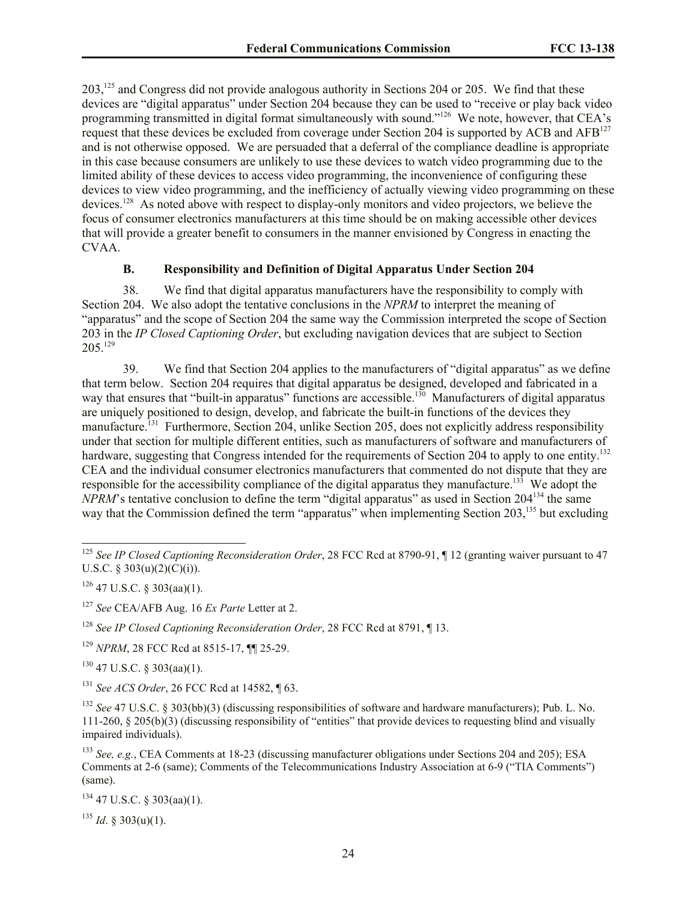203,[125] and Congress did not provide analogous authority in Sections 204 or 205. We find that these devices are "digital apparatus" under Section 204 because they can be used to "receive or play back video programming transmitted in digital format simultaneously with sound."[126] We note, however, that CEA's request that these devices be excluded from coverage under Section 204 is supported by ACB and AFB[127] and is not otherwise opposed. We are persuaded that a deferral of the compliance deadline is appropriate in this case because consumers are unlikely to use these devices to watch video programming due to the limited ability of these devices to access video programming, the inconvenience of configuring these devices to view video programming, and the inefficiency of actually viewing video programming on these devices.[128] As noted above with respect to display-only monitors and video projectors, we believe the focus of consumer electronics manufacturers at this time should be on making accessible other devices that will provide a greater benefit to consumers in the manner envisioned by Congress in enacting the CVAA.

### B. Responsibility and Definition of Digital Apparatus Under Section 204

38. We find that digital apparatus manufacturers have the responsibility to comply with Section 204. We also adopt the tentative conclusions in the *NPRM* to interpret the meaning of "apparatus" and the scope of Section 204 the same way the Commission interpreted the scope of Section 203 in the *IP Closed Captioning Order*, but excluding navigation devices that are subject to Section 205.[129]

39. We find that Section 204 applies to the manufacturers of "digital apparatus" as we define that term below. Section 204 requires that digital apparatus be designed, developed and fabricated in a way that ensures that "built-in apparatus" functions are accessible.[130] Manufacturers of digital apparatus are uniquely positioned to design, develop, and fabricate the built-in functions of the devices they manufacture.[131] Furthermore, Section 204, unlike Section 205, does not explicitly address responsibility under that section for multiple different entities, such as manufacturers of software and manufacturers of hardware, suggesting that Congress intended for the requirements of Section 204 to apply to one entity.[132] CEA and the individual consumer electronics manufacturers that commented do not dispute that they are responsible for the accessibility compliance of the digital apparatus they manufacture.[133] We adopt the *NPRM*'s tentative conclusion to define the term "digital apparatus" as used in Section 204[134] the same way that the Commission defined the term "apparatus" when implementing Section 203,[135] but excluding

---

[125] *See IP Closed Captioning Reconsideration Order*, 28 FCC Rcd at 8790-91, ¶ 12 (granting waiver pursuant to 47 U.S.C. § 303(u)(2)(C)(i)).

[126] 47 U.S.C. § 303(aa)(1).

[127] *See* CEA/AFB Aug. 16 *Ex Parte* Letter at 2.

[128] *See IP Closed Captioning Reconsideration Order*, 28 FCC Rcd at 8791, ¶ 13.

[129] *NPRM*, 28 FCC Rcd at 8515-17, ¶¶ 25-29.

[130] 47 U.S.C. § 303(aa)(1).

[131] *See ACS Order*, 26 FCC Rcd at 14582, ¶ 63.

[132] *See* 47 U.S.C. § 303(bb)(3) (discussing responsibilities of software and hardware manufacturers); Pub. L. No. 111-260, § 205(b)(3) (discussing responsibility of "entities" that provide devices to requesting blind and visually impaired individuals).

[133] *See, e.g.*, CEA Comments at 18-23 (discussing manufacturer obligations under Sections 204 and 205); ESA Comments at 2-6 (same); Comments of the Telecommunications Industry Association at 6-9 ("TIA Comments") (same).

[134] 47 U.S.C. § 303(aa)(1).

[135] *Id*. § 303(u)(1).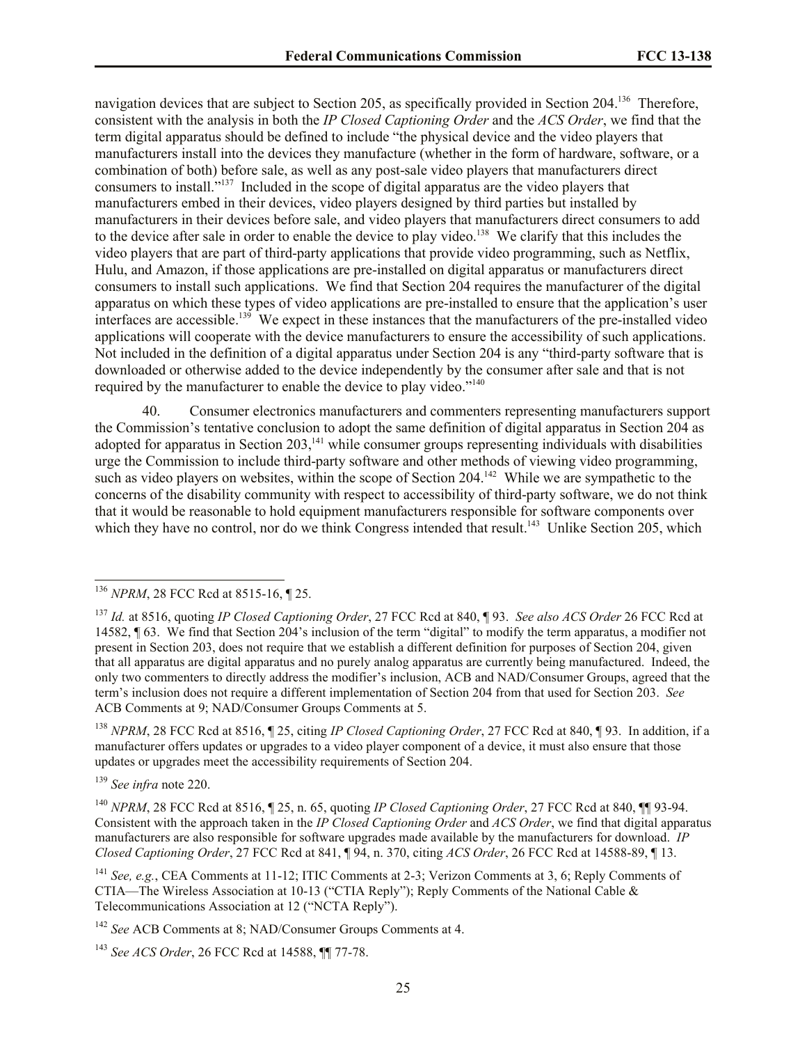navigation devices that are subject to Section 205, as specifically provided in Section 204.[136] Therefore, consistent with the analysis in both the *IP Closed Captioning Order* and the *ACS Order*, we find that the term digital apparatus should be defined to include "the physical device and the video players that manufacturers install into the devices they manufacture (whether in the form of hardware, software, or a combination of both) before sale, as well as any post-sale video players that manufacturers direct consumers to install."[137] Included in the scope of digital apparatus are the video players that manufacturers embed in their devices, video players designed by third parties but installed by manufacturers in their devices before sale, and video players that manufacturers direct consumers to add to the device after sale in order to enable the device to play video.[138] We clarify that this includes the video players that are part of third-party applications that provide video programming, such as Netflix, Hulu, and Amazon, if those applications are pre-installed on digital apparatus or manufacturers direct consumers to install such applications. We find that Section 204 requires the manufacturer of the digital apparatus on which these types of video applications are pre-installed to ensure that the application's user interfaces are accessible.[139] We expect in these instances that the manufacturers of the pre-installed video applications will cooperate with the device manufacturers to ensure the accessibility of such applications. Not included in the definition of a digital apparatus under Section 204 is any "third-party software that is downloaded or otherwise added to the device independently by the consumer after sale and that is not required by the manufacturer to enable the device to play video."[140]

40. Consumer electronics manufacturers and commenters representing manufacturers support the Commission's tentative conclusion to adopt the same definition of digital apparatus in Section 204 as adopted for apparatus in Section 203,[141] while consumer groups representing individuals with disabilities urge the Commission to include third-party software and other methods of viewing video programming, such as video players on websites, within the scope of Section 204.[142] While we are sympathetic to the concerns of the disability community with respect to accessibility of third-party software, we do not think that it would be reasonable to hold equipment manufacturers responsible for software components over which they have no control, nor do we think Congress intended that result.[143] Unlike Section 205, which

---

[136] *NPRM*, 28 FCC Rcd at 8515-16, ¶ 25.

[137] *Id.* at 8516, quoting *IP Closed Captioning Order*, 27 FCC Rcd at 840, ¶ 93. *See also ACS Order* 26 FCC Rcd at 14582, ¶ 63. We find that Section 204's inclusion of the term "digital" to modify the term apparatus, a modifier not present in Section 203, does not require that we establish a different definition for purposes of Section 204, given that all apparatus are digital apparatus and no purely analog apparatus are currently being manufactured. Indeed, the only two commenters to directly address the modifier's inclusion, ACB and NAD/Consumer Groups, agreed that the term's inclusion does not require a different implementation of Section 204 from that used for Section 203. *See* ACB Comments at 9; NAD/Consumer Groups Comments at 5.

[138] *NPRM*, 28 FCC Rcd at 8516, ¶ 25, citing *IP Closed Captioning Order*, 27 FCC Rcd at 840, ¶ 93. In addition, if a manufacturer offers updates or upgrades to a video player component of a device, it must also ensure that those updates or upgrades meet the accessibility requirements of Section 204.

[139] *See infra* note 220.

[140] *NPRM*, 28 FCC Rcd at 8516, ¶ 25, n. 65, quoting *IP Closed Captioning Order*, 27 FCC Rcd at 840, ¶¶ 93-94. Consistent with the approach taken in the *IP Closed Captioning Order* and *ACS Order*, we find that digital apparatus manufacturers are also responsible for software upgrades made available by the manufacturers for download. *IP Closed Captioning Order*, 27 FCC Rcd at 841, ¶ 94, n. 370, citing *ACS Order*, 26 FCC Rcd at 14588-89, ¶ 13.

[141] *See, e.g.*, CEA Comments at 11-12; ITIC Comments at 2-3; Verizon Comments at 3, 6; Reply Comments of CTIA—The Wireless Association at 10-13 ("CTIA Reply"); Reply Comments of the National Cable & Telecommunications Association at 12 ("NCTA Reply").

[142] *See* ACB Comments at 8; NAD/Consumer Groups Comments at 4.

[143] *See ACS Order*, 26 FCC Rcd at 14588, ¶¶ 77-78.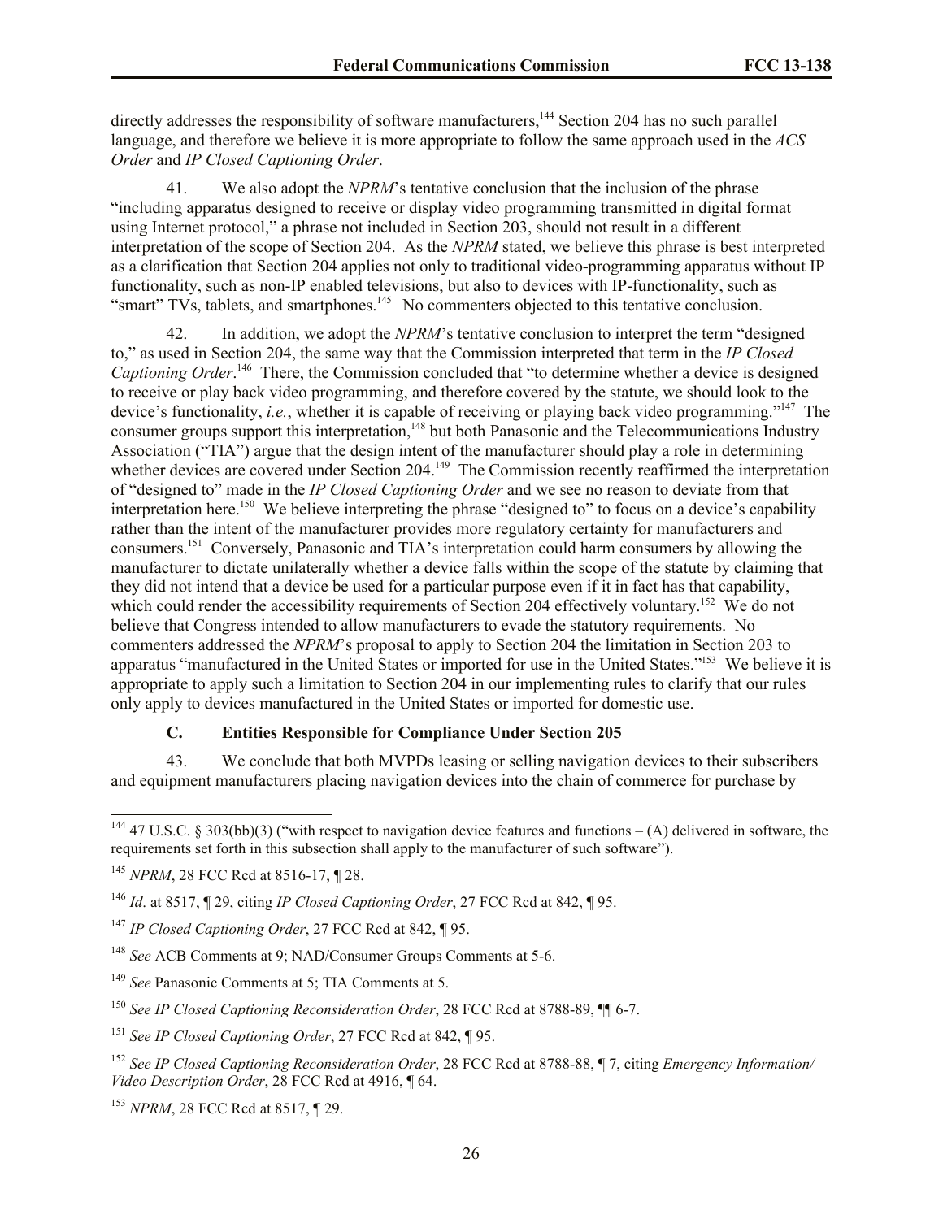directly addresses the responsibility of software manufacturers,[144] Section 204 has no such parallel language, and therefore we believe it is more appropriate to follow the same approach used in the *ACS Order* and *IP Closed Captioning Order*.

41. We also adopt the *NPRM*'s tentative conclusion that the inclusion of the phrase "including apparatus designed to receive or display video programming transmitted in digital format using Internet protocol," a phrase not included in Section 203, should not result in a different interpretation of the scope of Section 204. As the *NPRM* stated, we believe this phrase is best interpreted as a clarification that Section 204 applies not only to traditional video-programming apparatus without IP functionality, such as non-IP enabled televisions, but also to devices with IP-functionality, such as "smart" TVs, tablets, and smartphones.[145] No commenters objected to this tentative conclusion.

42. In addition, we adopt the *NPRM*'s tentative conclusion to interpret the term "designed to," as used in Section 204, the same way that the Commission interpreted that term in the *IP Closed Captioning Order*.[146] There, the Commission concluded that "to determine whether a device is designed to receive or play back video programming, and therefore covered by the statute, we should look to the device's functionality, *i.e.*, whether it is capable of receiving or playing back video programming."[147] The consumer groups support this interpretation,[148] but both Panasonic and the Telecommunications Industry Association ("TIA") argue that the design intent of the manufacturer should play a role in determining whether devices are covered under Section 204.[149] The Commission recently reaffirmed the interpretation of "designed to" made in the *IP Closed Captioning Order* and we see no reason to deviate from that interpretation here.[150] We believe interpreting the phrase "designed to" to focus on a device's capability rather than the intent of the manufacturer provides more regulatory certainty for manufacturers and consumers.[151] Conversely, Panasonic and TIA's interpretation could harm consumers by allowing the manufacturer to dictate unilaterally whether a device falls within the scope of the statute by claiming that they did not intend that a device be used for a particular purpose even if it in fact has that capability, which could render the accessibility requirements of Section 204 effectively voluntary.[152] We do not believe that Congress intended to allow manufacturers to evade the statutory requirements. No commenters addressed the *NPRM*'s proposal to apply to Section 204 the limitation in Section 203 to apparatus "manufactured in the United States or imported for use in the United States."[153] We believe it is appropriate to apply such a limitation to Section 204 in our implementing rules to clarify that our rules only apply to devices manufactured in the United States or imported for domestic use.

### C. Entities Responsible for Compliance Under Section 205

43. We conclude that both MVPDs leasing or selling navigation devices to their subscribers and equipment manufacturers placing navigation devices into the chain of commerce for purchase by

---

[144] 47 U.S.C. § 303(bb)(3) ("with respect to navigation device features and functions – (A) delivered in software, the requirements set forth in this subsection shall apply to the manufacturer of such software").

[145] *NPRM*, 28 FCC Rcd at 8516-17, ¶ 28.

[146] *Id*. at 8517, ¶ 29, citing *IP Closed Captioning Order*, 27 FCC Rcd at 842, ¶ 95.

[147] *IP Closed Captioning Order*, 27 FCC Rcd at 842, ¶ 95.

[148] *See* ACB Comments at 9; NAD/Consumer Groups Comments at 5-6.

[149] *See* Panasonic Comments at 5; TIA Comments at 5.

[150] *See IP Closed Captioning Reconsideration Order*, 28 FCC Rcd at 8788-89, ¶¶ 6-7.

[151] *See IP Closed Captioning Order*, 27 FCC Rcd at 842, ¶ 95.

[152] *See IP Closed Captioning Reconsideration Order*, 28 FCC Rcd at 8788-88, ¶ 7, citing *Emergency Information/ Video Description Order*, 28 FCC Rcd at 4916, ¶ 64.

[153] *NPRM*, 28 FCC Rcd at 8517, ¶ 29.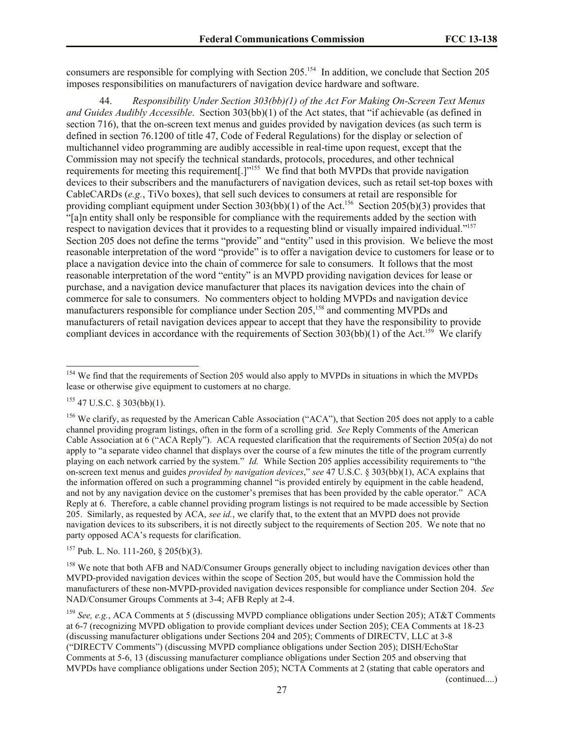consumers are responsible for complying with Section 205.[154] In addition, we conclude that Section 205 imposes responsibilities on manufacturers of navigation device hardware and software.

44. *Responsibility Under Section 303(bb)(1) of the Act For Making On-Screen Text Menus and Guides Audibly Accessible*. Section 303(bb)(1) of the Act states, that "if achievable (as defined in section 716), that the on-screen text menus and guides provided by navigation devices (as such term is defined in section 76.1200 of title 47, Code of Federal Regulations) for the display or selection of multichannel video programming are audibly accessible in real-time upon request, except that the Commission may not specify the technical standards, protocols, procedures, and other technical requirements for meeting this requirement[.]"[155] We find that both MVPDs that provide navigation devices to their subscribers and the manufacturers of navigation devices, such as retail set-top boxes with CableCARDs (*e.g.*, TiVo boxes), that sell such devices to consumers at retail are responsible for providing compliant equipment under Section 303(bb)(1) of the Act.[156] Section 205(b)(3) provides that "[a]n entity shall only be responsible for compliance with the requirements added by the section with respect to navigation devices that it provides to a requesting blind or visually impaired individual."[157] Section 205 does not define the terms "provide" and "entity" used in this provision. We believe the most reasonable interpretation of the word "provide" is to offer a navigation device to customers for lease or to place a navigation device into the chain of commerce for sale to consumers. It follows that the most reasonable interpretation of the word "entity" is an MVPD providing navigation devices for lease or purchase, and a navigation device manufacturer that places its navigation devices into the chain of commerce for sale to consumers. No commenters object to holding MVPDs and navigation device manufacturers responsible for compliance under Section 205,[158] and commenting MVPDs and manufacturers of retail navigation devices appear to accept that they have the responsibility to provide compliant devices in accordance with the requirements of Section 303(bb)(1) of the Act.[159] We clarify

---

[154] We find that the requirements of Section 205 would also apply to MVPDs in situations in which the MVPDs lease or otherwise give equipment to customers at no charge.

[155] 47 U.S.C. § 303(bb)(1).

[156] We clarify, as requested by the American Cable Association ("ACA"), that Section 205 does not apply to a cable channel providing program listings, often in the form of a scrolling grid. *See* Reply Comments of the American Cable Association at 6 ("ACA Reply"). ACA requested clarification that the requirements of Section 205(a) do not apply to "a separate video channel that displays over the course of a few minutes the title of the program currently playing on each network carried by the system." *Id.* While Section 205 applies accessibility requirements to "the on-screen text menus and guides *provided by navigation devices*," *see* 47 U.S.C. § 303(bb)(1), ACA explains that the information offered on such a programming channel "is provided entirely by equipment in the cable headend, and not by any navigation device on the customer's premises that has been provided by the cable operator." ACA Reply at 6. Therefore, a cable channel providing program listings is not required to be made accessible by Section 205. Similarly, as requested by ACA, *see id.*, we clarify that, to the extent that an MVPD does not provide navigation devices to its subscribers, it is not directly subject to the requirements of Section 205. We note that no party opposed ACA's requests for clarification.

[157] Pub. L. No. 111-260, § 205(b)(3).

[158] We note that both AFB and NAD/Consumer Groups generally object to including navigation devices other than MVPD-provided navigation devices within the scope of Section 205, but would have the Commission hold the manufacturers of these non-MVPD-provided navigation devices responsible for compliance under Section 204. *See* NAD/Consumer Groups Comments at 3-4; AFB Reply at 2-4.

[159] *See, e.g.*, ACA Comments at 5 (discussing MVPD compliance obligations under Section 205); AT&T Comments at 6-7 (recognizing MVPD obligation to provide compliant devices under Section 205); CEA Comments at 18-23 (discussing manufacturer obligations under Sections 204 and 205); Comments of DIRECTV, LLC at 3-8 ("DIRECTV Comments") (discussing MVPD compliance obligations under Section 205); DISH/EchoStar Comments at 5-6, 13 (discussing manufacturer compliance obligations under Section 205 and observing that MVPDs have compliance obligations under Section 205); NCTA Comments at 2 (stating that cable operators and

(continued....)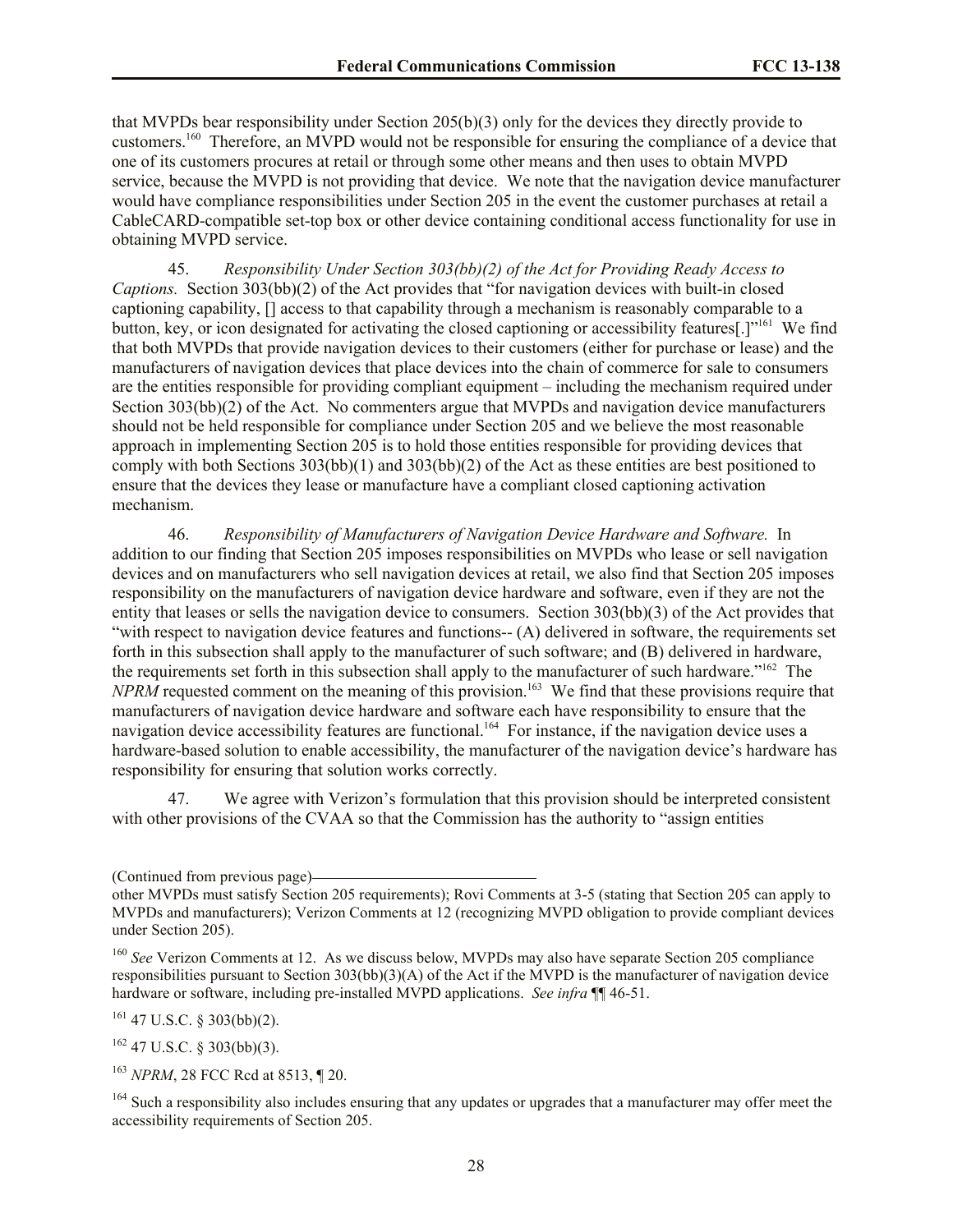that MVPDs bear responsibility under Section 205(b)(3) only for the devices they directly provide to customers.[160] Therefore, an MVPD would not be responsible for ensuring the compliance of a device that one of its customers procures at retail or through some other means and then uses to obtain MVPD service, because the MVPD is not providing that device. We note that the navigation device manufacturer would have compliance responsibilities under Section 205 in the event the customer purchases at retail a CableCARD-compatible set-top box or other device containing conditional access functionality for use in obtaining MVPD service.

45. *Responsibility Under Section 303(bb)(2) of the Act for Providing Ready Access to Captions.* Section 303(bb)(2) of the Act provides that "for navigation devices with built-in closed captioning capability, [] access to that capability through a mechanism is reasonably comparable to a button, key, or icon designated for activating the closed captioning or accessibility features[.]"[161] We find that both MVPDs that provide navigation devices to their customers (either for purchase or lease) and the manufacturers of navigation devices that place devices into the chain of commerce for sale to consumers are the entities responsible for providing compliant equipment – including the mechanism required under Section 303(bb)(2) of the Act. No commenters argue that MVPDs and navigation device manufacturers should not be held responsible for compliance under Section 205 and we believe the most reasonable approach in implementing Section 205 is to hold those entities responsible for providing devices that comply with both Sections 303(bb)(1) and 303(bb)(2) of the Act as these entities are best positioned to ensure that the devices they lease or manufacture have a compliant closed captioning activation mechanism.

46. *Responsibility of Manufacturers of Navigation Device Hardware and Software.* In addition to our finding that Section 205 imposes responsibilities on MVPDs who lease or sell navigation devices and on manufacturers who sell navigation devices at retail, we also find that Section 205 imposes responsibility on the manufacturers of navigation device hardware and software, even if they are not the entity that leases or sells the navigation device to consumers. Section 303(bb)(3) of the Act provides that "with respect to navigation device features and functions-- (A) delivered in software, the requirements set forth in this subsection shall apply to the manufacturer of such software; and (B) delivered in hardware, the requirements set forth in this subsection shall apply to the manufacturer of such hardware."[162] The *NPRM* requested comment on the meaning of this provision.[163] We find that these provisions require that manufacturers of navigation device hardware and software each have responsibility to ensure that the navigation device accessibility features are functional.[164] For instance, if the navigation device uses a hardware-based solution to enable accessibility, the manufacturer of the navigation device's hardware has responsibility for ensuring that solution works correctly.

47. We agree with Verizon's formulation that this provision should be interpreted consistent with other provisions of the CVAA so that the Commission has the authority to "assign entities

(Continued from previous page)

other MVPDs must satisfy Section 205 requirements); Rovi Comments at 3-5 (stating that Section 205 can apply to MVPDs and manufacturers); Verizon Comments at 12 (recognizing MVPD obligation to provide compliant devices under Section 205).

[160] *See* Verizon Comments at 12. As we discuss below, MVPDs may also have separate Section 205 compliance responsibilities pursuant to Section 303(bb)(3)(A) of the Act if the MVPD is the manufacturer of navigation device hardware or software, including pre-installed MVPD applications. *See infra* ¶¶ 46-51.

[161] 47 U.S.C. § 303(bb)(2).

[162] 47 U.S.C. § 303(bb)(3).

[163] *NPRM*, 28 FCC Rcd at 8513, ¶ 20.

[164] Such a responsibility also includes ensuring that any updates or upgrades that a manufacturer may offer meet the accessibility requirements of Section 205.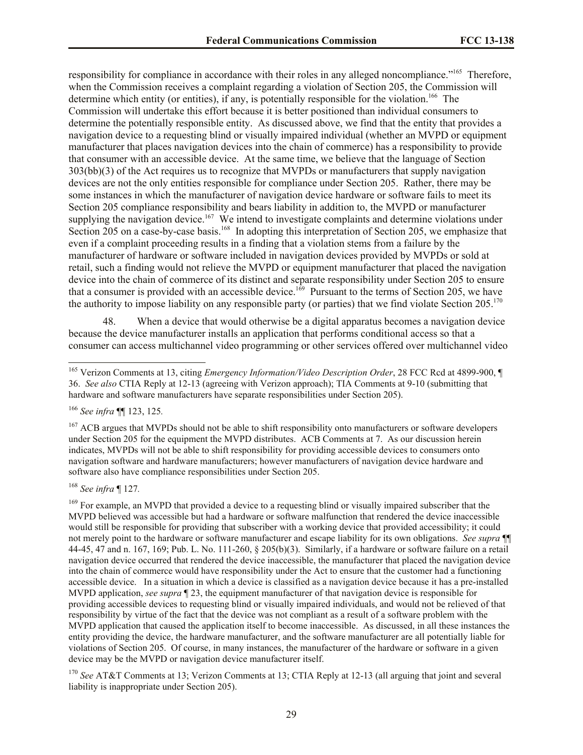responsibility for compliance in accordance with their roles in any alleged noncompliance."[165] Therefore, when the Commission receives a complaint regarding a violation of Section 205, the Commission will determine which entity (or entities), if any, is potentially responsible for the violation.[166] The Commission will undertake this effort because it is better positioned than individual consumers to determine the potentially responsible entity. As discussed above, we find that the entity that provides a navigation device to a requesting blind or visually impaired individual (whether an MVPD or equipment manufacturer that places navigation devices into the chain of commerce) has a responsibility to provide that consumer with an accessible device. At the same time, we believe that the language of Section 303(bb)(3) of the Act requires us to recognize that MVPDs or manufacturers that supply navigation devices are not the only entities responsible for compliance under Section 205. Rather, there may be some instances in which the manufacturer of navigation device hardware or software fails to meet its Section 205 compliance responsibility and bears liability in addition to, the MVPD or manufacturer supplying the navigation device.[167] We intend to investigate complaints and determine violations under Section 205 on a case-by-case basis.[168] In adopting this interpretation of Section 205, we emphasize that even if a complaint proceeding results in a finding that a violation stems from a failure by the manufacturer of hardware or software included in navigation devices provided by MVPDs or sold at retail, such a finding would not relieve the MVPD or equipment manufacturer that placed the navigation device into the chain of commerce of its distinct and separate responsibility under Section 205 to ensure that a consumer is provided with an accessible device.[169] Pursuant to the terms of Section 205, we have the authority to impose liability on any responsible party (or parties) that we find violate Section 205.[170]

48. When a device that would otherwise be a digital apparatus becomes a navigation device because the device manufacturer installs an application that performs conditional access so that a consumer can access multichannel video programming or other services offered over multichannel video

---

[165] Verizon Comments at 13, citing *Emergency Information/Video Description Order*, 28 FCC Rcd at 4899-900, ¶ 36. *See also* CTIA Reply at 12-13 (agreeing with Verizon approach); TIA Comments at 9-10 (submitting that hardware and software manufacturers have separate responsibilities under Section 205).

[166] *See infra* ¶¶ 123, 125.

[167] ACB argues that MVPDs should not be able to shift responsibility onto manufacturers or software developers under Section 205 for the equipment the MVPD distributes. ACB Comments at 7. As our discussion herein indicates, MVPDs will not be able to shift responsibility for providing accessible devices to consumers onto navigation software and hardware manufacturers; however manufacturers of navigation device hardware and software also have compliance responsibilities under Section 205.

[168] *See infra* ¶ 127.

[169] For example, an MVPD that provided a device to a requesting blind or visually impaired subscriber that the MVPD believed was accessible but had a hardware or software malfunction that rendered the device inaccessible would still be responsible for providing that subscriber with a working device that provided accessibility; it could not merely point to the hardware or software manufacturer and escape liability for its own obligations. *See supra* ¶¶ 44-45, 47 and n. 167, 169; Pub. L. No. 111-260, § 205(b)(3). Similarly, if a hardware or software failure on a retail navigation device occurred that rendered the device inaccessible, the manufacturer that placed the navigation device into the chain of commerce would have responsibility under the Act to ensure that the customer had a functioning accessible device. In a situation in which a device is classified as a navigation device because it has a pre-installed MVPD application, *see supra* ¶ 23, the equipment manufacturer of that navigation device is responsible for providing accessible devices to requesting blind or visually impaired individuals, and would not be relieved of that responsibility by virtue of the fact that the device was not compliant as a result of a software problem with the MVPD application that caused the application itself to become inaccessible. As discussed, in all these instances the entity providing the device, the hardware manufacturer, and the software manufacturer are all potentially liable for violations of Section 205. Of course, in many instances, the manufacturer of the hardware or software in a given device may be the MVPD or navigation device manufacturer itself.

[170] *See* AT&T Comments at 13; Verizon Comments at 13; CTIA Reply at 12-13 (all arguing that joint and several liability is inappropriate under Section 205).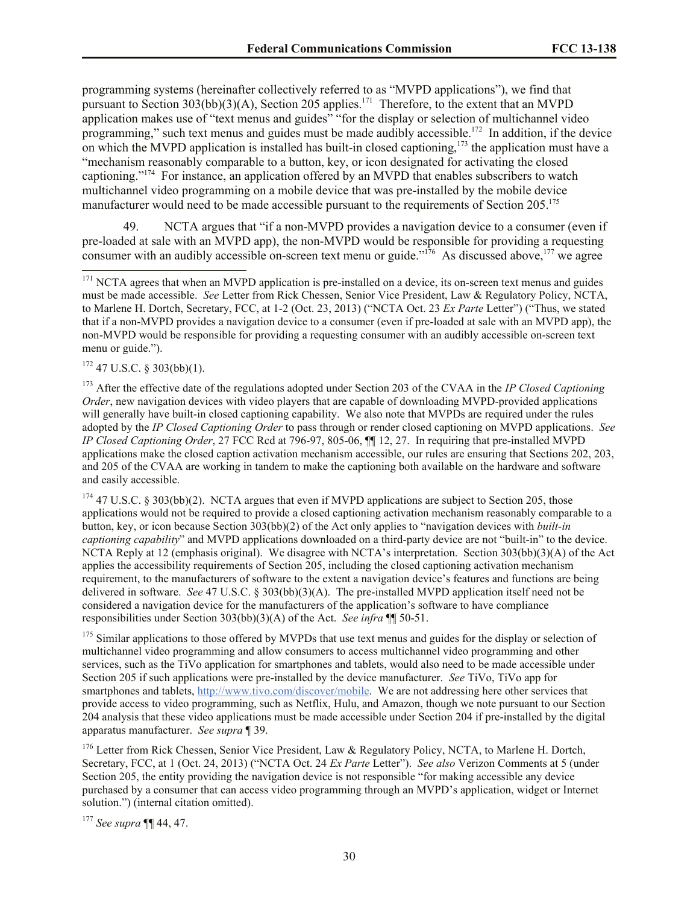programming systems (hereinafter collectively referred to as "MVPD applications"), we find that pursuant to Section 303(bb)(3)(A), Section 205 applies.[171] Therefore, to the extent that an MVPD application makes use of "text menus and guides" "for the display or selection of multichannel video programming," such text menus and guides must be made audibly accessible.[172] In addition, if the device on which the MVPD application is installed has built-in closed captioning,[173] the application must have a "mechanism reasonably comparable to a button, key, or icon designated for activating the closed captioning."[174] For instance, an application offered by an MVPD that enables subscribers to watch multichannel video programming on a mobile device that was pre-installed by the mobile device manufacturer would need to be made accessible pursuant to the requirements of Section 205.[175]

49. NCTA argues that "if a non-MVPD provides a navigation device to a consumer (even if pre-loaded at sale with an MVPD app), the non-MVPD would be responsible for providing a requesting consumer with an audibly accessible on-screen text menu or guide."[176] As discussed above,[177] we agree

---

[171] NCTA agrees that when an MVPD application is pre-installed on a device, its on-screen text menus and guides must be made accessible. *See* Letter from Rick Chessen, Senior Vice President, Law & Regulatory Policy, NCTA, to Marlene H. Dortch, Secretary, FCC, at 1-2 (Oct. 23, 2013) ("NCTA Oct. 23 *Ex Parte* Letter") ("Thus, we stated that if a non-MVPD provides a navigation device to a consumer (even if pre-loaded at sale with an MVPD app), the non-MVPD would be responsible for providing a requesting consumer with an audibly accessible on-screen text menu or guide.").

[172] 47 U.S.C. § 303(bb)(1).

[173] After the effective date of the regulations adopted under Section 203 of the CVAA in the *IP Closed Captioning Order*, new navigation devices with video players that are capable of downloading MVPD-provided applications will generally have built-in closed captioning capability. We also note that MVPDs are required under the rules adopted by the *IP Closed Captioning Order* to pass through or render closed captioning on MVPD applications. *See IP Closed Captioning Order*, 27 FCC Rcd at 796-97, 805-06, ¶¶ 12, 27. In requiring that pre-installed MVPD applications make the closed caption activation mechanism accessible, our rules are ensuring that Sections 202, 203, and 205 of the CVAA are working in tandem to make the captioning both available on the hardware and software and easily accessible.

[174] 47 U.S.C. § 303(bb)(2). NCTA argues that even if MVPD applications are subject to Section 205, those applications would not be required to provide a closed captioning activation mechanism reasonably comparable to a button, key, or icon because Section 303(bb)(2) of the Act only applies to "navigation devices with *built-in captioning capability*" and MVPD applications downloaded on a third-party device are not "built-in" to the device. NCTA Reply at 12 (emphasis original). We disagree with NCTA's interpretation. Section 303(bb)(3)(A) of the Act applies the accessibility requirements of Section 205, including the closed captioning activation mechanism requirement, to the manufacturers of software to the extent a navigation device's features and functions are being delivered in software. *See* 47 U.S.C. § 303(bb)(3)(A). The pre-installed MVPD application itself need not be considered a navigation device for the manufacturers of the application's software to have compliance responsibilities under Section 303(bb)(3)(A) of the Act. *See infra* ¶¶ 50-51.

[175] Similar applications to those offered by MVPDs that use text menus and guides for the display or selection of multichannel video programming and allow consumers to access multichannel video programming and other services, such as the TiVo application for smartphones and tablets, would also need to be made accessible under Section 205 if such applications were pre-installed by the device manufacturer. *See* TiVo, TiVo app for smartphones and tablets, http://www.tivo.com/discover/mobile. We are not addressing here other services that provide access to video programming, such as Netflix, Hulu, and Amazon, though we note pursuant to our Section 204 analysis that these video applications must be made accessible under Section 204 if pre-installed by the digital apparatus manufacturer. *See supra* ¶ 39.

[176] Letter from Rick Chessen, Senior Vice President, Law & Regulatory Policy, NCTA, to Marlene H. Dortch, Secretary, FCC, at 1 (Oct. 24, 2013) ("NCTA Oct. 24 *Ex Parte* Letter"). *See also* Verizon Comments at 5 (under Section 205, the entity providing the navigation device is not responsible "for making accessible any device purchased by a consumer that can access video programming through an MVPD's application, widget or Internet solution.") (internal citation omitted).

[177] *See supra* ¶¶ 44, 47.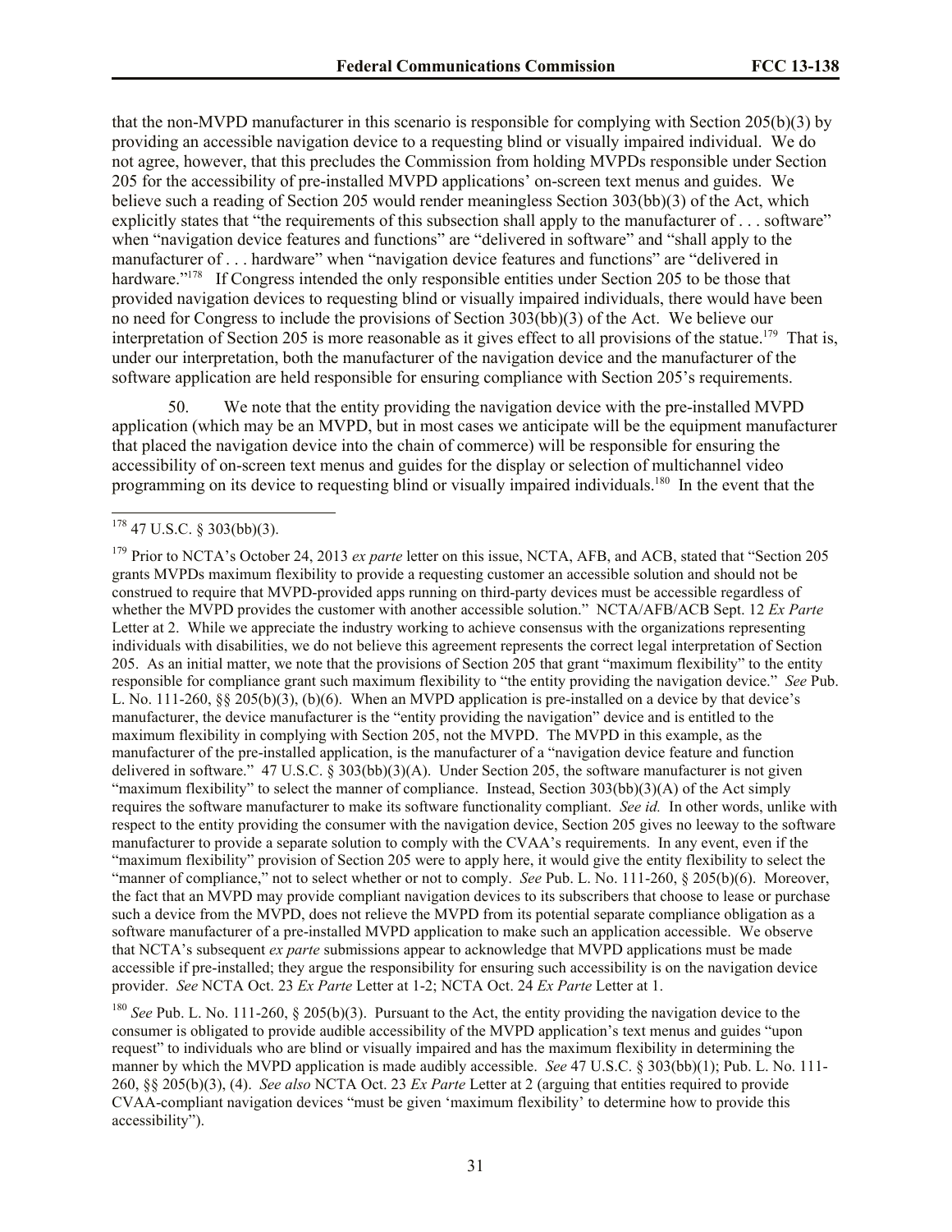that the non-MVPD manufacturer in this scenario is responsible for complying with Section 205(b)(3) by providing an accessible navigation device to a requesting blind or visually impaired individual. We do not agree, however, that this precludes the Commission from holding MVPDs responsible under Section 205 for the accessibility of pre-installed MVPD applications' on-screen text menus and guides. We believe such a reading of Section 205 would render meaningless Section 303(bb)(3) of the Act, which explicitly states that "the requirements of this subsection shall apply to the manufacturer of . . . software" when "navigation device features and functions" are "delivered in software" and "shall apply to the manufacturer of . . . hardware" when "navigation device features and functions" are "delivered in hardware."[178] If Congress intended the only responsible entities under Section 205 to be those that provided navigation devices to requesting blind or visually impaired individuals, there would have been no need for Congress to include the provisions of Section 303(bb)(3) of the Act. We believe our interpretation of Section 205 is more reasonable as it gives effect to all provisions of the statue.[179] That is, under our interpretation, both the manufacturer of the navigation device and the manufacturer of the software application are held responsible for ensuring compliance with Section 205's requirements.

50. We note that the entity providing the navigation device with the pre-installed MVPD application (which may be an MVPD, but in most cases we anticipate will be the equipment manufacturer that placed the navigation device into the chain of commerce) will be responsible for ensuring the accessibility of on-screen text menus and guides for the display or selection of multichannel video programming on its device to requesting blind or visually impaired individuals.[180] In the event that the

---

[178] 47 U.S.C. § 303(bb)(3).

[179] Prior to NCTA's October 24, 2013 *ex parte* letter on this issue, NCTA, AFB, and ACB, stated that "Section 205 grants MVPDs maximum flexibility to provide a requesting customer an accessible solution and should not be construed to require that MVPD-provided apps running on third-party devices must be accessible regardless of whether the MVPD provides the customer with another accessible solution." NCTA/AFB/ACB Sept. 12 *Ex Parte* Letter at 2. While we appreciate the industry working to achieve consensus with the organizations representing individuals with disabilities, we do not believe this agreement represents the correct legal interpretation of Section 205. As an initial matter, we note that the provisions of Section 205 that grant "maximum flexibility" to the entity responsible for compliance grant such maximum flexibility to "the entity providing the navigation device." *See* Pub. L. No. 111-260, §§ 205(b)(3), (b)(6). When an MVPD application is pre-installed on a device by that device's manufacturer, the device manufacturer is the "entity providing the navigation" device and is entitled to the maximum flexibility in complying with Section 205, not the MVPD. The MVPD in this example, as the manufacturer of the pre-installed application, is the manufacturer of a "navigation device feature and function delivered in software." 47 U.S.C. § 303(bb)(3)(A). Under Section 205, the software manufacturer is not given "maximum flexibility" to select the manner of compliance. Instead, Section 303(bb)(3)(A) of the Act simply requires the software manufacturer to make its software functionality compliant. *See id.* In other words, unlike with respect to the entity providing the consumer with the navigation device, Section 205 gives no leeway to the software manufacturer to provide a separate solution to comply with the CVAA's requirements. In any event, even if the "maximum flexibility" provision of Section 205 were to apply here, it would give the entity flexibility to select the "manner of compliance," not to select whether or not to comply. *See* Pub. L. No. 111-260, § 205(b)(6). Moreover, the fact that an MVPD may provide compliant navigation devices to its subscribers that choose to lease or purchase such a device from the MVPD, does not relieve the MVPD from its potential separate compliance obligation as a software manufacturer of a pre-installed MVPD application to make such an application accessible. We observe that NCTA's subsequent *ex parte* submissions appear to acknowledge that MVPD applications must be made accessible if pre-installed; they argue the responsibility for ensuring such accessibility is on the navigation device provider. *See* NCTA Oct. 23 *Ex Parte* Letter at 1-2; NCTA Oct. 24 *Ex Parte* Letter at 1.

[180] *See* Pub. L. No. 111-260, § 205(b)(3). Pursuant to the Act, the entity providing the navigation device to the consumer is obligated to provide audible accessibility of the MVPD application's text menus and guides "upon request" to individuals who are blind or visually impaired and has the maximum flexibility in determining the manner by which the MVPD application is made audibly accessible. *See* 47 U.S.C. § 303(bb)(1); Pub. L. No. 111-260, §§ 205(b)(3), (4). *See also* NCTA Oct. 23 *Ex Parte* Letter at 2 (arguing that entities required to provide CVAA-compliant navigation devices "must be given 'maximum flexibility' to determine how to provide this accessibility").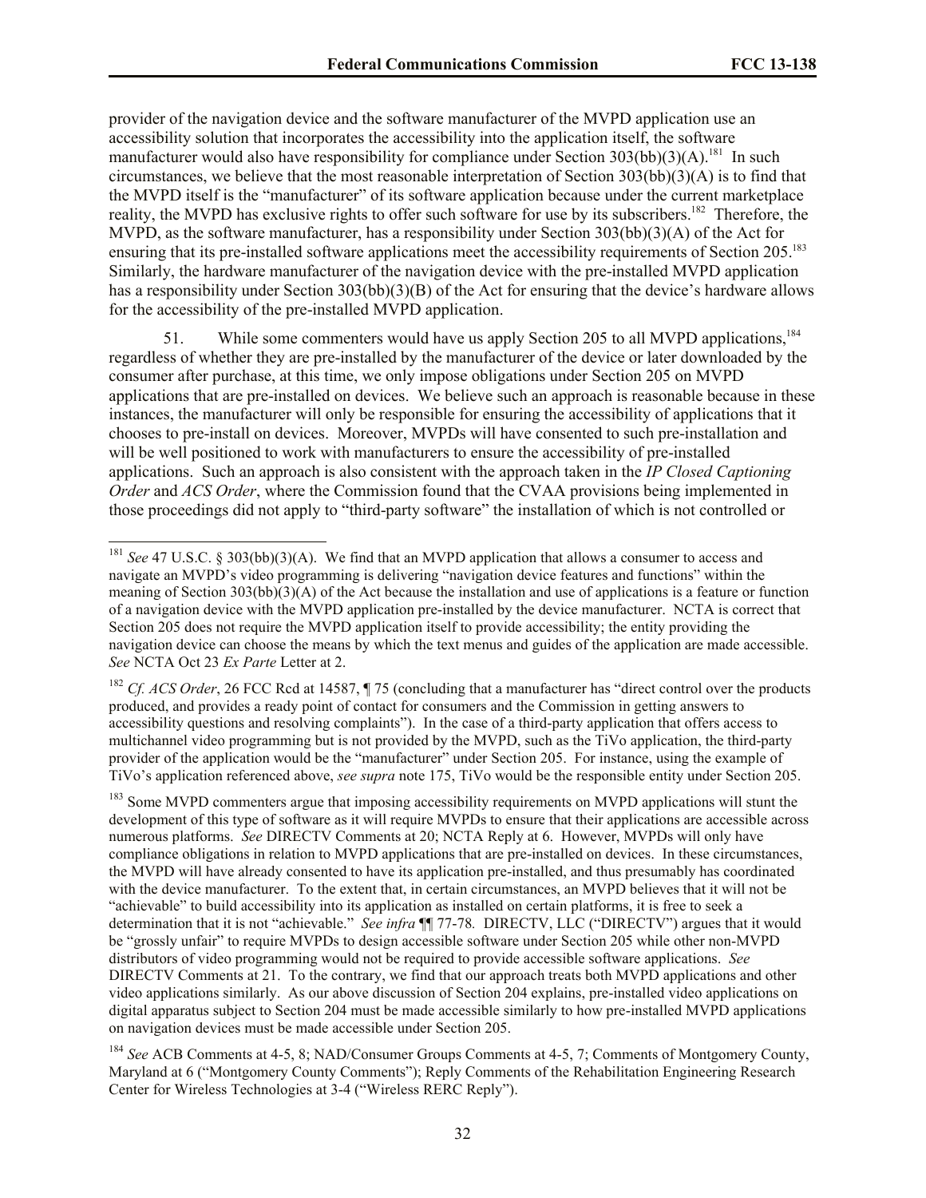provider of the navigation device and the software manufacturer of the MVPD application use an accessibility solution that incorporates the accessibility into the application itself, the software manufacturer would also have responsibility for compliance under Section 303(bb)(3)(A).[181] In such circumstances, we believe that the most reasonable interpretation of Section 303(bb)(3)(A) is to find that the MVPD itself is the "manufacturer" of its software application because under the current marketplace reality, the MVPD has exclusive rights to offer such software for use by its subscribers.[182] Therefore, the MVPD, as the software manufacturer, has a responsibility under Section 303(bb)(3)(A) of the Act for ensuring that its pre-installed software applications meet the accessibility requirements of Section 205.[183] Similarly, the hardware manufacturer of the navigation device with the pre-installed MVPD application has a responsibility under Section 303(bb)(3)(B) of the Act for ensuring that the device's hardware allows for the accessibility of the pre-installed MVPD application.

51. While some commenters would have us apply Section 205 to all MVPD applications,[184] regardless of whether they are pre-installed by the manufacturer of the device or later downloaded by the consumer after purchase, at this time, we only impose obligations under Section 205 on MVPD applications that are pre-installed on devices. We believe such an approach is reasonable because in these instances, the manufacturer will only be responsible for ensuring the accessibility of applications that it chooses to pre-install on devices. Moreover, MVPDs will have consented to such pre-installation and will be well positioned to work with manufacturers to ensure the accessibility of pre-installed applications. Such an approach is also consistent with the approach taken in the *IP Closed Captioning Order* and *ACS Order*, where the Commission found that the CVAA provisions being implemented in those proceedings did not apply to "third-party software" the installation of which is not controlled or

---

[181] *See* 47 U.S.C. § 303(bb)(3)(A). We find that an MVPD application that allows a consumer to access and navigate an MVPD's video programming is delivering "navigation device features and functions" within the meaning of Section 303(bb)(3)(A) of the Act because the installation and use of applications is a feature or function of a navigation device with the MVPD application pre-installed by the device manufacturer. NCTA is correct that Section 205 does not require the MVPD application itself to provide accessibility; the entity providing the navigation device can choose the means by which the text menus and guides of the application are made accessible. *See* NCTA Oct 23 *Ex Parte* Letter at 2.

[182] *Cf. ACS Order*, 26 FCC Rcd at 14587, ¶ 75 (concluding that a manufacturer has "direct control over the products produced, and provides a ready point of contact for consumers and the Commission in getting answers to accessibility questions and resolving complaints"). In the case of a third-party application that offers access to multichannel video programming but is not provided by the MVPD, such as the TiVo application, the third-party provider of the application would be the "manufacturer" under Section 205. For instance, using the example of TiVo's application referenced above, *see supra* note 175, TiVo would be the responsible entity under Section 205.

[183] Some MVPD commenters argue that imposing accessibility requirements on MVPD applications will stunt the development of this type of software as it will require MVPDs to ensure that their applications are accessible across numerous platforms. *See* DIRECTV Comments at 20; NCTA Reply at 6. However, MVPDs will only have compliance obligations in relation to MVPD applications that are pre-installed on devices. In these circumstances, the MVPD will have already consented to have its application pre-installed, and thus presumably has coordinated with the device manufacturer. To the extent that, in certain circumstances, an MVPD believes that it will not be "achievable" to build accessibility into its application as installed on certain platforms, it is free to seek a determination that it is not "achievable." *See infra* ¶¶ 77-78. DIRECTV, LLC ("DIRECTV") argues that it would be "grossly unfair" to require MVPDs to design accessible software under Section 205 while other non-MVPD distributors of video programming would not be required to provide accessible software applications. *See* DIRECTV Comments at 21. To the contrary, we find that our approach treats both MVPD applications and other video applications similarly. As our above discussion of Section 204 explains, pre-installed video applications on digital apparatus subject to Section 204 must be made accessible similarly to how pre-installed MVPD applications on navigation devices must be made accessible under Section 205.

[184] *See* ACB Comments at 4-5, 8; NAD/Consumer Groups Comments at 4-5, 7; Comments of Montgomery County, Maryland at 6 ("Montgomery County Comments"); Reply Comments of the Rehabilitation Engineering Research Center for Wireless Technologies at 3-4 ("Wireless RERC Reply").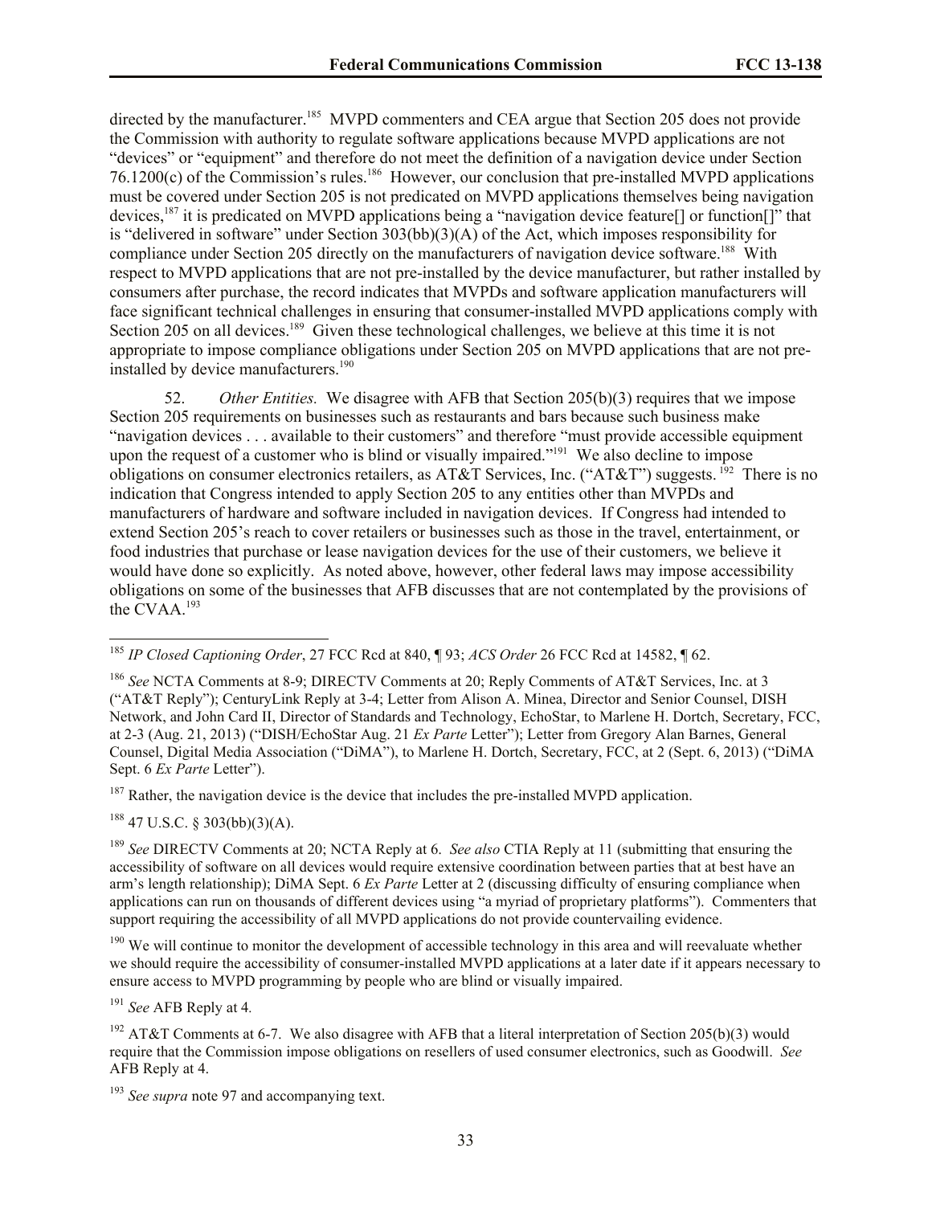directed by the manufacturer.[185] MVPD commenters and CEA argue that Section 205 does not provide the Commission with authority to regulate software applications because MVPD applications are not "devices" or "equipment" and therefore do not meet the definition of a navigation device under Section 76.1200(c) of the Commission's rules.[186] However, our conclusion that pre-installed MVPD applications must be covered under Section 205 is not predicated on MVPD applications themselves being navigation devices,[187] it is predicated on MVPD applications being a "navigation device feature[] or function[]" that is "delivered in software" under Section 303(bb)(3)(A) of the Act, which imposes responsibility for compliance under Section 205 directly on the manufacturers of navigation device software.[188] With respect to MVPD applications that are not pre-installed by the device manufacturer, but rather installed by consumers after purchase, the record indicates that MVPDs and software application manufacturers will face significant technical challenges in ensuring that consumer-installed MVPD applications comply with Section 205 on all devices.[189] Given these technological challenges, we believe at this time it is not appropriate to impose compliance obligations under Section 205 on MVPD applications that are not pre-installed by device manufacturers.[190]

52. *Other Entities.* We disagree with AFB that Section 205(b)(3) requires that we impose Section 205 requirements on businesses such as restaurants and bars because such business make "navigation devices . . . available to their customers" and therefore "must provide accessible equipment upon the request of a customer who is blind or visually impaired."[191] We also decline to impose obligations on consumer electronics retailers, as AT&T Services, Inc. ("AT&T") suggests.[192] There is no indication that Congress intended to apply Section 205 to any entities other than MVPDs and manufacturers of hardware and software included in navigation devices. If Congress had intended to extend Section 205's reach to cover retailers or businesses such as those in the travel, entertainment, or food industries that purchase or lease navigation devices for the use of their customers, we believe it would have done so explicitly. As noted above, however, other federal laws may impose accessibility obligations on some of the businesses that AFB discusses that are not contemplated by the provisions of the CVAA.[193]

---

[185] *IP Closed Captioning Order*, 27 FCC Rcd at 840, ¶ 93; *ACS Order* 26 FCC Rcd at 14582, ¶ 62.

[186] *See* NCTA Comments at 8-9; DIRECTV Comments at 20; Reply Comments of AT&T Services, Inc. at 3 ("AT&T Reply"); CenturyLink Reply at 3-4; Letter from Alison A. Minea, Director and Senior Counsel, DISH Network, and John Card II, Director of Standards and Technology, EchoStar, to Marlene H. Dortch, Secretary, FCC, at 2-3 (Aug. 21, 2013) ("DISH/EchoStar Aug. 21 *Ex Parte* Letter"); Letter from Gregory Alan Barnes, General Counsel, Digital Media Association ("DiMA"), to Marlene H. Dortch, Secretary, FCC, at 2 (Sept. 6, 2013) ("DiMA Sept. 6 *Ex Parte* Letter").

[187] Rather, the navigation device is the device that includes the pre-installed MVPD application.

[188] 47 U.S.C. § 303(bb)(3)(A).

[189] *See* DIRECTV Comments at 20; NCTA Reply at 6. *See also* CTIA Reply at 11 (submitting that ensuring the accessibility of software on all devices would require extensive coordination between parties that at best have an arm's length relationship); DiMA Sept. 6 *Ex Parte* Letter at 2 (discussing difficulty of ensuring compliance when applications can run on thousands of different devices using "a myriad of proprietary platforms"). Commenters that support requiring the accessibility of all MVPD applications do not provide countervailing evidence.

[190] We will continue to monitor the development of accessible technology in this area and will reevaluate whether we should require the accessibility of consumer-installed MVPD applications at a later date if it appears necessary to ensure access to MVPD programming by people who are blind or visually impaired.

[191] *See* AFB Reply at 4.

[192] AT&T Comments at 6-7. We also disagree with AFB that a literal interpretation of Section 205(b)(3) would require that the Commission impose obligations on resellers of used consumer electronics, such as Goodwill. *See* AFB Reply at 4.

[193] *See supra* note 97 and accompanying text.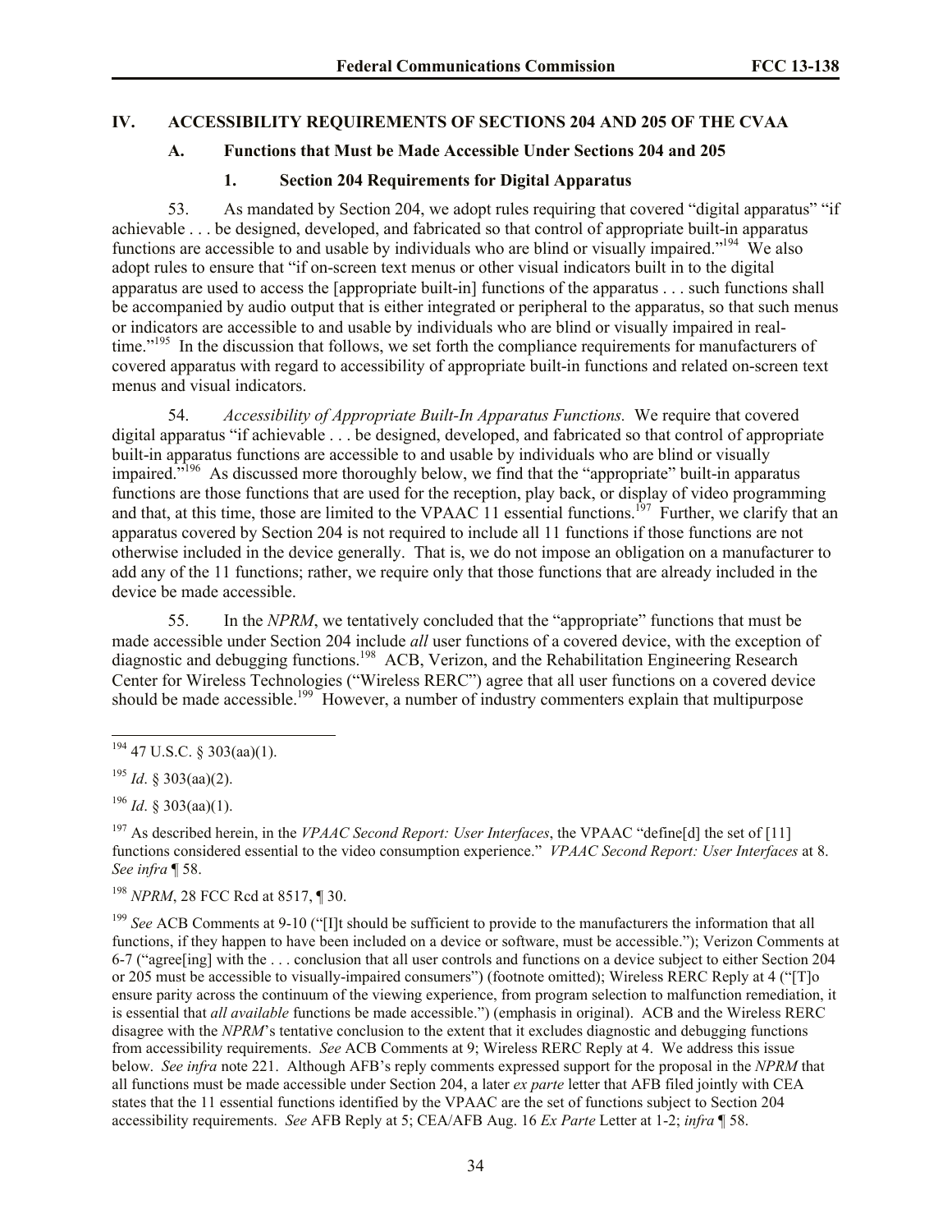## IV. ACCESSIBILITY REQUIREMENTS OF SECTIONS 204 AND 205 OF THE CVAA

### A. Functions that Must be Made Accessible Under Sections 204 and 205

#### 1. Section 204 Requirements for Digital Apparatus

53. As mandated by Section 204, we adopt rules requiring that covered "digital apparatus" "if achievable . . . be designed, developed, and fabricated so that control of appropriate built-in apparatus functions are accessible to and usable by individuals who are blind or visually impaired."[194] We also adopt rules to ensure that "if on-screen text menus or other visual indicators built in to the digital apparatus are used to access the [appropriate built-in] functions of the apparatus . . . such functions shall be accompanied by audio output that is either integrated or peripheral to the apparatus, so that such menus or indicators are accessible to and usable by individuals who are blind or visually impaired in real-time."[195] In the discussion that follows, we set forth the compliance requirements for manufacturers of covered apparatus with regard to accessibility of appropriate built-in functions and related on-screen text menus and visual indicators.

54. *Accessibility of Appropriate Built-In Apparatus Functions.* We require that covered digital apparatus "if achievable . . . be designed, developed, and fabricated so that control of appropriate built-in apparatus functions are accessible to and usable by individuals who are blind or visually impaired."[196] As discussed more thoroughly below, we find that the "appropriate" built-in apparatus functions are those functions that are used for the reception, play back, or display of video programming and that, at this time, those are limited to the VPAAC 11 essential functions.[197] Further, we clarify that an apparatus covered by Section 204 is not required to include all 11 functions if those functions are not otherwise included in the device generally. That is, we do not impose an obligation on a manufacturer to add any of the 11 functions; rather, we require only that those functions that are already included in the device be made accessible.

55. In the *NPRM*, we tentatively concluded that the "appropriate" functions that must be made accessible under Section 204 include *all* user functions of a covered device, with the exception of diagnostic and debugging functions.[198] ACB, Verizon, and the Rehabilitation Engineering Research Center for Wireless Technologies ("Wireless RERC") agree that all user functions on a covered device should be made accessible.[199] However, a number of industry commenters explain that multipurpose

---

[194] 47 U.S.C. § 303(aa)(1).

[195] *Id*. § 303(aa)(2).

[196] *Id*. § 303(aa)(1).

[197] As described herein, in the *VPAAC Second Report: User Interfaces*, the VPAAC "define[d] the set of [11] functions considered essential to the video consumption experience." *VPAAC Second Report: User Interfaces* at 8. *See infra* ¶ 58.

[198] *NPRM*, 28 FCC Rcd at 8517, ¶ 30.

[199] *See* ACB Comments at 9-10 ("[I]t should be sufficient to provide to the manufacturers the information that all functions, if they happen to have been included on a device or software, must be accessible."); Verizon Comments at 6-7 ("agree[ing] with the . . . conclusion that all user controls and functions on a device subject to either Section 204 or 205 must be accessible to visually-impaired consumers") (footnote omitted); Wireless RERC Reply at 4 ("[T]o ensure parity across the continuum of the viewing experience, from program selection to malfunction remediation, it is essential that *all available* functions be made accessible.") (emphasis in original). ACB and the Wireless RERC disagree with the *NPRM*'s tentative conclusion to the extent that it excludes diagnostic and debugging functions from accessibility requirements. *See* ACB Comments at 9; Wireless RERC Reply at 4. We address this issue below. *See infra* note 221. Although AFB's reply comments expressed support for the proposal in the *NPRM* that all functions must be made accessible under Section 204, a later *ex parte* letter that AFB filed jointly with CEA states that the 11 essential functions identified by the VPAAC are the set of functions subject to Section 204 accessibility requirements. *See* AFB Reply at 5; CEA/AFB Aug. 16 *Ex Parte* Letter at 1-2; *infra* ¶ 58.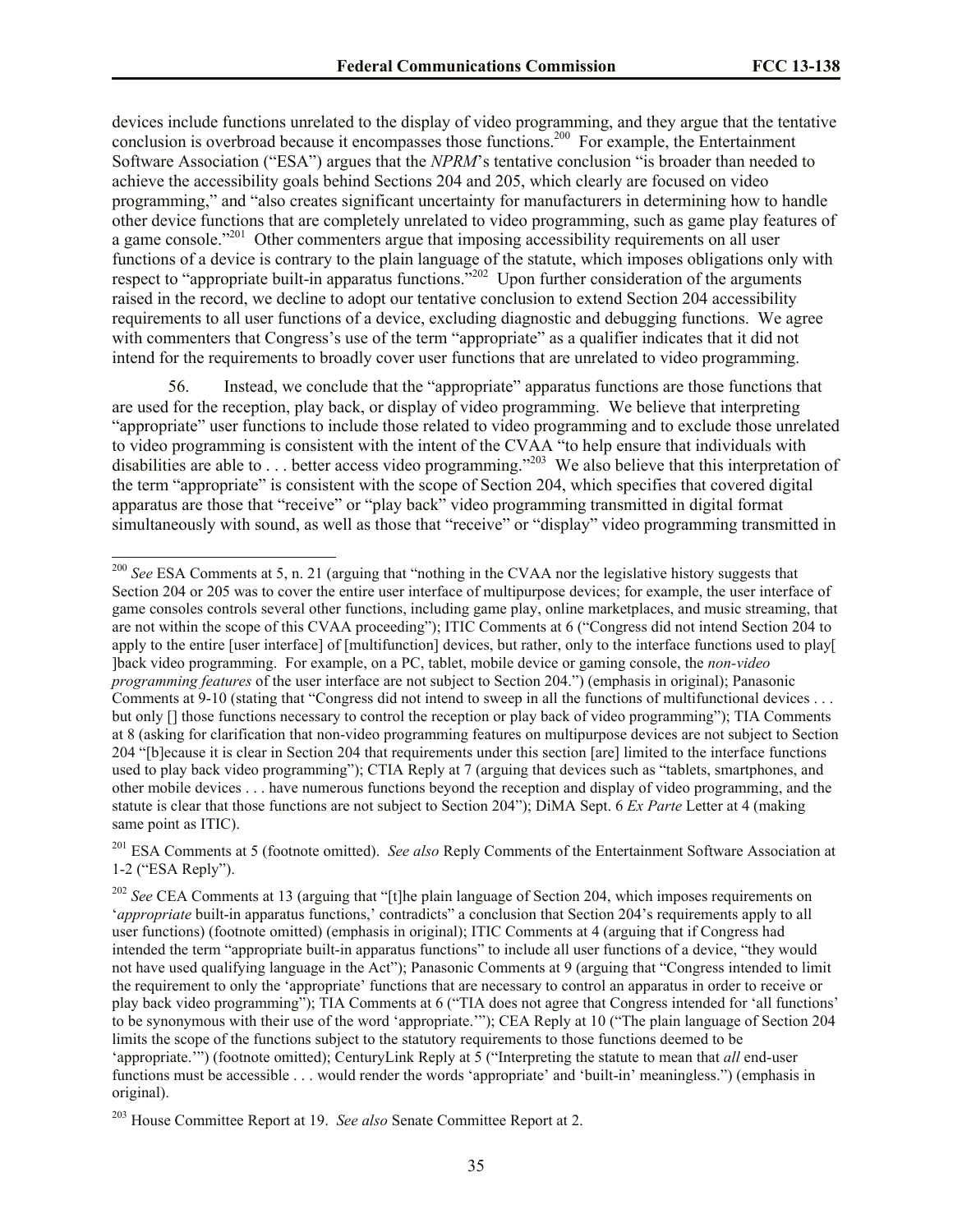devices include functions unrelated to the display of video programming, and they argue that the tentative conclusion is overbroad because it encompasses those functions.[200] For example, the Entertainment Software Association ("ESA") argues that the *NPRM*'s tentative conclusion "is broader than needed to achieve the accessibility goals behind Sections 204 and 205, which clearly are focused on video programming," and "also creates significant uncertainty for manufacturers in determining how to handle other device functions that are completely unrelated to video programming, such as game play features of a game console."[201] Other commenters argue that imposing accessibility requirements on all user functions of a device is contrary to the plain language of the statute, which imposes obligations only with respect to "appropriate built-in apparatus functions."[202] Upon further consideration of the arguments raised in the record, we decline to adopt our tentative conclusion to extend Section 204 accessibility requirements to all user functions of a device, excluding diagnostic and debugging functions. We agree with commenters that Congress's use of the term "appropriate" as a qualifier indicates that it did not intend for the requirements to broadly cover user functions that are unrelated to video programming.

56. Instead, we conclude that the "appropriate" apparatus functions are those functions that are used for the reception, play back, or display of video programming. We believe that interpreting "appropriate" user functions to include those related to video programming and to exclude those unrelated to video programming is consistent with the intent of the CVAA "to help ensure that individuals with disabilities are able to . . . better access video programming."[203] We also believe that this interpretation of the term "appropriate" is consistent with the scope of Section 204, which specifies that covered digital apparatus are those that "receive" or "play back" video programming transmitted in digital format simultaneously with sound, as well as those that "receive" or "display" video programming transmitted in

---

[200] *See* ESA Comments at 5, n. 21 (arguing that "nothing in the CVAA nor the legislative history suggests that Section 204 or 205 was to cover the entire user interface of multipurpose devices; for example, the user interface of game consoles controls several other functions, including game play, online marketplaces, and music streaming, that are not within the scope of this CVAA proceeding"); ITIC Comments at 6 ("Congress did not intend Section 204 to apply to the entire [user interface] of [multifunction] devices, but rather, only to the interface functions used to play[ ]back video programming. For example, on a PC, tablet, mobile device or gaming console, the *non-video programming features* of the user interface are not subject to Section 204.") (emphasis in original); Panasonic Comments at 9-10 (stating that "Congress did not intend to sweep in all the functions of multifunctional devices . . . but only [] those functions necessary to control the reception or play back of video programming"); TIA Comments at 8 (asking for clarification that non-video programming features on multipurpose devices are not subject to Section 204 "[b]ecause it is clear in Section 204 that requirements under this section [are] limited to the interface functions used to play back video programming"); CTIA Reply at 7 (arguing that devices such as "tablets, smartphones, and other mobile devices . . . have numerous functions beyond the reception and display of video programming, and the statute is clear that those functions are not subject to Section 204"); DiMA Sept. 6 *Ex Parte* Letter at 4 (making same point as ITIC).

[201] ESA Comments at 5 (footnote omitted). *See also* Reply Comments of the Entertainment Software Association at 1-2 ("ESA Reply").

[202] *See* CEA Comments at 13 (arguing that "[t]he plain language of Section 204, which imposes requirements on '*appropriate* built-in apparatus functions,' contradicts" a conclusion that Section 204's requirements apply to all user functions) (footnote omitted) (emphasis in original); ITIC Comments at 4 (arguing that if Congress had intended the term "appropriate built-in apparatus functions" to include all user functions of a device, "they would not have used qualifying language in the Act"); Panasonic Comments at 9 (arguing that "Congress intended to limit the requirement to only the 'appropriate' functions that are necessary to control an apparatus in order to receive or play back video programming"); TIA Comments at 6 ("TIA does not agree that Congress intended for 'all functions' to be synonymous with their use of the word 'appropriate.'"); CEA Reply at 10 ("The plain language of Section 204 limits the scope of the functions subject to the statutory requirements to those functions deemed to be 'appropriate.'") (footnote omitted); CenturyLink Reply at 5 ("Interpreting the statute to mean that *all* end-user functions must be accessible . . . would render the words 'appropriate' and 'built-in' meaningless.") (emphasis in original).

[203] House Committee Report at 19. *See also* Senate Committee Report at 2.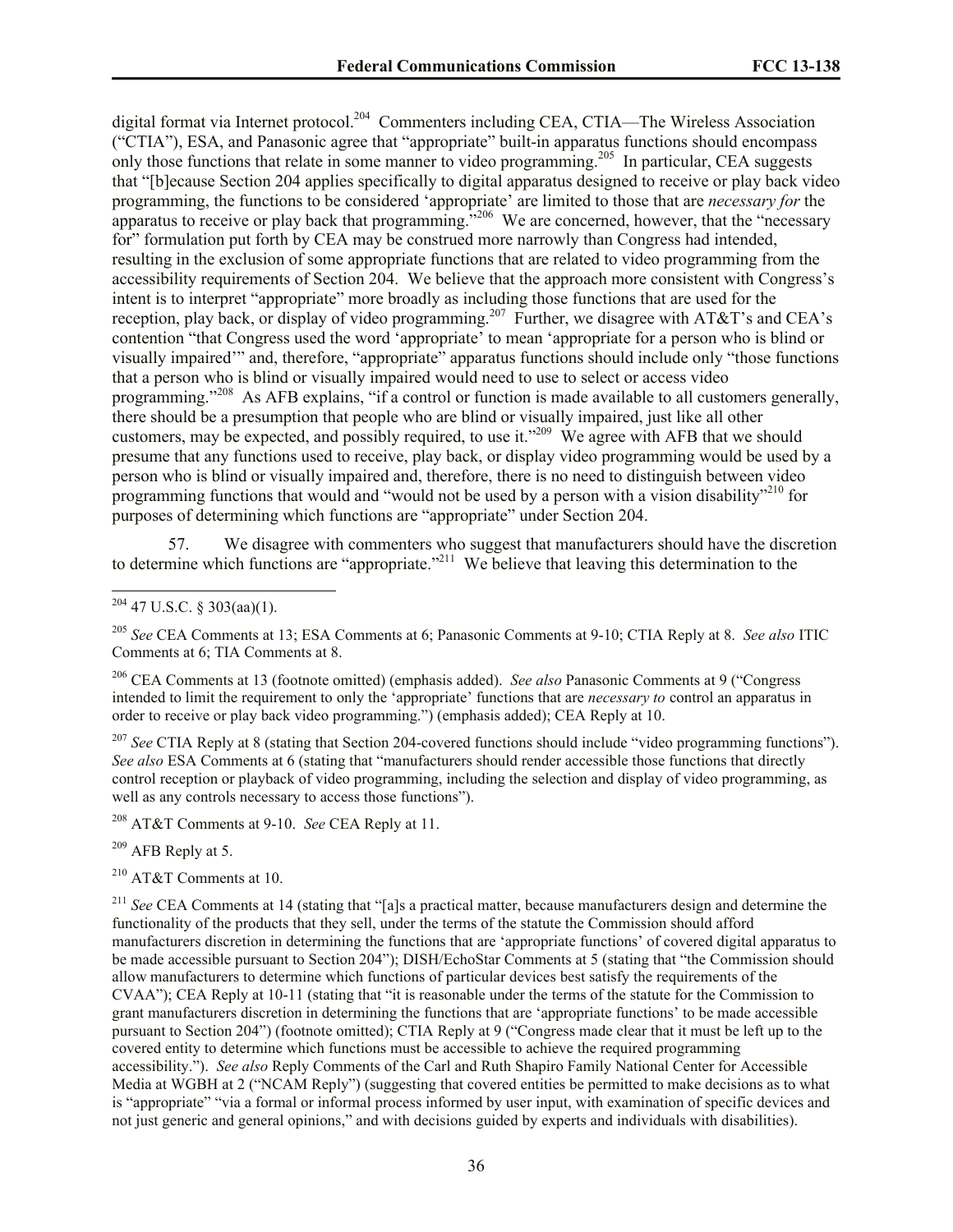digital format via Internet protocol.[204] Commenters including CEA, CTIA—The Wireless Association ("CTIA"), ESA, and Panasonic agree that "appropriate" built-in apparatus functions should encompass only those functions that relate in some manner to video programming.[205] In particular, CEA suggests that "[b]ecause Section 204 applies specifically to digital apparatus designed to receive or play back video programming, the functions to be considered 'appropriate' are limited to those that are *necessary for* the apparatus to receive or play back that programming."[206] We are concerned, however, that the "necessary for" formulation put forth by CEA may be construed more narrowly than Congress had intended, resulting in the exclusion of some appropriate functions that are related to video programming from the accessibility requirements of Section 204. We believe that the approach more consistent with Congress's intent is to interpret "appropriate" more broadly as including those functions that are used for the reception, play back, or display of video programming.[207] Further, we disagree with AT&T's and CEA's contention "that Congress used the word 'appropriate' to mean 'appropriate for a person who is blind or visually impaired'" and, therefore, "appropriate" apparatus functions should include only "those functions that a person who is blind or visually impaired would need to use to select or access video programming."[208] As AFB explains, "if a control or function is made available to all customers generally, there should be a presumption that people who are blind or visually impaired, just like all other customers, may be expected, and possibly required, to use it."[209] We agree with AFB that we should presume that any functions used to receive, play back, or display video programming would be used by a person who is blind or visually impaired and, therefore, there is no need to distinguish between video programming functions that would and "would not be used by a person with a vision disability"[210] for purposes of determining which functions are "appropriate" under Section 204.

57. We disagree with commenters who suggest that manufacturers should have the discretion to determine which functions are "appropriate."[211] We believe that leaving this determination to the

---

[204] 47 U.S.C. § 303(aa)(1).

[205] *See* CEA Comments at 13; ESA Comments at 6; Panasonic Comments at 9-10; CTIA Reply at 8. *See also* ITIC Comments at 6; TIA Comments at 8.

[206] CEA Comments at 13 (footnote omitted) (emphasis added). *See also* Panasonic Comments at 9 ("Congress intended to limit the requirement to only the 'appropriate' functions that are *necessary to* control an apparatus in order to receive or play back video programming.") (emphasis added); CEA Reply at 10.

[207] *See* CTIA Reply at 8 (stating that Section 204-covered functions should include "video programming functions"). *See also* ESA Comments at 6 (stating that "manufacturers should render accessible those functions that directly control reception or playback of video programming, including the selection and display of video programming, as well as any controls necessary to access those functions").

[208] AT&T Comments at 9-10. *See* CEA Reply at 11.

[209] AFB Reply at 5.

[210] AT&T Comments at 10.

[211] *See* CEA Comments at 14 (stating that "[a]s a practical matter, because manufacturers design and determine the functionality of the products that they sell, under the terms of the statute the Commission should afford manufacturers discretion in determining the functions that are 'appropriate functions' of covered digital apparatus to be made accessible pursuant to Section 204"); DISH/EchoStar Comments at 5 (stating that "the Commission should allow manufacturers to determine which functions of particular devices best satisfy the requirements of the CVAA"); CEA Reply at 10-11 (stating that "it is reasonable under the terms of the statute for the Commission to grant manufacturers discretion in determining the functions that are 'appropriate functions' to be made accessible pursuant to Section 204") (footnote omitted); CTIA Reply at 9 ("Congress made clear that it must be left up to the covered entity to determine which functions must be accessible to achieve the required programming accessibility."). *See also* Reply Comments of the Carl and Ruth Shapiro Family National Center for Accessible Media at WGBH at 2 ("NCAM Reply") (suggesting that covered entities be permitted to make decisions as to what is "appropriate" "via a formal or informal process informed by user input, with examination of specific devices and not just generic and general opinions," and with decisions guided by experts and individuals with disabilities).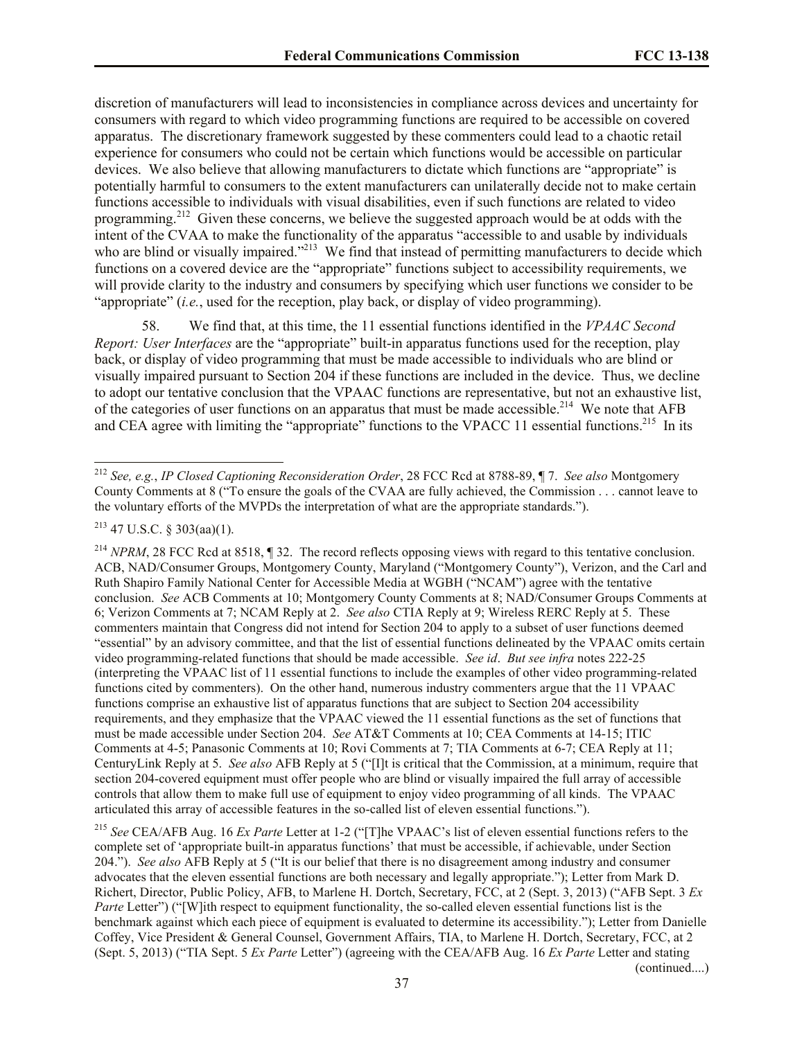discretion of manufacturers will lead to inconsistencies in compliance across devices and uncertainty for consumers with regard to which video programming functions are required to be accessible on covered apparatus. The discretionary framework suggested by these commenters could lead to a chaotic retail experience for consumers who could not be certain which functions would be accessible on particular devices. We also believe that allowing manufacturers to dictate which functions are "appropriate" is potentially harmful to consumers to the extent manufacturers can unilaterally decide not to make certain functions accessible to individuals with visual disabilities, even if such functions are related to video programming.[212] Given these concerns, we believe the suggested approach would be at odds with the intent of the CVAA to make the functionality of the apparatus "accessible to and usable by individuals who are blind or visually impaired."[213] We find that instead of permitting manufacturers to decide which functions on a covered device are the "appropriate" functions subject to accessibility requirements, we will provide clarity to the industry and consumers by specifying which user functions we consider to be "appropriate" (*i.e.*, used for the reception, play back, or display of video programming).

58. We find that, at this time, the 11 essential functions identified in the *VPAAC Second Report: User Interfaces* are the "appropriate" built-in apparatus functions used for the reception, play back, or display of video programming that must be made accessible to individuals who are blind or visually impaired pursuant to Section 204 if these functions are included in the device. Thus, we decline to adopt our tentative conclusion that the VPAAC functions are representative, but not an exhaustive list, of the categories of user functions on an apparatus that must be made accessible.[214] We note that AFB and CEA agree with limiting the "appropriate" functions to the VPACC 11 essential functions.[215] In its

---

[212] *See, e.g.*, *IP Closed Captioning Reconsideration Order*, 28 FCC Rcd at 8788-89, ¶ 7. *See also* Montgomery County Comments at 8 ("To ensure the goals of the CVAA are fully achieved, the Commission . . . cannot leave to the voluntary efforts of the MVPDs the interpretation of what are the appropriate standards.").

[213] 47 U.S.C. § 303(aa)(1).

[214] *NPRM*, 28 FCC Rcd at 8518, ¶ 32. The record reflects opposing views with regard to this tentative conclusion. ACB, NAD/Consumer Groups, Montgomery County, Maryland ("Montgomery County"), Verizon, and the Carl and Ruth Shapiro Family National Center for Accessible Media at WGBH ("NCAM") agree with the tentative conclusion. *See* ACB Comments at 10; Montgomery County Comments at 8; NAD/Consumer Groups Comments at 6; Verizon Comments at 7; NCAM Reply at 2. *See also* CTIA Reply at 9; Wireless RERC Reply at 5. These commenters maintain that Congress did not intend for Section 204 to apply to a subset of user functions deemed "essential" by an advisory committee, and that the list of essential functions delineated by the VPAAC omits certain video programming-related functions that should be made accessible. *See id*. *But see infra* notes 222-25 (interpreting the VPAAC list of 11 essential functions to include the examples of other video programming-related functions cited by commenters). On the other hand, numerous industry commenters argue that the 11 VPAAC functions comprise an exhaustive list of apparatus functions that are subject to Section 204 accessibility requirements, and they emphasize that the VPAAC viewed the 11 essential functions as the set of functions that must be made accessible under Section 204. *See* AT&T Comments at 10; CEA Comments at 14-15; ITIC Comments at 4-5; Panasonic Comments at 10; Rovi Comments at 7; TIA Comments at 6-7; CEA Reply at 11; CenturyLink Reply at 5. *See also* AFB Reply at 5 ("[I]t is critical that the Commission, at a minimum, require that section 204-covered equipment must offer people who are blind or visually impaired the full array of accessible controls that allow them to make full use of equipment to enjoy video programming of all kinds. The VPAAC articulated this array of accessible features in the so-called list of eleven essential functions.").

[215] *See* CEA/AFB Aug. 16 *Ex Parte* Letter at 1-2 ("[T]he VPAAC's list of eleven essential functions refers to the complete set of 'appropriate built-in apparatus functions' that must be accessible, if achievable, under Section 204."). *See also* AFB Reply at 5 ("It is our belief that there is no disagreement among industry and consumer advocates that the eleven essential functions are both necessary and legally appropriate."); Letter from Mark D. Richert, Director, Public Policy, AFB, to Marlene H. Dortch, Secretary, FCC, at 2 (Sept. 3, 2013) ("AFB Sept. 3 *Ex Parte* Letter") ("[W]ith respect to equipment functionality, the so-called eleven essential functions list is the benchmark against which each piece of equipment is evaluated to determine its accessibility."); Letter from Danielle Coffey, Vice President & General Counsel, Government Affairs, TIA, to Marlene H. Dortch, Secretary, FCC, at 2 (Sept. 5, 2013) ("TIA Sept. 5 *Ex Parte* Letter") (agreeing with the CEA/AFB Aug. 16 *Ex Parte* Letter and stating (continued....)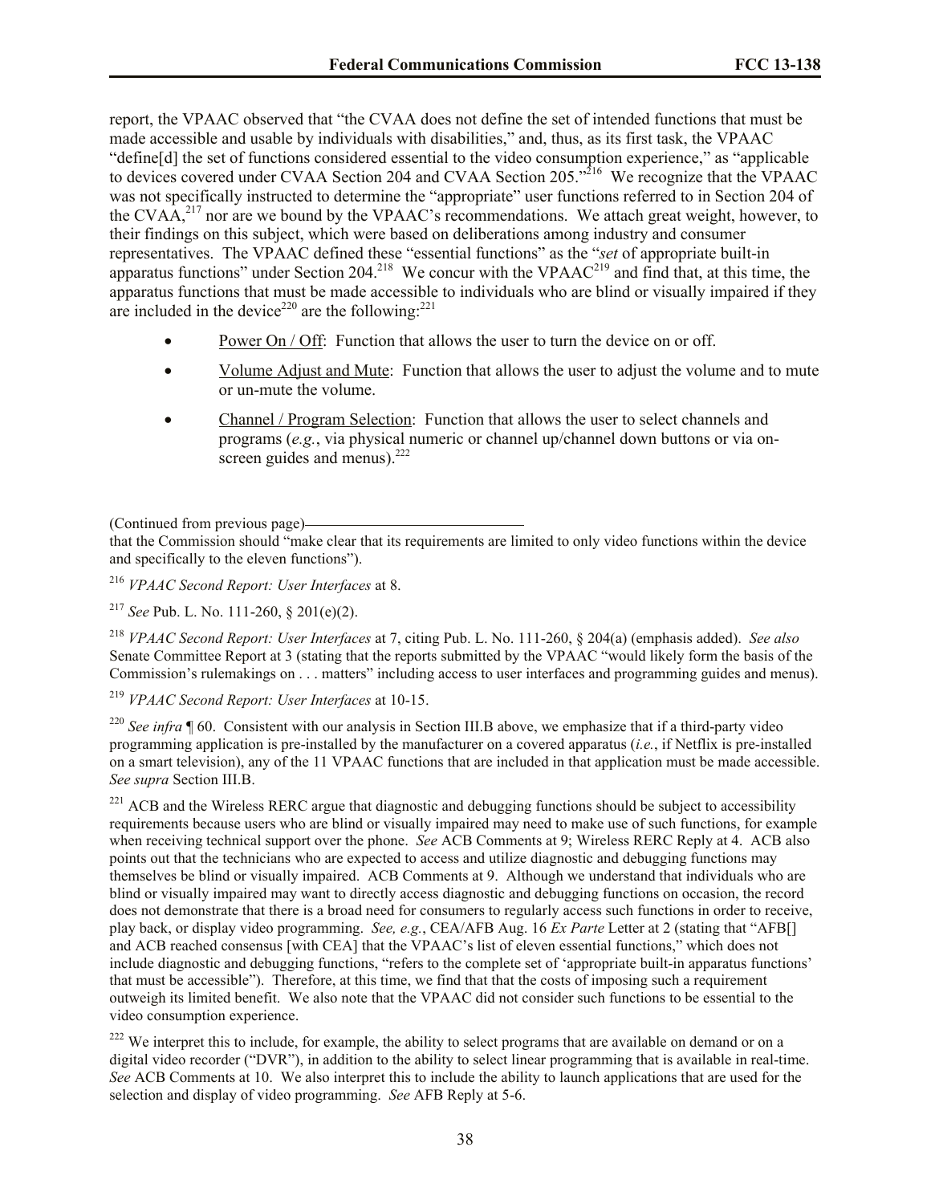report, the VPAAC observed that "the CVAA does not define the set of intended functions that must be made accessible and usable by individuals with disabilities," and, thus, as its first task, the VPAAC "define[d] the set of functions considered essential to the video consumption experience," as "applicable to devices covered under CVAA Section 204 and CVAA Section 205."[216] We recognize that the VPAAC was not specifically instructed to determine the "appropriate" user functions referred to in Section 204 of the CVAA,[217] nor are we bound by the VPAAC's recommendations. We attach great weight, however, to their findings on this subject, which were based on deliberations among industry and consumer representatives. The VPAAC defined these "essential functions" as the "*set* of appropriate built-in apparatus functions" under Section 204.[218] We concur with the VPAAC[219] and find that, at this time, the apparatus functions that must be made accessible to individuals who are blind or visually impaired if they are included in the device[220] are the following:[221]

- Power On / Off: Function that allows the user to turn the device on or off.
- Volume Adjust and Mute: Function that allows the user to adjust the volume and to mute or un-mute the volume.
- Channel / Program Selection: Function that allows the user to select channels and programs (*e.g.*, via physical numeric or channel up/channel down buttons or via on-screen guides and menus).[222]

(Continued from previous page)
that the Commission should "make clear that its requirements are limited to only video functions within the device and specifically to the eleven functions").

[216] *VPAAC Second Report: User Interfaces* at 8.

[217] *See* Pub. L. No. 111-260, § 201(e)(2).

[218] *VPAAC Second Report: User Interfaces* at 7, citing Pub. L. No. 111-260, § 204(a) (emphasis added). *See also* Senate Committee Report at 3 (stating that the reports submitted by the VPAAC "would likely form the basis of the Commission's rulemakings on . . . matters" including access to user interfaces and programming guides and menus).

[219] *VPAAC Second Report: User Interfaces* at 10-15.

[220] *See infra* ¶ 60. Consistent with our analysis in Section III.B above, we emphasize that if a third-party video programming application is pre-installed by the manufacturer on a covered apparatus (*i.e.*, if Netflix is pre-installed on a smart television), any of the 11 VPAAC functions that are included in that application must be made accessible. *See supra* Section III.B.

[221] ACB and the Wireless RERC argue that diagnostic and debugging functions should be subject to accessibility requirements because users who are blind or visually impaired may need to make use of such functions, for example when receiving technical support over the phone. *See* ACB Comments at 9; Wireless RERC Reply at 4. ACB also points out that the technicians who are expected to access and utilize diagnostic and debugging functions may themselves be blind or visually impaired. ACB Comments at 9. Although we understand that individuals who are blind or visually impaired may want to directly access diagnostic and debugging functions on occasion, the record does not demonstrate that there is a broad need for consumers to regularly access such functions in order to receive, play back, or display video programming. *See, e.g.*, CEA/AFB Aug. 16 *Ex Parte* Letter at 2 (stating that "AFB[] and ACB reached consensus [with CEA] that the VPAAC's list of eleven essential functions," which does not include diagnostic and debugging functions, "refers to the complete set of 'appropriate built-in apparatus functions' that must be accessible"). Therefore, at this time, we find that that the costs of imposing such a requirement outweigh its limited benefit. We also note that the VPAAC did not consider such functions to be essential to the video consumption experience.

[222] We interpret this to include, for example, the ability to select programs that are available on demand or on a digital video recorder ("DVR"), in addition to the ability to select linear programming that is available in real-time. *See* ACB Comments at 10. We also interpret this to include the ability to launch applications that are used for the selection and display of video programming. *See* AFB Reply at 5-6.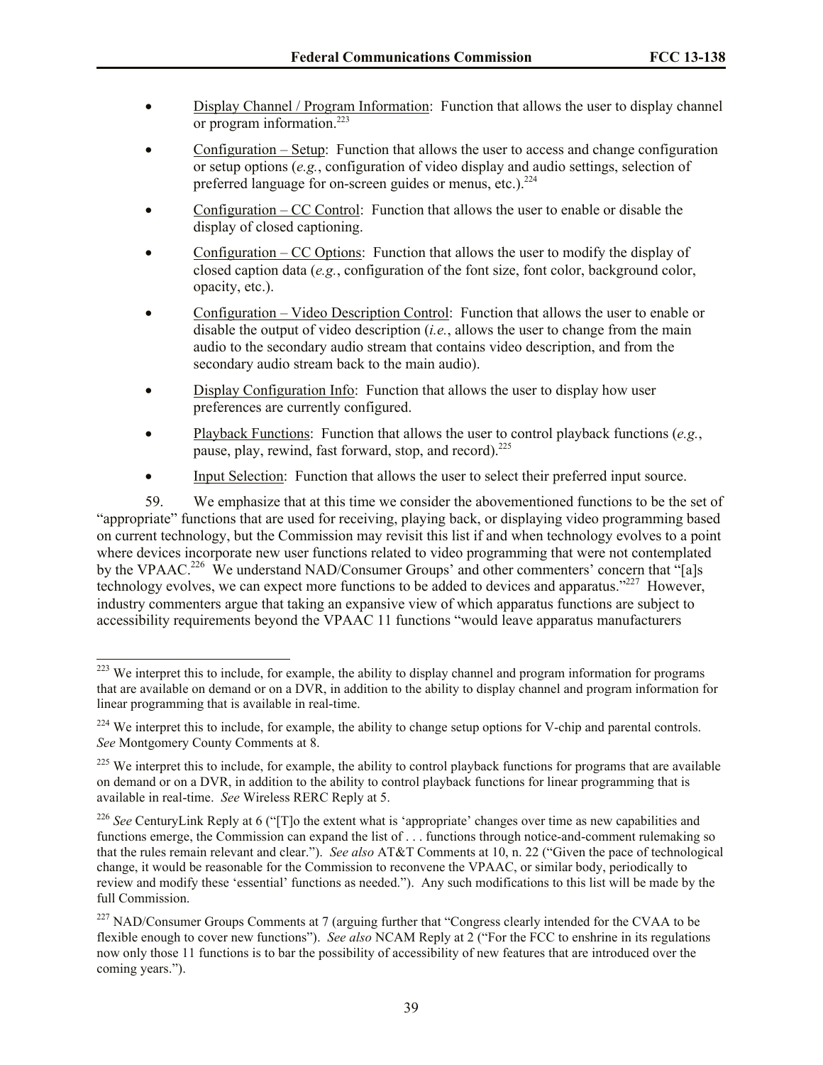- Display Channel / Program Information: Function that allows the user to display channel or program information.[223]
- Configuration – Setup: Function that allows the user to access and change configuration or setup options (*e.g.*, configuration of video display and audio settings, selection of preferred language for on-screen guides or menus, etc.).[224]
- Configuration – CC Control: Function that allows the user to enable or disable the display of closed captioning.
- Configuration – CC Options: Function that allows the user to modify the display of closed caption data (*e.g.*, configuration of the font size, font color, background color, opacity, etc.).
- Configuration – Video Description Control: Function that allows the user to enable or disable the output of video description (*i.e.*, allows the user to change from the main audio to the secondary audio stream that contains video description, and from the secondary audio stream back to the main audio).
- Display Configuration Info: Function that allows the user to display how user preferences are currently configured.
- Playback Functions: Function that allows the user to control playback functions (*e.g.*, pause, play, rewind, fast forward, stop, and record).[225]
- Input Selection: Function that allows the user to select their preferred input source.

59. We emphasize that at this time we consider the abovementioned functions to be the set of "appropriate" functions that are used for receiving, playing back, or displaying video programming based on current technology, but the Commission may revisit this list if and when technology evolves to a point where devices incorporate new user functions related to video programming that were not contemplated by the VPAAC.[226] We understand NAD/Consumer Groups' and other commenters' concern that "[a]s technology evolves, we can expect more functions to be added to devices and apparatus."[227] However, industry commenters argue that taking an expansive view of which apparatus functions are subject to accessibility requirements beyond the VPAAC 11 functions "would leave apparatus manufacturers

---

[223] We interpret this to include, for example, the ability to display channel and program information for programs that are available on demand or on a DVR, in addition to the ability to display channel and program information for linear programming that is available in real-time.

[224] We interpret this to include, for example, the ability to change setup options for V-chip and parental controls. *See* Montgomery County Comments at 8.

[225] We interpret this to include, for example, the ability to control playback functions for programs that are available on demand or on a DVR, in addition to the ability to control playback functions for linear programming that is available in real-time. *See* Wireless RERC Reply at 5.

[226] *See* CenturyLink Reply at 6 ("[T]o the extent what is 'appropriate' changes over time as new capabilities and functions emerge, the Commission can expand the list of . . . functions through notice-and-comment rulemaking so that the rules remain relevant and clear."). *See also* AT&T Comments at 10, n. 22 ("Given the pace of technological change, it would be reasonable for the Commission to reconvene the VPAAC, or similar body, periodically to review and modify these 'essential' functions as needed."). Any such modifications to this list will be made by the full Commission.

[227] NAD/Consumer Groups Comments at 7 (arguing further that "Congress clearly intended for the CVAA to be flexible enough to cover new functions"). *See also* NCAM Reply at 2 ("For the FCC to enshrine in its regulations now only those 11 functions is to bar the possibility of accessibility of new features that are introduced over the coming years.").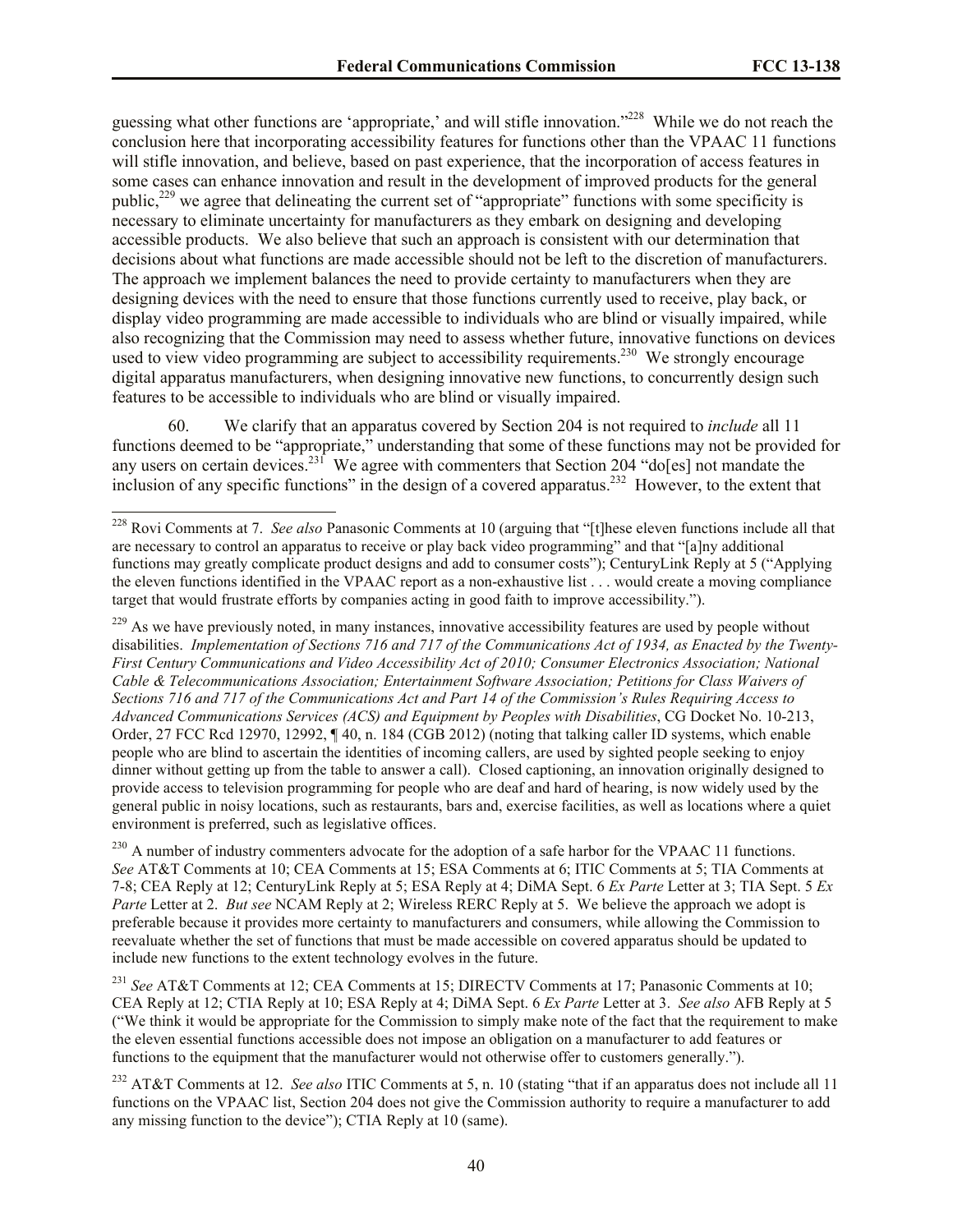guessing what other functions are 'appropriate,' and will stifle innovation."[228] While we do not reach the conclusion here that incorporating accessibility features for functions other than the VPAAC 11 functions will stifle innovation, and believe, based on past experience, that the incorporation of access features in some cases can enhance innovation and result in the development of improved products for the general public,[229] we agree that delineating the current set of "appropriate" functions with some specificity is necessary to eliminate uncertainty for manufacturers as they embark on designing and developing accessible products. We also believe that such an approach is consistent with our determination that decisions about what functions are made accessible should not be left to the discretion of manufacturers. The approach we implement balances the need to provide certainty to manufacturers when they are designing devices with the need to ensure that those functions currently used to receive, play back, or display video programming are made accessible to individuals who are blind or visually impaired, while also recognizing that the Commission may need to assess whether future, innovative functions on devices used to view video programming are subject to accessibility requirements.[230] We strongly encourage digital apparatus manufacturers, when designing innovative new functions, to concurrently design such features to be accessible to individuals who are blind or visually impaired.

60. We clarify that an apparatus covered by Section 204 is not required to *include* all 11 functions deemed to be "appropriate," understanding that some of these functions may not be provided for any users on certain devices.[231] We agree with commenters that Section 204 "do[es] not mandate the inclusion of any specific functions" in the design of a covered apparatus.[232] However, to the extent that

---

[228] Rovi Comments at 7. *See also* Panasonic Comments at 10 (arguing that "[t]hese eleven functions include all that are necessary to control an apparatus to receive or play back video programming" and that "[a]ny additional functions may greatly complicate product designs and add to consumer costs"); CenturyLink Reply at 5 ("Applying the eleven functions identified in the VPAAC report as a non-exhaustive list . . . would create a moving compliance target that would frustrate efforts by companies acting in good faith to improve accessibility.").

[229] As we have previously noted, in many instances, innovative accessibility features are used by people without disabilities. *Implementation of Sections 716 and 717 of the Communications Act of 1934, as Enacted by the Twenty-First Century Communications and Video Accessibility Act of 2010; Consumer Electronics Association; National Cable & Telecommunications Association; Entertainment Software Association; Petitions for Class Waivers of Sections 716 and 717 of the Communications Act and Part 14 of the Commission's Rules Requiring Access to Advanced Communications Services (ACS) and Equipment by Peoples with Disabilities*, CG Docket No. 10-213, Order, 27 FCC Rcd 12970, 12992, ¶ 40, n. 184 (CGB 2012) (noting that talking caller ID systems, which enable people who are blind to ascertain the identities of incoming callers, are used by sighted people seeking to enjoy dinner without getting up from the table to answer a call). Closed captioning, an innovation originally designed to provide access to television programming for people who are deaf and hard of hearing, is now widely used by the general public in noisy locations, such as restaurants, bars and, exercise facilities, as well as locations where a quiet environment is preferred, such as legislative offices.

[230] A number of industry commenters advocate for the adoption of a safe harbor for the VPAAC 11 functions. *See* AT&T Comments at 10; CEA Comments at 15; ESA Comments at 6; ITIC Comments at 5; TIA Comments at 7-8; CEA Reply at 12; CenturyLink Reply at 5; ESA Reply at 4; DiMA Sept. 6 *Ex Parte* Letter at 3; TIA Sept. 5 *Ex Parte* Letter at 2. *But see* NCAM Reply at 2; Wireless RERC Reply at 5. We believe the approach we adopt is preferable because it provides more certainty to manufacturers and consumers, while allowing the Commission to reevaluate whether the set of functions that must be made accessible on covered apparatus should be updated to include new functions to the extent technology evolves in the future.

[231] *See* AT&T Comments at 12; CEA Comments at 15; DIRECTV Comments at 17; Panasonic Comments at 10; CEA Reply at 12; CTIA Reply at 10; ESA Reply at 4; DiMA Sept. 6 *Ex Parte* Letter at 3. *See also* AFB Reply at 5 ("We think it would be appropriate for the Commission to simply make note of the fact that the requirement to make the eleven essential functions accessible does not impose an obligation on a manufacturer to add features or functions to the equipment that the manufacturer would not otherwise offer to customers generally.").

[232] AT&T Comments at 12. *See also* ITIC Comments at 5, n. 10 (stating "that if an apparatus does not include all 11 functions on the VPAAC list, Section 204 does not give the Commission authority to require a manufacturer to add any missing function to the device"); CTIA Reply at 10 (same).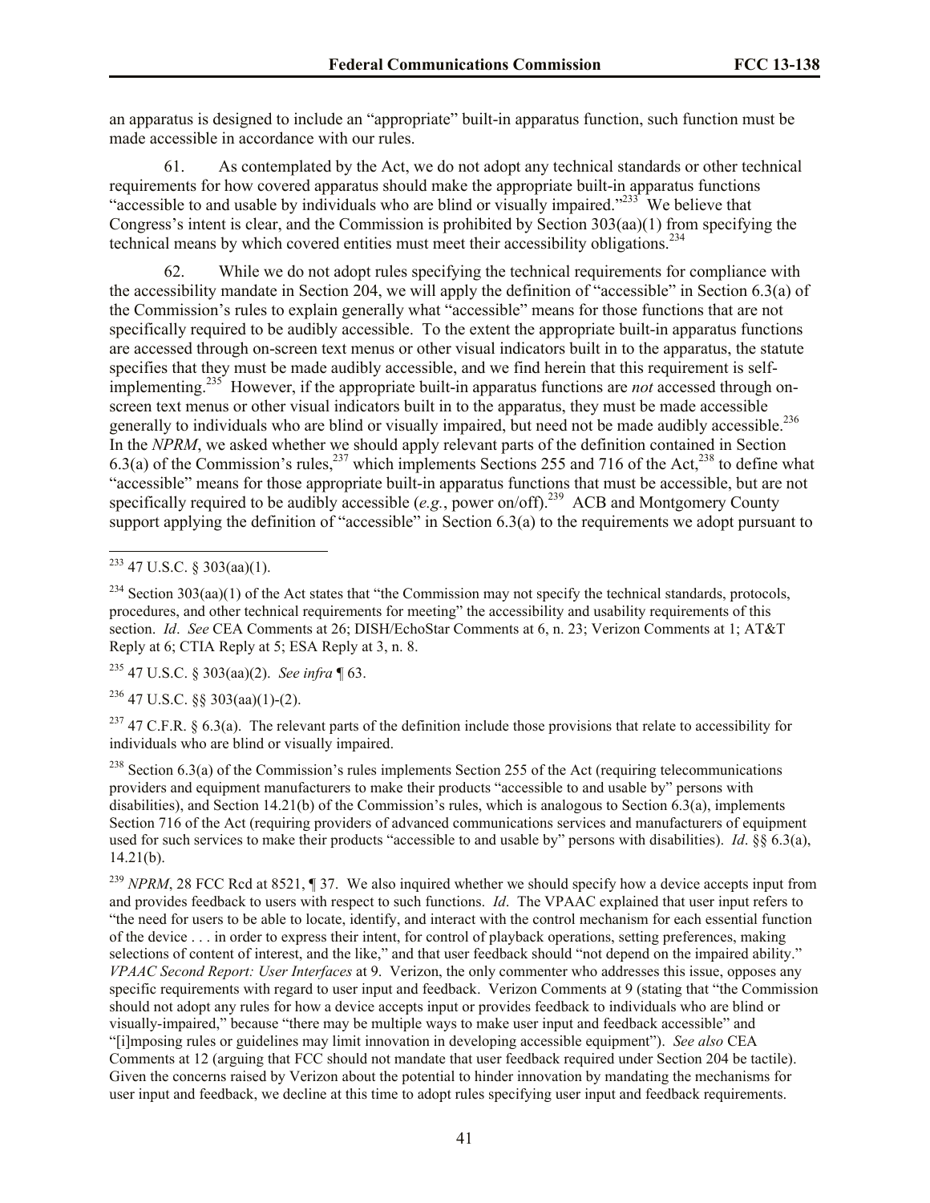an apparatus is designed to include an "appropriate" built-in apparatus function, such function must be made accessible in accordance with our rules.

61. As contemplated by the Act, we do not adopt any technical standards or other technical requirements for how covered apparatus should make the appropriate built-in apparatus functions "accessible to and usable by individuals who are blind or visually impaired."[233] We believe that Congress's intent is clear, and the Commission is prohibited by Section 303(aa)(1) from specifying the technical means by which covered entities must meet their accessibility obligations.[234]

62. While we do not adopt rules specifying the technical requirements for compliance with the accessibility mandate in Section 204, we will apply the definition of "accessible" in Section 6.3(a) of the Commission's rules to explain generally what "accessible" means for those functions that are not specifically required to be audibly accessible. To the extent the appropriate built-in apparatus functions are accessed through on-screen text menus or other visual indicators built in to the apparatus, the statute specifies that they must be made audibly accessible, and we find herein that this requirement is self-implementing.[235] However, if the appropriate built-in apparatus functions are *not* accessed through on-screen text menus or other visual indicators built in to the apparatus, they must be made accessible generally to individuals who are blind or visually impaired, but need not be made audibly accessible.[236] In the *NPRM*, we asked whether we should apply relevant parts of the definition contained in Section 6.3(a) of the Commission's rules,[237] which implements Sections 255 and 716 of the Act,[238] to define what "accessible" means for those appropriate built-in apparatus functions that must be accessible, but are not specifically required to be audibly accessible (*e.g.*, power on/off).[239] ACB and Montgomery County support applying the definition of "accessible" in Section 6.3(a) to the requirements we adopt pursuant to

---

[233] 47 U.S.C. § 303(aa)(1).

[234] Section 303(aa)(1) of the Act states that "the Commission may not specify the technical standards, protocols, procedures, and other technical requirements for meeting" the accessibility and usability requirements of this section. *Id*. *See* CEA Comments at 26; DISH/EchoStar Comments at 6, n. 23; Verizon Comments at 1; AT&T Reply at 6; CTIA Reply at 5; ESA Reply at 3, n. 8.

[235] 47 U.S.C. § 303(aa)(2). *See infra* ¶ 63.

[236] 47 U.S.C. §§ 303(aa)(1)-(2).

[237] 47 C.F.R. § 6.3(a). The relevant parts of the definition include those provisions that relate to accessibility for individuals who are blind or visually impaired.

[238] Section 6.3(a) of the Commission's rules implements Section 255 of the Act (requiring telecommunications providers and equipment manufacturers to make their products "accessible to and usable by" persons with disabilities), and Section 14.21(b) of the Commission's rules, which is analogous to Section 6.3(a), implements Section 716 of the Act (requiring providers of advanced communications services and manufacturers of equipment used for such services to make their products "accessible to and usable by" persons with disabilities). *Id*. §§ 6.3(a), 14.21(b).

[239] *NPRM*, 28 FCC Rcd at 8521, ¶ 37. We also inquired whether we should specify how a device accepts input from and provides feedback to users with respect to such functions. *Id*. The VPAAC explained that user input refers to "the need for users to be able to locate, identify, and interact with the control mechanism for each essential function of the device . . . in order to express their intent, for control of playback operations, setting preferences, making selections of content of interest, and the like," and that user feedback should "not depend on the impaired ability." *VPAAC Second Report: User Interfaces* at 9. Verizon, the only commenter who addresses this issue, opposes any specific requirements with regard to user input and feedback. Verizon Comments at 9 (stating that "the Commission should not adopt any rules for how a device accepts input or provides feedback to individuals who are blind or visually-impaired," because "there may be multiple ways to make user input and feedback accessible" and "[i]mposing rules or guidelines may limit innovation in developing accessible equipment"). *See also* CEA Comments at 12 (arguing that FCC should not mandate that user feedback required under Section 204 be tactile). Given the concerns raised by Verizon about the potential to hinder innovation by mandating the mechanisms for user input and feedback, we decline at this time to adopt rules specifying user input and feedback requirements.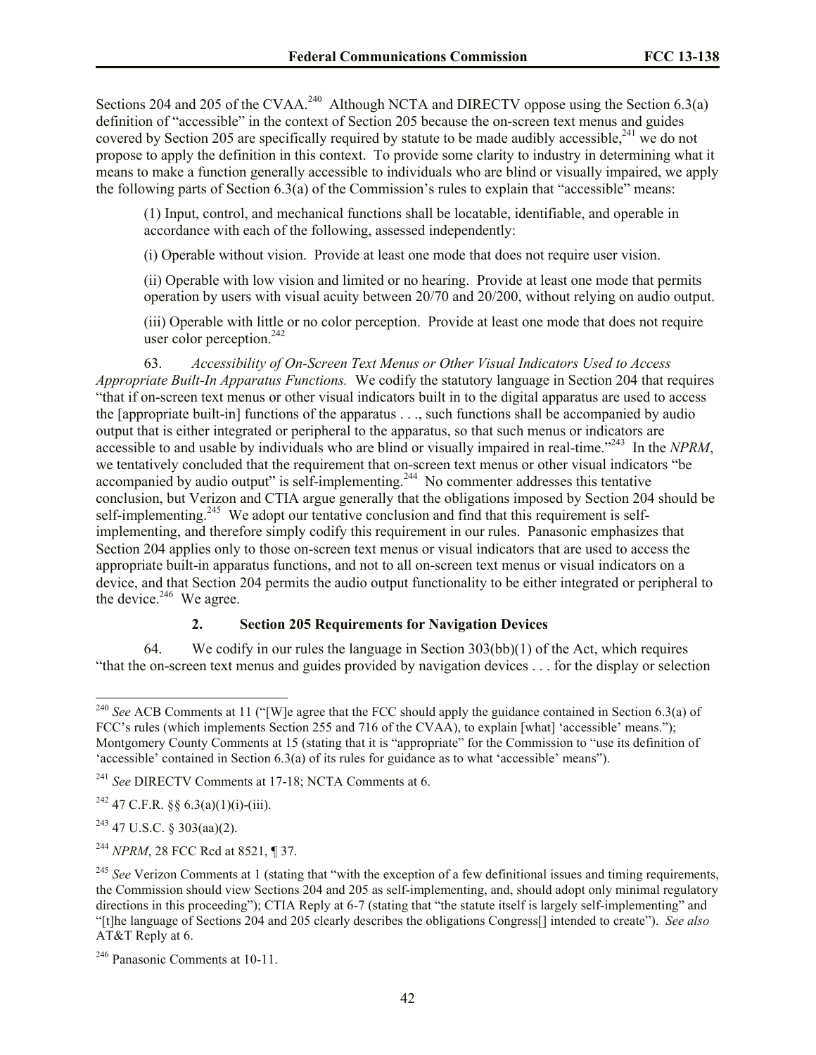Sections 204 and 205 of the CVAA.[240] Although NCTA and DIRECTV oppose using the Section 6.3(a) definition of "accessible" in the context of Section 205 because the on-screen text menus and guides covered by Section 205 are specifically required by statute to be made audibly accessible,[241] we do not propose to apply the definition in this context. To provide some clarity to industry in determining what it means to make a function generally accessible to individuals who are blind or visually impaired, we apply the following parts of Section 6.3(a) of the Commission's rules to explain that "accessible" means:

> (1) Input, control, and mechanical functions shall be locatable, identifiable, and operable in accordance with each of the following, assessed independently:
>
> (i) Operable without vision. Provide at least one mode that does not require user vision.
>
> (ii) Operable with low vision and limited or no hearing. Provide at least one mode that permits operation by users with visual acuity between 20/70 and 20/200, without relying on audio output.
>
> (iii) Operable with little or no color perception. Provide at least one mode that does not require user color perception.[242]

63. *Accessibility of On-Screen Text Menus or Other Visual Indicators Used to Access Appropriate Built-In Apparatus Functions.* We codify the statutory language in Section 204 that requires "that if on-screen text menus or other visual indicators built in to the digital apparatus are used to access the [appropriate built-in] functions of the apparatus . . ., such functions shall be accompanied by audio output that is either integrated or peripheral to the apparatus, so that such menus or indicators are accessible to and usable by individuals who are blind or visually impaired in real-time."[243] In the *NPRM*, we tentatively concluded that the requirement that on-screen text menus or other visual indicators "be accompanied by audio output" is self-implementing.[244] No commenter addresses this tentative conclusion, but Verizon and CTIA argue generally that the obligations imposed by Section 204 should be self-implementing.[245] We adopt our tentative conclusion and find that this requirement is self-implementing, and therefore simply codify this requirement in our rules. Panasonic emphasizes that Section 204 applies only to those on-screen text menus or visual indicators that are used to access the appropriate built-in apparatus functions, and not to all on-screen text menus or visual indicators on a device, and that Section 204 permits the audio output functionality to be either integrated or peripheral to the device.[246] We agree.

### 2. Section 205 Requirements for Navigation Devices

64. We codify in our rules the language in Section 303(bb)(1) of the Act, which requires "that the on-screen text menus and guides provided by navigation devices . . . for the display or selection

---

[240] *See* ACB Comments at 11 ("[W]e agree that the FCC should apply the guidance contained in Section 6.3(a) of FCC's rules (which implements Section 255 and 716 of the CVAA), to explain [what] 'accessible' means."); Montgomery County Comments at 15 (stating that it is "appropriate" for the Commission to "use its definition of 'accessible' contained in Section 6.3(a) of its rules for guidance as to what 'accessible' means").

[241] *See* DIRECTV Comments at 17-18; NCTA Comments at 6.

[242] 47 C.F.R. §§ 6.3(a)(1)(i)-(iii).

[243] 47 U.S.C. § 303(aa)(2).

[244] *NPRM*, 28 FCC Rcd at 8521, ¶ 37.

[245] *See* Verizon Comments at 1 (stating that "with the exception of a few definitional issues and timing requirements, the Commission should view Sections 204 and 205 as self-implementing, and, should adopt only minimal regulatory directions in this proceeding"); CTIA Reply at 6-7 (stating that "the statute itself is largely self-implementing" and "[t]he language of Sections 204 and 205 clearly describes the obligations Congress[] intended to create"). *See also* AT&T Reply at 6.

[246] Panasonic Comments at 10-11.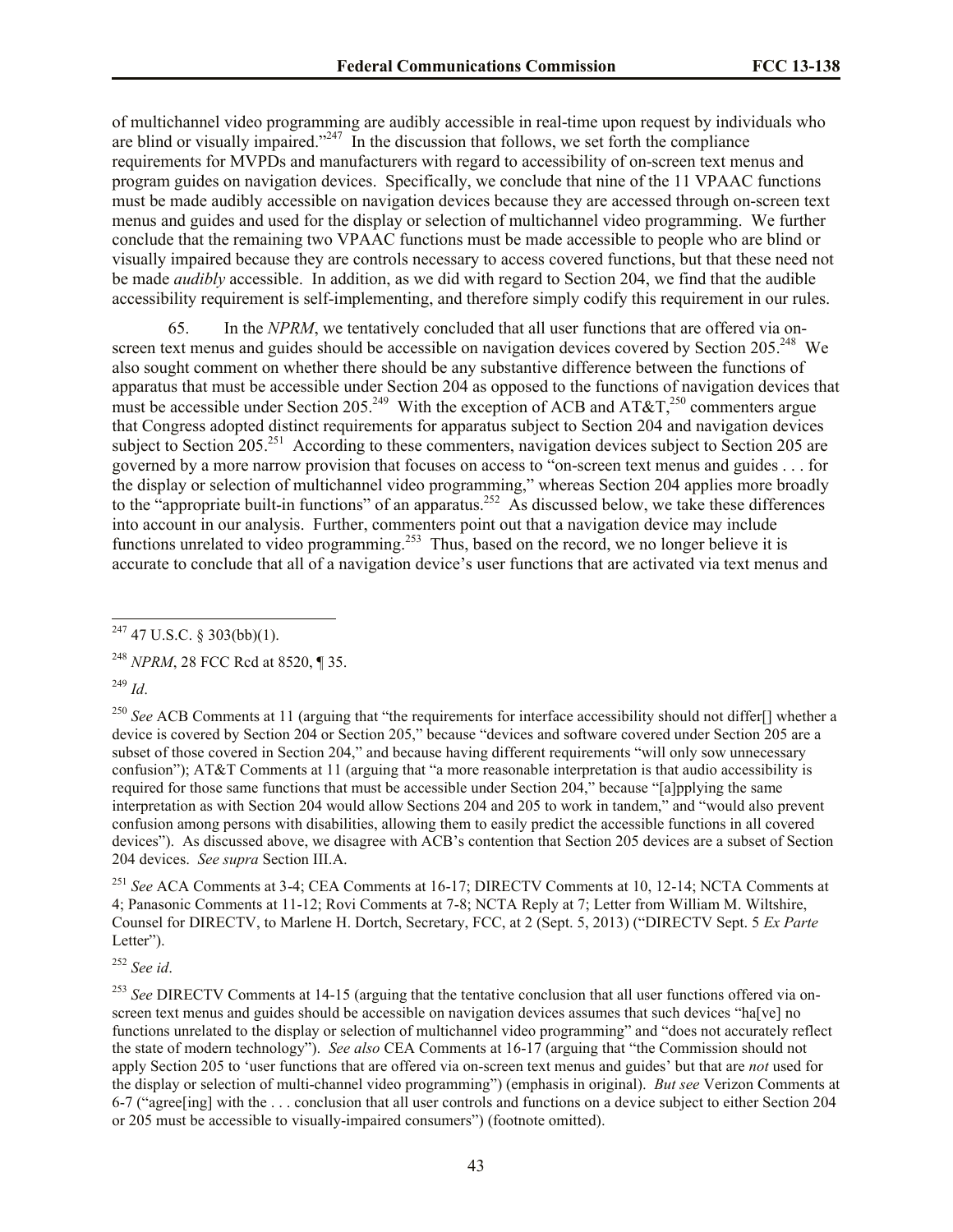of multichannel video programming are audibly accessible in real-time upon request by individuals who are blind or visually impaired."[247] In the discussion that follows, we set forth the compliance requirements for MVPDs and manufacturers with regard to accessibility of on-screen text menus and program guides on navigation devices. Specifically, we conclude that nine of the 11 VPAAC functions must be made audibly accessible on navigation devices because they are accessed through on-screen text menus and guides and used for the display or selection of multichannel video programming. We further conclude that the remaining two VPAAC functions must be made accessible to people who are blind or visually impaired because they are controls necessary to access covered functions, but that these need not be made *audibly* accessible. In addition, as we did with regard to Section 204, we find that the audible accessibility requirement is self-implementing, and therefore simply codify this requirement in our rules.

65. In the *NPRM*, we tentatively concluded that all user functions that are offered via on-screen text menus and guides should be accessible on navigation devices covered by Section 205.[248] We also sought comment on whether there should be any substantive difference between the functions of apparatus that must be accessible under Section 204 as opposed to the functions of navigation devices that must be accessible under Section 205.[249] With the exception of ACB and AT&T,[250] commenters argue that Congress adopted distinct requirements for apparatus subject to Section 204 and navigation devices subject to Section 205.[251] According to these commenters, navigation devices subject to Section 205 are governed by a more narrow provision that focuses on access to "on-screen text menus and guides . . . for the display or selection of multichannel video programming," whereas Section 204 applies more broadly to the "appropriate built-in functions" of an apparatus.[252] As discussed below, we take these differences into account in our analysis. Further, commenters point out that a navigation device may include functions unrelated to video programming.[253] Thus, based on the record, we no longer believe it is accurate to conclude that all of a navigation device's user functions that are activated via text menus and

---

[247] 47 U.S.C. § 303(bb)(1).

[248] *NPRM*, 28 FCC Rcd at 8520, ¶ 35.

[249] *Id*.

[250] *See* ACB Comments at 11 (arguing that "the requirements for interface accessibility should not differ[] whether a device is covered by Section 204 or Section 205," because "devices and software covered under Section 205 are a subset of those covered in Section 204," and because having different requirements "will only sow unnecessary confusion"); AT&T Comments at 11 (arguing that "a more reasonable interpretation is that audio accessibility is required for those same functions that must be accessible under Section 204," because "[a]pplying the same interpretation as with Section 204 would allow Sections 204 and 205 to work in tandem," and "would also prevent confusion among persons with disabilities, allowing them to easily predict the accessible functions in all covered devices"). As discussed above, we disagree with ACB's contention that Section 205 devices are a subset of Section 204 devices. *See supra* Section III.A.

[251] *See* ACA Comments at 3-4; CEA Comments at 16-17; DIRECTV Comments at 10, 12-14; NCTA Comments at 4; Panasonic Comments at 11-12; Rovi Comments at 7-8; NCTA Reply at 7; Letter from William M. Wiltshire, Counsel for DIRECTV, to Marlene H. Dortch, Secretary, FCC, at 2 (Sept. 5, 2013) ("DIRECTV Sept. 5 *Ex Parte* Letter").

[252] *See id*.

[253] *See* DIRECTV Comments at 14-15 (arguing that the tentative conclusion that all user functions offered via on-screen text menus and guides should be accessible on navigation devices assumes that such devices "ha[ve] no functions unrelated to the display or selection of multichannel video programming" and "does not accurately reflect the state of modern technology"). *See also* CEA Comments at 16-17 (arguing that "the Commission should not apply Section 205 to 'user functions that are offered via on-screen text menus and guides' but that are *not* used for the display or selection of multi-channel video programming") (emphasis in original). *But see* Verizon Comments at 6-7 ("agree[ing] with the . . . conclusion that all user controls and functions on a device subject to either Section 204 or 205 must be accessible to visually-impaired consumers") (footnote omitted).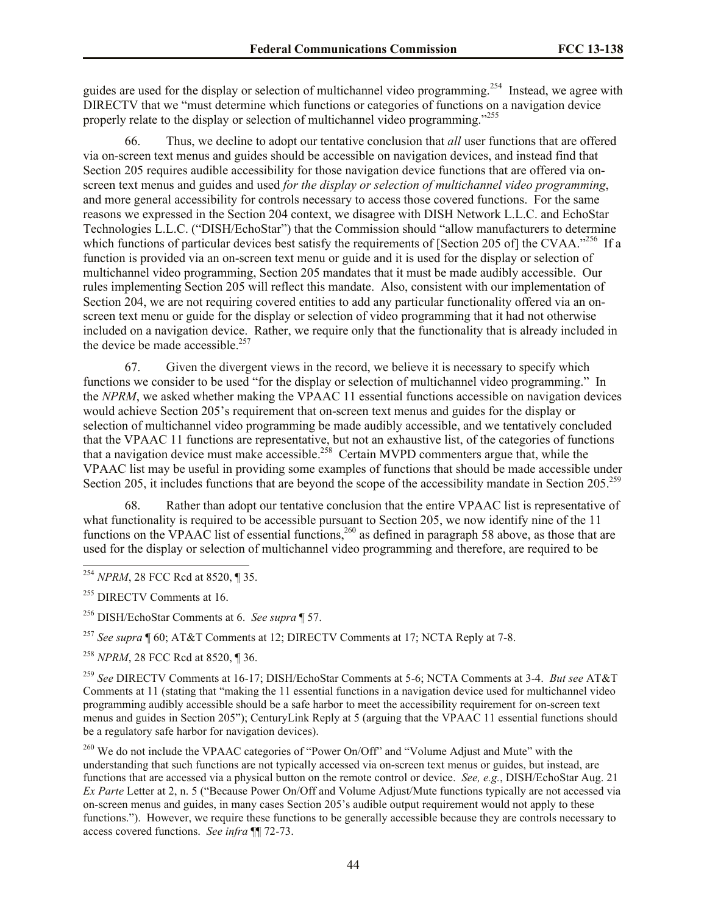guides are used for the display or selection of multichannel video programming.[254] Instead, we agree with DIRECTV that we "must determine which functions or categories of functions on a navigation device properly relate to the display or selection of multichannel video programming."[255]

66. Thus, we decline to adopt our tentative conclusion that *all* user functions that are offered via on-screen text menus and guides should be accessible on navigation devices, and instead find that Section 205 requires audible accessibility for those navigation device functions that are offered via on-screen text menus and guides and used *for the display or selection of multichannel video programming*, and more general accessibility for controls necessary to access those covered functions. For the same reasons we expressed in the Section 204 context, we disagree with DISH Network L.L.C. and EchoStar Technologies L.L.C. ("DISH/EchoStar") that the Commission should "allow manufacturers to determine which functions of particular devices best satisfy the requirements of [Section 205 of] the CVAA."[256] If a function is provided via an on-screen text menu or guide and it is used for the display or selection of multichannel video programming, Section 205 mandates that it must be made audibly accessible. Our rules implementing Section 205 will reflect this mandate. Also, consistent with our implementation of Section 204, we are not requiring covered entities to add any particular functionality offered via an on-screen text menu or guide for the display or selection of video programming that it had not otherwise included on a navigation device. Rather, we require only that the functionality that is already included in the device be made accessible.[257]

67. Given the divergent views in the record, we believe it is necessary to specify which functions we consider to be used "for the display or selection of multichannel video programming." In the *NPRM*, we asked whether making the VPAAC 11 essential functions accessible on navigation devices would achieve Section 205's requirement that on-screen text menus and guides for the display or selection of multichannel video programming be made audibly accessible, and we tentatively concluded that the VPAAC 11 functions are representative, but not an exhaustive list, of the categories of functions that a navigation device must make accessible.[258] Certain MVPD commenters argue that, while the VPAAC list may be useful in providing some examples of functions that should be made accessible under Section 205, it includes functions that are beyond the scope of the accessibility mandate in Section 205.[259]

68. Rather than adopt our tentative conclusion that the entire VPAAC list is representative of what functionality is required to be accessible pursuant to Section 205, we now identify nine of the 11 functions on the VPAAC list of essential functions,[260] as defined in paragraph 58 above, as those that are used for the display or selection of multichannel video programming and therefore, are required to be

---

[254] *NPRM*, 28 FCC Rcd at 8520, ¶ 35.

[255] DIRECTV Comments at 16.

[256] DISH/EchoStar Comments at 6. *See supra* ¶ 57.

[257] *See supra* ¶ 60; AT&T Comments at 12; DIRECTV Comments at 17; NCTA Reply at 7-8.

[258] *NPRM*, 28 FCC Rcd at 8520, ¶ 36.

[259] *See* DIRECTV Comments at 16-17; DISH/EchoStar Comments at 5-6; NCTA Comments at 3-4. *But see* AT&T Comments at 11 (stating that "making the 11 essential functions in a navigation device used for multichannel video programming audibly accessible should be a safe harbor to meet the accessibility requirement for on-screen text menus and guides in Section 205"); CenturyLink Reply at 5 (arguing that the VPAAC 11 essential functions should be a regulatory safe harbor for navigation devices).

[260] We do not include the VPAAC categories of "Power On/Off" and "Volume Adjust and Mute" with the understanding that such functions are not typically accessed via on-screen text menus or guides, but instead, are functions that are accessed via a physical button on the remote control or device. *See, e.g.*, DISH/EchoStar Aug. 21 *Ex Parte* Letter at 2, n. 5 ("Because Power On/Off and Volume Adjust/Mute functions typically are not accessed via on-screen menus and guides, in many cases Section 205's audible output requirement would not apply to these functions."). However, we require these functions to be generally accessible because they are controls necessary to access covered functions. *See infra* ¶¶ 72-73.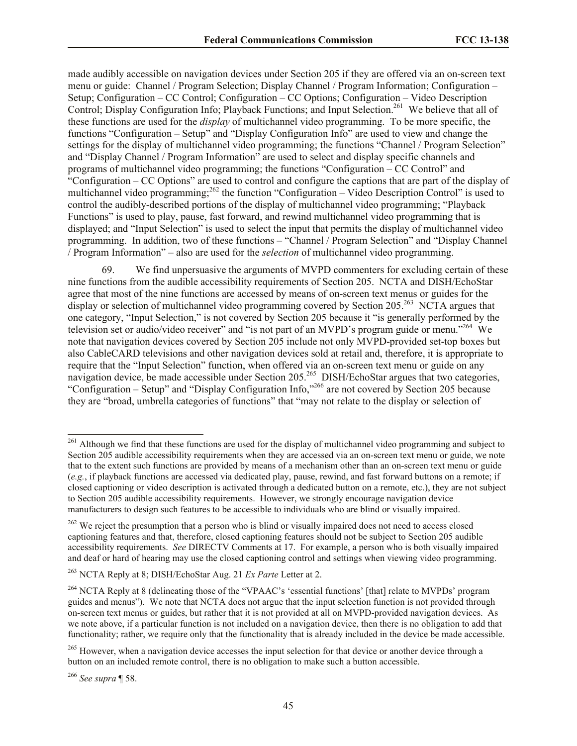made audibly accessible on navigation devices under Section 205 if they are offered via an on-screen text menu or guide: Channel / Program Selection; Display Channel / Program Information; Configuration – Setup; Configuration – CC Control; Configuration – CC Options; Configuration – Video Description Control; Display Configuration Info; Playback Functions; and Input Selection.[261] We believe that all of these functions are used for the *display* of multichannel video programming. To be more specific, the functions "Configuration – Setup" and "Display Configuration Info" are used to view and change the settings for the display of multichannel video programming; the functions "Channel / Program Selection" and "Display Channel / Program Information" are used to select and display specific channels and programs of multichannel video programming; the functions "Configuration – CC Control" and "Configuration – CC Options" are used to control and configure the captions that are part of the display of multichannel video programming;[262] the function "Configuration – Video Description Control" is used to control the audibly-described portions of the display of multichannel video programming; "Playback Functions" is used to play, pause, fast forward, and rewind multichannel video programming that is displayed; and "Input Selection" is used to select the input that permits the display of multichannel video programming. In addition, two of these functions – "Channel / Program Selection" and "Display Channel / Program Information" – also are used for the *selection* of multichannel video programming.

69. We find unpersuasive the arguments of MVPD commenters for excluding certain of these nine functions from the audible accessibility requirements of Section 205. NCTA and DISH/EchoStar agree that most of the nine functions are accessed by means of on-screen text menus or guides for the display or selection of multichannel video programming covered by Section 205.[263] NCTA argues that one category, "Input Selection," is not covered by Section 205 because it "is generally performed by the television set or audio/video receiver" and "is not part of an MVPD's program guide or menu."[264] We note that navigation devices covered by Section 205 include not only MVPD-provided set-top boxes but also CableCARD televisions and other navigation devices sold at retail and, therefore, it is appropriate to require that the "Input Selection" function, when offered via an on-screen text menu or guide on any navigation device, be made accessible under Section 205.[265] DISH/EchoStar argues that two categories, "Configuration – Setup" and "Display Configuration Info,"[266] are not covered by Section 205 because they are "broad, umbrella categories of functions" that "may not relate to the display or selection of

---

[261] Although we find that these functions are used for the display of multichannel video programming and subject to Section 205 audible accessibility requirements when they are accessed via an on-screen text menu or guide, we note that to the extent such functions are provided by means of a mechanism other than an on-screen text menu or guide (*e.g.*, if playback functions are accessed via dedicated play, pause, rewind, and fast forward buttons on a remote; if closed captioning or video description is activated through a dedicated button on a remote, etc.), they are not subject to Section 205 audible accessibility requirements. However, we strongly encourage navigation device manufacturers to design such features to be accessible to individuals who are blind or visually impaired.

[262] We reject the presumption that a person who is blind or visually impaired does not need to access closed captioning features and that, therefore, closed captioning features should not be subject to Section 205 audible accessibility requirements. *See* DIRECTV Comments at 17. For example, a person who is both visually impaired and deaf or hard of hearing may use the closed captioning control and settings when viewing video programming.

[263] NCTA Reply at 8; DISH/EchoStar Aug. 21 *Ex Parte* Letter at 2.

[264] NCTA Reply at 8 (delineating those of the "VPAAC's 'essential functions' [that] relate to MVPDs' program guides and menus"). We note that NCTA does not argue that the input selection function is not provided through on-screen text menus or guides, but rather that it is not provided at all on MVPD-provided navigation devices. As we note above, if a particular function is not included on a navigation device, then there is no obligation to add that functionality; rather, we require only that the functionality that is already included in the device be made accessible.

[265] However, when a navigation device accesses the input selection for that device or another device through a button on an included remote control, there is no obligation to make such a button accessible.

[266] *See supra* ¶ 58.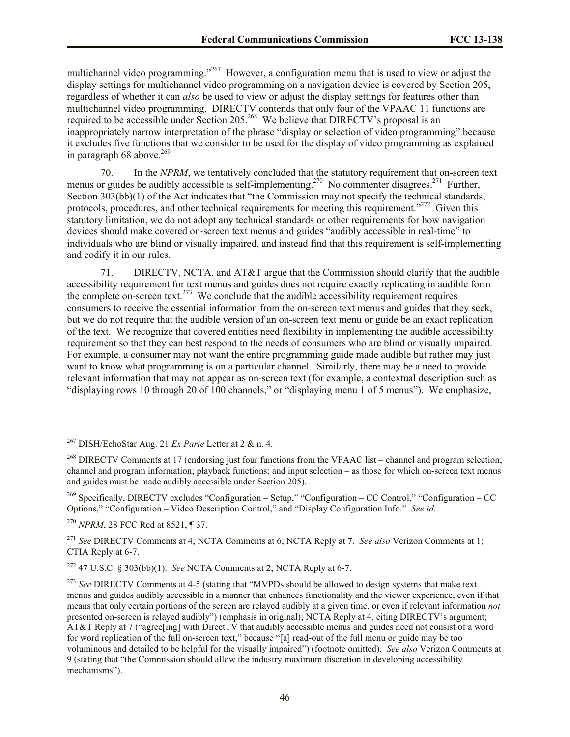multichannel video programming."[267] However, a configuration menu that is used to view or adjust the display settings for multichannel video programming on a navigation device is covered by Section 205, regardless of whether it can *also* be used to view or adjust the display settings for features other than multichannel video programming. DIRECTV contends that only four of the VPAAC 11 functions are required to be accessible under Section 205.[268] We believe that DIRECTV's proposal is an inappropriately narrow interpretation of the phrase "display or selection of video programming" because it excludes five functions that we consider to be used for the display of video programming as explained in paragraph 68 above.[269]

70. In the *NPRM*, we tentatively concluded that the statutory requirement that on-screen text menus or guides be audibly accessible is self-implementing.[270] No commenter disagrees.[271] Further, Section 303(bb)(1) of the Act indicates that "the Commission may not specify the technical standards, protocols, procedures, and other technical requirements for meeting this requirement."[272] Given this statutory limitation, we do not adopt any technical standards or other requirements for how navigation devices should make covered on-screen text menus and guides "audibly accessible in real-time" to individuals who are blind or visually impaired, and instead find that this requirement is self-implementing and codify it in our rules.

71. DIRECTV, NCTA, and AT&T argue that the Commission should clarify that the audible accessibility requirement for text menus and guides does not require exactly replicating in audible form the complete on-screen text.[273] We conclude that the audible accessibility requirement requires consumers to receive the essential information from the on-screen text menus and guides that they seek, but we do not require that the audible version of an on-screen text menu or guide be an exact replication of the text. We recognize that covered entities need flexibility in implementing the audible accessibility requirement so that they can best respond to the needs of consumers who are blind or visually impaired. For example, a consumer may not want the entire programming guide made audible but rather may just want to know what programming is on a particular channel. Similarly, there may be a need to provide relevant information that may not appear as on-screen text (for example, a contextual description such as "displaying rows 10 through 20 of 100 channels," or "displaying menu 1 of 5 menus"). We emphasize,

---

[267] DISH/EchoStar Aug. 21 *Ex Parte* Letter at 2 & n. 4.

[268] DIRECTV Comments at 17 (endorsing just four functions from the VPAAC list – channel and program selection; channel and program information; playback functions; and input selection – as those for which on-screen text menus and guides must be made audibly accessible under Section 205).

[269] Specifically, DIRECTV excludes "Configuration – Setup," "Configuration – CC Control," "Configuration – CC Options," "Configuration – Video Description Control," and "Display Configuration Info." *See id*.

[270] *NPRM*, 28 FCC Rcd at 8521, ¶ 37.

[271] *See* DIRECTV Comments at 4; NCTA Comments at 6; NCTA Reply at 7. *See also* Verizon Comments at 1; CTIA Reply at 6-7.

[272] 47 U.S.C. § 303(bb)(1). *See* NCTA Comments at 2; NCTA Reply at 6-7.

[273] *See* DIRECTV Comments at 4-5 (stating that "MVPDs should be allowed to design systems that make text menus and guides audibly accessible in a manner that enhances functionality and the viewer experience, even if that means that only certain portions of the screen are relayed audibly at a given time, or even if relevant information *not* presented on-screen is relayed audibly") (emphasis in original); NCTA Reply at 4, citing DIRECTV's argument; AT&T Reply at 7 ("agree[ing] with DirectTV that audibly accessible menus and guides need not consist of a word for word replication of the full on-screen text," because "[a] read-out of the full menu or guide may be too voluminous and detailed to be helpful for the visually impaired") (footnote omitted). *See also* Verizon Comments at 9 (stating that "the Commission should allow the industry maximum discretion in developing accessibility mechanisms").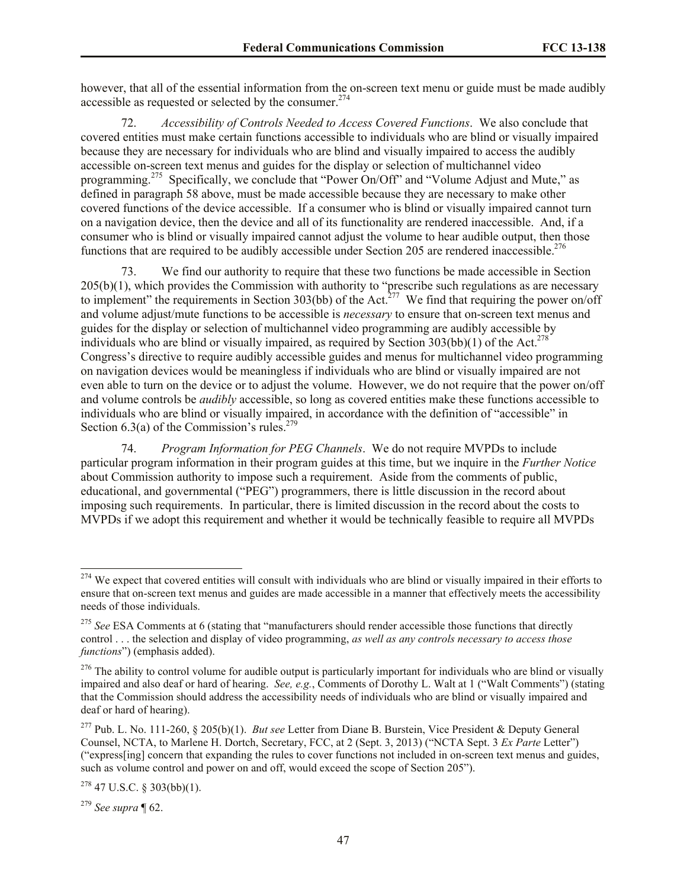however, that all of the essential information from the on-screen text menu or guide must be made audibly accessible as requested or selected by the consumer.[274]

72. *Accessibility of Controls Needed to Access Covered Functions*. We also conclude that covered entities must make certain functions accessible to individuals who are blind or visually impaired because they are necessary for individuals who are blind and visually impaired to access the audibly accessible on-screen text menus and guides for the display or selection of multichannel video programming.[275] Specifically, we conclude that "Power On/Off" and "Volume Adjust and Mute," as defined in paragraph 58 above, must be made accessible because they are necessary to make other covered functions of the device accessible. If a consumer who is blind or visually impaired cannot turn on a navigation device, then the device and all of its functionality are rendered inaccessible. And, if a consumer who is blind or visually impaired cannot adjust the volume to hear audible output, then those functions that are required to be audibly accessible under Section 205 are rendered inaccessible.[276]

73. We find our authority to require that these two functions be made accessible in Section 205(b)(1), which provides the Commission with authority to "prescribe such regulations as are necessary to implement" the requirements in Section 303(bb) of the Act.[277] We find that requiring the power on/off and volume adjust/mute functions to be accessible is *necessary* to ensure that on-screen text menus and guides for the display or selection of multichannel video programming are audibly accessible by individuals who are blind or visually impaired, as required by Section 303(bb)(1) of the Act.[278] Congress's directive to require audibly accessible guides and menus for multichannel video programming on navigation devices would be meaningless if individuals who are blind or visually impaired are not even able to turn on the device or to adjust the volume. However, we do not require that the power on/off and volume controls be *audibly* accessible, so long as covered entities make these functions accessible to individuals who are blind or visually impaired, in accordance with the definition of "accessible" in Section 6.3(a) of the Commission's rules.[279]

74. *Program Information for PEG Channels*. We do not require MVPDs to include particular program information in their program guides at this time, but we inquire in the *Further Notice* about Commission authority to impose such a requirement. Aside from the comments of public, educational, and governmental ("PEG") programmers, there is little discussion in the record about imposing such requirements. In particular, there is limited discussion in the record about the costs to MVPDs if we adopt this requirement and whether it would be technically feasible to require all MVPDs

---

[274] We expect that covered entities will consult with individuals who are blind or visually impaired in their efforts to ensure that on-screen text menus and guides are made accessible in a manner that effectively meets the accessibility needs of those individuals.

[275] *See* ESA Comments at 6 (stating that "manufacturers should render accessible those functions that directly control . . . the selection and display of video programming, *as well as any controls necessary to access those functions*") (emphasis added).

[276] The ability to control volume for audible output is particularly important for individuals who are blind or visually impaired and also deaf or hard of hearing. *See, e.g.*, Comments of Dorothy L. Walt at 1 ("Walt Comments") (stating that the Commission should address the accessibility needs of individuals who are blind or visually impaired and deaf or hard of hearing).

[277] Pub. L. No. 111-260, § 205(b)(1). *But see* Letter from Diane B. Burstein, Vice President & Deputy General Counsel, NCTA, to Marlene H. Dortch, Secretary, FCC, at 2 (Sept. 3, 2013) ("NCTA Sept. 3 *Ex Parte* Letter") ("express[ing] concern that expanding the rules to cover functions not included in on-screen text menus and guides, such as volume control and power on and off, would exceed the scope of Section 205").

[278] 47 U.S.C. § 303(bb)(1).

[279] *See supra* ¶ 62.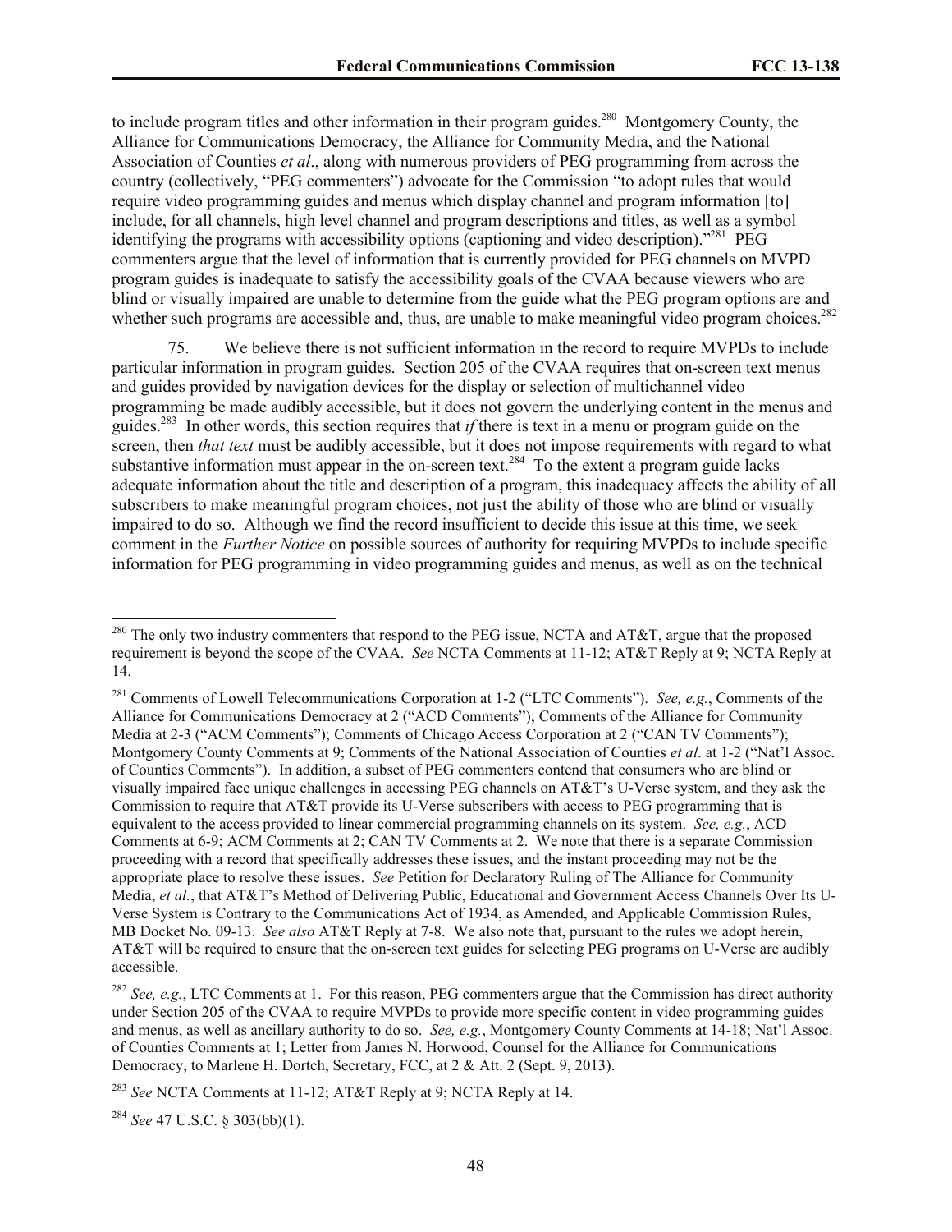to include program titles and other information in their program guides.[280] Montgomery County, the Alliance for Communications Democracy, the Alliance for Community Media, and the National Association of Counties *et al*., along with numerous providers of PEG programming from across the country (collectively, "PEG commenters") advocate for the Commission "to adopt rules that would require video programming guides and menus which display channel and program information [to] include, for all channels, high level channel and program descriptions and titles, as well as a symbol identifying the programs with accessibility options (captioning and video description)."[281] PEG commenters argue that the level of information that is currently provided for PEG channels on MVPD program guides is inadequate to satisfy the accessibility goals of the CVAA because viewers who are blind or visually impaired are unable to determine from the guide what the PEG program options are and whether such programs are accessible and, thus, are unable to make meaningful video program choices.[282]

75. We believe there is not sufficient information in the record to require MVPDs to include particular information in program guides. Section 205 of the CVAA requires that on-screen text menus and guides provided by navigation devices for the display or selection of multichannel video programming be made audibly accessible, but it does not govern the underlying content in the menus and guides.[283] In other words, this section requires that *if* there is text in a menu or program guide on the screen, then *that text* must be audibly accessible, but it does not impose requirements with regard to what substantive information must appear in the on-screen text.[284] To the extent a program guide lacks adequate information about the title and description of a program, this inadequacy affects the ability of all subscribers to make meaningful program choices, not just the ability of those who are blind or visually impaired to do so. Although we find the record insufficient to decide this issue at this time, we seek comment in the *Further Notice* on possible sources of authority for requiring MVPDs to include specific information for PEG programming in video programming guides and menus, as well as on the technical

---

[280] The only two industry commenters that respond to the PEG issue, NCTA and AT&T, argue that the proposed requirement is beyond the scope of the CVAA. *See* NCTA Comments at 11-12; AT&T Reply at 9; NCTA Reply at 14.

[281] Comments of Lowell Telecommunications Corporation at 1-2 ("LTC Comments"). *See, e.g.*, Comments of the Alliance for Communications Democracy at 2 ("ACD Comments"); Comments of the Alliance for Community Media at 2-3 ("ACM Comments"); Comments of Chicago Access Corporation at 2 ("CAN TV Comments"); Montgomery County Comments at 9; Comments of the National Association of Counties *et al*. at 1-2 ("Nat'l Assoc. of Counties Comments"). In addition, a subset of PEG commenters contend that consumers who are blind or visually impaired face unique challenges in accessing PEG channels on AT&T's U-Verse system, and they ask the Commission to require that AT&T provide its U-Verse subscribers with access to PEG programming that is equivalent to the access provided to linear commercial programming channels on its system. *See, e.g.*, ACD Comments at 6-9; ACM Comments at 2; CAN TV Comments at 2. We note that there is a separate Commission proceeding with a record that specifically addresses these issues, and the instant proceeding may not be the appropriate place to resolve these issues. *See* Petition for Declaratory Ruling of The Alliance for Community Media, *et al.*, that AT&T's Method of Delivering Public, Educational and Government Access Channels Over Its U-Verse System is Contrary to the Communications Act of 1934, as Amended, and Applicable Commission Rules, MB Docket No. 09-13. *See also* AT&T Reply at 7-8. We also note that, pursuant to the rules we adopt herein, AT&T will be required to ensure that the on-screen text guides for selecting PEG programs on U-Verse are audibly accessible.

[282] *See, e.g.*, LTC Comments at 1. For this reason, PEG commenters argue that the Commission has direct authority under Section 205 of the CVAA to require MVPDs to provide more specific content in video programming guides and menus, as well as ancillary authority to do so. *See, e.g.*, Montgomery County Comments at 14-18; Nat'l Assoc. of Counties Comments at 1; Letter from James N. Horwood, Counsel for the Alliance for Communications Democracy, to Marlene H. Dortch, Secretary, FCC, at 2 & Att. 2 (Sept. 9, 2013).

[283] *See* NCTA Comments at 11-12; AT&T Reply at 9; NCTA Reply at 14.

[284] *See* 47 U.S.C. § 303(bb)(1).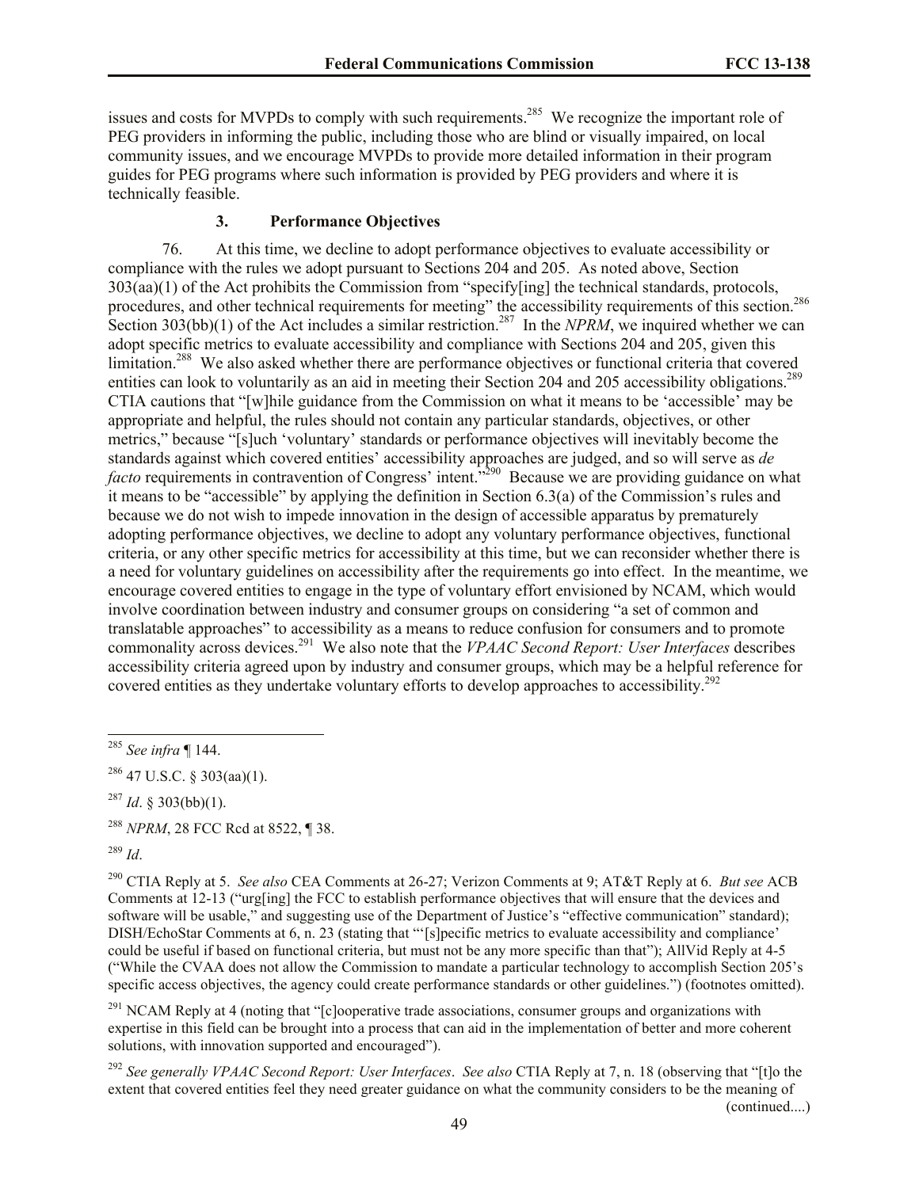issues and costs for MVPDs to comply with such requirements.[285] We recognize the important role of PEG providers in informing the public, including those who are blind or visually impaired, on local community issues, and we encourage MVPDs to provide more detailed information in their program guides for PEG programs where such information is provided by PEG providers and where it is technically feasible.

### 3. Performance Objectives

76. At this time, we decline to adopt performance objectives to evaluate accessibility or compliance with the rules we adopt pursuant to Sections 204 and 205. As noted above, Section 303(aa)(1) of the Act prohibits the Commission from "specify[ing] the technical standards, protocols, procedures, and other technical requirements for meeting" the accessibility requirements of this section.[286] Section 303(bb)(1) of the Act includes a similar restriction.[287] In the *NPRM*, we inquired whether we can adopt specific metrics to evaluate accessibility and compliance with Sections 204 and 205, given this limitation.[288] We also asked whether there are performance objectives or functional criteria that covered entities can look to voluntarily as an aid in meeting their Section 204 and 205 accessibility obligations.[289] CTIA cautions that "[w]hile guidance from the Commission on what it means to be 'accessible' may be appropriate and helpful, the rules should not contain any particular standards, objectives, or other metrics," because "[s]uch 'voluntary' standards or performance objectives will inevitably become the standards against which covered entities' accessibility approaches are judged, and so will serve as *de facto* requirements in contravention of Congress' intent."[290] Because we are providing guidance on what it means to be "accessible" by applying the definition in Section 6.3(a) of the Commission's rules and because we do not wish to impede innovation in the design of accessible apparatus by prematurely adopting performance objectives, we decline to adopt any voluntary performance objectives, functional criteria, or any other specific metrics for accessibility at this time, but we can reconsider whether there is a need for voluntary guidelines on accessibility after the requirements go into effect. In the meantime, we encourage covered entities to engage in the type of voluntary effort envisioned by NCAM, which would involve coordination between industry and consumer groups on considering "a set of common and translatable approaches" to accessibility as a means to reduce confusion for consumers and to promote commonality across devices.[291] We also note that the *VPAAC Second Report: User Interfaces* describes accessibility criteria agreed upon by industry and consumer groups, which may be a helpful reference for covered entities as they undertake voluntary efforts to develop approaches to accessibility.[292]

---

[285] *See infra* ¶ 144.

[286] 47 U.S.C. § 303(aa)(1).

[287] *Id*. § 303(bb)(1).

[288] *NPRM*, 28 FCC Rcd at 8522, ¶ 38.

[289] *Id*.

[290] CTIA Reply at 5. *See also* CEA Comments at 26-27; Verizon Comments at 9; AT&T Reply at 6. *But see* ACB Comments at 12-13 ("urg[ing] the FCC to establish performance objectives that will ensure that the devices and software will be usable," and suggesting use of the Department of Justice's "effective communication" standard); DISH/EchoStar Comments at 6, n. 23 (stating that "'[s]pecific metrics to evaluate accessibility and compliance' could be useful if based on functional criteria, but must not be any more specific than that"); AllVid Reply at 4-5 ("While the CVAA does not allow the Commission to mandate a particular technology to accomplish Section 205's specific access objectives, the agency could create performance standards or other guidelines.") (footnotes omitted).

[291] NCAM Reply at 4 (noting that "[c]ooperative trade associations, consumer groups and organizations with expertise in this field can be brought into a process that can aid in the implementation of better and more coherent solutions, with innovation supported and encouraged").

[292] *See generally VPAAC Second Report: User Interfaces*. *See also* CTIA Reply at 7, n. 18 (observing that "[t]o the extent that covered entities feel they need greater guidance on what the community considers to be the meaning of

(continued....)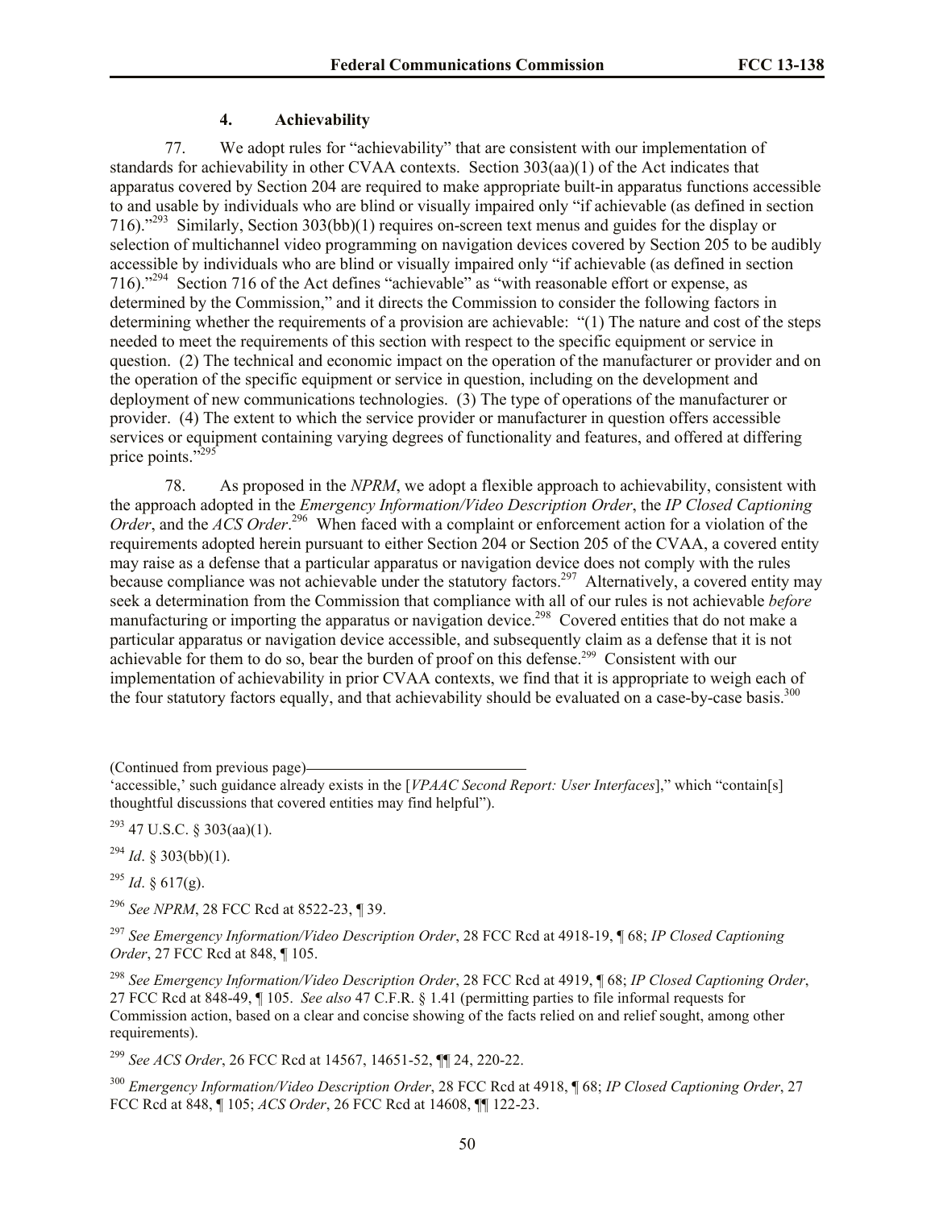#### 4. Achievability

77. We adopt rules for "achievability" that are consistent with our implementation of standards for achievability in other CVAA contexts. Section 303(aa)(1) of the Act indicates that apparatus covered by Section 204 are required to make appropriate built-in apparatus functions accessible to and usable by individuals who are blind or visually impaired only "if achievable (as defined in section 716)."[293] Similarly, Section 303(bb)(1) requires on-screen text menus and guides for the display or selection of multichannel video programming on navigation devices covered by Section 205 to be audibly accessible by individuals who are blind or visually impaired only "if achievable (as defined in section 716)."[294] Section 716 of the Act defines "achievable" as "with reasonable effort or expense, as determined by the Commission," and it directs the Commission to consider the following factors in determining whether the requirements of a provision are achievable: "(1) The nature and cost of the steps needed to meet the requirements of this section with respect to the specific equipment or service in question. (2) The technical and economic impact on the operation of the manufacturer or provider and on the operation of the specific equipment or service in question, including on the development and deployment of new communications technologies. (3) The type of operations of the manufacturer or provider. (4) The extent to which the service provider or manufacturer in question offers accessible services or equipment containing varying degrees of functionality and features, and offered at differing price points."[295]

78. As proposed in the *NPRM*, we adopt a flexible approach to achievability, consistent with the approach adopted in the *Emergency Information/Video Description Order*, the *IP Closed Captioning Order*, and the *ACS Order*.[296] When faced with a complaint or enforcement action for a violation of the requirements adopted herein pursuant to either Section 204 or Section 205 of the CVAA, a covered entity may raise as a defense that a particular apparatus or navigation device does not comply with the rules because compliance was not achievable under the statutory factors.[297] Alternatively, a covered entity may seek a determination from the Commission that compliance with all of our rules is not achievable *before* manufacturing or importing the apparatus or navigation device.[298] Covered entities that do not make a particular apparatus or navigation device accessible, and subsequently claim as a defense that it is not achievable for them to do so, bear the burden of proof on this defense.[299] Consistent with our implementation of achievability in prior CVAA contexts, we find that it is appropriate to weigh each of the four statutory factors equally, and that achievability should be evaluated on a case-by-case basis.[300]

(Continued from previous page)
'accessible,' such guidance already exists in the [*VPAAC Second Report: User Interfaces*]," which "contain[s] thoughtful discussions that covered entities may find helpful").

[293] 47 U.S.C. § 303(aa)(1).

[294] *Id*. § 303(bb)(1).

[295] *Id*. § 617(g).

[296] *See NPRM*, 28 FCC Rcd at 8522-23, ¶ 39.

[297] *See Emergency Information/Video Description Order*, 28 FCC Rcd at 4918-19, ¶ 68; *IP Closed Captioning Order*, 27 FCC Rcd at 848, ¶ 105.

[298] *See Emergency Information/Video Description Order*, 28 FCC Rcd at 4919, ¶ 68; *IP Closed Captioning Order*, 27 FCC Rcd at 848-49, ¶ 105. *See also* 47 C.F.R. § 1.41 (permitting parties to file informal requests for Commission action, based on a clear and concise showing of the facts relied on and relief sought, among other requirements).

[299] *See ACS Order*, 26 FCC Rcd at 14567, 14651-52, ¶¶ 24, 220-22.

[300] *Emergency Information/Video Description Order*, 28 FCC Rcd at 4918, ¶ 68; *IP Closed Captioning Order*, 27 FCC Rcd at 848, ¶ 105; *ACS Order*, 26 FCC Rcd at 14608, ¶¶ 122-23.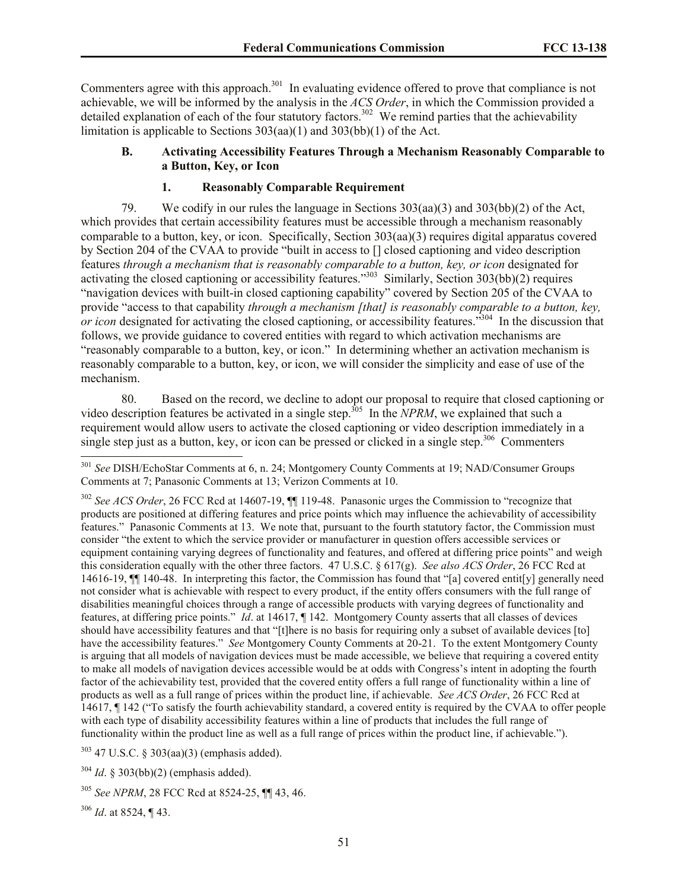Commenters agree with this approach.[301] In evaluating evidence offered to prove that compliance is not achievable, we will be informed by the analysis in the *ACS Order*, in which the Commission provided a detailed explanation of each of the four statutory factors.[302] We remind parties that the achievability limitation is applicable to Sections 303(aa)(1) and 303(bb)(1) of the Act.

### B. Activating Accessibility Features Through a Mechanism Reasonably Comparable to a Button, Key, or Icon

#### 1. Reasonably Comparable Requirement

79. We codify in our rules the language in Sections 303(aa)(3) and 303(bb)(2) of the Act, which provides that certain accessibility features must be accessible through a mechanism reasonably comparable to a button, key, or icon. Specifically, Section 303(aa)(3) requires digital apparatus covered by Section 204 of the CVAA to provide "built in access to [] closed captioning and video description features *through a mechanism that is reasonably comparable to a button, key, or icon* designated for activating the closed captioning or accessibility features."[303] Similarly, Section 303(bb)(2) requires "navigation devices with built-in closed captioning capability" covered by Section 205 of the CVAA to provide "access to that capability *through a mechanism [that] is reasonably comparable to a button, key, or icon* designated for activating the closed captioning, or accessibility features."[304] In the discussion that follows, we provide guidance to covered entities with regard to which activation mechanisms are "reasonably comparable to a button, key, or icon." In determining whether an activation mechanism is reasonably comparable to a button, key, or icon, we will consider the simplicity and ease of use of the mechanism.

80. Based on the record, we decline to adopt our proposal to require that closed captioning or video description features be activated in a single step.[305] In the *NPRM*, we explained that such a requirement would allow users to activate the closed captioning or video description immediately in a single step just as a button, key, or icon can be pressed or clicked in a single step.[306] Commenters

---

[301] *See* DISH/EchoStar Comments at 6, n. 24; Montgomery County Comments at 19; NAD/Consumer Groups Comments at 7; Panasonic Comments at 13; Verizon Comments at 10.

[302] *See ACS Order*, 26 FCC Rcd at 14607-19, ¶¶ 119-48. Panasonic urges the Commission to "recognize that products are positioned at differing features and price points which may influence the achievability of accessibility features." Panasonic Comments at 13. We note that, pursuant to the fourth statutory factor, the Commission must consider "the extent to which the service provider or manufacturer in question offers accessible services or equipment containing varying degrees of functionality and features, and offered at differing price points" and weigh this consideration equally with the other three factors. 47 U.S.C. § 617(g). *See also ACS Order*, 26 FCC Rcd at 14616-19, ¶¶ 140-48. In interpreting this factor, the Commission has found that "[a] covered entit[y] generally need not consider what is achievable with respect to every product, if the entity offers consumers with the full range of disabilities meaningful choices through a range of accessible products with varying degrees of functionality and features, at differing price points." *Id*. at 14617, ¶ 142. Montgomery County asserts that all classes of devices should have accessibility features and that "[t]here is no basis for requiring only a subset of available devices [to] have the accessibility features." *See* Montgomery County Comments at 20-21. To the extent Montgomery County is arguing that all models of navigation devices must be made accessible, we believe that requiring a covered entity to make all models of navigation devices accessible would be at odds with Congress's intent in adopting the fourth factor of the achievability test, provided that the covered entity offers a full range of functionality within a line of products as well as a full range of prices within the product line, if achievable. *See ACS Order*, 26 FCC Rcd at 14617, ¶ 142 ("To satisfy the fourth achievability standard, a covered entity is required by the CVAA to offer people with each type of disability accessibility features within a line of products that includes the full range of functionality within the product line as well as a full range of prices within the product line, if achievable.").

[303] 47 U.S.C. § 303(aa)(3) (emphasis added).

[304] *Id*. § 303(bb)(2) (emphasis added).

[305] *See NPRM*, 28 FCC Rcd at 8524-25, ¶¶ 43, 46.

[306] *Id*. at 8524, ¶ 43.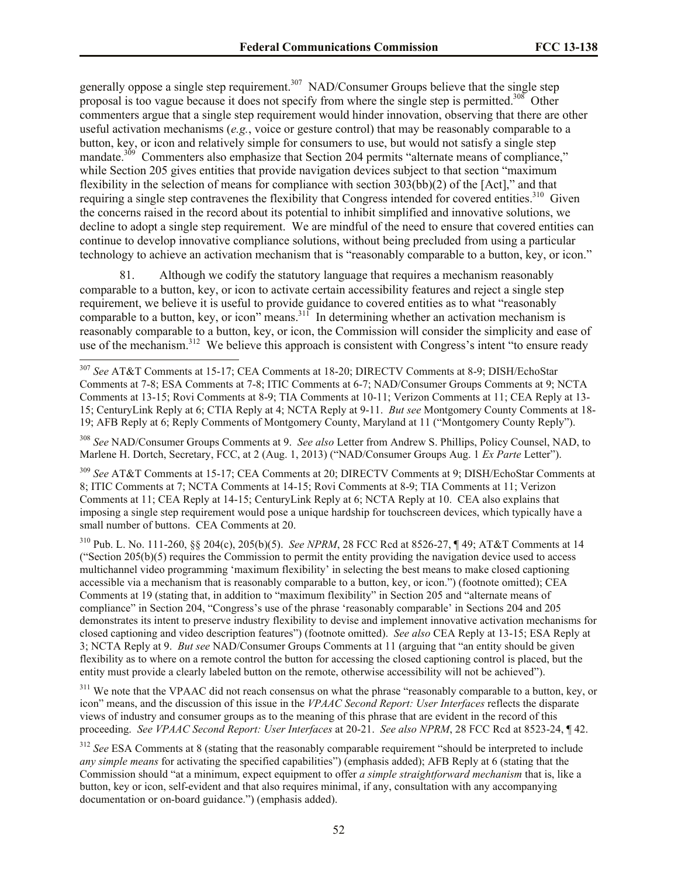generally oppose a single step requirement.[307] NAD/Consumer Groups believe that the single step proposal is too vague because it does not specify from where the single step is permitted.[308] Other commenters argue that a single step requirement would hinder innovation, observing that there are other useful activation mechanisms (*e.g.*, voice or gesture control) that may be reasonably comparable to a button, key, or icon and relatively simple for consumers to use, but would not satisfy a single step mandate.[309] Commenters also emphasize that Section 204 permits "alternate means of compliance," while Section 205 gives entities that provide navigation devices subject to that section "maximum flexibility in the selection of means for compliance with section 303(bb)(2) of the [Act]," and that requiring a single step contravenes the flexibility that Congress intended for covered entities.[310] Given the concerns raised in the record about its potential to inhibit simplified and innovative solutions, we decline to adopt a single step requirement. We are mindful of the need to ensure that covered entities can continue to develop innovative compliance solutions, without being precluded from using a particular technology to achieve an activation mechanism that is "reasonably comparable to a button, key, or icon."

81. Although we codify the statutory language that requires a mechanism reasonably comparable to a button, key, or icon to activate certain accessibility features and reject a single step requirement, we believe it is useful to provide guidance to covered entities as to what "reasonably comparable to a button, key, or icon" means.[311] In determining whether an activation mechanism is reasonably comparable to a button, key, or icon, the Commission will consider the simplicity and ease of use of the mechanism.[312] We believe this approach is consistent with Congress's intent "to ensure ready

---

[307] *See* AT&T Comments at 15-17; CEA Comments at 18-20; DIRECTV Comments at 8-9; DISH/EchoStar Comments at 7-8; ESA Comments at 7-8; ITIC Comments at 6-7; NAD/Consumer Groups Comments at 9; NCTA Comments at 13-15; Rovi Comments at 8-9; TIA Comments at 10-11; Verizon Comments at 11; CEA Reply at 13-15; CenturyLink Reply at 6; CTIA Reply at 4; NCTA Reply at 9-11. *But see* Montgomery County Comments at 18-19; AFB Reply at 6; Reply Comments of Montgomery County, Maryland at 11 ("Montgomery County Reply").

[308] *See* NAD/Consumer Groups Comments at 9. *See also* Letter from Andrew S. Phillips, Policy Counsel, NAD, to Marlene H. Dortch, Secretary, FCC, at 2 (Aug. 1, 2013) ("NAD/Consumer Groups Aug. 1 *Ex Parte* Letter").

[309] *See* AT&T Comments at 15-17; CEA Comments at 20; DIRECTV Comments at 9; DISH/EchoStar Comments at 8; ITIC Comments at 7; NCTA Comments at 14-15; Rovi Comments at 8-9; TIA Comments at 11; Verizon Comments at 11; CEA Reply at 14-15; CenturyLink Reply at 6; NCTA Reply at 10. CEA also explains that imposing a single step requirement would pose a unique hardship for touchscreen devices, which typically have a small number of buttons. CEA Comments at 20.

[310] Pub. L. No. 111-260, §§ 204(c), 205(b)(5). *See NPRM*, 28 FCC Rcd at 8526-27, ¶ 49; AT&T Comments at 14 ("Section 205(b)(5) requires the Commission to permit the entity providing the navigation device used to access multichannel video programming 'maximum flexibility' in selecting the best means to make closed captioning accessible via a mechanism that is reasonably comparable to a button, key, or icon.") (footnote omitted); CEA Comments at 19 (stating that, in addition to "maximum flexibility" in Section 205 and "alternate means of compliance" in Section 204, "Congress's use of the phrase 'reasonably comparable' in Sections 204 and 205 demonstrates its intent to preserve industry flexibility to devise and implement innovative activation mechanisms for closed captioning and video description features") (footnote omitted). *See also* CEA Reply at 13-15; ESA Reply at 3; NCTA Reply at 9. *But see* NAD/Consumer Groups Comments at 11 (arguing that "an entity should be given flexibility as to where on a remote control the button for accessing the closed captioning control is placed, but the entity must provide a clearly labeled button on the remote, otherwise accessibility will not be achieved").

[311] We note that the VPAAC did not reach consensus on what the phrase "reasonably comparable to a button, key, or icon" means, and the discussion of this issue in the *VPAAC Second Report: User Interfaces* reflects the disparate views of industry and consumer groups as to the meaning of this phrase that are evident in the record of this proceeding. *See VPAAC Second Report: User Interfaces* at 20-21. *See also NPRM*, 28 FCC Rcd at 8523-24, ¶ 42.

[312] *See* ESA Comments at 8 (stating that the reasonably comparable requirement "should be interpreted to include *any simple means* for activating the specified capabilities") (emphasis added); AFB Reply at 6 (stating that the Commission should "at a minimum, expect equipment to offer *a simple straightforward mechanism* that is, like a button, key or icon, self-evident and that also requires minimal, if any, consultation with any accompanying documentation or on-board guidance.") (emphasis added).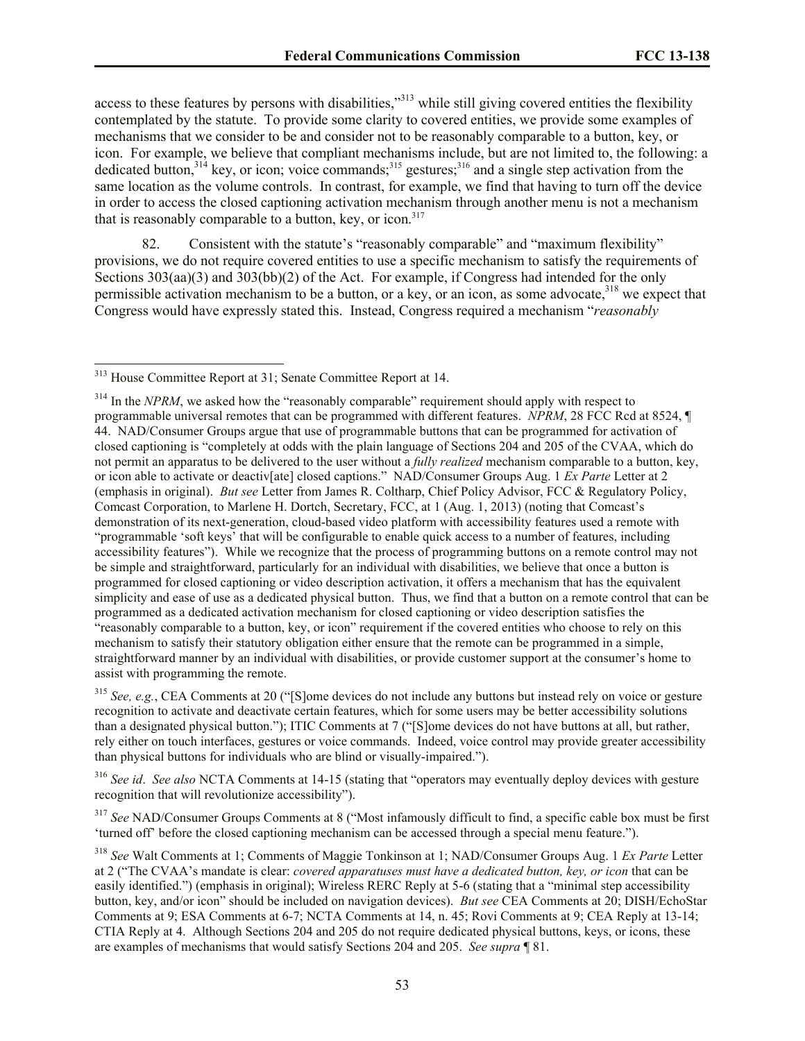access to these features by persons with disabilities,"[313] while still giving covered entities the flexibility contemplated by the statute. To provide some clarity to covered entities, we provide some examples of mechanisms that we consider to be and consider not to be reasonably comparable to a button, key, or icon. For example, we believe that compliant mechanisms include, but are not limited to, the following: a dedicated button,[314] key, or icon; voice commands;[315] gestures;[316] and a single step activation from the same location as the volume controls. In contrast, for example, we find that having to turn off the device in order to access the closed captioning activation mechanism through another menu is not a mechanism that is reasonably comparable to a button, key, or icon.[317]

82. Consistent with the statute's "reasonably comparable" and "maximum flexibility" provisions, we do not require covered entities to use a specific mechanism to satisfy the requirements of Sections 303(aa)(3) and 303(bb)(2) of the Act. For example, if Congress had intended for the only permissible activation mechanism to be a button, or a key, or an icon, as some advocate,[318] we expect that Congress would have expressly stated this. Instead, Congress required a mechanism "*reasonably*

---

[313] House Committee Report at 31; Senate Committee Report at 14.

[314] In the *NPRM*, we asked how the "reasonably comparable" requirement should apply with respect to programmable universal remotes that can be programmed with different features. *NPRM*, 28 FCC Rcd at 8524, ¶ 44. NAD/Consumer Groups argue that use of programmable buttons that can be programmed for activation of closed captioning is "completely at odds with the plain language of Sections 204 and 205 of the CVAA, which do not permit an apparatus to be delivered to the user without a *fully realized* mechanism comparable to a button, key, or icon able to activate or deactiv[ate] closed captions." NAD/Consumer Groups Aug. 1 *Ex Parte* Letter at 2 (emphasis in original). *But see* Letter from James R. Coltharp, Chief Policy Advisor, FCC & Regulatory Policy, Comcast Corporation, to Marlene H. Dortch, Secretary, FCC, at 1 (Aug. 1, 2013) (noting that Comcast's demonstration of its next-generation, cloud-based video platform with accessibility features used a remote with "programmable 'soft keys' that will be configurable to enable quick access to a number of features, including accessibility features"). While we recognize that the process of programming buttons on a remote control may not be simple and straightforward, particularly for an individual with disabilities, we believe that once a button is programmed for closed captioning or video description activation, it offers a mechanism that has the equivalent simplicity and ease of use as a dedicated physical button. Thus, we find that a button on a remote control that can be programmed as a dedicated activation mechanism for closed captioning or video description satisfies the "reasonably comparable to a button, key, or icon" requirement if the covered entities who choose to rely on this mechanism to satisfy their statutory obligation either ensure that the remote can be programmed in a simple, straightforward manner by an individual with disabilities, or provide customer support at the consumer's home to assist with programming the remote.

[315] *See, e.g.*, CEA Comments at 20 ("[S]ome devices do not include any buttons but instead rely on voice or gesture recognition to activate and deactivate certain features, which for some users may be better accessibility solutions than a designated physical button."); ITIC Comments at 7 ("[S]ome devices do not have buttons at all, but rather, rely either on touch interfaces, gestures or voice commands. Indeed, voice control may provide greater accessibility than physical buttons for individuals who are blind or visually-impaired.").

[316] *See id*. *See also* NCTA Comments at 14-15 (stating that "operators may eventually deploy devices with gesture recognition that will revolutionize accessibility").

[317] *See* NAD/Consumer Groups Comments at 8 ("Most infamously difficult to find, a specific cable box must be first 'turned off' before the closed captioning mechanism can be accessed through a special menu feature.").

[318] *See* Walt Comments at 1; Comments of Maggie Tonkinson at 1; NAD/Consumer Groups Aug. 1 *Ex Parte* Letter at 2 ("The CVAA's mandate is clear: *covered apparatuses must have a dedicated button, key, or icon* that can be easily identified.") (emphasis in original); Wireless RERC Reply at 5-6 (stating that a "minimal step accessibility button, key, and/or icon" should be included on navigation devices). *But see* CEA Comments at 20; DISH/EchoStar Comments at 9; ESA Comments at 6-7; NCTA Comments at 14, n. 45; Rovi Comments at 9; CEA Reply at 13-14; CTIA Reply at 4. Although Sections 204 and 205 do not require dedicated physical buttons, keys, or icons, these are examples of mechanisms that would satisfy Sections 204 and 205. *See supra* ¶ 81.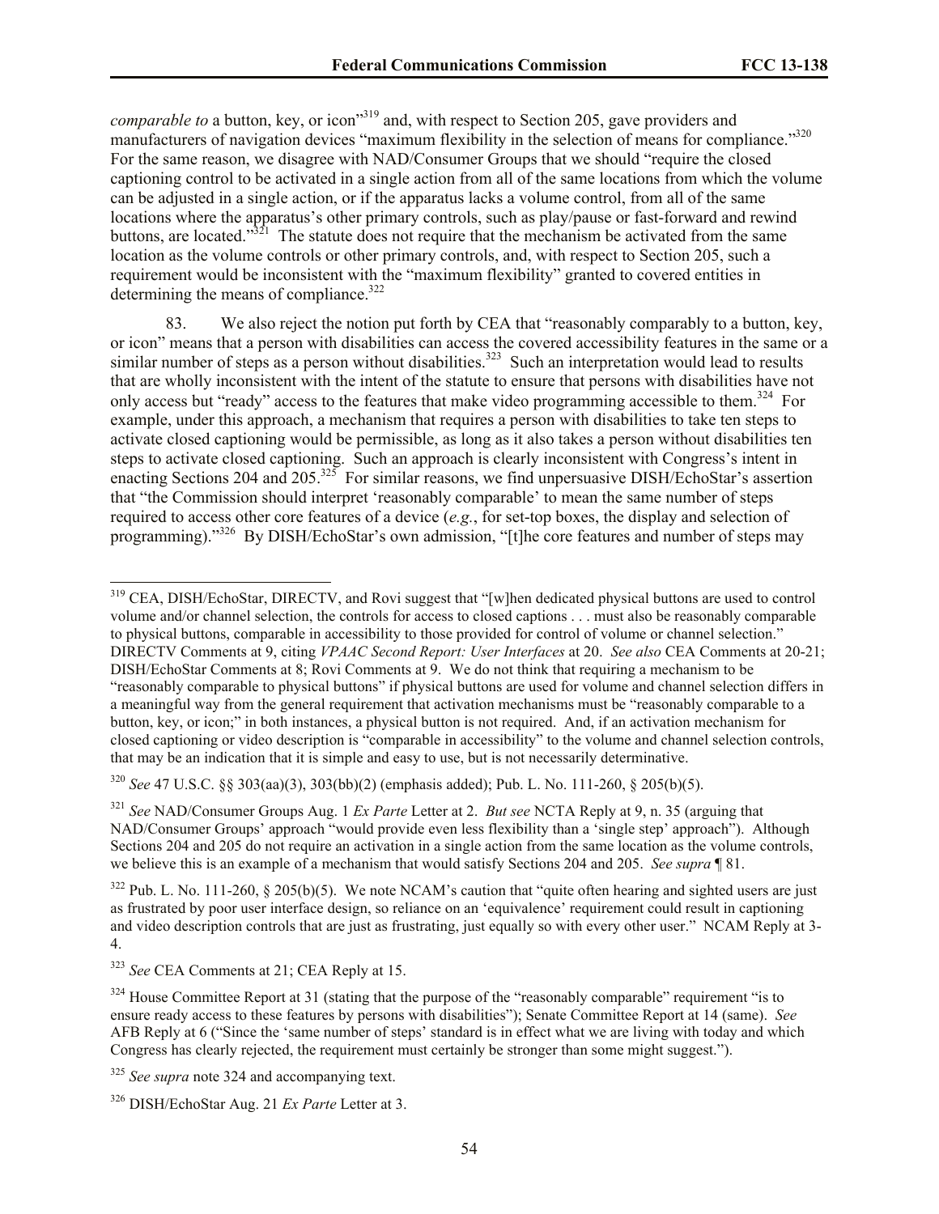*comparable to* a button, key, or icon"[319] and, with respect to Section 205, gave providers and manufacturers of navigation devices "maximum flexibility in the selection of means for compliance."[320] For the same reason, we disagree with NAD/Consumer Groups that we should "require the closed captioning control to be activated in a single action from all of the same locations from which the volume can be adjusted in a single action, or if the apparatus lacks a volume control, from all of the same locations where the apparatus's other primary controls, such as play/pause or fast-forward and rewind buttons, are located."[321] The statute does not require that the mechanism be activated from the same location as the volume controls or other primary controls, and, with respect to Section 205, such a requirement would be inconsistent with the "maximum flexibility" granted to covered entities in determining the means of compliance.[322]

83. We also reject the notion put forth by CEA that "reasonably comparably to a button, key, or icon" means that a person with disabilities can access the covered accessibility features in the same or a similar number of steps as a person without disabilities.[323] Such an interpretation would lead to results that are wholly inconsistent with the intent of the statute to ensure that persons with disabilities have not only access but "ready" access to the features that make video programming accessible to them.[324] For example, under this approach, a mechanism that requires a person with disabilities to take ten steps to activate closed captioning would be permissible, as long as it also takes a person without disabilities ten steps to activate closed captioning. Such an approach is clearly inconsistent with Congress's intent in enacting Sections 204 and 205.[325] For similar reasons, we find unpersuasive DISH/EchoStar's assertion that "the Commission should interpret 'reasonably comparable' to mean the same number of steps required to access other core features of a device (*e.g.*, for set-top boxes, the display and selection of programming)."[326] By DISH/EchoStar's own admission, "[t]he core features and number of steps may

---

[319] CEA, DISH/EchoStar, DIRECTV, and Rovi suggest that "[w]hen dedicated physical buttons are used to control volume and/or channel selection, the controls for access to closed captions . . . must also be reasonably comparable to physical buttons, comparable in accessibility to those provided for control of volume or channel selection." DIRECTV Comments at 9, citing *VPAAC Second Report: User Interfaces* at 20. *See also* CEA Comments at 20-21; DISH/EchoStar Comments at 8; Rovi Comments at 9. We do not think that requiring a mechanism to be "reasonably comparable to physical buttons" if physical buttons are used for volume and channel selection differs in a meaningful way from the general requirement that activation mechanisms must be "reasonably comparable to a button, key, or icon;" in both instances, a physical button is not required. And, if an activation mechanism for closed captioning or video description is "comparable in accessibility" to the volume and channel selection controls, that may be an indication that it is simple and easy to use, but is not necessarily determinative.

[320] *See* 47 U.S.C. §§ 303(aa)(3), 303(bb)(2) (emphasis added); Pub. L. No. 111-260, § 205(b)(5).

[321] *See* NAD/Consumer Groups Aug. 1 *Ex Parte* Letter at 2. *But see* NCTA Reply at 9, n. 35 (arguing that NAD/Consumer Groups' approach "would provide even less flexibility than a 'single step' approach"). Although Sections 204 and 205 do not require an activation in a single action from the same location as the volume controls, we believe this is an example of a mechanism that would satisfy Sections 204 and 205. *See supra* ¶ 81.

[322] Pub. L. No. 111-260, § 205(b)(5). We note NCAM's caution that "quite often hearing and sighted users are just as frustrated by poor user interface design, so reliance on an 'equivalence' requirement could result in captioning and video description controls that are just as frustrating, just equally so with every other user." NCAM Reply at 3-4.

[323] *See* CEA Comments at 21; CEA Reply at 15.

[324] House Committee Report at 31 (stating that the purpose of the "reasonably comparable" requirement "is to ensure ready access to these features by persons with disabilities"); Senate Committee Report at 14 (same). *See* AFB Reply at 6 ("Since the 'same number of steps' standard is in effect what we are living with today and which Congress has clearly rejected, the requirement must certainly be stronger than some might suggest.").

[325] *See supra* note 324 and accompanying text.

[326] DISH/EchoStar Aug. 21 *Ex Parte* Letter at 3.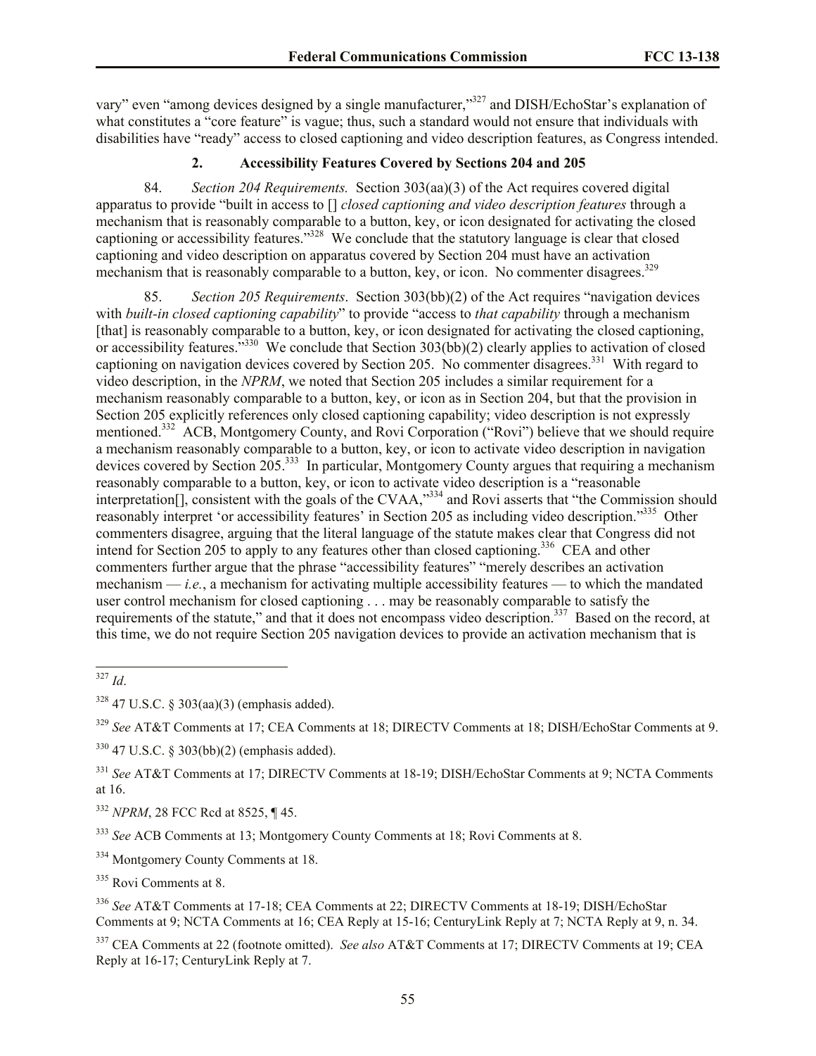vary" even "among devices designed by a single manufacturer,"[327] and DISH/EchoStar's explanation of what constitutes a "core feature" is vague; thus, such a standard would not ensure that individuals with disabilities have "ready" access to closed captioning and video description features, as Congress intended.

### 2. Accessibility Features Covered by Sections 204 and 205

84. *Section 204 Requirements.* Section 303(aa)(3) of the Act requires covered digital apparatus to provide "built in access to [] *closed captioning and video description features* through a mechanism that is reasonably comparable to a button, key, or icon designated for activating the closed captioning or accessibility features."[328] We conclude that the statutory language is clear that closed captioning and video description on apparatus covered by Section 204 must have an activation mechanism that is reasonably comparable to a button, key, or icon. No commenter disagrees.[329]

85. *Section 205 Requirements*. Section 303(bb)(2) of the Act requires "navigation devices with *built-in closed captioning capability*" to provide "access to *that capability* through a mechanism [that] is reasonably comparable to a button, key, or icon designated for activating the closed captioning, or accessibility features."[330] We conclude that Section 303(bb)(2) clearly applies to activation of closed captioning on navigation devices covered by Section 205. No commenter disagrees.[331] With regard to video description, in the *NPRM*, we noted that Section 205 includes a similar requirement for a mechanism reasonably comparable to a button, key, or icon as in Section 204, but that the provision in Section 205 explicitly references only closed captioning capability; video description is not expressly mentioned.[332] ACB, Montgomery County, and Rovi Corporation ("Rovi") believe that we should require a mechanism reasonably comparable to a button, key, or icon to activate video description in navigation devices covered by Section 205.[333] In particular, Montgomery County argues that requiring a mechanism reasonably comparable to a button, key, or icon to activate video description is a "reasonable interpretation[], consistent with the goals of the CVAA,"[334] and Rovi asserts that "the Commission should reasonably interpret 'or accessibility features' in Section 205 as including video description."[335] Other commenters disagree, arguing that the literal language of the statute makes clear that Congress did not intend for Section 205 to apply to any features other than closed captioning.[336] CEA and other commenters further argue that the phrase "accessibility features" "merely describes an activation mechanism — *i.e.*, a mechanism for activating multiple accessibility features — to which the mandated user control mechanism for closed captioning . . . may be reasonably comparable to satisfy the requirements of the statute," and that it does not encompass video description.[337] Based on the record, at this time, we do not require Section 205 navigation devices to provide an activation mechanism that is

---

[327] *Id*.

[328] 47 U.S.C. § 303(aa)(3) (emphasis added).

[329] *See* AT&T Comments at 17; CEA Comments at 18; DIRECTV Comments at 18; DISH/EchoStar Comments at 9.

[330] 47 U.S.C. § 303(bb)(2) (emphasis added).

[331] *See* AT&T Comments at 17; DIRECTV Comments at 18-19; DISH/EchoStar Comments at 9; NCTA Comments at 16.

[332] *NPRM*, 28 FCC Rcd at 8525, ¶ 45.

[333] *See* ACB Comments at 13; Montgomery County Comments at 18; Rovi Comments at 8.

[334] Montgomery County Comments at 18.

[335] Rovi Comments at 8.

[336] *See* AT&T Comments at 17-18; CEA Comments at 22; DIRECTV Comments at 18-19; DISH/EchoStar Comments at 9; NCTA Comments at 16; CEA Reply at 15-16; CenturyLink Reply at 7; NCTA Reply at 9, n. 34.

[337] CEA Comments at 22 (footnote omitted). *See also* AT&T Comments at 17; DIRECTV Comments at 19; CEA Reply at 16-17; CenturyLink Reply at 7.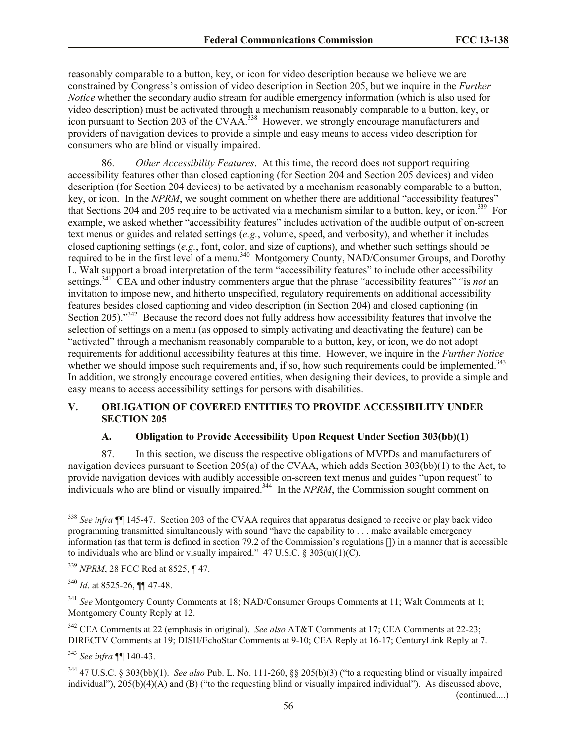reasonably comparable to a button, key, or icon for video description because we believe we are constrained by Congress's omission of video description in Section 205, but we inquire in the *Further Notice* whether the secondary audio stream for audible emergency information (which is also used for video description) must be activated through a mechanism reasonably comparable to a button, key, or icon pursuant to Section 203 of the CVAA.[338] However, we strongly encourage manufacturers and providers of navigation devices to provide a simple and easy means to access video description for consumers who are blind or visually impaired.

86. *Other Accessibility Features*. At this time, the record does not support requiring accessibility features other than closed captioning (for Section 204 and Section 205 devices) and video description (for Section 204 devices) to be activated by a mechanism reasonably comparable to a button, key, or icon. In the *NPRM*, we sought comment on whether there are additional "accessibility features" that Sections 204 and 205 require to be activated via a mechanism similar to a button, key, or icon.[339] For example, we asked whether "accessibility features" includes activation of the audible output of on-screen text menus or guides and related settings (*e.g.*, volume, speed, and verbosity), and whether it includes closed captioning settings (*e.g.*, font, color, and size of captions), and whether such settings should be required to be in the first level of a menu.[340] Montgomery County, NAD/Consumer Groups, and Dorothy L. Walt support a broad interpretation of the term "accessibility features" to include other accessibility settings.[341] CEA and other industry commenters argue that the phrase "accessibility features" "is *not* an invitation to impose new, and hitherto unspecified, regulatory requirements on additional accessibility features besides closed captioning and video description (in Section 204) and closed captioning (in Section 205)."[342] Because the record does not fully address how accessibility features that involve the selection of settings on a menu (as opposed to simply activating and deactivating the feature) can be "activated" through a mechanism reasonably comparable to a button, key, or icon, we do not adopt requirements for additional accessibility features at this time. However, we inquire in the *Further Notice* whether we should impose such requirements and, if so, how such requirements could be implemented.[343] In addition, we strongly encourage covered entities, when designing their devices, to provide a simple and easy means to access accessibility settings for persons with disabilities.

## V. OBLIGATION OF COVERED ENTITIES TO PROVIDE ACCESSIBILITY UNDER SECTION 205

### A. Obligation to Provide Accessibility Upon Request Under Section 303(bb)(1)

87. In this section, we discuss the respective obligations of MVPDs and manufacturers of navigation devices pursuant to Section 205(a) of the CVAA, which adds Section 303(bb)(1) to the Act, to provide navigation devices with audibly accessible on-screen text menus and guides "upon request" to individuals who are blind or visually impaired.[344] In the *NPRM*, the Commission sought comment on

---

[338] *See infra* ¶¶ 145-47. Section 203 of the CVAA requires that apparatus designed to receive or play back video programming transmitted simultaneously with sound "have the capability to . . . make available emergency information (as that term is defined in section 79.2 of the Commission's regulations []) in a manner that is accessible to individuals who are blind or visually impaired." 47 U.S.C. § 303(u)(1)(C).

[339] *NPRM*, 28 FCC Rcd at 8525, ¶ 47.

[340] *Id*. at 8525-26, ¶¶ 47-48.

[341] *See* Montgomery County Comments at 18; NAD/Consumer Groups Comments at 11; Walt Comments at 1; Montgomery County Reply at 12.

[342] CEA Comments at 22 (emphasis in original). *See also* AT&T Comments at 17; CEA Comments at 22-23; DIRECTV Comments at 19; DISH/EchoStar Comments at 9-10; CEA Reply at 16-17; CenturyLink Reply at 7.

[343] *See infra* ¶¶ 140-43.

[344] 47 U.S.C. § 303(bb)(1). *See also* Pub. L. No. 111-260, §§ 205(b)(3) ("to a requesting blind or visually impaired individual"), 205(b)(4)(A) and (B) ("to the requesting blind or visually impaired individual"). As discussed above, (continued....)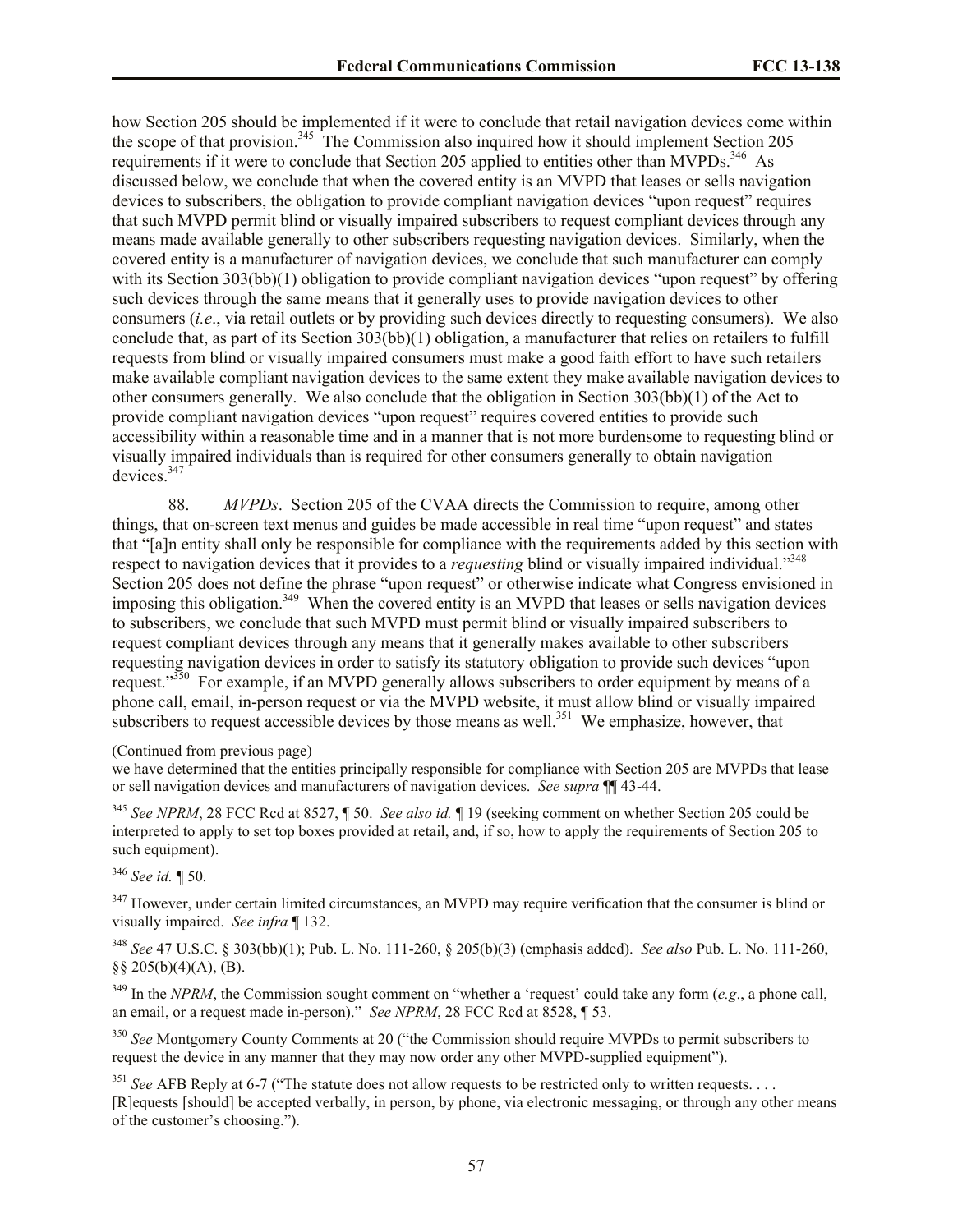how Section 205 should be implemented if it were to conclude that retail navigation devices come within the scope of that provision.[345] The Commission also inquired how it should implement Section 205 requirements if it were to conclude that Section 205 applied to entities other than MVPDs.[346] As discussed below, we conclude that when the covered entity is an MVPD that leases or sells navigation devices to subscribers, the obligation to provide compliant navigation devices "upon request" requires that such MVPD permit blind or visually impaired subscribers to request compliant devices through any means made available generally to other subscribers requesting navigation devices. Similarly, when the covered entity is a manufacturer of navigation devices, we conclude that such manufacturer can comply with its Section 303(bb)(1) obligation to provide compliant navigation devices "upon request" by offering such devices through the same means that it generally uses to provide navigation devices to other consumers (*i.e*., via retail outlets or by providing such devices directly to requesting consumers). We also conclude that, as part of its Section 303(bb)(1) obligation, a manufacturer that relies on retailers to fulfill requests from blind or visually impaired consumers must make a good faith effort to have such retailers make available compliant navigation devices to the same extent they make available navigation devices to other consumers generally. We also conclude that the obligation in Section 303(bb)(1) of the Act to provide compliant navigation devices "upon request" requires covered entities to provide such accessibility within a reasonable time and in a manner that is not more burdensome to requesting blind or visually impaired individuals than is required for other consumers generally to obtain navigation devices.[347]

88. *MVPDs*. Section 205 of the CVAA directs the Commission to require, among other things, that on-screen text menus and guides be made accessible in real time "upon request" and states that "[a]n entity shall only be responsible for compliance with the requirements added by this section with respect to navigation devices that it provides to a *requesting* blind or visually impaired individual."[348] Section 205 does not define the phrase "upon request" or otherwise indicate what Congress envisioned in imposing this obligation.[349] When the covered entity is an MVPD that leases or sells navigation devices to subscribers, we conclude that such MVPD must permit blind or visually impaired subscribers to request compliant devices through any means that it generally makes available to other subscribers requesting navigation devices in order to satisfy its statutory obligation to provide such devices "upon request."[350] For example, if an MVPD generally allows subscribers to order equipment by means of a phone call, email, in-person request or via the MVPD website, it must allow blind or visually impaired subscribers to request accessible devices by those means as well.[351] We emphasize, however, that

(Continued from previous page)
we have determined that the entities principally responsible for compliance with Section 205 are MVPDs that lease or sell navigation devices and manufacturers of navigation devices. *See supra* ¶¶ 43-44.

[345] *See NPRM*, 28 FCC Rcd at 8527, ¶ 50. *See also id.* ¶ 19 (seeking comment on whether Section 205 could be interpreted to apply to set top boxes provided at retail, and, if so, how to apply the requirements of Section 205 to such equipment).

[346] *See id.* ¶ 50.

[347] However, under certain limited circumstances, an MVPD may require verification that the consumer is blind or visually impaired. *See infra* ¶ 132.

[348] *See* 47 U.S.C. § 303(bb)(1); Pub. L. No. 111-260, § 205(b)(3) (emphasis added). *See also* Pub. L. No. 111-260, §§ 205(b)(4)(A), (B).

[349] In the *NPRM*, the Commission sought comment on "whether a 'request' could take any form (*e.g*., a phone call, an email, or a request made in-person)." *See NPRM*, 28 FCC Rcd at 8528, ¶ 53.

[350] *See* Montgomery County Comments at 20 ("the Commission should require MVPDs to permit subscribers to request the device in any manner that they may now order any other MVPD-supplied equipment").

[351] *See* AFB Reply at 6-7 ("The statute does not allow requests to be restricted only to written requests. . . . [R]equests [should] be accepted verbally, in person, by phone, via electronic messaging, or through any other means of the customer's choosing.").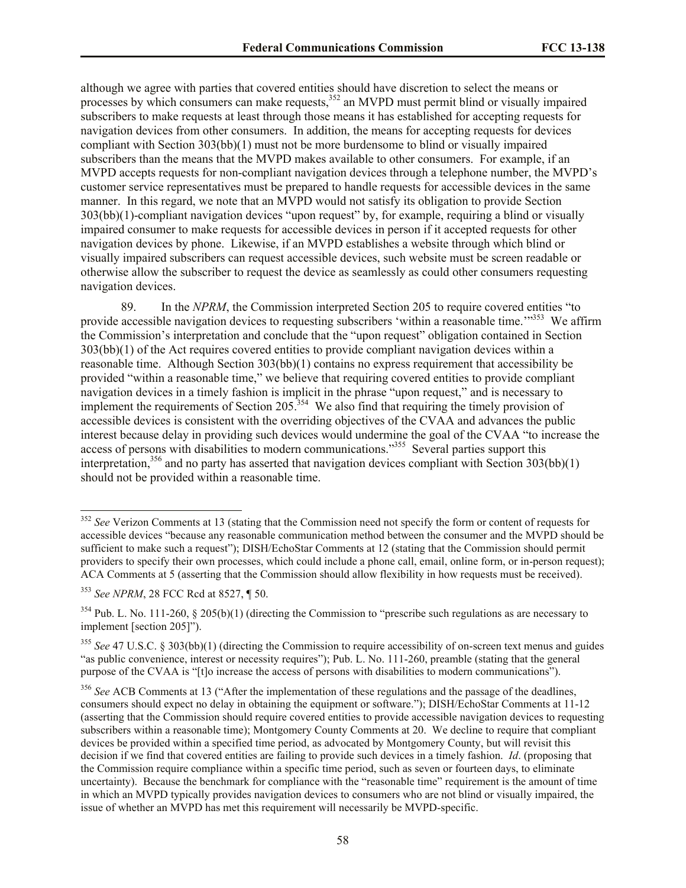although we agree with parties that covered entities should have discretion to select the means or processes by which consumers can make requests,[352] an MVPD must permit blind or visually impaired subscribers to make requests at least through those means it has established for accepting requests for navigation devices from other consumers. In addition, the means for accepting requests for devices compliant with Section 303(bb)(1) must not be more burdensome to blind or visually impaired subscribers than the means that the MVPD makes available to other consumers. For example, if an MVPD accepts requests for non-compliant navigation devices through a telephone number, the MVPD's customer service representatives must be prepared to handle requests for accessible devices in the same manner. In this regard, we note that an MVPD would not satisfy its obligation to provide Section 303(bb)(1)-compliant navigation devices "upon request" by, for example, requiring a blind or visually impaired consumer to make requests for accessible devices in person if it accepted requests for other navigation devices by phone. Likewise, if an MVPD establishes a website through which blind or visually impaired subscribers can request accessible devices, such website must be screen readable or otherwise allow the subscriber to request the device as seamlessly as could other consumers requesting navigation devices.

89. In the *NPRM*, the Commission interpreted Section 205 to require covered entities "to provide accessible navigation devices to requesting subscribers 'within a reasonable time.'"[353] We affirm the Commission's interpretation and conclude that the "upon request" obligation contained in Section 303(bb)(1) of the Act requires covered entities to provide compliant navigation devices within a reasonable time. Although Section 303(bb)(1) contains no express requirement that accessibility be provided "within a reasonable time," we believe that requiring covered entities to provide compliant navigation devices in a timely fashion is implicit in the phrase "upon request," and is necessary to implement the requirements of Section 205.[354] We also find that requiring the timely provision of accessible devices is consistent with the overriding objectives of the CVAA and advances the public interest because delay in providing such devices would undermine the goal of the CVAA "to increase the access of persons with disabilities to modern communications."[355] Several parties support this interpretation,[356] and no party has asserted that navigation devices compliant with Section 303(bb)(1) should not be provided within a reasonable time.

[352] *See* Verizon Comments at 13 (stating that the Commission need not specify the form or content of requests for accessible devices "because any reasonable communication method between the consumer and the MVPD should be sufficient to make such a request"); DISH/EchoStar Comments at 12 (stating that the Commission should permit providers to specify their own processes, which could include a phone call, email, online form, or in-person request); ACA Comments at 5 (asserting that the Commission should allow flexibility in how requests must be received).

[353] *See NPRM*, 28 FCC Rcd at 8527, ¶ 50.

[354] Pub. L. No. 111-260, § 205(b)(1) (directing the Commission to "prescribe such regulations as are necessary to implement [section 205]").

[355] *See* 47 U.S.C. § 303(bb)(1) (directing the Commission to require accessibility of on-screen text menus and guides "as public convenience, interest or necessity requires"); Pub. L. No. 111-260, preamble (stating that the general purpose of the CVAA is "[t]o increase the access of persons with disabilities to modern communications").

[356] *See* ACB Comments at 13 ("After the implementation of these regulations and the passage of the deadlines, consumers should expect no delay in obtaining the equipment or software."); DISH/EchoStar Comments at 11-12 (asserting that the Commission should require covered entities to provide accessible navigation devices to requesting subscribers within a reasonable time); Montgomery County Comments at 20. We decline to require that compliant devices be provided within a specified time period, as advocated by Montgomery County, but will revisit this decision if we find that covered entities are failing to provide such devices in a timely fashion. *Id*. (proposing that the Commission require compliance within a specific time period, such as seven or fourteen days, to eliminate uncertainty). Because the benchmark for compliance with the "reasonable time" requirement is the amount of time in which an MVPD typically provides navigation devices to consumers who are not blind or visually impaired, the issue of whether an MVPD has met this requirement will necessarily be MVPD-specific.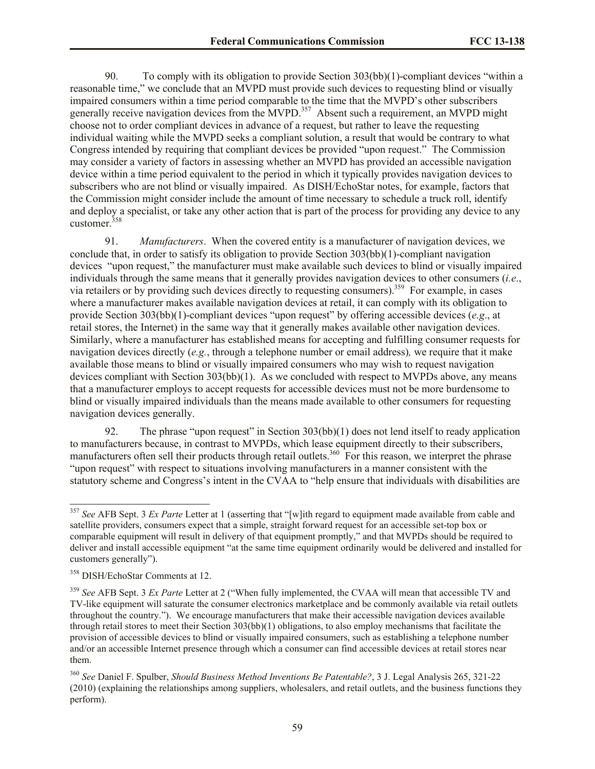90. To comply with its obligation to provide Section 303(bb)(1)-compliant devices "within a reasonable time," we conclude that an MVPD must provide such devices to requesting blind or visually impaired consumers within a time period comparable to the time that the MVPD's other subscribers generally receive navigation devices from the MVPD.[357] Absent such a requirement, an MVPD might choose not to order compliant devices in advance of a request, but rather to leave the requesting individual waiting while the MVPD seeks a compliant solution, a result that would be contrary to what Congress intended by requiring that compliant devices be provided "upon request." The Commission may consider a variety of factors in assessing whether an MVPD has provided an accessible navigation device within a time period equivalent to the period in which it typically provides navigation devices to subscribers who are not blind or visually impaired. As DISH/EchoStar notes, for example, factors that the Commission might consider include the amount of time necessary to schedule a truck roll, identify and deploy a specialist, or take any other action that is part of the process for providing any device to any customer.[358]

91. *Manufacturers*. When the covered entity is a manufacturer of navigation devices, we conclude that, in order to satisfy its obligation to provide Section 303(bb)(1)-compliant navigation devices "upon request," the manufacturer must make available such devices to blind or visually impaired individuals through the same means that it generally provides navigation devices to other consumers (*i.e*., via retailers or by providing such devices directly to requesting consumers).[359] For example, in cases where a manufacturer makes available navigation devices at retail, it can comply with its obligation to provide Section 303(bb)(1)-compliant devices "upon request" by offering accessible devices (*e.g*., at retail stores, the Internet) in the same way that it generally makes available other navigation devices. Similarly, where a manufacturer has established means for accepting and fulfilling consumer requests for navigation devices directly (*e.g.*, through a telephone number or email address)*,* we require that it make available those means to blind or visually impaired consumers who may wish to request navigation devices compliant with Section 303(bb)(1). As we concluded with respect to MVPDs above, any means that a manufacturer employs to accept requests for accessible devices must not be more burdensome to blind or visually impaired individuals than the means made available to other consumers for requesting navigation devices generally.

92. The phrase "upon request" in Section 303(bb)(1) does not lend itself to ready application to manufacturers because, in contrast to MVPDs, which lease equipment directly to their subscribers, manufacturers often sell their products through retail outlets.[360] For this reason, we interpret the phrase "upon request" with respect to situations involving manufacturers in a manner consistent with the statutory scheme and Congress's intent in the CVAA to "help ensure that individuals with disabilities are

---

[357] *See* AFB Sept. 3 *Ex Parte* Letter at 1 (asserting that "[w]ith regard to equipment made available from cable and satellite providers, consumers expect that a simple, straight forward request for an accessible set-top box or comparable equipment will result in delivery of that equipment promptly," and that MVPDs should be required to deliver and install accessible equipment "at the same time equipment ordinarily would be delivered and installed for customers generally").

[358] DISH/EchoStar Comments at 12.

[359] *See* AFB Sept. 3 *Ex Parte* Letter at 2 ("When fully implemented, the CVAA will mean that accessible TV and TV-like equipment will saturate the consumer electronics marketplace and be commonly available via retail outlets throughout the country."). We encourage manufacturers that make their accessible navigation devices available through retail stores to meet their Section 303(bb)(1) obligations, to also employ mechanisms that facilitate the provision of accessible devices to blind or visually impaired consumers, such as establishing a telephone number and/or an accessible Internet presence through which a consumer can find accessible devices at retail stores near them.

[360] *See* Daniel F. Spulber, *Should Business Method Inventions Be Patentable?*, 3 J. Legal Analysis 265, 321-22 (2010) (explaining the relationships among suppliers, wholesalers, and retail outlets, and the business functions they perform).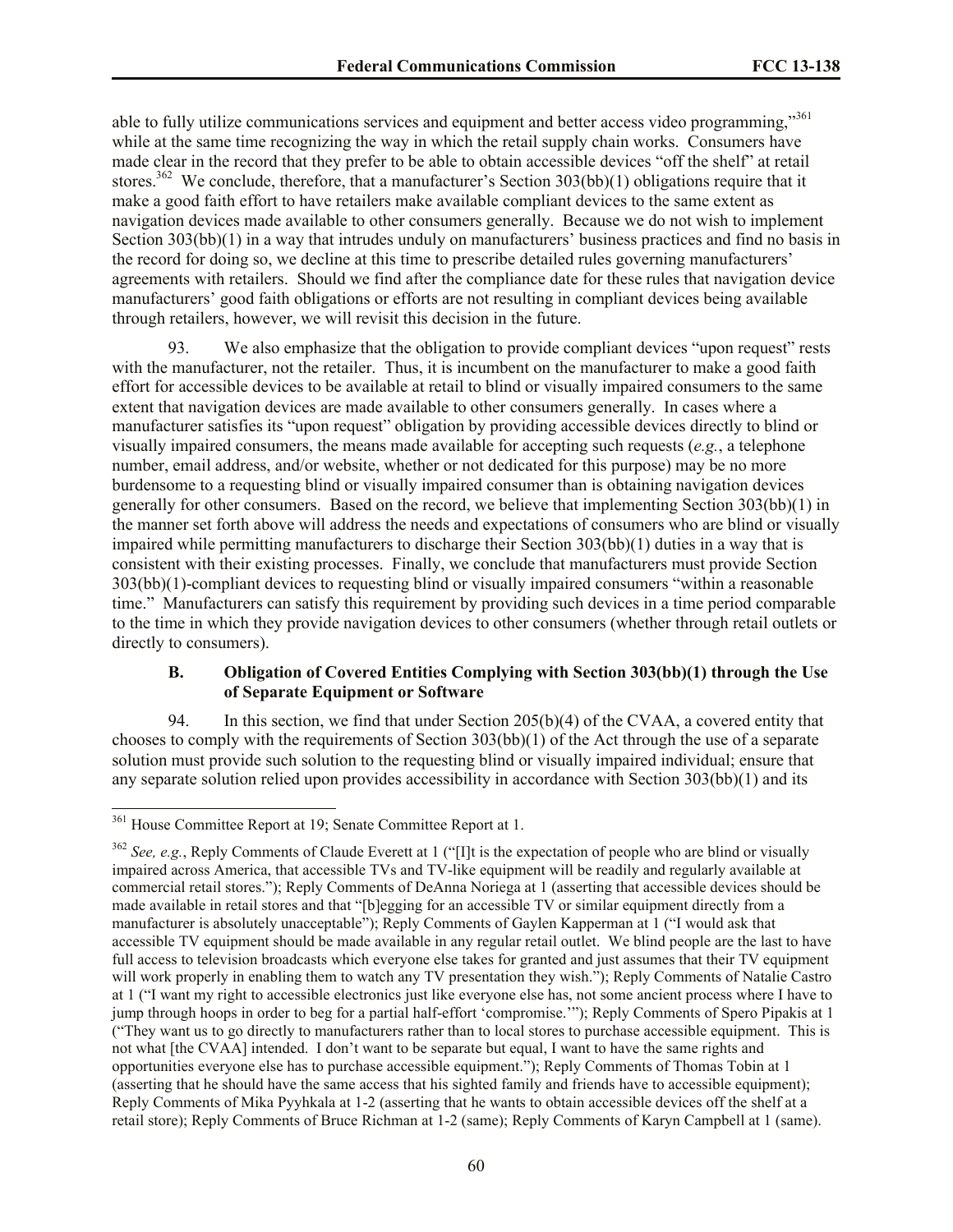able to fully utilize communications services and equipment and better access video programming,"[361] while at the same time recognizing the way in which the retail supply chain works. Consumers have made clear in the record that they prefer to be able to obtain accessible devices "off the shelf" at retail stores.[362] We conclude, therefore, that a manufacturer's Section 303(bb)(1) obligations require that it make a good faith effort to have retailers make available compliant devices to the same extent as navigation devices made available to other consumers generally. Because we do not wish to implement Section 303(bb)(1) in a way that intrudes unduly on manufacturers' business practices and find no basis in the record for doing so, we decline at this time to prescribe detailed rules governing manufacturers' agreements with retailers. Should we find after the compliance date for these rules that navigation device manufacturers' good faith obligations or efforts are not resulting in compliant devices being available through retailers, however, we will revisit this decision in the future.

93. We also emphasize that the obligation to provide compliant devices "upon request" rests with the manufacturer, not the retailer. Thus, it is incumbent on the manufacturer to make a good faith effort for accessible devices to be available at retail to blind or visually impaired consumers to the same extent that navigation devices are made available to other consumers generally. In cases where a manufacturer satisfies its "upon request" obligation by providing accessible devices directly to blind or visually impaired consumers, the means made available for accepting such requests (*e.g.*, a telephone number, email address, and/or website, whether or not dedicated for this purpose) may be no more burdensome to a requesting blind or visually impaired consumer than is obtaining navigation devices generally for other consumers. Based on the record, we believe that implementing Section 303(bb)(1) in the manner set forth above will address the needs and expectations of consumers who are blind or visually impaired while permitting manufacturers to discharge their Section 303(bb)(1) duties in a way that is consistent with their existing processes. Finally, we conclude that manufacturers must provide Section 303(bb)(1)-compliant devices to requesting blind or visually impaired consumers "within a reasonable time." Manufacturers can satisfy this requirement by providing such devices in a time period comparable to the time in which they provide navigation devices to other consumers (whether through retail outlets or directly to consumers).

### B. Obligation of Covered Entities Complying with Section 303(bb)(1) through the Use of Separate Equipment or Software

94. In this section, we find that under Section 205(b)(4) of the CVAA, a covered entity that chooses to comply with the requirements of Section 303(bb)(1) of the Act through the use of a separate solution must provide such solution to the requesting blind or visually impaired individual; ensure that any separate solution relied upon provides accessibility in accordance with Section 303(bb)(1) and its

---

[361] House Committee Report at 19; Senate Committee Report at 1.

[362] *See, e.g.*, Reply Comments of Claude Everett at 1 ("[I]t is the expectation of people who are blind or visually impaired across America, that accessible TVs and TV-like equipment will be readily and regularly available at commercial retail stores."); Reply Comments of DeAnna Noriega at 1 (asserting that accessible devices should be made available in retail stores and that "[b]egging for an accessible TV or similar equipment directly from a manufacturer is absolutely unacceptable"); Reply Comments of Gaylen Kapperman at 1 ("I would ask that accessible TV equipment should be made available in any regular retail outlet. We blind people are the last to have full access to television broadcasts which everyone else takes for granted and just assumes that their TV equipment will work properly in enabling them to watch any TV presentation they wish."); Reply Comments of Natalie Castro at 1 ("I want my right to accessible electronics just like everyone else has, not some ancient process where I have to jump through hoops in order to beg for a partial half-effort 'compromise.'"); Reply Comments of Spero Pipakis at 1 ("They want us to go directly to manufacturers rather than to local stores to purchase accessible equipment. This is not what [the CVAA] intended. I don't want to be separate but equal, I want to have the same rights and opportunities everyone else has to purchase accessible equipment."); Reply Comments of Thomas Tobin at 1 (asserting that he should have the same access that his sighted family and friends have to accessible equipment); Reply Comments of Mika Pyyhkala at 1-2 (asserting that he wants to obtain accessible devices off the shelf at a retail store); Reply Comments of Bruce Richman at 1-2 (same); Reply Comments of Karyn Campbell at 1 (same).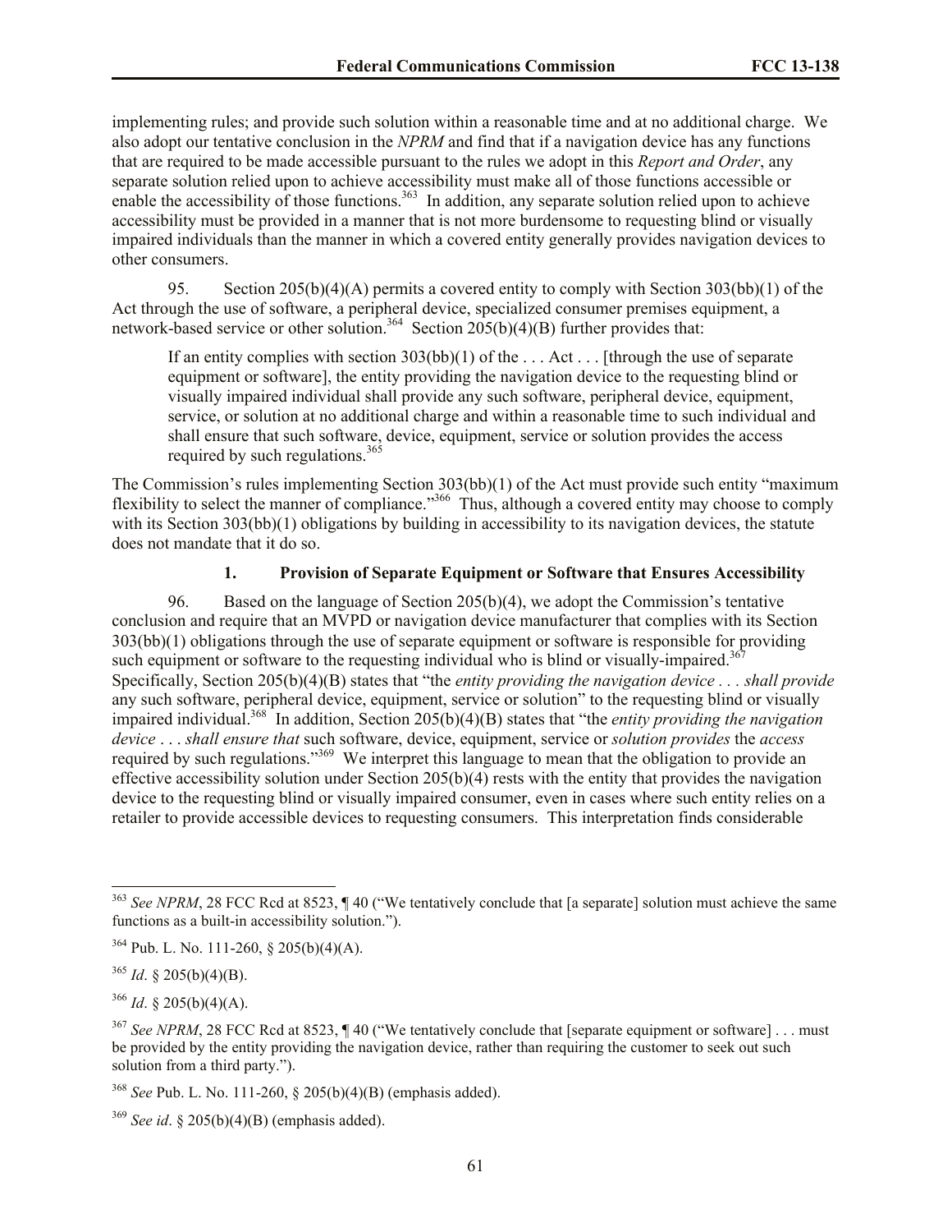implementing rules; and provide such solution within a reasonable time and at no additional charge. We also adopt our tentative conclusion in the *NPRM* and find that if a navigation device has any functions that are required to be made accessible pursuant to the rules we adopt in this *Report and Order*, any separate solution relied upon to achieve accessibility must make all of those functions accessible or enable the accessibility of those functions.[363] In addition, any separate solution relied upon to achieve accessibility must be provided in a manner that is not more burdensome to requesting blind or visually impaired individuals than the manner in which a covered entity generally provides navigation devices to other consumers.

95. Section 205(b)(4)(A) permits a covered entity to comply with Section 303(bb)(1) of the Act through the use of software, a peripheral device, specialized consumer premises equipment, a network-based service or other solution.[364] Section 205(b)(4)(B) further provides that:

> If an entity complies with section 303(bb)(1) of the . . . Act . . . [through the use of separate equipment or software], the entity providing the navigation device to the requesting blind or visually impaired individual shall provide any such software, peripheral device, equipment, service, or solution at no additional charge and within a reasonable time to such individual and shall ensure that such software, device, equipment, service or solution provides the access required by such regulations.[365]

The Commission's rules implementing Section 303(bb)(1) of the Act must provide such entity "maximum flexibility to select the manner of compliance."[366] Thus, although a covered entity may choose to comply with its Section 303(bb)(1) obligations by building in accessibility to its navigation devices, the statute does not mandate that it do so.

### 1. Provision of Separate Equipment or Software that Ensures Accessibility

96. Based on the language of Section 205(b)(4), we adopt the Commission's tentative conclusion and require that an MVPD or navigation device manufacturer that complies with its Section 303(bb)(1) obligations through the use of separate equipment or software is responsible for providing such equipment or software to the requesting individual who is blind or visually-impaired.[367] Specifically, Section 205(b)(4)(B) states that "the *entity providing the navigation device* . . . *shall provide* any such software, peripheral device, equipment, service or solution" to the requesting blind or visually impaired individual.[368] In addition, Section 205(b)(4)(B) states that "the *entity providing the navigation device* . . . *shall ensure that* such software, device, equipment, service or *solution provides* the *access* required by such regulations."[369] We interpret this language to mean that the obligation to provide an effective accessibility solution under Section 205(b)(4) rests with the entity that provides the navigation device to the requesting blind or visually impaired consumer, even in cases where such entity relies on a retailer to provide accessible devices to requesting consumers. This interpretation finds considerable

---

[363] *See NPRM*, 28 FCC Rcd at 8523, ¶ 40 ("We tentatively conclude that [a separate] solution must achieve the same functions as a built-in accessibility solution.").

[364] Pub. L. No. 111-260, § 205(b)(4)(A).

[365] *Id*. § 205(b)(4)(B).

[366] *Id*. § 205(b)(4)(A).

[367] *See NPRM*, 28 FCC Rcd at 8523, ¶ 40 ("We tentatively conclude that [separate equipment or software] . . . must be provided by the entity providing the navigation device, rather than requiring the customer to seek out such solution from a third party.").

[368] *See* Pub. L. No. 111-260, § 205(b)(4)(B) (emphasis added).

[369] *See id*. § 205(b)(4)(B) (emphasis added).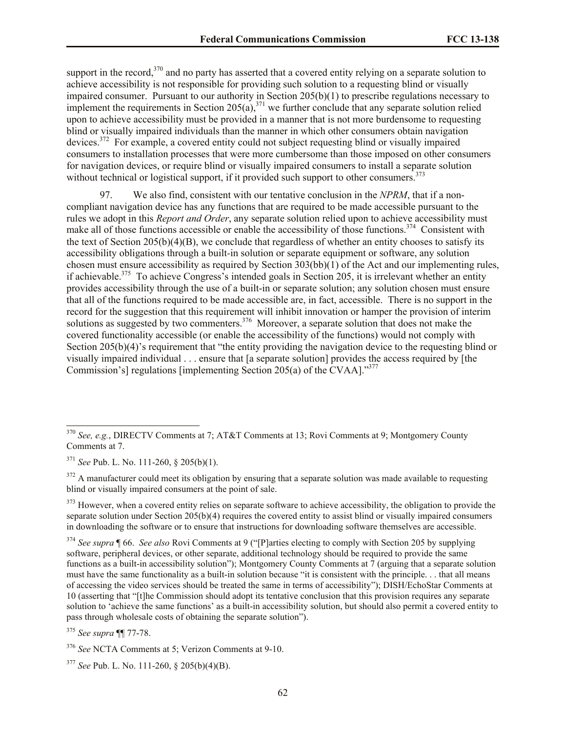support in the record,[370] and no party has asserted that a covered entity relying on a separate solution to achieve accessibility is not responsible for providing such solution to a requesting blind or visually impaired consumer. Pursuant to our authority in Section 205(b)(1) to prescribe regulations necessary to implement the requirements in Section 205(a),[371] we further conclude that any separate solution relied upon to achieve accessibility must be provided in a manner that is not more burdensome to requesting blind or visually impaired individuals than the manner in which other consumers obtain navigation devices.[372] For example, a covered entity could not subject requesting blind or visually impaired consumers to installation processes that were more cumbersome than those imposed on other consumers for navigation devices, or require blind or visually impaired consumers to install a separate solution without technical or logistical support, if it provided such support to other consumers.[373]

97. We also find, consistent with our tentative conclusion in the *NPRM*, that if a non-compliant navigation device has any functions that are required to be made accessible pursuant to the rules we adopt in this *Report and Order*, any separate solution relied upon to achieve accessibility must make all of those functions accessible or enable the accessibility of those functions.[374] Consistent with the text of Section 205(b)(4)(B), we conclude that regardless of whether an entity chooses to satisfy its accessibility obligations through a built-in solution or separate equipment or software, any solution chosen must ensure accessibility as required by Section 303(bb)(1) of the Act and our implementing rules, if achievable.[375] To achieve Congress's intended goals in Section 205, it is irrelevant whether an entity provides accessibility through the use of a built-in or separate solution; any solution chosen must ensure that all of the functions required to be made accessible are, in fact, accessible. There is no support in the record for the suggestion that this requirement will inhibit innovation or hamper the provision of interim solutions as suggested by two commenters.[376] Moreover, a separate solution that does not make the covered functionality accessible (or enable the accessibility of the functions) would not comply with Section 205(b)(4)'s requirement that "the entity providing the navigation device to the requesting blind or visually impaired individual . . . ensure that [a separate solution] provides the access required by [the Commission's] regulations [implementing Section 205(a) of the CVAA]."[377]

---

[370] *See, e.g.*, DIRECTV Comments at 7; AT&T Comments at 13; Rovi Comments at 9; Montgomery County Comments at 7.

[371] *See* Pub. L. No. 111-260, § 205(b)(1).

[372] A manufacturer could meet its obligation by ensuring that a separate solution was made available to requesting blind or visually impaired consumers at the point of sale.

[373] However, when a covered entity relies on separate software to achieve accessibility, the obligation to provide the separate solution under Section 205(b)(4) requires the covered entity to assist blind or visually impaired consumers in downloading the software or to ensure that instructions for downloading software themselves are accessible.

[374] *See supra* ¶ 66. *See also* Rovi Comments at 9 ("[P]arties electing to comply with Section 205 by supplying software, peripheral devices, or other separate, additional technology should be required to provide the same functions as a built-in accessibility solution"); Montgomery County Comments at 7 (arguing that a separate solution must have the same functionality as a built-in solution because "it is consistent with the principle. . . that all means of accessing the video services should be treated the same in terms of accessibility"); DISH/EchoStar Comments at 10 (asserting that "[t]he Commission should adopt its tentative conclusion that this provision requires any separate solution to 'achieve the same functions' as a built-in accessibility solution, but should also permit a covered entity to pass through wholesale costs of obtaining the separate solution").

[375] *See supra* ¶¶ 77-78.

[376] *See* NCTA Comments at 5; Verizon Comments at 9-10.

[377] *See* Pub. L. No. 111-260, § 205(b)(4)(B).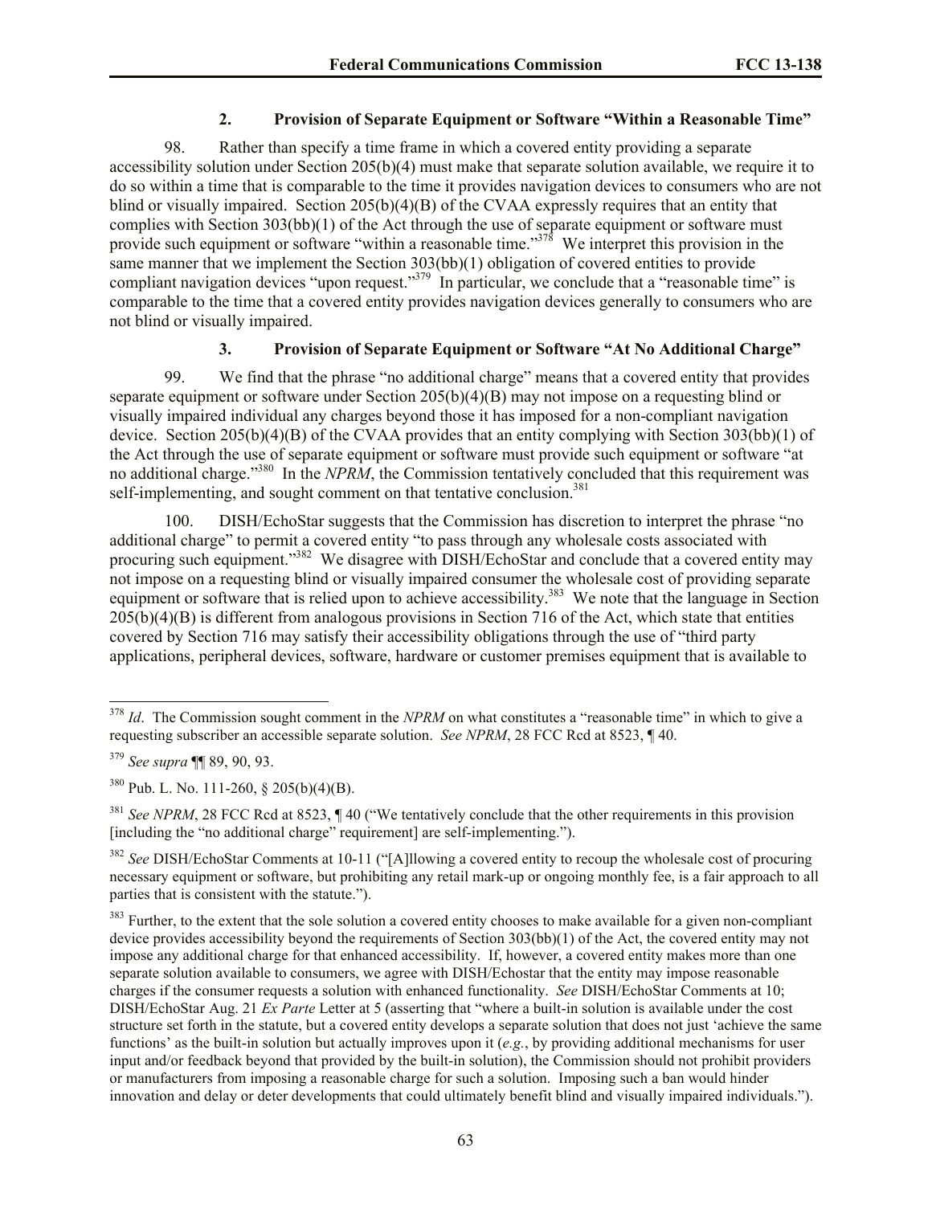### 2. Provision of Separate Equipment or Software "Within a Reasonable Time"

98. Rather than specify a time frame in which a covered entity providing a separate accessibility solution under Section 205(b)(4) must make that separate solution available, we require it to do so within a time that is comparable to the time it provides navigation devices to consumers who are not blind or visually impaired. Section 205(b)(4)(B) of the CVAA expressly requires that an entity that complies with Section 303(bb)(1) of the Act through the use of separate equipment or software must provide such equipment or software "within a reasonable time."[378] We interpret this provision in the same manner that we implement the Section 303(bb)(1) obligation of covered entities to provide compliant navigation devices "upon request."[379] In particular, we conclude that a "reasonable time" is comparable to the time that a covered entity provides navigation devices generally to consumers who are not blind or visually impaired.

### 3. Provision of Separate Equipment or Software "At No Additional Charge"

99. We find that the phrase "no additional charge" means that a covered entity that provides separate equipment or software under Section 205(b)(4)(B) may not impose on a requesting blind or visually impaired individual any charges beyond those it has imposed for a non-compliant navigation device. Section 205(b)(4)(B) of the CVAA provides that an entity complying with Section 303(bb)(1) of the Act through the use of separate equipment or software must provide such equipment or software "at no additional charge."[380] In the *NPRM*, the Commission tentatively concluded that this requirement was self-implementing, and sought comment on that tentative conclusion.[381]

100. DISH/EchoStar suggests that the Commission has discretion to interpret the phrase "no additional charge" to permit a covered entity "to pass through any wholesale costs associated with procuring such equipment."[382] We disagree with DISH/EchoStar and conclude that a covered entity may not impose on a requesting blind or visually impaired consumer the wholesale cost of providing separate equipment or software that is relied upon to achieve accessibility.[383] We note that the language in Section 205(b)(4)(B) is different from analogous provisions in Section 716 of the Act, which state that entities covered by Section 716 may satisfy their accessibility obligations through the use of "third party applications, peripheral devices, software, hardware or customer premises equipment that is available to

---

[378] *Id*. The Commission sought comment in the *NPRM* on what constitutes a "reasonable time" in which to give a requesting subscriber an accessible separate solution. *See NPRM*, 28 FCC Rcd at 8523, ¶ 40.

[379] *See supra* ¶¶ 89, 90, 93.

[380] Pub. L. No. 111-260, § 205(b)(4)(B).

[381] *See NPRM*, 28 FCC Rcd at 8523, ¶ 40 ("We tentatively conclude that the other requirements in this provision [including the "no additional charge" requirement] are self-implementing.").

[382] *See* DISH/EchoStar Comments at 10-11 ("[A]llowing a covered entity to recoup the wholesale cost of procuring necessary equipment or software, but prohibiting any retail mark-up or ongoing monthly fee, is a fair approach to all parties that is consistent with the statute.").

[383] Further, to the extent that the sole solution a covered entity chooses to make available for a given non-compliant device provides accessibility beyond the requirements of Section 303(bb)(1) of the Act, the covered entity may not impose any additional charge for that enhanced accessibility. If, however, a covered entity makes more than one separate solution available to consumers, we agree with DISH/Echostar that the entity may impose reasonable charges if the consumer requests a solution with enhanced functionality. *See* DISH/EchoStar Comments at 10; DISH/EchoStar Aug. 21 *Ex Parte* Letter at 5 (asserting that "where a built-in solution is available under the cost structure set forth in the statute, but a covered entity develops a separate solution that does not just 'achieve the same functions' as the built-in solution but actually improves upon it (*e.g.*, by providing additional mechanisms for user input and/or feedback beyond that provided by the built-in solution), the Commission should not prohibit providers or manufacturers from imposing a reasonable charge for such a solution. Imposing such a ban would hinder innovation and delay or deter developments that could ultimately benefit blind and visually impaired individuals.").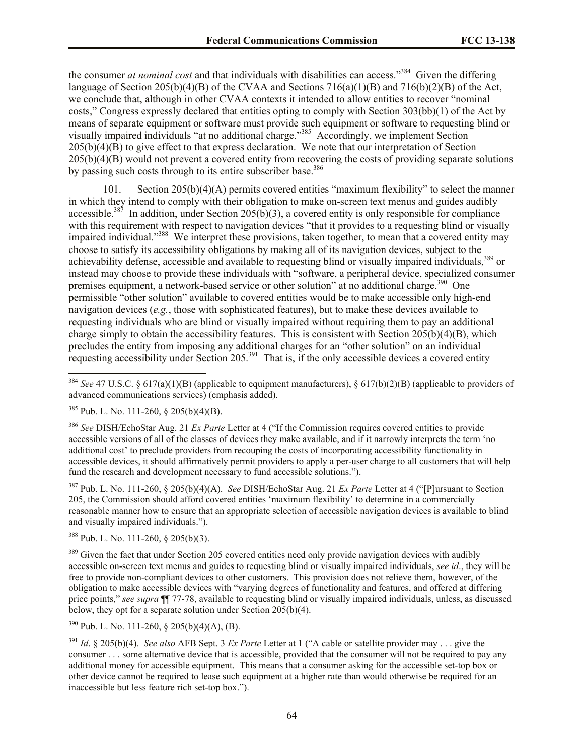the consumer *at nominal cost* and that individuals with disabilities can access."[384] Given the differing language of Section 205(b)(4)(B) of the CVAA and Sections 716(a)(1)(B) and 716(b)(2)(B) of the Act, we conclude that, although in other CVAA contexts it intended to allow entities to recover "nominal costs," Congress expressly declared that entities opting to comply with Section 303(bb)(1) of the Act by means of separate equipment or software must provide such equipment or software to requesting blind or visually impaired individuals "at no additional charge."[385] Accordingly, we implement Section 205(b)(4)(B) to give effect to that express declaration. We note that our interpretation of Section 205(b)(4)(B) would not prevent a covered entity from recovering the costs of providing separate solutions by passing such costs through to its entire subscriber base.[386]

101. Section 205(b)(4)(A) permits covered entities "maximum flexibility" to select the manner in which they intend to comply with their obligation to make on-screen text menus and guides audibly accessible.[387] In addition, under Section 205(b)(3), a covered entity is only responsible for compliance with this requirement with respect to navigation devices "that it provides to a requesting blind or visually impaired individual."[388] We interpret these provisions, taken together, to mean that a covered entity may choose to satisfy its accessibility obligations by making all of its navigation devices, subject to the achievability defense, accessible and available to requesting blind or visually impaired individuals,[389] or instead may choose to provide these individuals with "software, a peripheral device, specialized consumer premises equipment, a network-based service or other solution" at no additional charge.[390] One permissible "other solution" available to covered entities would be to make accessible only high-end navigation devices (*e.g.*, those with sophisticated features), but to make these devices available to requesting individuals who are blind or visually impaired without requiring them to pay an additional charge simply to obtain the accessibility features. This is consistent with Section 205(b)(4)(B), which precludes the entity from imposing any additional charges for an "other solution" on an individual requesting accessibility under Section 205.[391] That is, if the only accessible devices a covered entity

---

[384] *See* 47 U.S.C. § 617(a)(1)(B) (applicable to equipment manufacturers), § 617(b)(2)(B) (applicable to providers of advanced communications services) (emphasis added).

[385] Pub. L. No. 111-260, § 205(b)(4)(B).

[386] *See* DISH/EchoStar Aug. 21 *Ex Parte* Letter at 4 ("If the Commission requires covered entities to provide accessible versions of all of the classes of devices they make available, and if it narrowly interprets the term 'no additional cost' to preclude providers from recouping the costs of incorporating accessibility functionality in accessible devices, it should affirmatively permit providers to apply a per-user charge to all customers that will help fund the research and development necessary to fund accessible solutions.").

[387] Pub. L. No. 111-260, § 205(b)(4)(A). *See* DISH/EchoStar Aug. 21 *Ex Parte* Letter at 4 ("[P]ursuant to Section 205, the Commission should afford covered entities 'maximum flexibility' to determine in a commercially reasonable manner how to ensure that an appropriate selection of accessible navigation devices is available to blind and visually impaired individuals.").

[388] Pub. L. No. 111-260, § 205(b)(3).

[389] Given the fact that under Section 205 covered entities need only provide navigation devices with audibly accessible on-screen text menus and guides to requesting blind or visually impaired individuals, *see id*., they will be free to provide non-compliant devices to other customers. This provision does not relieve them, however, of the obligation to make accessible devices with "varying degrees of functionality and features, and offered at differing price points," *see supra* ¶¶ 77-78, available to requesting blind or visually impaired individuals, unless, as discussed below, they opt for a separate solution under Section 205(b)(4).

[390] Pub. L. No. 111-260, § 205(b)(4)(A), (B).

[391] *Id*. § 205(b)(4). *See also* AFB Sept. 3 *Ex Parte* Letter at 1 ("A cable or satellite provider may . . . give the consumer . . . some alternative device that is accessible, provided that the consumer will not be required to pay any additional money for accessible equipment. This means that a consumer asking for the accessible set-top box or other device cannot be required to lease such equipment at a higher rate than would otherwise be required for an inaccessible but less feature rich set-top box.").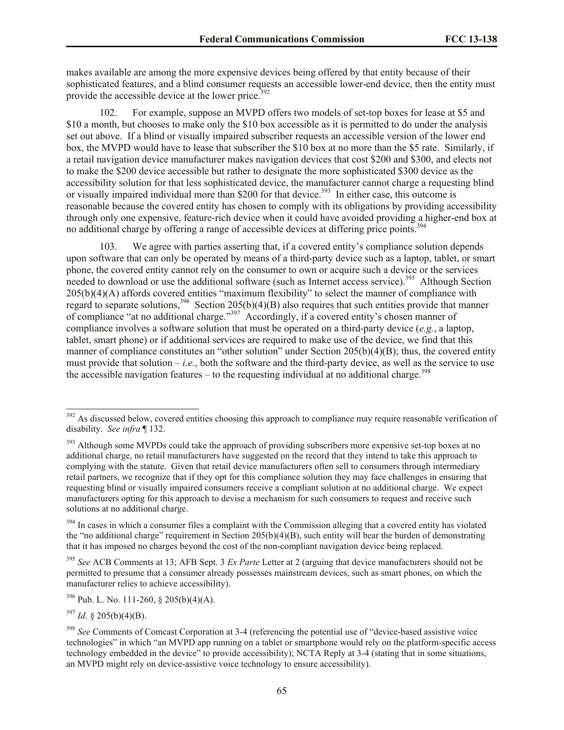makes available are among the more expensive devices being offered by that entity because of their sophisticated features, and a blind consumer requests an accessible lower-end device, then the entity must provide the accessible device at the lower price.[392]

102. For example, suppose an MVPD offers two models of set-top boxes for lease at $5 and $10 a month, but chooses to make only the $10 box accessible as it is permitted to do under the analysis set out above. If a blind or visually impaired subscriber requests an accessible version of the lower end box, the MVPD would have to lease that subscriber the $10 box at no more than the $5 rate. Similarly, if a retail navigation device manufacturer makes navigation devices that cost $200 and $300, and elects not to make the $200 device accessible but rather to designate the more sophisticated $300 device as the accessibility solution for that less sophisticated device, the manufacturer cannot charge a requesting blind or visually impaired individual more than $200 for that device.[393] In either case, this outcome is reasonable because the covered entity has chosen to comply with its obligations by providing accessibility through only one expensive, feature-rich device when it could have avoided providing a higher-end box at no additional charge by offering a range of accessible devices at differing price points.[394]

103. We agree with parties asserting that, if a covered entity's compliance solution depends upon software that can only be operated by means of a third-party device such as a laptop, tablet, or smart phone, the covered entity cannot rely on the consumer to own or acquire such a device or the services needed to download or use the additional software (such as Internet access service).[395] Although Section 205(b)(4)(A) affords covered entities "maximum flexibility" to select the manner of compliance with regard to separate solutions,[396] Section 205(b)(4)(B) also requires that such entities provide that manner of compliance "at no additional charge."[397] Accordingly, if a covered entity's chosen manner of compliance involves a software solution that must be operated on a third-party device (*e.g.*, a laptop, tablet, smart phone) or if additional services are required to make use of the device, we find that this manner of compliance constitutes an "other solution" under Section 205(b)(4)(B); thus, the covered entity must provide that solution – *i.e.*, both the software and the third-party device, as well as the service to use the accessible navigation features – to the requesting individual at no additional charge.[398]

---

[392] As discussed below, covered entities choosing this approach to compliance may require reasonable verification of disability. *See infra* ¶ 132.

[393] Although some MVPDs could take the approach of providing subscribers more expensive set-top boxes at no additional charge, no retail manufacturers have suggested on the record that they intend to take this approach to complying with the statute. Given that retail device manufacturers often sell to consumers through intermediary retail partners, we recognize that if they opt for this compliance solution they may face challenges in ensuring that requesting blind or visually impaired consumers receive a compliant solution at no additional charge. We expect manufacturers opting for this approach to devise a mechanism for such consumers to request and receive such solutions at no additional charge.

[394] In cases in which a consumer files a complaint with the Commission alleging that a covered entity has violated the "no additional charge" requirement in Section 205(b)(4)(B), such entity will bear the burden of demonstrating that it has imposed no charges beyond the cost of the non-compliant navigation device being replaced.

[395] *See* ACB Comments at 13; AFB Sept. 3 *Ex Parte* Letter at 2 (arguing that device manufacturers should not be permitted to presume that a consumer already possesses mainstream devices, such as smart phones, on which the manufacturer relies to achieve accessibility).

[396] Pub. L. No. 111-260, § 205(b)(4)(A).

[397] *Id*. § 205(b)(4)(B).

[398] *See* Comments of Comcast Corporation at 3-4 (referencing the potential use of "device-based assistive voice technologies" in which "an MVPD app running on a tablet or smartphone would rely on the platform-specific access technology embedded in the device" to provide accessibility); NCTA Reply at 3-4 (stating that in some situations, an MVPD might rely on device-assistive voice technology to ensure accessibility).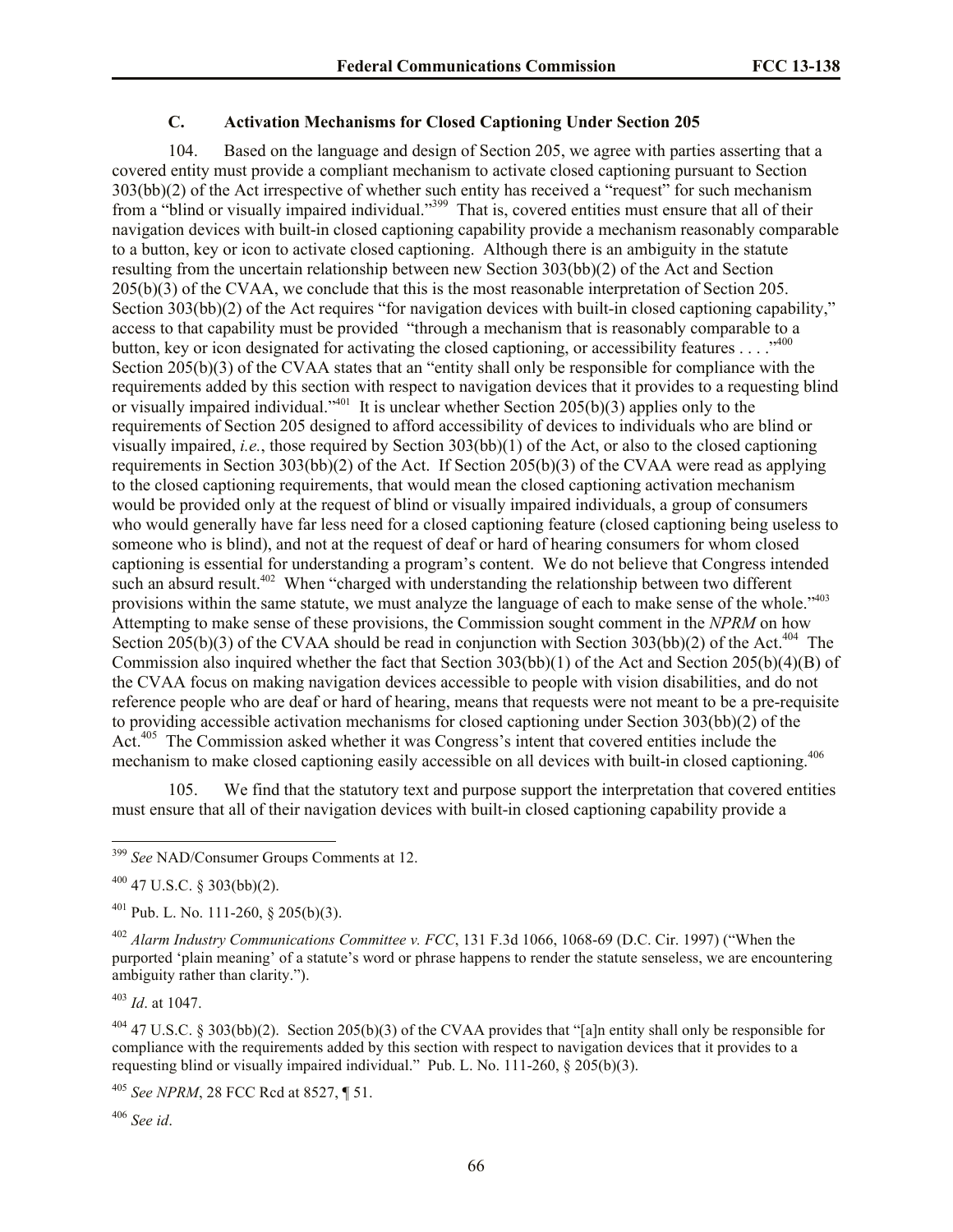### C. Activation Mechanisms for Closed Captioning Under Section 205

104. Based on the language and design of Section 205, we agree with parties asserting that a covered entity must provide a compliant mechanism to activate closed captioning pursuant to Section 303(bb)(2) of the Act irrespective of whether such entity has received a "request" for such mechanism from a "blind or visually impaired individual."[399] That is, covered entities must ensure that all of their navigation devices with built-in closed captioning capability provide a mechanism reasonably comparable to a button, key or icon to activate closed captioning. Although there is an ambiguity in the statute resulting from the uncertain relationship between new Section 303(bb)(2) of the Act and Section 205(b)(3) of the CVAA, we conclude that this is the most reasonable interpretation of Section 205. Section 303(bb)(2) of the Act requires "for navigation devices with built-in closed captioning capability," access to that capability must be provided "through a mechanism that is reasonably comparable to a button, key or icon designated for activating the closed captioning, or accessibility features . . . ."[400] Section 205(b)(3) of the CVAA states that an "entity shall only be responsible for compliance with the requirements added by this section with respect to navigation devices that it provides to a requesting blind or visually impaired individual."[401] It is unclear whether Section 205(b)(3) applies only to the requirements of Section 205 designed to afford accessibility of devices to individuals who are blind or visually impaired, *i.e.*, those required by Section 303(bb)(1) of the Act, or also to the closed captioning requirements in Section 303(bb)(2) of the Act. If Section 205(b)(3) of the CVAA were read as applying to the closed captioning requirements, that would mean the closed captioning activation mechanism would be provided only at the request of blind or visually impaired individuals, a group of consumers who would generally have far less need for a closed captioning feature (closed captioning being useless to someone who is blind), and not at the request of deaf or hard of hearing consumers for whom closed captioning is essential for understanding a program's content. We do not believe that Congress intended such an absurd result.[402] When "charged with understanding the relationship between two different provisions within the same statute, we must analyze the language of each to make sense of the whole."[403] Attempting to make sense of these provisions, the Commission sought comment in the *NPRM* on how Section 205(b)(3) of the CVAA should be read in conjunction with Section 303(bb)(2) of the Act.[404] The Commission also inquired whether the fact that Section 303(bb)(1) of the Act and Section 205(b)(4)(B) of the CVAA focus on making navigation devices accessible to people with vision disabilities, and do not reference people who are deaf or hard of hearing, means that requests were not meant to be a pre-requisite to providing accessible activation mechanisms for closed captioning under Section 303(bb)(2) of the Act.[405] The Commission asked whether it was Congress's intent that covered entities include the mechanism to make closed captioning easily accessible on all devices with built-in closed captioning.[406]

105. We find that the statutory text and purpose support the interpretation that covered entities must ensure that all of their navigation devices with built-in closed captioning capability provide a

---

[399] *See* NAD/Consumer Groups Comments at 12.

[400] 47 U.S.C. § 303(bb)(2).

[401] Pub. L. No. 111-260, § 205(b)(3).

[402] *Alarm Industry Communications Committee v. FCC*, 131 F.3d 1066, 1068-69 (D.C. Cir. 1997) ("When the purported 'plain meaning' of a statute's word or phrase happens to render the statute senseless, we are encountering ambiguity rather than clarity.").

[403] *Id*. at 1047.

[404] 47 U.S.C. § 303(bb)(2). Section 205(b)(3) of the CVAA provides that "[a]n entity shall only be responsible for compliance with the requirements added by this section with respect to navigation devices that it provides to a requesting blind or visually impaired individual." Pub. L. No. 111-260, § 205(b)(3).

[405] *See NPRM*, 28 FCC Rcd at 8527, ¶ 51.

[406] *See id*.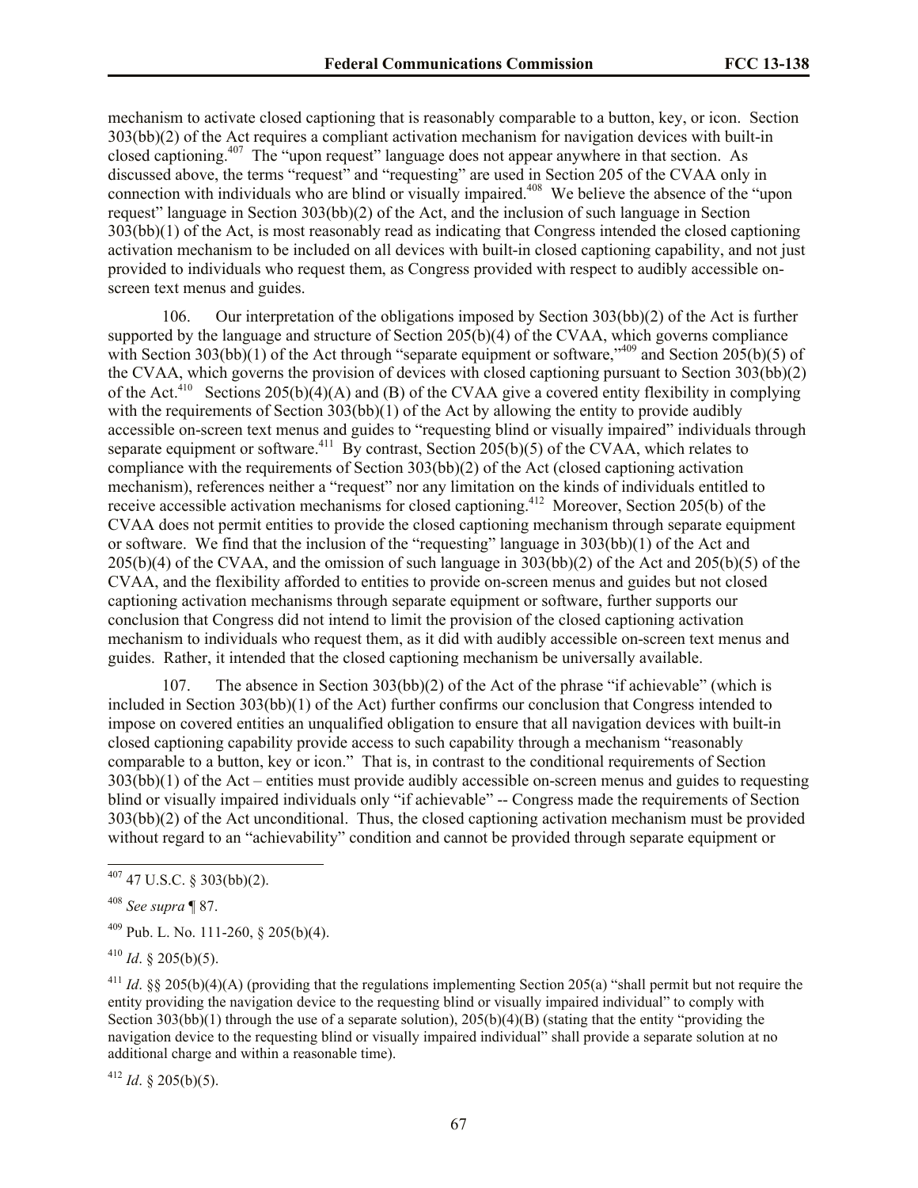mechanism to activate closed captioning that is reasonably comparable to a button, key, or icon. Section 303(bb)(2) of the Act requires a compliant activation mechanism for navigation devices with built-in closed captioning.[407] The "upon request" language does not appear anywhere in that section. As discussed above, the terms "request" and "requesting" are used in Section 205 of the CVAA only in connection with individuals who are blind or visually impaired.[408] We believe the absence of the "upon request" language in Section 303(bb)(2) of the Act, and the inclusion of such language in Section 303(bb)(1) of the Act, is most reasonably read as indicating that Congress intended the closed captioning activation mechanism to be included on all devices with built-in closed captioning capability, and not just provided to individuals who request them, as Congress provided with respect to audibly accessible on-screen text menus and guides.

106. Our interpretation of the obligations imposed by Section 303(bb)(2) of the Act is further supported by the language and structure of Section 205(b)(4) of the CVAA, which governs compliance with Section 303(bb)(1) of the Act through "separate equipment or software,"[409] and Section 205(b)(5) of the CVAA, which governs the provision of devices with closed captioning pursuant to Section 303(bb)(2) of the Act.[410] Sections 205(b)(4)(A) and (B) of the CVAA give a covered entity flexibility in complying with the requirements of Section 303(bb)(1) of the Act by allowing the entity to provide audibly accessible on-screen text menus and guides to "requesting blind or visually impaired" individuals through separate equipment or software.[411] By contrast, Section 205(b)(5) of the CVAA, which relates to compliance with the requirements of Section 303(bb)(2) of the Act (closed captioning activation mechanism), references neither a "request" nor any limitation on the kinds of individuals entitled to receive accessible activation mechanisms for closed captioning.[412] Moreover, Section 205(b) of the CVAA does not permit entities to provide the closed captioning mechanism through separate equipment or software. We find that the inclusion of the "requesting" language in 303(bb)(1) of the Act and 205(b)(4) of the CVAA, and the omission of such language in 303(bb)(2) of the Act and 205(b)(5) of the CVAA, and the flexibility afforded to entities to provide on-screen menus and guides but not closed captioning activation mechanisms through separate equipment or software, further supports our conclusion that Congress did not intend to limit the provision of the closed captioning activation mechanism to individuals who request them, as it did with audibly accessible on-screen text menus and guides. Rather, it intended that the closed captioning mechanism be universally available.

107. The absence in Section 303(bb)(2) of the Act of the phrase "if achievable" (which is included in Section 303(bb)(1) of the Act) further confirms our conclusion that Congress intended to impose on covered entities an unqualified obligation to ensure that all navigation devices with built-in closed captioning capability provide access to such capability through a mechanism "reasonably comparable to a button, key or icon." That is, in contrast to the conditional requirements of Section 303(bb)(1) of the Act – entities must provide audibly accessible on-screen menus and guides to requesting blind or visually impaired individuals only "if achievable" -- Congress made the requirements of Section 303(bb)(2) of the Act unconditional. Thus, the closed captioning activation mechanism must be provided without regard to an "achievability" condition and cannot be provided through separate equipment or

---

[407] 47 U.S.C. § 303(bb)(2).

[408] *See supra* ¶ 87.

[409] Pub. L. No. 111-260, § 205(b)(4).

[410] *Id*. § 205(b)(5).

[411] *Id*. §§ 205(b)(4)(A) (providing that the regulations implementing Section 205(a) "shall permit but not require the entity providing the navigation device to the requesting blind or visually impaired individual" to comply with Section 303(bb)(1) through the use of a separate solution), 205(b)(4)(B) (stating that the entity "providing the navigation device to the requesting blind or visually impaired individual" shall provide a separate solution at no additional charge and within a reasonable time).

[412] *Id*. § 205(b)(5).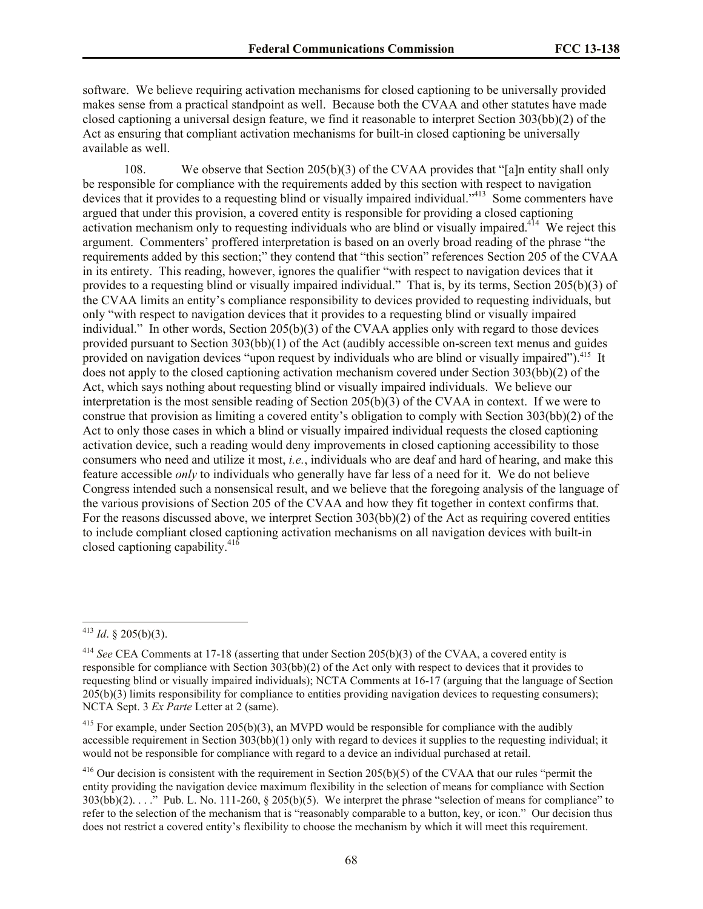software. We believe requiring activation mechanisms for closed captioning to be universally provided makes sense from a practical standpoint as well. Because both the CVAA and other statutes have made closed captioning a universal design feature, we find it reasonable to interpret Section 303(bb)(2) of the Act as ensuring that compliant activation mechanisms for built-in closed captioning be universally available as well.

108. We observe that Section 205(b)(3) of the CVAA provides that "[a]n entity shall only be responsible for compliance with the requirements added by this section with respect to navigation devices that it provides to a requesting blind or visually impaired individual."[413] Some commenters have argued that under this provision, a covered entity is responsible for providing a closed captioning activation mechanism only to requesting individuals who are blind or visually impaired.[414] We reject this argument. Commenters' proffered interpretation is based on an overly broad reading of the phrase "the requirements added by this section;" they contend that "this section" references Section 205 of the CVAA in its entirety. This reading, however, ignores the qualifier "with respect to navigation devices that it provides to a requesting blind or visually impaired individual." That is, by its terms, Section 205(b)(3) of the CVAA limits an entity's compliance responsibility to devices provided to requesting individuals, but only "with respect to navigation devices that it provides to a requesting blind or visually impaired individual." In other words, Section 205(b)(3) of the CVAA applies only with regard to those devices provided pursuant to Section 303(bb)(1) of the Act (audibly accessible on-screen text menus and guides provided on navigation devices "upon request by individuals who are blind or visually impaired").[415] It does not apply to the closed captioning activation mechanism covered under Section 303(bb)(2) of the Act, which says nothing about requesting blind or visually impaired individuals. We believe our interpretation is the most sensible reading of Section 205(b)(3) of the CVAA in context. If we were to construe that provision as limiting a covered entity's obligation to comply with Section 303(bb)(2) of the Act to only those cases in which a blind or visually impaired individual requests the closed captioning activation device, such a reading would deny improvements in closed captioning accessibility to those consumers who need and utilize it most, *i.e.*, individuals who are deaf and hard of hearing, and make this feature accessible *only* to individuals who generally have far less of a need for it. We do not believe Congress intended such a nonsensical result, and we believe that the foregoing analysis of the language of the various provisions of Section 205 of the CVAA and how they fit together in context confirms that. For the reasons discussed above, we interpret Section 303(bb)(2) of the Act as requiring covered entities to include compliant closed captioning activation mechanisms on all navigation devices with built-in closed captioning capability.[416]

---

[413] *Id*. § 205(b)(3).

[414] *See* CEA Comments at 17-18 (asserting that under Section 205(b)(3) of the CVAA, a covered entity is responsible for compliance with Section 303(bb)(2) of the Act only with respect to devices that it provides to requesting blind or visually impaired individuals); NCTA Comments at 16-17 (arguing that the language of Section 205(b)(3) limits responsibility for compliance to entities providing navigation devices to requesting consumers); NCTA Sept. 3 *Ex Parte* Letter at 2 (same).

[415] For example, under Section 205(b)(3), an MVPD would be responsible for compliance with the audibly accessible requirement in Section 303(bb)(1) only with regard to devices it supplies to the requesting individual; it would not be responsible for compliance with regard to a device an individual purchased at retail.

[416] Our decision is consistent with the requirement in Section 205(b)(5) of the CVAA that our rules "permit the entity providing the navigation device maximum flexibility in the selection of means for compliance with Section 303(bb)(2). . . ." Pub. L. No. 111-260, § 205(b)(5). We interpret the phrase "selection of means for compliance" to refer to the selection of the mechanism that is "reasonably comparable to a button, key, or icon." Our decision thus does not restrict a covered entity's flexibility to choose the mechanism by which it will meet this requirement.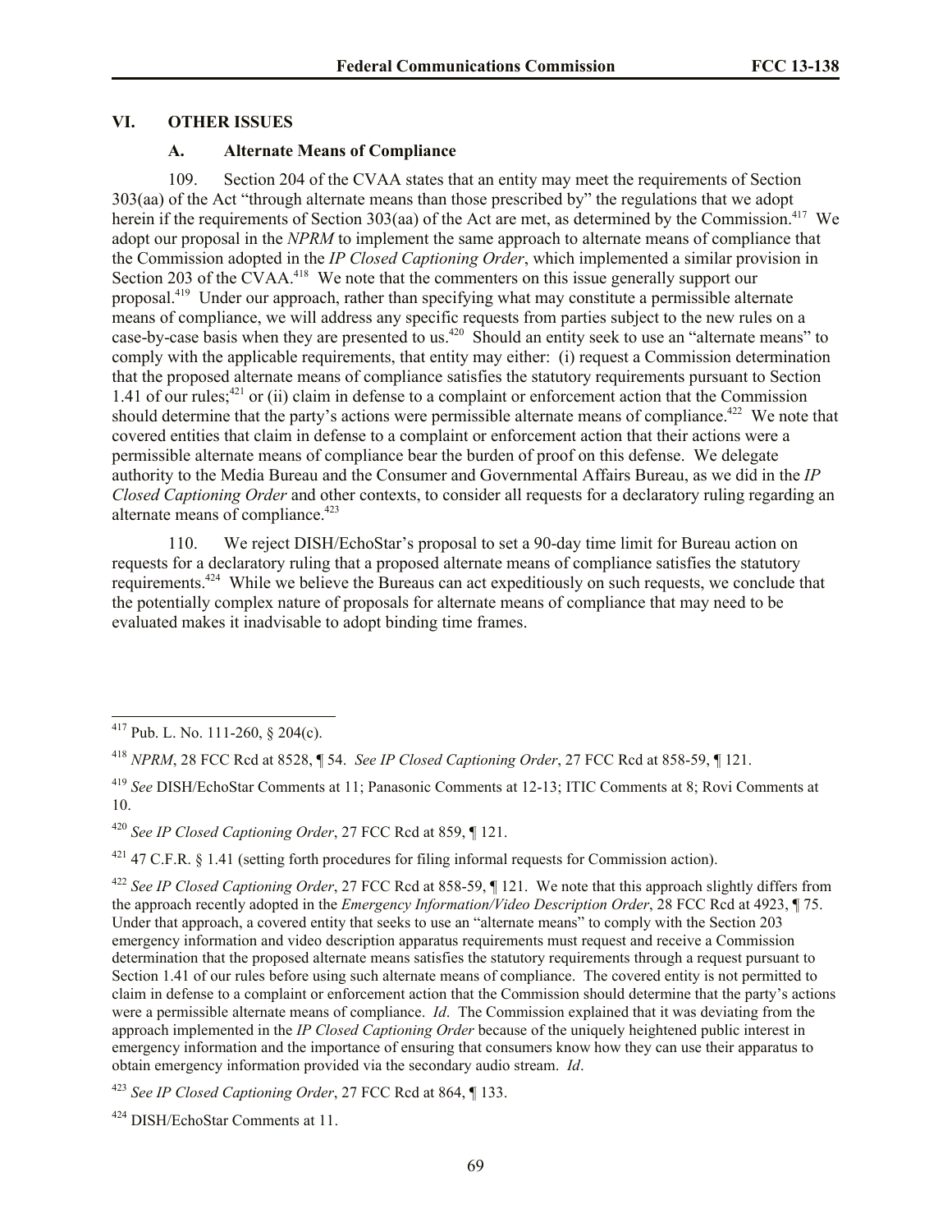## VI. OTHER ISSUES

### A. Alternate Means of Compliance

109. Section 204 of the CVAA states that an entity may meet the requirements of Section 303(aa) of the Act "through alternate means than those prescribed by" the regulations that we adopt herein if the requirements of Section 303(aa) of the Act are met, as determined by the Commission.[417] We adopt our proposal in the *NPRM* to implement the same approach to alternate means of compliance that the Commission adopted in the *IP Closed Captioning Order*, which implemented a similar provision in Section 203 of the CVAA.[418] We note that the commenters on this issue generally support our proposal.[419] Under our approach, rather than specifying what may constitute a permissible alternate means of compliance, we will address any specific requests from parties subject to the new rules on a case-by-case basis when they are presented to us.[420] Should an entity seek to use an "alternate means" to comply with the applicable requirements, that entity may either: (i) request a Commission determination that the proposed alternate means of compliance satisfies the statutory requirements pursuant to Section 1.41 of our rules;[421] or (ii) claim in defense to a complaint or enforcement action that the Commission should determine that the party's actions were permissible alternate means of compliance.[422] We note that covered entities that claim in defense to a complaint or enforcement action that their actions were a permissible alternate means of compliance bear the burden of proof on this defense. We delegate authority to the Media Bureau and the Consumer and Governmental Affairs Bureau, as we did in the *IP Closed Captioning Order* and other contexts, to consider all requests for a declaratory ruling regarding an alternate means of compliance.[423]

110. We reject DISH/EchoStar's proposal to set a 90-day time limit for Bureau action on requests for a declaratory ruling that a proposed alternate means of compliance satisfies the statutory requirements.[424] While we believe the Bureaus can act expeditiously on such requests, we conclude that the potentially complex nature of proposals for alternate means of compliance that may need to be evaluated makes it inadvisable to adopt binding time frames.

---

[417] Pub. L. No. 111-260, § 204(c).

[418] *NPRM*, 28 FCC Rcd at 8528, ¶ 54. *See IP Closed Captioning Order*, 27 FCC Rcd at 858-59, ¶ 121.

[419] *See* DISH/EchoStar Comments at 11; Panasonic Comments at 12-13; ITIC Comments at 8; Rovi Comments at 10.

[420] *See IP Closed Captioning Order*, 27 FCC Rcd at 859, ¶ 121.

[421] 47 C.F.R. § 1.41 (setting forth procedures for filing informal requests for Commission action).

[422] *See IP Closed Captioning Order*, 27 FCC Rcd at 858-59, ¶ 121. We note that this approach slightly differs from the approach recently adopted in the *Emergency Information/Video Description Order*, 28 FCC Rcd at 4923, ¶ 75. Under that approach, a covered entity that seeks to use an "alternate means" to comply with the Section 203 emergency information and video description apparatus requirements must request and receive a Commission determination that the proposed alternate means satisfies the statutory requirements through a request pursuant to Section 1.41 of our rules before using such alternate means of compliance. The covered entity is not permitted to claim in defense to a complaint or enforcement action that the Commission should determine that the party's actions were a permissible alternate means of compliance. *Id*. The Commission explained that it was deviating from the approach implemented in the *IP Closed Captioning Order* because of the uniquely heightened public interest in emergency information and the importance of ensuring that consumers know how they can use their apparatus to obtain emergency information provided via the secondary audio stream. *Id*.

[423] *See IP Closed Captioning Order*, 27 FCC Rcd at 864, ¶ 133.

[424] DISH/EchoStar Comments at 11.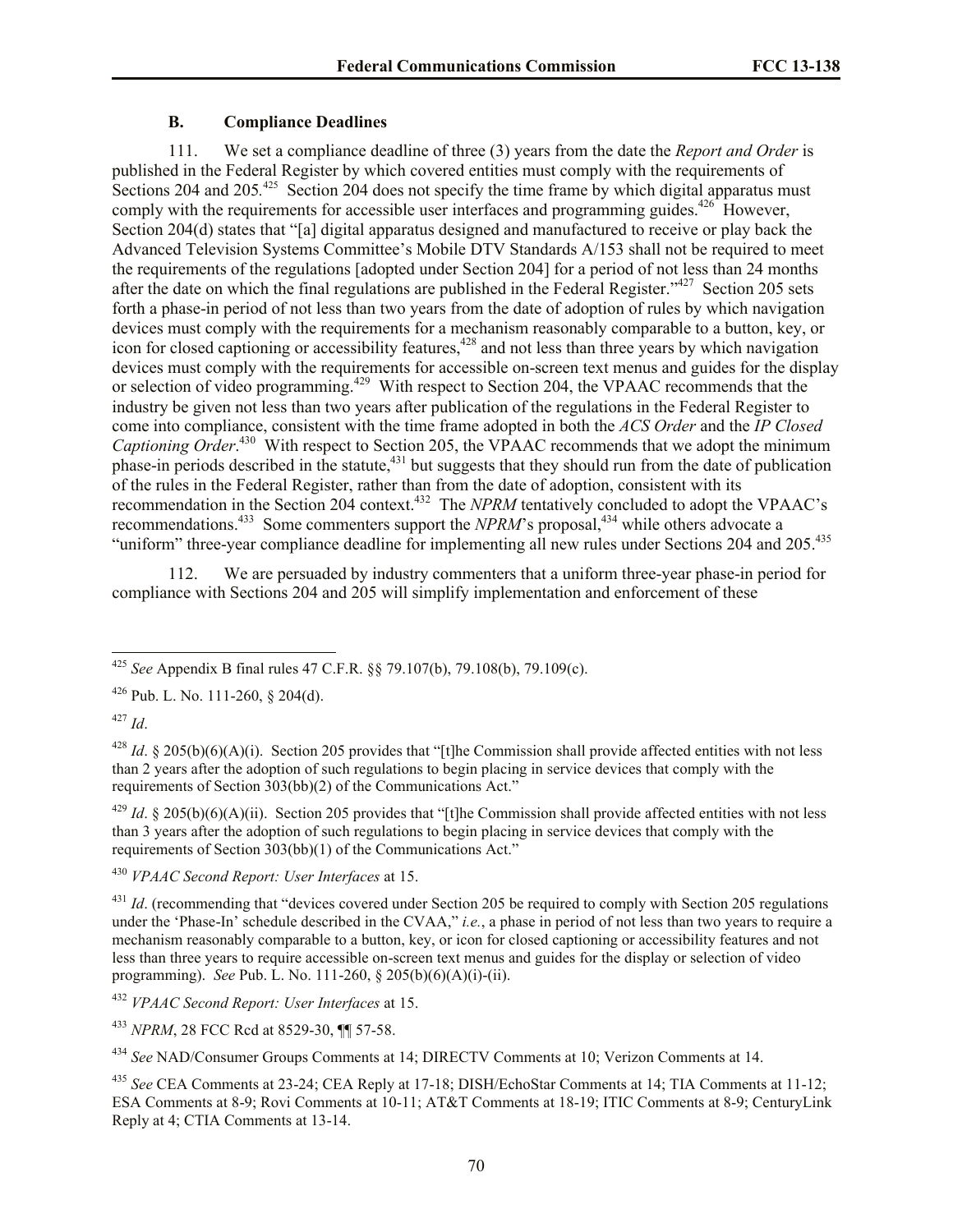### B. Compliance Deadlines

111. We set a compliance deadline of three (3) years from the date the *Report and Order* is published in the Federal Register by which covered entities must comply with the requirements of Sections 204 and 205.[425] Section 204 does not specify the time frame by which digital apparatus must comply with the requirements for accessible user interfaces and programming guides.[426] However, Section 204(d) states that "[a] digital apparatus designed and manufactured to receive or play back the Advanced Television Systems Committee's Mobile DTV Standards A/153 shall not be required to meet the requirements of the regulations [adopted under Section 204] for a period of not less than 24 months after the date on which the final regulations are published in the Federal Register."[427] Section 205 sets forth a phase-in period of not less than two years from the date of adoption of rules by which navigation devices must comply with the requirements for a mechanism reasonably comparable to a button, key, or icon for closed captioning or accessibility features,[428] and not less than three years by which navigation devices must comply with the requirements for accessible on-screen text menus and guides for the display or selection of video programming.[429] With respect to Section 204, the VPAAC recommends that the industry be given not less than two years after publication of the regulations in the Federal Register to come into compliance, consistent with the time frame adopted in both the *ACS Order* and the *IP Closed Captioning Order*.[430] With respect to Section 205, the VPAAC recommends that we adopt the minimum phase-in periods described in the statute,[431] but suggests that they should run from the date of publication of the rules in the Federal Register, rather than from the date of adoption, consistent with its recommendation in the Section 204 context.[432] The *NPRM* tentatively concluded to adopt the VPAAC's recommendations.[433] Some commenters support the *NPRM*'s proposal,[434] while others advocate a "uniform" three-year compliance deadline for implementing all new rules under Sections 204 and 205.[435]

112. We are persuaded by industry commenters that a uniform three-year phase-in period for compliance with Sections 204 and 205 will simplify implementation and enforcement of these

---

[425] *See* Appendix B final rules 47 C.F.R. §§ 79.107(b), 79.108(b), 79.109(c).

[426] Pub. L. No. 111-260, § 204(d).

[427] *Id*.

[428] *Id*. § 205(b)(6)(A)(i). Section 205 provides that "[t]he Commission shall provide affected entities with not less than 2 years after the adoption of such regulations to begin placing in service devices that comply with the requirements of Section 303(bb)(2) of the Communications Act."

[429] *Id*. § 205(b)(6)(A)(ii). Section 205 provides that "[t]he Commission shall provide affected entities with not less than 3 years after the adoption of such regulations to begin placing in service devices that comply with the requirements of Section 303(bb)(1) of the Communications Act."

[430] *VPAAC Second Report: User Interfaces* at 15.

[431] *Id*. (recommending that "devices covered under Section 205 be required to comply with Section 205 regulations under the 'Phase-In' schedule described in the CVAA," *i.e.*, a phase in period of not less than two years to require a mechanism reasonably comparable to a button, key, or icon for closed captioning or accessibility features and not less than three years to require accessible on-screen text menus and guides for the display or selection of video programming). *See* Pub. L. No. 111-260, § 205(b)(6)(A)(i)-(ii).

[432] *VPAAC Second Report: User Interfaces* at 15.

[433] *NPRM*, 28 FCC Rcd at 8529-30, ¶¶ 57-58.

[434] *See* NAD/Consumer Groups Comments at 14; DIRECTV Comments at 10; Verizon Comments at 14.

[435] *See* CEA Comments at 23-24; CEA Reply at 17-18; DISH/EchoStar Comments at 14; TIA Comments at 11-12; ESA Comments at 8-9; Rovi Comments at 10-11; AT&T Comments at 18-19; ITIC Comments at 8-9; CenturyLink Reply at 4; CTIA Comments at 13-14.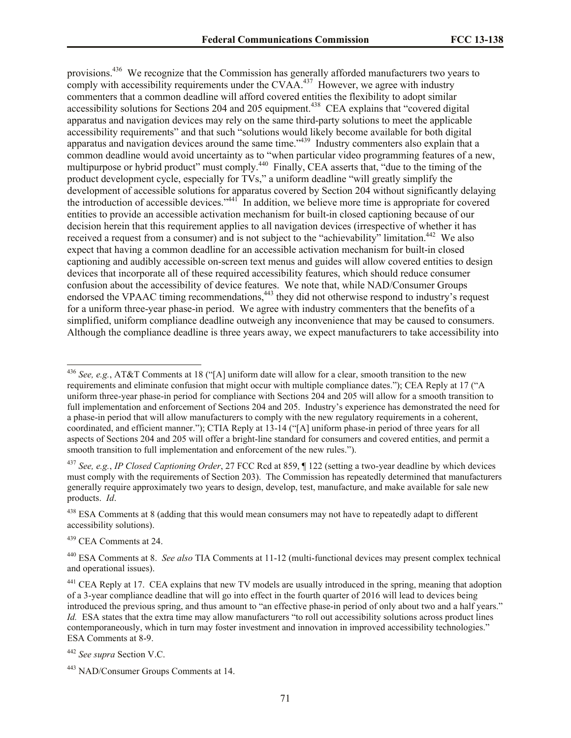provisions.[436] We recognize that the Commission has generally afforded manufacturers two years to comply with accessibility requirements under the CVAA.[437] However, we agree with industry commenters that a common deadline will afford covered entities the flexibility to adopt similar accessibility solutions for Sections 204 and 205 equipment.[438] CEA explains that "covered digital apparatus and navigation devices may rely on the same third-party solutions to meet the applicable accessibility requirements" and that such "solutions would likely become available for both digital apparatus and navigation devices around the same time."[439] Industry commenters also explain that a common deadline would avoid uncertainty as to "when particular video programming features of a new, multipurpose or hybrid product" must comply.[440] Finally, CEA asserts that, "due to the timing of the product development cycle, especially for TVs," a uniform deadline "will greatly simplify the development of accessible solutions for apparatus covered by Section 204 without significantly delaying the introduction of accessible devices."[441] In addition, we believe more time is appropriate for covered entities to provide an accessible activation mechanism for built-in closed captioning because of our decision herein that this requirement applies to all navigation devices (irrespective of whether it has received a request from a consumer) and is not subject to the "achievability" limitation.[442] We also expect that having a common deadline for an accessible activation mechanism for built-in closed captioning and audibly accessible on-screen text menus and guides will allow covered entities to design devices that incorporate all of these required accessibility features, which should reduce consumer confusion about the accessibility of device features. We note that, while NAD/Consumer Groups endorsed the VPAAC timing recommendations,[443] they did not otherwise respond to industry's request for a uniform three-year phase-in period. We agree with industry commenters that the benefits of a simplified, uniform compliance deadline outweigh any inconvenience that may be caused to consumers. Although the compliance deadline is three years away, we expect manufacturers to take accessibility into

---

[436] *See, e.g.*, AT&T Comments at 18 ("[A] uniform date will allow for a clear, smooth transition to the new requirements and eliminate confusion that might occur with multiple compliance dates."); CEA Reply at 17 ("A uniform three-year phase-in period for compliance with Sections 204 and 205 will allow for a smooth transition to full implementation and enforcement of Sections 204 and 205. Industry's experience has demonstrated the need for a phase-in period that will allow manufacturers to comply with the new regulatory requirements in a coherent, coordinated, and efficient manner."); CTIA Reply at 13-14 ("[A] uniform phase-in period of three years for all aspects of Sections 204 and 205 will offer a bright-line standard for consumers and covered entities, and permit a smooth transition to full implementation and enforcement of the new rules.").

[437] *See, e.g.*, *IP Closed Captioning Order*, 27 FCC Rcd at 859, ¶ 122 (setting a two-year deadline by which devices must comply with the requirements of Section 203). The Commission has repeatedly determined that manufacturers generally require approximately two years to design, develop, test, manufacture, and make available for sale new products. *Id*.

[438] ESA Comments at 8 (adding that this would mean consumers may not have to repeatedly adapt to different accessibility solutions).

[439] CEA Comments at 24.

[440] ESA Comments at 8. *See also* TIA Comments at 11-12 (multi-functional devices may present complex technical and operational issues).

[441] CEA Reply at 17. CEA explains that new TV models are usually introduced in the spring, meaning that adoption of a 3-year compliance deadline that will go into effect in the fourth quarter of 2016 will lead to devices being introduced the previous spring, and thus amount to "an effective phase-in period of only about two and a half years." *Id.* ESA states that the extra time may allow manufacturers "to roll out accessibility solutions across product lines contemporaneously, which in turn may foster investment and innovation in improved accessibility technologies." ESA Comments at 8-9.

[442] *See supra* Section V.C.

[443] NAD/Consumer Groups Comments at 14.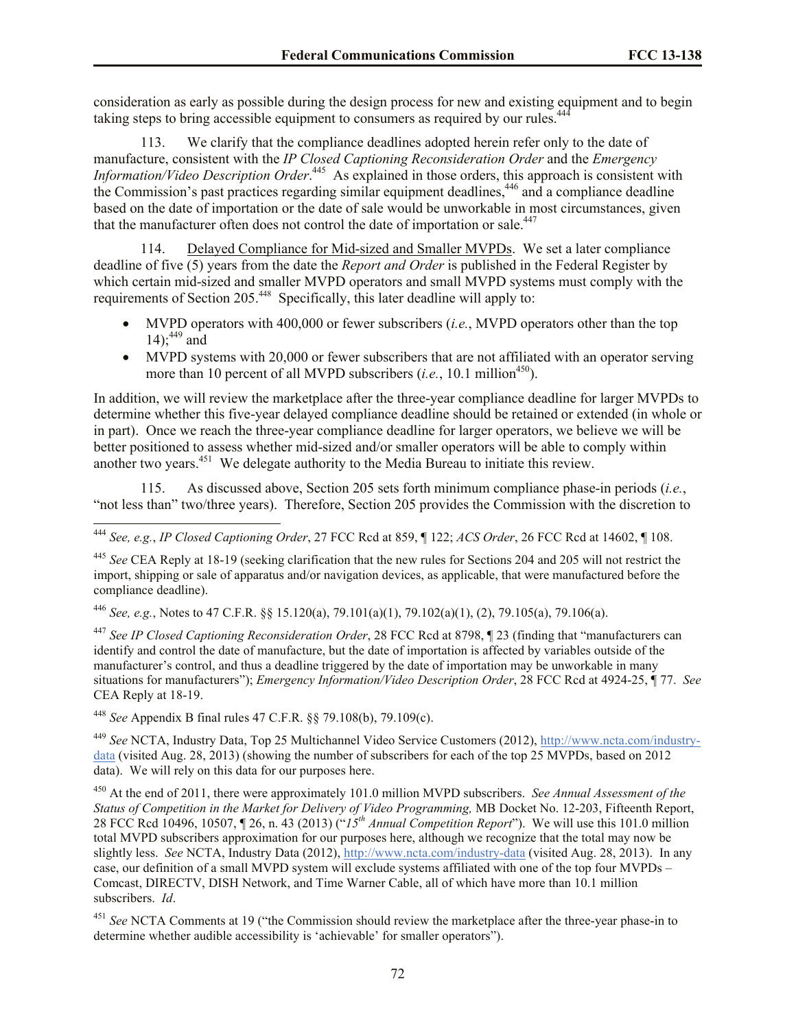consideration as early as possible during the design process for new and existing equipment and to begin taking steps to bring accessible equipment to consumers as required by our rules.[444]

113. We clarify that the compliance deadlines adopted herein refer only to the date of manufacture, consistent with the *IP Closed Captioning Reconsideration Order* and the *Emergency Information/Video Description Order*.[445] As explained in those orders, this approach is consistent with the Commission's past practices regarding similar equipment deadlines,[446] and a compliance deadline based on the date of importation or the date of sale would be unworkable in most circumstances, given that the manufacturer often does not control the date of importation or sale.[447]

114. Delayed Compliance for Mid-sized and Smaller MVPDs. We set a later compliance deadline of five (5) years from the date the *Report and Order* is published in the Federal Register by which certain mid-sized and smaller MVPD operators and small MVPD systems must comply with the requirements of Section 205.[448] Specifically, this later deadline will apply to:

- MVPD operators with 400,000 or fewer subscribers (*i.e.*, MVPD operators other than the top 14);[449] and
- MVPD systems with 20,000 or fewer subscribers that are not affiliated with an operator serving more than 10 percent of all MVPD subscribers (*i.e.*, 10.1 million[450]).

In addition, we will review the marketplace after the three-year compliance deadline for larger MVPDs to determine whether this five-year delayed compliance deadline should be retained or extended (in whole or in part). Once we reach the three-year compliance deadline for larger operators, we believe we will be better positioned to assess whether mid-sized and/or smaller operators will be able to comply within another two years.[451] We delegate authority to the Media Bureau to initiate this review.

115. As discussed above, Section 205 sets forth minimum compliance phase-in periods (*i.e.*, "not less than" two/three years). Therefore, Section 205 provides the Commission with the discretion to

---

[444] *See, e.g.*, *IP Closed Captioning Order*, 27 FCC Rcd at 859, ¶ 122; *ACS Order*, 26 FCC Rcd at 14602, ¶ 108.

[445] *See* CEA Reply at 18-19 (seeking clarification that the new rules for Sections 204 and 205 will not restrict the import, shipping or sale of apparatus and/or navigation devices, as applicable, that were manufactured before the compliance deadline).

[446] *See, e.g.*, Notes to 47 C.F.R. §§ 15.120(a), 79.101(a)(1), 79.102(a)(1), (2), 79.105(a), 79.106(a).

[447] *See IP Closed Captioning Reconsideration Order*, 28 FCC Rcd at 8798, ¶ 23 (finding that "manufacturers can identify and control the date of manufacture, but the date of importation is affected by variables outside of the manufacturer's control, and thus a deadline triggered by the date of importation may be unworkable in many situations for manufacturers"); *Emergency Information/Video Description Order*, 28 FCC Rcd at 4924-25, ¶ 77. *See* CEA Reply at 18-19.

[448] *See* Appendix B final rules 47 C.F.R. §§ 79.108(b), 79.109(c).

[449] *See* NCTA, Industry Data, Top 25 Multichannel Video Service Customers (2012), http://www.ncta.com/industry-data (visited Aug. 28, 2013) (showing the number of subscribers for each of the top 25 MVPDs, based on 2012 data). We will rely on this data for our purposes here.

[450] At the end of 2011, there were approximately 101.0 million MVPD subscribers. *See Annual Assessment of the Status of Competition in the Market for Delivery of Video Programming,* MB Docket No. 12-203, Fifteenth Report, 28 FCC Rcd 10496, 10507, ¶ 26, n. 43 (2013) ("*15th Annual Competition Report*"). We will use this 101.0 million total MVPD subscribers approximation for our purposes here, although we recognize that the total may now be slightly less. *See* NCTA, Industry Data (2012), http://www.ncta.com/industry-data (visited Aug. 28, 2013). In any case, our definition of a small MVPD system will exclude systems affiliated with one of the top four MVPDs – Comcast, DIRECTV, DISH Network, and Time Warner Cable, all of which have more than 10.1 million subscribers. *Id*.

[451] *See* NCTA Comments at 19 ("the Commission should review the marketplace after the three-year phase-in to determine whether audible accessibility is 'achievable' for smaller operators").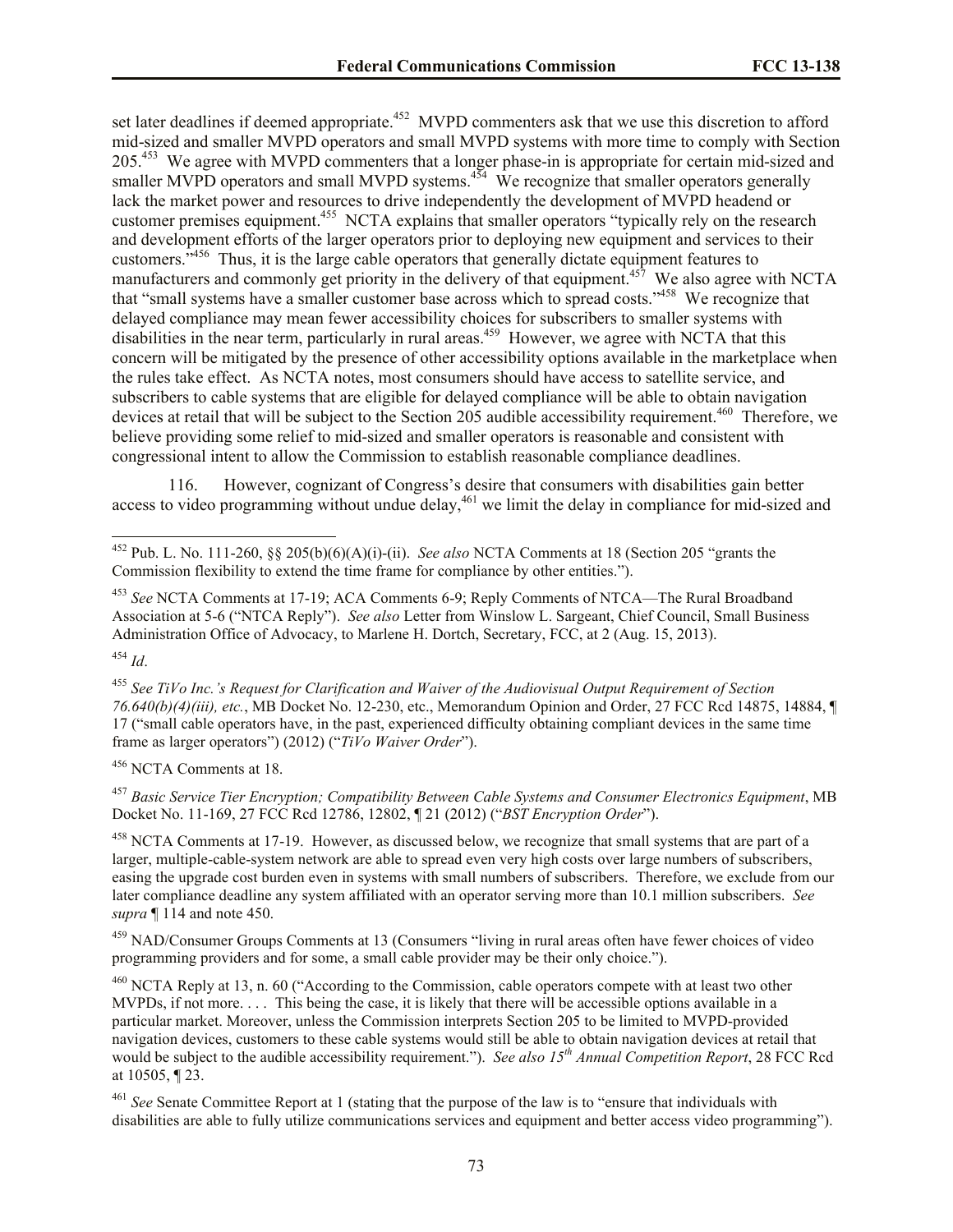set later deadlines if deemed appropriate.[452] MVPD commenters ask that we use this discretion to afford mid-sized and smaller MVPD operators and small MVPD systems with more time to comply with Section 205.[453] We agree with MVPD commenters that a longer phase-in is appropriate for certain mid-sized and smaller MVPD operators and small MVPD systems.[454] We recognize that smaller operators generally lack the market power and resources to drive independently the development of MVPD headend or customer premises equipment.[455] NCTA explains that smaller operators "typically rely on the research and development efforts of the larger operators prior to deploying new equipment and services to their customers."[456] Thus, it is the large cable operators that generally dictate equipment features to manufacturers and commonly get priority in the delivery of that equipment.[457] We also agree with NCTA that "small systems have a smaller customer base across which to spread costs."[458] We recognize that delayed compliance may mean fewer accessibility choices for subscribers to smaller systems with disabilities in the near term, particularly in rural areas.[459] However, we agree with NCTA that this concern will be mitigated by the presence of other accessibility options available in the marketplace when the rules take effect. As NCTA notes, most consumers should have access to satellite service, and subscribers to cable systems that are eligible for delayed compliance will be able to obtain navigation devices at retail that will be subject to the Section 205 audible accessibility requirement.[460] Therefore, we believe providing some relief to mid-sized and smaller operators is reasonable and consistent with congressional intent to allow the Commission to establish reasonable compliance deadlines.

116. However, cognizant of Congress's desire that consumers with disabilities gain better access to video programming without undue delay,[461] we limit the delay in compliance for mid-sized and

---

[452] Pub. L. No. 111-260, §§ 205(b)(6)(A)(i)-(ii). *See also* NCTA Comments at 18 (Section 205 "grants the Commission flexibility to extend the time frame for compliance by other entities.").

[453] *See* NCTA Comments at 17-19; ACA Comments 6-9; Reply Comments of NTCA—The Rural Broadband Association at 5-6 ("NTCA Reply"). *See also* Letter from Winslow L. Sargeant, Chief Council, Small Business Administration Office of Advocacy, to Marlene H. Dortch, Secretary, FCC, at 2 (Aug. 15, 2013).

[454] *Id*.

[455] *See TiVo Inc.'s Request for Clarification and Waiver of the Audiovisual Output Requirement of Section 76.640(b)(4)(iii), etc.*, MB Docket No. 12-230, etc., Memorandum Opinion and Order, 27 FCC Rcd 14875, 14884, ¶ 17 ("small cable operators have, in the past, experienced difficulty obtaining compliant devices in the same time frame as larger operators") (2012) ("*TiVo Waiver Order*").

[456] NCTA Comments at 18.

[457] *Basic Service Tier Encryption; Compatibility Between Cable Systems and Consumer Electronics Equipment*, MB Docket No. 11-169, 27 FCC Rcd 12786, 12802, ¶ 21 (2012) ("*BST Encryption Order*").

[458] NCTA Comments at 17-19. However, as discussed below, we recognize that small systems that are part of a larger, multiple-cable-system network are able to spread even very high costs over large numbers of subscribers, easing the upgrade cost burden even in systems with small numbers of subscribers. Therefore, we exclude from our later compliance deadline any system affiliated with an operator serving more than 10.1 million subscribers. *See supra* ¶ 114 and note 450.

[459] NAD/Consumer Groups Comments at 13 (Consumers "living in rural areas often have fewer choices of video programming providers and for some, a small cable provider may be their only choice.").

[460] NCTA Reply at 13, n. 60 ("According to the Commission, cable operators compete with at least two other MVPDs, if not more. . . . This being the case, it is likely that there will be accessible options available in a particular market. Moreover, unless the Commission interprets Section 205 to be limited to MVPD-provided navigation devices, customers to these cable systems would still be able to obtain navigation devices at retail that would be subject to the audible accessibility requirement."). *See also 15th Annual Competition Report*, 28 FCC Rcd at 10505, ¶ 23.

[461] *See* Senate Committee Report at 1 (stating that the purpose of the law is to "ensure that individuals with disabilities are able to fully utilize communications services and equipment and better access video programming").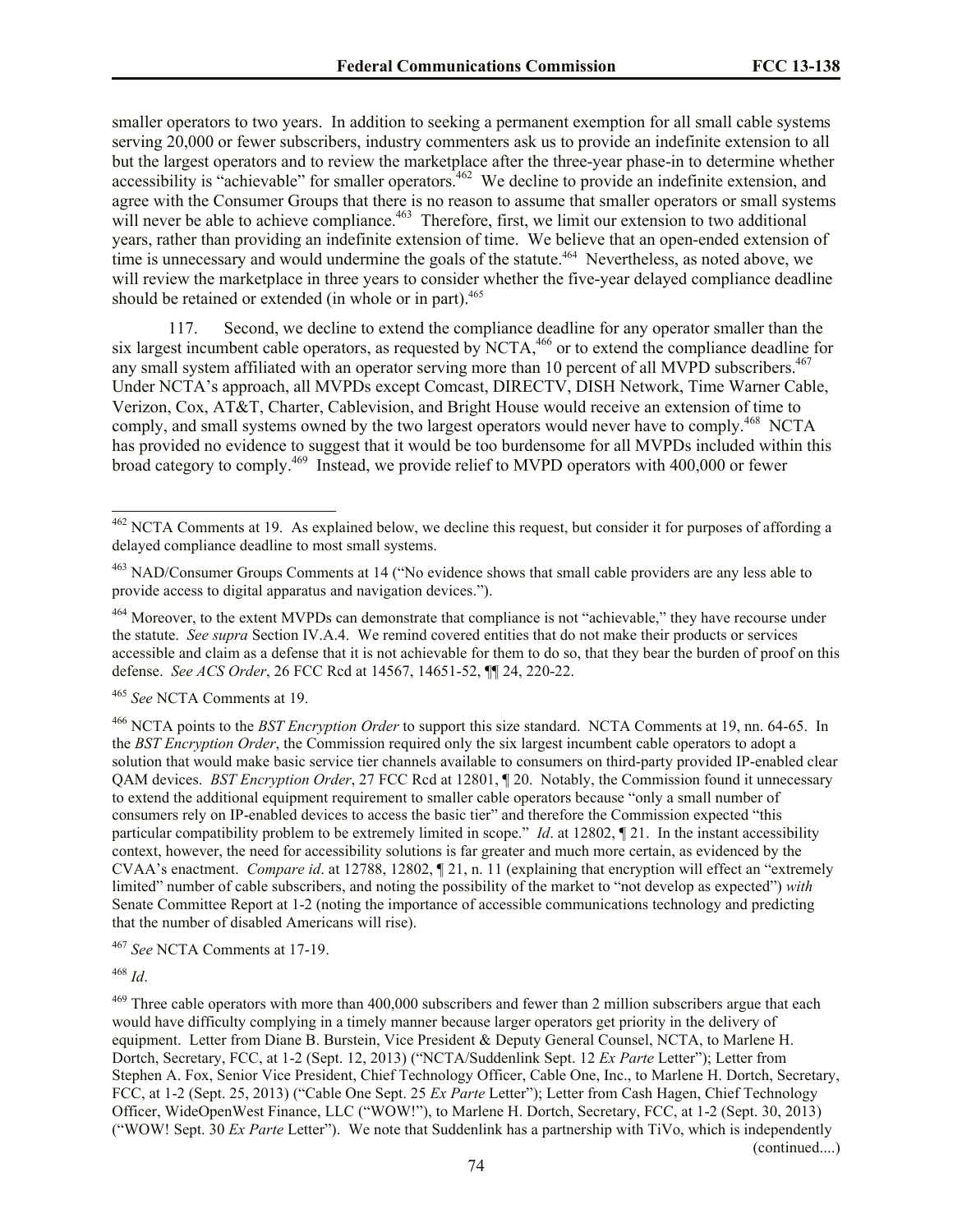smaller operators to two years. In addition to seeking a permanent exemption for all small cable systems serving 20,000 or fewer subscribers, industry commenters ask us to provide an indefinite extension to all but the largest operators and to review the marketplace after the three-year phase-in to determine whether accessibility is "achievable" for smaller operators.[462] We decline to provide an indefinite extension, and agree with the Consumer Groups that there is no reason to assume that smaller operators or small systems will never be able to achieve compliance.[463] Therefore, first, we limit our extension to two additional years, rather than providing an indefinite extension of time. We believe that an open-ended extension of time is unnecessary and would undermine the goals of the statute.[464] Nevertheless, as noted above, we will review the marketplace in three years to consider whether the five-year delayed compliance deadline should be retained or extended (in whole or in part).[465]

117. Second, we decline to extend the compliance deadline for any operator smaller than the six largest incumbent cable operators, as requested by NCTA,[466] or to extend the compliance deadline for any small system affiliated with an operator serving more than 10 percent of all MVPD subscribers.[467] Under NCTA's approach, all MVPDs except Comcast, DIRECTV, DISH Network, Time Warner Cable, Verizon, Cox, AT&T, Charter, Cablevision, and Bright House would receive an extension of time to comply, and small systems owned by the two largest operators would never have to comply.[468] NCTA has provided no evidence to suggest that it would be too burdensome for all MVPDs included within this broad category to comply.[469] Instead, we provide relief to MVPD operators with 400,000 or fewer

---

[462] NCTA Comments at 19. As explained below, we decline this request, but consider it for purposes of affording a delayed compliance deadline to most small systems.

[463] NAD/Consumer Groups Comments at 14 ("No evidence shows that small cable providers are any less able to provide access to digital apparatus and navigation devices.").

[464] Moreover, to the extent MVPDs can demonstrate that compliance is not "achievable," they have recourse under the statute. *See supra* Section IV.A.4. We remind covered entities that do not make their products or services accessible and claim as a defense that it is not achievable for them to do so, that they bear the burden of proof on this defense. *See ACS Order*, 26 FCC Rcd at 14567, 14651-52, ¶¶ 24, 220-22.

[465] *See* NCTA Comments at 19.

[466] NCTA points to the *BST Encryption Order* to support this size standard. NCTA Comments at 19, nn. 64-65. In the *BST Encryption Order*, the Commission required only the six largest incumbent cable operators to adopt a solution that would make basic service tier channels available to consumers on third-party provided IP-enabled clear QAM devices. *BST Encryption Order*, 27 FCC Rcd at 12801, ¶ 20. Notably, the Commission found it unnecessary to extend the additional equipment requirement to smaller cable operators because "only a small number of consumers rely on IP-enabled devices to access the basic tier" and therefore the Commission expected "this particular compatibility problem to be extremely limited in scope." *Id*. at 12802, ¶ 21. In the instant accessibility context, however, the need for accessibility solutions is far greater and much more certain, as evidenced by the CVAA's enactment. *Compare id*. at 12788, 12802, ¶ 21, n. 11 (explaining that encryption will effect an "extremely limited" number of cable subscribers, and noting the possibility of the market to "not develop as expected") *with* Senate Committee Report at 1-2 (noting the importance of accessible communications technology and predicting that the number of disabled Americans will rise).

[467] *See* NCTA Comments at 17-19.

[468] *Id*.

[469] Three cable operators with more than 400,000 subscribers and fewer than 2 million subscribers argue that each would have difficulty complying in a timely manner because larger operators get priority in the delivery of equipment. Letter from Diane B. Burstein, Vice President & Deputy General Counsel, NCTA, to Marlene H. Dortch, Secretary, FCC, at 1-2 (Sept. 12, 2013) ("NCTA/Suddenlink Sept. 12 *Ex Parte* Letter"); Letter from Stephen A. Fox, Senior Vice President, Chief Technology Officer, Cable One, Inc., to Marlene H. Dortch, Secretary, FCC, at 1-2 (Sept. 25, 2013) ("Cable One Sept. 25 *Ex Parte* Letter"); Letter from Cash Hagen, Chief Technology Officer, WideOpenWest Finance, LLC ("WOW!"), to Marlene H. Dortch, Secretary, FCC, at 1-2 (Sept. 30, 2013) ("WOW! Sept. 30 *Ex Parte* Letter"). We note that Suddenlink has a partnership with TiVo, which is independently (continued....)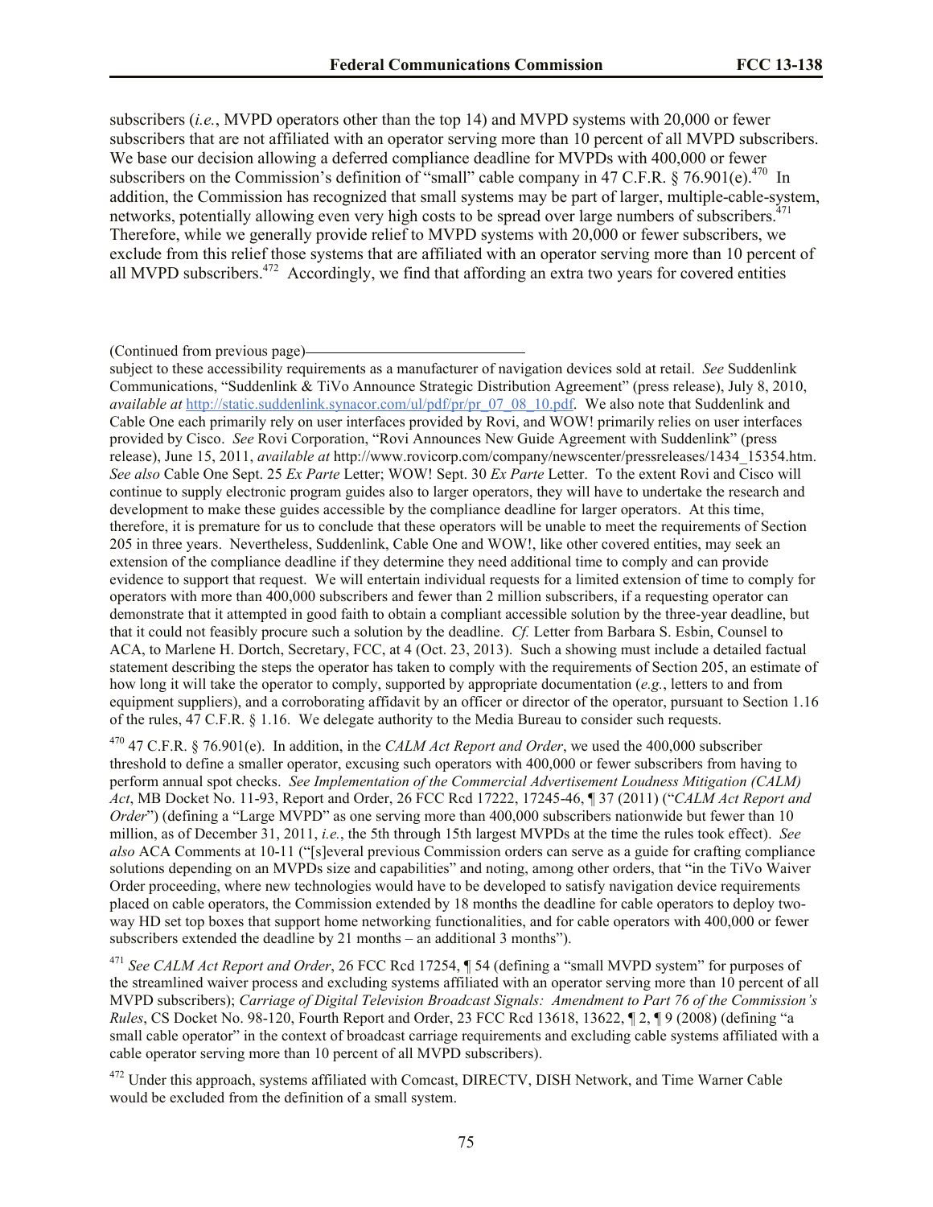subscribers (*i.e.*, MVPD operators other than the top 14) and MVPD systems with 20,000 or fewer subscribers that are not affiliated with an operator serving more than 10 percent of all MVPD subscribers. We base our decision allowing a deferred compliance deadline for MVPDs with 400,000 or fewer subscribers on the Commission's definition of "small" cable company in 47 C.F.R. § 76.901(e).[470] In addition, the Commission has recognized that small systems may be part of larger, multiple-cable-system, networks, potentially allowing even very high costs to be spread over large numbers of subscribers.[471] Therefore, while we generally provide relief to MVPD systems with 20,000 or fewer subscribers, we exclude from this relief those systems that are affiliated with an operator serving more than 10 percent of all MVPD subscribers.[472] Accordingly, we find that affording an extra two years for covered entities

(Continued from previous page)

subject to these accessibility requirements as a manufacturer of navigation devices sold at retail. *See* Suddenlink Communications, "Suddenlink & TiVo Announce Strategic Distribution Agreement" (press release), July 8, 2010, *available at* http://static.suddenlink.synacor.com/ul/pdf/pr/pr_07_08_10.pdf. We also note that Suddenlink and Cable One each primarily rely on user interfaces provided by Rovi, and WOW! primarily relies on user interfaces provided by Cisco. *See* Rovi Corporation, "Rovi Announces New Guide Agreement with Suddenlink" (press release), June 15, 2011, *available at* http://www.rovicorp.com/company/newscenter/pressreleases/1434_15354.htm. *See also* Cable One Sept. 25 *Ex Parte* Letter; WOW! Sept. 30 *Ex Parte* Letter. To the extent Rovi and Cisco will continue to supply electronic program guides also to larger operators, they will have to undertake the research and development to make these guides accessible by the compliance deadline for larger operators. At this time, therefore, it is premature for us to conclude that these operators will be unable to meet the requirements of Section 205 in three years. Nevertheless, Suddenlink, Cable One and WOW!, like other covered entities, may seek an extension of the compliance deadline if they determine they need additional time to comply and can provide evidence to support that request. We will entertain individual requests for a limited extension of time to comply for operators with more than 400,000 subscribers and fewer than 2 million subscribers, if a requesting operator can demonstrate that it attempted in good faith to obtain a compliant accessible solution by the three-year deadline, but that it could not feasibly procure such a solution by the deadline. *Cf.* Letter from Barbara S. Esbin, Counsel to ACA, to Marlene H. Dortch, Secretary, FCC, at 4 (Oct. 23, 2013). Such a showing must include a detailed factual statement describing the steps the operator has taken to comply with the requirements of Section 205, an estimate of how long it will take the operator to comply, supported by appropriate documentation (*e.g.*, letters to and from equipment suppliers), and a corroborating affidavit by an officer or director of the operator, pursuant to Section 1.16 of the rules, 47 C.F.R. § 1.16. We delegate authority to the Media Bureau to consider such requests.

[470] 47 C.F.R. § 76.901(e). In addition, in the *CALM Act Report and Order*, we used the 400,000 subscriber threshold to define a smaller operator, excusing such operators with 400,000 or fewer subscribers from having to perform annual spot checks. *See Implementation of the Commercial Advertisement Loudness Mitigation (CALM) Act*, MB Docket No. 11-93, Report and Order, 26 FCC Rcd 17222, 17245-46, ¶ 37 (2011) ("*CALM Act Report and Order*") (defining a "Large MVPD" as one serving more than 400,000 subscribers nationwide but fewer than 10 million, as of December 31, 2011, *i.e.*, the 5th through 15th largest MVPDs at the time the rules took effect). *See also* ACA Comments at 10-11 ("[s]everal previous Commission orders can serve as a guide for crafting compliance solutions depending on an MVPDs size and capabilities" and noting, among other orders, that "in the TiVo Waiver Order proceeding, where new technologies would have to be developed to satisfy navigation device requirements placed on cable operators, the Commission extended by 18 months the deadline for cable operators to deploy two-way HD set top boxes that support home networking functionalities, and for cable operators with 400,000 or fewer subscribers extended the deadline by 21 months – an additional 3 months").

[471] *See CALM Act Report and Order*, 26 FCC Rcd 17254, ¶ 54 (defining a "small MVPD system" for purposes of the streamlined waiver process and excluding systems affiliated with an operator serving more than 10 percent of all MVPD subscribers); *Carriage of Digital Television Broadcast Signals: Amendment to Part 76 of the Commission's Rules*, CS Docket No. 98-120, Fourth Report and Order, 23 FCC Rcd 13618, 13622, ¶ 2, ¶ 9 (2008) (defining "a small cable operator" in the context of broadcast carriage requirements and excluding cable systems affiliated with a cable operator serving more than 10 percent of all MVPD subscribers).

[472] Under this approach, systems affiliated with Comcast, DIRECTV, DISH Network, and Time Warner Cable would be excluded from the definition of a small system.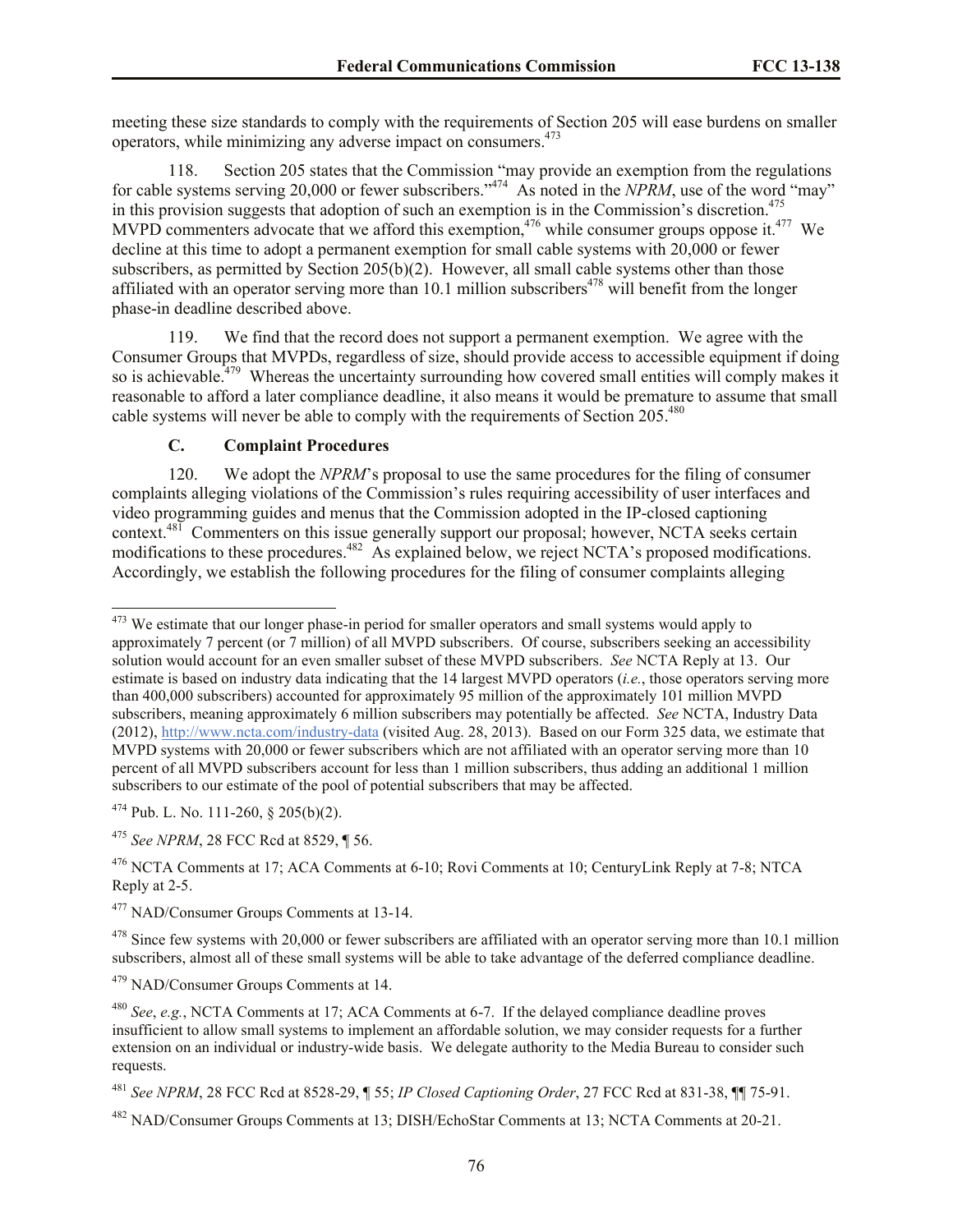meeting these size standards to comply with the requirements of Section 205 will ease burdens on smaller operators, while minimizing any adverse impact on consumers.[473]

118. Section 205 states that the Commission "may provide an exemption from the regulations for cable systems serving 20,000 or fewer subscribers."[474] As noted in the *NPRM*, use of the word "may" in this provision suggests that adoption of such an exemption is in the Commission's discretion.[475] MVPD commenters advocate that we afford this exemption,[476] while consumer groups oppose it.[477] We decline at this time to adopt a permanent exemption for small cable systems with 20,000 or fewer subscribers, as permitted by Section 205(b)(2). However, all small cable systems other than those affiliated with an operator serving more than 10.1 million subscribers[478] will benefit from the longer phase-in deadline described above.

119. We find that the record does not support a permanent exemption. We agree with the Consumer Groups that MVPDs, regardless of size, should provide access to accessible equipment if doing so is achievable.[479] Whereas the uncertainty surrounding how covered small entities will comply makes it reasonable to afford a later compliance deadline, it also means it would be premature to assume that small cable systems will never be able to comply with the requirements of Section 205.[480]

### C. Complaint Procedures

120. We adopt the *NPRM*'s proposal to use the same procedures for the filing of consumer complaints alleging violations of the Commission's rules requiring accessibility of user interfaces and video programming guides and menus that the Commission adopted in the IP-closed captioning context.[481] Commenters on this issue generally support our proposal; however, NCTA seeks certain modifications to these procedures.[482] As explained below, we reject NCTA's proposed modifications. Accordingly, we establish the following procedures for the filing of consumer complaints alleging

---

[473] We estimate that our longer phase-in period for smaller operators and small systems would apply to approximately 7 percent (or 7 million) of all MVPD subscribers. Of course, subscribers seeking an accessibility solution would account for an even smaller subset of these MVPD subscribers. *See* NCTA Reply at 13. Our estimate is based on industry data indicating that the 14 largest MVPD operators (*i.e.*, those operators serving more than 400,000 subscribers) accounted for approximately 95 million of the approximately 101 million MVPD subscribers, meaning approximately 6 million subscribers may potentially be affected. *See* NCTA, Industry Data (2012), http://www.ncta.com/industry-data (visited Aug. 28, 2013). Based on our Form 325 data, we estimate that MVPD systems with 20,000 or fewer subscribers which are not affiliated with an operator serving more than 10 percent of all MVPD subscribers account for less than 1 million subscribers, thus adding an additional 1 million subscribers to our estimate of the pool of potential subscribers that may be affected.

[474] Pub. L. No. 111-260, § 205(b)(2).

[475] *See NPRM*, 28 FCC Rcd at 8529, ¶ 56.

[476] NCTA Comments at 17; ACA Comments at 6-10; Rovi Comments at 10; CenturyLink Reply at 7-8; NTCA Reply at 2-5.

[477] NAD/Consumer Groups Comments at 13-14.

[478] Since few systems with 20,000 or fewer subscribers are affiliated with an operator serving more than 10.1 million subscribers, almost all of these small systems will be able to take advantage of the deferred compliance deadline.

[479] NAD/Consumer Groups Comments at 14.

[480] *See*, *e.g.*, NCTA Comments at 17; ACA Comments at 6-7. If the delayed compliance deadline proves insufficient to allow small systems to implement an affordable solution, we may consider requests for a further extension on an individual or industry-wide basis. We delegate authority to the Media Bureau to consider such requests.

[481] *See NPRM*, 28 FCC Rcd at 8528-29, ¶ 55; *IP Closed Captioning Order*, 27 FCC Rcd at 831-38, ¶¶ 75-91.

[482] NAD/Consumer Groups Comments at 13; DISH/EchoStar Comments at 13; NCTA Comments at 20-21.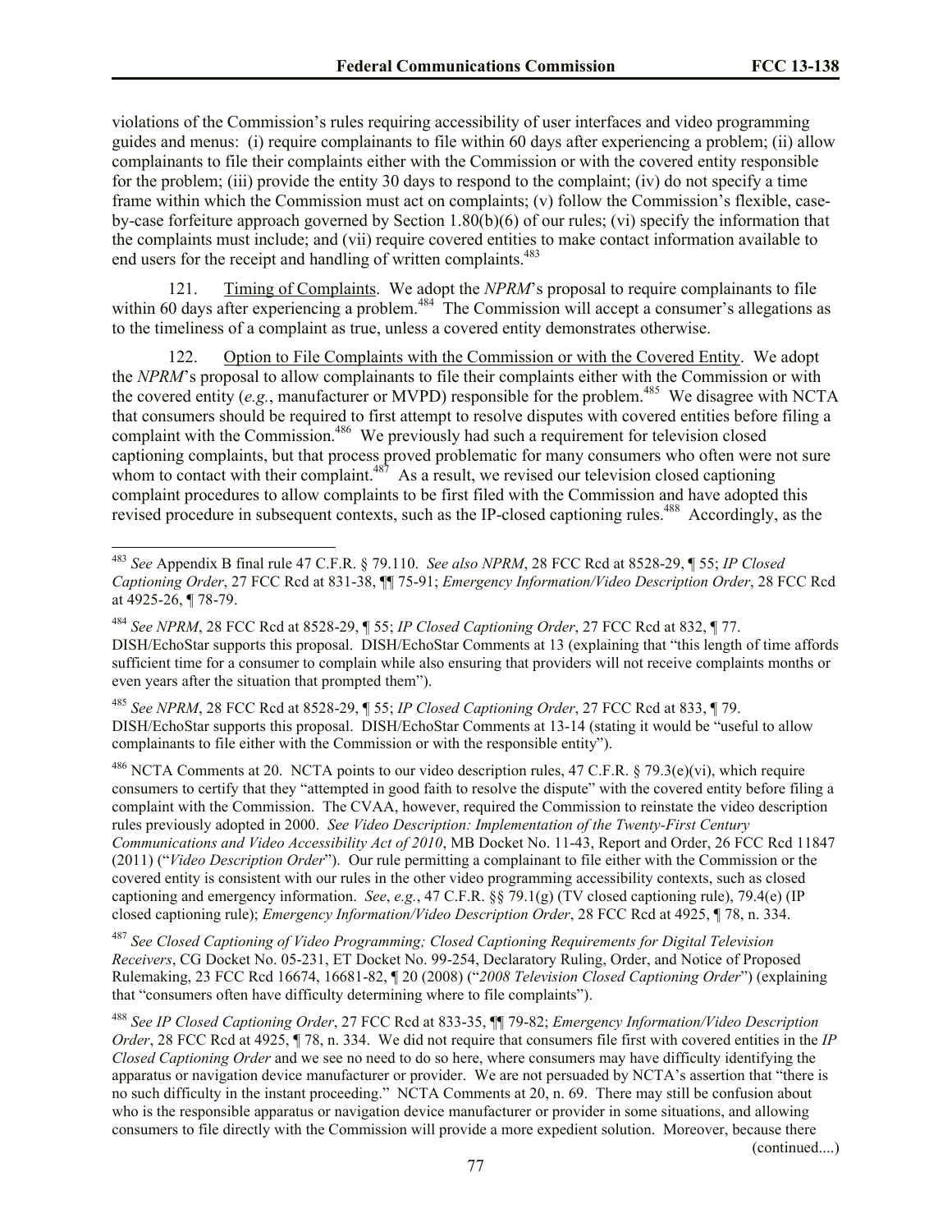violations of the Commission's rules requiring accessibility of user interfaces and video programming guides and menus: (i) require complainants to file within 60 days after experiencing a problem; (ii) allow complainants to file their complaints either with the Commission or with the covered entity responsible for the problem; (iii) provide the entity 30 days to respond to the complaint; (iv) do not specify a time frame within which the Commission must act on complaints; (v) follow the Commission's flexible, case-by-case forfeiture approach governed by Section 1.80(b)(6) of our rules; (vi) specify the information that the complaints must include; and (vii) require covered entities to make contact information available to end users for the receipt and handling of written complaints.[483]

121. Timing of Complaints. We adopt the *NPRM*'s proposal to require complainants to file within 60 days after experiencing a problem.[484] The Commission will accept a consumer's allegations as to the timeliness of a complaint as true, unless a covered entity demonstrates otherwise.

122. Option to File Complaints with the Commission or with the Covered Entity. We adopt the *NPRM*'s proposal to allow complainants to file their complaints either with the Commission or with the covered entity (*e.g.*, manufacturer or MVPD) responsible for the problem.[485] We disagree with NCTA that consumers should be required to first attempt to resolve disputes with covered entities before filing a complaint with the Commission.[486] We previously had such a requirement for television closed captioning complaints, but that process proved problematic for many consumers who often were not sure whom to contact with their complaint.[487] As a result, we revised our television closed captioning complaint procedures to allow complaints to be first filed with the Commission and have adopted this revised procedure in subsequent contexts, such as the IP-closed captioning rules.[488] Accordingly, as the

---

[483] *See* Appendix B final rule 47 C.F.R. § 79.110. *See also NPRM*, 28 FCC Rcd at 8528-29, ¶ 55; *IP Closed Captioning Order*, 27 FCC Rcd at 831-38, ¶¶ 75-91; *Emergency Information/Video Description Order*, 28 FCC Rcd at 4925-26, ¶ 78-79.

[484] *See NPRM*, 28 FCC Rcd at 8528-29, ¶ 55; *IP Closed Captioning Order*, 27 FCC Rcd at 832, ¶ 77. DISH/EchoStar supports this proposal. DISH/EchoStar Comments at 13 (explaining that "this length of time affords sufficient time for a consumer to complain while also ensuring that providers will not receive complaints months or even years after the situation that prompted them").

[485] *See NPRM*, 28 FCC Rcd at 8528-29, ¶ 55; *IP Closed Captioning Order*, 27 FCC Rcd at 833, ¶ 79. DISH/EchoStar supports this proposal. DISH/EchoStar Comments at 13-14 (stating it would be "useful to allow complainants to file either with the Commission or with the responsible entity").

[486] NCTA Comments at 20. NCTA points to our video description rules, 47 C.F.R. § 79.3(e)(vi), which require consumers to certify that they "attempted in good faith to resolve the dispute" with the covered entity before filing a complaint with the Commission. The CVAA, however, required the Commission to reinstate the video description rules previously adopted in 2000. *See Video Description: Implementation of the Twenty-First Century Communications and Video Accessibility Act of 2010*, MB Docket No. 11-43, Report and Order, 26 FCC Rcd 11847 (2011) ("*Video Description Order*"). Our rule permitting a complainant to file either with the Commission or the covered entity is consistent with our rules in the other video programming accessibility contexts, such as closed captioning and emergency information. *See*, *e.g.*, 47 C.F.R. §§ 79.1(g) (TV closed captioning rule), 79.4(e) (IP closed captioning rule); *Emergency Information/Video Description Order*, 28 FCC Rcd at 4925, ¶ 78, n. 334.

[487] *See Closed Captioning of Video Programming; Closed Captioning Requirements for Digital Television Receivers*, CG Docket No. 05-231, ET Docket No. 99-254, Declaratory Ruling, Order, and Notice of Proposed Rulemaking, 23 FCC Rcd 16674, 16681-82, ¶ 20 (2008) ("*2008 Television Closed Captioning Order*") (explaining that "consumers often have difficulty determining where to file complaints").

[488] *See IP Closed Captioning Order*, 27 FCC Rcd at 833-35, ¶¶ 79-82; *Emergency Information/Video Description Order*, 28 FCC Rcd at 4925, ¶ 78, n. 334. We did not require that consumers file first with covered entities in the *IP Closed Captioning Order* and we see no need to do so here, where consumers may have difficulty identifying the apparatus or navigation device manufacturer or provider. We are not persuaded by NCTA's assertion that "there is no such difficulty in the instant proceeding." NCTA Comments at 20, n. 69. There may still be confusion about who is the responsible apparatus or navigation device manufacturer or provider in some situations, and allowing consumers to file directly with the Commission will provide a more expedient solution. Moreover, because there

(continued....)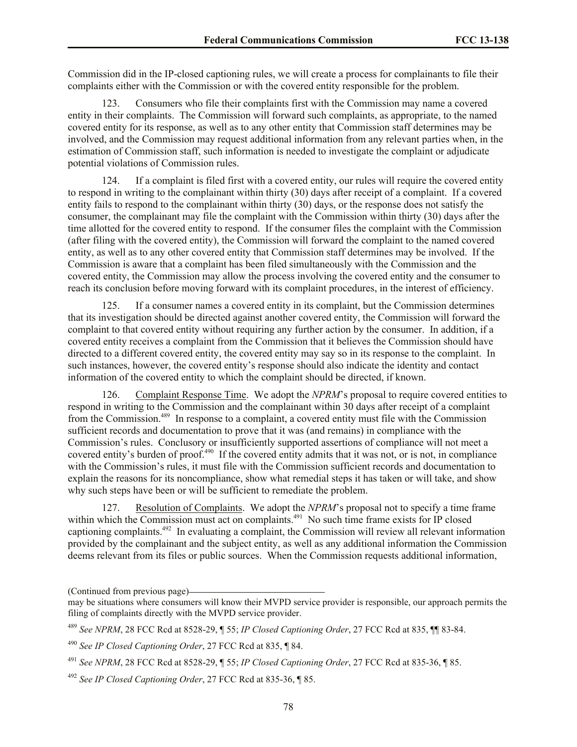Commission did in the IP-closed captioning rules, we will create a process for complainants to file their complaints either with the Commission or with the covered entity responsible for the problem.

123. Consumers who file their complaints first with the Commission may name a covered entity in their complaints. The Commission will forward such complaints, as appropriate, to the named covered entity for its response, as well as to any other entity that Commission staff determines may be involved, and the Commission may request additional information from any relevant parties when, in the estimation of Commission staff, such information is needed to investigate the complaint or adjudicate potential violations of Commission rules.

124. If a complaint is filed first with a covered entity, our rules will require the covered entity to respond in writing to the complainant within thirty (30) days after receipt of a complaint. If a covered entity fails to respond to the complainant within thirty (30) days, or the response does not satisfy the consumer, the complainant may file the complaint with the Commission within thirty (30) days after the time allotted for the covered entity to respond. If the consumer files the complaint with the Commission (after filing with the covered entity), the Commission will forward the complaint to the named covered entity, as well as to any other covered entity that Commission staff determines may be involved. If the Commission is aware that a complaint has been filed simultaneously with the Commission and the covered entity, the Commission may allow the process involving the covered entity and the consumer to reach its conclusion before moving forward with its complaint procedures, in the interest of efficiency.

125. If a consumer names a covered entity in its complaint, but the Commission determines that its investigation should be directed against another covered entity, the Commission will forward the complaint to that covered entity without requiring any further action by the consumer. In addition, if a covered entity receives a complaint from the Commission that it believes the Commission should have directed to a different covered entity, the covered entity may say so in its response to the complaint. In such instances, however, the covered entity's response should also indicate the identity and contact information of the covered entity to which the complaint should be directed, if known.

126. Complaint Response Time. We adopt the *NPRM*'s proposal to require covered entities to respond in writing to the Commission and the complainant within 30 days after receipt of a complaint from the Commission.[489] In response to a complaint, a covered entity must file with the Commission sufficient records and documentation to prove that it was (and remains) in compliance with the Commission's rules. Conclusory or insufficiently supported assertions of compliance will not meet a covered entity's burden of proof.[490] If the covered entity admits that it was not, or is not, in compliance with the Commission's rules, it must file with the Commission sufficient records and documentation to explain the reasons for its noncompliance, show what remedial steps it has taken or will take, and show why such steps have been or will be sufficient to remediate the problem.

127. Resolution of Complaints. We adopt the *NPRM*'s proposal not to specify a time frame within which the Commission must act on complaints.[491] No such time frame exists for IP closed captioning complaints.[492] In evaluating a complaint, the Commission will review all relevant information provided by the complainant and the subject entity, as well as any additional information the Commission deems relevant from its files or public sources. When the Commission requests additional information,

(Continued from previous page)

may be situations where consumers will know their MVPD service provider is responsible, our approach permits the filing of complaints directly with the MVPD service provider.

[489] *See NPRM*, 28 FCC Rcd at 8528-29, ¶ 55; *IP Closed Captioning Order*, 27 FCC Rcd at 835, ¶¶ 83-84.

[490] *See IP Closed Captioning Order*, 27 FCC Rcd at 835, ¶ 84.

[491] *See NPRM*, 28 FCC Rcd at 8528-29, ¶ 55; *IP Closed Captioning Order*, 27 FCC Rcd at 835-36, ¶ 85.

[492] *See IP Closed Captioning Order*, 27 FCC Rcd at 835-36, ¶ 85.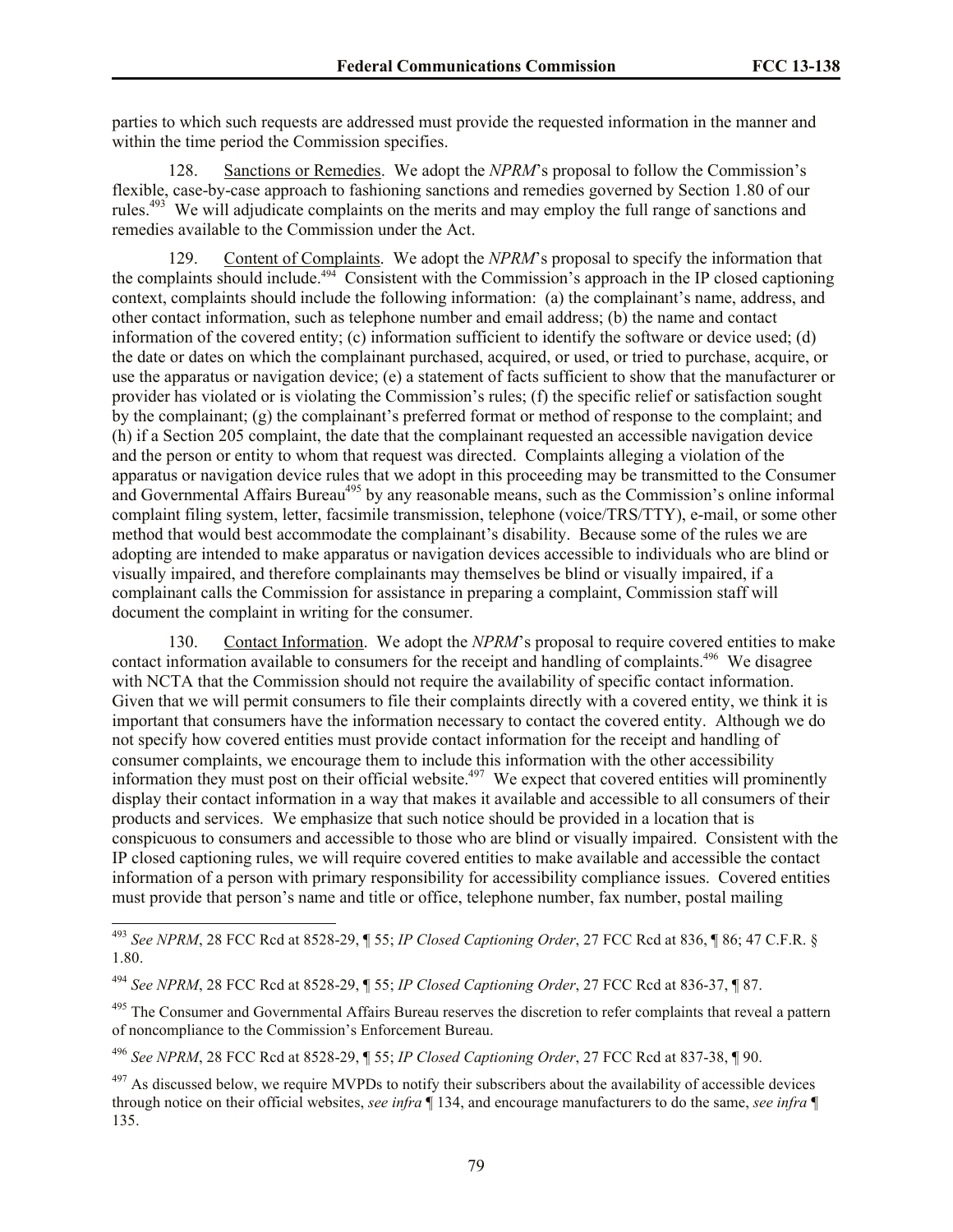parties to which such requests are addressed must provide the requested information in the manner and within the time period the Commission specifies.

128. Sanctions or Remedies. We adopt the *NPRM*'s proposal to follow the Commission's flexible, case-by-case approach to fashioning sanctions and remedies governed by Section 1.80 of our rules.[493] We will adjudicate complaints on the merits and may employ the full range of sanctions and remedies available to the Commission under the Act.

129. Content of Complaints. We adopt the *NPRM*'s proposal to specify the information that the complaints should include.[494] Consistent with the Commission's approach in the IP closed captioning context, complaints should include the following information: (a) the complainant's name, address, and other contact information, such as telephone number and email address; (b) the name and contact information of the covered entity; (c) information sufficient to identify the software or device used; (d) the date or dates on which the complainant purchased, acquired, or used, or tried to purchase, acquire, or use the apparatus or navigation device; (e) a statement of facts sufficient to show that the manufacturer or provider has violated or is violating the Commission's rules; (f) the specific relief or satisfaction sought by the complainant; (g) the complainant's preferred format or method of response to the complaint; and (h) if a Section 205 complaint, the date that the complainant requested an accessible navigation device and the person or entity to whom that request was directed. Complaints alleging a violation of the apparatus or navigation device rules that we adopt in this proceeding may be transmitted to the Consumer and Governmental Affairs Bureau[495] by any reasonable means, such as the Commission's online informal complaint filing system, letter, facsimile transmission, telephone (voice/TRS/TTY), e-mail, or some other method that would best accommodate the complainant's disability. Because some of the rules we are adopting are intended to make apparatus or navigation devices accessible to individuals who are blind or visually impaired, and therefore complainants may themselves be blind or visually impaired, if a complainant calls the Commission for assistance in preparing a complaint, Commission staff will document the complaint in writing for the consumer.

130. Contact Information. We adopt the *NPRM*'s proposal to require covered entities to make contact information available to consumers for the receipt and handling of complaints.[496] We disagree with NCTA that the Commission should not require the availability of specific contact information. Given that we will permit consumers to file their complaints directly with a covered entity, we think it is important that consumers have the information necessary to contact the covered entity. Although we do not specify how covered entities must provide contact information for the receipt and handling of consumer complaints, we encourage them to include this information with the other accessibility information they must post on their official website.[497] We expect that covered entities will prominently display their contact information in a way that makes it available and accessible to all consumers of their products and services. We emphasize that such notice should be provided in a location that is conspicuous to consumers and accessible to those who are blind or visually impaired. Consistent with the IP closed captioning rules, we will require covered entities to make available and accessible the contact information of a person with primary responsibility for accessibility compliance issues. Covered entities must provide that person's name and title or office, telephone number, fax number, postal mailing

---

[493] *See NPRM*, 28 FCC Rcd at 8528-29, ¶ 55; *IP Closed Captioning Order*, 27 FCC Rcd at 836, ¶ 86; 47 C.F.R. § 1.80.

[494] *See NPRM*, 28 FCC Rcd at 8528-29, ¶ 55; *IP Closed Captioning Order*, 27 FCC Rcd at 836-37, ¶ 87.

[495] The Consumer and Governmental Affairs Bureau reserves the discretion to refer complaints that reveal a pattern of noncompliance to the Commission's Enforcement Bureau.

[496] *See NPRM*, 28 FCC Rcd at 8528-29, ¶ 55; *IP Closed Captioning Order*, 27 FCC Rcd at 837-38, ¶ 90.

[497] As discussed below, we require MVPDs to notify their subscribers about the availability of accessible devices through notice on their official websites, *see infra* ¶ 134, and encourage manufacturers to do the same, *see infra* ¶ 135.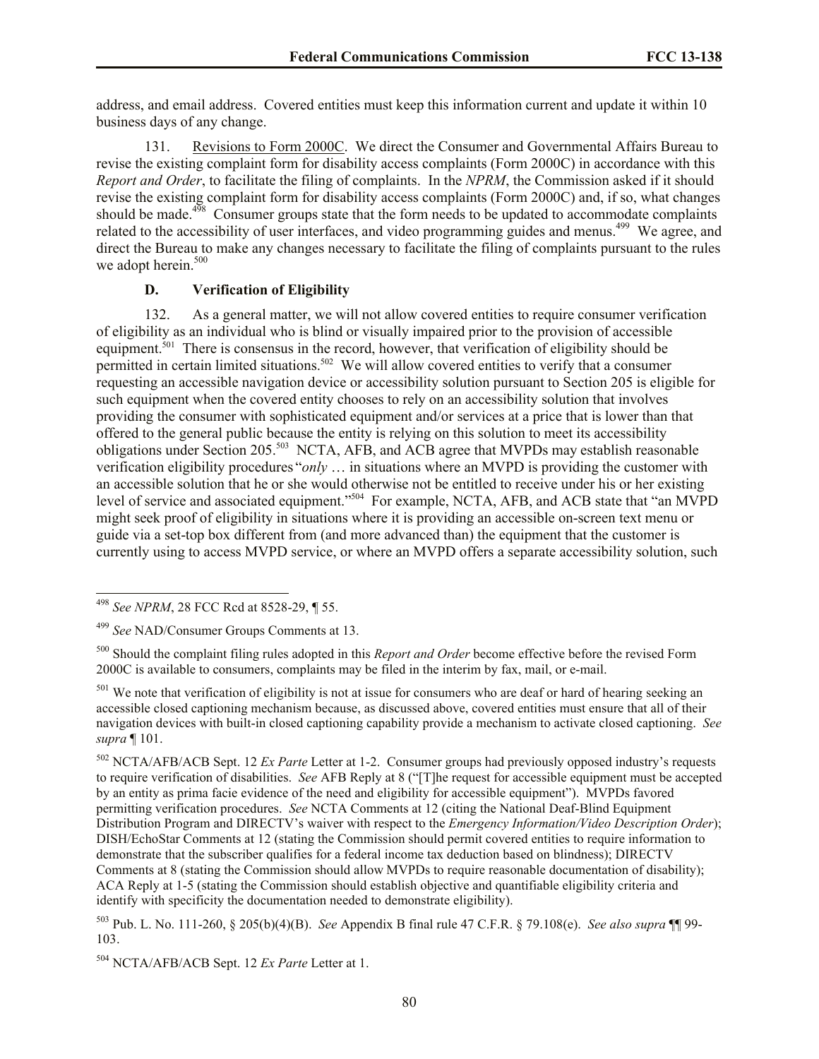address, and email address. Covered entities must keep this information current and update it within 10 business days of any change.

131. Revisions to Form 2000C. We direct the Consumer and Governmental Affairs Bureau to revise the existing complaint form for disability access complaints (Form 2000C) in accordance with this *Report and Order*, to facilitate the filing of complaints. In the *NPRM*, the Commission asked if it should revise the existing complaint form for disability access complaints (Form 2000C) and, if so, what changes should be made.[498] Consumer groups state that the form needs to be updated to accommodate complaints related to the accessibility of user interfaces, and video programming guides and menus.[499] We agree, and direct the Bureau to make any changes necessary to facilitate the filing of complaints pursuant to the rules we adopt herein.[500]

### D. Verification of Eligibility

132. As a general matter, we will not allow covered entities to require consumer verification of eligibility as an individual who is blind or visually impaired prior to the provision of accessible equipment.[501] There is consensus in the record, however, that verification of eligibility should be permitted in certain limited situations.[502] We will allow covered entities to verify that a consumer requesting an accessible navigation device or accessibility solution pursuant to Section 205 is eligible for such equipment when the covered entity chooses to rely on an accessibility solution that involves providing the consumer with sophisticated equipment and/or services at a price that is lower than that offered to the general public because the entity is relying on this solution to meet its accessibility obligations under Section 205.[503] NCTA, AFB, and ACB agree that MVPDs may establish reasonable verification eligibility procedures "*only* … in situations where an MVPD is providing the customer with an accessible solution that he or she would otherwise not be entitled to receive under his or her existing level of service and associated equipment."[504] For example, NCTA, AFB, and ACB state that "an MVPD might seek proof of eligibility in situations where it is providing an accessible on-screen text menu or guide via a set-top box different from (and more advanced than) the equipment that the customer is currently using to access MVPD service, or where an MVPD offers a separate accessibility solution, such

---

[498] *See NPRM*, 28 FCC Rcd at 8528-29, ¶ 55.

[499] *See* NAD/Consumer Groups Comments at 13.

[500] Should the complaint filing rules adopted in this *Report and Order* become effective before the revised Form 2000C is available to consumers, complaints may be filed in the interim by fax, mail, or e-mail.

[501] We note that verification of eligibility is not at issue for consumers who are deaf or hard of hearing seeking an accessible closed captioning mechanism because, as discussed above, covered entities must ensure that all of their navigation devices with built-in closed captioning capability provide a mechanism to activate closed captioning. *See supra* ¶ 101.

[502] NCTA/AFB/ACB Sept. 12 *Ex Parte* Letter at 1-2. Consumer groups had previously opposed industry's requests to require verification of disabilities. *See* AFB Reply at 8 ("[T]he request for accessible equipment must be accepted by an entity as prima facie evidence of the need and eligibility for accessible equipment"). MVPDs favored permitting verification procedures. *See* NCTA Comments at 12 (citing the National Deaf-Blind Equipment Distribution Program and DIRECTV's waiver with respect to the *Emergency Information/Video Description Order*); DISH/EchoStar Comments at 12 (stating the Commission should permit covered entities to require information to demonstrate that the subscriber qualifies for a federal income tax deduction based on blindness); DIRECTV Comments at 8 (stating the Commission should allow MVPDs to require reasonable documentation of disability); ACA Reply at 1-5 (stating the Commission should establish objective and quantifiable eligibility criteria and identify with specificity the documentation needed to demonstrate eligibility).

[503] Pub. L. No. 111-260, § 205(b)(4)(B). *See* Appendix B final rule 47 C.F.R. § 79.108(e). *See also supra* ¶¶ 99-103.

[504] NCTA/AFB/ACB Sept. 12 *Ex Parte* Letter at 1.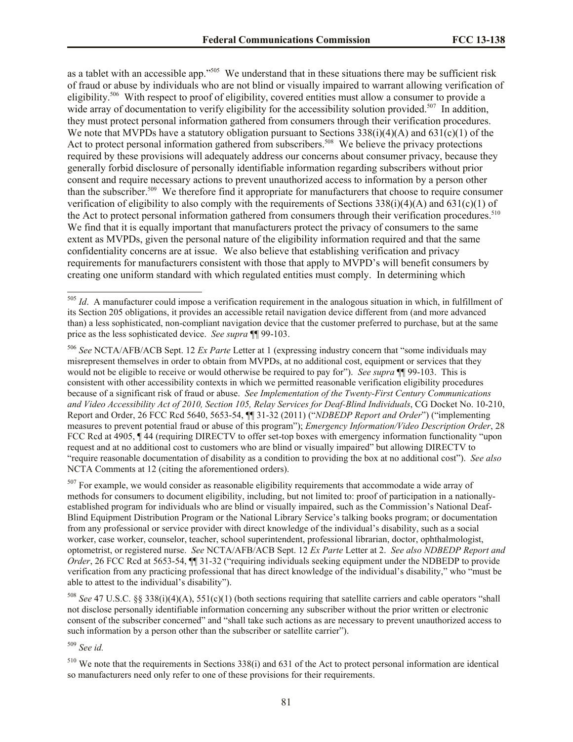as a tablet with an accessible app."[505] We understand that in these situations there may be sufficient risk of fraud or abuse by individuals who are not blind or visually impaired to warrant allowing verification of eligibility.[506] With respect to proof of eligibility, covered entities must allow a consumer to provide a wide array of documentation to verify eligibility for the accessibility solution provided.[507] In addition, they must protect personal information gathered from consumers through their verification procedures. We note that MVPDs have a statutory obligation pursuant to Sections 338(i)(4)(A) and 631(c)(1) of the Act to protect personal information gathered from subscribers.[508] We believe the privacy protections required by these provisions will adequately address our concerns about consumer privacy, because they generally forbid disclosure of personally identifiable information regarding subscribers without prior consent and require necessary actions to prevent unauthorized access to information by a person other than the subscriber.[509] We therefore find it appropriate for manufacturers that choose to require consumer verification of eligibility to also comply with the requirements of Sections 338(i)(4)(A) and 631(c)(1) of the Act to protect personal information gathered from consumers through their verification procedures.[510] We find that it is equally important that manufacturers protect the privacy of consumers to the same extent as MVPDs, given the personal nature of the eligibility information required and that the same confidentiality concerns are at issue. We also believe that establishing verification and privacy requirements for manufacturers consistent with those that apply to MVPD's will benefit consumers by creating one uniform standard with which regulated entities must comply. In determining which

---

[505] *Id*. A manufacturer could impose a verification requirement in the analogous situation in which, in fulfillment of its Section 205 obligations, it provides an accessible retail navigation device different from (and more advanced than) a less sophisticated, non-compliant navigation device that the customer preferred to purchase, but at the same price as the less sophisticated device. *See supra* ¶¶ 99-103.

[506] *See* NCTA/AFB/ACB Sept. 12 *Ex Parte* Letter at 1 (expressing industry concern that "some individuals may misrepresent themselves in order to obtain from MVPDs, at no additional cost, equipment or services that they would not be eligible to receive or would otherwise be required to pay for"). *See supra* ¶¶ 99-103. This is consistent with other accessibility contexts in which we permitted reasonable verification eligibility procedures because of a significant risk of fraud or abuse. *See Implementation of the Twenty-First Century Communications and Video Accessibility Act of 2010, Section 105, Relay Services for Deaf-Blind Individuals*, CG Docket No. 10-210, Report and Order, 26 FCC Rcd 5640, 5653-54, ¶¶ 31-32 (2011) ("*NDBEDP Report and Order*") ("implementing measures to prevent potential fraud or abuse of this program"); *Emergency Information/Video Description Order*, 28 FCC Rcd at 4905, ¶ 44 (requiring DIRECTV to offer set-top boxes with emergency information functionality "upon request and at no additional cost to customers who are blind or visually impaired" but allowing DIRECTV to "require reasonable documentation of disability as a condition to providing the box at no additional cost"). *See also* NCTA Comments at 12 (citing the aforementioned orders).

[507] For example, we would consider as reasonable eligibility requirements that accommodate a wide array of methods for consumers to document eligibility, including, but not limited to: proof of participation in a nationally-established program for individuals who are blind or visually impaired, such as the Commission's National Deaf-Blind Equipment Distribution Program or the National Library Service's talking books program; or documentation from any professional or service provider with direct knowledge of the individual's disability, such as a social worker, case worker, counselor, teacher, school superintendent, professional librarian, doctor, ophthalmologist, optometrist, or registered nurse. *See* NCTA/AFB/ACB Sept. 12 *Ex Parte* Letter at 2. *See also NDBEDP Report and Order*, 26 FCC Rcd at 5653-54, ¶¶ 31-32 ("requiring individuals seeking equipment under the NDBEDP to provide verification from any practicing professional that has direct knowledge of the individual's disability," who "must be able to attest to the individual's disability").

[508] *See* 47 U.S.C. §§ 338(i)(4)(A), 551(c)(1) (both sections requiring that satellite carriers and cable operators "shall not disclose personally identifiable information concerning any subscriber without the prior written or electronic consent of the subscriber concerned" and "shall take such actions as are necessary to prevent unauthorized access to such information by a person other than the subscriber or satellite carrier").

[509] *See id.*

[510] We note that the requirements in Sections 338(i) and 631 of the Act to protect personal information are identical so manufacturers need only refer to one of these provisions for their requirements.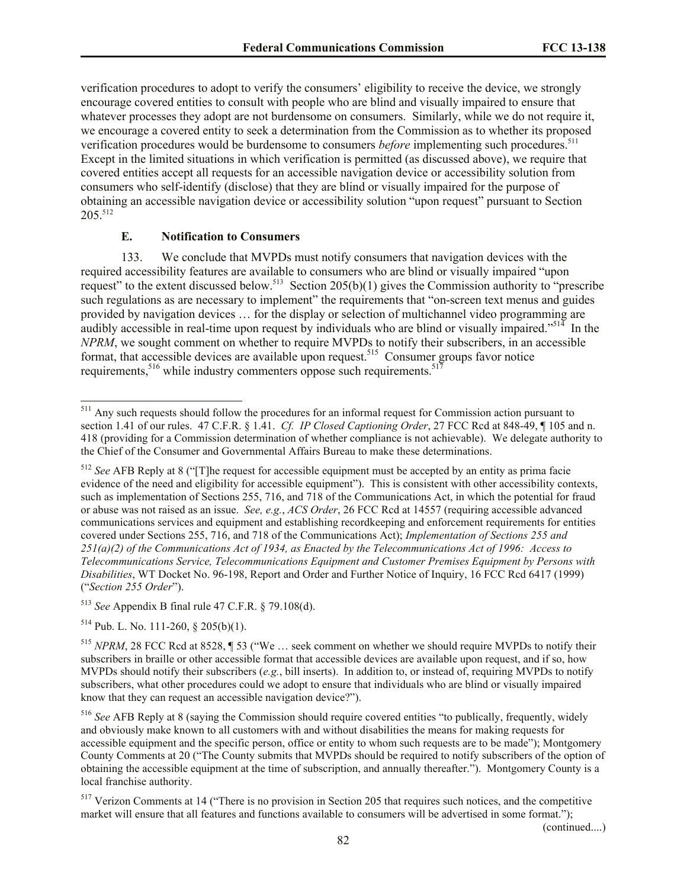verification procedures to adopt to verify the consumers' eligibility to receive the device, we strongly encourage covered entities to consult with people who are blind and visually impaired to ensure that whatever processes they adopt are not burdensome on consumers. Similarly, while we do not require it, we encourage a covered entity to seek a determination from the Commission as to whether its proposed verification procedures would be burdensome to consumers *before* implementing such procedures.[511] Except in the limited situations in which verification is permitted (as discussed above), we require that covered entities accept all requests for an accessible navigation device or accessibility solution from consumers who self-identify (disclose) that they are blind or visually impaired for the purpose of obtaining an accessible navigation device or accessibility solution "upon request" pursuant to Section 205.[512]

### E. Notification to Consumers

133. We conclude that MVPDs must notify consumers that navigation devices with the required accessibility features are available to consumers who are blind or visually impaired "upon request" to the extent discussed below.[513] Section 205(b)(1) gives the Commission authority to "prescribe such regulations as are necessary to implement" the requirements that "on-screen text menus and guides provided by navigation devices … for the display or selection of multichannel video programming are audibly accessible in real-time upon request by individuals who are blind or visually impaired."[514] In the *NPRM*, we sought comment on whether to require MVPDs to notify their subscribers, in an accessible format, that accessible devices are available upon request.[515] Consumer groups favor notice requirements,[516] while industry commenters oppose such requirements.[517]

---

[511] Any such requests should follow the procedures for an informal request for Commission action pursuant to section 1.41 of our rules. 47 C.F.R. § 1.41. *Cf. IP Closed Captioning Order*, 27 FCC Rcd at 848-49, ¶ 105 and n. 418 (providing for a Commission determination of whether compliance is not achievable). We delegate authority to the Chief of the Consumer and Governmental Affairs Bureau to make these determinations.

[512] *See* AFB Reply at 8 ("[T]he request for accessible equipment must be accepted by an entity as prima facie evidence of the need and eligibility for accessible equipment"). This is consistent with other accessibility contexts, such as implementation of Sections 255, 716, and 718 of the Communications Act, in which the potential for fraud or abuse was not raised as an issue. *See, e.g.*, *ACS Order*, 26 FCC Rcd at 14557 (requiring accessible advanced communications services and equipment and establishing recordkeeping and enforcement requirements for entities covered under Sections 255, 716, and 718 of the Communications Act); *Implementation of Sections 255 and 251(a)(2) of the Communications Act of 1934, as Enacted by the Telecommunications Act of 1996: Access to Telecommunications Service, Telecommunications Equipment and Customer Premises Equipment by Persons with Disabilities*, WT Docket No. 96-198, Report and Order and Further Notice of Inquiry, 16 FCC Rcd 6417 (1999) ("*Section 255 Order*").

[513] *See* Appendix B final rule 47 C.F.R. § 79.108(d).

[514] Pub. L. No. 111-260, § 205(b)(1).

[515] *NPRM*, 28 FCC Rcd at 8528, ¶ 53 ("We … seek comment on whether we should require MVPDs to notify their subscribers in braille or other accessible format that accessible devices are available upon request, and if so, how MVPDs should notify their subscribers (*e.g.*, bill inserts). In addition to, or instead of, requiring MVPDs to notify subscribers, what other procedures could we adopt to ensure that individuals who are blind or visually impaired know that they can request an accessible navigation device?").

[516] *See* AFB Reply at 8 (saying the Commission should require covered entities "to publically, frequently, widely and obviously make known to all customers with and without disabilities the means for making requests for accessible equipment and the specific person, office or entity to whom such requests are to be made"); Montgomery County Comments at 20 ("The County submits that MVPDs should be required to notify subscribers of the option of obtaining the accessible equipment at the time of subscription, and annually thereafter."). Montgomery County is a local franchise authority.

[517] Verizon Comments at 14 ("There is no provision in Section 205 that requires such notices, and the competitive market will ensure that all features and functions available to consumers will be advertised in some format.");

(continued....)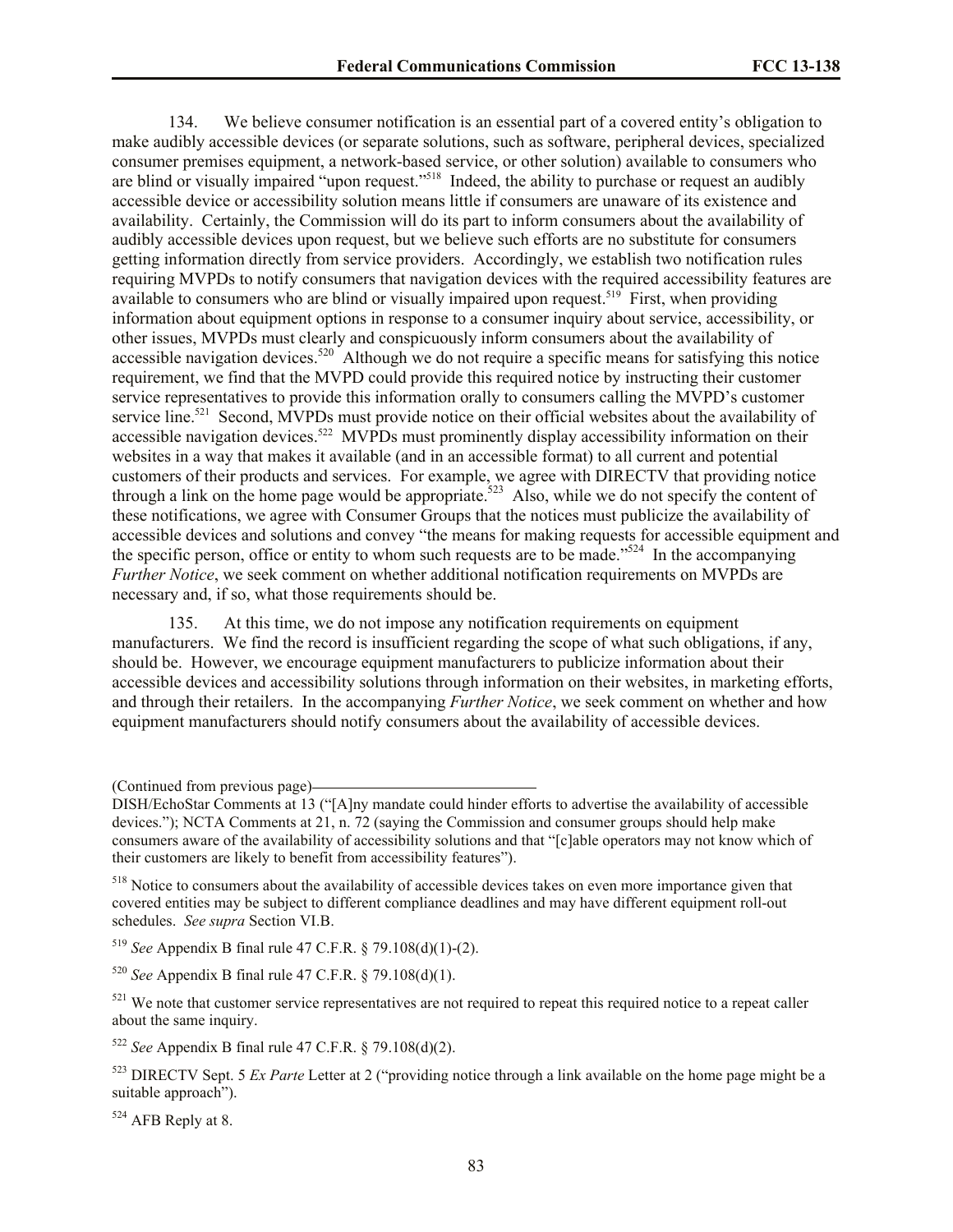134. We believe consumer notification is an essential part of a covered entity's obligation to make audibly accessible devices (or separate solutions, such as software, peripheral devices, specialized consumer premises equipment, a network-based service, or other solution) available to consumers who are blind or visually impaired "upon request."[518] Indeed, the ability to purchase or request an audibly accessible device or accessibility solution means little if consumers are unaware of its existence and availability. Certainly, the Commission will do its part to inform consumers about the availability of audibly accessible devices upon request, but we believe such efforts are no substitute for consumers getting information directly from service providers. Accordingly, we establish two notification rules requiring MVPDs to notify consumers that navigation devices with the required accessibility features are available to consumers who are blind or visually impaired upon request.[519] First, when providing information about equipment options in response to a consumer inquiry about service, accessibility, or other issues, MVPDs must clearly and conspicuously inform consumers about the availability of accessible navigation devices.[520] Although we do not require a specific means for satisfying this notice requirement, we find that the MVPD could provide this required notice by instructing their customer service representatives to provide this information orally to consumers calling the MVPD's customer service line.[521] Second, MVPDs must provide notice on their official websites about the availability of accessible navigation devices.[522] MVPDs must prominently display accessibility information on their websites in a way that makes it available (and in an accessible format) to all current and potential customers of their products and services. For example, we agree with DIRECTV that providing notice through a link on the home page would be appropriate.[523] Also, while we do not specify the content of these notifications, we agree with Consumer Groups that the notices must publicize the availability of accessible devices and solutions and convey "the means for making requests for accessible equipment and the specific person, office or entity to whom such requests are to be made."[524] In the accompanying *Further Notice*, we seek comment on whether additional notification requirements on MVPDs are necessary and, if so, what those requirements should be.

135. At this time, we do not impose any notification requirements on equipment manufacturers. We find the record is insufficient regarding the scope of what such obligations, if any, should be. However, we encourage equipment manufacturers to publicize information about their accessible devices and accessibility solutions through information on their websites, in marketing efforts, and through their retailers. In the accompanying *Further Notice*, we seek comment on whether and how equipment manufacturers should notify consumers about the availability of accessible devices.

---

(Continued from previous page)

DISH/EchoStar Comments at 13 ("[A]ny mandate could hinder efforts to advertise the availability of accessible devices."); NCTA Comments at 21, n. 72 (saying the Commission and consumer groups should help make consumers aware of the availability of accessibility solutions and that "[c]able operators may not know which of their customers are likely to benefit from accessibility features").

[518] Notice to consumers about the availability of accessible devices takes on even more importance given that covered entities may be subject to different compliance deadlines and may have different equipment roll-out schedules. *See supra* Section VI.B.

[519] *See* Appendix B final rule 47 C.F.R. § 79.108(d)(1)-(2).

[520] *See* Appendix B final rule 47 C.F.R. § 79.108(d)(1).

[521] We note that customer service representatives are not required to repeat this required notice to a repeat caller about the same inquiry.

[522] *See* Appendix B final rule 47 C.F.R. § 79.108(d)(2).

[523] DIRECTV Sept. 5 *Ex Parte* Letter at 2 ("providing notice through a link available on the home page might be a suitable approach").

[524] AFB Reply at 8.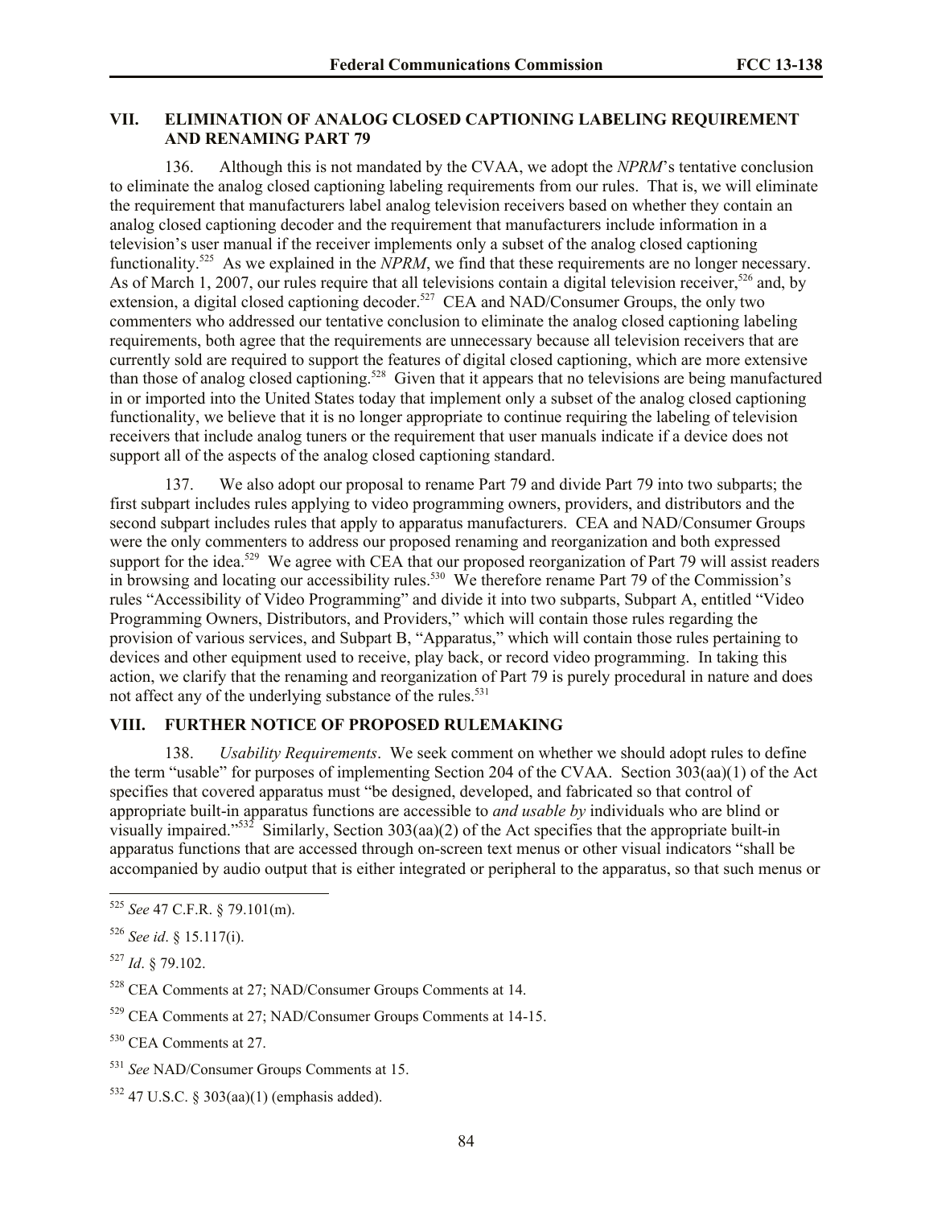## VII. ELIMINATION OF ANALOG CLOSED CAPTIONING LABELING REQUIREMENT AND RENAMING PART 79

136. Although this is not mandated by the CVAA, we adopt the *NPRM*'s tentative conclusion to eliminate the analog closed captioning labeling requirements from our rules. That is, we will eliminate the requirement that manufacturers label analog television receivers based on whether they contain an analog closed captioning decoder and the requirement that manufacturers include information in a television's user manual if the receiver implements only a subset of the analog closed captioning functionality.[525] As we explained in the *NPRM*, we find that these requirements are no longer necessary. As of March 1, 2007, our rules require that all televisions contain a digital television receiver,[526] and, by extension, a digital closed captioning decoder.[527] CEA and NAD/Consumer Groups, the only two commenters who addressed our tentative conclusion to eliminate the analog closed captioning labeling requirements, both agree that the requirements are unnecessary because all television receivers that are currently sold are required to support the features of digital closed captioning, which are more extensive than those of analog closed captioning.[528] Given that it appears that no televisions are being manufactured in or imported into the United States today that implement only a subset of the analog closed captioning functionality, we believe that it is no longer appropriate to continue requiring the labeling of television receivers that include analog tuners or the requirement that user manuals indicate if a device does not support all of the aspects of the analog closed captioning standard.

137. We also adopt our proposal to rename Part 79 and divide Part 79 into two subparts; the first subpart includes rules applying to video programming owners, providers, and distributors and the second subpart includes rules that apply to apparatus manufacturers. CEA and NAD/Consumer Groups were the only commenters to address our proposed renaming and reorganization and both expressed support for the idea.[529] We agree with CEA that our proposed reorganization of Part 79 will assist readers in browsing and locating our accessibility rules.[530] We therefore rename Part 79 of the Commission's rules "Accessibility of Video Programming" and divide it into two subparts, Subpart A, entitled "Video Programming Owners, Distributors, and Providers," which will contain those rules regarding the provision of various services, and Subpart B, "Apparatus," which will contain those rules pertaining to devices and other equipment used to receive, play back, or record video programming. In taking this action, we clarify that the renaming and reorganization of Part 79 is purely procedural in nature and does not affect any of the underlying substance of the rules.[531]

## VIII. FURTHER NOTICE OF PROPOSED RULEMAKING

138. *Usability Requirements*. We seek comment on whether we should adopt rules to define the term "usable" for purposes of implementing Section 204 of the CVAA. Section 303(aa)(1) of the Act specifies that covered apparatus must "be designed, developed, and fabricated so that control of appropriate built-in apparatus functions are accessible to *and usable by* individuals who are blind or visually impaired."[532] Similarly, Section 303(aa)(2) of the Act specifies that the appropriate built-in apparatus functions that are accessed through on-screen text menus or other visual indicators "shall be accompanied by audio output that is either integrated or peripheral to the apparatus, so that such menus or

---

[525] *See* 47 C.F.R. § 79.101(m).

[526] *See id*. § 15.117(i).

[527] *Id*. § 79.102.

[528] CEA Comments at 27; NAD/Consumer Groups Comments at 14.

[529] CEA Comments at 27; NAD/Consumer Groups Comments at 14-15.

[530] CEA Comments at 27.

[531] *See* NAD/Consumer Groups Comments at 15.

[532] 47 U.S.C. § 303(aa)(1) (emphasis added).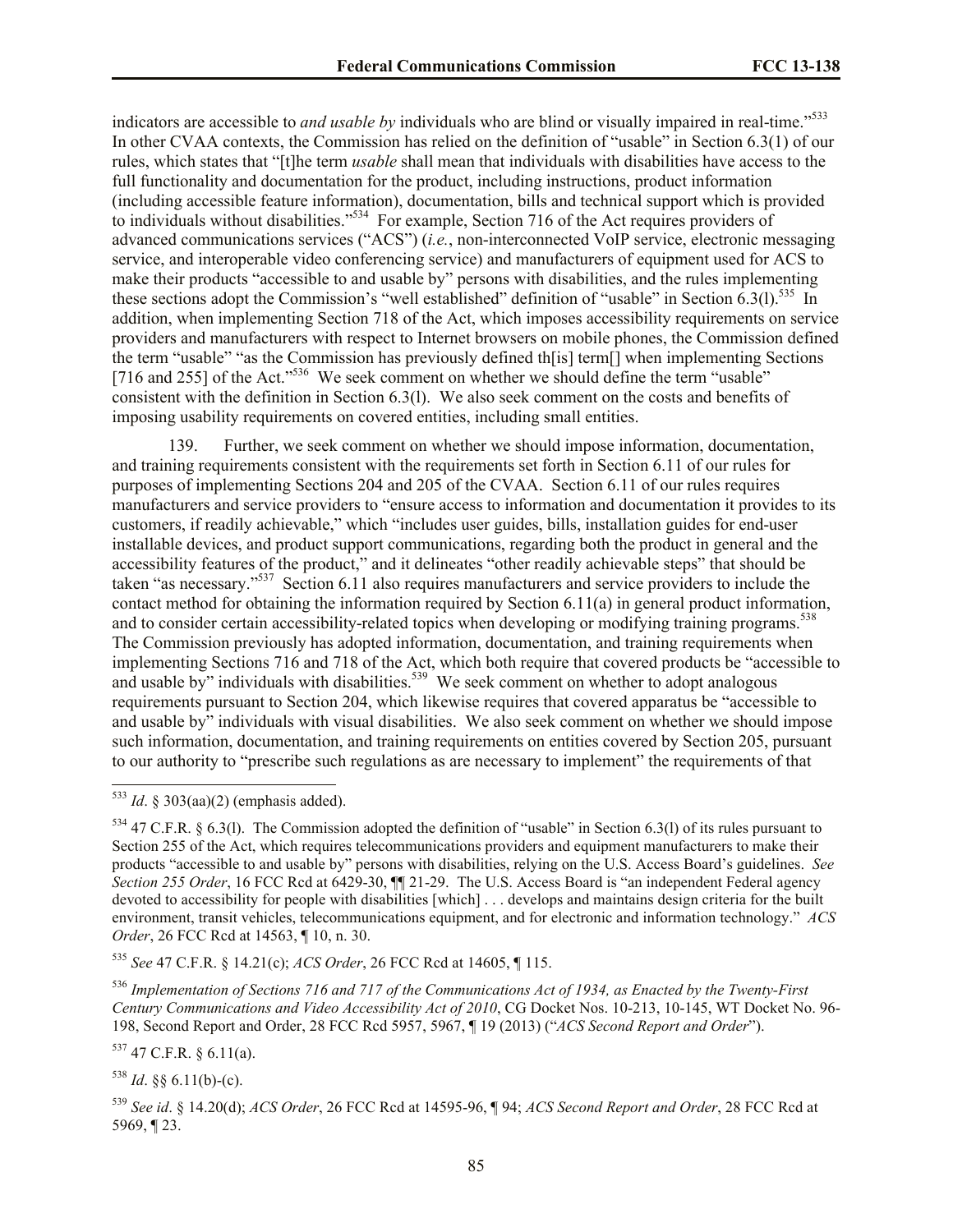indicators are accessible to *and usable by* individuals who are blind or visually impaired in real-time."[533] In other CVAA contexts, the Commission has relied on the definition of "usable" in Section 6.3(1) of our rules, which states that "[t]he term *usable* shall mean that individuals with disabilities have access to the full functionality and documentation for the product, including instructions, product information (including accessible feature information), documentation, bills and technical support which is provided to individuals without disabilities."[534] For example, Section 716 of the Act requires providers of advanced communications services ("ACS") (*i.e.*, non-interconnected VoIP service, electronic messaging service, and interoperable video conferencing service) and manufacturers of equipment used for ACS to make their products "accessible to and usable by" persons with disabilities, and the rules implementing these sections adopt the Commission's "well established" definition of "usable" in Section 6.3(l).[535] In addition, when implementing Section 718 of the Act, which imposes accessibility requirements on service providers and manufacturers with respect to Internet browsers on mobile phones, the Commission defined the term "usable" "as the Commission has previously defined th[is] term[] when implementing Sections [716 and 255] of the Act."[536] We seek comment on whether we should define the term "usable" consistent with the definition in Section 6.3(l). We also seek comment on the costs and benefits of imposing usability requirements on covered entities, including small entities.

139. Further, we seek comment on whether we should impose information, documentation, and training requirements consistent with the requirements set forth in Section 6.11 of our rules for purposes of implementing Sections 204 and 205 of the CVAA. Section 6.11 of our rules requires manufacturers and service providers to "ensure access to information and documentation it provides to its customers, if readily achievable," which "includes user guides, bills, installation guides for end-user installable devices, and product support communications, regarding both the product in general and the accessibility features of the product," and it delineates "other readily achievable steps" that should be taken "as necessary."[537] Section 6.11 also requires manufacturers and service providers to include the contact method for obtaining the information required by Section 6.11(a) in general product information, and to consider certain accessibility-related topics when developing or modifying training programs.[538] The Commission previously has adopted information, documentation, and training requirements when implementing Sections 716 and 718 of the Act, which both require that covered products be "accessible to and usable by" individuals with disabilities.[539] We seek comment on whether to adopt analogous requirements pursuant to Section 204, which likewise requires that covered apparatus be "accessible to and usable by" individuals with visual disabilities. We also seek comment on whether we should impose such information, documentation, and training requirements on entities covered by Section 205, pursuant to our authority to "prescribe such regulations as are necessary to implement" the requirements of that

---

[533] *Id*. § 303(aa)(2) (emphasis added).

[534] 47 C.F.R. § 6.3(l). The Commission adopted the definition of "usable" in Section 6.3(l) of its rules pursuant to Section 255 of the Act, which requires telecommunications providers and equipment manufacturers to make their products "accessible to and usable by" persons with disabilities, relying on the U.S. Access Board's guidelines. *See Section 255 Order*, 16 FCC Rcd at 6429-30, ¶¶ 21-29. The U.S. Access Board is "an independent Federal agency devoted to accessibility for people with disabilities [which] . . . develops and maintains design criteria for the built environment, transit vehicles, telecommunications equipment, and for electronic and information technology." *ACS Order*, 26 FCC Rcd at 14563, ¶ 10, n. 30.

[535] *See* 47 C.F.R. § 14.21(c); *ACS Order*, 26 FCC Rcd at 14605, ¶ 115.

[536] *Implementation of Sections 716 and 717 of the Communications Act of 1934, as Enacted by the Twenty-First Century Communications and Video Accessibility Act of 2010*, CG Docket Nos. 10-213, 10-145, WT Docket No. 96-198, Second Report and Order, 28 FCC Rcd 5957, 5967, ¶ 19 (2013) ("*ACS Second Report and Order*").

[537] 47 C.F.R. § 6.11(a).

[538] *Id*. §§ 6.11(b)-(c).

[539] *See id*. § 14.20(d); *ACS Order*, 26 FCC Rcd at 14595-96, ¶ 94; *ACS Second Report and Order*, 28 FCC Rcd at 5969, ¶ 23.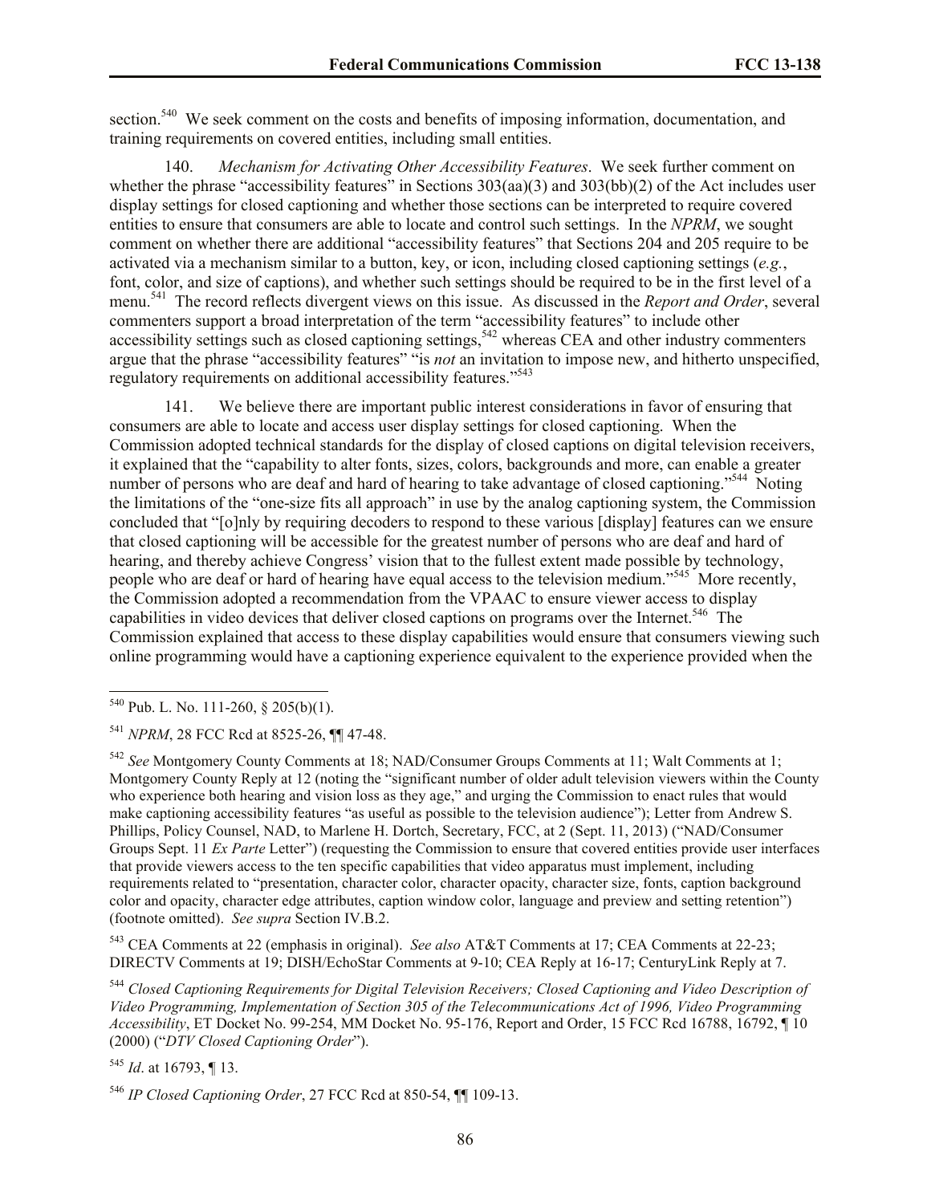section.[540] We seek comment on the costs and benefits of imposing information, documentation, and training requirements on covered entities, including small entities.

140. *Mechanism for Activating Other Accessibility Features*. We seek further comment on whether the phrase "accessibility features" in Sections 303(aa)(3) and 303(bb)(2) of the Act includes user display settings for closed captioning and whether those sections can be interpreted to require covered entities to ensure that consumers are able to locate and control such settings. In the *NPRM*, we sought comment on whether there are additional "accessibility features" that Sections 204 and 205 require to be activated via a mechanism similar to a button, key, or icon, including closed captioning settings (*e.g.*, font, color, and size of captions), and whether such settings should be required to be in the first level of a menu.[541] The record reflects divergent views on this issue. As discussed in the *Report and Order*, several commenters support a broad interpretation of the term "accessibility features" to include other accessibility settings such as closed captioning settings,[542] whereas CEA and other industry commenters argue that the phrase "accessibility features" "is *not* an invitation to impose new, and hitherto unspecified, regulatory requirements on additional accessibility features."[543]

141. We believe there are important public interest considerations in favor of ensuring that consumers are able to locate and access user display settings for closed captioning. When the Commission adopted technical standards for the display of closed captions on digital television receivers, it explained that the "capability to alter fonts, sizes, colors, backgrounds and more, can enable a greater number of persons who are deaf and hard of hearing to take advantage of closed captioning."[544] Noting the limitations of the "one-size fits all approach" in use by the analog captioning system, the Commission concluded that "[o]nly by requiring decoders to respond to these various [display] features can we ensure that closed captioning will be accessible for the greatest number of persons who are deaf and hard of hearing, and thereby achieve Congress' vision that to the fullest extent made possible by technology, people who are deaf or hard of hearing have equal access to the television medium."[545] More recently, the Commission adopted a recommendation from the VPAAC to ensure viewer access to display capabilities in video devices that deliver closed captions on programs over the Internet.[546] The Commission explained that access to these display capabilities would ensure that consumers viewing such online programming would have a captioning experience equivalent to the experience provided when the

---

[540] Pub. L. No. 111-260, § 205(b)(1).

[541] *NPRM*, 28 FCC Rcd at 8525-26, ¶¶ 47-48.

[542] *See* Montgomery County Comments at 18; NAD/Consumer Groups Comments at 11; Walt Comments at 1; Montgomery County Reply at 12 (noting the "significant number of older adult television viewers within the County who experience both hearing and vision loss as they age," and urging the Commission to enact rules that would make captioning accessibility features "as useful as possible to the television audience"); Letter from Andrew S. Phillips, Policy Counsel, NAD, to Marlene H. Dortch, Secretary, FCC, at 2 (Sept. 11, 2013) ("NAD/Consumer Groups Sept. 11 *Ex Parte* Letter") (requesting the Commission to ensure that covered entities provide user interfaces that provide viewers access to the ten specific capabilities that video apparatus must implement, including requirements related to "presentation, character color, character opacity, character size, fonts, caption background color and opacity, character edge attributes, caption window color, language and preview and setting retention") (footnote omitted). *See supra* Section IV.B.2.

[543] CEA Comments at 22 (emphasis in original). *See also* AT&T Comments at 17; CEA Comments at 22-23; DIRECTV Comments at 19; DISH/EchoStar Comments at 9-10; CEA Reply at 16-17; CenturyLink Reply at 7.

[544] *Closed Captioning Requirements for Digital Television Receivers; Closed Captioning and Video Description of Video Programming, Implementation of Section 305 of the Telecommunications Act of 1996, Video Programming Accessibility*, ET Docket No. 99-254, MM Docket No. 95-176, Report and Order, 15 FCC Rcd 16788, 16792, ¶ 10 (2000) ("*DTV Closed Captioning Order*").

[545] *Id*. at 16793, ¶ 13.

[546] *IP Closed Captioning Order*, 27 FCC Rcd at 850-54, ¶¶ 109-13.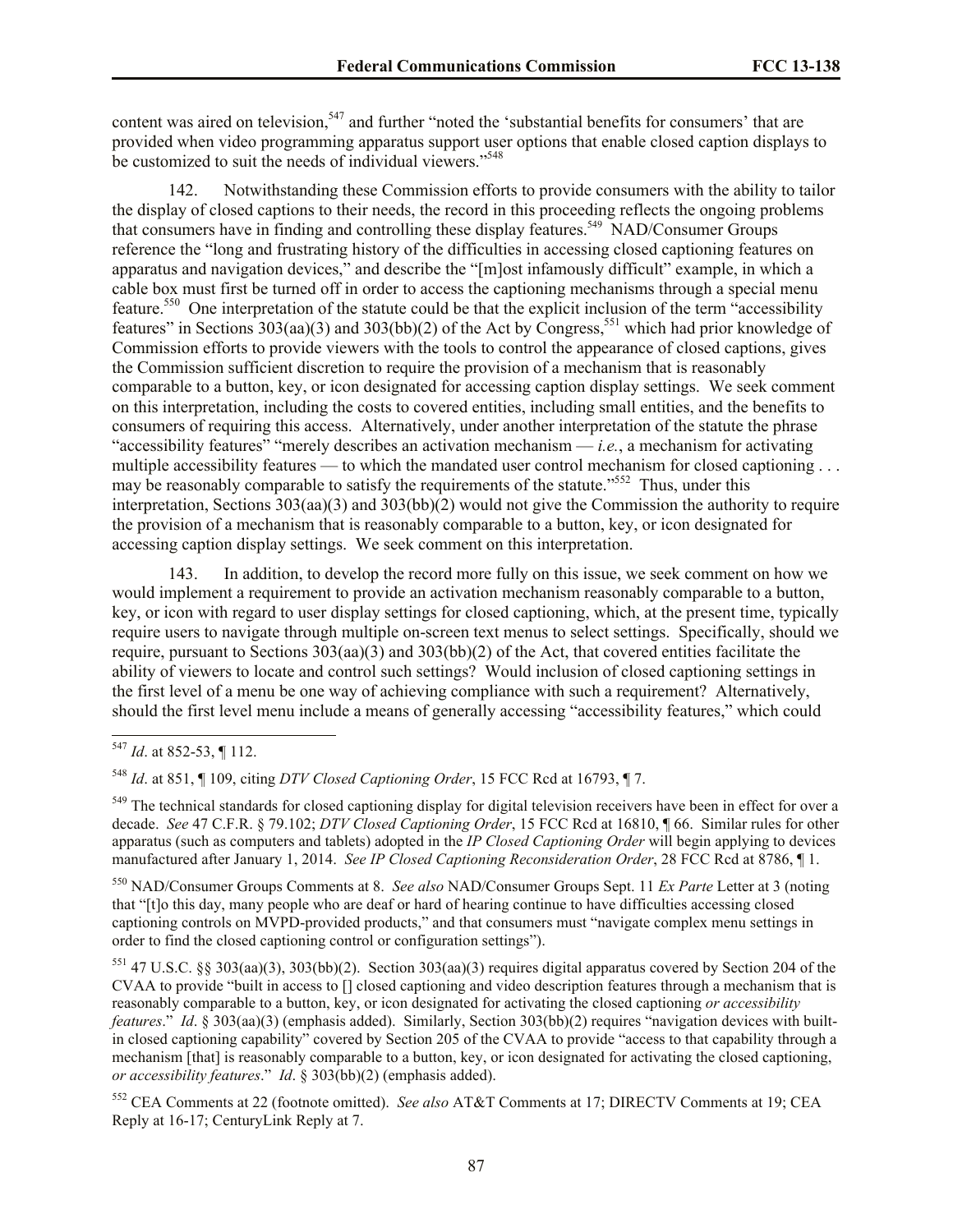content was aired on television,[547] and further "noted the 'substantial benefits for consumers' that are provided when video programming apparatus support user options that enable closed caption displays to be customized to suit the needs of individual viewers."[548]

142. Notwithstanding these Commission efforts to provide consumers with the ability to tailor the display of closed captions to their needs, the record in this proceeding reflects the ongoing problems that consumers have in finding and controlling these display features.[549] NAD/Consumer Groups reference the "long and frustrating history of the difficulties in accessing closed captioning features on apparatus and navigation devices," and describe the "[m]ost infamously difficult" example, in which a cable box must first be turned off in order to access the captioning mechanisms through a special menu feature.[550] One interpretation of the statute could be that the explicit inclusion of the term "accessibility features" in Sections 303(aa)(3) and 303(bb)(2) of the Act by Congress,[551] which had prior knowledge of Commission efforts to provide viewers with the tools to control the appearance of closed captions, gives the Commission sufficient discretion to require the provision of a mechanism that is reasonably comparable to a button, key, or icon designated for accessing caption display settings. We seek comment on this interpretation, including the costs to covered entities, including small entities, and the benefits to consumers of requiring this access. Alternatively, under another interpretation of the statute the phrase "accessibility features" "merely describes an activation mechanism — *i.e.*, a mechanism for activating multiple accessibility features — to which the mandated user control mechanism for closed captioning . . . may be reasonably comparable to satisfy the requirements of the statute."[552] Thus, under this interpretation, Sections 303(aa)(3) and 303(bb)(2) would not give the Commission the authority to require the provision of a mechanism that is reasonably comparable to a button, key, or icon designated for accessing caption display settings. We seek comment on this interpretation.

143. In addition, to develop the record more fully on this issue, we seek comment on how we would implement a requirement to provide an activation mechanism reasonably comparable to a button, key, or icon with regard to user display settings for closed captioning, which, at the present time, typically require users to navigate through multiple on-screen text menus to select settings. Specifically, should we require, pursuant to Sections 303(aa)(3) and 303(bb)(2) of the Act, that covered entities facilitate the ability of viewers to locate and control such settings? Would inclusion of closed captioning settings in the first level of a menu be one way of achieving compliance with such a requirement? Alternatively, should the first level menu include a means of generally accessing "accessibility features," which could

---

[547] *Id*. at 852-53, ¶ 112.

[548] *Id*. at 851, ¶ 109, citing *DTV Closed Captioning Order*, 15 FCC Rcd at 16793, ¶ 7.

[549] The technical standards for closed captioning display for digital television receivers have been in effect for over a decade. *See* 47 C.F.R. § 79.102; *DTV Closed Captioning Order*, 15 FCC Rcd at 16810, ¶ 66. Similar rules for other apparatus (such as computers and tablets) adopted in the *IP Closed Captioning Order* will begin applying to devices manufactured after January 1, 2014. *See IP Closed Captioning Reconsideration Order*, 28 FCC Rcd at 8786, ¶ 1.

[550] NAD/Consumer Groups Comments at 8. *See also* NAD/Consumer Groups Sept. 11 *Ex Parte* Letter at 3 (noting that "[t]o this day, many people who are deaf or hard of hearing continue to have difficulties accessing closed captioning controls on MVPD-provided products," and that consumers must "navigate complex menu settings in order to find the closed captioning control or configuration settings").

[551] 47 U.S.C. §§ 303(aa)(3), 303(bb)(2). Section 303(aa)(3) requires digital apparatus covered by Section 204 of the CVAA to provide "built in access to [] closed captioning and video description features through a mechanism that is reasonably comparable to a button, key, or icon designated for activating the closed captioning *or accessibility features*." *Id*. § 303(aa)(3) (emphasis added). Similarly, Section 303(bb)(2) requires "navigation devices with built-in closed captioning capability" covered by Section 205 of the CVAA to provide "access to that capability through a mechanism [that] is reasonably comparable to a button, key, or icon designated for activating the closed captioning, *or accessibility features*." *Id*. § 303(bb)(2) (emphasis added).

[552] CEA Comments at 22 (footnote omitted). *See also* AT&T Comments at 17; DIRECTV Comments at 19; CEA Reply at 16-17; CenturyLink Reply at 7.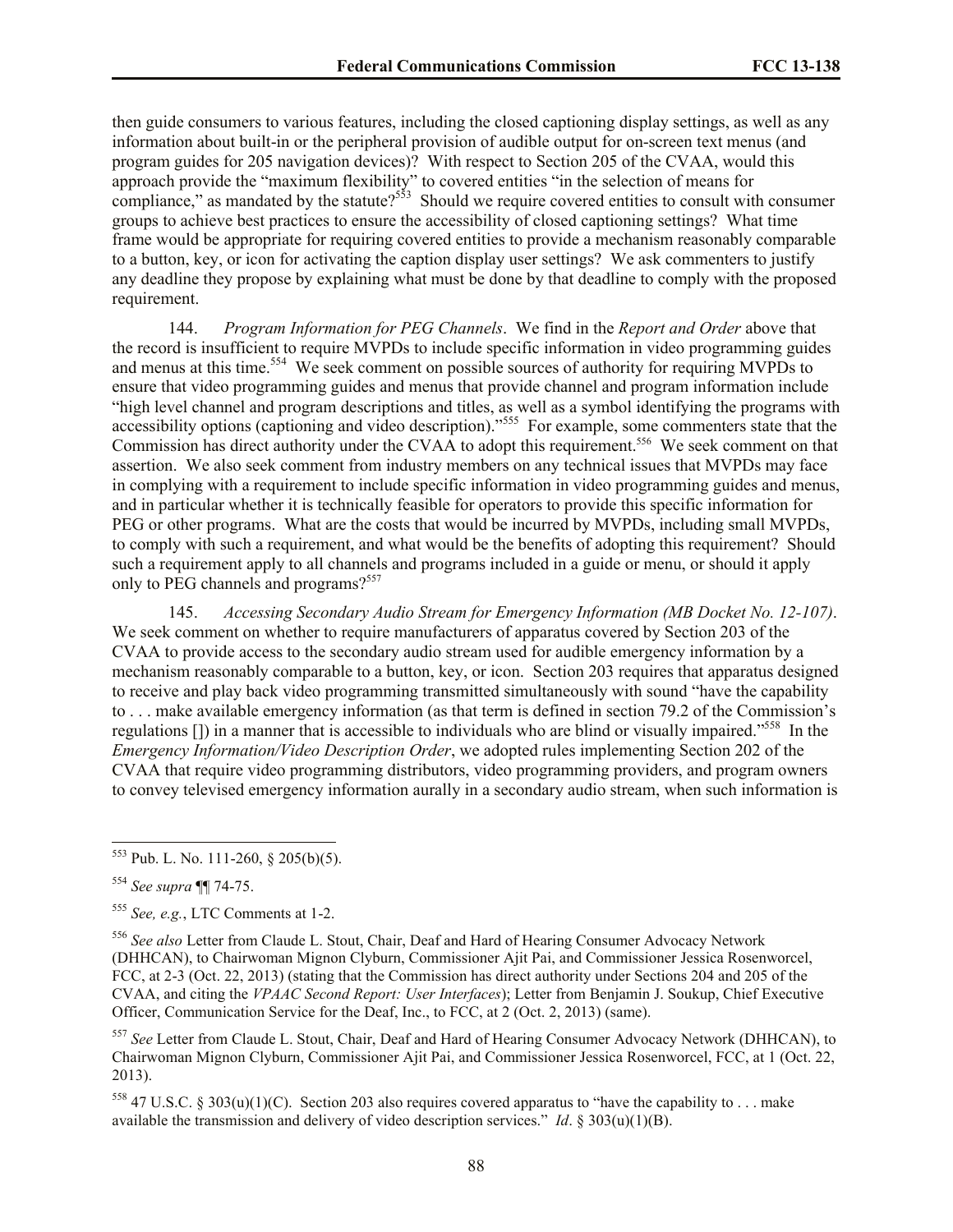then guide consumers to various features, including the closed captioning display settings, as well as any information about built-in or the peripheral provision of audible output for on-screen text menus (and program guides for 205 navigation devices)? With respect to Section 205 of the CVAA, would this approach provide the "maximum flexibility" to covered entities "in the selection of means for compliance," as mandated by the statute?[553] Should we require covered entities to consult with consumer groups to achieve best practices to ensure the accessibility of closed captioning settings? What time frame would be appropriate for requiring covered entities to provide a mechanism reasonably comparable to a button, key, or icon for activating the caption display user settings? We ask commenters to justify any deadline they propose by explaining what must be done by that deadline to comply with the proposed requirement.

144. *Program Information for PEG Channels*. We find in the *Report and Order* above that the record is insufficient to require MVPDs to include specific information in video programming guides and menus at this time.[554] We seek comment on possible sources of authority for requiring MVPDs to ensure that video programming guides and menus that provide channel and program information include "high level channel and program descriptions and titles, as well as a symbol identifying the programs with accessibility options (captioning and video description)."[555] For example, some commenters state that the Commission has direct authority under the CVAA to adopt this requirement.[556] We seek comment on that assertion. We also seek comment from industry members on any technical issues that MVPDs may face in complying with a requirement to include specific information in video programming guides and menus, and in particular whether it is technically feasible for operators to provide this specific information for PEG or other programs. What are the costs that would be incurred by MVPDs, including small MVPDs, to comply with such a requirement, and what would be the benefits of adopting this requirement? Should such a requirement apply to all channels and programs included in a guide or menu, or should it apply only to PEG channels and programs?[557]

145. *Accessing Secondary Audio Stream for Emergency Information (MB Docket No. 12-107)*. We seek comment on whether to require manufacturers of apparatus covered by Section 203 of the CVAA to provide access to the secondary audio stream used for audible emergency information by a mechanism reasonably comparable to a button, key, or icon. Section 203 requires that apparatus designed to receive and play back video programming transmitted simultaneously with sound "have the capability to . . . make available emergency information (as that term is defined in section 79.2 of the Commission's regulations []) in a manner that is accessible to individuals who are blind or visually impaired."[558] In the *Emergency Information/Video Description Order*, we adopted rules implementing Section 202 of the CVAA that require video programming distributors, video programming providers, and program owners to convey televised emergency information aurally in a secondary audio stream, when such information is

---

[553] Pub. L. No. 111-260, § 205(b)(5).

[554] *See supra* ¶¶ 74-75.

[555] *See, e.g.*, LTC Comments at 1-2.

[556] *See also* Letter from Claude L. Stout, Chair, Deaf and Hard of Hearing Consumer Advocacy Network (DHHCAN), to Chairwoman Mignon Clyburn, Commissioner Ajit Pai, and Commissioner Jessica Rosenworcel, FCC, at 2-3 (Oct. 22, 2013) (stating that the Commission has direct authority under Sections 204 and 205 of the CVAA, and citing the *VPAAC Second Report: User Interfaces*); Letter from Benjamin J. Soukup, Chief Executive Officer, Communication Service for the Deaf, Inc., to FCC, at 2 (Oct. 2, 2013) (same).

[557] *See* Letter from Claude L. Stout, Chair, Deaf and Hard of Hearing Consumer Advocacy Network (DHHCAN), to Chairwoman Mignon Clyburn, Commissioner Ajit Pai, and Commissioner Jessica Rosenworcel, FCC, at 1 (Oct. 22, 2013).

[558] 47 U.S.C. § 303(u)(1)(C). Section 203 also requires covered apparatus to "have the capability to . . . make available the transmission and delivery of video description services." *Id*. § 303(u)(1)(B).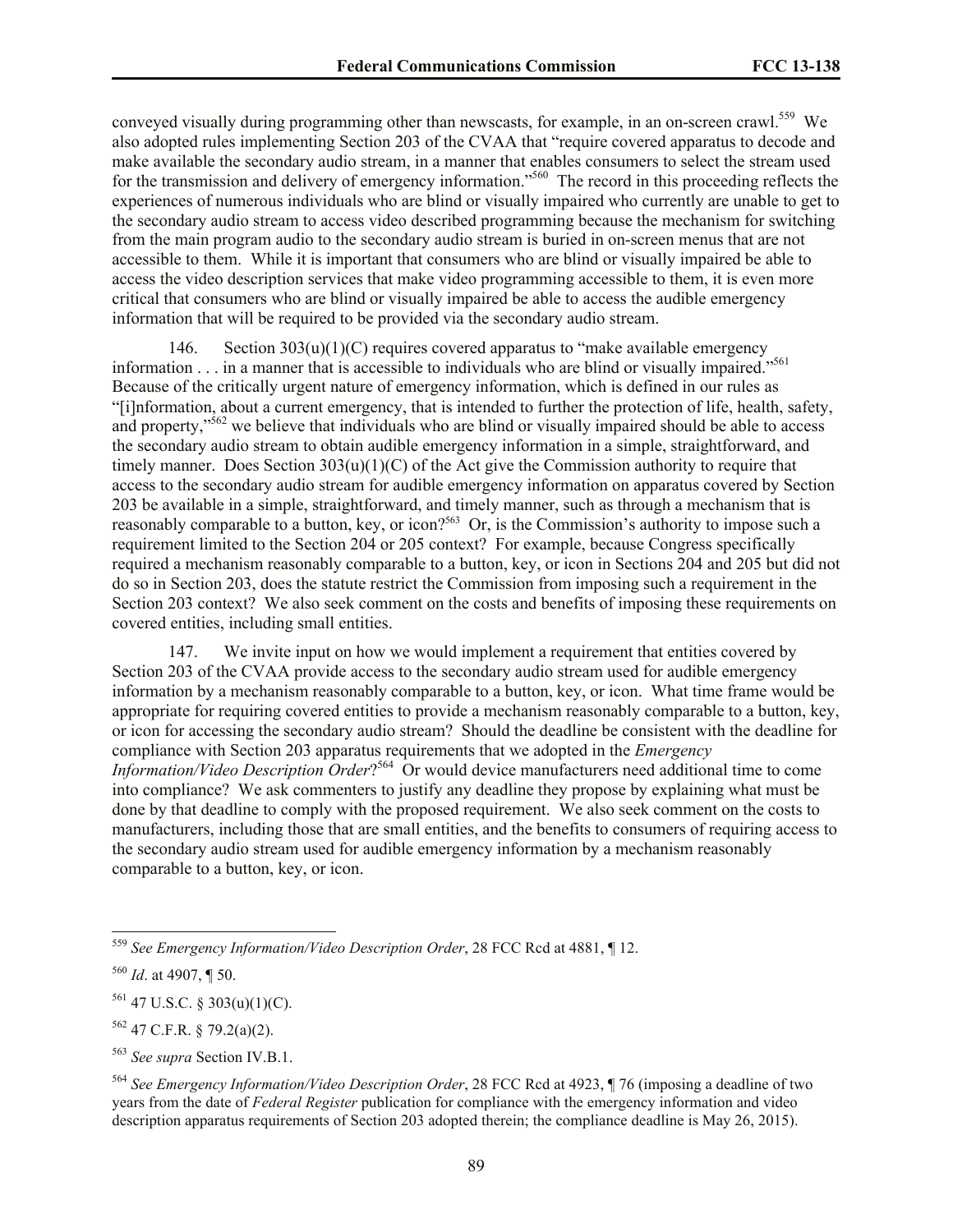conveyed visually during programming other than newscasts, for example, in an on-screen crawl.[559] We also adopted rules implementing Section 203 of the CVAA that "require covered apparatus to decode and make available the secondary audio stream, in a manner that enables consumers to select the stream used for the transmission and delivery of emergency information."[560] The record in this proceeding reflects the experiences of numerous individuals who are blind or visually impaired who currently are unable to get to the secondary audio stream to access video described programming because the mechanism for switching from the main program audio to the secondary audio stream is buried in on-screen menus that are not accessible to them. While it is important that consumers who are blind or visually impaired be able to access the video description services that make video programming accessible to them, it is even more critical that consumers who are blind or visually impaired be able to access the audible emergency information that will be required to be provided via the secondary audio stream.

146. Section 303(u)(1)(C) requires covered apparatus to "make available emergency information . . . in a manner that is accessible to individuals who are blind or visually impaired."[561] Because of the critically urgent nature of emergency information, which is defined in our rules as "[i]nformation, about a current emergency, that is intended to further the protection of life, health, safety, and property,"[562] we believe that individuals who are blind or visually impaired should be able to access the secondary audio stream to obtain audible emergency information in a simple, straightforward, and timely manner. Does Section 303(u)(1)(C) of the Act give the Commission authority to require that access to the secondary audio stream for audible emergency information on apparatus covered by Section 203 be available in a simple, straightforward, and timely manner, such as through a mechanism that is reasonably comparable to a button, key, or icon?[563] Or, is the Commission's authority to impose such a requirement limited to the Section 204 or 205 context? For example, because Congress specifically required a mechanism reasonably comparable to a button, key, or icon in Sections 204 and 205 but did not do so in Section 203, does the statute restrict the Commission from imposing such a requirement in the Section 203 context? We also seek comment on the costs and benefits of imposing these requirements on covered entities, including small entities.

147. We invite input on how we would implement a requirement that entities covered by Section 203 of the CVAA provide access to the secondary audio stream used for audible emergency information by a mechanism reasonably comparable to a button, key, or icon. What time frame would be appropriate for requiring covered entities to provide a mechanism reasonably comparable to a button, key, or icon for accessing the secondary audio stream? Should the deadline be consistent with the deadline for compliance with Section 203 apparatus requirements that we adopted in the *Emergency Information/Video Description Order*?[564] Or would device manufacturers need additional time to come into compliance? We ask commenters to justify any deadline they propose by explaining what must be done by that deadline to comply with the proposed requirement. We also seek comment on the costs to manufacturers, including those that are small entities, and the benefits to consumers of requiring access to the secondary audio stream used for audible emergency information by a mechanism reasonably comparable to a button, key, or icon.

---

[559] *See Emergency Information/Video Description Order*, 28 FCC Rcd at 4881, ¶ 12.

[560] *Id*. at 4907, ¶ 50.

[561] 47 U.S.C. § 303(u)(1)(C).

[562] 47 C.F.R. § 79.2(a)(2).

[563] *See supra* Section IV.B.1.

[564] *See Emergency Information/Video Description Order*, 28 FCC Rcd at 4923, ¶ 76 (imposing a deadline of two years from the date of *Federal Register* publication for compliance with the emergency information and video description apparatus requirements of Section 203 adopted therein; the compliance deadline is May 26, 2015).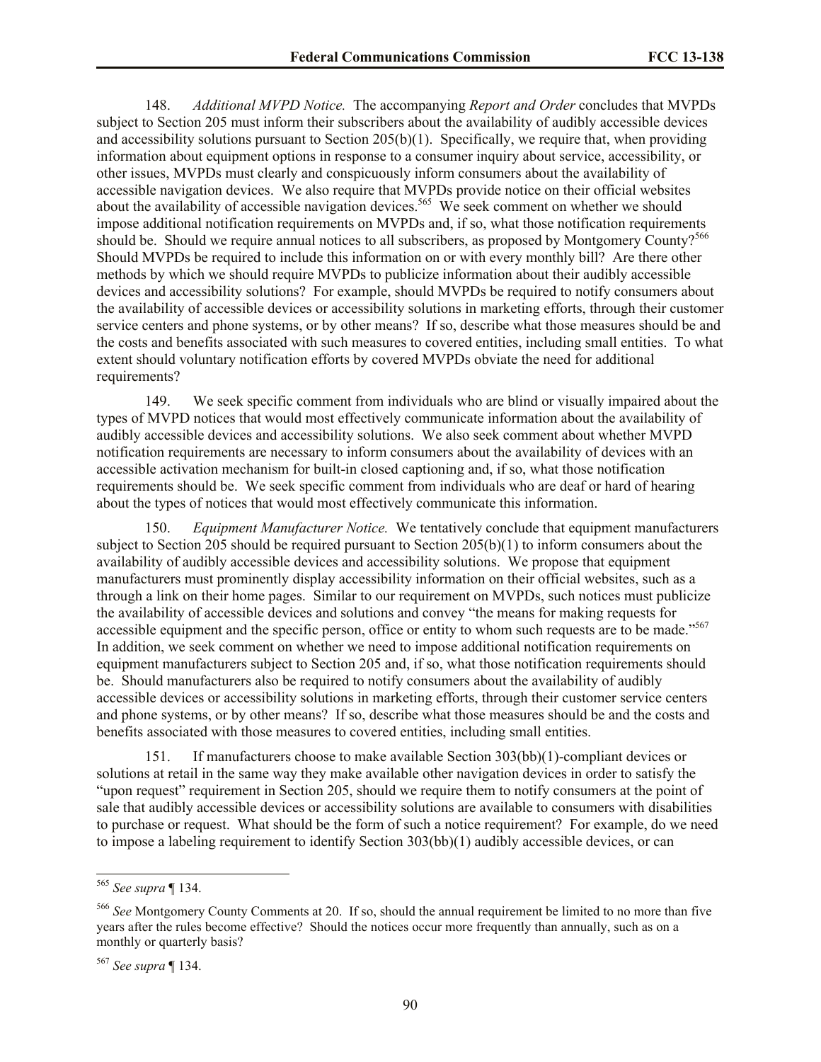148. *Additional MVPD Notice.* The accompanying *Report and Order* concludes that MVPDs subject to Section 205 must inform their subscribers about the availability of audibly accessible devices and accessibility solutions pursuant to Section 205(b)(1). Specifically, we require that, when providing information about equipment options in response to a consumer inquiry about service, accessibility, or other issues, MVPDs must clearly and conspicuously inform consumers about the availability of accessible navigation devices. We also require that MVPDs provide notice on their official websites about the availability of accessible navigation devices.[565] We seek comment on whether we should impose additional notification requirements on MVPDs and, if so, what those notification requirements should be. Should we require annual notices to all subscribers, as proposed by Montgomery County?[566] Should MVPDs be required to include this information on or with every monthly bill? Are there other methods by which we should require MVPDs to publicize information about their audibly accessible devices and accessibility solutions? For example, should MVPDs be required to notify consumers about the availability of accessible devices or accessibility solutions in marketing efforts, through their customer service centers and phone systems, or by other means? If so, describe what those measures should be and the costs and benefits associated with such measures to covered entities, including small entities. To what extent should voluntary notification efforts by covered MVPDs obviate the need for additional requirements?

149. We seek specific comment from individuals who are blind or visually impaired about the types of MVPD notices that would most effectively communicate information about the availability of audibly accessible devices and accessibility solutions. We also seek comment about whether MVPD notification requirements are necessary to inform consumers about the availability of devices with an accessible activation mechanism for built-in closed captioning and, if so, what those notification requirements should be. We seek specific comment from individuals who are deaf or hard of hearing about the types of notices that would most effectively communicate this information.

150. *Equipment Manufacturer Notice.* We tentatively conclude that equipment manufacturers subject to Section 205 should be required pursuant to Section 205(b)(1) to inform consumers about the availability of audibly accessible devices and accessibility solutions. We propose that equipment manufacturers must prominently display accessibility information on their official websites, such as a through a link on their home pages. Similar to our requirement on MVPDs, such notices must publicize the availability of accessible devices and solutions and convey "the means for making requests for accessible equipment and the specific person, office or entity to whom such requests are to be made."[567] In addition, we seek comment on whether we need to impose additional notification requirements on equipment manufacturers subject to Section 205 and, if so, what those notification requirements should be. Should manufacturers also be required to notify consumers about the availability of audibly accessible devices or accessibility solutions in marketing efforts, through their customer service centers and phone systems, or by other means? If so, describe what those measures should be and the costs and benefits associated with those measures to covered entities, including small entities.

151. If manufacturers choose to make available Section 303(bb)(1)-compliant devices or solutions at retail in the same way they make available other navigation devices in order to satisfy the "upon request" requirement in Section 205, should we require them to notify consumers at the point of sale that audibly accessible devices or accessibility solutions are available to consumers with disabilities to purchase or request. What should be the form of such a notice requirement? For example, do we need to impose a labeling requirement to identify Section 303(bb)(1) audibly accessible devices, or can

---

[565] *See supra* ¶ 134.

[566] *See* Montgomery County Comments at 20. If so, should the annual requirement be limited to no more than five years after the rules become effective? Should the notices occur more frequently than annually, such as on a monthly or quarterly basis?

[567] *See supra* ¶ 134.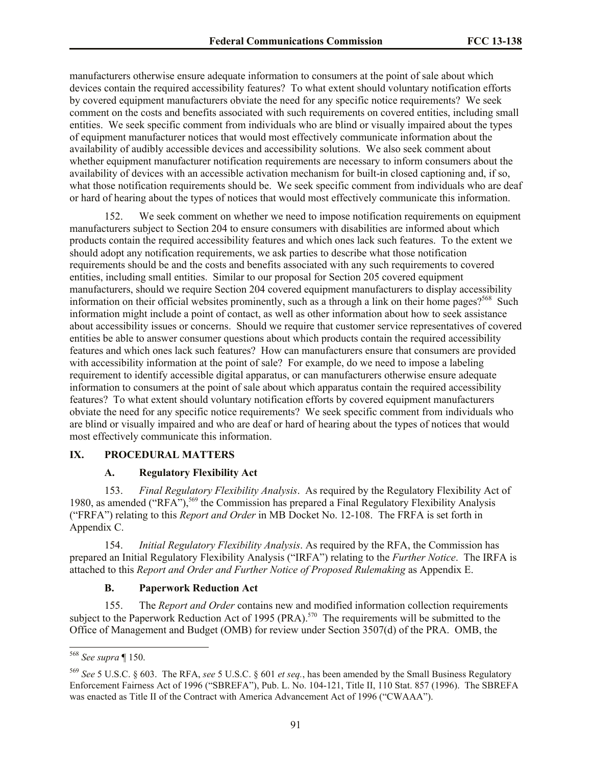manufacturers otherwise ensure adequate information to consumers at the point of sale about which devices contain the required accessibility features? To what extent should voluntary notification efforts by covered equipment manufacturers obviate the need for any specific notice requirements? We seek comment on the costs and benefits associated with such requirements on covered entities, including small entities. We seek specific comment from individuals who are blind or visually impaired about the types of equipment manufacturer notices that would most effectively communicate information about the availability of audibly accessible devices and accessibility solutions. We also seek comment about whether equipment manufacturer notification requirements are necessary to inform consumers about the availability of devices with an accessible activation mechanism for built-in closed captioning and, if so, what those notification requirements should be. We seek specific comment from individuals who are deaf or hard of hearing about the types of notices that would most effectively communicate this information.

152. We seek comment on whether we need to impose notification requirements on equipment manufacturers subject to Section 204 to ensure consumers with disabilities are informed about which products contain the required accessibility features and which ones lack such features. To the extent we should adopt any notification requirements, we ask parties to describe what those notification requirements should be and the costs and benefits associated with any such requirements to covered entities, including small entities. Similar to our proposal for Section 205 covered equipment manufacturers, should we require Section 204 covered equipment manufacturers to display accessibility information on their official websites prominently, such as a through a link on their home pages?[568] Such information might include a point of contact, as well as other information about how to seek assistance about accessibility issues or concerns. Should we require that customer service representatives of covered entities be able to answer consumer questions about which products contain the required accessibility features and which ones lack such features? How can manufacturers ensure that consumers are provided with accessibility information at the point of sale? For example, do we need to impose a labeling requirement to identify accessible digital apparatus, or can manufacturers otherwise ensure adequate information to consumers at the point of sale about which apparatus contain the required accessibility features? To what extent should voluntary notification efforts by covered equipment manufacturers obviate the need for any specific notice requirements? We seek specific comment from individuals who are blind or visually impaired and who are deaf or hard of hearing about the types of notices that would most effectively communicate this information.

## IX. PROCEDURAL MATTERS

### A. Regulatory Flexibility Act

153. *Final Regulatory Flexibility Analysis*. As required by the Regulatory Flexibility Act of 1980, as amended ("RFA"),[569] the Commission has prepared a Final Regulatory Flexibility Analysis ("FRFA") relating to this *Report and Order* in MB Docket No. 12-108. The FRFA is set forth in Appendix C.

154. *Initial Regulatory Flexibility Analysis*. As required by the RFA, the Commission has prepared an Initial Regulatory Flexibility Analysis ("IRFA") relating to the *Further Notice*. The IRFA is attached to this *Report and Order and Further Notice of Proposed Rulemaking* as Appendix E.

### B. Paperwork Reduction Act

155. The *Report and Order* contains new and modified information collection requirements subject to the Paperwork Reduction Act of 1995 (PRA).[570] The requirements will be submitted to the Office of Management and Budget (OMB) for review under Section 3507(d) of the PRA. OMB, the

---

[568] *See supra* ¶ 150.

[569] *See* 5 U.S.C. § 603. The RFA, *see* 5 U.S.C. § 601 *et seq.*, has been amended by the Small Business Regulatory Enforcement Fairness Act of 1996 ("SBREFA"), Pub. L. No. 104-121, Title II, 110 Stat. 857 (1996). The SBREFA was enacted as Title II of the Contract with America Advancement Act of 1996 ("CWAAA").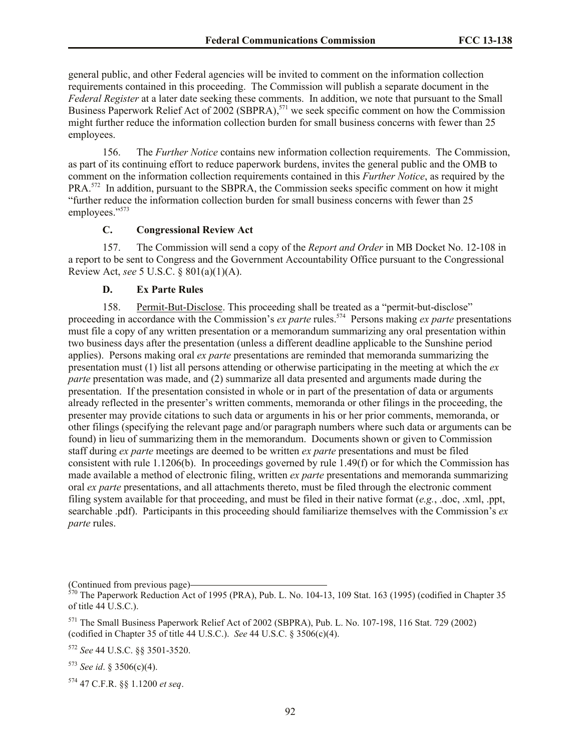general public, and other Federal agencies will be invited to comment on the information collection requirements contained in this proceeding. The Commission will publish a separate document in the *Federal Register* at a later date seeking these comments. In addition, we note that pursuant to the Small Business Paperwork Relief Act of 2002 (SBPRA),[571] we seek specific comment on how the Commission might further reduce the information collection burden for small business concerns with fewer than 25 employees.

156. The *Further Notice* contains new information collection requirements. The Commission, as part of its continuing effort to reduce paperwork burdens, invites the general public and the OMB to comment on the information collection requirements contained in this *Further Notice*, as required by the PRA.[572] In addition, pursuant to the SBPRA, the Commission seeks specific comment on how it might "further reduce the information collection burden for small business concerns with fewer than 25 employees."[573]

### C. Congressional Review Act

157. The Commission will send a copy of the *Report and Order* in MB Docket No. 12-108 in a report to be sent to Congress and the Government Accountability Office pursuant to the Congressional Review Act, *see* 5 U.S.C. § 801(a)(1)(A).

### D. Ex Parte Rules

158. Permit-But-Disclose. This proceeding shall be treated as a "permit-but-disclose" proceeding in accordance with the Commission's *ex parte* rules.[574] Persons making *ex parte* presentations must file a copy of any written presentation or a memorandum summarizing any oral presentation within two business days after the presentation (unless a different deadline applicable to the Sunshine period applies). Persons making oral *ex parte* presentations are reminded that memoranda summarizing the presentation must (1) list all persons attending or otherwise participating in the meeting at which the *ex parte* presentation was made, and (2) summarize all data presented and arguments made during the presentation. If the presentation consisted in whole or in part of the presentation of data or arguments already reflected in the presenter's written comments, memoranda or other filings in the proceeding, the presenter may provide citations to such data or arguments in his or her prior comments, memoranda, or other filings (specifying the relevant page and/or paragraph numbers where such data or arguments can be found) in lieu of summarizing them in the memorandum. Documents shown or given to Commission staff during *ex parte* meetings are deemed to be written *ex parte* presentations and must be filed consistent with rule 1.1206(b). In proceedings governed by rule 1.49(f) or for which the Commission has made available a method of electronic filing, written *ex parte* presentations and memoranda summarizing oral *ex parte* presentations, and all attachments thereto, must be filed through the electronic comment filing system available for that proceeding, and must be filed in their native format (*e.g.*, .doc, .xml, .ppt, searchable .pdf). Participants in this proceeding should familiarize themselves with the Commission's *ex parte* rules.

---

(Continued from previous page)

[570] The Paperwork Reduction Act of 1995 (PRA), Pub. L. No. 104-13, 109 Stat. 163 (1995) (codified in Chapter 35 of title 44 U.S.C.).

[571] The Small Business Paperwork Relief Act of 2002 (SBPRA), Pub. L. No. 107-198, 116 Stat. 729 (2002) (codified in Chapter 35 of title 44 U.S.C.). *See* 44 U.S.C. § 3506(c)(4).

[572] *See* 44 U.S.C. §§ 3501-3520.

[573] *See id*. § 3506(c)(4).

[574] 47 C.F.R. §§ 1.1200 *et seq*.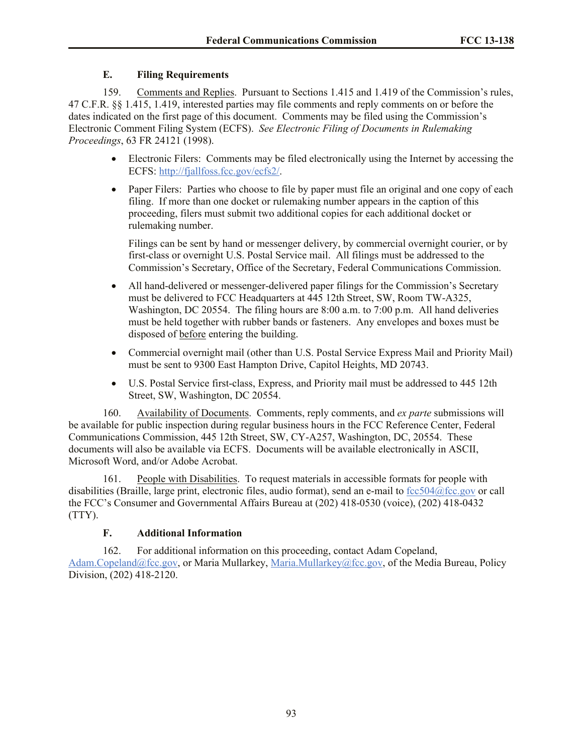### E. Filing Requirements

159. Comments and Replies. Pursuant to Sections 1.415 and 1.419 of the Commission's rules, 47 C.F.R. §§ 1.415, 1.419, interested parties may file comments and reply comments on or before the dates indicated on the first page of this document. Comments may be filed using the Commission's Electronic Comment Filing System (ECFS). *See Electronic Filing of Documents in Rulemaking Proceedings*, 63 FR 24121 (1998).

- Electronic Filers: Comments may be filed electronically using the Internet by accessing the ECFS: http://fjallfoss.fcc.gov/ecfs2/.
- Paper Filers: Parties who choose to file by paper must file an original and one copy of each filing. If more than one docket or rulemaking number appears in the caption of this proceeding, filers must submit two additional copies for each additional docket or rulemaking number.

  Filings can be sent by hand or messenger delivery, by commercial overnight courier, or by first-class or overnight U.S. Postal Service mail. All filings must be addressed to the Commission's Secretary, Office of the Secretary, Federal Communications Commission.

- All hand-delivered or messenger-delivered paper filings for the Commission's Secretary must be delivered to FCC Headquarters at 445 12th Street, SW, Room TW-A325, Washington, DC 20554. The filing hours are 8:00 a.m. to 7:00 p.m. All hand deliveries must be held together with rubber bands or fasteners. Any envelopes and boxes must be disposed of before entering the building.
- Commercial overnight mail (other than U.S. Postal Service Express Mail and Priority Mail) must be sent to 9300 East Hampton Drive, Capitol Heights, MD 20743.
- U.S. Postal Service first-class, Express, and Priority mail must be addressed to 445 12th Street, SW, Washington, DC 20554.

160. Availability of Documents. Comments, reply comments, and *ex parte* submissions will be available for public inspection during regular business hours in the FCC Reference Center, Federal Communications Commission, 445 12th Street, SW, CY-A257, Washington, DC, 20554. These documents will also be available via ECFS. Documents will be available electronically in ASCII, Microsoft Word, and/or Adobe Acrobat.

161. People with Disabilities. To request materials in accessible formats for people with disabilities (Braille, large print, electronic files, audio format), send an e-mail to fcc504@fcc.gov or call the FCC's Consumer and Governmental Affairs Bureau at (202) 418-0530 (voice), (202) 418-0432 (TTY).

### F. Additional Information

162. For additional information on this proceeding, contact Adam Copeland, Adam.Copeland@fcc.gov, or Maria Mullarkey, Maria.Mullarkey@fcc.gov, of the Media Bureau, Policy Division, (202) 418-2120.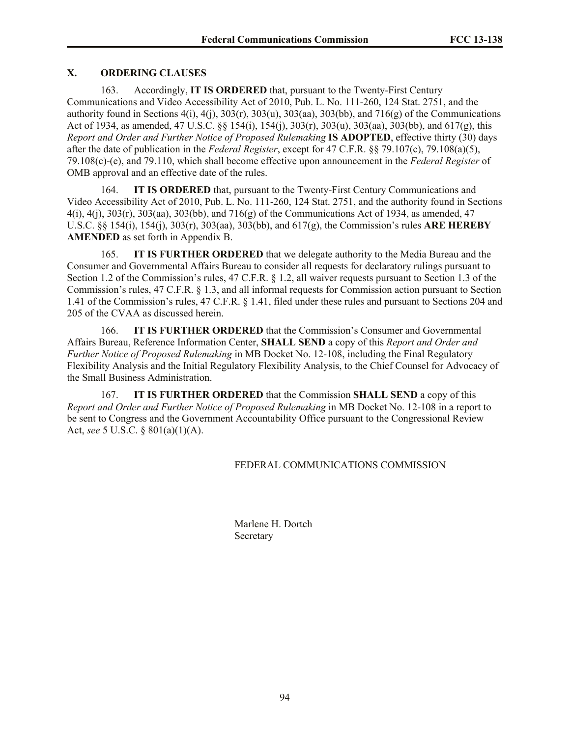## X. ORDERING CLAUSES

163. Accordingly, **IT IS ORDERED** that, pursuant to the Twenty-First Century Communications and Video Accessibility Act of 2010, Pub. L. No. 111-260, 124 Stat. 2751, and the authority found in Sections 4(i), 4(j), 303(r), 303(u), 303(aa), 303(bb), and 716(g) of the Communications Act of 1934, as amended, 47 U.S.C. §§ 154(i), 154(j), 303(r), 303(u), 303(aa), 303(bb), and 617(g), this *Report and Order and Further Notice of Proposed Rulemaking* **IS ADOPTED**, effective thirty (30) days after the date of publication in the *Federal Register*, except for 47 C.F.R. §§ 79.107(c), 79.108(a)(5), 79.108(c)-(e), and 79.110, which shall become effective upon announcement in the *Federal Register* of OMB approval and an effective date of the rules.

164. **IT IS ORDERED** that, pursuant to the Twenty-First Century Communications and Video Accessibility Act of 2010, Pub. L. No. 111-260, 124 Stat. 2751, and the authority found in Sections 4(i), 4(j), 303(r), 303(aa), 303(bb), and 716(g) of the Communications Act of 1934, as amended, 47 U.S.C. §§ 154(i), 154(j), 303(r), 303(aa), 303(bb), and 617(g), the Commission's rules **ARE HEREBY AMENDED** as set forth in Appendix B.

165. **IT IS FURTHER ORDERED** that we delegate authority to the Media Bureau and the Consumer and Governmental Affairs Bureau to consider all requests for declaratory rulings pursuant to Section 1.2 of the Commission's rules, 47 C.F.R. § 1.2, all waiver requests pursuant to Section 1.3 of the Commission's rules, 47 C.F.R. § 1.3, and all informal requests for Commission action pursuant to Section 1.41 of the Commission's rules, 47 C.F.R. § 1.41, filed under these rules and pursuant to Sections 204 and 205 of the CVAA as discussed herein.

166. **IT IS FURTHER ORDERED** that the Commission's Consumer and Governmental Affairs Bureau, Reference Information Center, **SHALL SEND** a copy of this *Report and Order and Further Notice of Proposed Rulemaking* in MB Docket No. 12-108, including the Final Regulatory Flexibility Analysis and the Initial Regulatory Flexibility Analysis, to the Chief Counsel for Advocacy of the Small Business Administration.

167. **IT IS FURTHER ORDERED** that the Commission **SHALL SEND** a copy of this *Report and Order and Further Notice of Proposed Rulemaking* in MB Docket No. 12-108 in a report to be sent to Congress and the Government Accountability Office pursuant to the Congressional Review Act, *see* 5 U.S.C. § 801(a)(1)(A).

FEDERAL COMMUNICATIONS COMMISSION

Marlene H. Dortch
Secretary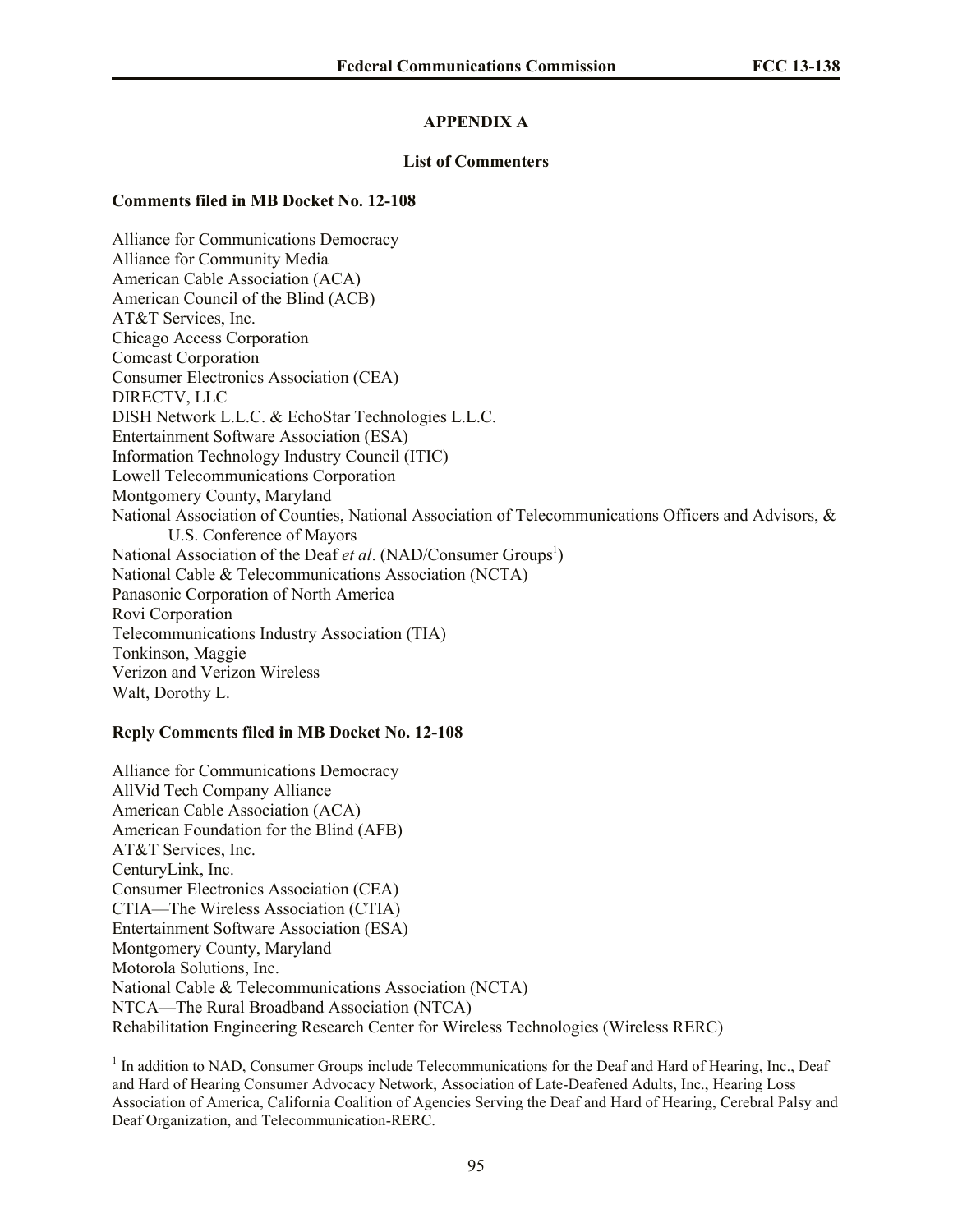## APPENDIX A

### List of Commenters

**Comments filed in MB Docket No. 12-108**

Alliance for Communications Democracy
Alliance for Community Media
American Cable Association (ACA)
American Council of the Blind (ACB)
AT&T Services, Inc.
Chicago Access Corporation
Comcast Corporation
Consumer Electronics Association (CEA)
DIRECTV, LLC
DISH Network L.L.C. & EchoStar Technologies L.L.C.
Entertainment Software Association (ESA)
Information Technology Industry Council (ITIC)
Lowell Telecommunications Corporation
Montgomery County, Maryland
National Association of Counties, National Association of Telecommunications Officers and Advisors, & U.S. Conference of Mayors
National Association of the Deaf *et al*. (NAD/Consumer Groups[1])
National Cable & Telecommunications Association (NCTA)
Panasonic Corporation of North America
Rovi Corporation
Telecommunications Industry Association (TIA)
Tonkinson, Maggie
Verizon and Verizon Wireless
Walt, Dorothy L.

**Reply Comments filed in MB Docket No. 12-108**

Alliance for Communications Democracy
AllVid Tech Company Alliance
American Cable Association (ACA)
American Foundation for the Blind (AFB)
AT&T Services, Inc.
CenturyLink, Inc.
Consumer Electronics Association (CEA)
CTIA—The Wireless Association (CTIA)
Entertainment Software Association (ESA)
Montgomery County, Maryland
Motorola Solutions, Inc.
National Cable & Telecommunications Association (NCTA)
NTCA—The Rural Broadband Association (NTCA)
Rehabilitation Engineering Research Center for Wireless Technologies (Wireless RERC)

[1] In addition to NAD, Consumer Groups include Telecommunications for the Deaf and Hard of Hearing, Inc., Deaf and Hard of Hearing Consumer Advocacy Network, Association of Late-Deafened Adults, Inc., Hearing Loss Association of America, California Coalition of Agencies Serving the Deaf and Hard of Hearing, Cerebral Palsy and Deaf Organization, and Telecommunication-RERC.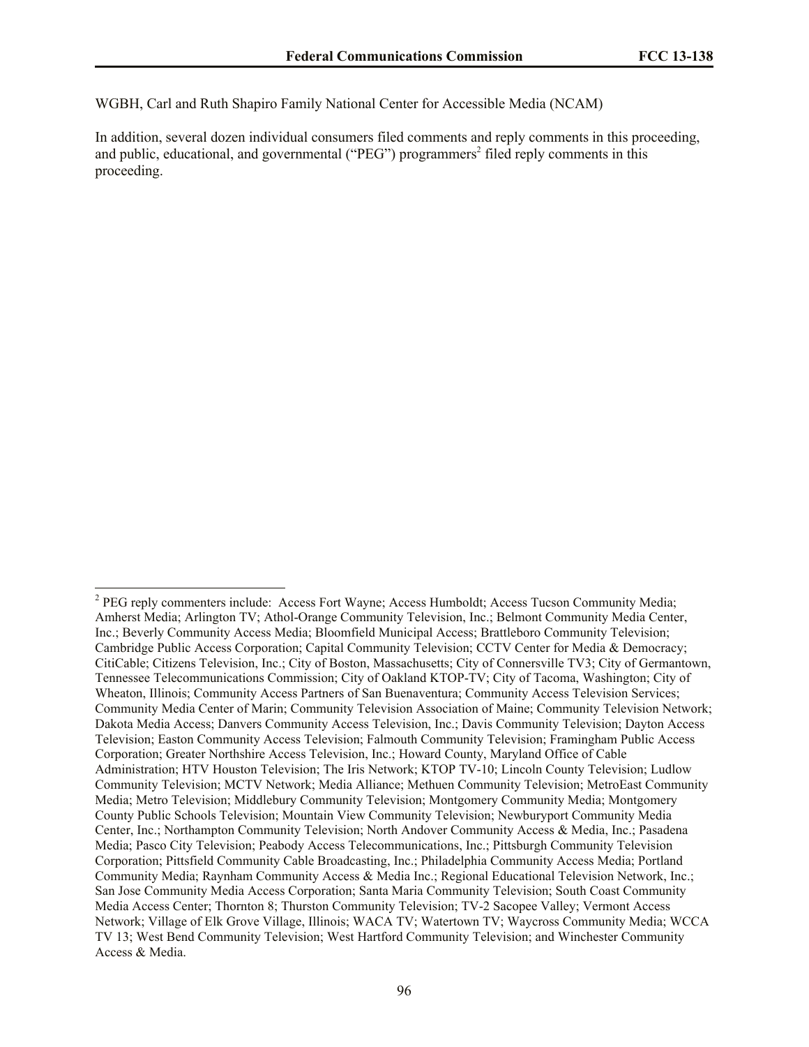WGBH, Carl and Ruth Shapiro Family National Center for Accessible Media (NCAM)

In addition, several dozen individual consumers filed comments and reply comments in this proceeding, and public, educational, and governmental ("PEG") programmers[2] filed reply comments in this proceeding.

---

[2] PEG reply commenters include: Access Fort Wayne; Access Humboldt; Access Tucson Community Media; Amherst Media; Arlington TV; Athol-Orange Community Television, Inc.; Belmont Community Media Center, Inc.; Beverly Community Access Media; Bloomfield Municipal Access; Brattleboro Community Television; Cambridge Public Access Corporation; Capital Community Television; CCTV Center for Media & Democracy; CitiCable; Citizens Television, Inc.; City of Boston, Massachusetts; City of Connersville TV3; City of Germantown, Tennessee Telecommunications Commission; City of Oakland KTOP-TV; City of Tacoma, Washington; City of Wheaton, Illinois; Community Access Partners of San Buenaventura; Community Access Television Services; Community Media Center of Marin; Community Television Association of Maine; Community Television Network; Dakota Media Access; Danvers Community Access Television, Inc.; Davis Community Television; Dayton Access Television; Easton Community Access Television; Falmouth Community Television; Framingham Public Access Corporation; Greater Northshire Access Television, Inc.; Howard County, Maryland Office of Cable Administration; HTV Houston Television; The Iris Network; KTOP TV-10; Lincoln County Television; Ludlow Community Television; MCTV Network; Media Alliance; Methuen Community Television; MetroEast Community Media; Metro Television; Middlebury Community Television; Montgomery Community Media; Montgomery County Public Schools Television; Mountain View Community Television; Newburyport Community Media Center, Inc.; Northampton Community Television; North Andover Community Access & Media, Inc.; Pasadena Media; Pasco City Television; Peabody Access Telecommunications, Inc.; Pittsburgh Community Television Corporation; Pittsfield Community Cable Broadcasting, Inc.; Philadelphia Community Access Media; Portland Community Media; Raynham Community Access & Media Inc.; Regional Educational Television Network, Inc.; San Jose Community Media Access Corporation; Santa Maria Community Television; South Coast Community Media Access Center; Thornton 8; Thurston Community Television; TV-2 Sacopee Valley; Vermont Access Network; Village of Elk Grove Village, Illinois; WACA TV; Watertown TV; Waycross Community Media; WCCA TV 13; West Bend Community Television; West Hartford Community Television; and Winchester Community Access & Media.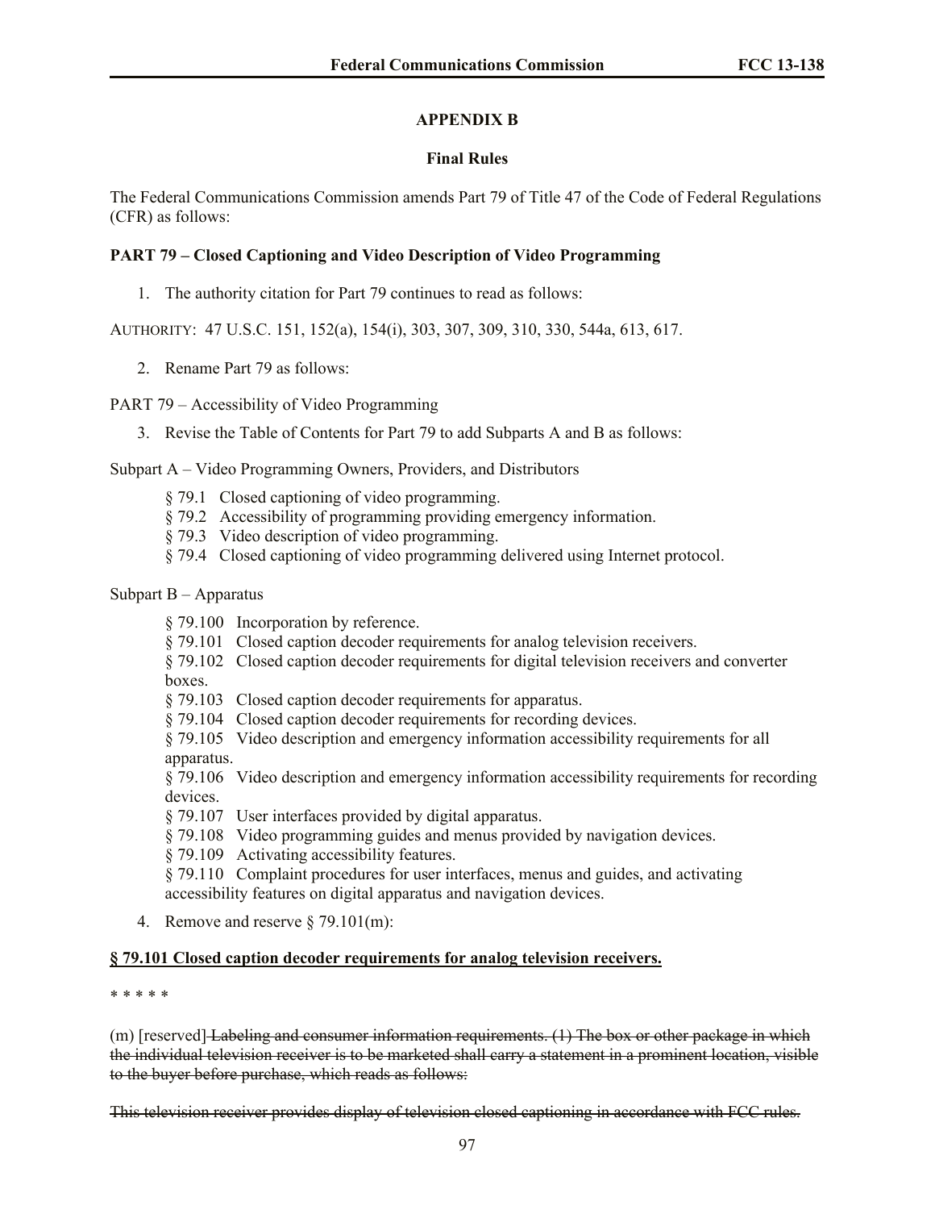## APPENDIX B

### Final Rules

The Federal Communications Commission amends Part 79 of Title 47 of the Code of Federal Regulations (CFR) as follows:

**PART 79 – Closed Captioning and Video Description of Video Programming**

1. The authority citation for Part 79 continues to read as follows:

AUTHORITY: 47 U.S.C. 151, 152(a), 154(i), 303, 307, 309, 310, 330, 544a, 613, 617.

2. Rename Part 79 as follows:

PART 79 – Accessibility of Video Programming

3. Revise the Table of Contents for Part 79 to add Subparts A and B as follows:

Subpart A – Video Programming Owners, Providers, and Distributors

- § 79.1 Closed captioning of video programming.
- § 79.2 Accessibility of programming providing emergency information.
- § 79.3 Video description of video programming.
- § 79.4 Closed captioning of video programming delivered using Internet protocol.

Subpart B – Apparatus

- § 79.100 Incorporation by reference.
- § 79.101 Closed caption decoder requirements for analog television receivers.
- § 79.102 Closed caption decoder requirements for digital television receivers and converter boxes.
- § 79.103 Closed caption decoder requirements for apparatus.
- § 79.104 Closed caption decoder requirements for recording devices.
- § 79.105 Video description and emergency information accessibility requirements for all apparatus.
- § 79.106 Video description and emergency information accessibility requirements for recording devices.
- § 79.107 User interfaces provided by digital apparatus.
- § 79.108 Video programming guides and menus provided by navigation devices.
- § 79.109 Activating accessibility features.
- § 79.110 Complaint procedures for user interfaces, menus and guides, and activating accessibility features on digital apparatus and navigation devices.

4. Remove and reserve § 79.101(m):

**<u>§ 79.101 Closed caption decoder requirements for analog television receivers.</u>**

\* \* \* \* \*

(m) [reserved] ~~Labeling and consumer information requirements. (1) The box or other package in which the individual television receiver is to be marketed shall carry a statement in a prominent location, visible to the buyer before purchase, which reads as follows:~~

~~This television receiver provides display of television closed captioning in accordance with FCC rules.~~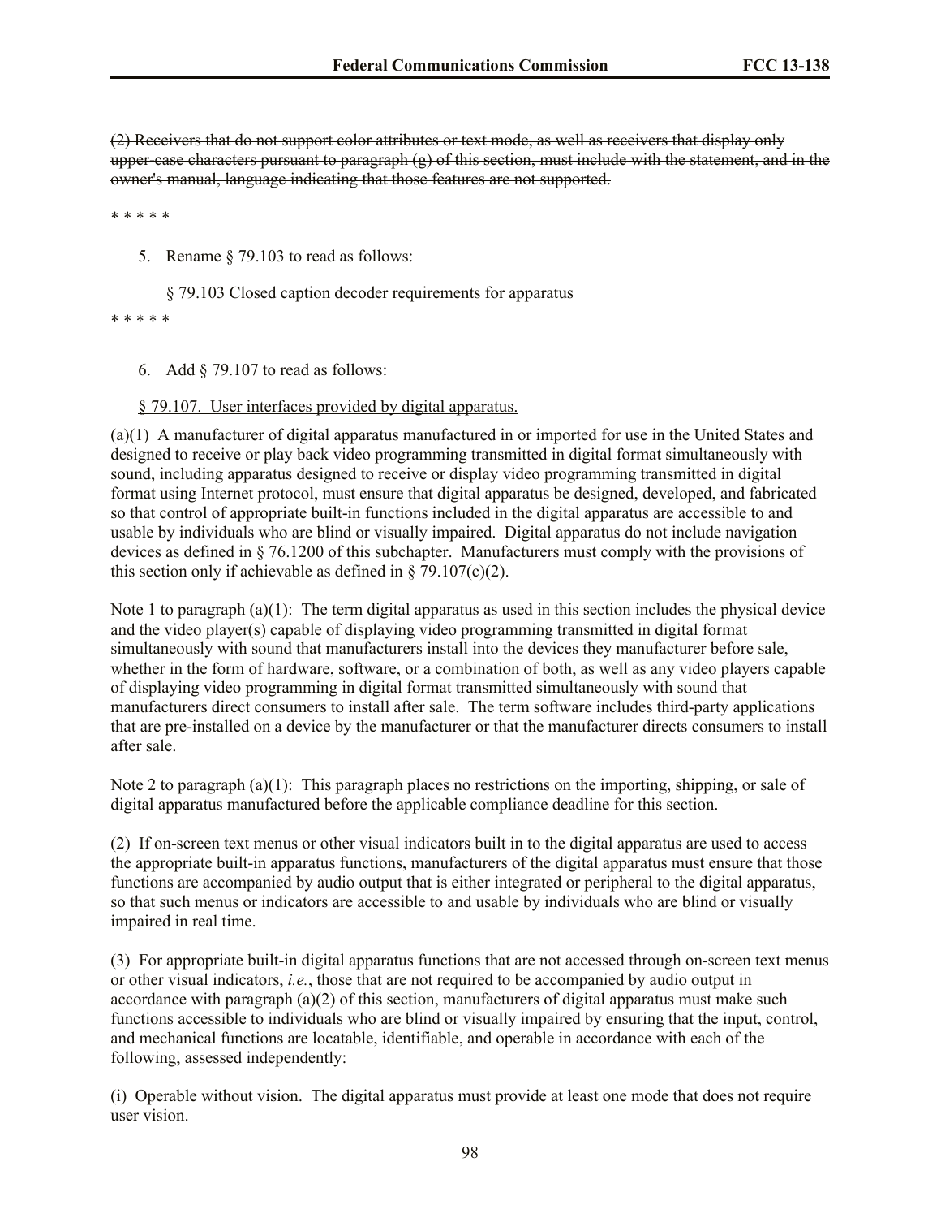~~(2) Receivers that do not support color attributes or text mode, as well as receivers that display only upper-case characters pursuant to paragraph (g) of this section, must include with the statement, and in the owner's manual, language indicating that those features are not supported.~~

\* \* \* \* \*

5. Rename § 79.103 to read as follows:

   § 79.103 Closed caption decoder requirements for apparatus

\* \* \* \* \*

6. Add § 79.107 to read as follows:

   <u>§ 79.107. User interfaces provided by digital apparatus.</u>

(a)(1) A manufacturer of digital apparatus manufactured in or imported for use in the United States and designed to receive or play back video programming transmitted in digital format simultaneously with sound, including apparatus designed to receive or display video programming transmitted in digital format using Internet protocol, must ensure that digital apparatus be designed, developed, and fabricated so that control of appropriate built-in functions included in the digital apparatus are accessible to and usable by individuals who are blind or visually impaired. Digital apparatus do not include navigation devices as defined in § 76.1200 of this subchapter. Manufacturers must comply with the provisions of this section only if achievable as defined in § 79.107(c)(2).

Note 1 to paragraph (a)(1): The term digital apparatus as used in this section includes the physical device and the video player(s) capable of displaying video programming transmitted in digital format simultaneously with sound that manufacturers install into the devices they manufacturer before sale, whether in the form of hardware, software, or a combination of both, as well as any video players capable of displaying video programming in digital format transmitted simultaneously with sound that manufacturers direct consumers to install after sale. The term software includes third-party applications that are pre-installed on a device by the manufacturer or that the manufacturer directs consumers to install after sale.

Note 2 to paragraph (a)(1): This paragraph places no restrictions on the importing, shipping, or sale of digital apparatus manufactured before the applicable compliance deadline for this section.

(2) If on-screen text menus or other visual indicators built in to the digital apparatus are used to access the appropriate built-in apparatus functions, manufacturers of the digital apparatus must ensure that those functions are accompanied by audio output that is either integrated or peripheral to the digital apparatus, so that such menus or indicators are accessible to and usable by individuals who are blind or visually impaired in real time.

(3) For appropriate built-in digital apparatus functions that are not accessed through on-screen text menus or other visual indicators, *i.e.*, those that are not required to be accompanied by audio output in accordance with paragraph (a)(2) of this section, manufacturers of digital apparatus must make such functions accessible to individuals who are blind or visually impaired by ensuring that the input, control, and mechanical functions are locatable, identifiable, and operable in accordance with each of the following, assessed independently:

(i) Operable without vision. The digital apparatus must provide at least one mode that does not require user vision.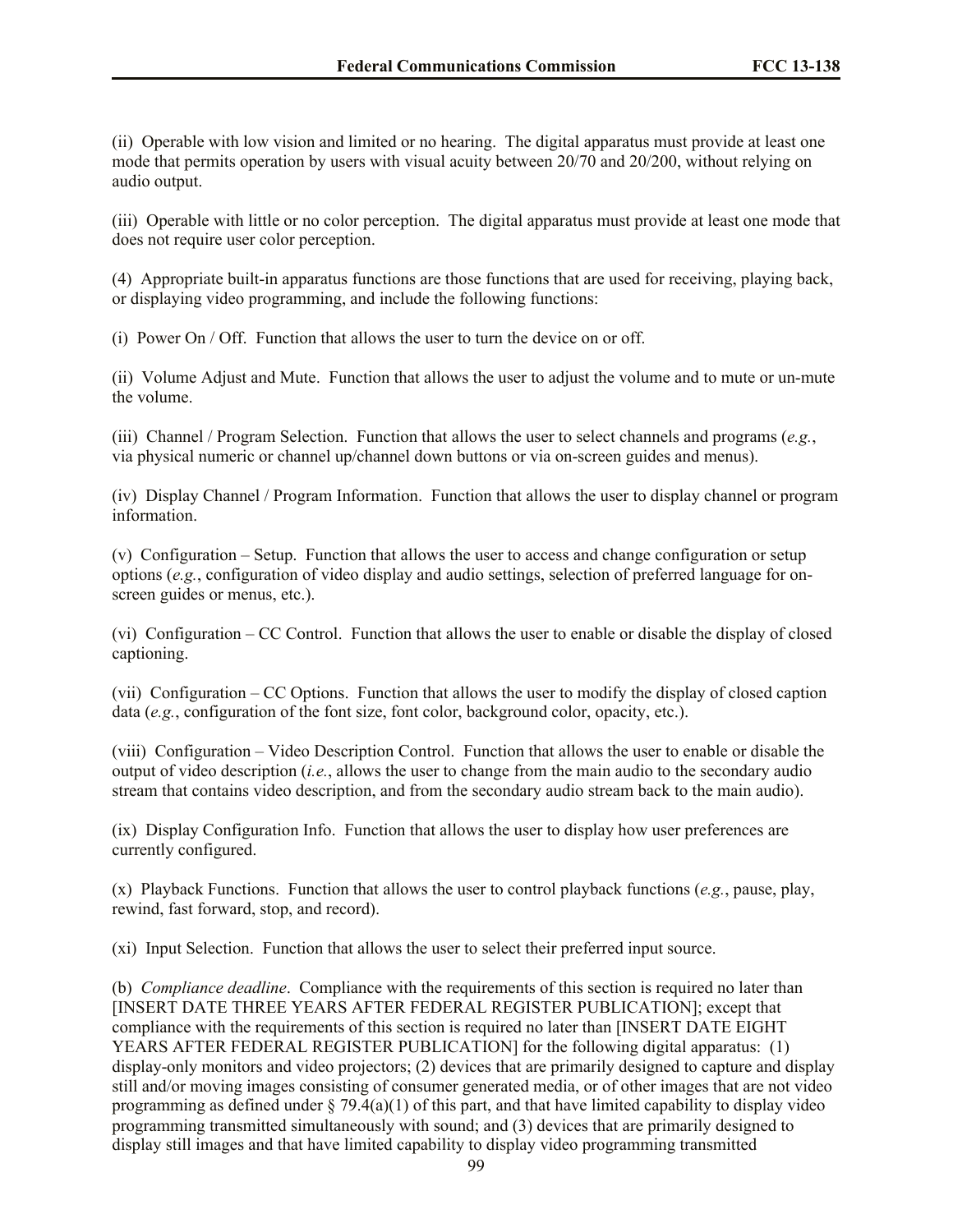(ii) Operable with low vision and limited or no hearing. The digital apparatus must provide at least one mode that permits operation by users with visual acuity between 20/70 and 20/200, without relying on audio output.

(iii) Operable with little or no color perception. The digital apparatus must provide at least one mode that does not require user color perception.

(4) Appropriate built-in apparatus functions are those functions that are used for receiving, playing back, or displaying video programming, and include the following functions:

(i) Power On / Off. Function that allows the user to turn the device on or off.

(ii) Volume Adjust and Mute. Function that allows the user to adjust the volume and to mute or un-mute the volume.

(iii) Channel / Program Selection. Function that allows the user to select channels and programs (*e.g.*, via physical numeric or channel up/channel down buttons or via on-screen guides and menus).

(iv) Display Channel / Program Information. Function that allows the user to display channel or program information.

(v) Configuration – Setup. Function that allows the user to access and change configuration or setup options (*e.g.*, configuration of video display and audio settings, selection of preferred language for on-screen guides or menus, etc.).

(vi) Configuration – CC Control. Function that allows the user to enable or disable the display of closed captioning.

(vii) Configuration – CC Options. Function that allows the user to modify the display of closed caption data (*e.g.*, configuration of the font size, font color, background color, opacity, etc.).

(viii) Configuration – Video Description Control. Function that allows the user to enable or disable the output of video description (*i.e.*, allows the user to change from the main audio to the secondary audio stream that contains video description, and from the secondary audio stream back to the main audio).

(ix) Display Configuration Info. Function that allows the user to display how user preferences are currently configured.

(x) Playback Functions. Function that allows the user to control playback functions (*e.g.*, pause, play, rewind, fast forward, stop, and record).

(xi) Input Selection. Function that allows the user to select their preferred input source.

(b) *Compliance deadline*. Compliance with the requirements of this section is required no later than [INSERT DATE THREE YEARS AFTER FEDERAL REGISTER PUBLICATION]; except that compliance with the requirements of this section is required no later than [INSERT DATE EIGHT YEARS AFTER FEDERAL REGISTER PUBLICATION] for the following digital apparatus: (1) display-only monitors and video projectors; (2) devices that are primarily designed to capture and display still and/or moving images consisting of consumer generated media, or of other images that are not video programming as defined under § 79.4(a)(1) of this part, and that have limited capability to display video programming transmitted simultaneously with sound; and (3) devices that are primarily designed to display still images and that have limited capability to display video programming transmitted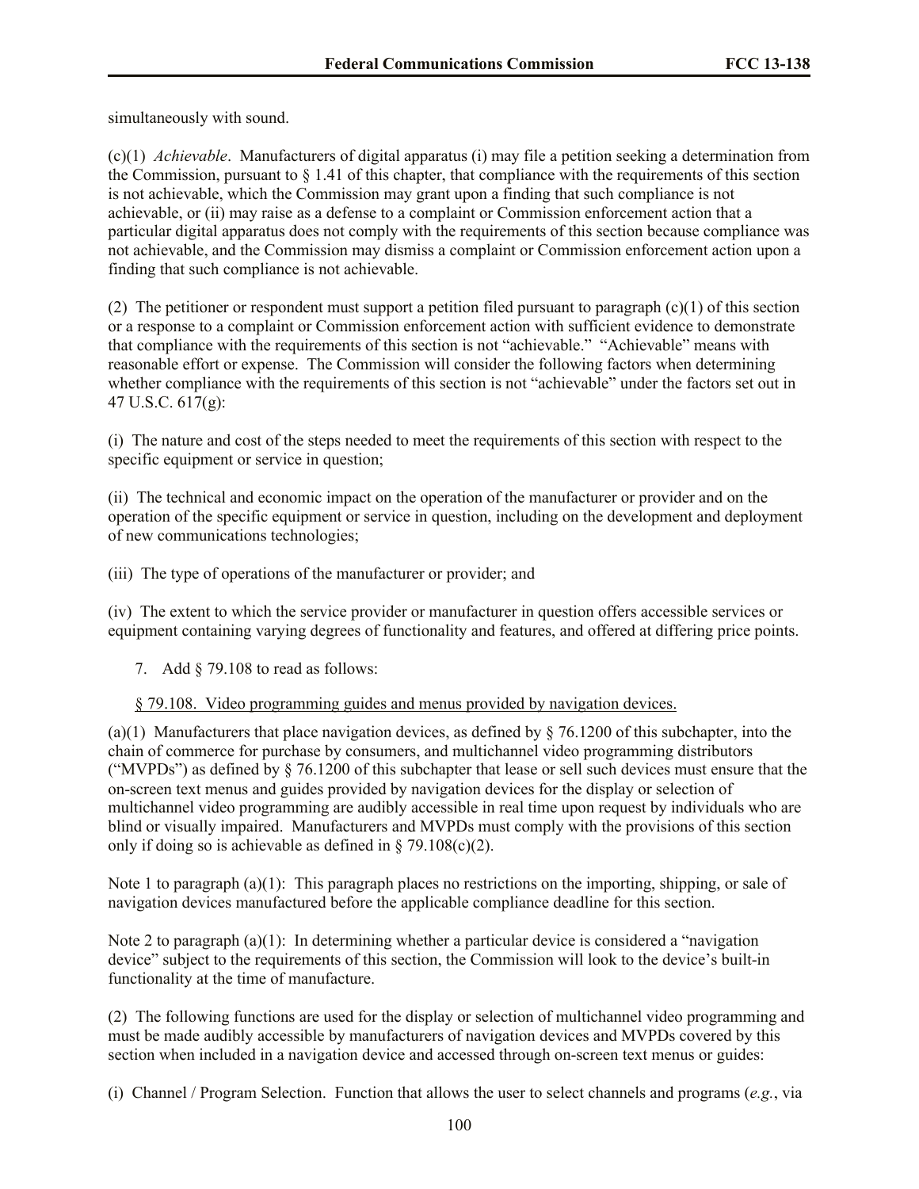simultaneously with sound.

(c)(1) *Achievable*. Manufacturers of digital apparatus (i) may file a petition seeking a determination from the Commission, pursuant to § 1.41 of this chapter, that compliance with the requirements of this section is not achievable, which the Commission may grant upon a finding that such compliance is not achievable, or (ii) may raise as a defense to a complaint or Commission enforcement action that a particular digital apparatus does not comply with the requirements of this section because compliance was not achievable, and the Commission may dismiss a complaint or Commission enforcement action upon a finding that such compliance is not achievable.

(2) The petitioner or respondent must support a petition filed pursuant to paragraph (c)(1) of this section or a response to a complaint or Commission enforcement action with sufficient evidence to demonstrate that compliance with the requirements of this section is not "achievable." "Achievable" means with reasonable effort or expense. The Commission will consider the following factors when determining whether compliance with the requirements of this section is not "achievable" under the factors set out in 47 U.S.C. 617(g):

(i) The nature and cost of the steps needed to meet the requirements of this section with respect to the specific equipment or service in question;

(ii) The technical and economic impact on the operation of the manufacturer or provider and on the operation of the specific equipment or service in question, including on the development and deployment of new communications technologies;

(iii) The type of operations of the manufacturer or provider; and

(iv) The extent to which the service provider or manufacturer in question offers accessible services or equipment containing varying degrees of functionality and features, and offered at differing price points.

7. Add § 79.108 to read as follows:

<u>§ 79.108. Video programming guides and menus provided by navigation devices.</u>

(a)(1) Manufacturers that place navigation devices, as defined by § 76.1200 of this subchapter, into the chain of commerce for purchase by consumers, and multichannel video programming distributors ("MVPDs") as defined by § 76.1200 of this subchapter that lease or sell such devices must ensure that the on-screen text menus and guides provided by navigation devices for the display or selection of multichannel video programming are audibly accessible in real time upon request by individuals who are blind or visually impaired. Manufacturers and MVPDs must comply with the provisions of this section only if doing so is achievable as defined in § 79.108(c)(2).

Note 1 to paragraph (a)(1): This paragraph places no restrictions on the importing, shipping, or sale of navigation devices manufactured before the applicable compliance deadline for this section.

Note 2 to paragraph (a)(1): In determining whether a particular device is considered a "navigation device" subject to the requirements of this section, the Commission will look to the device's built-in functionality at the time of manufacture.

(2) The following functions are used for the display or selection of multichannel video programming and must be made audibly accessible by manufacturers of navigation devices and MVPDs covered by this section when included in a navigation device and accessed through on-screen text menus or guides:

(i) Channel / Program Selection. Function that allows the user to select channels and programs (*e.g.*, via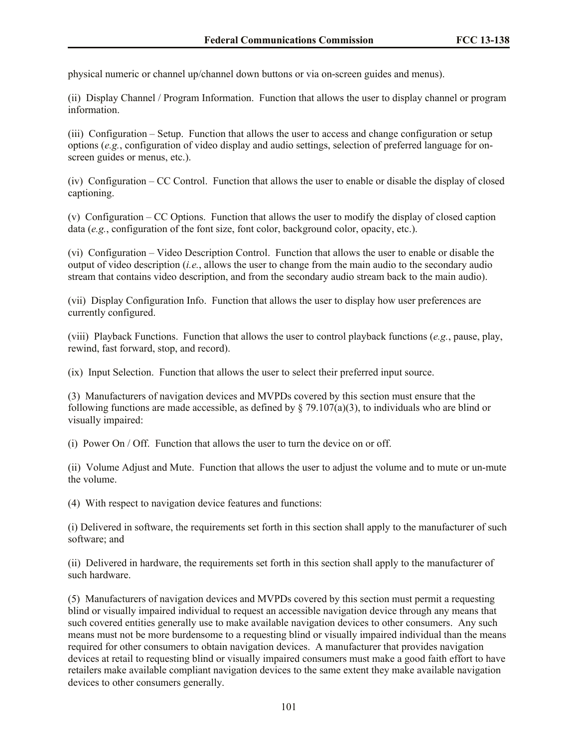physical numeric or channel up/channel down buttons or via on-screen guides and menus).

(ii) Display Channel / Program Information. Function that allows the user to display channel or program information.

(iii) Configuration – Setup. Function that allows the user to access and change configuration or setup options (*e.g.*, configuration of video display and audio settings, selection of preferred language for on-screen guides or menus, etc.).

(iv) Configuration – CC Control. Function that allows the user to enable or disable the display of closed captioning.

(v) Configuration – CC Options. Function that allows the user to modify the display of closed caption data (*e.g.*, configuration of the font size, font color, background color, opacity, etc.).

(vi) Configuration – Video Description Control. Function that allows the user to enable or disable the output of video description (*i.e.*, allows the user to change from the main audio to the secondary audio stream that contains video description, and from the secondary audio stream back to the main audio).

(vii) Display Configuration Info. Function that allows the user to display how user preferences are currently configured.

(viii) Playback Functions. Function that allows the user to control playback functions (*e.g.*, pause, play, rewind, fast forward, stop, and record).

(ix) Input Selection. Function that allows the user to select their preferred input source.

(3) Manufacturers of navigation devices and MVPDs covered by this section must ensure that the following functions are made accessible, as defined by § 79.107(a)(3), to individuals who are blind or visually impaired:

(i) Power On / Off. Function that allows the user to turn the device on or off.

(ii) Volume Adjust and Mute. Function that allows the user to adjust the volume and to mute or un-mute the volume.

(4) With respect to navigation device features and functions:

(i) Delivered in software, the requirements set forth in this section shall apply to the manufacturer of such software; and

(ii) Delivered in hardware, the requirements set forth in this section shall apply to the manufacturer of such hardware.

(5) Manufacturers of navigation devices and MVPDs covered by this section must permit a requesting blind or visually impaired individual to request an accessible navigation device through any means that such covered entities generally use to make available navigation devices to other consumers. Any such means must not be more burdensome to a requesting blind or visually impaired individual than the means required for other consumers to obtain navigation devices. A manufacturer that provides navigation devices at retail to requesting blind or visually impaired consumers must make a good faith effort to have retailers make available compliant navigation devices to the same extent they make available navigation devices to other consumers generally.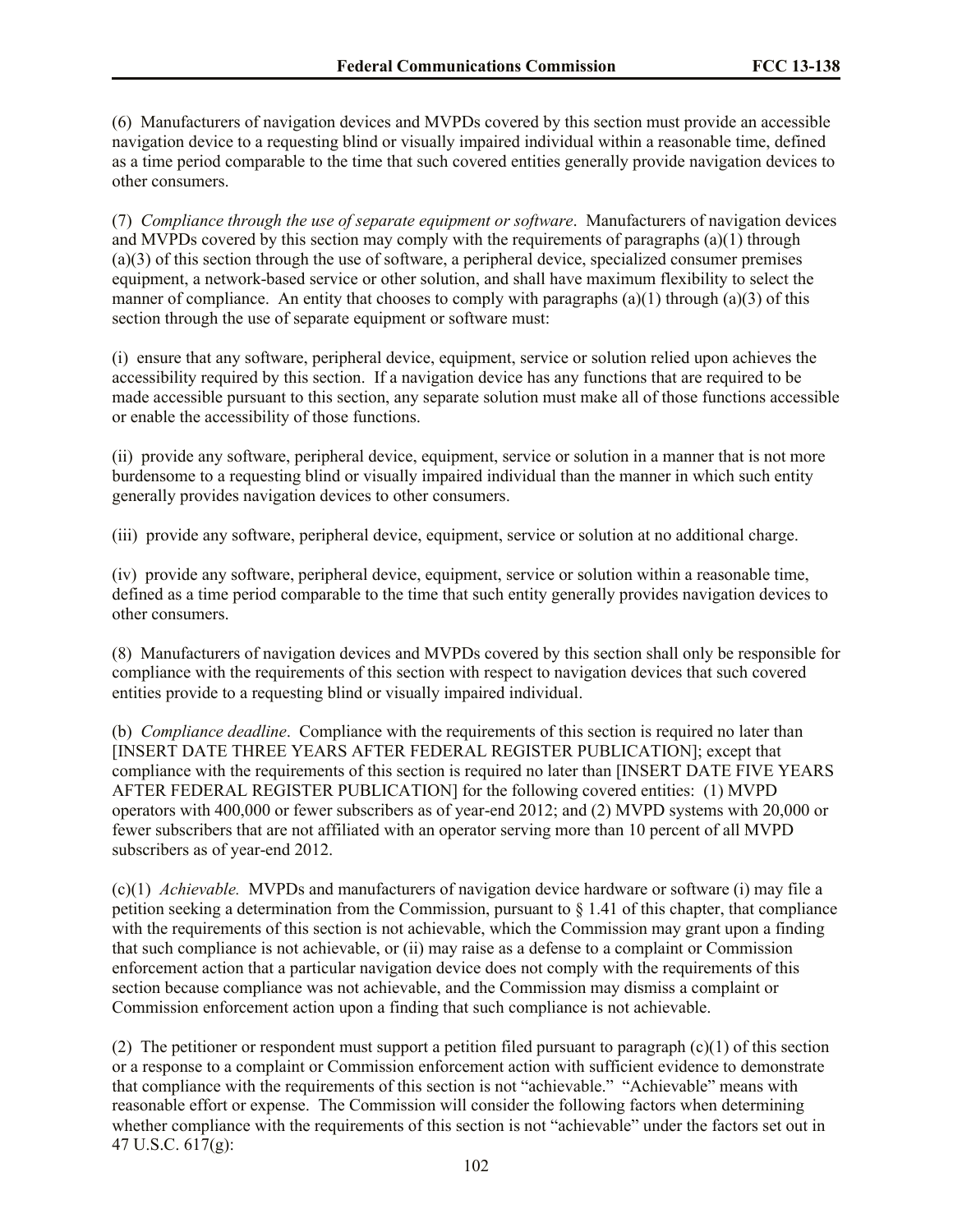(6) Manufacturers of navigation devices and MVPDs covered by this section must provide an accessible navigation device to a requesting blind or visually impaired individual within a reasonable time, defined as a time period comparable to the time that such covered entities generally provide navigation devices to other consumers.

(7) *Compliance through the use of separate equipment or software*. Manufacturers of navigation devices and MVPDs covered by this section may comply with the requirements of paragraphs (a)(1) through (a)(3) of this section through the use of software, a peripheral device, specialized consumer premises equipment, a network-based service or other solution, and shall have maximum flexibility to select the manner of compliance. An entity that chooses to comply with paragraphs (a)(1) through (a)(3) of this section through the use of separate equipment or software must:

(i) ensure that any software, peripheral device, equipment, service or solution relied upon achieves the accessibility required by this section. If a navigation device has any functions that are required to be made accessible pursuant to this section, any separate solution must make all of those functions accessible or enable the accessibility of those functions.

(ii) provide any software, peripheral device, equipment, service or solution in a manner that is not more burdensome to a requesting blind or visually impaired individual than the manner in which such entity generally provides navigation devices to other consumers.

(iii) provide any software, peripheral device, equipment, service or solution at no additional charge.

(iv) provide any software, peripheral device, equipment, service or solution within a reasonable time, defined as a time period comparable to the time that such entity generally provides navigation devices to other consumers.

(8) Manufacturers of navigation devices and MVPDs covered by this section shall only be responsible for compliance with the requirements of this section with respect to navigation devices that such covered entities provide to a requesting blind or visually impaired individual.

(b) *Compliance deadline*. Compliance with the requirements of this section is required no later than [INSERT DATE THREE YEARS AFTER FEDERAL REGISTER PUBLICATION]; except that compliance with the requirements of this section is required no later than [INSERT DATE FIVE YEARS AFTER FEDERAL REGISTER PUBLICATION] for the following covered entities: (1) MVPD operators with 400,000 or fewer subscribers as of year-end 2012; and (2) MVPD systems with 20,000 or fewer subscribers that are not affiliated with an operator serving more than 10 percent of all MVPD subscribers as of year-end 2012.

(c)(1) *Achievable.* MVPDs and manufacturers of navigation device hardware or software (i) may file a petition seeking a determination from the Commission, pursuant to § 1.41 of this chapter, that compliance with the requirements of this section is not achievable, which the Commission may grant upon a finding that such compliance is not achievable, or (ii) may raise as a defense to a complaint or Commission enforcement action that a particular navigation device does not comply with the requirements of this section because compliance was not achievable, and the Commission may dismiss a complaint or Commission enforcement action upon a finding that such compliance is not achievable.

(2) The petitioner or respondent must support a petition filed pursuant to paragraph (c)(1) of this section or a response to a complaint or Commission enforcement action with sufficient evidence to demonstrate that compliance with the requirements of this section is not "achievable." "Achievable" means with reasonable effort or expense. The Commission will consider the following factors when determining whether compliance with the requirements of this section is not "achievable" under the factors set out in 47 U.S.C. 617(g):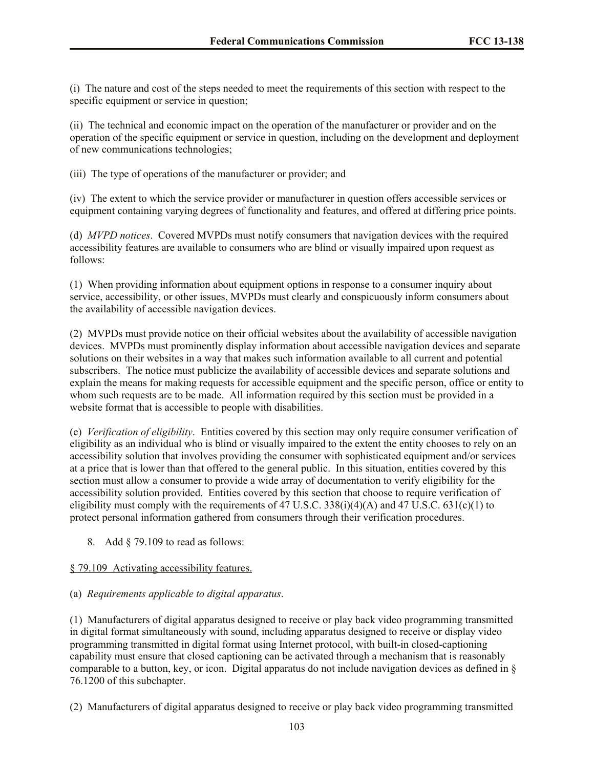(i) The nature and cost of the steps needed to meet the requirements of this section with respect to the specific equipment or service in question;

(ii) The technical and economic impact on the operation of the manufacturer or provider and on the operation of the specific equipment or service in question, including on the development and deployment of new communications technologies;

(iii) The type of operations of the manufacturer or provider; and

(iv) The extent to which the service provider or manufacturer in question offers accessible services or equipment containing varying degrees of functionality and features, and offered at differing price points.

(d) *MVPD notices*. Covered MVPDs must notify consumers that navigation devices with the required accessibility features are available to consumers who are blind or visually impaired upon request as follows:

(1) When providing information about equipment options in response to a consumer inquiry about service, accessibility, or other issues, MVPDs must clearly and conspicuously inform consumers about the availability of accessible navigation devices.

(2) MVPDs must provide notice on their official websites about the availability of accessible navigation devices. MVPDs must prominently display information about accessible navigation devices and separate solutions on their websites in a way that makes such information available to all current and potential subscribers. The notice must publicize the availability of accessible devices and separate solutions and explain the means for making requests for accessible equipment and the specific person, office or entity to whom such requests are to be made. All information required by this section must be provided in a website format that is accessible to people with disabilities.

(e) *Verification of eligibility*. Entities covered by this section may only require consumer verification of eligibility as an individual who is blind or visually impaired to the extent the entity chooses to rely on an accessibility solution that involves providing the consumer with sophisticated equipment and/or services at a price that is lower than that offered to the general public. In this situation, entities covered by this section must allow a consumer to provide a wide array of documentation to verify eligibility for the accessibility solution provided. Entities covered by this section that choose to require verification of eligibility must comply with the requirements of 47 U.S.C. 338(i)(4)(A) and 47 U.S.C. 631(c)(1) to protect personal information gathered from consumers through their verification procedures.

8. Add § 79.109 to read as follows:

§ 79.109 Activating accessibility features.

(a) *Requirements applicable to digital apparatus*.

(1) Manufacturers of digital apparatus designed to receive or play back video programming transmitted in digital format simultaneously with sound, including apparatus designed to receive or display video programming transmitted in digital format using Internet protocol, with built-in closed-captioning capability must ensure that closed captioning can be activated through a mechanism that is reasonably comparable to a button, key, or icon. Digital apparatus do not include navigation devices as defined in § 76.1200 of this subchapter.

(2) Manufacturers of digital apparatus designed to receive or play back video programming transmitted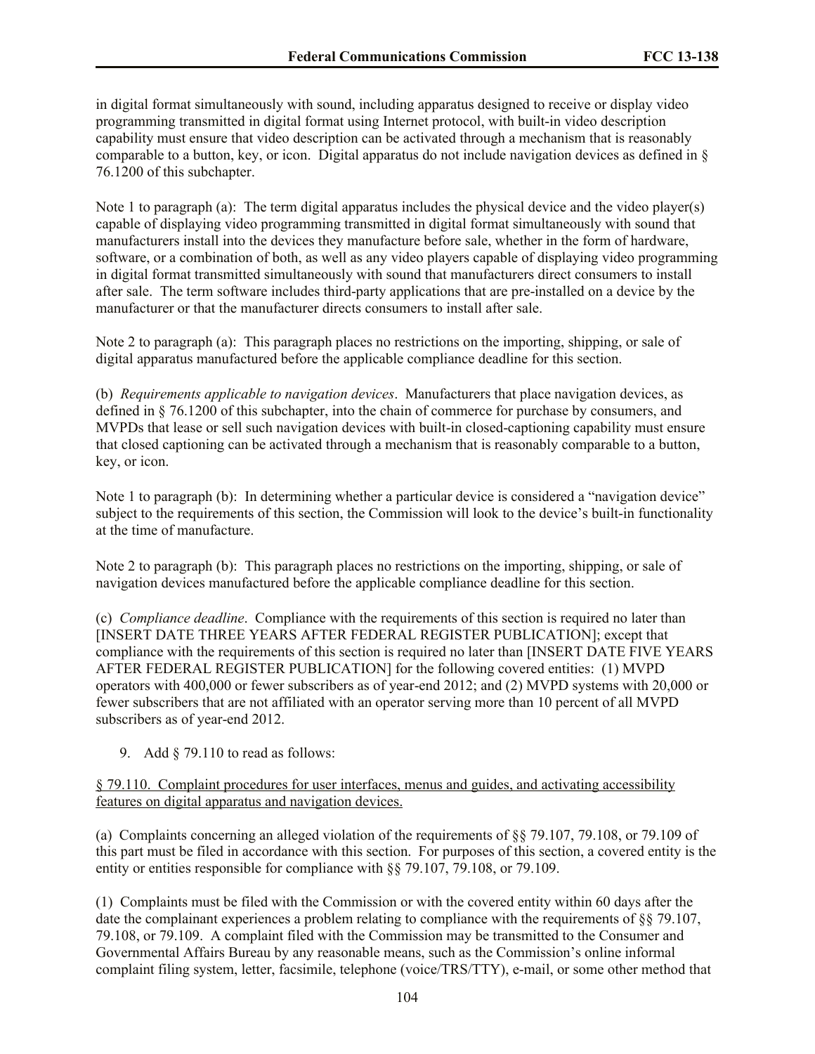in digital format simultaneously with sound, including apparatus designed to receive or display video programming transmitted in digital format using Internet protocol, with built-in video description capability must ensure that video description can be activated through a mechanism that is reasonably comparable to a button, key, or icon. Digital apparatus do not include navigation devices as defined in § 76.1200 of this subchapter.

Note 1 to paragraph (a): The term digital apparatus includes the physical device and the video player(s) capable of displaying video programming transmitted in digital format simultaneously with sound that manufacturers install into the devices they manufacture before sale, whether in the form of hardware, software, or a combination of both, as well as any video players capable of displaying video programming in digital format transmitted simultaneously with sound that manufacturers direct consumers to install after sale. The term software includes third-party applications that are pre-installed on a device by the manufacturer or that the manufacturer directs consumers to install after sale.

Note 2 to paragraph (a): This paragraph places no restrictions on the importing, shipping, or sale of digital apparatus manufactured before the applicable compliance deadline for this section.

(b) *Requirements applicable to navigation devices*. Manufacturers that place navigation devices, as defined in § 76.1200 of this subchapter, into the chain of commerce for purchase by consumers, and MVPDs that lease or sell such navigation devices with built-in closed-captioning capability must ensure that closed captioning can be activated through a mechanism that is reasonably comparable to a button, key, or icon.

Note 1 to paragraph (b): In determining whether a particular device is considered a "navigation device" subject to the requirements of this section, the Commission will look to the device's built-in functionality at the time of manufacture.

Note 2 to paragraph (b): This paragraph places no restrictions on the importing, shipping, or sale of navigation devices manufactured before the applicable compliance deadline for this section.

(c) *Compliance deadline*. Compliance with the requirements of this section is required no later than [INSERT DATE THREE YEARS AFTER FEDERAL REGISTER PUBLICATION]; except that compliance with the requirements of this section is required no later than [INSERT DATE FIVE YEARS AFTER FEDERAL REGISTER PUBLICATION] for the following covered entities: (1) MVPD operators with 400,000 or fewer subscribers as of year-end 2012; and (2) MVPD systems with 20,000 or fewer subscribers that are not affiliated with an operator serving more than 10 percent of all MVPD subscribers as of year-end 2012.

9. Add § 79.110 to read as follows:

§ 79.110. Complaint procedures for user interfaces, menus and guides, and activating accessibility features on digital apparatus and navigation devices.

(a) Complaints concerning an alleged violation of the requirements of §§ 79.107, 79.108, or 79.109 of this part must be filed in accordance with this section. For purposes of this section, a covered entity is the entity or entities responsible for compliance with §§ 79.107, 79.108, or 79.109.

(1) Complaints must be filed with the Commission or with the covered entity within 60 days after the date the complainant experiences a problem relating to compliance with the requirements of §§ 79.107, 79.108, or 79.109. A complaint filed with the Commission may be transmitted to the Consumer and Governmental Affairs Bureau by any reasonable means, such as the Commission's online informal complaint filing system, letter, facsimile, telephone (voice/TRS/TTY), e-mail, or some other method that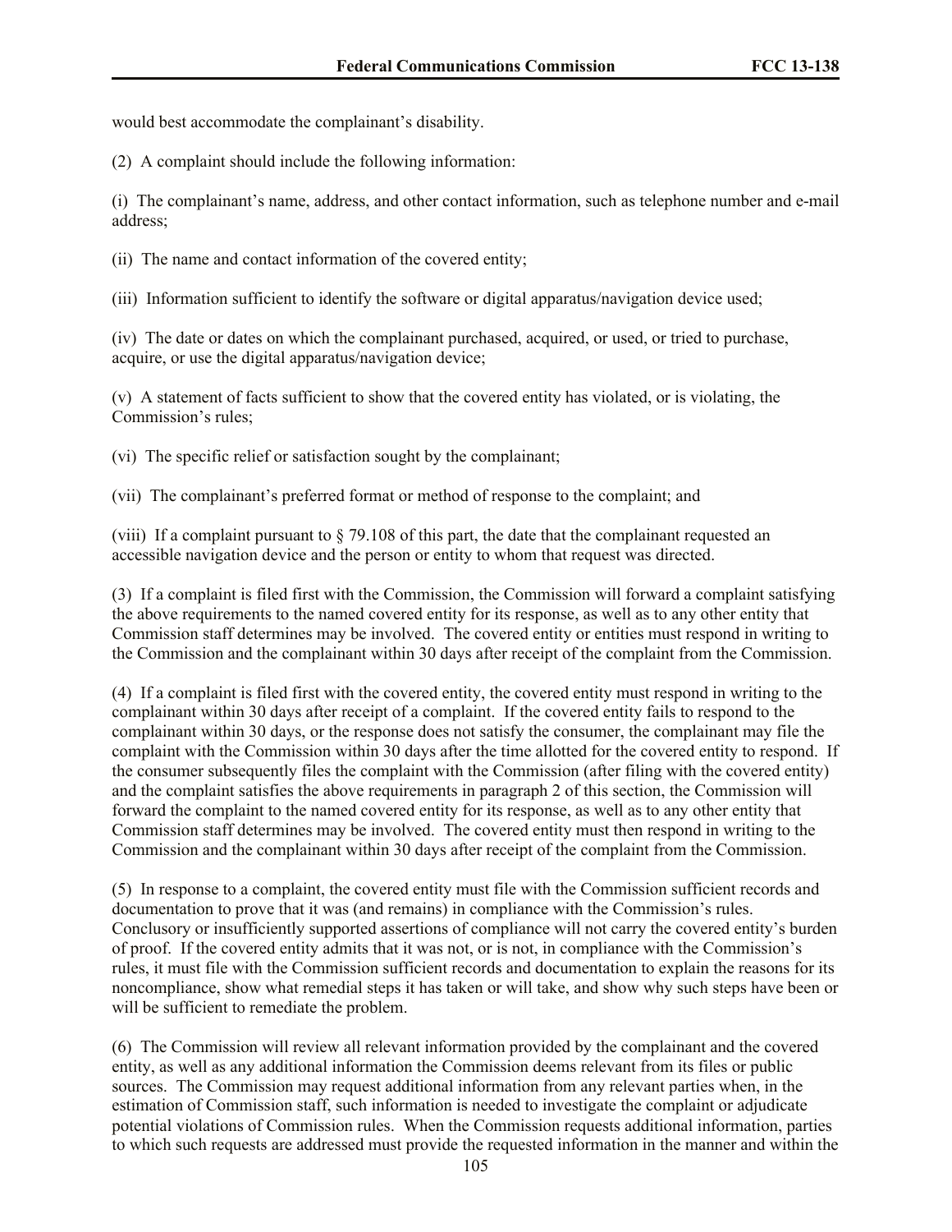would best accommodate the complainant's disability.

(2) A complaint should include the following information:

(i) The complainant's name, address, and other contact information, such as telephone number and e-mail address;

(ii) The name and contact information of the covered entity;

(iii) Information sufficient to identify the software or digital apparatus/navigation device used;

(iv) The date or dates on which the complainant purchased, acquired, or used, or tried to purchase, acquire, or use the digital apparatus/navigation device;

(v) A statement of facts sufficient to show that the covered entity has violated, or is violating, the Commission's rules;

(vi) The specific relief or satisfaction sought by the complainant;

(vii) The complainant's preferred format or method of response to the complaint; and

(viii) If a complaint pursuant to § 79.108 of this part, the date that the complainant requested an accessible navigation device and the person or entity to whom that request was directed.

(3) If a complaint is filed first with the Commission, the Commission will forward a complaint satisfying the above requirements to the named covered entity for its response, as well as to any other entity that Commission staff determines may be involved. The covered entity or entities must respond in writing to the Commission and the complainant within 30 days after receipt of the complaint from the Commission.

(4) If a complaint is filed first with the covered entity, the covered entity must respond in writing to the complainant within 30 days after receipt of a complaint. If the covered entity fails to respond to the complainant within 30 days, or the response does not satisfy the consumer, the complainant may file the complaint with the Commission within 30 days after the time allotted for the covered entity to respond. If the consumer subsequently files the complaint with the Commission (after filing with the covered entity) and the complaint satisfies the above requirements in paragraph 2 of this section, the Commission will forward the complaint to the named covered entity for its response, as well as to any other entity that Commission staff determines may be involved. The covered entity must then respond in writing to the Commission and the complainant within 30 days after receipt of the complaint from the Commission.

(5) In response to a complaint, the covered entity must file with the Commission sufficient records and documentation to prove that it was (and remains) in compliance with the Commission's rules. Conclusory or insufficiently supported assertions of compliance will not carry the covered entity's burden of proof. If the covered entity admits that it was not, or is not, in compliance with the Commission's rules, it must file with the Commission sufficient records and documentation to explain the reasons for its noncompliance, show what remedial steps it has taken or will take, and show why such steps have been or will be sufficient to remediate the problem.

(6) The Commission will review all relevant information provided by the complainant and the covered entity, as well as any additional information the Commission deems relevant from its files or public sources. The Commission may request additional information from any relevant parties when, in the estimation of Commission staff, such information is needed to investigate the complaint or adjudicate potential violations of Commission rules. When the Commission requests additional information, parties to which such requests are addressed must provide the requested information in the manner and within the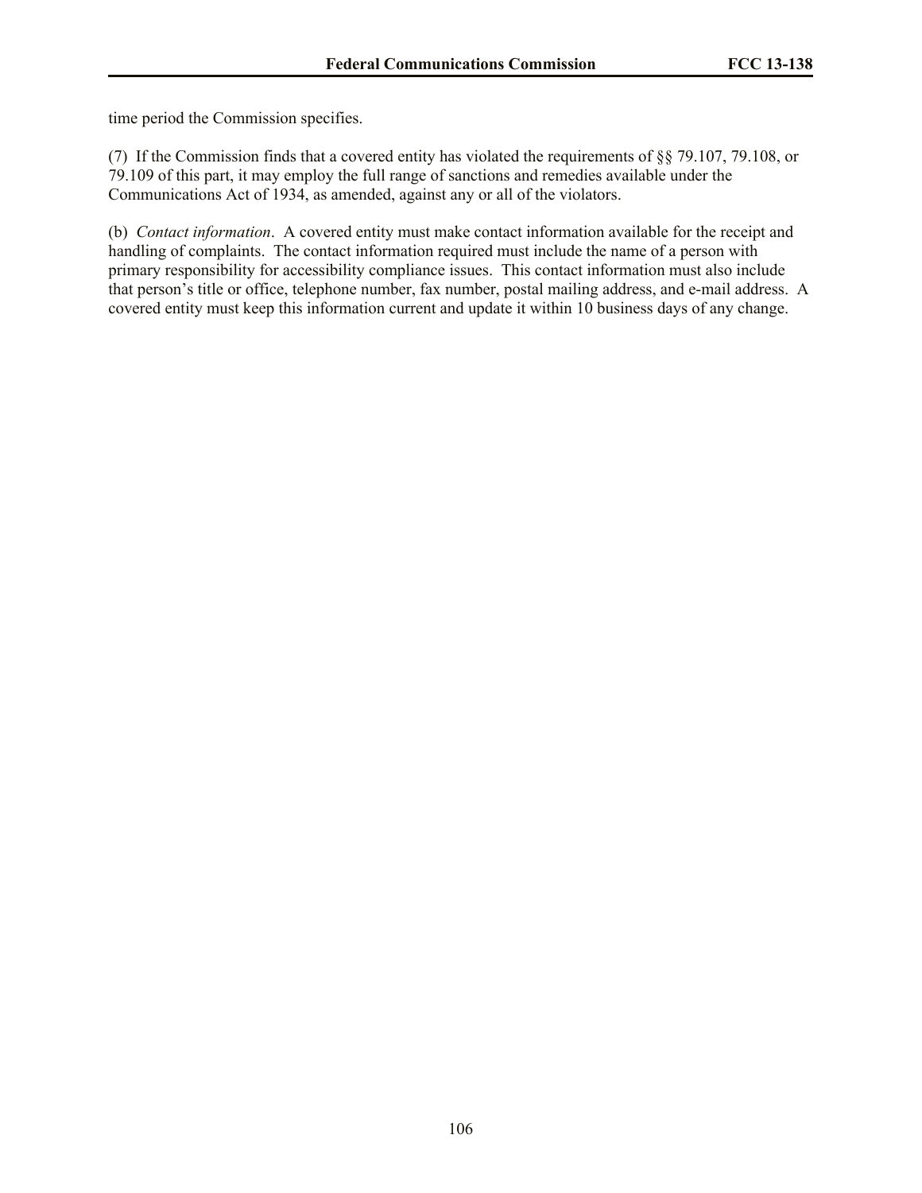time period the Commission specifies.

(7) If the Commission finds that a covered entity has violated the requirements of §§ 79.107, 79.108, or 79.109 of this part, it may employ the full range of sanctions and remedies available under the Communications Act of 1934, as amended, against any or all of the violators.

(b) *Contact information*. A covered entity must make contact information available for the receipt and handling of complaints. The contact information required must include the name of a person with primary responsibility for accessibility compliance issues. This contact information must also include that person's title or office, telephone number, fax number, postal mailing address, and e-mail address. A covered entity must keep this information current and update it within 10 business days of any change.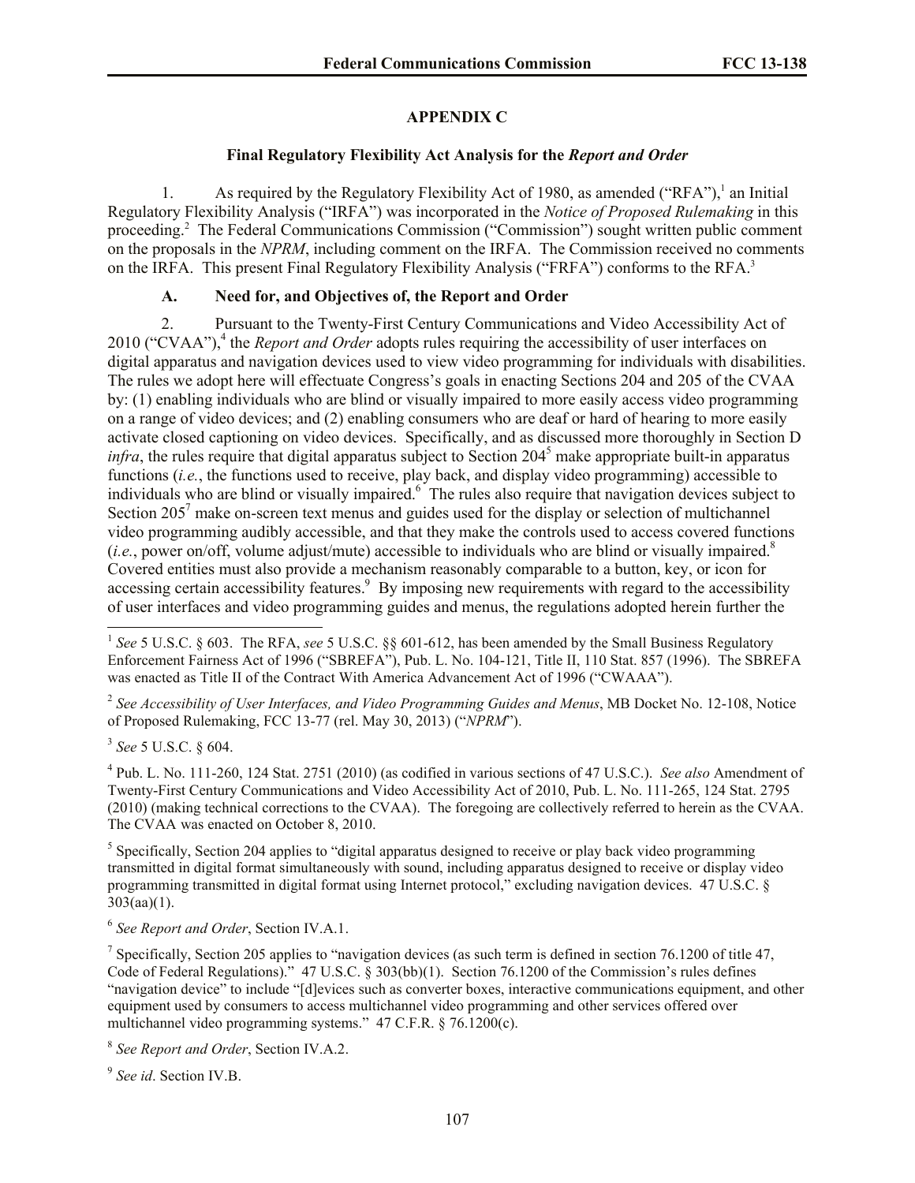## APPENDIX C

### Final Regulatory Flexibility Act Analysis for the *Report and Order*

1. As required by the Regulatory Flexibility Act of 1980, as amended ("RFA"),[1] an Initial Regulatory Flexibility Analysis ("IRFA") was incorporated in the *Notice of Proposed Rulemaking* in this proceeding.[2] The Federal Communications Commission ("Commission") sought written public comment on the proposals in the *NPRM*, including comment on the IRFA. The Commission received no comments on the IRFA. This present Final Regulatory Flexibility Analysis ("FRFA") conforms to the RFA.[3]

#### A. Need for, and Objectives of, the Report and Order

2. Pursuant to the Twenty-First Century Communications and Video Accessibility Act of 2010 ("CVAA"),[4] the *Report and Order* adopts rules requiring the accessibility of user interfaces on digital apparatus and navigation devices used to view video programming for individuals with disabilities. The rules we adopt here will effectuate Congress's goals in enacting Sections 204 and 205 of the CVAA by: (1) enabling individuals who are blind or visually impaired to more easily access video programming on a range of video devices; and (2) enabling consumers who are deaf or hard of hearing to more easily activate closed captioning on video devices. Specifically, and as discussed more thoroughly in Section D *infra*, the rules require that digital apparatus subject to Section 204[5] make appropriate built-in apparatus functions (*i.e.*, the functions used to receive, play back, and display video programming) accessible to individuals who are blind or visually impaired.[6] The rules also require that navigation devices subject to Section 205[7] make on-screen text menus and guides used for the display or selection of multichannel video programming audibly accessible, and that they make the controls used to access covered functions (*i.e.*, power on/off, volume adjust/mute) accessible to individuals who are blind or visually impaired.[8] Covered entities must also provide a mechanism reasonably comparable to a button, key, or icon for accessing certain accessibility features.[9] By imposing new requirements with regard to the accessibility of user interfaces and video programming guides and menus, the regulations adopted herein further the

---

[1] *See* 5 U.S.C. § 603. The RFA, *see* 5 U.S.C. §§ 601-612, has been amended by the Small Business Regulatory Enforcement Fairness Act of 1996 ("SBREFA"), Pub. L. No. 104-121, Title II, 110 Stat. 857 (1996). The SBREFA was enacted as Title II of the Contract With America Advancement Act of 1996 ("CWAAA").

[2] *See Accessibility of User Interfaces, and Video Programming Guides and Menus*, MB Docket No. 12-108, Notice of Proposed Rulemaking, FCC 13-77 (rel. May 30, 2013) ("*NPRM*").

[3] *See* 5 U.S.C. § 604.

[4] Pub. L. No. 111-260, 124 Stat. 2751 (2010) (as codified in various sections of 47 U.S.C.). *See also* Amendment of Twenty-First Century Communications and Video Accessibility Act of 2010, Pub. L. No. 111-265, 124 Stat. 2795 (2010) (making technical corrections to the CVAA). The foregoing are collectively referred to herein as the CVAA. The CVAA was enacted on October 8, 2010.

[5] Specifically, Section 204 applies to "digital apparatus designed to receive or play back video programming transmitted in digital format simultaneously with sound, including apparatus designed to receive or display video programming transmitted in digital format using Internet protocol," excluding navigation devices. 47 U.S.C. § 303(aa)(1).

[6] *See Report and Order*, Section IV.A.1.

[7] Specifically, Section 205 applies to "navigation devices (as such term is defined in section 76.1200 of title 47, Code of Federal Regulations)." 47 U.S.C. § 303(bb)(1). Section 76.1200 of the Commission's rules defines "navigation device" to include "[d]evices such as converter boxes, interactive communications equipment, and other equipment used by consumers to access multichannel video programming and other services offered over multichannel video programming systems." 47 C.F.R. § 76.1200(c).

[8] *See Report and Order*, Section IV.A.2.

[9] *See id*. Section IV.B.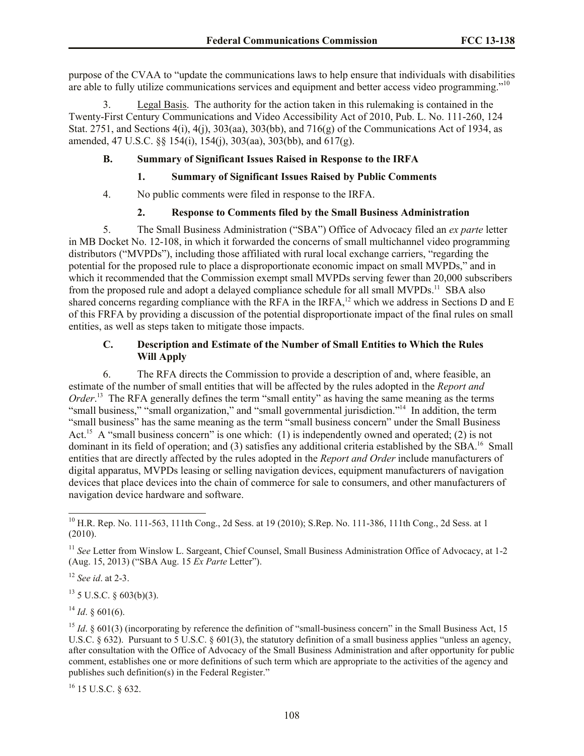purpose of the CVAA to "update the communications laws to help ensure that individuals with disabilities are able to fully utilize communications services and equipment and better access video programming."[10]

3. Legal Basis. The authority for the action taken in this rulemaking is contained in the Twenty-First Century Communications and Video Accessibility Act of 2010, Pub. L. No. 111-260, 124 Stat. 2751, and Sections 4(i), 4(j), 303(aa), 303(bb), and 716(g) of the Communications Act of 1934, as amended, 47 U.S.C. §§ 154(i), 154(j), 303(aa), 303(bb), and 617(g).

### B. Summary of Significant Issues Raised in Response to the IRFA

#### 1. Summary of Significant Issues Raised by Public Comments

4. No public comments were filed in response to the IRFA.

#### 2. Response to Comments filed by the Small Business Administration

5. The Small Business Administration ("SBA") Office of Advocacy filed an *ex parte* letter in MB Docket No. 12-108, in which it forwarded the concerns of small multichannel video programming distributors ("MVPDs"), including those affiliated with rural local exchange carriers, "regarding the potential for the proposed rule to place a disproportionate economic impact on small MVPDs," and in which it recommended that the Commission exempt small MVPDs serving fewer than 20,000 subscribers from the proposed rule and adopt a delayed compliance schedule for all small MVPDs.[11] SBA also shared concerns regarding compliance with the RFA in the IRFA,[12] which we address in Sections D and E of this FRFA by providing a discussion of the potential disproportionate impact of the final rules on small entities, as well as steps taken to mitigate those impacts.

### C. Description and Estimate of the Number of Small Entities to Which the Rules Will Apply

6. The RFA directs the Commission to provide a description of and, where feasible, an estimate of the number of small entities that will be affected by the rules adopted in the *Report and Order*.[13] The RFA generally defines the term "small entity" as having the same meaning as the terms "small business," "small organization," and "small governmental jurisdiction."[14] In addition, the term "small business" has the same meaning as the term "small business concern" under the Small Business Act.[15] A "small business concern" is one which: (1) is independently owned and operated; (2) is not dominant in its field of operation; and (3) satisfies any additional criteria established by the SBA.[16] Small entities that are directly affected by the rules adopted in the *Report and Order* include manufacturers of digital apparatus, MVPDs leasing or selling navigation devices, equipment manufacturers of navigation devices that place devices into the chain of commerce for sale to consumers, and other manufacturers of navigation device hardware and software.

---

[10] H.R. Rep. No. 111-563, 111th Cong., 2d Sess. at 19 (2010); S.Rep. No. 111-386, 111th Cong., 2d Sess. at 1 (2010).

[11] *See* Letter from Winslow L. Sargeant, Chief Counsel, Small Business Administration Office of Advocacy, at 1-2 (Aug. 15, 2013) ("SBA Aug. 15 *Ex Parte* Letter").

[12] *See id*. at 2-3.

[13] 5 U.S.C. § 603(b)(3).

[14] *Id*. § 601(6).

[15] *Id*. § 601(3) (incorporating by reference the definition of "small-business concern" in the Small Business Act, 15 U.S.C. § 632). Pursuant to 5 U.S.C. § 601(3), the statutory definition of a small business applies "unless an agency, after consultation with the Office of Advocacy of the Small Business Administration and after opportunity for public comment, establishes one or more definitions of such term which are appropriate to the activities of the agency and publishes such definition(s) in the Federal Register."

[16] 15 U.S.C. § 632.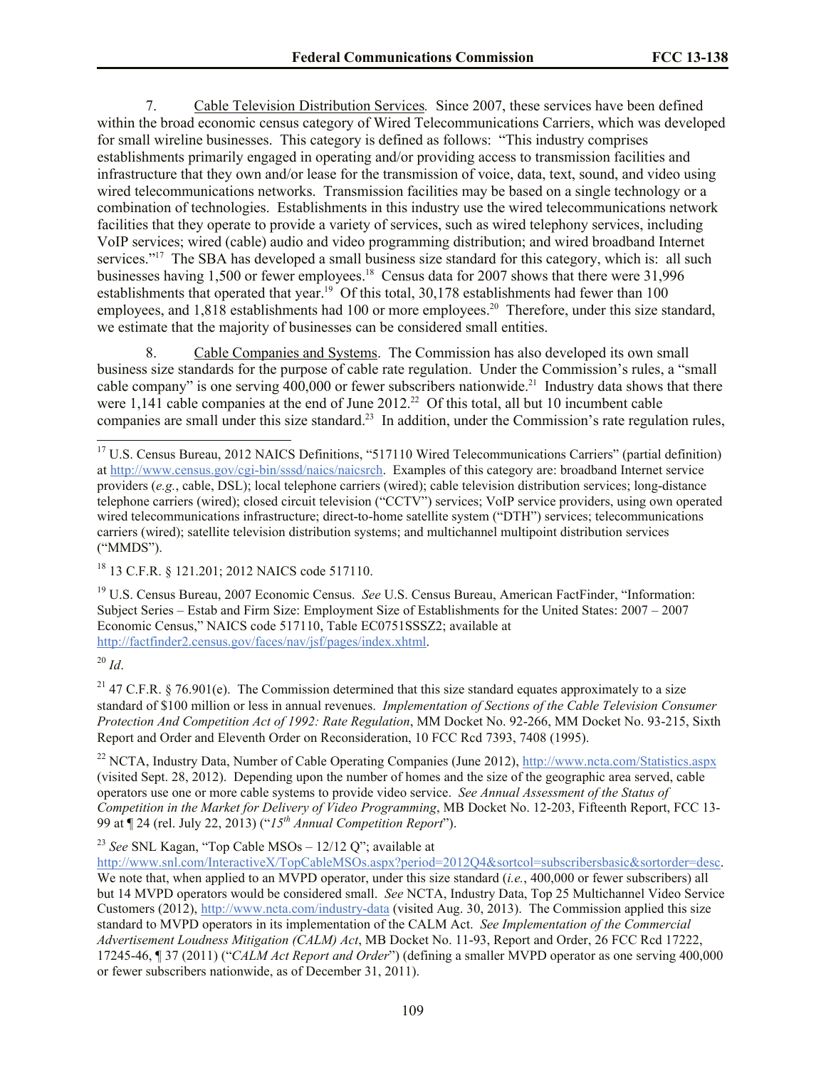7. Cable Television Distribution Services*.* Since 2007, these services have been defined within the broad economic census category of Wired Telecommunications Carriers, which was developed for small wireline businesses. This category is defined as follows: "This industry comprises establishments primarily engaged in operating and/or providing access to transmission facilities and infrastructure that they own and/or lease for the transmission of voice, data, text, sound, and video using wired telecommunications networks. Transmission facilities may be based on a single technology or a combination of technologies. Establishments in this industry use the wired telecommunications network facilities that they operate to provide a variety of services, such as wired telephony services, including VoIP services; wired (cable) audio and video programming distribution; and wired broadband Internet services."[17] The SBA has developed a small business size standard for this category, which is: all such businesses having 1,500 or fewer employees.[18] Census data for 2007 shows that there were 31,996 establishments that operated that year.[19] Of this total, 30,178 establishments had fewer than 100 employees, and 1,818 establishments had 100 or more employees.[20] Therefore, under this size standard, we estimate that the majority of businesses can be considered small entities.

8. Cable Companies and Systems. The Commission has also developed its own small business size standards for the purpose of cable rate regulation. Under the Commission's rules, a "small cable company" is one serving 400,000 or fewer subscribers nationwide.[21] Industry data shows that there were 1,141 cable companies at the end of June 2012.[22] Of this total, all but 10 incumbent cable companies are small under this size standard.[23] In addition, under the Commission's rate regulation rules,

---

[17] U.S. Census Bureau, 2012 NAICS Definitions, "517110 Wired Telecommunications Carriers" (partial definition) at http://www.census.gov/cgi-bin/sssd/naics/naicsrch. Examples of this category are: broadband Internet service providers (*e.g.*, cable, DSL); local telephone carriers (wired); cable television distribution services; long-distance telephone carriers (wired); closed circuit television ("CCTV") services; VoIP service providers, using own operated wired telecommunications infrastructure; direct-to-home satellite system ("DTH") services; telecommunications carriers (wired); satellite television distribution systems; and multichannel multipoint distribution services ("MMDS").

[18] 13 C.F.R. § 121.201; 2012 NAICS code 517110.

[19] U.S. Census Bureau, 2007 Economic Census. *See* U.S. Census Bureau, American FactFinder, "Information: Subject Series – Estab and Firm Size: Employment Size of Establishments for the United States: 2007 – 2007 Economic Census," NAICS code 517110, Table EC0751SSSZ2; available at http://factfinder2.census.gov/faces/nav/jsf/pages/index.xhtml.

[20] *Id*.

[21] 47 C.F.R. § 76.901(e). The Commission determined that this size standard equates approximately to a size standard of $100 million or less in annual revenues. *Implementation of Sections of the Cable Television Consumer Protection And Competition Act of 1992: Rate Regulation*, MM Docket No. 92-266, MM Docket No. 93-215, Sixth Report and Order and Eleventh Order on Reconsideration, 10 FCC Rcd 7393, 7408 (1995).

[22] NCTA, Industry Data, Number of Cable Operating Companies (June 2012), http://www.ncta.com/Statistics.aspx (visited Sept. 28, 2012). Depending upon the number of homes and the size of the geographic area served, cable operators use one or more cable systems to provide video service. *See Annual Assessment of the Status of Competition in the Market for Delivery of Video Programming*, MB Docket No. 12-203, Fifteenth Report, FCC 13-99 at ¶ 24 (rel. July 22, 2013) ("*15th Annual Competition Report*").

[23] *See* SNL Kagan, "Top Cable MSOs – 12/12 Q"; available at http://www.snl.com/InteractiveX/TopCableMSOs.aspx?period=2012Q4&sortcol=subscribersbasic&sortorder=desc. We note that, when applied to an MVPD operator, under this size standard (*i.e.*, 400,000 or fewer subscribers) all but 14 MVPD operators would be considered small. *See* NCTA, Industry Data, Top 25 Multichannel Video Service Customers (2012), http://www.ncta.com/industry-data (visited Aug. 30, 2013). The Commission applied this size standard to MVPD operators in its implementation of the CALM Act. *See Implementation of the Commercial Advertisement Loudness Mitigation (CALM) Act*, MB Docket No. 11-93, Report and Order, 26 FCC Rcd 17222, 17245-46, ¶ 37 (2011) ("*CALM Act Report and Order*") (defining a smaller MVPD operator as one serving 400,000 or fewer subscribers nationwide, as of December 31, 2011).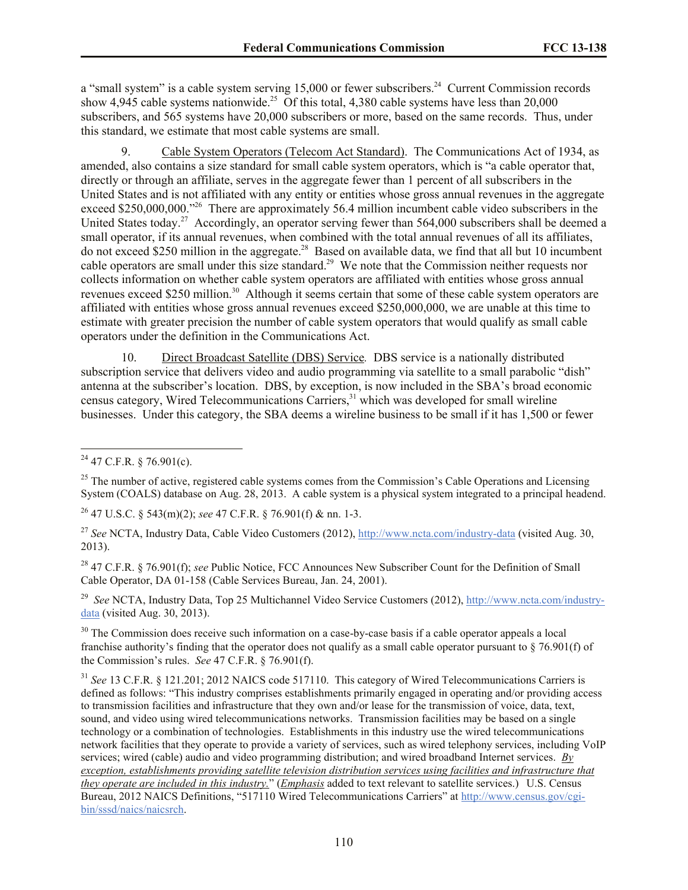a "small system" is a cable system serving 15,000 or fewer subscribers.[24] Current Commission records show 4,945 cable systems nationwide.[25] Of this total, 4,380 cable systems have less than 20,000 subscribers, and 565 systems have 20,000 subscribers or more, based on the same records. Thus, under this standard, we estimate that most cable systems are small.

9. Cable System Operators (Telecom Act Standard). The Communications Act of 1934, as amended, also contains a size standard for small cable system operators, which is "a cable operator that, directly or through an affiliate, serves in the aggregate fewer than 1 percent of all subscribers in the United States and is not affiliated with any entity or entities whose gross annual revenues in the aggregate exceed $250,000,000."[26] There are approximately 56.4 million incumbent cable video subscribers in the United States today.[27] Accordingly, an operator serving fewer than 564,000 subscribers shall be deemed a small operator, if its annual revenues, when combined with the total annual revenues of all its affiliates, do not exceed $250 million in the aggregate.[28] Based on available data, we find that all but 10 incumbent cable operators are small under this size standard.[29] We note that the Commission neither requests nor collects information on whether cable system operators are affiliated with entities whose gross annual revenues exceed $250 million.[30] Although it seems certain that some of these cable system operators are affiliated with entities whose gross annual revenues exceed $250,000,000, we are unable at this time to estimate with greater precision the number of cable system operators that would qualify as small cable operators under the definition in the Communications Act.

10. Direct Broadcast Satellite (DBS) Service*.* DBS service is a nationally distributed subscription service that delivers video and audio programming via satellite to a small parabolic "dish" antenna at the subscriber's location. DBS, by exception, is now included in the SBA's broad economic census category, Wired Telecommunications Carriers,[31] which was developed for small wireline businesses. Under this category, the SBA deems a wireline business to be small if it has 1,500 or fewer

---

[24] 47 C.F.R. § 76.901(c).

[25] The number of active, registered cable systems comes from the Commission's Cable Operations and Licensing System (COALS) database on Aug. 28, 2013. A cable system is a physical system integrated to a principal headend.

[26] 47 U.S.C. § 543(m)(2); *see* 47 C.F.R. § 76.901(f) & nn. 1-3.

[27] *See* NCTA, Industry Data, Cable Video Customers (2012), http://www.ncta.com/industry-data (visited Aug. 30, 2013).

[28] 47 C.F.R. § 76.901(f); *see* Public Notice, FCC Announces New Subscriber Count for the Definition of Small Cable Operator, DA 01-158 (Cable Services Bureau, Jan. 24, 2001).

[29] *See* NCTA, Industry Data, Top 25 Multichannel Video Service Customers (2012), http://www.ncta.com/industry-data (visited Aug. 30, 2013).

[30] The Commission does receive such information on a case-by-case basis if a cable operator appeals a local franchise authority's finding that the operator does not qualify as a small cable operator pursuant to § 76.901(f) of the Commission's rules. *See* 47 C.F.R. § 76.901(f).

[31] *See* 13 C.F.R. § 121.201; 2012 NAICS code 517110. This category of Wired Telecommunications Carriers is defined as follows: "This industry comprises establishments primarily engaged in operating and/or providing access to transmission facilities and infrastructure that they own and/or lease for the transmission of voice, data, text, sound, and video using wired telecommunications networks. Transmission facilities may be based on a single technology or a combination of technologies. Establishments in this industry use the wired telecommunications network facilities that they operate to provide a variety of services, such as wired telephony services, including VoIP services; wired (cable) audio and video programming distribution; and wired broadband Internet services. *By exception, establishments providing satellite television distribution services using facilities and infrastructure that they operate are included in this industry.*" (*Emphasis* added to text relevant to satellite services.) U.S. Census Bureau, 2012 NAICS Definitions, "517110 Wired Telecommunications Carriers" at http://www.census.gov/cgi-bin/sssd/naics/naicsrch.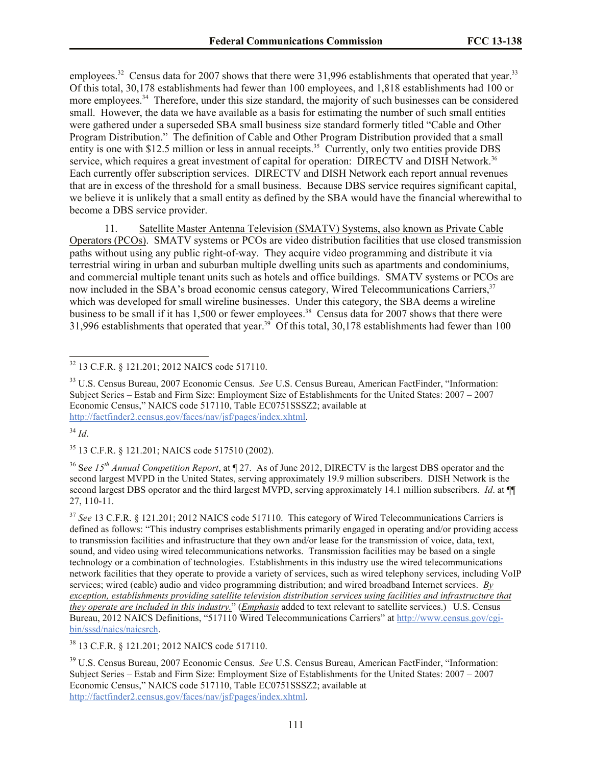employees.[32] Census data for 2007 shows that there were 31,996 establishments that operated that year.[33] Of this total, 30,178 establishments had fewer than 100 employees, and 1,818 establishments had 100 or more employees.[34] Therefore, under this size standard, the majority of such businesses can be considered small. However, the data we have available as a basis for estimating the number of such small entities were gathered under a superseded SBA small business size standard formerly titled "Cable and Other Program Distribution." The definition of Cable and Other Program Distribution provided that a small entity is one with $12.5 million or less in annual receipts.[35] Currently, only two entities provide DBS service, which requires a great investment of capital for operation: DIRECTV and DISH Network.[36] Each currently offer subscription services. DIRECTV and DISH Network each report annual revenues that are in excess of the threshold for a small business. Because DBS service requires significant capital, we believe it is unlikely that a small entity as defined by the SBA would have the financial wherewithal to become a DBS service provider.

11. Satellite Master Antenna Television (SMATV) Systems, also known as Private Cable Operators (PCOs). SMATV systems or PCOs are video distribution facilities that use closed transmission paths without using any public right-of-way. They acquire video programming and distribute it via terrestrial wiring in urban and suburban multiple dwelling units such as apartments and condominiums, and commercial multiple tenant units such as hotels and office buildings. SMATV systems or PCOs are now included in the SBA's broad economic census category, Wired Telecommunications Carriers,[37] which was developed for small wireline businesses. Under this category, the SBA deems a wireline business to be small if it has 1,500 or fewer employees.[38] Census data for 2007 shows that there were 31,996 establishments that operated that year.[39] Of this total, 30,178 establishments had fewer than 100

---

[32] 13 C.F.R. § 121.201; 2012 NAICS code 517110.

[33] U.S. Census Bureau, 2007 Economic Census. *See* U.S. Census Bureau, American FactFinder, "Information: Subject Series – Estab and Firm Size: Employment Size of Establishments for the United States: 2007 – 2007 Economic Census," NAICS code 517110, Table EC0751SSSZ2; available at http://factfinder2.census.gov/faces/nav/jsf/pages/index.xhtml.

[34] *Id*.

[35] 13 C.F.R. § 121.201; NAICS code 517510 (2002).

[36] S*ee 15th Annual Competition Report*, at ¶ 27. As of June 2012, DIRECTV is the largest DBS operator and the second largest MVPD in the United States, serving approximately 19.9 million subscribers. DISH Network is the second largest DBS operator and the third largest MVPD, serving approximately 14.1 million subscribers. *Id*. at ¶¶ 27, 110-11.

[37] *See* 13 C.F.R. § 121.201; 2012 NAICS code 517110. This category of Wired Telecommunications Carriers is defined as follows: "This industry comprises establishments primarily engaged in operating and/or providing access to transmission facilities and infrastructure that they own and/or lease for the transmission of voice, data, text, sound, and video using wired telecommunications networks. Transmission facilities may be based on a single technology or a combination of technologies. Establishments in this industry use the wired telecommunications network facilities that they operate to provide a variety of services, such as wired telephony services, including VoIP services; wired (cable) audio and video programming distribution; and wired broadband Internet services. *By exception, establishments providing satellite television distribution services using facilities and infrastructure that they operate are included in this industry.*" (*Emphasis* added to text relevant to satellite services.) U.S. Census Bureau, 2012 NAICS Definitions, "517110 Wired Telecommunications Carriers" at http://www.census.gov/cgi-bin/sssd/naics/naicsrch.

[38] 13 C.F.R. § 121.201; 2012 NAICS code 517110.

[39] U.S. Census Bureau, 2007 Economic Census. *See* U.S. Census Bureau, American FactFinder, "Information: Subject Series – Estab and Firm Size: Employment Size of Establishments for the United States: 2007 – 2007 Economic Census," NAICS code 517110, Table EC0751SSSZ2; available at http://factfinder2.census.gov/faces/nav/jsf/pages/index.xhtml.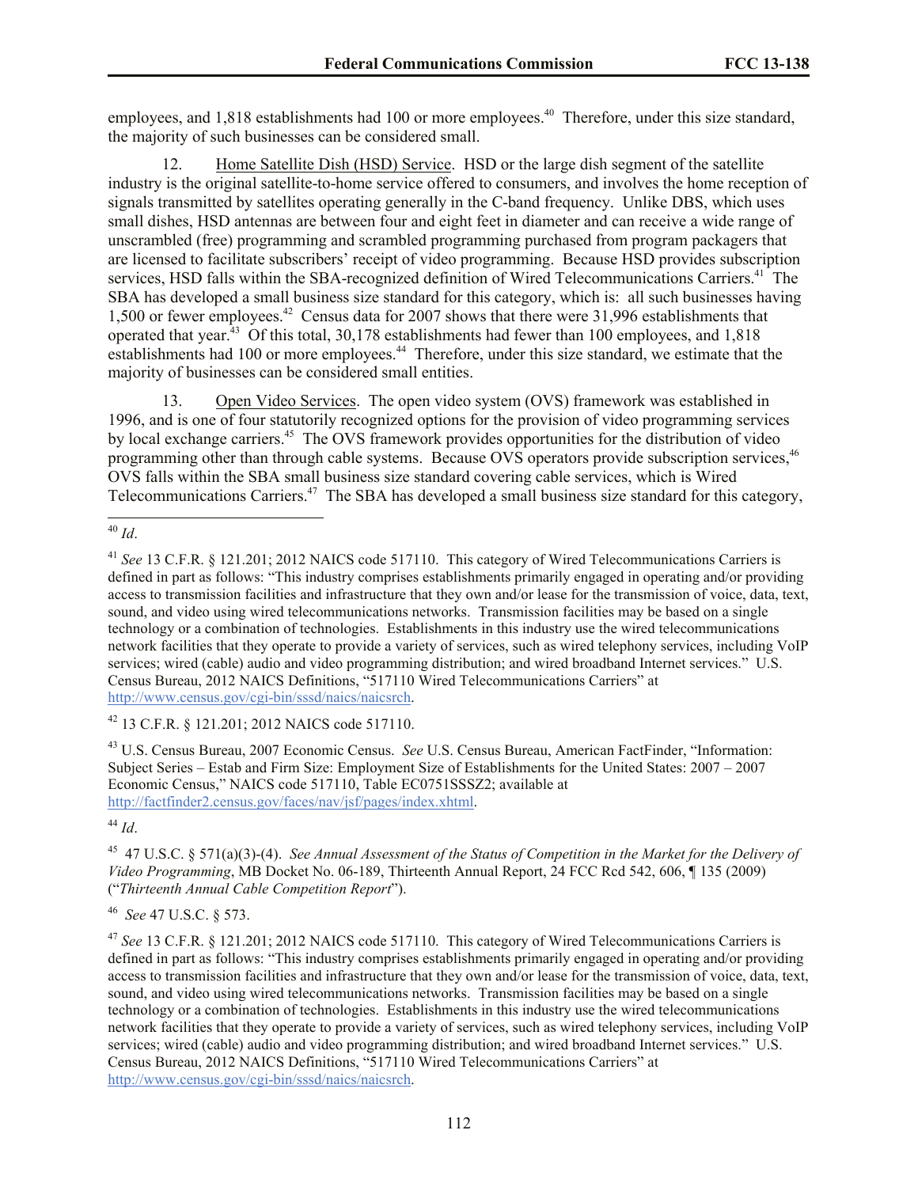employees, and 1,818 establishments had 100 or more employees.[40] Therefore, under this size standard, the majority of such businesses can be considered small.

12. Home Satellite Dish (HSD) Service. HSD or the large dish segment of the satellite industry is the original satellite-to-home service offered to consumers, and involves the home reception of signals transmitted by satellites operating generally in the C-band frequency. Unlike DBS, which uses small dishes, HSD antennas are between four and eight feet in diameter and can receive a wide range of unscrambled (free) programming and scrambled programming purchased from program packagers that are licensed to facilitate subscribers' receipt of video programming. Because HSD provides subscription services, HSD falls within the SBA-recognized definition of Wired Telecommunications Carriers.[41] The SBA has developed a small business size standard for this category, which is: all such businesses having 1,500 or fewer employees.[42] Census data for 2007 shows that there were 31,996 establishments that operated that year.[43] Of this total, 30,178 establishments had fewer than 100 employees, and 1,818 establishments had 100 or more employees.[44] Therefore, under this size standard, we estimate that the majority of businesses can be considered small entities.

13. Open Video Services. The open video system (OVS) framework was established in 1996, and is one of four statutorily recognized options for the provision of video programming services by local exchange carriers.[45] The OVS framework provides opportunities for the distribution of video programming other than through cable systems. Because OVS operators provide subscription services,[46] OVS falls within the SBA small business size standard covering cable services, which is Wired Telecommunications Carriers.[47] The SBA has developed a small business size standard for this category,

---

[40] *Id*.

[41] *See* 13 C.F.R. § 121.201; 2012 NAICS code 517110. This category of Wired Telecommunications Carriers is defined in part as follows: "This industry comprises establishments primarily engaged in operating and/or providing access to transmission facilities and infrastructure that they own and/or lease for the transmission of voice, data, text, sound, and video using wired telecommunications networks. Transmission facilities may be based on a single technology or a combination of technologies. Establishments in this industry use the wired telecommunications network facilities that they operate to provide a variety of services, such as wired telephony services, including VoIP services; wired (cable) audio and video programming distribution; and wired broadband Internet services." U.S. Census Bureau, 2012 NAICS Definitions, "517110 Wired Telecommunications Carriers" at http://www.census.gov/cgi-bin/sssd/naics/naicsrch.

[42] 13 C.F.R. § 121.201; 2012 NAICS code 517110.

[43] U.S. Census Bureau, 2007 Economic Census. *See* U.S. Census Bureau, American FactFinder, "Information: Subject Series – Estab and Firm Size: Employment Size of Establishments for the United States: 2007 – 2007 Economic Census," NAICS code 517110, Table EC0751SSSZ2; available at http://factfinder2.census.gov/faces/nav/jsf/pages/index.xhtml.

[44] *Id*.

[45] 47 U.S.C. § 571(a)(3)-(4). *See Annual Assessment of the Status of Competition in the Market for the Delivery of Video Programming*, MB Docket No. 06-189, Thirteenth Annual Report, 24 FCC Rcd 542, 606, ¶ 135 (2009) ("*Thirteenth Annual Cable Competition Report*").

[46] *See* 47 U.S.C. § 573.

[47] *See* 13 C.F.R. § 121.201; 2012 NAICS code 517110. This category of Wired Telecommunications Carriers is defined in part as follows: "This industry comprises establishments primarily engaged in operating and/or providing access to transmission facilities and infrastructure that they own and/or lease for the transmission of voice, data, text, sound, and video using wired telecommunications networks. Transmission facilities may be based on a single technology or a combination of technologies. Establishments in this industry use the wired telecommunications network facilities that they operate to provide a variety of services, such as wired telephony services, including VoIP services; wired (cable) audio and video programming distribution; and wired broadband Internet services." U.S. Census Bureau, 2012 NAICS Definitions, "517110 Wired Telecommunications Carriers" at http://www.census.gov/cgi-bin/sssd/naics/naicsrch.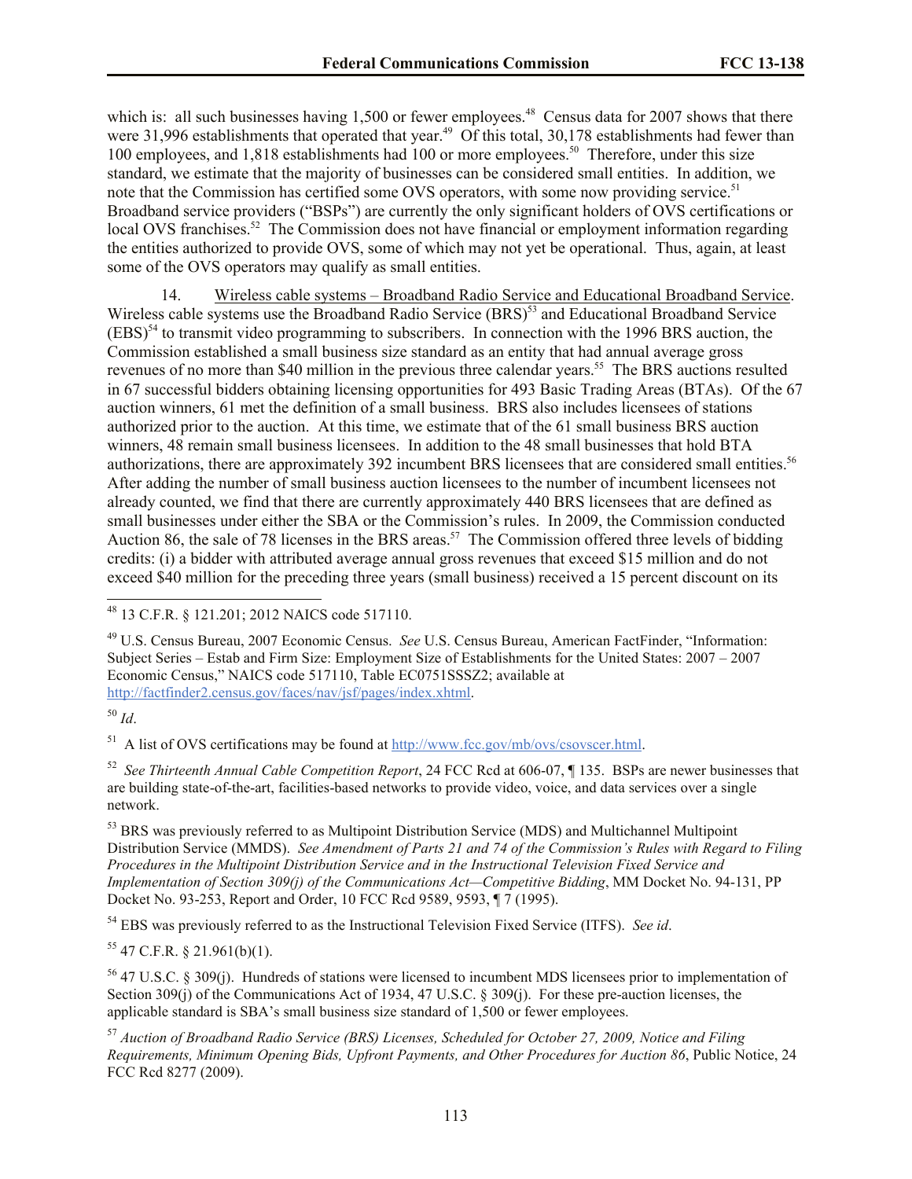which is: all such businesses having 1,500 or fewer employees.[48] Census data for 2007 shows that there were 31,996 establishments that operated that year.[49] Of this total, 30,178 establishments had fewer than 100 employees, and 1,818 establishments had 100 or more employees.[50] Therefore, under this size standard, we estimate that the majority of businesses can be considered small entities. In addition, we note that the Commission has certified some OVS operators, with some now providing service.[51] Broadband service providers ("BSPs") are currently the only significant holders of OVS certifications or local OVS franchises.[52] The Commission does not have financial or employment information regarding the entities authorized to provide OVS, some of which may not yet be operational. Thus, again, at least some of the OVS operators may qualify as small entities.

14. Wireless cable systems – Broadband Radio Service and Educational Broadband Service. Wireless cable systems use the Broadband Radio Service (BRS)[53] and Educational Broadband Service (EBS)[54] to transmit video programming to subscribers. In connection with the 1996 BRS auction, the Commission established a small business size standard as an entity that had annual average gross revenues of no more than $40 million in the previous three calendar years.[55] The BRS auctions resulted in 67 successful bidders obtaining licensing opportunities for 493 Basic Trading Areas (BTAs). Of the 67 auction winners, 61 met the definition of a small business. BRS also includes licensees of stations authorized prior to the auction. At this time, we estimate that of the 61 small business BRS auction winners, 48 remain small business licensees. In addition to the 48 small businesses that hold BTA authorizations, there are approximately 392 incumbent BRS licensees that are considered small entities.[56] After adding the number of small business auction licensees to the number of incumbent licensees not already counted, we find that there are currently approximately 440 BRS licensees that are defined as small businesses under either the SBA or the Commission's rules. In 2009, the Commission conducted Auction 86, the sale of 78 licenses in the BRS areas.[57] The Commission offered three levels of bidding credits: (i) a bidder with attributed average annual gross revenues that exceed $15 million and do not exceed $40 million for the preceding three years (small business) received a 15 percent discount on its

---

[48] 13 C.F.R. § 121.201; 2012 NAICS code 517110.

[49] U.S. Census Bureau, 2007 Economic Census. *See* U.S. Census Bureau, American FactFinder, "Information: Subject Series – Estab and Firm Size: Employment Size of Establishments for the United States: 2007 – 2007 Economic Census," NAICS code 517110, Table EC0751SSSZ2; available at http://factfinder2.census.gov/faces/nav/jsf/pages/index.xhtml.

[50] *Id*.

[51] A list of OVS certifications may be found at http://www.fcc.gov/mb/ovs/csovscer.html.

[52] *See Thirteenth Annual Cable Competition Report*, 24 FCC Rcd at 606-07, ¶ 135. BSPs are newer businesses that are building state-of-the-art, facilities-based networks to provide video, voice, and data services over a single network.

[53] BRS was previously referred to as Multipoint Distribution Service (MDS) and Multichannel Multipoint Distribution Service (MMDS). *See Amendment of Parts 21 and 74 of the Commission's Rules with Regard to Filing Procedures in the Multipoint Distribution Service and in the Instructional Television Fixed Service and Implementation of Section 309(j) of the Communications Act—Competitive Bidding*, MM Docket No. 94-131, PP Docket No. 93-253, Report and Order, 10 FCC Rcd 9589, 9593, ¶ 7 (1995).

[54] EBS was previously referred to as the Instructional Television Fixed Service (ITFS). *See id*.

[55] 47 C.F.R. § 21.961(b)(1).

[56] 47 U.S.C. § 309(j). Hundreds of stations were licensed to incumbent MDS licensees prior to implementation of Section 309(j) of the Communications Act of 1934, 47 U.S.C. § 309(j). For these pre-auction licenses, the applicable standard is SBA's small business size standard of 1,500 or fewer employees.

[57] *Auction of Broadband Radio Service (BRS) Licenses, Scheduled for October 27, 2009, Notice and Filing Requirements, Minimum Opening Bids, Upfront Payments, and Other Procedures for Auction 86*, Public Notice, 24 FCC Rcd 8277 (2009).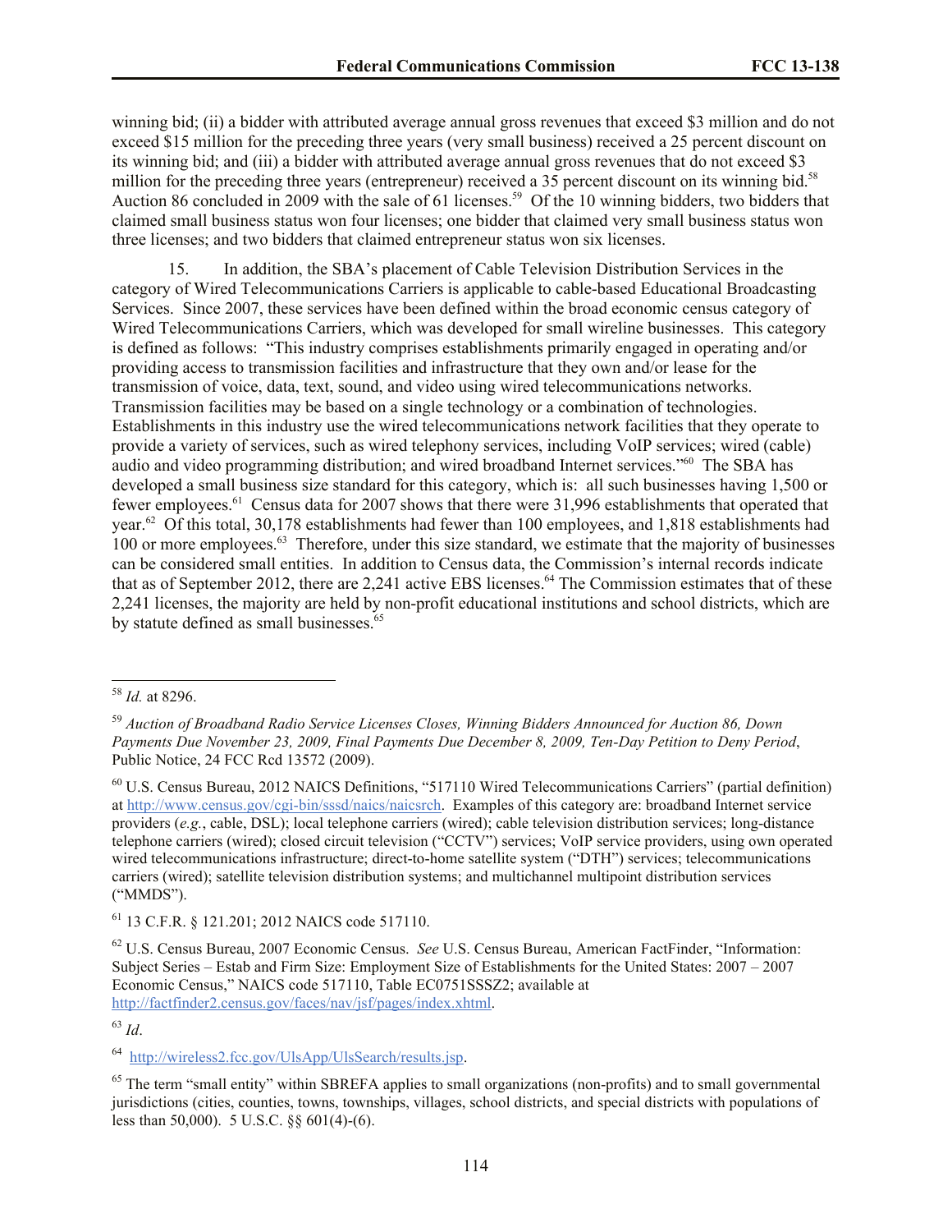winning bid; (ii) a bidder with attributed average annual gross revenues that exceed $3 million and do not exceed $15 million for the preceding three years (very small business) received a 25 percent discount on its winning bid; and (iii) a bidder with attributed average annual gross revenues that do not exceed $3 million for the preceding three years (entrepreneur) received a 35 percent discount on its winning bid.[58] Auction 86 concluded in 2009 with the sale of 61 licenses.[59] Of the 10 winning bidders, two bidders that claimed small business status won four licenses; one bidder that claimed very small business status won three licenses; and two bidders that claimed entrepreneur status won six licenses.

15. In addition, the SBA's placement of Cable Television Distribution Services in the category of Wired Telecommunications Carriers is applicable to cable-based Educational Broadcasting Services. Since 2007, these services have been defined within the broad economic census category of Wired Telecommunications Carriers, which was developed for small wireline businesses. This category is defined as follows: "This industry comprises establishments primarily engaged in operating and/or providing access to transmission facilities and infrastructure that they own and/or lease for the transmission of voice, data, text, sound, and video using wired telecommunications networks. Transmission facilities may be based on a single technology or a combination of technologies. Establishments in this industry use the wired telecommunications network facilities that they operate to provide a variety of services, such as wired telephony services, including VoIP services; wired (cable) audio and video programming distribution; and wired broadband Internet services."[60] The SBA has developed a small business size standard for this category, which is: all such businesses having 1,500 or fewer employees.[61] Census data for 2007 shows that there were 31,996 establishments that operated that year.[62] Of this total, 30,178 establishments had fewer than 100 employees, and 1,818 establishments had 100 or more employees.[63] Therefore, under this size standard, we estimate that the majority of businesses can be considered small entities. In addition to Census data, the Commission's internal records indicate that as of September 2012, there are 2,241 active EBS licenses.[64] The Commission estimates that of these 2,241 licenses, the majority are held by non-profit educational institutions and school districts, which are by statute defined as small businesses.[65]

---

[58] *Id.* at 8296.

[59] *Auction of Broadband Radio Service Licenses Closes, Winning Bidders Announced for Auction 86, Down Payments Due November 23, 2009, Final Payments Due December 8, 2009, Ten-Day Petition to Deny Period*, Public Notice, 24 FCC Rcd 13572 (2009).

[60] U.S. Census Bureau, 2012 NAICS Definitions, "517110 Wired Telecommunications Carriers" (partial definition) at http://www.census.gov/cgi-bin/sssd/naics/naicsrch. Examples of this category are: broadband Internet service providers (*e.g.*, cable, DSL); local telephone carriers (wired); cable television distribution services; long-distance telephone carriers (wired); closed circuit television ("CCTV") services; VoIP service providers, using own operated wired telecommunications infrastructure; direct-to-home satellite system ("DTH") services; telecommunications carriers (wired); satellite television distribution systems; and multichannel multipoint distribution services ("MMDS").

[61] 13 C.F.R. § 121.201; 2012 NAICS code 517110.

[62] U.S. Census Bureau, 2007 Economic Census. *See* U.S. Census Bureau, American FactFinder, "Information: Subject Series – Estab and Firm Size: Employment Size of Establishments for the United States: 2007 – 2007 Economic Census," NAICS code 517110, Table EC0751SSSZ2; available at http://factfinder2.census.gov/faces/nav/jsf/pages/index.xhtml.

[63] *Id*.

[64] http://wireless2.fcc.gov/UlsApp/UlsSearch/results.jsp.

[65] The term "small entity" within SBREFA applies to small organizations (non-profits) and to small governmental jurisdictions (cities, counties, towns, townships, villages, school districts, and special districts with populations of less than 50,000). 5 U.S.C. §§ 601(4)-(6).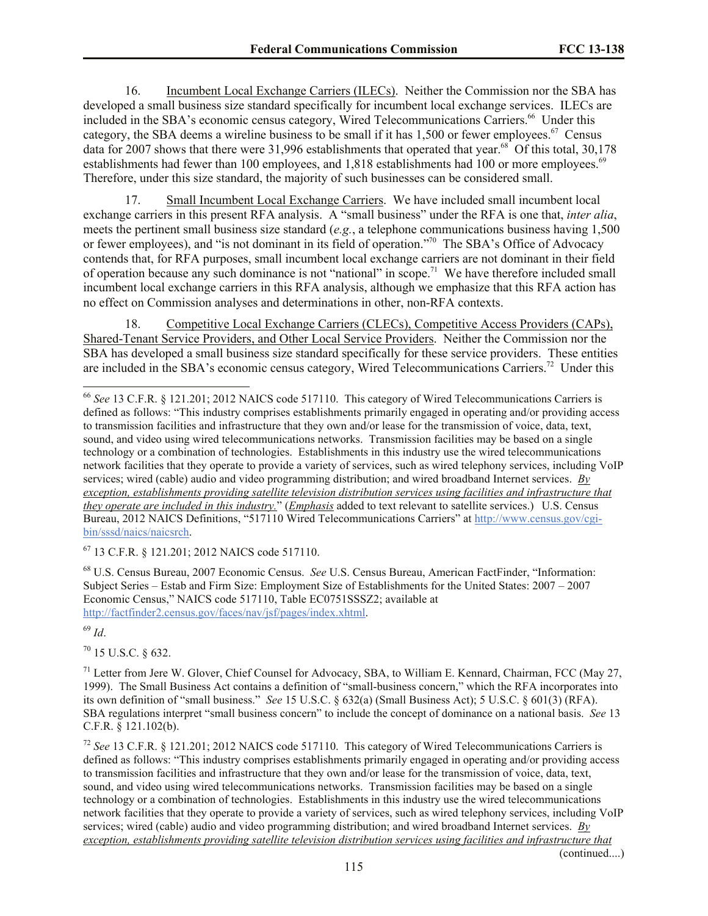16. Incumbent Local Exchange Carriers (ILECs). Neither the Commission nor the SBA has developed a small business size standard specifically for incumbent local exchange services. ILECs are included in the SBA's economic census category, Wired Telecommunications Carriers.[66] Under this category, the SBA deems a wireline business to be small if it has 1,500 or fewer employees.[67] Census data for 2007 shows that there were 31,996 establishments that operated that year.[68] Of this total, 30,178 establishments had fewer than 100 employees, and 1,818 establishments had 100 or more employees.[69] Therefore, under this size standard, the majority of such businesses can be considered small.

17. Small Incumbent Local Exchange Carriers. We have included small incumbent local exchange carriers in this present RFA analysis. A "small business" under the RFA is one that, *inter alia*, meets the pertinent small business size standard (*e.g.*, a telephone communications business having 1,500 or fewer employees), and "is not dominant in its field of operation."[70] The SBA's Office of Advocacy contends that, for RFA purposes, small incumbent local exchange carriers are not dominant in their field of operation because any such dominance is not "national" in scope.[71] We have therefore included small incumbent local exchange carriers in this RFA analysis, although we emphasize that this RFA action has no effect on Commission analyses and determinations in other, non-RFA contexts.

18. Competitive Local Exchange Carriers (CLECs), Competitive Access Providers (CAPs), Shared-Tenant Service Providers, and Other Local Service Providers. Neither the Commission nor the SBA has developed a small business size standard specifically for these service providers. These entities are included in the SBA's economic census category, Wired Telecommunications Carriers.[72] Under this

---

[66] *See* 13 C.F.R. § 121.201; 2012 NAICS code 517110. This category of Wired Telecommunications Carriers is defined as follows: "This industry comprises establishments primarily engaged in operating and/or providing access to transmission facilities and infrastructure that they own and/or lease for the transmission of voice, data, text, sound, and video using wired telecommunications networks. Transmission facilities may be based on a single technology or a combination of technologies. Establishments in this industry use the wired telecommunications network facilities that they operate to provide a variety of services, such as wired telephony services, including VoIP services; wired (cable) audio and video programming distribution; and wired broadband Internet services. *By exception, establishments providing satellite television distribution services using facilities and infrastructure that they operate are included in this industry.*" (*Emphasis* added to text relevant to satellite services.) U.S. Census Bureau, 2012 NAICS Definitions, "517110 Wired Telecommunications Carriers" at http://www.census.gov/cgi-bin/sssd/naics/naicsrch.

[67] 13 C.F.R. § 121.201; 2012 NAICS code 517110.

[68] U.S. Census Bureau, 2007 Economic Census. *See* U.S. Census Bureau, American FactFinder, "Information: Subject Series – Estab and Firm Size: Employment Size of Establishments for the United States: 2007 – 2007 Economic Census," NAICS code 517110, Table EC0751SSSZ2; available at http://factfinder2.census.gov/faces/nav/jsf/pages/index.xhtml.

[69] *Id*.

[70] 15 U.S.C. § 632.

[71] Letter from Jere W. Glover, Chief Counsel for Advocacy, SBA, to William E. Kennard, Chairman, FCC (May 27, 1999). The Small Business Act contains a definition of "small-business concern," which the RFA incorporates into its own definition of "small business." *See* 15 U.S.C. § 632(a) (Small Business Act); 5 U.S.C. § 601(3) (RFA). SBA regulations interpret "small business concern" to include the concept of dominance on a national basis. *See* 13 C.F.R. § 121.102(b).

[72] *See* 13 C.F.R. § 121.201; 2012 NAICS code 517110. This category of Wired Telecommunications Carriers is defined as follows: "This industry comprises establishments primarily engaged in operating and/or providing access to transmission facilities and infrastructure that they own and/or lease for the transmission of voice, data, text, sound, and video using wired telecommunications networks. Transmission facilities may be based on a single technology or a combination of technologies. Establishments in this industry use the wired telecommunications network facilities that they operate to provide a variety of services, such as wired telephony services, including VoIP services; wired (cable) audio and video programming distribution; and wired broadband Internet services. *By exception, establishments providing satellite television distribution services using facilities and infrastructure that*

(continued....)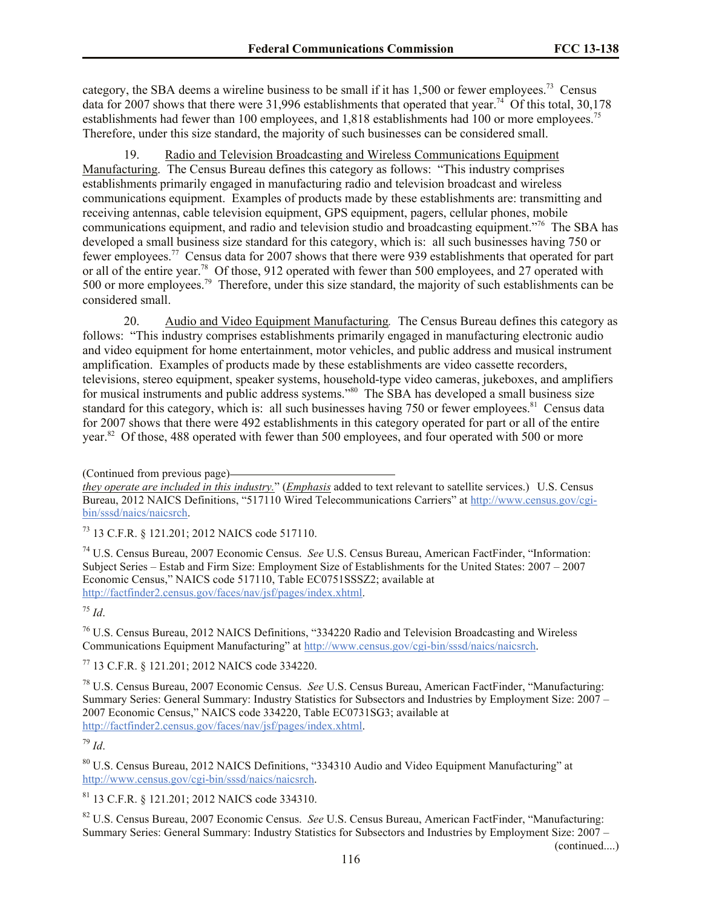category, the SBA deems a wireline business to be small if it has 1,500 or fewer employees.[73] Census data for 2007 shows that there were 31,996 establishments that operated that year.[74] Of this total, 30,178 establishments had fewer than 100 employees, and 1,818 establishments had 100 or more employees.[75] Therefore, under this size standard, the majority of such businesses can be considered small.

19. Radio and Television Broadcasting and Wireless Communications Equipment Manufacturing. The Census Bureau defines this category as follows: "This industry comprises establishments primarily engaged in manufacturing radio and television broadcast and wireless communications equipment. Examples of products made by these establishments are: transmitting and receiving antennas, cable television equipment, GPS equipment, pagers, cellular phones, mobile communications equipment, and radio and television studio and broadcasting equipment."[76] The SBA has developed a small business size standard for this category, which is: all such businesses having 750 or fewer employees.[77] Census data for 2007 shows that there were 939 establishments that operated for part or all of the entire year.[78] Of those, 912 operated with fewer than 500 employees, and 27 operated with 500 or more employees.[79] Therefore, under this size standard, the majority of such establishments can be considered small.

20. Audio and Video Equipment Manufacturing. The Census Bureau defines this category as follows: "This industry comprises establishments primarily engaged in manufacturing electronic audio and video equipment for home entertainment, motor vehicles, and public address and musical instrument amplification. Examples of products made by these establishments are video cassette recorders, televisions, stereo equipment, speaker systems, household-type video cameras, jukeboxes, and amplifiers for musical instruments and public address systems."[80] The SBA has developed a small business size standard for this category, which is: all such businesses having 750 or fewer employees.[81] Census data for 2007 shows that there were 492 establishments in this category operated for part or all of the entire year.[82] Of those, 488 operated with fewer than 500 employees, and four operated with 500 or more

---

(Continued from previous page)

*they operate are included in this industry.*" (*Emphasis* added to text relevant to satellite services.) U.S. Census Bureau, 2012 NAICS Definitions, "517110 Wired Telecommunications Carriers" at http://www.census.gov/cgi-bin/sssd/naics/naicsrch.

[73] 13 C.F.R. § 121.201; 2012 NAICS code 517110.

[74] U.S. Census Bureau, 2007 Economic Census. *See* U.S. Census Bureau, American FactFinder, "Information: Subject Series – Estab and Firm Size: Employment Size of Establishments for the United States: 2007 – 2007 Economic Census," NAICS code 517110, Table EC0751SSSZ2; available at http://factfinder2.census.gov/faces/nav/jsf/pages/index.xhtml.

[75] *Id*.

[76] U.S. Census Bureau, 2012 NAICS Definitions, "334220 Radio and Television Broadcasting and Wireless Communications Equipment Manufacturing" at http://www.census.gov/cgi-bin/sssd/naics/naicsrch.

[77] 13 C.F.R. § 121.201; 2012 NAICS code 334220.

[78] U.S. Census Bureau, 2007 Economic Census. *See* U.S. Census Bureau, American FactFinder, "Manufacturing: Summary Series: General Summary: Industry Statistics for Subsectors and Industries by Employment Size: 2007 – 2007 Economic Census," NAICS code 334220, Table EC0731SG3; available at http://factfinder2.census.gov/faces/nav/jsf/pages/index.xhtml.

[79] *Id*.

[80] U.S. Census Bureau, 2012 NAICS Definitions, "334310 Audio and Video Equipment Manufacturing" at http://www.census.gov/cgi-bin/sssd/naics/naicsrch.

[81] 13 C.F.R. § 121.201; 2012 NAICS code 334310.

[82] U.S. Census Bureau, 2007 Economic Census. *See* U.S. Census Bureau, American FactFinder, "Manufacturing: Summary Series: General Summary: Industry Statistics for Subsectors and Industries by Employment Size: 2007 –

(continued....)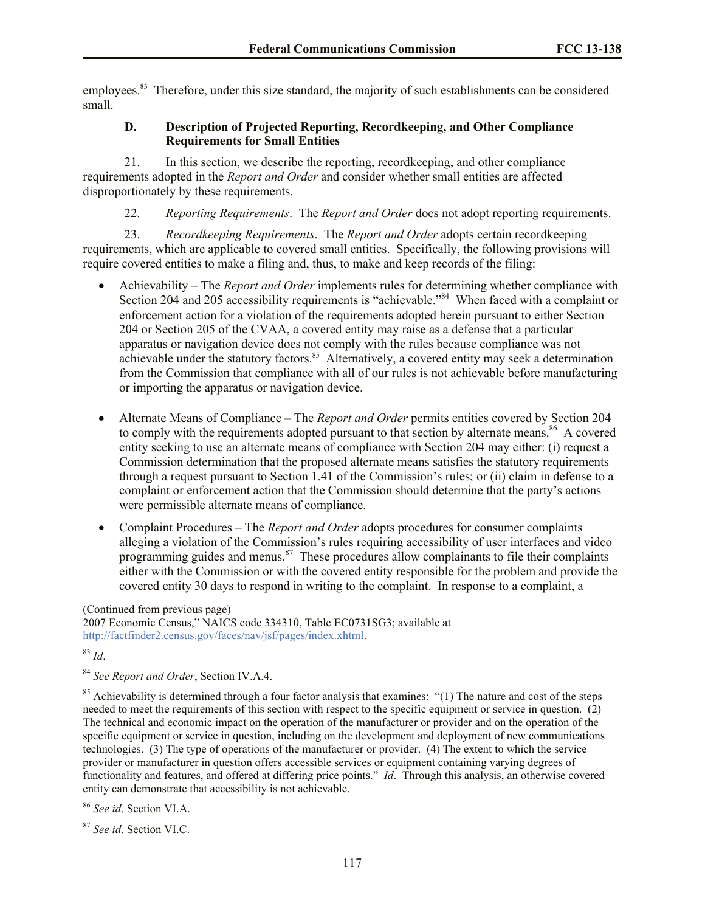employees.[83] Therefore, under this size standard, the majority of such establishments can be considered small.

### D. Description of Projected Reporting, Recordkeeping, and Other Compliance Requirements for Small Entities

21. In this section, we describe the reporting, recordkeeping, and other compliance requirements adopted in the *Report and Order* and consider whether small entities are affected disproportionately by these requirements.

22. *Reporting Requirements*. The *Report and Order* does not adopt reporting requirements.

23. *Recordkeeping Requirements*. The *Report and Order* adopts certain recordkeeping requirements, which are applicable to covered small entities. Specifically, the following provisions will require covered entities to make a filing and, thus, to make and keep records of the filing:

- Achievability – The *Report and Order* implements rules for determining whether compliance with Section 204 and 205 accessibility requirements is "achievable."[84] When faced with a complaint or enforcement action for a violation of the requirements adopted herein pursuant to either Section 204 or Section 205 of the CVAA, a covered entity may raise as a defense that a particular apparatus or navigation device does not comply with the rules because compliance was not achievable under the statutory factors.[85] Alternatively, a covered entity may seek a determination from the Commission that compliance with all of our rules is not achievable before manufacturing or importing the apparatus or navigation device.

- Alternate Means of Compliance – The *Report and Order* permits entities covered by Section 204 to comply with the requirements adopted pursuant to that section by alternate means.[86] A covered entity seeking to use an alternate means of compliance with Section 204 may either: (i) request a Commission determination that the proposed alternate means satisfies the statutory requirements through a request pursuant to Section 1.41 of the Commission's rules; or (ii) claim in defense to a complaint or enforcement action that the Commission should determine that the party's actions were permissible alternate means of compliance.

- Complaint Procedures – The *Report and Order* adopts procedures for consumer complaints alleging a violation of the Commission's rules requiring accessibility of user interfaces and video programming guides and menus.[87] These procedures allow complainants to file their complaints either with the Commission or with the covered entity responsible for the problem and provide the covered entity 30 days to respond in writing to the complaint. In response to a complaint, a

(Continued from previous page)
2007 Economic Census," NAICS code 334310, Table EC0731SG3; available at http://factfinder2.census.gov/faces/nav/jsf/pages/index.xhtml.

[83] *Id*.

[84] *See Report and Order*, Section IV.A.4.

[85] Achievability is determined through a four factor analysis that examines: "(1) The nature and cost of the steps needed to meet the requirements of this section with respect to the specific equipment or service in question. (2) The technical and economic impact on the operation of the manufacturer or provider and on the operation of the specific equipment or service in question, including on the development and deployment of new communications technologies. (3) The type of operations of the manufacturer or provider. (4) The extent to which the service provider or manufacturer in question offers accessible services or equipment containing varying degrees of functionality and features, and offered at differing price points." *Id*. Through this analysis, an otherwise covered entity can demonstrate that accessibility is not achievable.

[86] *See id*. Section VI.A.

[87] *See id*. Section VI.C.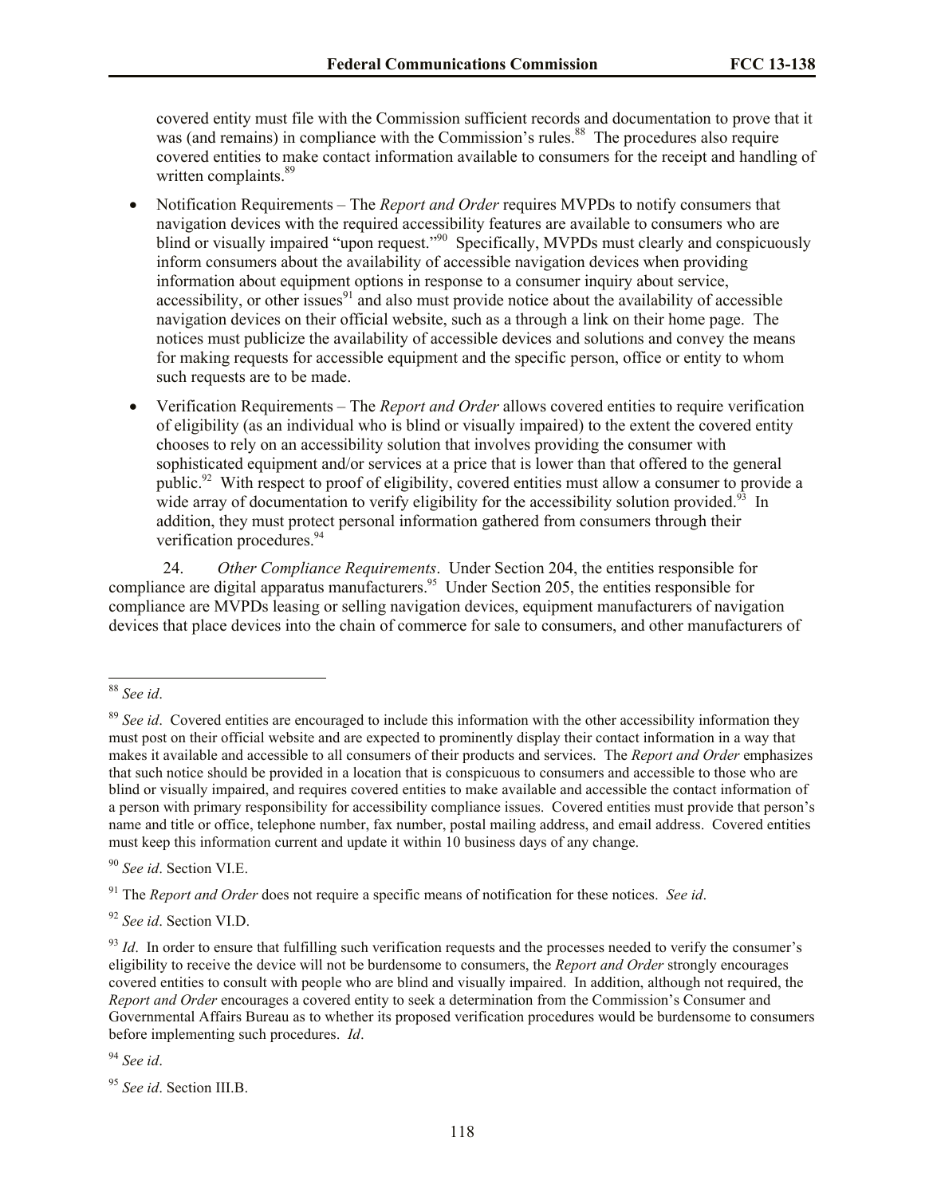covered entity must file with the Commission sufficient records and documentation to prove that it was (and remains) in compliance with the Commission's rules.[88] The procedures also require covered entities to make contact information available to consumers for the receipt and handling of written complaints.[89]

- Notification Requirements – The *Report and Order* requires MVPDs to notify consumers that navigation devices with the required accessibility features are available to consumers who are blind or visually impaired "upon request."[90] Specifically, MVPDs must clearly and conspicuously inform consumers about the availability of accessible navigation devices when providing information about equipment options in response to a consumer inquiry about service, accessibility, or other issues[91] and also must provide notice about the availability of accessible navigation devices on their official website, such as a through a link on their home page. The notices must publicize the availability of accessible devices and solutions and convey the means for making requests for accessible equipment and the specific person, office or entity to whom such requests are to be made.
- Verification Requirements – The *Report and Order* allows covered entities to require verification of eligibility (as an individual who is blind or visually impaired) to the extent the covered entity chooses to rely on an accessibility solution that involves providing the consumer with sophisticated equipment and/or services at a price that is lower than that offered to the general public.[92] With respect to proof of eligibility, covered entities must allow a consumer to provide a wide array of documentation to verify eligibility for the accessibility solution provided.[93] In addition, they must protect personal information gathered from consumers through their verification procedures.[94]

24. *Other Compliance Requirements*. Under Section 204, the entities responsible for compliance are digital apparatus manufacturers.[95] Under Section 205, the entities responsible for compliance are MVPDs leasing or selling navigation devices, equipment manufacturers of navigation devices that place devices into the chain of commerce for sale to consumers, and other manufacturers of

---

[88] *See id*.

[89] *See id*. Covered entities are encouraged to include this information with the other accessibility information they must post on their official website and are expected to prominently display their contact information in a way that makes it available and accessible to all consumers of their products and services. The *Report and Order* emphasizes that such notice should be provided in a location that is conspicuous to consumers and accessible to those who are blind or visually impaired, and requires covered entities to make available and accessible the contact information of a person with primary responsibility for accessibility compliance issues. Covered entities must provide that person's name and title or office, telephone number, fax number, postal mailing address, and email address. Covered entities must keep this information current and update it within 10 business days of any change.

[90] *See id*. Section VI.E.

[91] The *Report and Order* does not require a specific means of notification for these notices. *See id*.

[92] *See id*. Section VI.D.

[93] *Id*. In order to ensure that fulfilling such verification requests and the processes needed to verify the consumer's eligibility to receive the device will not be burdensome to consumers, the *Report and Order* strongly encourages covered entities to consult with people who are blind and visually impaired. In addition, although not required, the *Report and Order* encourages a covered entity to seek a determination from the Commission's Consumer and Governmental Affairs Bureau as to whether its proposed verification procedures would be burdensome to consumers before implementing such procedures. *Id*.

[94] *See id*.

[95] *See id*. Section III.B.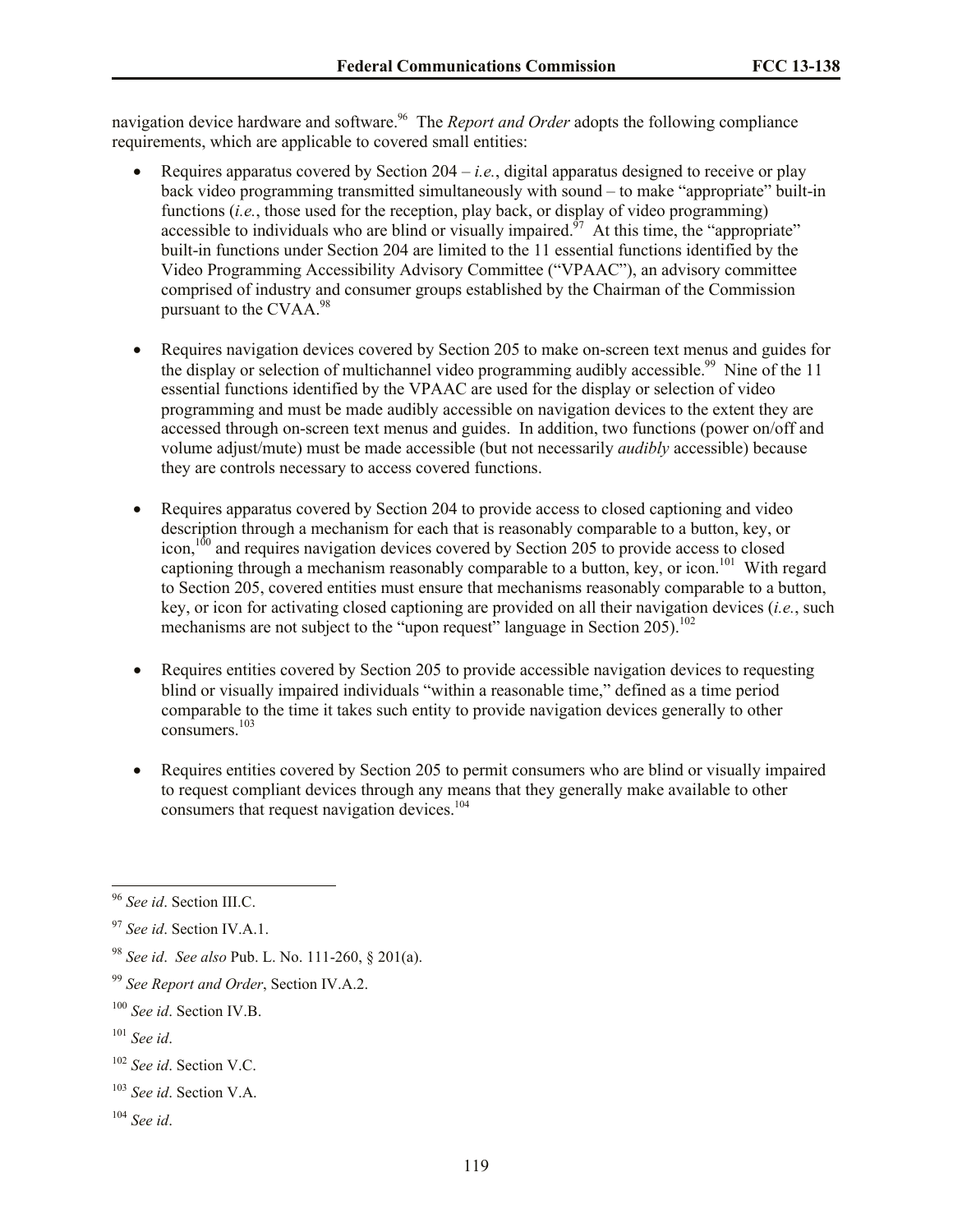navigation device hardware and software.[96] The *Report and Order* adopts the following compliance requirements, which are applicable to covered small entities:

- Requires apparatus covered by Section 204 – *i.e.*, digital apparatus designed to receive or play back video programming transmitted simultaneously with sound – to make "appropriate" built-in functions (*i.e.*, those used for the reception, play back, or display of video programming) accessible to individuals who are blind or visually impaired.[97] At this time, the "appropriate" built-in functions under Section 204 are limited to the 11 essential functions identified by the Video Programming Accessibility Advisory Committee ("VPAAC"), an advisory committee comprised of industry and consumer groups established by the Chairman of the Commission pursuant to the CVAA.[98]

- Requires navigation devices covered by Section 205 to make on-screen text menus and guides for the display or selection of multichannel video programming audibly accessible.[99] Nine of the 11 essential functions identified by the VPAAC are used for the display or selection of video programming and must be made audibly accessible on navigation devices to the extent they are accessed through on-screen text menus and guides. In addition, two functions (power on/off and volume adjust/mute) must be made accessible (but not necessarily *audibly* accessible) because they are controls necessary to access covered functions.

- Requires apparatus covered by Section 204 to provide access to closed captioning and video description through a mechanism for each that is reasonably comparable to a button, key, or icon,[100] and requires navigation devices covered by Section 205 to provide access to closed captioning through a mechanism reasonably comparable to a button, key, or icon.[101] With regard to Section 205, covered entities must ensure that mechanisms reasonably comparable to a button, key, or icon for activating closed captioning are provided on all their navigation devices (*i.e.*, such mechanisms are not subject to the "upon request" language in Section 205).[102]

- Requires entities covered by Section 205 to provide accessible navigation devices to requesting blind or visually impaired individuals "within a reasonable time," defined as a time period comparable to the time it takes such entity to provide navigation devices generally to other consumers.[103]

- Requires entities covered by Section 205 to permit consumers who are blind or visually impaired to request compliant devices through any means that they generally make available to other consumers that request navigation devices.[104]

---

[96] *See id*. Section III.C.

[97] *See id*. Section IV.A.1.

[98] *See id*. *See also* Pub. L. No. 111-260, § 201(a).

[99] *See Report and Order*, Section IV.A.2.

[100] *See id*. Section IV.B.

[101] *See id*.

[102] *See id*. Section V.C.

[103] *See id*. Section V.A.

[104] *See id*.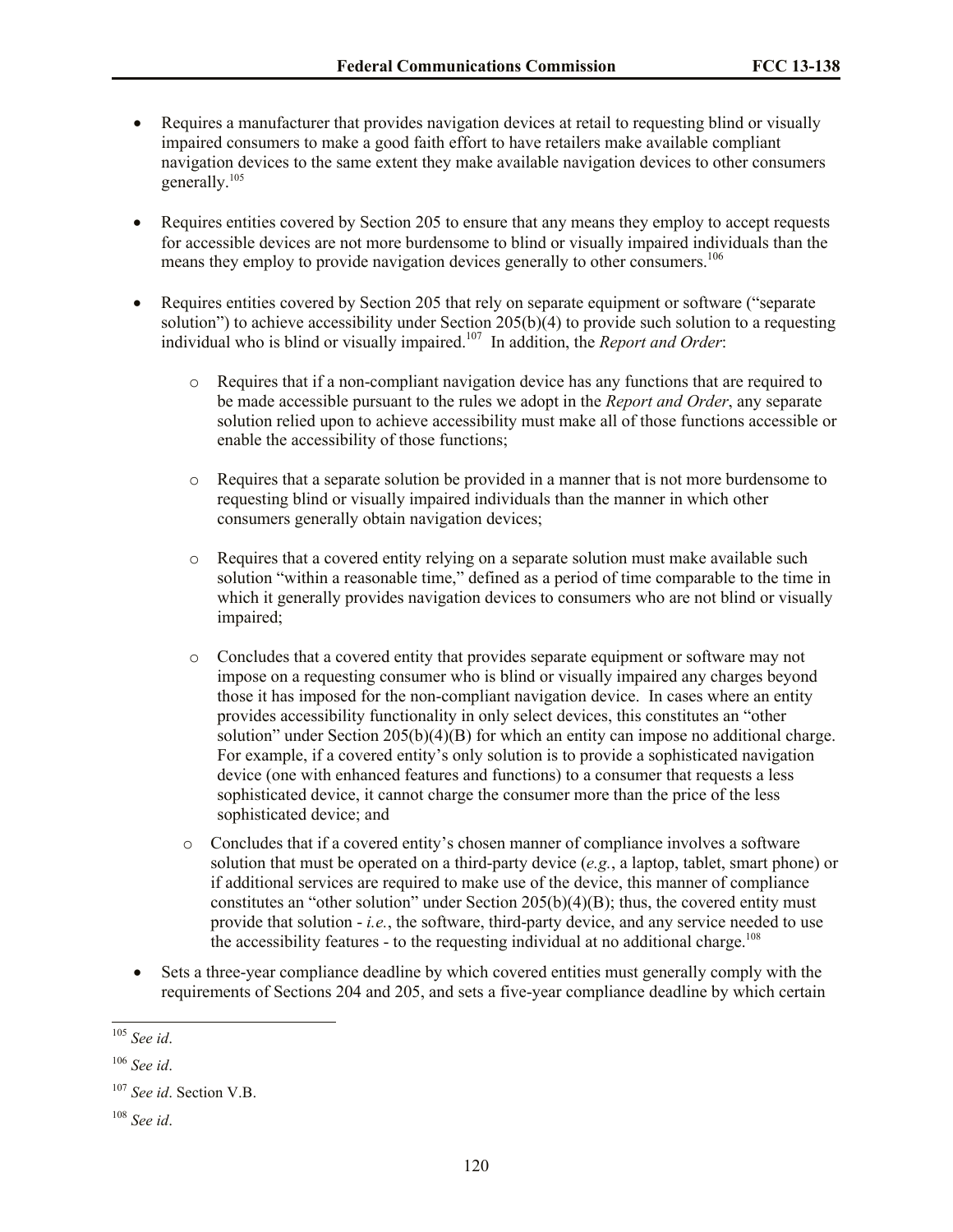- Requires a manufacturer that provides navigation devices at retail to requesting blind or visually impaired consumers to make a good faith effort to have retailers make available compliant navigation devices to the same extent they make available navigation devices to other consumers generally.[105]

- Requires entities covered by Section 205 to ensure that any means they employ to accept requests for accessible devices are not more burdensome to blind or visually impaired individuals than the means they employ to provide navigation devices generally to other consumers.[106]

- Requires entities covered by Section 205 that rely on separate equipment or software ("separate solution") to achieve accessibility under Section 205(b)(4) to provide such solution to a requesting individual who is blind or visually impaired.[107] In addition, the *Report and Order*:

  - Requires that if a non-compliant navigation device has any functions that are required to be made accessible pursuant to the rules we adopt in the *Report and Order*, any separate solution relied upon to achieve accessibility must make all of those functions accessible or enable the accessibility of those functions;

  - Requires that a separate solution be provided in a manner that is not more burdensome to requesting blind or visually impaired individuals than the manner in which other consumers generally obtain navigation devices;

  - Requires that a covered entity relying on a separate solution must make available such solution "within a reasonable time," defined as a period of time comparable to the time in which it generally provides navigation devices to consumers who are not blind or visually impaired;

  - Concludes that a covered entity that provides separate equipment or software may not impose on a requesting consumer who is blind or visually impaired any charges beyond those it has imposed for the non-compliant navigation device. In cases where an entity provides accessibility functionality in only select devices, this constitutes an "other solution" under Section 205(b)(4)(B) for which an entity can impose no additional charge. For example, if a covered entity's only solution is to provide a sophisticated navigation device (one with enhanced features and functions) to a consumer that requests a less sophisticated device, it cannot charge the consumer more than the price of the less sophisticated device; and

  - Concludes that if a covered entity's chosen manner of compliance involves a software solution that must be operated on a third-party device (*e.g.*, a laptop, tablet, smart phone) or if additional services are required to make use of the device, this manner of compliance constitutes an "other solution" under Section 205(b)(4)(B); thus, the covered entity must provide that solution - *i.e.*, the software, third-party device, and any service needed to use the accessibility features - to the requesting individual at no additional charge.[108]

- Sets a three-year compliance deadline by which covered entities must generally comply with the requirements of Sections 204 and 205, and sets a five-year compliance deadline by which certain

---

[105] *See id*.

[106] *See id*.

[107] *See id*. Section V.B.

[108] *See id*.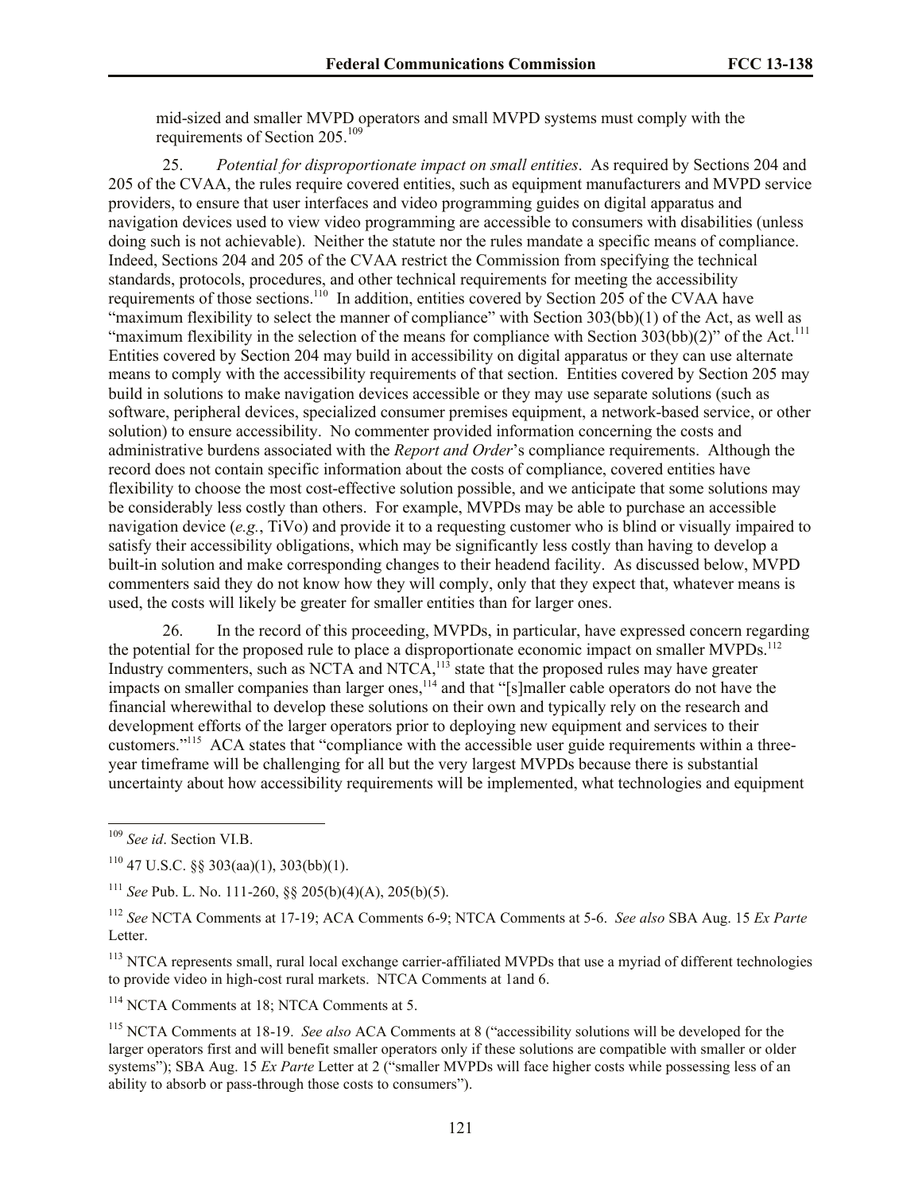mid-sized and smaller MVPD operators and small MVPD systems must comply with the requirements of Section 205.[109]

25. *Potential for disproportionate impact on small entities*. As required by Sections 204 and 205 of the CVAA, the rules require covered entities, such as equipment manufacturers and MVPD service providers, to ensure that user interfaces and video programming guides on digital apparatus and navigation devices used to view video programming are accessible to consumers with disabilities (unless doing such is not achievable). Neither the statute nor the rules mandate a specific means of compliance. Indeed, Sections 204 and 205 of the CVAA restrict the Commission from specifying the technical standards, protocols, procedures, and other technical requirements for meeting the accessibility requirements of those sections.[110] In addition, entities covered by Section 205 of the CVAA have "maximum flexibility to select the manner of compliance" with Section 303(bb)(1) of the Act, as well as "maximum flexibility in the selection of the means for compliance with Section 303(bb)(2)" of the Act.[111] Entities covered by Section 204 may build in accessibility on digital apparatus or they can use alternate means to comply with the accessibility requirements of that section. Entities covered by Section 205 may build in solutions to make navigation devices accessible or they may use separate solutions (such as software, peripheral devices, specialized consumer premises equipment, a network-based service, or other solution) to ensure accessibility. No commenter provided information concerning the costs and administrative burdens associated with the *Report and Order*'s compliance requirements. Although the record does not contain specific information about the costs of compliance, covered entities have flexibility to choose the most cost-effective solution possible, and we anticipate that some solutions may be considerably less costly than others. For example, MVPDs may be able to purchase an accessible navigation device (*e.g.*, TiVo) and provide it to a requesting customer who is blind or visually impaired to satisfy their accessibility obligations, which may be significantly less costly than having to develop a built-in solution and make corresponding changes to their headend facility. As discussed below, MVPD commenters said they do not know how they will comply, only that they expect that, whatever means is used, the costs will likely be greater for smaller entities than for larger ones.

26. In the record of this proceeding, MVPDs, in particular, have expressed concern regarding the potential for the proposed rule to place a disproportionate economic impact on smaller MVPDs.[112] Industry commenters, such as NCTA and NTCA,[113] state that the proposed rules may have greater impacts on smaller companies than larger ones,[114] and that "[s]maller cable operators do not have the financial wherewithal to develop these solutions on their own and typically rely on the research and development efforts of the larger operators prior to deploying new equipment and services to their customers."[115] ACA states that "compliance with the accessible user guide requirements within a three-year timeframe will be challenging for all but the very largest MVPDs because there is substantial uncertainty about how accessibility requirements will be implemented, what technologies and equipment

---

[109] *See id*. Section VI.B.

[110] 47 U.S.C. §§ 303(aa)(1), 303(bb)(1).

[111] *See* Pub. L. No. 111-260, §§ 205(b)(4)(A), 205(b)(5).

[112] *See* NCTA Comments at 17-19; ACA Comments 6-9; NTCA Comments at 5-6. *See also* SBA Aug. 15 *Ex Parte* Letter.

[113] NTCA represents small, rural local exchange carrier-affiliated MVPDs that use a myriad of different technologies to provide video in high-cost rural markets. NTCA Comments at 1and 6.

[114] NCTA Comments at 18; NTCA Comments at 5.

[115] NCTA Comments at 18-19. *See also* ACA Comments at 8 ("accessibility solutions will be developed for the larger operators first and will benefit smaller operators only if these solutions are compatible with smaller or older systems"); SBA Aug. 15 *Ex Parte* Letter at 2 ("smaller MVPDs will face higher costs while possessing less of an ability to absorb or pass-through those costs to consumers").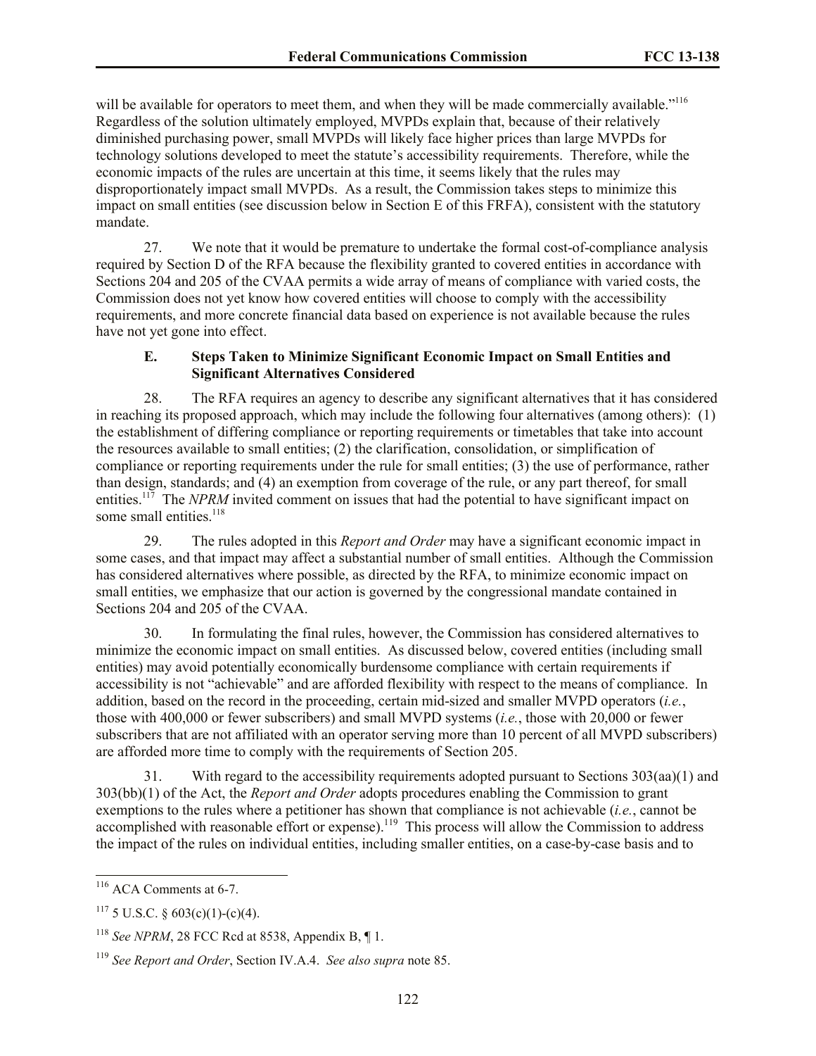will be available for operators to meet them, and when they will be made commercially available."[116] Regardless of the solution ultimately employed, MVPDs explain that, because of their relatively diminished purchasing power, small MVPDs will likely face higher prices than large MVPDs for technology solutions developed to meet the statute's accessibility requirements. Therefore, while the economic impacts of the rules are uncertain at this time, it seems likely that the rules may disproportionately impact small MVPDs. As a result, the Commission takes steps to minimize this impact on small entities (see discussion below in Section E of this FRFA), consistent with the statutory mandate.

27. We note that it would be premature to undertake the formal cost-of-compliance analysis required by Section D of the RFA because the flexibility granted to covered entities in accordance with Sections 204 and 205 of the CVAA permits a wide array of means of compliance with varied costs, the Commission does not yet know how covered entities will choose to comply with the accessibility requirements, and more concrete financial data based on experience is not available because the rules have not yet gone into effect.

### E. Steps Taken to Minimize Significant Economic Impact on Small Entities and Significant Alternatives Considered

28. The RFA requires an agency to describe any significant alternatives that it has considered in reaching its proposed approach, which may include the following four alternatives (among others): (1) the establishment of differing compliance or reporting requirements or timetables that take into account the resources available to small entities; (2) the clarification, consolidation, or simplification of compliance or reporting requirements under the rule for small entities; (3) the use of performance, rather than design, standards; and (4) an exemption from coverage of the rule, or any part thereof, for small entities.[117] The *NPRM* invited comment on issues that had the potential to have significant impact on some small entities.[118]

29. The rules adopted in this *Report and Order* may have a significant economic impact in some cases, and that impact may affect a substantial number of small entities. Although the Commission has considered alternatives where possible, as directed by the RFA, to minimize economic impact on small entities, we emphasize that our action is governed by the congressional mandate contained in Sections 204 and 205 of the CVAA.

30. In formulating the final rules, however, the Commission has considered alternatives to minimize the economic impact on small entities. As discussed below, covered entities (including small entities) may avoid potentially economically burdensome compliance with certain requirements if accessibility is not "achievable" and are afforded flexibility with respect to the means of compliance. In addition, based on the record in the proceeding, certain mid-sized and smaller MVPD operators (*i.e.*, those with 400,000 or fewer subscribers) and small MVPD systems (*i.e.*, those with 20,000 or fewer subscribers that are not affiliated with an operator serving more than 10 percent of all MVPD subscribers) are afforded more time to comply with the requirements of Section 205.

31. With regard to the accessibility requirements adopted pursuant to Sections 303(aa)(1) and 303(bb)(1) of the Act, the *Report and Order* adopts procedures enabling the Commission to grant exemptions to the rules where a petitioner has shown that compliance is not achievable (*i.e.*, cannot be accomplished with reasonable effort or expense).[119] This process will allow the Commission to address the impact of the rules on individual entities, including smaller entities, on a case-by-case basis and to

---

[116] ACA Comments at 6-7.

[117] 5 U.S.C. § 603(c)(1)-(c)(4).

[118] *See NPRM*, 28 FCC Rcd at 8538, Appendix B, ¶ 1.

[119] *See Report and Order*, Section IV.A.4. *See also supra* note 85.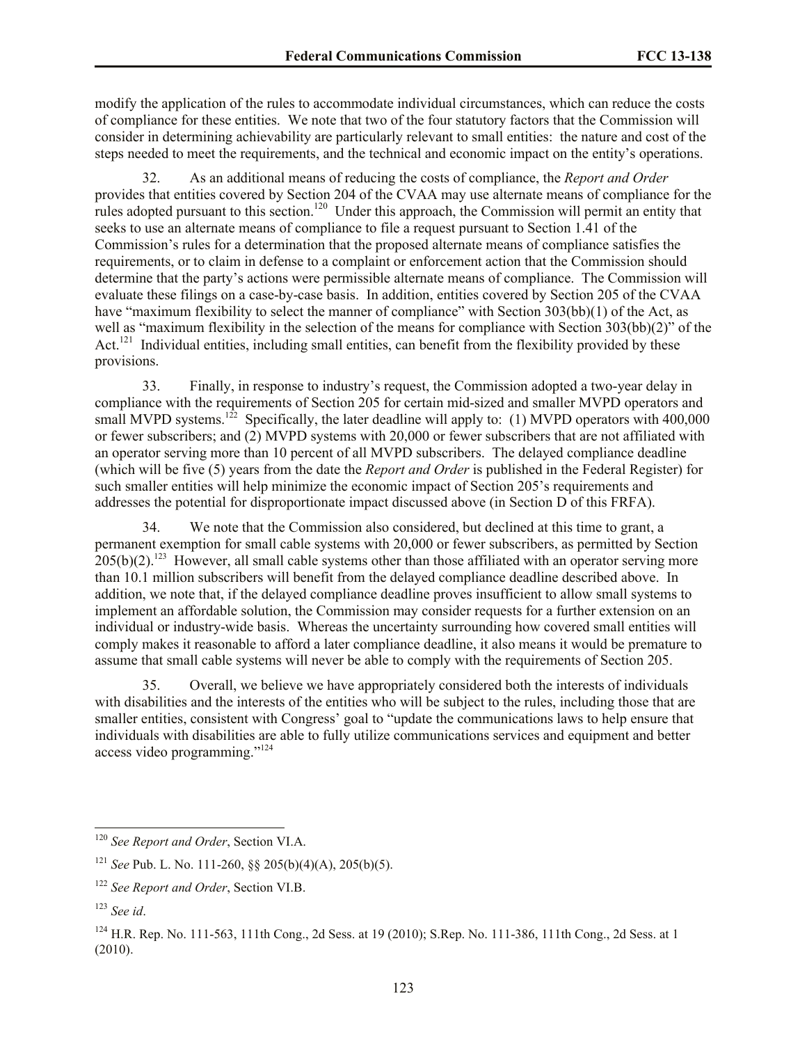modify the application of the rules to accommodate individual circumstances, which can reduce the costs of compliance for these entities. We note that two of the four statutory factors that the Commission will consider in determining achievability are particularly relevant to small entities: the nature and cost of the steps needed to meet the requirements, and the technical and economic impact on the entity's operations.

32. As an additional means of reducing the costs of compliance, the *Report and Order* provides that entities covered by Section 204 of the CVAA may use alternate means of compliance for the rules adopted pursuant to this section.[120] Under this approach, the Commission will permit an entity that seeks to use an alternate means of compliance to file a request pursuant to Section 1.41 of the Commission's rules for a determination that the proposed alternate means of compliance satisfies the requirements, or to claim in defense to a complaint or enforcement action that the Commission should determine that the party's actions were permissible alternate means of compliance. The Commission will evaluate these filings on a case-by-case basis. In addition, entities covered by Section 205 of the CVAA have "maximum flexibility to select the manner of compliance" with Section 303(bb)(1) of the Act, as well as "maximum flexibility in the selection of the means for compliance with Section 303(bb)(2)" of the Act.[121] Individual entities, including small entities, can benefit from the flexibility provided by these provisions.

33. Finally, in response to industry's request, the Commission adopted a two-year delay in compliance with the requirements of Section 205 for certain mid-sized and smaller MVPD operators and small MVPD systems.[122] Specifically, the later deadline will apply to: (1) MVPD operators with 400,000 or fewer subscribers; and (2) MVPD systems with 20,000 or fewer subscribers that are not affiliated with an operator serving more than 10 percent of all MVPD subscribers. The delayed compliance deadline (which will be five (5) years from the date the *Report and Order* is published in the Federal Register) for such smaller entities will help minimize the economic impact of Section 205's requirements and addresses the potential for disproportionate impact discussed above (in Section D of this FRFA).

34. We note that the Commission also considered, but declined at this time to grant, a permanent exemption for small cable systems with 20,000 or fewer subscribers, as permitted by Section 205(b)(2).[123] However, all small cable systems other than those affiliated with an operator serving more than 10.1 million subscribers will benefit from the delayed compliance deadline described above. In addition, we note that, if the delayed compliance deadline proves insufficient to allow small systems to implement an affordable solution, the Commission may consider requests for a further extension on an individual or industry-wide basis. Whereas the uncertainty surrounding how covered small entities will comply makes it reasonable to afford a later compliance deadline, it also means it would be premature to assume that small cable systems will never be able to comply with the requirements of Section 205.

35. Overall, we believe we have appropriately considered both the interests of individuals with disabilities and the interests of the entities who will be subject to the rules, including those that are smaller entities, consistent with Congress' goal to "update the communications laws to help ensure that individuals with disabilities are able to fully utilize communications services and equipment and better access video programming."[124]

---

[120] *See Report and Order*, Section VI.A.

[121] *See* Pub. L. No. 111-260, §§ 205(b)(4)(A), 205(b)(5).

[122] *See Report and Order*, Section VI.B.

[123] *See id*.

[124] H.R. Rep. No. 111-563, 111th Cong., 2d Sess. at 19 (2010); S.Rep. No. 111-386, 111th Cong., 2d Sess. at 1 (2010).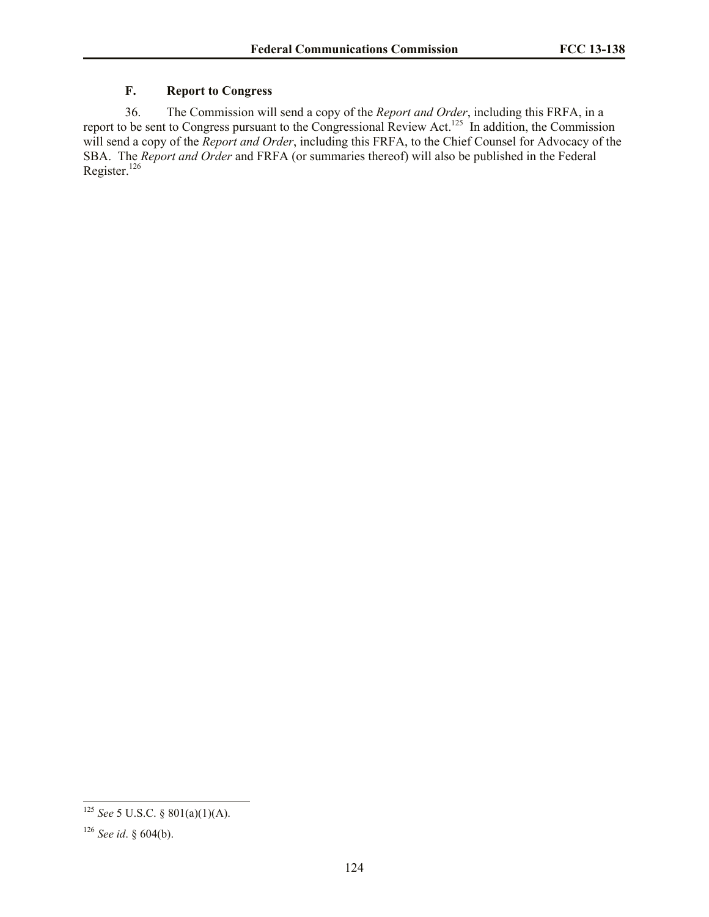### F. Report to Congress

36. The Commission will send a copy of the *Report and Order*, including this FRFA, in a report to be sent to Congress pursuant to the Congressional Review Act.[125] In addition, the Commission will send a copy of the *Report and Order*, including this FRFA, to the Chief Counsel for Advocacy of the SBA. The *Report and Order* and FRFA (or summaries thereof) will also be published in the Federal Register.[126]

---

[125] *See* 5 U.S.C. § 801(a)(1)(A).

[126] *See id*. § 604(b).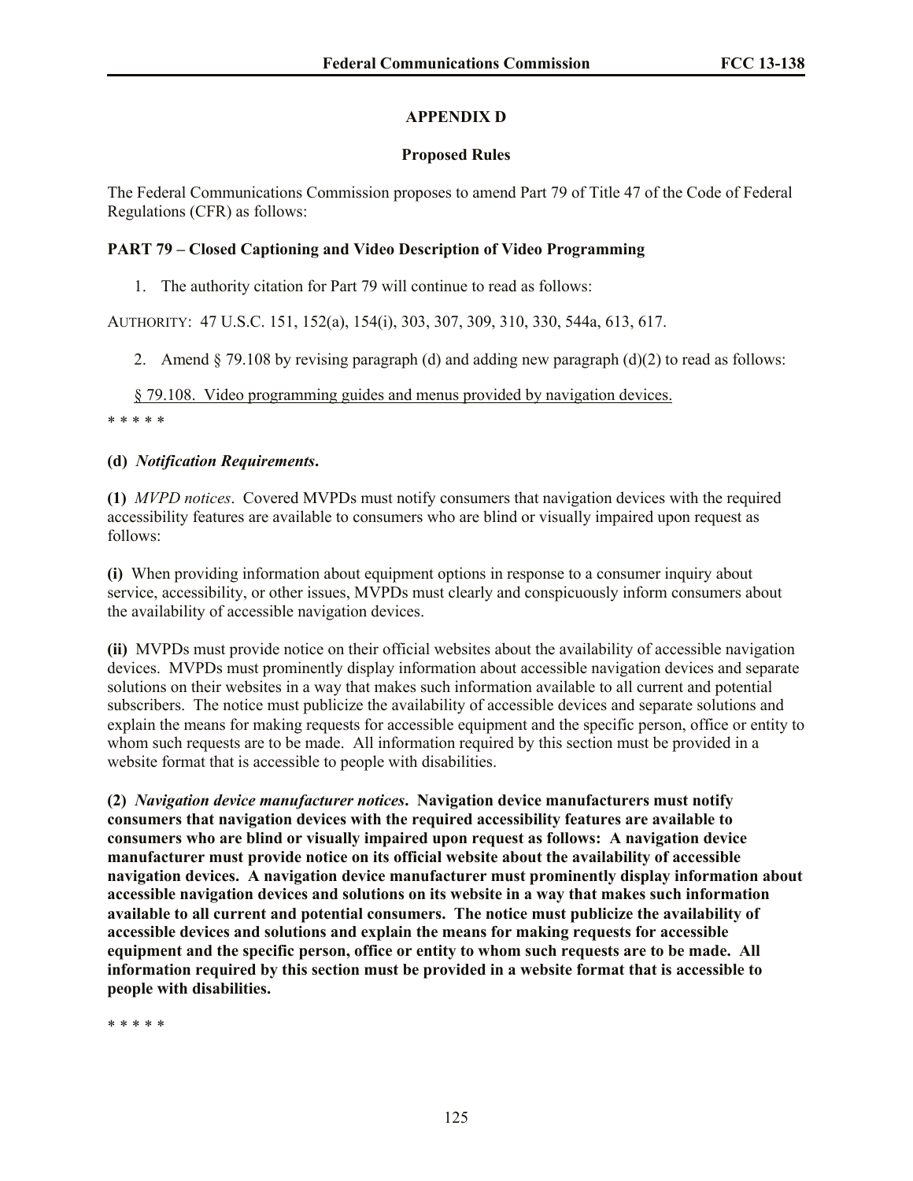## APPENDIX D

### Proposed Rules

The Federal Communications Commission proposes to amend Part 79 of Title 47 of the Code of Federal Regulations (CFR) as follows:

**PART 79 – Closed Captioning and Video Description of Video Programming**

1. The authority citation for Part 79 will continue to read as follows:

AUTHORITY: 47 U.S.C. 151, 152(a), 154(i), 303, 307, 309, 310, 330, 544a, 613, 617.

2. Amend § 79.108 by revising paragraph (d) and adding new paragraph (d)(2) to read as follows:

§ 79.108. Video programming guides and menus provided by navigation devices.

\* \* \* \* \*

**(d)** ***Notification Requirements*.**

**(1)** *MVPD notices*. Covered MVPDs must notify consumers that navigation devices with the required accessibility features are available to consumers who are blind or visually impaired upon request as follows:

**(i)** When providing information about equipment options in response to a consumer inquiry about service, accessibility, or other issues, MVPDs must clearly and conspicuously inform consumers about the availability of accessible navigation devices.

**(ii)** MVPDs must provide notice on their official websites about the availability of accessible navigation devices. MVPDs must prominently display information about accessible navigation devices and separate solutions on their websites in a way that makes such information available to all current and potential subscribers. The notice must publicize the availability of accessible devices and separate solutions and explain the means for making requests for accessible equipment and the specific person, office or entity to whom such requests are to be made. All information required by this section must be provided in a website format that is accessible to people with disabilities.

**(2)** ***Navigation device manufacturer notices*. Navigation device manufacturers must notify consumers that navigation devices with the required accessibility features are available to consumers who are blind or visually impaired upon request as follows: A navigation device manufacturer must provide notice on its official website about the availability of accessible navigation devices. A navigation device manufacturer must prominently display information about accessible navigation devices and solutions on its website in a way that makes such information available to all current and potential consumers. The notice must publicize the availability of accessible devices and solutions and explain the means for making requests for accessible equipment and the specific person, office or entity to whom such requests are to be made. All information required by this section must be provided in a website format that is accessible to people with disabilities.**

\* \* \* \* \*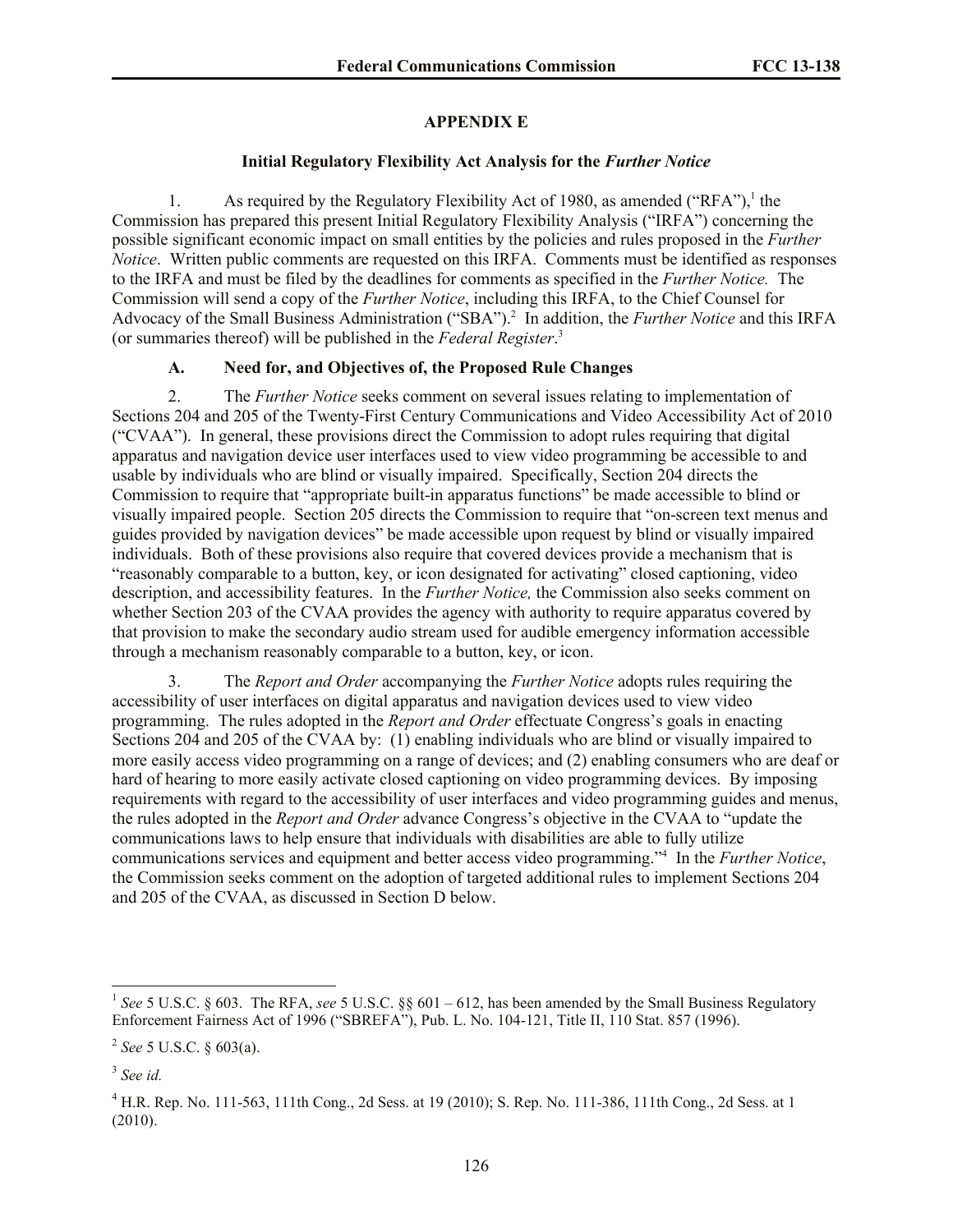## APPENDIX E

### Initial Regulatory Flexibility Act Analysis for the *Further Notice*

1. As required by the Regulatory Flexibility Act of 1980, as amended ("RFA"),[1] the Commission has prepared this present Initial Regulatory Flexibility Analysis ("IRFA") concerning the possible significant economic impact on small entities by the policies and rules proposed in the *Further Notice*. Written public comments are requested on this IRFA. Comments must be identified as responses to the IRFA and must be filed by the deadlines for comments as specified in the *Further Notice.* The Commission will send a copy of the *Further Notice*, including this IRFA, to the Chief Counsel for Advocacy of the Small Business Administration ("SBA").[2] In addition, the *Further Notice* and this IRFA (or summaries thereof) will be published in the *Federal Register*.[3]

#### A. Need for, and Objectives of, the Proposed Rule Changes

2. The *Further Notice* seeks comment on several issues relating to implementation of Sections 204 and 205 of the Twenty-First Century Communications and Video Accessibility Act of 2010 ("CVAA"). In general, these provisions direct the Commission to adopt rules requiring that digital apparatus and navigation device user interfaces used to view video programming be accessible to and usable by individuals who are blind or visually impaired. Specifically, Section 204 directs the Commission to require that "appropriate built-in apparatus functions" be made accessible to blind or visually impaired people. Section 205 directs the Commission to require that "on-screen text menus and guides provided by navigation devices" be made accessible upon request by blind or visually impaired individuals. Both of these provisions also require that covered devices provide a mechanism that is "reasonably comparable to a button, key, or icon designated for activating" closed captioning, video description, and accessibility features. In the *Further Notice,* the Commission also seeks comment on whether Section 203 of the CVAA provides the agency with authority to require apparatus covered by that provision to make the secondary audio stream used for audible emergency information accessible through a mechanism reasonably comparable to a button, key, or icon.

3. The *Report and Order* accompanying the *Further Notice* adopts rules requiring the accessibility of user interfaces on digital apparatus and navigation devices used to view video programming. The rules adopted in the *Report and Order* effectuate Congress's goals in enacting Sections 204 and 205 of the CVAA by: (1) enabling individuals who are blind or visually impaired to more easily access video programming on a range of devices; and (2) enabling consumers who are deaf or hard of hearing to more easily activate closed captioning on video programming devices. By imposing requirements with regard to the accessibility of user interfaces and video programming guides and menus, the rules adopted in the *Report and Order* advance Congress's objective in the CVAA to "update the communications laws to help ensure that individuals with disabilities are able to fully utilize communications services and equipment and better access video programming."[4] In the *Further Notice*, the Commission seeks comment on the adoption of targeted additional rules to implement Sections 204 and 205 of the CVAA, as discussed in Section D below.

---

[1] *See* 5 U.S.C. § 603. The RFA, *see* 5 U.S.C. §§ 601 – 612, has been amended by the Small Business Regulatory Enforcement Fairness Act of 1996 ("SBREFA"), Pub. L. No. 104-121, Title II, 110 Stat. 857 (1996).

[2] *See* 5 U.S.C. § 603(a).

[3] *See id.*

[4] H.R. Rep. No. 111-563, 111th Cong., 2d Sess. at 19 (2010); S. Rep. No. 111-386, 111th Cong., 2d Sess. at 1 (2010).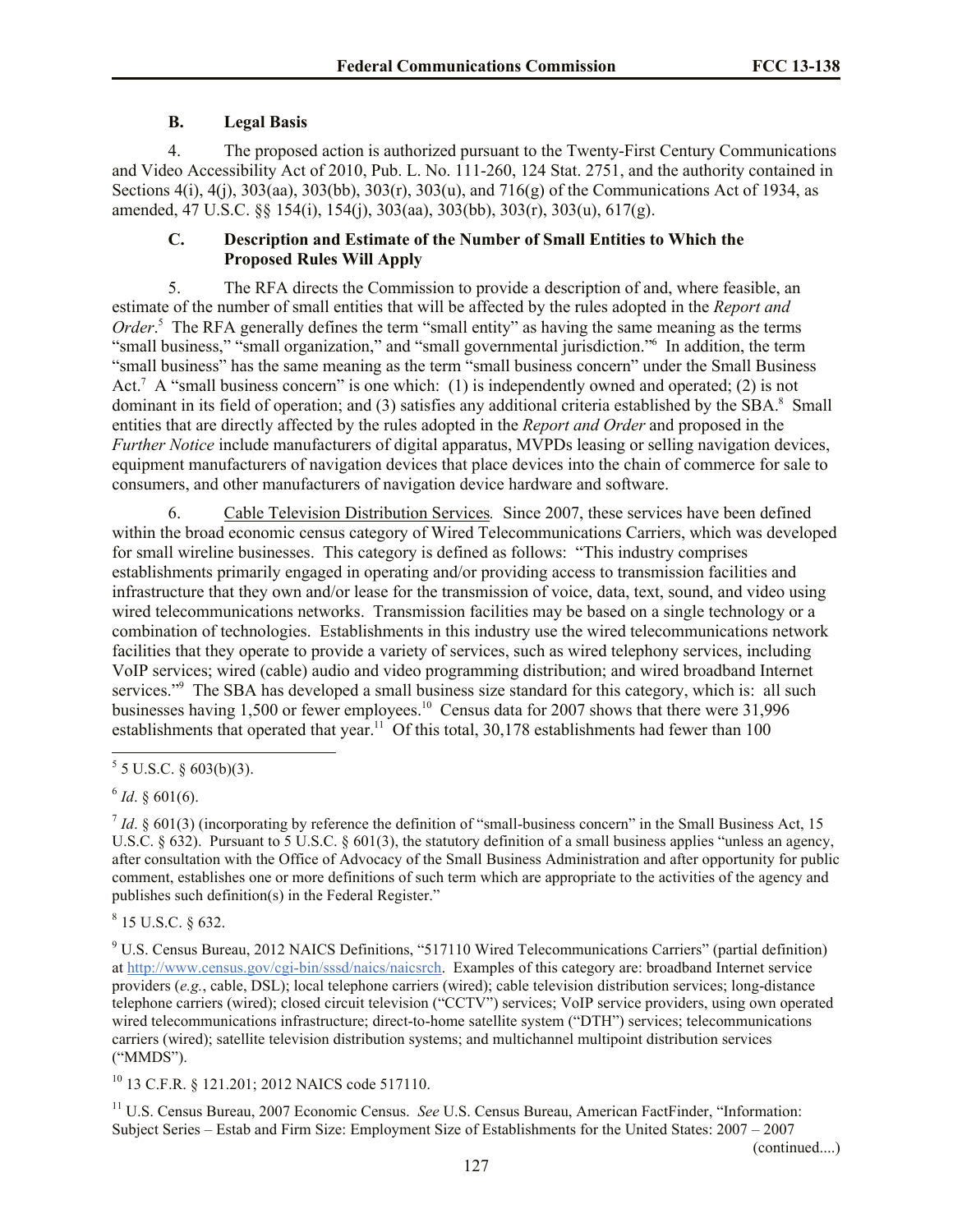### B. Legal Basis

4. The proposed action is authorized pursuant to the Twenty-First Century Communications and Video Accessibility Act of 2010, Pub. L. No. 111-260, 124 Stat. 2751, and the authority contained in Sections 4(i), 4(j), 303(aa), 303(bb), 303(r), 303(u), and 716(g) of the Communications Act of 1934, as amended, 47 U.S.C. §§ 154(i), 154(j), 303(aa), 303(bb), 303(r), 303(u), 617(g).

### C. Description and Estimate of the Number of Small Entities to Which the Proposed Rules Will Apply

5. The RFA directs the Commission to provide a description of and, where feasible, an estimate of the number of small entities that will be affected by the rules adopted in the *Report and Order*.[5] The RFA generally defines the term "small entity" as having the same meaning as the terms "small business," "small organization," and "small governmental jurisdiction."[6] In addition, the term "small business" has the same meaning as the term "small business concern" under the Small Business Act.[7] A "small business concern" is one which: (1) is independently owned and operated; (2) is not dominant in its field of operation; and (3) satisfies any additional criteria established by the SBA.[8] Small entities that are directly affected by the rules adopted in the *Report and Order* and proposed in the *Further Notice* include manufacturers of digital apparatus, MVPDs leasing or selling navigation devices, equipment manufacturers of navigation devices that place devices into the chain of commerce for sale to consumers, and other manufacturers of navigation device hardware and software.

6. Cable Television Distribution Services*.* Since 2007, these services have been defined within the broad economic census category of Wired Telecommunications Carriers, which was developed for small wireline businesses. This category is defined as follows: "This industry comprises establishments primarily engaged in operating and/or providing access to transmission facilities and infrastructure that they own and/or lease for the transmission of voice, data, text, sound, and video using wired telecommunications networks. Transmission facilities may be based on a single technology or a combination of technologies. Establishments in this industry use the wired telecommunications network facilities that they operate to provide a variety of services, such as wired telephony services, including VoIP services; wired (cable) audio and video programming distribution; and wired broadband Internet services."[9] The SBA has developed a small business size standard for this category, which is: all such businesses having 1,500 or fewer employees.[10] Census data for 2007 shows that there were 31,996 establishments that operated that year.[11] Of this total, 30,178 establishments had fewer than 100

---

[5] 5 U.S.C. § 603(b)(3).

[6] *Id*. § 601(6).

[7] *Id*. § 601(3) (incorporating by reference the definition of "small-business concern" in the Small Business Act, 15 U.S.C. § 632). Pursuant to 5 U.S.C. § 601(3), the statutory definition of a small business applies "unless an agency, after consultation with the Office of Advocacy of the Small Business Administration and after opportunity for public comment, establishes one or more definitions of such term which are appropriate to the activities of the agency and publishes such definition(s) in the Federal Register."

[8] 15 U.S.C. § 632.

[9] U.S. Census Bureau, 2012 NAICS Definitions, "517110 Wired Telecommunications Carriers" (partial definition) at http://www.census.gov/cgi-bin/sssd/naics/naicsrch. Examples of this category are: broadband Internet service providers (*e.g.*, cable, DSL); local telephone carriers (wired); cable television distribution services; long-distance telephone carriers (wired); closed circuit television ("CCTV") services; VoIP service providers, using own operated wired telecommunications infrastructure; direct-to-home satellite system ("DTH") services; telecommunications carriers (wired); satellite television distribution systems; and multichannel multipoint distribution services ("MMDS").

[10] 13 C.F.R. § 121.201; 2012 NAICS code 517110.

[11] U.S. Census Bureau, 2007 Economic Census. *See* U.S. Census Bureau, American FactFinder, "Information: Subject Series – Estab and Firm Size: Employment Size of Establishments for the United States: 2007 – 2007

(continued....)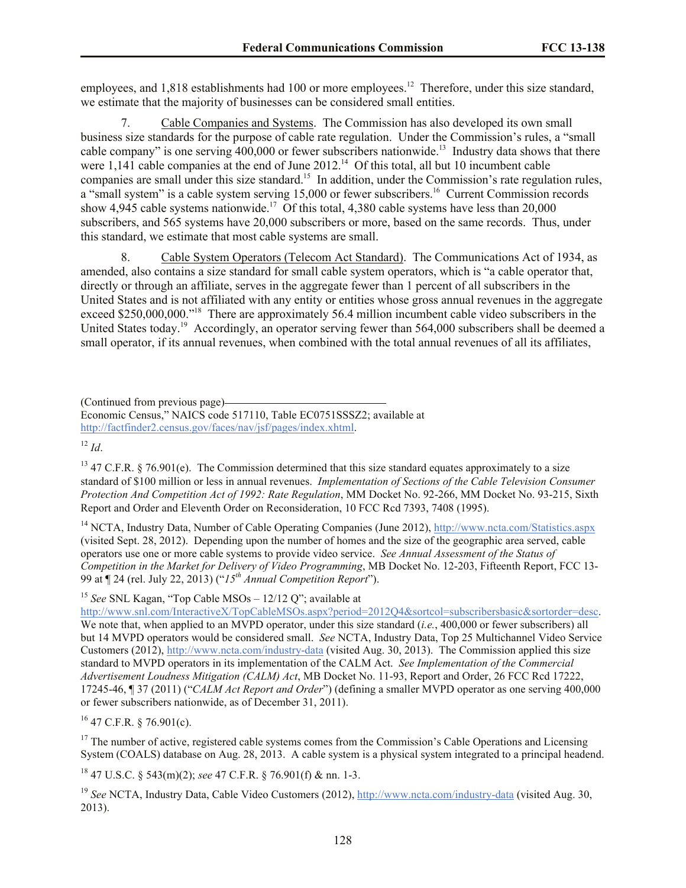employees, and 1,818 establishments had 100 or more employees.[12] Therefore, under this size standard, we estimate that the majority of businesses can be considered small entities.

7. Cable Companies and Systems. The Commission has also developed its own small business size standards for the purpose of cable rate regulation. Under the Commission's rules, a "small cable company" is one serving 400,000 or fewer subscribers nationwide.[13] Industry data shows that there were 1,141 cable companies at the end of June 2012.[14] Of this total, all but 10 incumbent cable companies are small under this size standard.[15] In addition, under the Commission's rate regulation rules, a "small system" is a cable system serving 15,000 or fewer subscribers.[16] Current Commission records show 4,945 cable systems nationwide.[17] Of this total, 4,380 cable systems have less than 20,000 subscribers, and 565 systems have 20,000 subscribers or more, based on the same records. Thus, under this standard, we estimate that most cable systems are small.

8. Cable System Operators (Telecom Act Standard). The Communications Act of 1934, as amended, also contains a size standard for small cable system operators, which is "a cable operator that, directly or through an affiliate, serves in the aggregate fewer than 1 percent of all subscribers in the United States and is not affiliated with any entity or entities whose gross annual revenues in the aggregate exceed $250,000,000."[18] There are approximately 56.4 million incumbent cable video subscribers in the United States today.[19] Accordingly, an operator serving fewer than 564,000 subscribers shall be deemed a small operator, if its annual revenues, when combined with the total annual revenues of all its affiliates,

---

(Continued from previous page)
Economic Census," NAICS code 517110, Table EC0751SSSZ2; available at http://factfinder2.census.gov/faces/nav/jsf/pages/index.xhtml.

[12] *Id*.

[13] 47 C.F.R. § 76.901(e). The Commission determined that this size standard equates approximately to a size standard of $100 million or less in annual revenues. *Implementation of Sections of the Cable Television Consumer Protection And Competition Act of 1992: Rate Regulation*, MM Docket No. 92-266, MM Docket No. 93-215, Sixth Report and Order and Eleventh Order on Reconsideration, 10 FCC Rcd 7393, 7408 (1995).

[14] NCTA, Industry Data, Number of Cable Operating Companies (June 2012), http://www.ncta.com/Statistics.aspx (visited Sept. 28, 2012). Depending upon the number of homes and the size of the geographic area served, cable operators use one or more cable systems to provide video service. *See Annual Assessment of the Status of Competition in the Market for Delivery of Video Programming*, MB Docket No. 12-203, Fifteenth Report, FCC 13-99 at ¶ 24 (rel. July 22, 2013) ("*15th Annual Competition Report*").

[15] *See* SNL Kagan, "Top Cable MSOs – 12/12 Q"; available at http://www.snl.com/InteractiveX/TopCableMSOs.aspx?period=2012Q4&sortcol=subscribersbasic&sortorder=desc. We note that, when applied to an MVPD operator, under this size standard (*i.e.*, 400,000 or fewer subscribers) all but 14 MVPD operators would be considered small. *See* NCTA, Industry Data, Top 25 Multichannel Video Service Customers (2012), http://www.ncta.com/industry-data (visited Aug. 30, 2013). The Commission applied this size standard to MVPD operators in its implementation of the CALM Act. *See Implementation of the Commercial Advertisement Loudness Mitigation (CALM) Act*, MB Docket No. 11-93, Report and Order, 26 FCC Rcd 17222, 17245-46, ¶ 37 (2011) ("*CALM Act Report and Order*") (defining a smaller MVPD operator as one serving 400,000 or fewer subscribers nationwide, as of December 31, 2011).

[16] 47 C.F.R. § 76.901(c).

[17] The number of active, registered cable systems comes from the Commission's Cable Operations and Licensing System (COALS) database on Aug. 28, 2013. A cable system is a physical system integrated to a principal headend.

[18] 47 U.S.C. § 543(m)(2); *see* 47 C.F.R. § 76.901(f) & nn. 1-3.

[19] *See* NCTA, Industry Data, Cable Video Customers (2012), http://www.ncta.com/industry-data (visited Aug. 30, 2013).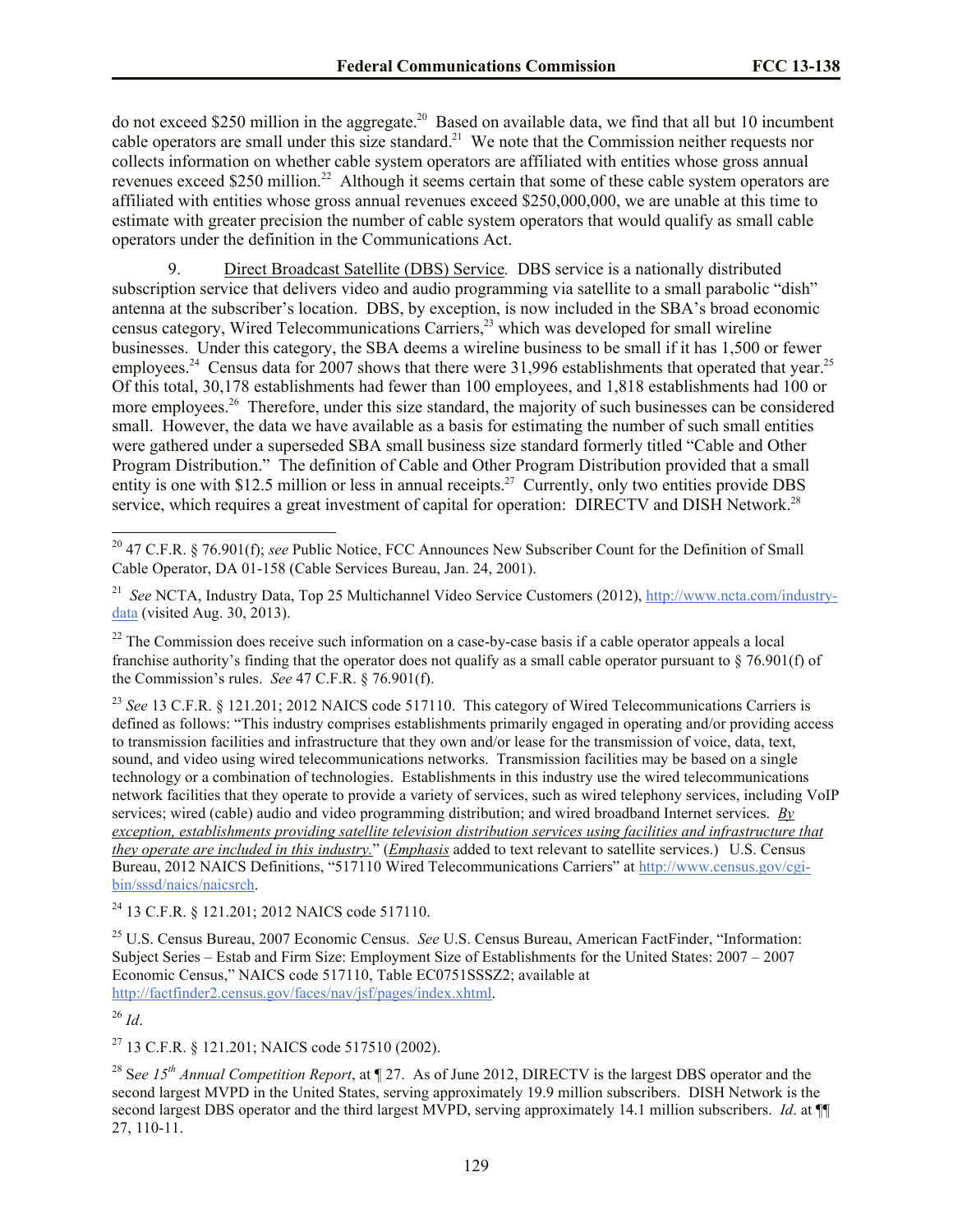do not exceed $250 million in the aggregate.[20] Based on available data, we find that all but 10 incumbent cable operators are small under this size standard.[21] We note that the Commission neither requests nor collects information on whether cable system operators are affiliated with entities whose gross annual revenues exceed $250 million.[22] Although it seems certain that some of these cable system operators are affiliated with entities whose gross annual revenues exceed $250,000,000, we are unable at this time to estimate with greater precision the number of cable system operators that would qualify as small cable operators under the definition in the Communications Act.

9. Direct Broadcast Satellite (DBS) Service. DBS service is a nationally distributed subscription service that delivers video and audio programming via satellite to a small parabolic "dish" antenna at the subscriber's location. DBS, by exception, is now included in the SBA's broad economic census category, Wired Telecommunications Carriers,[23] which was developed for small wireline businesses. Under this category, the SBA deems a wireline business to be small if it has 1,500 or fewer employees.[24] Census data for 2007 shows that there were 31,996 establishments that operated that year.[25] Of this total, 30,178 establishments had fewer than 100 employees, and 1,818 establishments had 100 or more employees.[26] Therefore, under this size standard, the majority of such businesses can be considered small. However, the data we have available as a basis for estimating the number of such small entities were gathered under a superseded SBA small business size standard formerly titled "Cable and Other Program Distribution." The definition of Cable and Other Program Distribution provided that a small entity is one with $12.5 million or less in annual receipts.[27] Currently, only two entities provide DBS service, which requires a great investment of capital for operation: DIRECTV and DISH Network.[28]

---

[20] 47 C.F.R. § 76.901(f); *see* Public Notice, FCC Announces New Subscriber Count for the Definition of Small Cable Operator, DA 01-158 (Cable Services Bureau, Jan. 24, 2001).

[21] *See* NCTA, Industry Data, Top 25 Multichannel Video Service Customers (2012), http://www.ncta.com/industry-data (visited Aug. 30, 2013).

[22] The Commission does receive such information on a case-by-case basis if a cable operator appeals a local franchise authority's finding that the operator does not qualify as a small cable operator pursuant to § 76.901(f) of the Commission's rules. *See* 47 C.F.R. § 76.901(f).

[23] *See* 13 C.F.R. § 121.201; 2012 NAICS code 517110. This category of Wired Telecommunications Carriers is defined as follows: "This industry comprises establishments primarily engaged in operating and/or providing access to transmission facilities and infrastructure that they own and/or lease for the transmission of voice, data, text, sound, and video using wired telecommunications networks. Transmission facilities may be based on a single technology or a combination of technologies. Establishments in this industry use the wired telecommunications network facilities that they operate to provide a variety of services, such as wired telephony services, including VoIP services; wired (cable) audio and video programming distribution; and wired broadband Internet services. *By exception, establishments providing satellite television distribution services using facilities and infrastructure that they operate are included in this industry.*" (*Emphasis* added to text relevant to satellite services.) U.S. Census Bureau, 2012 NAICS Definitions, "517110 Wired Telecommunications Carriers" at http://www.census.gov/cgi-bin/sssd/naics/naicsrch.

[24] 13 C.F.R. § 121.201; 2012 NAICS code 517110.

[25] U.S. Census Bureau, 2007 Economic Census. *See* U.S. Census Bureau, American FactFinder, "Information: Subject Series – Estab and Firm Size: Employment Size of Establishments for the United States: 2007 – 2007 Economic Census," NAICS code 517110, Table EC0751SSSZ2; available at http://factfinder2.census.gov/faces/nav/jsf/pages/index.xhtml.

[26] *Id*.

[27] 13 C.F.R. § 121.201; NAICS code 517510 (2002).

[28] See *15th Annual Competition Report*, at ¶ 27. As of June 2012, DIRECTV is the largest DBS operator and the second largest MVPD in the United States, serving approximately 19.9 million subscribers. DISH Network is the second largest DBS operator and the third largest MVPD, serving approximately 14.1 million subscribers. *Id*. at ¶¶ 27, 110-11.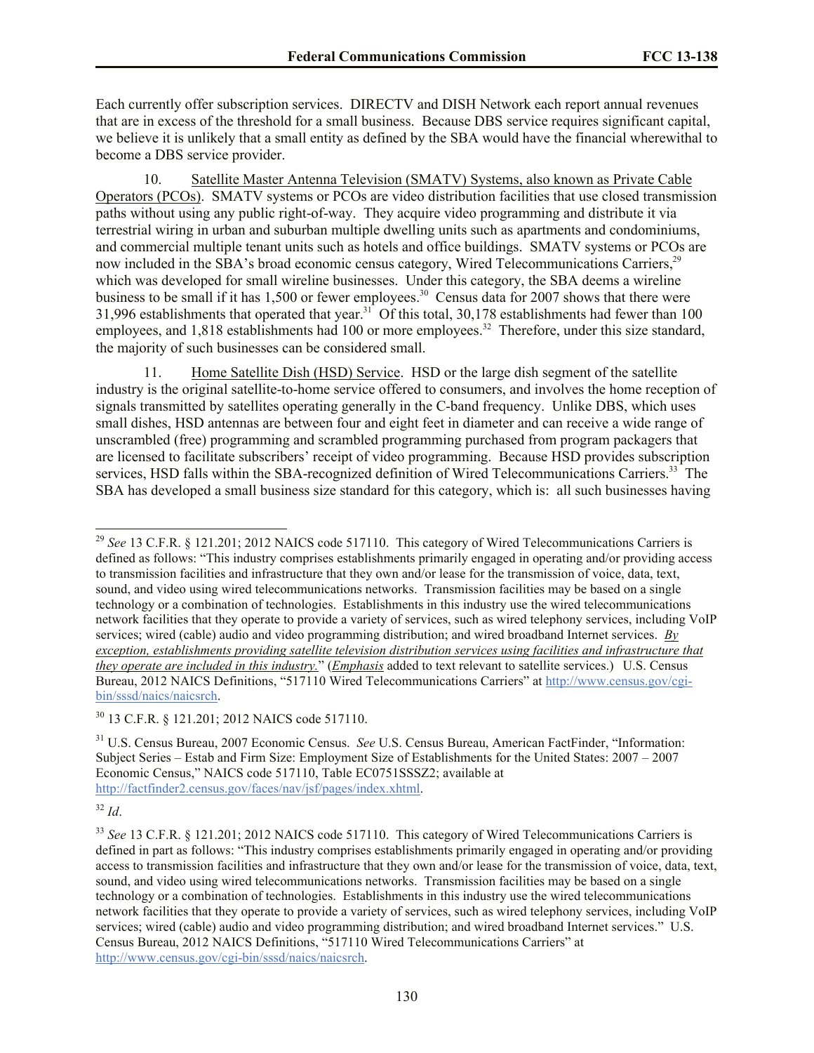Each currently offer subscription services. DIRECTV and DISH Network each report annual revenues that are in excess of the threshold for a small business. Because DBS service requires significant capital, we believe it is unlikely that a small entity as defined by the SBA would have the financial wherewithal to become a DBS service provider.

10. Satellite Master Antenna Television (SMATV) Systems, also known as Private Cable Operators (PCOs). SMATV systems or PCOs are video distribution facilities that use closed transmission paths without using any public right-of-way. They acquire video programming and distribute it via terrestrial wiring in urban and suburban multiple dwelling units such as apartments and condominiums, and commercial multiple tenant units such as hotels and office buildings. SMATV systems or PCOs are now included in the SBA's broad economic census category, Wired Telecommunications Carriers,[29] which was developed for small wireline businesses. Under this category, the SBA deems a wireline business to be small if it has 1,500 or fewer employees.[30] Census data for 2007 shows that there were 31,996 establishments that operated that year.[31] Of this total, 30,178 establishments had fewer than 100 employees, and 1,818 establishments had 100 or more employees.[32] Therefore, under this size standard, the majority of such businesses can be considered small.

11. Home Satellite Dish (HSD) Service. HSD or the large dish segment of the satellite industry is the original satellite-to-home service offered to consumers, and involves the home reception of signals transmitted by satellites operating generally in the C-band frequency. Unlike DBS, which uses small dishes, HSD antennas are between four and eight feet in diameter and can receive a wide range of unscrambled (free) programming and scrambled programming purchased from program packagers that are licensed to facilitate subscribers' receipt of video programming. Because HSD provides subscription services, HSD falls within the SBA-recognized definition of Wired Telecommunications Carriers.[33] The SBA has developed a small business size standard for this category, which is: all such businesses having

---

[29] *See* 13 C.F.R. § 121.201; 2012 NAICS code 517110. This category of Wired Telecommunications Carriers is defined as follows: "This industry comprises establishments primarily engaged in operating and/or providing access to transmission facilities and infrastructure that they own and/or lease for the transmission of voice, data, text, sound, and video using wired telecommunications networks. Transmission facilities may be based on a single technology or a combination of technologies. Establishments in this industry use the wired telecommunications network facilities that they operate to provide a variety of services, such as wired telephony services, including VoIP services; wired (cable) audio and video programming distribution; and wired broadband Internet services. *By exception, establishments providing satellite television distribution services using facilities and infrastructure that they operate are included in this industry.*" (*Emphasis* added to text relevant to satellite services.) U.S. Census Bureau, 2012 NAICS Definitions, "517110 Wired Telecommunications Carriers" at http://www.census.gov/cgi-bin/sssd/naics/naicsrch.

[30] 13 C.F.R. § 121.201; 2012 NAICS code 517110.

[31] U.S. Census Bureau, 2007 Economic Census. *See* U.S. Census Bureau, American FactFinder, "Information: Subject Series – Estab and Firm Size: Employment Size of Establishments for the United States: 2007 – 2007 Economic Census," NAICS code 517110, Table EC0751SSSZ2; available at http://factfinder2.census.gov/faces/nav/jsf/pages/index.xhtml.

[32] *Id*.

[33] *See* 13 C.F.R. § 121.201; 2012 NAICS code 517110. This category of Wired Telecommunications Carriers is defined in part as follows: "This industry comprises establishments primarily engaged in operating and/or providing access to transmission facilities and infrastructure that they own and/or lease for the transmission of voice, data, text, sound, and video using wired telecommunications networks. Transmission facilities may be based on a single technology or a combination of technologies. Establishments in this industry use the wired telecommunications network facilities that they operate to provide a variety of services, such as wired telephony services, including VoIP services; wired (cable) audio and video programming distribution; and wired broadband Internet services." U.S. Census Bureau, 2012 NAICS Definitions, "517110 Wired Telecommunications Carriers" at http://www.census.gov/cgi-bin/sssd/naics/naicsrch.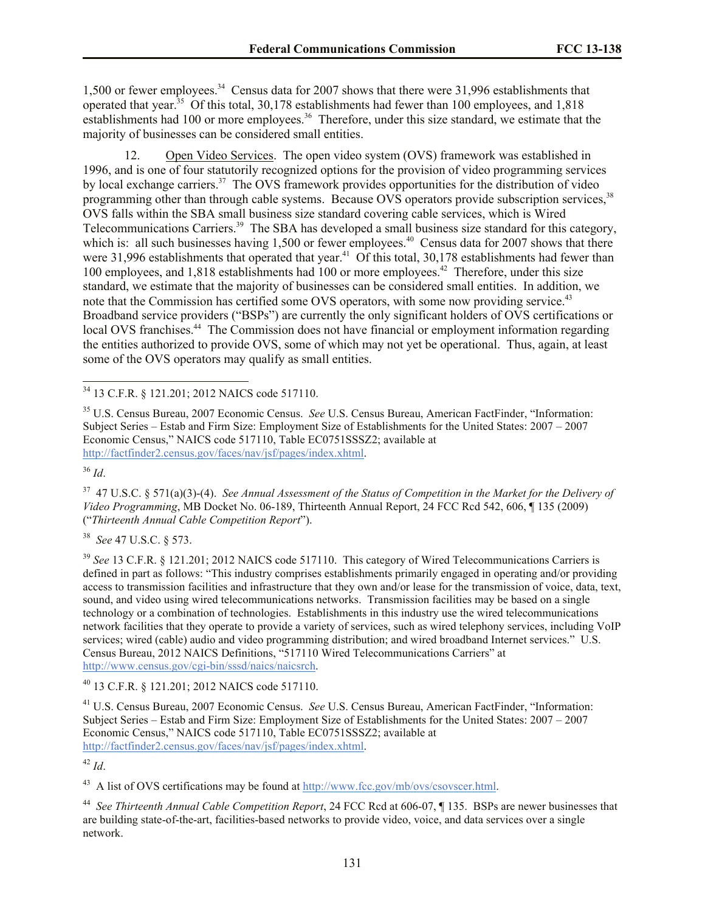1,500 or fewer employees.[34] Census data for 2007 shows that there were 31,996 establishments that operated that year.[35] Of this total, 30,178 establishments had fewer than 100 employees, and 1,818 establishments had 100 or more employees.[36] Therefore, under this size standard, we estimate that the majority of businesses can be considered small entities.

12. Open Video Services. The open video system (OVS) framework was established in 1996, and is one of four statutorily recognized options for the provision of video programming services by local exchange carriers.[37] The OVS framework provides opportunities for the distribution of video programming other than through cable systems. Because OVS operators provide subscription services,[38] OVS falls within the SBA small business size standard covering cable services, which is Wired Telecommunications Carriers.[39] The SBA has developed a small business size standard for this category, which is: all such businesses having 1,500 or fewer employees.[40] Census data for 2007 shows that there were 31,996 establishments that operated that year.[41] Of this total, 30,178 establishments had fewer than 100 employees, and 1,818 establishments had 100 or more employees.[42] Therefore, under this size standard, we estimate that the majority of businesses can be considered small entities. In addition, we note that the Commission has certified some OVS operators, with some now providing service.[43] Broadband service providers ("BSPs") are currently the only significant holders of OVS certifications or local OVS franchises.[44] The Commission does not have financial or employment information regarding the entities authorized to provide OVS, some of which may not yet be operational. Thus, again, at least some of the OVS operators may qualify as small entities.

---

[34] 13 C.F.R. § 121.201; 2012 NAICS code 517110.

[35] U.S. Census Bureau, 2007 Economic Census. *See* U.S. Census Bureau, American FactFinder, "Information: Subject Series – Estab and Firm Size: Employment Size of Establishments for the United States: 2007 – 2007 Economic Census," NAICS code 517110, Table EC0751SSSZ2; available at http://factfinder2.census.gov/faces/nav/jsf/pages/index.xhtml.

[36] *Id*.

[37] 47 U.S.C. § 571(a)(3)-(4). *See Annual Assessment of the Status of Competition in the Market for the Delivery of Video Programming*, MB Docket No. 06-189, Thirteenth Annual Report, 24 FCC Rcd 542, 606, ¶ 135 (2009) ("*Thirteenth Annual Cable Competition Report*").

[38] *See* 47 U.S.C. § 573.

[39] *See* 13 C.F.R. § 121.201; 2012 NAICS code 517110. This category of Wired Telecommunications Carriers is defined in part as follows: "This industry comprises establishments primarily engaged in operating and/or providing access to transmission facilities and infrastructure that they own and/or lease for the transmission of voice, data, text, sound, and video using wired telecommunications networks. Transmission facilities may be based on a single technology or a combination of technologies. Establishments in this industry use the wired telecommunications network facilities that they operate to provide a variety of services, such as wired telephony services, including VoIP services; wired (cable) audio and video programming distribution; and wired broadband Internet services." U.S. Census Bureau, 2012 NAICS Definitions, "517110 Wired Telecommunications Carriers" at http://www.census.gov/cgi-bin/sssd/naics/naicsrch.

[40] 13 C.F.R. § 121.201; 2012 NAICS code 517110.

[41] U.S. Census Bureau, 2007 Economic Census. *See* U.S. Census Bureau, American FactFinder, "Information: Subject Series – Estab and Firm Size: Employment Size of Establishments for the United States: 2007 – 2007 Economic Census," NAICS code 517110, Table EC0751SSSZ2; available at http://factfinder2.census.gov/faces/nav/jsf/pages/index.xhtml.

[42] *Id*.

[43] A list of OVS certifications may be found at http://www.fcc.gov/mb/ovs/csovscer.html.

[44] *See Thirteenth Annual Cable Competition Report*, 24 FCC Rcd at 606-07, ¶ 135. BSPs are newer businesses that are building state-of-the-art, facilities-based networks to provide video, voice, and data services over a single network.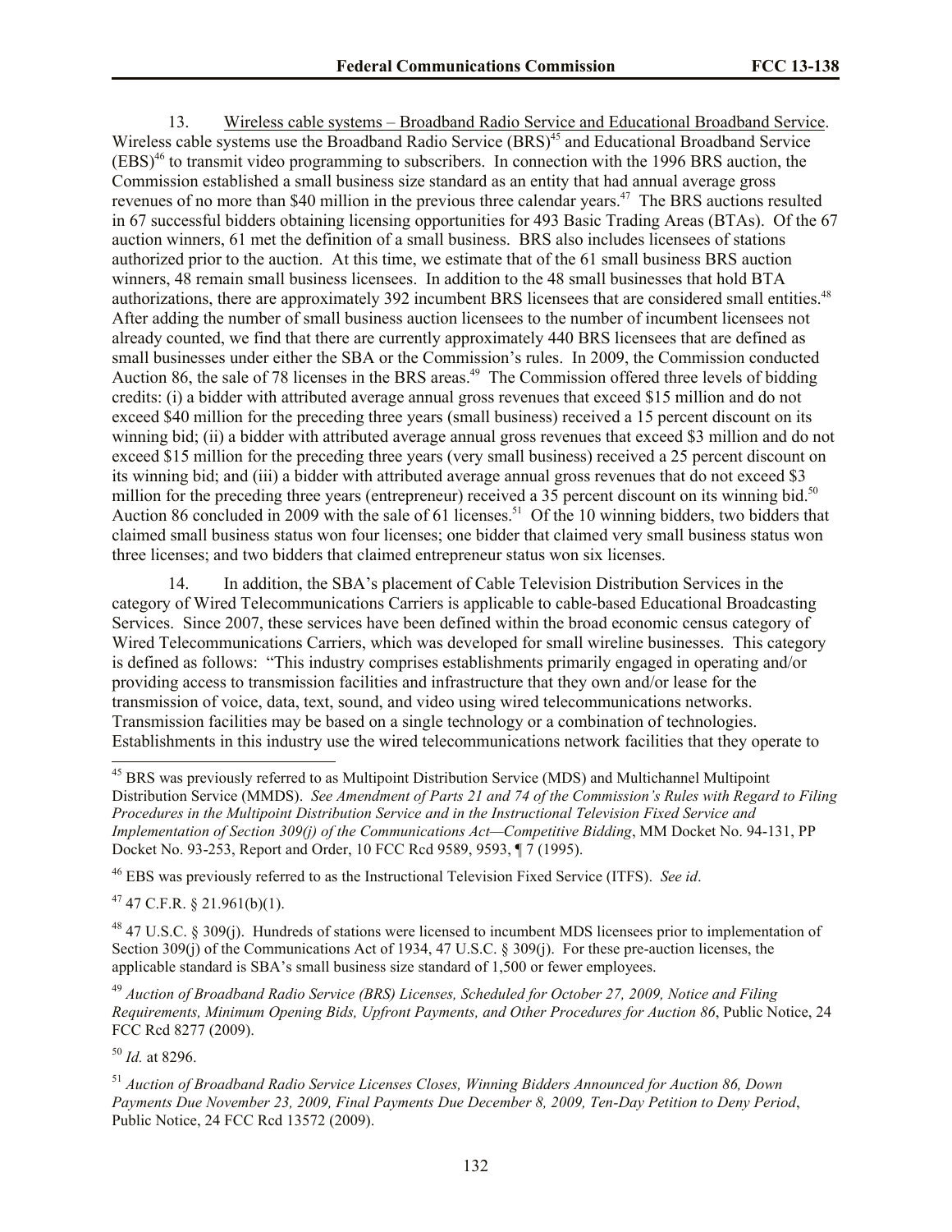13. Wireless cable systems – Broadband Radio Service and Educational Broadband Service. Wireless cable systems use the Broadband Radio Service (BRS)[45] and Educational Broadband Service (EBS)[46] to transmit video programming to subscribers. In connection with the 1996 BRS auction, the Commission established a small business size standard as an entity that had annual average gross revenues of no more than $40 million in the previous three calendar years.[47] The BRS auctions resulted in 67 successful bidders obtaining licensing opportunities for 493 Basic Trading Areas (BTAs). Of the 67 auction winners, 61 met the definition of a small business. BRS also includes licensees of stations authorized prior to the auction. At this time, we estimate that of the 61 small business BRS auction winners, 48 remain small business licensees. In addition to the 48 small businesses that hold BTA authorizations, there are approximately 392 incumbent BRS licensees that are considered small entities.[48] After adding the number of small business auction licensees to the number of incumbent licensees not already counted, we find that there are currently approximately 440 BRS licensees that are defined as small businesses under either the SBA or the Commission's rules. In 2009, the Commission conducted Auction 86, the sale of 78 licenses in the BRS areas.[49] The Commission offered three levels of bidding credits: (i) a bidder with attributed average annual gross revenues that exceed $15 million and do not exceed $40 million for the preceding three years (small business) received a 15 percent discount on its winning bid; (ii) a bidder with attributed average annual gross revenues that exceed $3 million and do not exceed $15 million for the preceding three years (very small business) received a 25 percent discount on its winning bid; and (iii) a bidder with attributed average annual gross revenues that do not exceed $3 million for the preceding three years (entrepreneur) received a 35 percent discount on its winning bid.[50] Auction 86 concluded in 2009 with the sale of 61 licenses.[51] Of the 10 winning bidders, two bidders that claimed small business status won four licenses; one bidder that claimed very small business status won three licenses; and two bidders that claimed entrepreneur status won six licenses.

14. In addition, the SBA's placement of Cable Television Distribution Services in the category of Wired Telecommunications Carriers is applicable to cable-based Educational Broadcasting Services. Since 2007, these services have been defined within the broad economic census category of Wired Telecommunications Carriers, which was developed for small wireline businesses. This category is defined as follows: "This industry comprises establishments primarily engaged in operating and/or providing access to transmission facilities and infrastructure that they own and/or lease for the transmission of voice, data, text, sound, and video using wired telecommunications networks. Transmission facilities may be based on a single technology or a combination of technologies. Establishments in this industry use the wired telecommunications network facilities that they operate to

---

[45] BRS was previously referred to as Multipoint Distribution Service (MDS) and Multichannel Multipoint Distribution Service (MMDS). *See Amendment of Parts 21 and 74 of the Commission's Rules with Regard to Filing Procedures in the Multipoint Distribution Service and in the Instructional Television Fixed Service and Implementation of Section 309(j) of the Communications Act—Competitive Bidding*, MM Docket No. 94-131, PP Docket No. 93-253, Report and Order, 10 FCC Rcd 9589, 9593, ¶ 7 (1995).

[46] EBS was previously referred to as the Instructional Television Fixed Service (ITFS). *See id*.

[47] 47 C.F.R. § 21.961(b)(1).

[48] 47 U.S.C. § 309(j). Hundreds of stations were licensed to incumbent MDS licensees prior to implementation of Section 309(j) of the Communications Act of 1934, 47 U.S.C. § 309(j). For these pre-auction licenses, the applicable standard is SBA's small business size standard of 1,500 or fewer employees.

[49] *Auction of Broadband Radio Service (BRS) Licenses, Scheduled for October 27, 2009, Notice and Filing Requirements, Minimum Opening Bids, Upfront Payments, and Other Procedures for Auction 86*, Public Notice, 24 FCC Rcd 8277 (2009).

[50] *Id.* at 8296.

[51] *Auction of Broadband Radio Service Licenses Closes, Winning Bidders Announced for Auction 86, Down Payments Due November 23, 2009, Final Payments Due December 8, 2009, Ten-Day Petition to Deny Period*, Public Notice, 24 FCC Rcd 13572 (2009).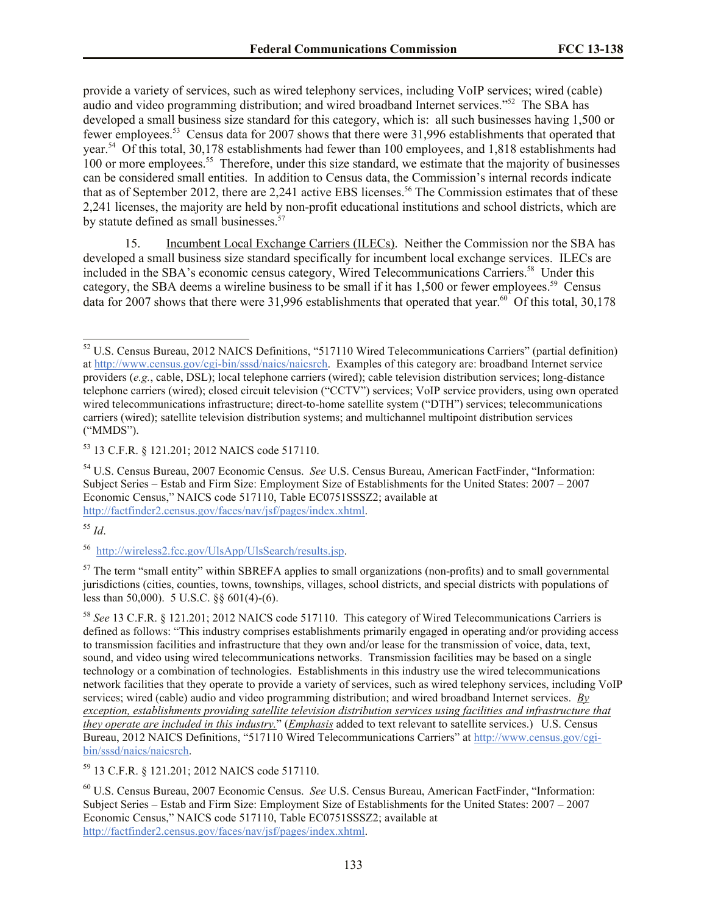provide a variety of services, such as wired telephony services, including VoIP services; wired (cable) audio and video programming distribution; and wired broadband Internet services."[52] The SBA has developed a small business size standard for this category, which is: all such businesses having 1,500 or fewer employees.[53] Census data for 2007 shows that there were 31,996 establishments that operated that year.[54] Of this total, 30,178 establishments had fewer than 100 employees, and 1,818 establishments had 100 or more employees.[55] Therefore, under this size standard, we estimate that the majority of businesses can be considered small entities. In addition to Census data, the Commission's internal records indicate that as of September 2012, there are 2,241 active EBS licenses.[56] The Commission estimates that of these 2,241 licenses, the majority are held by non-profit educational institutions and school districts, which are by statute defined as small businesses.[57]

15. Incumbent Local Exchange Carriers (ILECs). Neither the Commission nor the SBA has developed a small business size standard specifically for incumbent local exchange services. ILECs are included in the SBA's economic census category, Wired Telecommunications Carriers.[58] Under this category, the SBA deems a wireline business to be small if it has 1,500 or fewer employees.[59] Census data for 2007 shows that there were 31,996 establishments that operated that year.[60] Of this total, 30,178

---

[52] U.S. Census Bureau, 2012 NAICS Definitions, "517110 Wired Telecommunications Carriers" (partial definition) at http://www.census.gov/cgi-bin/sssd/naics/naicsrch. Examples of this category are: broadband Internet service providers (*e.g.*, cable, DSL); local telephone carriers (wired); cable television distribution services; long-distance telephone carriers (wired); closed circuit television ("CCTV") services; VoIP service providers, using own operated wired telecommunications infrastructure; direct-to-home satellite system ("DTH") services; telecommunications carriers (wired); satellite television distribution systems; and multichannel multipoint distribution services ("MMDS").

[53] 13 C.F.R. § 121.201; 2012 NAICS code 517110.

[54] U.S. Census Bureau, 2007 Economic Census. *See* U.S. Census Bureau, American FactFinder, "Information: Subject Series – Estab and Firm Size: Employment Size of Establishments for the United States: 2007 – 2007 Economic Census," NAICS code 517110, Table EC0751SSSZ2; available at http://factfinder2.census.gov/faces/nav/jsf/pages/index.xhtml.

[55] *Id*.

[56] http://wireless2.fcc.gov/UlsApp/UlsSearch/results.jsp.

[57] The term "small entity" within SBREFA applies to small organizations (non-profits) and to small governmental jurisdictions (cities, counties, towns, townships, villages, school districts, and special districts with populations of less than 50,000). 5 U.S.C. §§ 601(4)-(6).

[58] *See* 13 C.F.R. § 121.201; 2012 NAICS code 517110. This category of Wired Telecommunications Carriers is defined as follows: "This industry comprises establishments primarily engaged in operating and/or providing access to transmission facilities and infrastructure that they own and/or lease for the transmission of voice, data, text, sound, and video using wired telecommunications networks. Transmission facilities may be based on a single technology or a combination of technologies. Establishments in this industry use the wired telecommunications network facilities that they operate to provide a variety of services, such as wired telephony services, including VoIP services; wired (cable) audio and video programming distribution; and wired broadband Internet services. *By exception, establishments providing satellite television distribution services using facilities and infrastructure that they operate are included in this industry.*" (*Emphasis* added to text relevant to satellite services.) U.S. Census Bureau, 2012 NAICS Definitions, "517110 Wired Telecommunications Carriers" at http://www.census.gov/cgi-bin/sssd/naics/naicsrch.

[59] 13 C.F.R. § 121.201; 2012 NAICS code 517110.

[60] U.S. Census Bureau, 2007 Economic Census. *See* U.S. Census Bureau, American FactFinder, "Information: Subject Series – Estab and Firm Size: Employment Size of Establishments for the United States: 2007 – 2007 Economic Census," NAICS code 517110, Table EC0751SSSZ2; available at http://factfinder2.census.gov/faces/nav/jsf/pages/index.xhtml.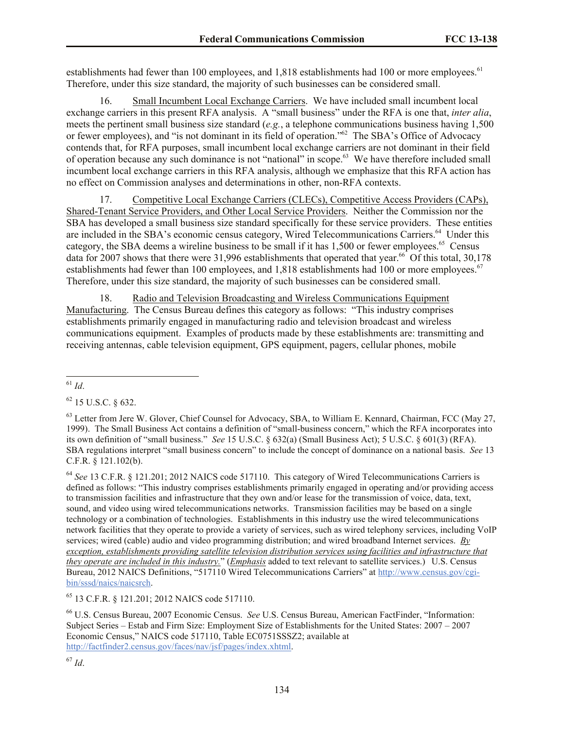establishments had fewer than 100 employees, and 1,818 establishments had 100 or more employees.[61] Therefore, under this size standard, the majority of such businesses can be considered small.

16. Small Incumbent Local Exchange Carriers. We have included small incumbent local exchange carriers in this present RFA analysis. A "small business" under the RFA is one that, *inter alia*, meets the pertinent small business size standard (*e.g.*, a telephone communications business having 1,500 or fewer employees), and "is not dominant in its field of operation."[62] The SBA's Office of Advocacy contends that, for RFA purposes, small incumbent local exchange carriers are not dominant in their field of operation because any such dominance is not "national" in scope.[63] We have therefore included small incumbent local exchange carriers in this RFA analysis, although we emphasize that this RFA action has no effect on Commission analyses and determinations in other, non-RFA contexts.

17. Competitive Local Exchange Carriers (CLECs), Competitive Access Providers (CAPs), Shared-Tenant Service Providers, and Other Local Service Providers. Neither the Commission nor the SBA has developed a small business size standard specifically for these service providers. These entities are included in the SBA's economic census category, Wired Telecommunications Carriers.[64] Under this category, the SBA deems a wireline business to be small if it has 1,500 or fewer employees.[65] Census data for 2007 shows that there were 31,996 establishments that operated that year.[66] Of this total, 30,178 establishments had fewer than 100 employees, and 1,818 establishments had 100 or more employees.[67] Therefore, under this size standard, the majority of such businesses can be considered small.

18. Radio and Television Broadcasting and Wireless Communications Equipment Manufacturing. The Census Bureau defines this category as follows: "This industry comprises establishments primarily engaged in manufacturing radio and television broadcast and wireless communications equipment. Examples of products made by these establishments are: transmitting and receiving antennas, cable television equipment, GPS equipment, pagers, cellular phones, mobile

---

[61] *Id*.

[62] 15 U.S.C. § 632.

[63] Letter from Jere W. Glover, Chief Counsel for Advocacy, SBA, to William E. Kennard, Chairman, FCC (May 27, 1999). The Small Business Act contains a definition of "small-business concern," which the RFA incorporates into its own definition of "small business." *See* 15 U.S.C. § 632(a) (Small Business Act); 5 U.S.C. § 601(3) (RFA). SBA regulations interpret "small business concern" to include the concept of dominance on a national basis. *See* 13 C.F.R. § 121.102(b).

[64] *See* 13 C.F.R. § 121.201; 2012 NAICS code 517110. This category of Wired Telecommunications Carriers is defined as follows: "This industry comprises establishments primarily engaged in operating and/or providing access to transmission facilities and infrastructure that they own and/or lease for the transmission of voice, data, text, sound, and video using wired telecommunications networks. Transmission facilities may be based on a single technology or a combination of technologies. Establishments in this industry use the wired telecommunications network facilities that they operate to provide a variety of services, such as wired telephony services, including VoIP services; wired (cable) audio and video programming distribution; and wired broadband Internet services. ***By exception, establishments providing satellite television distribution services using facilities and infrastructure that they operate are included in this industry.***" (***Emphasis*** added to text relevant to satellite services.) U.S. Census Bureau, 2012 NAICS Definitions, "517110 Wired Telecommunications Carriers" at http://www.census.gov/cgi-bin/sssd/naics/naicsrch.

[65] 13 C.F.R. § 121.201; 2012 NAICS code 517110.

[66] U.S. Census Bureau, 2007 Economic Census. *See* U.S. Census Bureau, American FactFinder, "Information: Subject Series – Estab and Firm Size: Employment Size of Establishments for the United States: 2007 – 2007 Economic Census," NAICS code 517110, Table EC0751SSSZ2; available at http://factfinder2.census.gov/faces/nav/jsf/pages/index.xhtml.

[67] *Id*.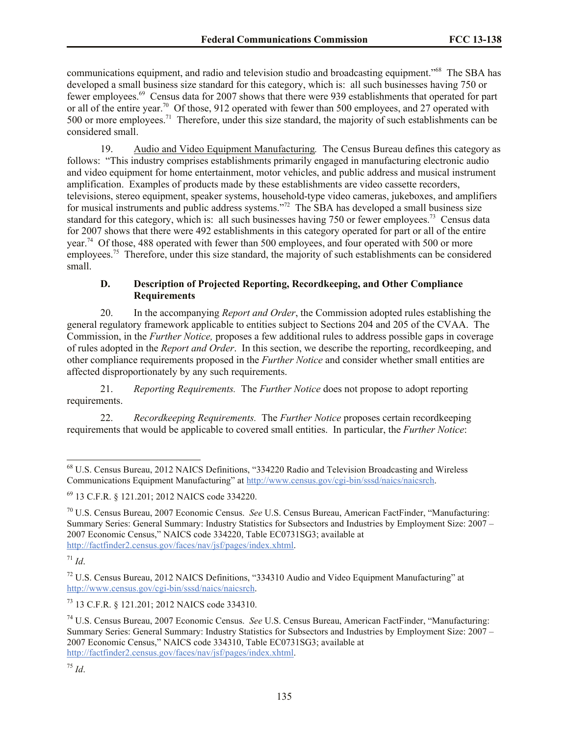communications equipment, and radio and television studio and broadcasting equipment."[68] The SBA has developed a small business size standard for this category, which is: all such businesses having 750 or fewer employees.[69] Census data for 2007 shows that there were 939 establishments that operated for part or all of the entire year.[70] Of those, 912 operated with fewer than 500 employees, and 27 operated with 500 or more employees.[71] Therefore, under this size standard, the majority of such establishments can be considered small.

19. Audio and Video Equipment Manufacturing*.* The Census Bureau defines this category as follows: "This industry comprises establishments primarily engaged in manufacturing electronic audio and video equipment for home entertainment, motor vehicles, and public address and musical instrument amplification. Examples of products made by these establishments are video cassette recorders, televisions, stereo equipment, speaker systems, household-type video cameras, jukeboxes, and amplifiers for musical instruments and public address systems."[72] The SBA has developed a small business size standard for this category, which is: all such businesses having 750 or fewer employees.[73] Census data for 2007 shows that there were 492 establishments in this category operated for part or all of the entire year.[74] Of those, 488 operated with fewer than 500 employees, and four operated with 500 or more employees.[75] Therefore, under this size standard, the majority of such establishments can be considered small.

### D. Description of Projected Reporting, Recordkeeping, and Other Compliance Requirements

20. In the accompanying *Report and Order*, the Commission adopted rules establishing the general regulatory framework applicable to entities subject to Sections 204 and 205 of the CVAA. The Commission, in the *Further Notice,* proposes a few additional rules to address possible gaps in coverage of rules adopted in the *Report and Order*. In this section, we describe the reporting, recordkeeping, and other compliance requirements proposed in the *Further Notice* and consider whether small entities are affected disproportionately by any such requirements.

21. *Reporting Requirements.* The *Further Notice* does not propose to adopt reporting requirements.

22. *Recordkeeping Requirements.* The *Further Notice* proposes certain recordkeeping requirements that would be applicable to covered small entities. In particular, the *Further Notice*:

---

[68] U.S. Census Bureau, 2012 NAICS Definitions, "334220 Radio and Television Broadcasting and Wireless Communications Equipment Manufacturing" at http://www.census.gov/cgi-bin/sssd/naics/naicsrch.

[69] 13 C.F.R. § 121.201; 2012 NAICS code 334220.

[70] U.S. Census Bureau, 2007 Economic Census. *See* U.S. Census Bureau, American FactFinder, "Manufacturing: Summary Series: General Summary: Industry Statistics for Subsectors and Industries by Employment Size: 2007 – 2007 Economic Census," NAICS code 334220, Table EC0731SG3; available at http://factfinder2.census.gov/faces/nav/jsf/pages/index.xhtml.

[71] *Id*.

[72] U.S. Census Bureau, 2012 NAICS Definitions, "334310 Audio and Video Equipment Manufacturing" at http://www.census.gov/cgi-bin/sssd/naics/naicsrch.

[73] 13 C.F.R. § 121.201; 2012 NAICS code 334310.

[74] U.S. Census Bureau, 2007 Economic Census. *See* U.S. Census Bureau, American FactFinder, "Manufacturing: Summary Series: General Summary: Industry Statistics for Subsectors and Industries by Employment Size: 2007 – 2007 Economic Census," NAICS code 334310, Table EC0731SG3; available at http://factfinder2.census.gov/faces/nav/jsf/pages/index.xhtml.

[75] *Id*.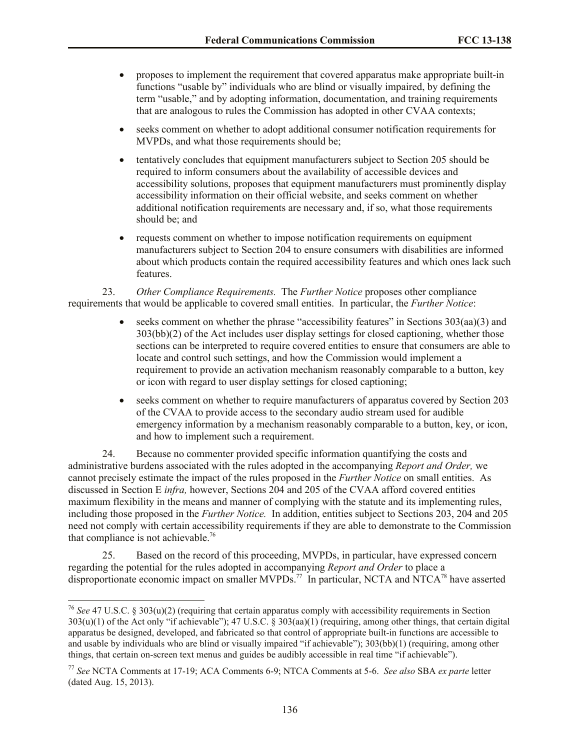- proposes to implement the requirement that covered apparatus make appropriate built-in functions "usable by" individuals who are blind or visually impaired, by defining the term "usable," and by adopting information, documentation, and training requirements that are analogous to rules the Commission has adopted in other CVAA contexts;
- seeks comment on whether to adopt additional consumer notification requirements for MVPDs, and what those requirements should be;
- tentatively concludes that equipment manufacturers subject to Section 205 should be required to inform consumers about the availability of accessible devices and accessibility solutions, proposes that equipment manufacturers must prominently display accessibility information on their official website, and seeks comment on whether additional notification requirements are necessary and, if so, what those requirements should be; and
- requests comment on whether to impose notification requirements on equipment manufacturers subject to Section 204 to ensure consumers with disabilities are informed about which products contain the required accessibility features and which ones lack such features.

23. *Other Compliance Requirements.* The *Further Notice* proposes other compliance requirements that would be applicable to covered small entities. In particular, the *Further Notice*:

- seeks comment on whether the phrase "accessibility features" in Sections 303(aa)(3) and 303(bb)(2) of the Act includes user display settings for closed captioning, whether those sections can be interpreted to require covered entities to ensure that consumers are able to locate and control such settings, and how the Commission would implement a requirement to provide an activation mechanism reasonably comparable to a button, key or icon with regard to user display settings for closed captioning;
- seeks comment on whether to require manufacturers of apparatus covered by Section 203 of the CVAA to provide access to the secondary audio stream used for audible emergency information by a mechanism reasonably comparable to a button, key, or icon, and how to implement such a requirement.

24. Because no commenter provided specific information quantifying the costs and administrative burdens associated with the rules adopted in the accompanying *Report and Order,* we cannot precisely estimate the impact of the rules proposed in the *Further Notice* on small entities. As discussed in Section E *infra,* however, Sections 204 and 205 of the CVAA afford covered entities maximum flexibility in the means and manner of complying with the statute and its implementing rules, including those proposed in the *Further Notice.* In addition, entities subject to Sections 203, 204 and 205 need not comply with certain accessibility requirements if they are able to demonstrate to the Commission that compliance is not achievable.[76]

25. Based on the record of this proceeding, MVPDs, in particular, have expressed concern regarding the potential for the rules adopted in accompanying *Report and Order* to place a disproportionate economic impact on smaller MVPDs.[77] In particular, NCTA and NTCA[78] have asserted

---

[76] *See* 47 U.S.C. § 303(u)(2) (requiring that certain apparatus comply with accessibility requirements in Section 303(u)(1) of the Act only "if achievable"); 47 U.S.C. § 303(aa)(1) (requiring, among other things, that certain digital apparatus be designed, developed, and fabricated so that control of appropriate built-in functions are accessible to and usable by individuals who are blind or visually impaired "if achievable"); 303(bb)(1) (requiring, among other things, that certain on-screen text menus and guides be audibly accessible in real time "if achievable").

[77] *See* NCTA Comments at 17-19; ACA Comments 6-9; NTCA Comments at 5-6. *See also* SBA *ex parte* letter (dated Aug. 15, 2013).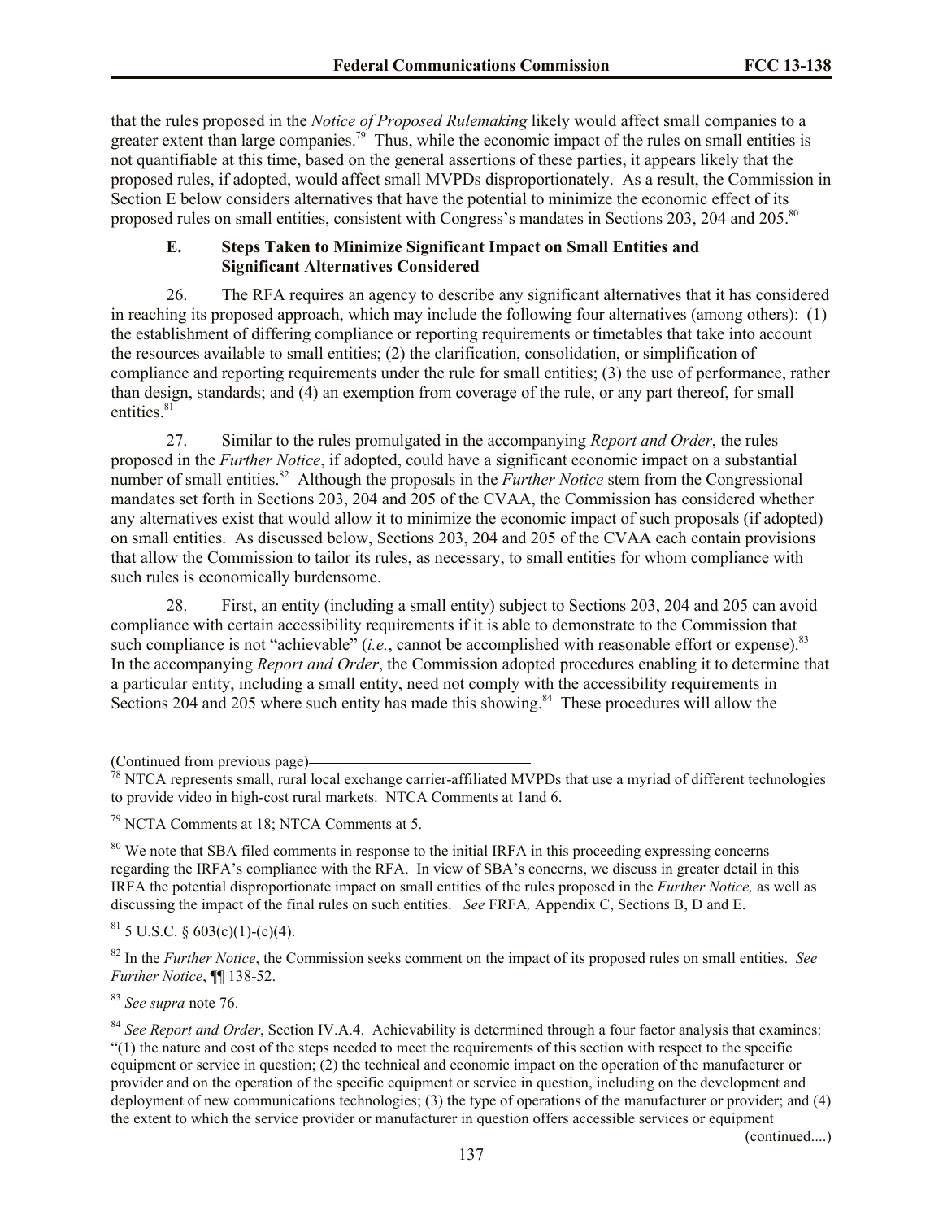that the rules proposed in the *Notice of Proposed Rulemaking* likely would affect small companies to a greater extent than large companies.[79] Thus, while the economic impact of the rules on small entities is not quantifiable at this time, based on the general assertions of these parties, it appears likely that the proposed rules, if adopted, would affect small MVPDs disproportionately. As a result, the Commission in Section E below considers alternatives that have the potential to minimize the economic effect of its proposed rules on small entities, consistent with Congress's mandates in Sections 203, 204 and 205.[80]

### E. Steps Taken to Minimize Significant Impact on Small Entities and Significant Alternatives Considered

26. The RFA requires an agency to describe any significant alternatives that it has considered in reaching its proposed approach, which may include the following four alternatives (among others): (1) the establishment of differing compliance or reporting requirements or timetables that take into account the resources available to small entities; (2) the clarification, consolidation, or simplification of compliance and reporting requirements under the rule for small entities; (3) the use of performance, rather than design, standards; and (4) an exemption from coverage of the rule, or any part thereof, for small entities.[81]

27. Similar to the rules promulgated in the accompanying *Report and Order*, the rules proposed in the *Further Notice*, if adopted, could have a significant economic impact on a substantial number of small entities.[82] Although the proposals in the *Further Notice* stem from the Congressional mandates set forth in Sections 203, 204 and 205 of the CVAA, the Commission has considered whether any alternatives exist that would allow it to minimize the economic impact of such proposals (if adopted) on small entities. As discussed below, Sections 203, 204 and 205 of the CVAA each contain provisions that allow the Commission to tailor its rules, as necessary, to small entities for whom compliance with such rules is economically burdensome.

28. First, an entity (including a small entity) subject to Sections 203, 204 and 205 can avoid compliance with certain accessibility requirements if it is able to demonstrate to the Commission that such compliance is not "achievable" (*i.e.*, cannot be accomplished with reasonable effort or expense).[83] In the accompanying *Report and Order*, the Commission adopted procedures enabling it to determine that a particular entity, including a small entity, need not comply with the accessibility requirements in Sections 204 and 205 where such entity has made this showing.[84] These procedures will allow the

(Continued from previous page)

[78] NTCA represents small, rural local exchange carrier-affiliated MVPDs that use a myriad of different technologies to provide video in high-cost rural markets. NTCA Comments at 1and 6.

[79] NCTA Comments at 18; NTCA Comments at 5.

[80] We note that SBA filed comments in response to the initial IRFA in this proceeding expressing concerns regarding the IRFA's compliance with the RFA. In view of SBA's concerns, we discuss in greater detail in this IRFA the potential disproportionate impact on small entities of the rules proposed in the *Further Notice,* as well as discussing the impact of the final rules on such entities. *See* FRFA*,* Appendix C, Sections B, D and E.

[81] 5 U.S.C. § 603(c)(1)-(c)(4).

[82] In the *Further Notice*, the Commission seeks comment on the impact of its proposed rules on small entities. *See Further Notice*, ¶¶ 138-52.

[83] *See supra* note 76.

[84] *See Report and Order*, Section IV.A.4. Achievability is determined through a four factor analysis that examines: "(1) the nature and cost of the steps needed to meet the requirements of this section with respect to the specific equipment or service in question; (2) the technical and economic impact on the operation of the manufacturer or provider and on the operation of the specific equipment or service in question, including on the development and deployment of new communications technologies; (3) the type of operations of the manufacturer or provider; and (4) the extent to which the service provider or manufacturer in question offers accessible services or equipment

(continued....)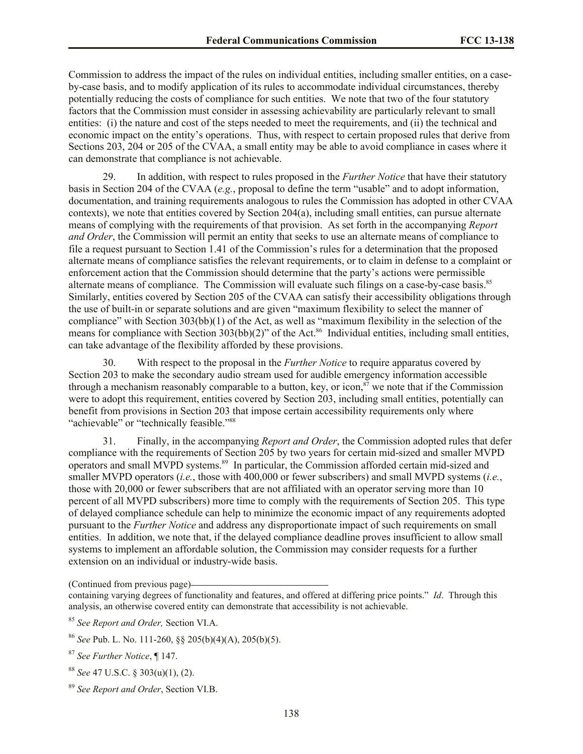Commission to address the impact of the rules on individual entities, including smaller entities, on a case-by-case basis, and to modify application of its rules to accommodate individual circumstances, thereby potentially reducing the costs of compliance for such entities. We note that two of the four statutory factors that the Commission must consider in assessing achievability are particularly relevant to small entities: (i) the nature and cost of the steps needed to meet the requirements, and (ii) the technical and economic impact on the entity's operations. Thus, with respect to certain proposed rules that derive from Sections 203, 204 or 205 of the CVAA, a small entity may be able to avoid compliance in cases where it can demonstrate that compliance is not achievable.

29. In addition, with respect to rules proposed in the *Further Notice* that have their statutory basis in Section 204 of the CVAA (*e.g.*, proposal to define the term "usable" and to adopt information, documentation, and training requirements analogous to rules the Commission has adopted in other CVAA contexts), we note that entities covered by Section 204(a), including small entities, can pursue alternate means of complying with the requirements of that provision. As set forth in the accompanying *Report and Order*, the Commission will permit an entity that seeks to use an alternate means of compliance to file a request pursuant to Section 1.41 of the Commission's rules for a determination that the proposed alternate means of compliance satisfies the relevant requirements, or to claim in defense to a complaint or enforcement action that the Commission should determine that the party's actions were permissible alternate means of compliance. The Commission will evaluate such filings on a case-by-case basis.[85] Similarly, entities covered by Section 205 of the CVAA can satisfy their accessibility obligations through the use of built-in or separate solutions and are given "maximum flexibility to select the manner of compliance" with Section 303(bb)(1) of the Act, as well as "maximum flexibility in the selection of the means for compliance with Section 303(bb)(2)" of the Act.[86] Individual entities, including small entities, can take advantage of the flexibility afforded by these provisions.

30. With respect to the proposal in the *Further Notice* to require apparatus covered by Section 203 to make the secondary audio stream used for audible emergency information accessible through a mechanism reasonably comparable to a button, key, or icon,[87] we note that if the Commission were to adopt this requirement, entities covered by Section 203, including small entities, potentially can benefit from provisions in Section 203 that impose certain accessibility requirements only where "achievable" or "technically feasible."[88]

31. Finally, in the accompanying *Report and Order*, the Commission adopted rules that defer compliance with the requirements of Section 205 by two years for certain mid-sized and smaller MVPD operators and small MVPD systems.[89] In particular, the Commission afforded certain mid-sized and smaller MVPD operators (*i.e.*, those with 400,000 or fewer subscribers) and small MVPD systems (*i.e.*, those with 20,000 or fewer subscribers that are not affiliated with an operator serving more than 10 percent of all MVPD subscribers) more time to comply with the requirements of Section 205. This type of delayed compliance schedule can help to minimize the economic impact of any requirements adopted pursuant to the *Further Notice* and address any disproportionate impact of such requirements on small entities. In addition, we note that, if the delayed compliance deadline proves insufficient to allow small systems to implement an affordable solution, the Commission may consider requests for a further extension on an individual or industry-wide basis.

(Continued from previous page)
containing varying degrees of functionality and features, and offered at differing price points." *Id*. Through this analysis, an otherwise covered entity can demonstrate that accessibility is not achievable.

[85] *See Report and Order,* Section VI.A.

[86] *See* Pub. L. No. 111-260, §§ 205(b)(4)(A), 205(b)(5).

[87] *See Further Notice*, ¶ 147.

[88] *See* 47 U.S.C. § 303(u)(1), (2).

[89] *See Report and Order*, Section VI.B.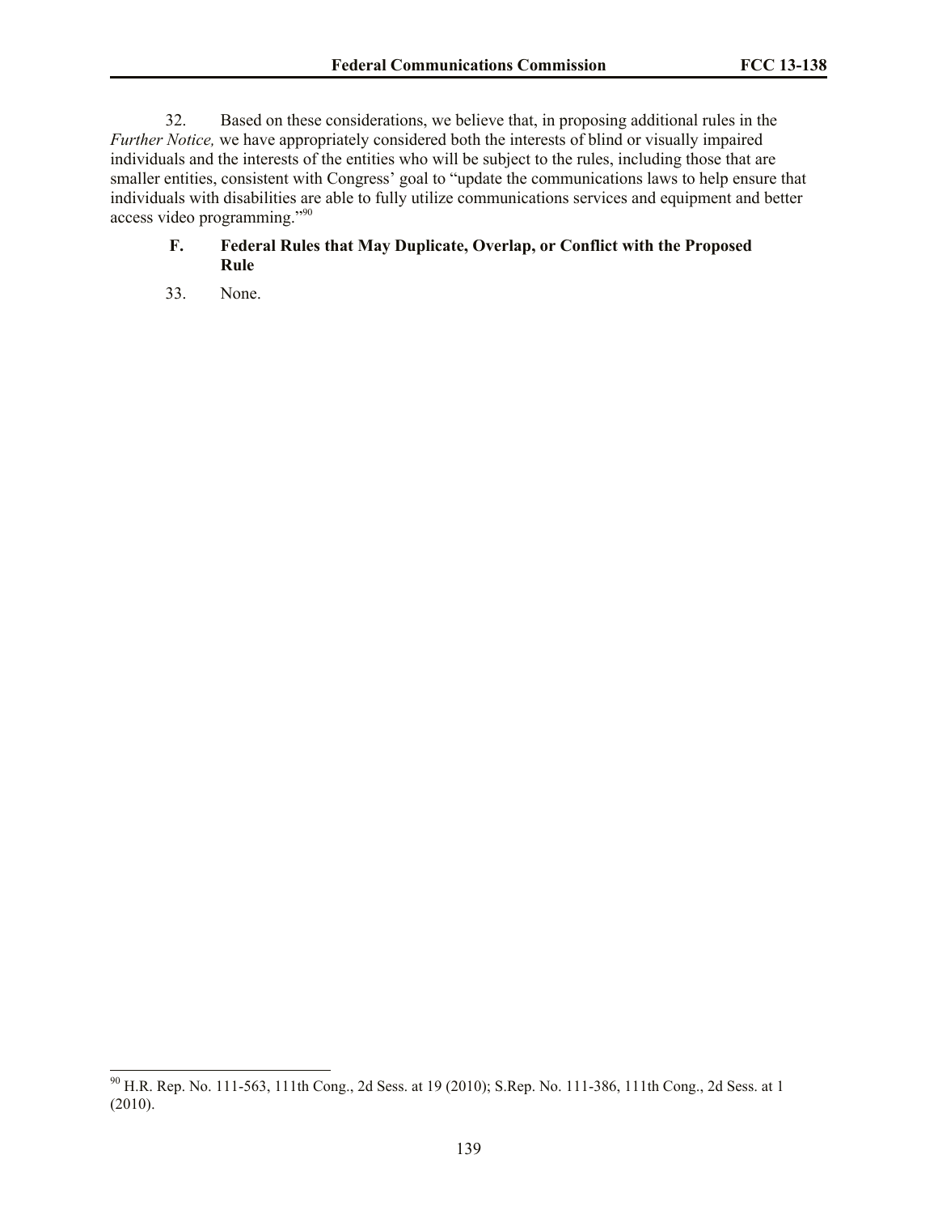32. Based on these considerations, we believe that, in proposing additional rules in the *Further Notice,* we have appropriately considered both the interests of blind or visually impaired individuals and the interests of the entities who will be subject to the rules, including those that are smaller entities, consistent with Congress' goal to "update the communications laws to help ensure that individuals with disabilities are able to fully utilize communications services and equipment and better access video programming."[90]

### F. Federal Rules that May Duplicate, Overlap, or Conflict with the Proposed Rule

33. None.

---

[90] H.R. Rep. No. 111-563, 111th Cong., 2d Sess. at 19 (2010); S.Rep. No. 111-386, 111th Cong., 2d Sess. at 1 (2010).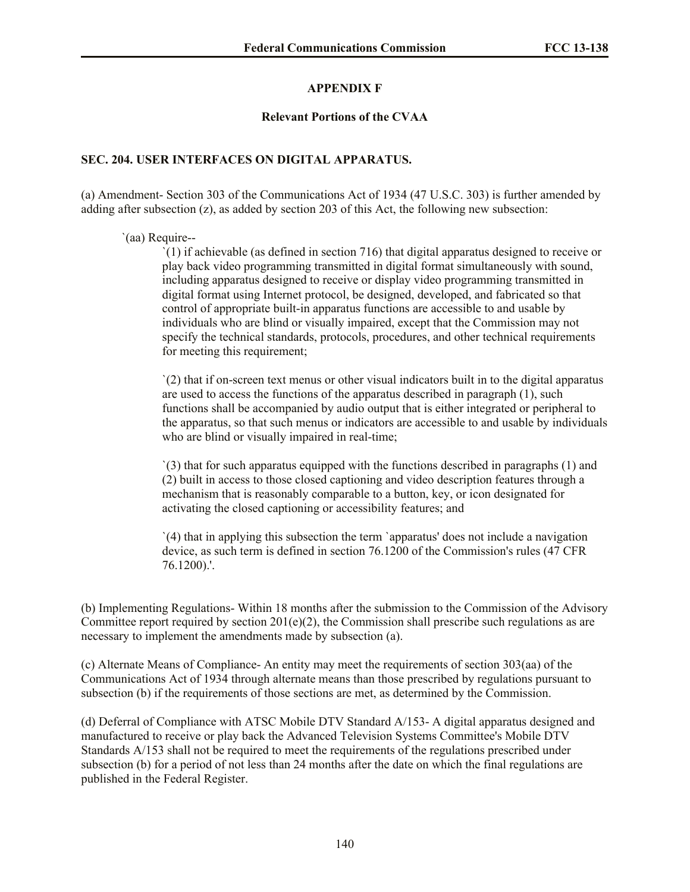## APPENDIX F

### Relevant Portions of the CVAA

**SEC. 204. USER INTERFACES ON DIGITAL APPARATUS.**

(a) Amendment- Section 303 of the Communications Act of 1934 (47 U.S.C. 303) is further amended by adding after subsection (z), as added by section 203 of this Act, the following new subsection:

> `(aa) Require--
>
> > `(1) if achievable (as defined in section 716) that digital apparatus designed to receive or play back video programming transmitted in digital format simultaneously with sound, including apparatus designed to receive or display video programming transmitted in digital format using Internet protocol, be designed, developed, and fabricated so that control of appropriate built-in apparatus functions are accessible to and usable by individuals who are blind or visually impaired, except that the Commission may not specify the technical standards, protocols, procedures, and other technical requirements for meeting this requirement;
> >
> > `(2) that if on-screen text menus or other visual indicators built in to the digital apparatus are used to access the functions of the apparatus described in paragraph (1), such functions shall be accompanied by audio output that is either integrated or peripheral to the apparatus, so that such menus or indicators are accessible to and usable by individuals who are blind or visually impaired in real-time;
> >
> > `(3) that for such apparatus equipped with the functions described in paragraphs (1) and (2) built in access to those closed captioning and video description features through a mechanism that is reasonably comparable to a button, key, or icon designated for activating the closed captioning or accessibility features; and
> >
> > `(4) that in applying this subsection the term `apparatus' does not include a navigation device, as such term is defined in section 76.1200 of the Commission's rules (47 CFR 76.1200).'.

(b) Implementing Regulations- Within 18 months after the submission to the Commission of the Advisory Committee report required by section 201(e)(2), the Commission shall prescribe such regulations as are necessary to implement the amendments made by subsection (a).

(c) Alternate Means of Compliance- An entity may meet the requirements of section 303(aa) of the Communications Act of 1934 through alternate means than those prescribed by regulations pursuant to subsection (b) if the requirements of those sections are met, as determined by the Commission.

(d) Deferral of Compliance with ATSC Mobile DTV Standard A/153- A digital apparatus designed and manufactured to receive or play back the Advanced Television Systems Committee's Mobile DTV Standards A/153 shall not be required to meet the requirements of the regulations prescribed under subsection (b) for a period of not less than 24 months after the date on which the final regulations are published in the Federal Register.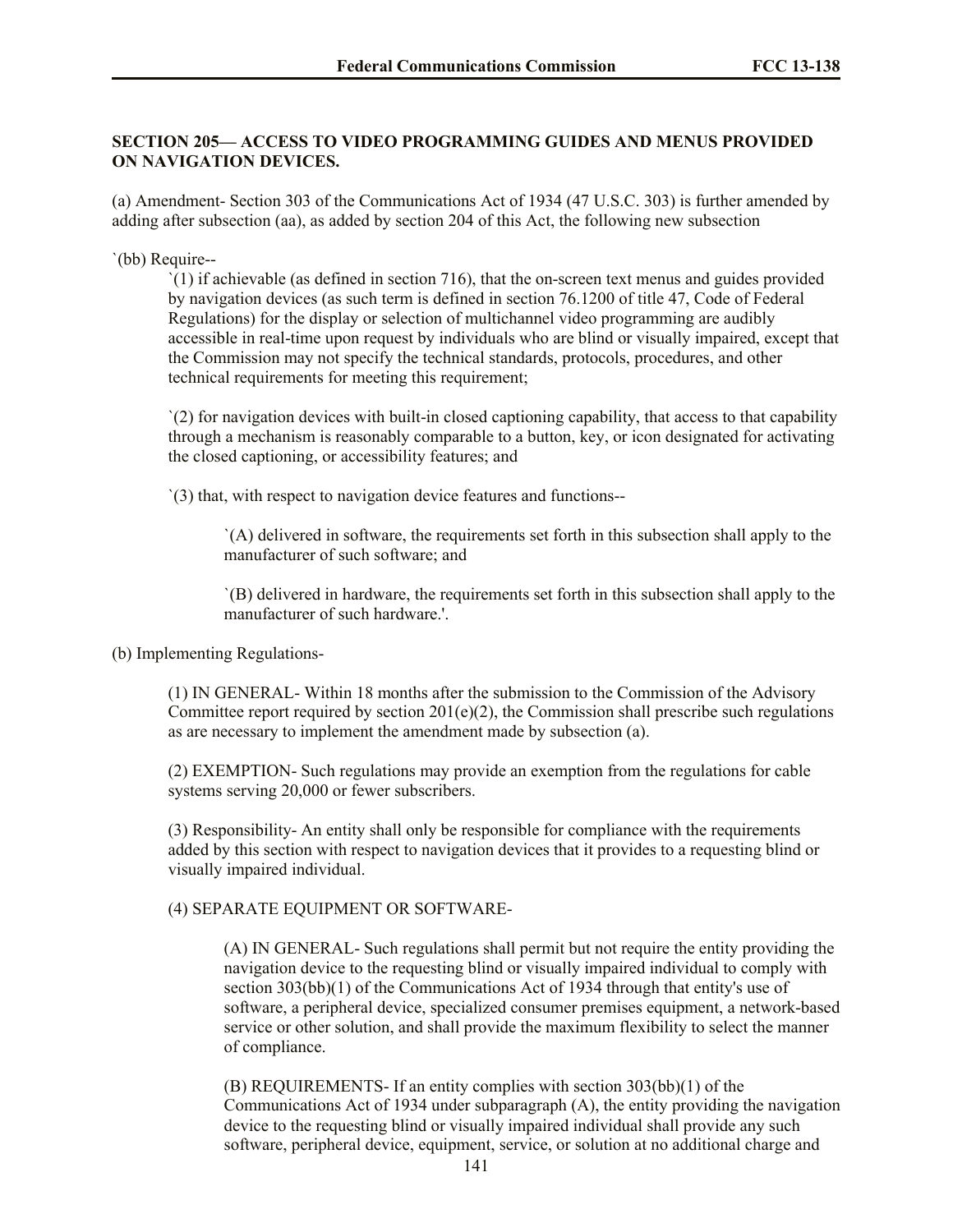**SECTION 205— ACCESS TO VIDEO PROGRAMMING GUIDES AND MENUS PROVIDED ON NAVIGATION DEVICES.**

(a) Amendment- Section 303 of the Communications Act of 1934 (47 U.S.C. 303) is further amended by adding after subsection (aa), as added by section 204 of this Act, the following new subsection

`(bb) Require--

> `(1) if achievable (as defined in section 716), that the on-screen text menus and guides provided by navigation devices (as such term is defined in section 76.1200 of title 47, Code of Federal Regulations) for the display or selection of multichannel video programming are audibly accessible in real-time upon request by individuals who are blind or visually impaired, except that the Commission may not specify the technical standards, protocols, procedures, and other technical requirements for meeting this requirement;
>
> `(2) for navigation devices with built-in closed captioning capability, that access to that capability through a mechanism is reasonably comparable to a button, key, or icon designated for activating the closed captioning, or accessibility features; and
>
> `(3) that, with respect to navigation device features and functions--
>
> > `(A) delivered in software, the requirements set forth in this subsection shall apply to the manufacturer of such software; and
> >
> > `(B) delivered in hardware, the requirements set forth in this subsection shall apply to the manufacturer of such hardware.'.

(b) Implementing Regulations-

> (1) IN GENERAL- Within 18 months after the submission to the Commission of the Advisory Committee report required by section 201(e)(2), the Commission shall prescribe such regulations as are necessary to implement the amendment made by subsection (a).
>
> (2) EXEMPTION- Such regulations may provide an exemption from the regulations for cable systems serving 20,000 or fewer subscribers.
>
> (3) Responsibility- An entity shall only be responsible for compliance with the requirements added by this section with respect to navigation devices that it provides to a requesting blind or visually impaired individual.
>
> (4) SEPARATE EQUIPMENT OR SOFTWARE-
>
> > (A) IN GENERAL- Such regulations shall permit but not require the entity providing the navigation device to the requesting blind or visually impaired individual to comply with section 303(bb)(1) of the Communications Act of 1934 through that entity's use of software, a peripheral device, specialized consumer premises equipment, a network-based service or other solution, and shall provide the maximum flexibility to select the manner of compliance.
> >
> > (B) REQUIREMENTS- If an entity complies with section 303(bb)(1) of the Communications Act of 1934 under subparagraph (A), the entity providing the navigation device to the requesting blind or visually impaired individual shall provide any such software, peripheral device, equipment, service, or solution at no additional charge and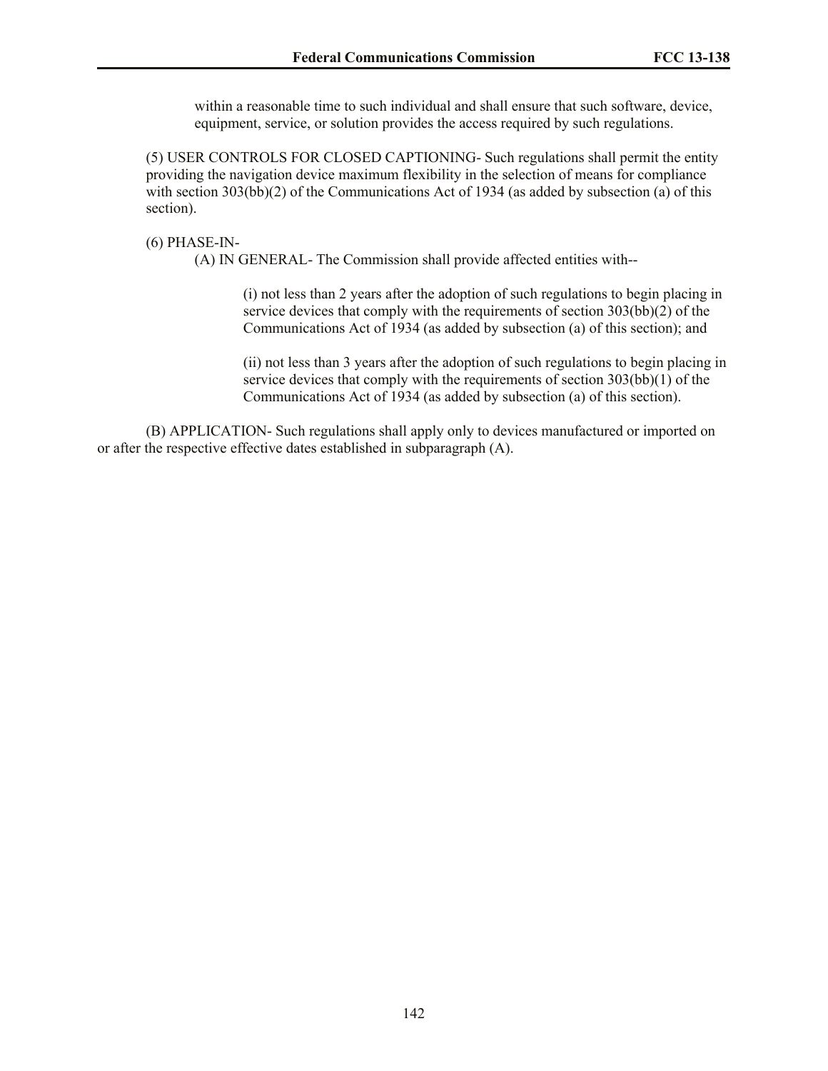within a reasonable time to such individual and shall ensure that such software, device, equipment, service, or solution provides the access required by such regulations.

(5) USER CONTROLS FOR CLOSED CAPTIONING- Such regulations shall permit the entity providing the navigation device maximum flexibility in the selection of means for compliance with section 303(bb)(2) of the Communications Act of 1934 (as added by subsection (a) of this section).

(6) PHASE-IN-

(A) IN GENERAL- The Commission shall provide affected entities with--

(i) not less than 2 years after the adoption of such regulations to begin placing in service devices that comply with the requirements of section 303(bb)(2) of the Communications Act of 1934 (as added by subsection (a) of this section); and

(ii) not less than 3 years after the adoption of such regulations to begin placing in service devices that comply with the requirements of section 303(bb)(1) of the Communications Act of 1934 (as added by subsection (a) of this section).

(B) APPLICATION- Such regulations shall apply only to devices manufactured or imported on or after the respective effective dates established in subparagraph (A).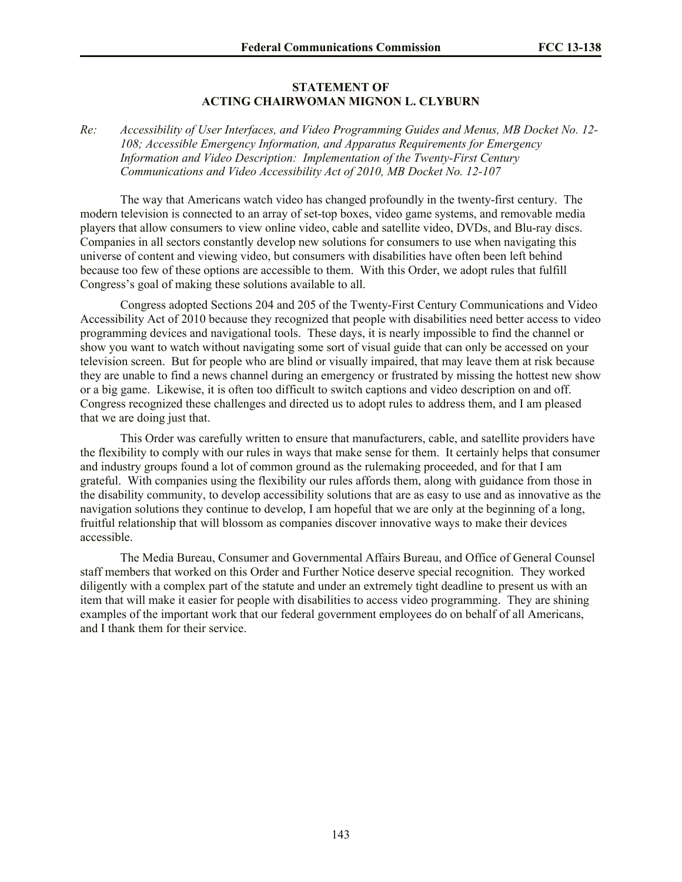## STATEMENT OF ACTING CHAIRWOMAN MIGNON L. CLYBURN

*Re: Accessibility of User Interfaces, and Video Programming Guides and Menus, MB Docket No. 12-108; Accessible Emergency Information, and Apparatus Requirements for Emergency Information and Video Description: Implementation of the Twenty-First Century Communications and Video Accessibility Act of 2010, MB Docket No. 12-107*

The way that Americans watch video has changed profoundly in the twenty-first century. The modern television is connected to an array of set-top boxes, video game systems, and removable media players that allow consumers to view online video, cable and satellite video, DVDs, and Blu-ray discs. Companies in all sectors constantly develop new solutions for consumers to use when navigating this universe of content and viewing video, but consumers with disabilities have often been left behind because too few of these options are accessible to them. With this Order, we adopt rules that fulfill Congress's goal of making these solutions available to all.

Congress adopted Sections 204 and 205 of the Twenty-First Century Communications and Video Accessibility Act of 2010 because they recognized that people with disabilities need better access to video programming devices and navigational tools. These days, it is nearly impossible to find the channel or show you want to watch without navigating some sort of visual guide that can only be accessed on your television screen. But for people who are blind or visually impaired, that may leave them at risk because they are unable to find a news channel during an emergency or frustrated by missing the hottest new show or a big game. Likewise, it is often too difficult to switch captions and video description on and off. Congress recognized these challenges and directed us to adopt rules to address them, and I am pleased that we are doing just that.

This Order was carefully written to ensure that manufacturers, cable, and satellite providers have the flexibility to comply with our rules in ways that make sense for them. It certainly helps that consumer and industry groups found a lot of common ground as the rulemaking proceeded, and for that I am grateful. With companies using the flexibility our rules affords them, along with guidance from those in the disability community, to develop accessibility solutions that are as easy to use and as innovative as the navigation solutions they continue to develop, I am hopeful that we are only at the beginning of a long, fruitful relationship that will blossom as companies discover innovative ways to make their devices accessible.

The Media Bureau, Consumer and Governmental Affairs Bureau, and Office of General Counsel staff members that worked on this Order and Further Notice deserve special recognition. They worked diligently with a complex part of the statute and under an extremely tight deadline to present us with an item that will make it easier for people with disabilities to access video programming. They are shining examples of the important work that our federal government employees do on behalf of all Americans, and I thank them for their service.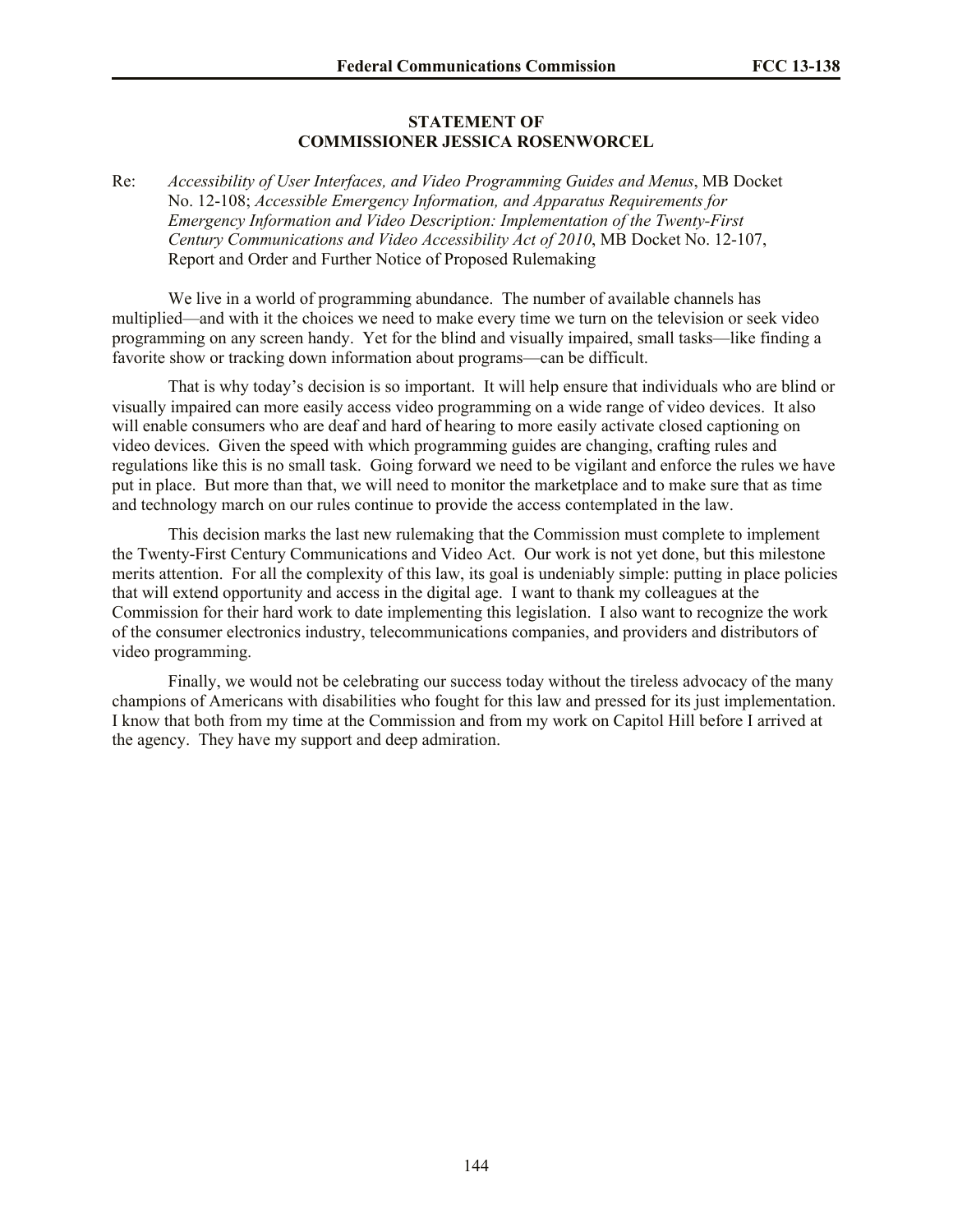**STATEMENT OF**
**COMMISSIONER JESSICA ROSENWORCEL**

Re: *Accessibility of User Interfaces, and Video Programming Guides and Menus*, MB Docket No. 12-108; *Accessible Emergency Information, and Apparatus Requirements for Emergency Information and Video Description: Implementation of the Twenty-First Century Communications and Video Accessibility Act of 2010*, MB Docket No. 12-107, Report and Order and Further Notice of Proposed Rulemaking

We live in a world of programming abundance. The number of available channels has multiplied—and with it the choices we need to make every time we turn on the television or seek video programming on any screen handy. Yet for the blind and visually impaired, small tasks—like finding a favorite show or tracking down information about programs—can be difficult.

That is why today's decision is so important. It will help ensure that individuals who are blind or visually impaired can more easily access video programming on a wide range of video devices. It also will enable consumers who are deaf and hard of hearing to more easily activate closed captioning on video devices. Given the speed with which programming guides are changing, crafting rules and regulations like this is no small task. Going forward we need to be vigilant and enforce the rules we have put in place. But more than that, we will need to monitor the marketplace and to make sure that as time and technology march on our rules continue to provide the access contemplated in the law.

This decision marks the last new rulemaking that the Commission must complete to implement the Twenty-First Century Communications and Video Act. Our work is not yet done, but this milestone merits attention. For all the complexity of this law, its goal is undeniably simple: putting in place policies that will extend opportunity and access in the digital age. I want to thank my colleagues at the Commission for their hard work to date implementing this legislation. I also want to recognize the work of the consumer electronics industry, telecommunications companies, and providers and distributors of video programming.

Finally, we would not be celebrating our success today without the tireless advocacy of the many champions of Americans with disabilities who fought for this law and pressed for its just implementation. I know that both from my time at the Commission and from my work on Capitol Hill before I arrived at the agency. They have my support and deep admiration.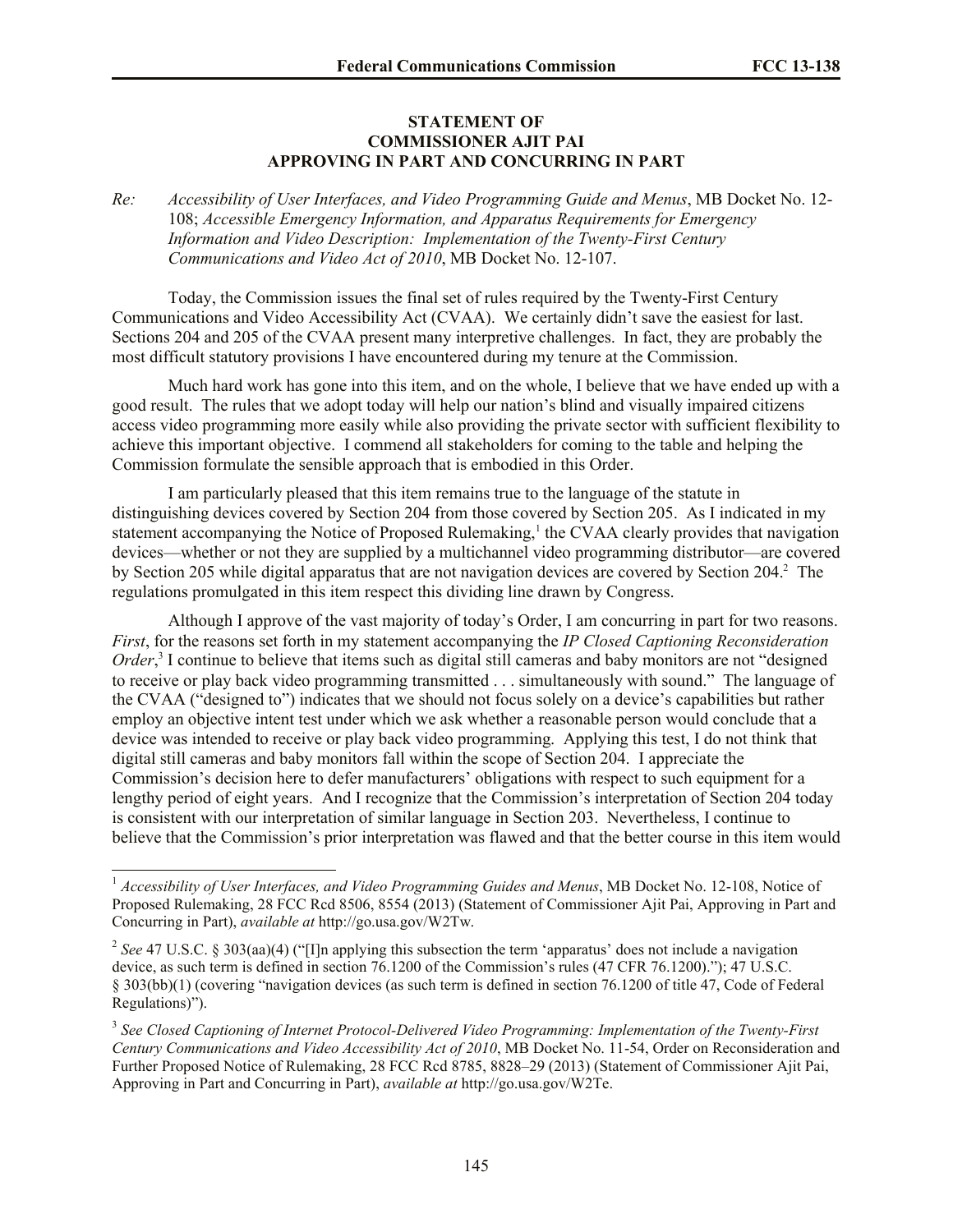**STATEMENT OF**
**COMMISSIONER AJIT PAI**
**APPROVING IN PART AND CONCURRING IN PART**

*Re: Accessibility of User Interfaces, and Video Programming Guide and Menus*, MB Docket No. 12-108; *Accessible Emergency Information, and Apparatus Requirements for Emergency Information and Video Description: Implementation of the Twenty-First Century Communications and Video Act of 2010*, MB Docket No. 12-107.

Today, the Commission issues the final set of rules required by the Twenty-First Century Communications and Video Accessibility Act (CVAA). We certainly didn't save the easiest for last. Sections 204 and 205 of the CVAA present many interpretive challenges. In fact, they are probably the most difficult statutory provisions I have encountered during my tenure at the Commission.

Much hard work has gone into this item, and on the whole, I believe that we have ended up with a good result. The rules that we adopt today will help our nation's blind and visually impaired citizens access video programming more easily while also providing the private sector with sufficient flexibility to achieve this important objective. I commend all stakeholders for coming to the table and helping the Commission formulate the sensible approach that is embodied in this Order.

I am particularly pleased that this item remains true to the language of the statute in distinguishing devices covered by Section 204 from those covered by Section 205. As I indicated in my statement accompanying the Notice of Proposed Rulemaking,[1] the CVAA clearly provides that navigation devices—whether or not they are supplied by a multichannel video programming distributor—are covered by Section 205 while digital apparatus that are not navigation devices are covered by Section 204.[2] The regulations promulgated in this item respect this dividing line drawn by Congress.

Although I approve of the vast majority of today's Order, I am concurring in part for two reasons. *First*, for the reasons set forth in my statement accompanying the *IP Closed Captioning Reconsideration Order*,[3] I continue to believe that items such as digital still cameras and baby monitors are not "designed to receive or play back video programming transmitted . . . simultaneously with sound." The language of the CVAA ("designed to") indicates that we should not focus solely on a device's capabilities but rather employ an objective intent test under which we ask whether a reasonable person would conclude that a device was intended to receive or play back video programming. Applying this test, I do not think that digital still cameras and baby monitors fall within the scope of Section 204. I appreciate the Commission's decision here to defer manufacturers' obligations with respect to such equipment for a lengthy period of eight years. And I recognize that the Commission's interpretation of Section 204 today is consistent with our interpretation of similar language in Section 203. Nevertheless, I continue to believe that the Commission's prior interpretation was flawed and that the better course in this item would

---

[1] *Accessibility of User Interfaces, and Video Programming Guides and Menus*, MB Docket No. 12-108, Notice of Proposed Rulemaking, 28 FCC Rcd 8506, 8554 (2013) (Statement of Commissioner Ajit Pai, Approving in Part and Concurring in Part), *available at* http://go.usa.gov/W2Tw.

[2] *See* 47 U.S.C. § 303(aa)(4) ("[I]n applying this subsection the term 'apparatus' does not include a navigation device, as such term is defined in section 76.1200 of the Commission's rules (47 CFR 76.1200)."); 47 U.S.C. § 303(bb)(1) (covering "navigation devices (as such term is defined in section 76.1200 of title 47, Code of Federal Regulations)").

[3] *See Closed Captioning of Internet Protocol-Delivered Video Programming: Implementation of the Twenty-First Century Communications and Video Accessibility Act of 2010*, MB Docket No. 11-54, Order on Reconsideration and Further Proposed Notice of Rulemaking, 28 FCC Rcd 8785, 8828–29 (2013) (Statement of Commissioner Ajit Pai, Approving in Part and Concurring in Part), *available at* http://go.usa.gov/W2Te.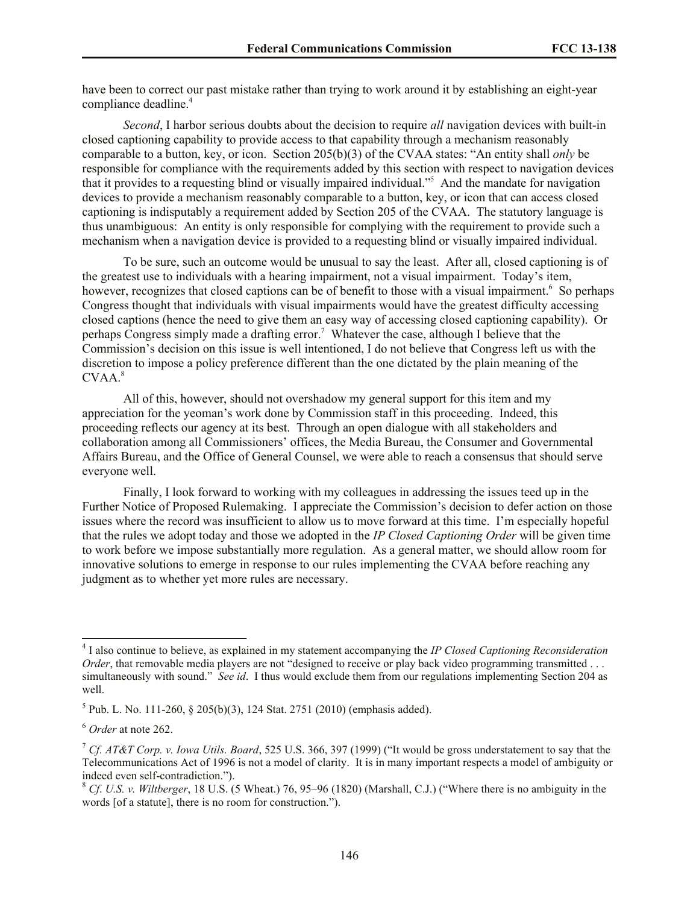have been to correct our past mistake rather than trying to work around it by establishing an eight-year compliance deadline.[4]

*Second*, I harbor serious doubts about the decision to require *all* navigation devices with built-in closed captioning capability to provide access to that capability through a mechanism reasonably comparable to a button, key, or icon. Section 205(b)(3) of the CVAA states: "An entity shall *only* be responsible for compliance with the requirements added by this section with respect to navigation devices that it provides to a requesting blind or visually impaired individual."[5] And the mandate for navigation devices to provide a mechanism reasonably comparable to a button, key, or icon that can access closed captioning is indisputably a requirement added by Section 205 of the CVAA. The statutory language is thus unambiguous: An entity is only responsible for complying with the requirement to provide such a mechanism when a navigation device is provided to a requesting blind or visually impaired individual.

To be sure, such an outcome would be unusual to say the least. After all, closed captioning is of the greatest use to individuals with a hearing impairment, not a visual impairment. Today's item, however, recognizes that closed captions can be of benefit to those with a visual impairment.[6] So perhaps Congress thought that individuals with visual impairments would have the greatest difficulty accessing closed captions (hence the need to give them an easy way of accessing closed captioning capability). Or perhaps Congress simply made a drafting error.[7] Whatever the case, although I believe that the Commission's decision on this issue is well intentioned, I do not believe that Congress left us with the discretion to impose a policy preference different than the one dictated by the plain meaning of the CVAA.[8]

All of this, however, should not overshadow my general support for this item and my appreciation for the yeoman's work done by Commission staff in this proceeding. Indeed, this proceeding reflects our agency at its best. Through an open dialogue with all stakeholders and collaboration among all Commissioners' offices, the Media Bureau, the Consumer and Governmental Affairs Bureau, and the Office of General Counsel, we were able to reach a consensus that should serve everyone well.

Finally, I look forward to working with my colleagues in addressing the issues teed up in the Further Notice of Proposed Rulemaking. I appreciate the Commission's decision to defer action on those issues where the record was insufficient to allow us to move forward at this time. I'm especially hopeful that the rules we adopt today and those we adopted in the *IP Closed Captioning Order* will be given time to work before we impose substantially more regulation. As a general matter, we should allow room for innovative solutions to emerge in response to our rules implementing the CVAA before reaching any judgment as to whether yet more rules are necessary.

---

[4] I also continue to believe, as explained in my statement accompanying the *IP Closed Captioning Reconsideration Order*, that removable media players are not "designed to receive or play back video programming transmitted . . . simultaneously with sound." *See id*. I thus would exclude them from our regulations implementing Section 204 as well.

[5] Pub. L. No. 111-260, § 205(b)(3), 124 Stat. 2751 (2010) (emphasis added).

[6] *Order* at note 262.

[7] *Cf. AT&T Corp. v. Iowa Utils. Board*, 525 U.S. 366, 397 (1999) ("It would be gross understatement to say that the Telecommunications Act of 1996 is not a model of clarity. It is in many important respects a model of ambiguity or indeed even self-contradiction.").

[8] *Cf. U.S. v. Wiltberger*, 18 U.S. (5 Wheat.) 76, 95–96 (1820) (Marshall, C.J.) ("Where there is no ambiguity in the words [of a statute], there is no room for construction.").